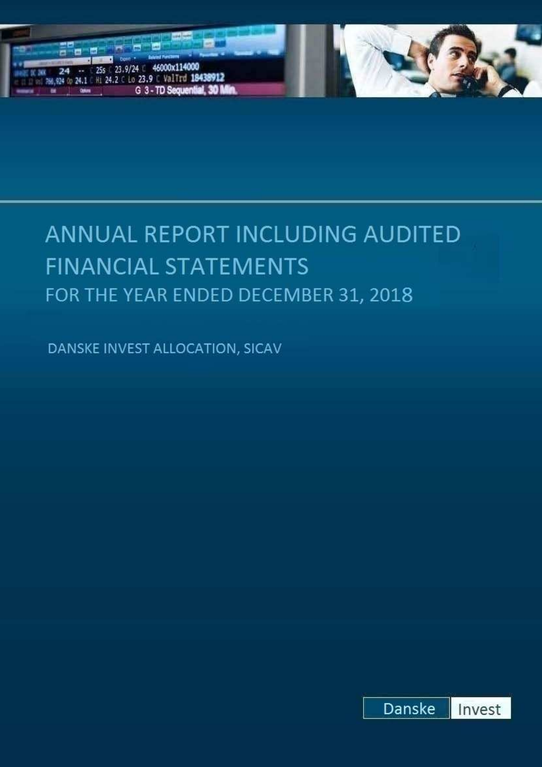# ANNUAL REPORT INCLUDING AUDITED FINANCIAL STATEMENTS

## FOR THE YEAR ENDED DECEMBER 31, 2018

DANSKE INVEST ALLOCATION, SICAV

Danske Invest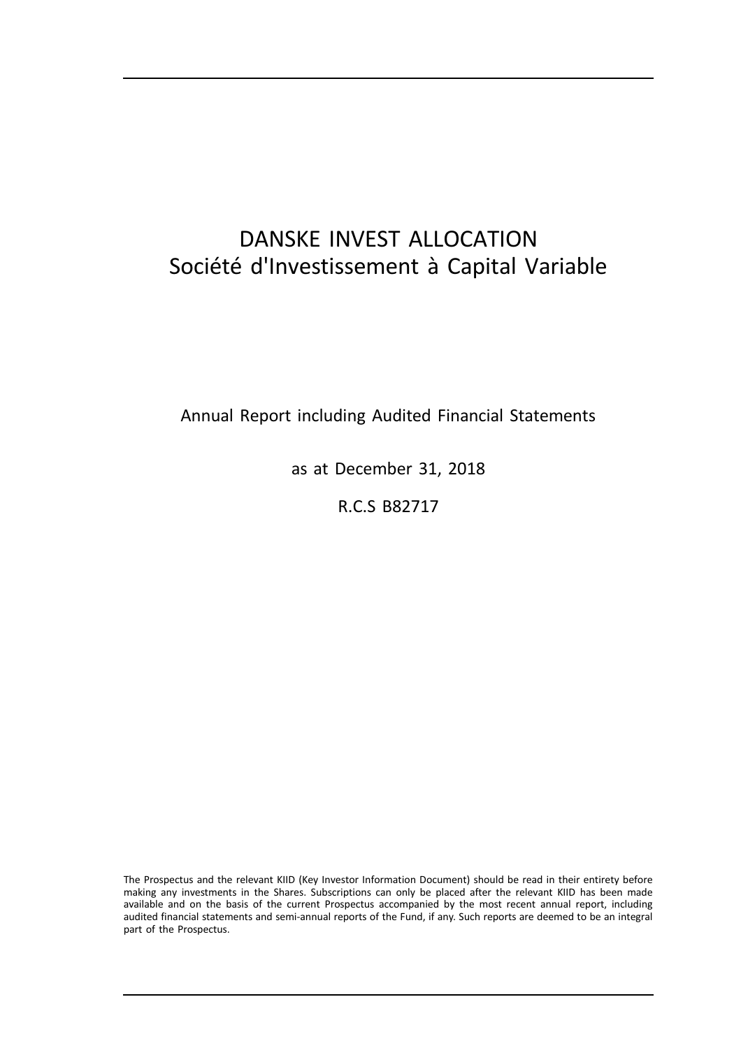# DANSKE INVEST ALLOCATION
## Société d'Investissement à Capital Variable

Annual Report including Audited Financial Statements

as at December 31, 2018

R.C.S B82717

The Prospectus and the relevant KIID (Key Investor Information Document) should be read in their entirety before making any investments in the Shares. Subscriptions can only be placed after the relevant KIID has been made available and on the basis of the current Prospectus accompanied by the most recent annual report, including audited financial statements and semi-annual reports of the Fund, if any. Such reports are deemed to be an integral part of the Prospectus.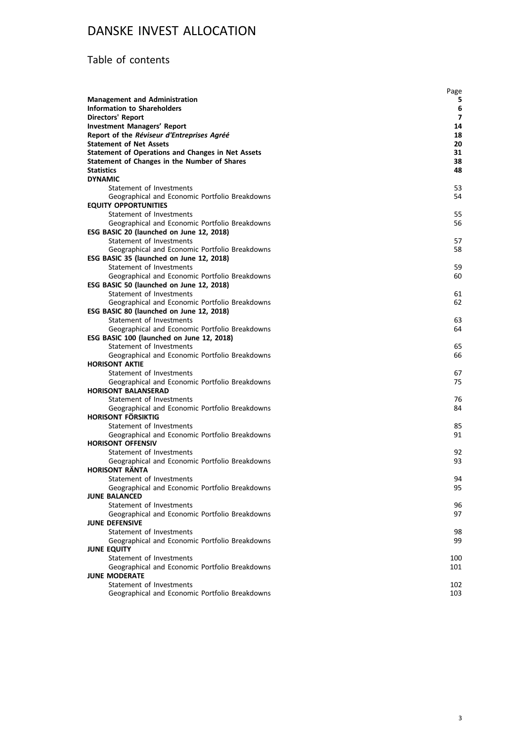# DANSKE INVEST ALLOCATION

## Table of contents

| | Page |
|---|---|
| **Management and Administration** | **5** |
| **Information to Shareholders** | **6** |
| **Directors' Report** | **7** |
| **Investment Managers' Report** | **14** |
| **Report of the *Réviseur d'Entreprises Agréé*** | **18** |
| **Statement of Net Assets** | **20** |
| **Statement of Operations and Changes in Net Assets** | **31** |
| **Statement of Changes in the Number of Shares** | **38** |
| **Statistics** | **48** |
| **DYNAMIC** | |
| Statement of Investments | 53 |
| Geographical and Economic Portfolio Breakdowns | 54 |
| **EQUITY OPPORTUNITIES** | |
| Statement of Investments | 55 |
| Geographical and Economic Portfolio Breakdowns | 56 |
| **ESG BASIC 20 (launched on June 12, 2018)** | |
| Statement of Investments | 57 |
| Geographical and Economic Portfolio Breakdowns | 58 |
| **ESG BASIC 35 (launched on June 12, 2018)** | |
| Statement of Investments | 59 |
| Geographical and Economic Portfolio Breakdowns | 60 |
| **ESG BASIC 50 (launched on June 12, 2018)** | |
| Statement of Investments | 61 |
| Geographical and Economic Portfolio Breakdowns | 62 |
| **ESG BASIC 80 (launched on June 12, 2018)** | |
| Statement of Investments | 63 |
| Geographical and Economic Portfolio Breakdowns | 64 |
| **ESG BASIC 100 (launched on June 12, 2018)** | |
| Statement of Investments | 65 |
| Geographical and Economic Portfolio Breakdowns | 66 |
| **HORISONT AKTIE** | |
| Statement of Investments | 67 |
| Geographical and Economic Portfolio Breakdowns | 75 |
| **HORISONT BALANSERAD** | |
| Statement of Investments | 76 |
| Geographical and Economic Portfolio Breakdowns | 84 |
| **HORISONT FÖRSIKTIG** | |
| Statement of Investments | 85 |
| Geographical and Economic Portfolio Breakdowns | 91 |
| **HORISONT OFFENSIV** | |
| Statement of Investments | 92 |
| Geographical and Economic Portfolio Breakdowns | 93 |
| **HORISONT RÄNTA** | |
| Statement of Investments | 94 |
| Geographical and Economic Portfolio Breakdowns | 95 |
| **JUNE BALANCED** | |
| Statement of Investments | 96 |
| Geographical and Economic Portfolio Breakdowns | 97 |
| **JUNE DEFENSIVE** | |
| Statement of Investments | 98 |
| Geographical and Economic Portfolio Breakdowns | 99 |
| **JUNE EQUITY** | |
| Statement of Investments | 100 |
| Geographical and Economic Portfolio Breakdowns | 101 |
| **JUNE MODERATE** | |
| Statement of Investments | 102 |
| Geographical and Economic Portfolio Breakdowns | 103 |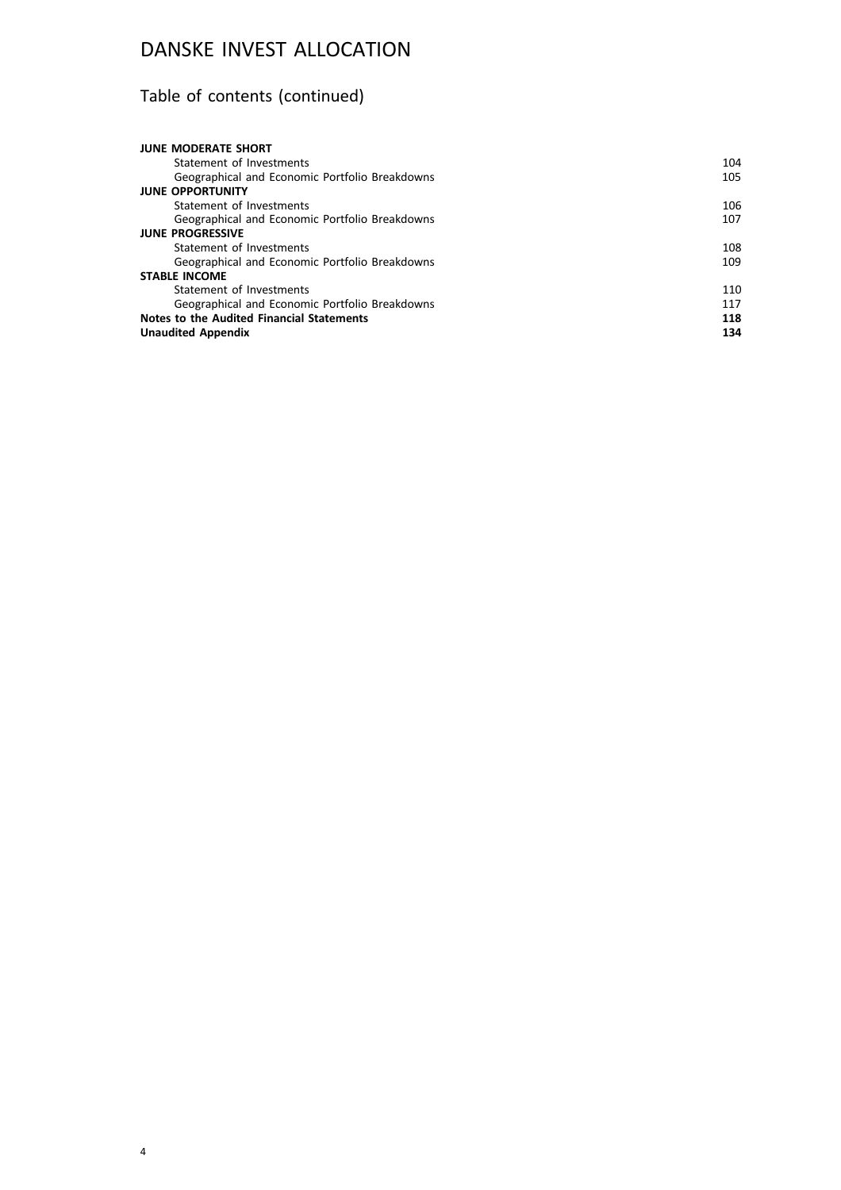# DANSKE INVEST ALLOCATION

## Table of contents (continued)

| | |
|---|---|
| **JUNE MODERATE SHORT** | |
| Statement of Investments | 104 |
| Geographical and Economic Portfolio Breakdowns | 105 |
| **JUNE OPPORTUNITY** | |
| Statement of Investments | 106 |
| Geographical and Economic Portfolio Breakdowns | 107 |
| **JUNE PROGRESSIVE** | |
| Statement of Investments | 108 |
| Geographical and Economic Portfolio Breakdowns | 109 |
| **STABLE INCOME** | |
| Statement of Investments | 110 |
| Geographical and Economic Portfolio Breakdowns | 117 |
| **Notes to the Audited Financial Statements** | **118** |
| **Unaudited Appendix** | **134** |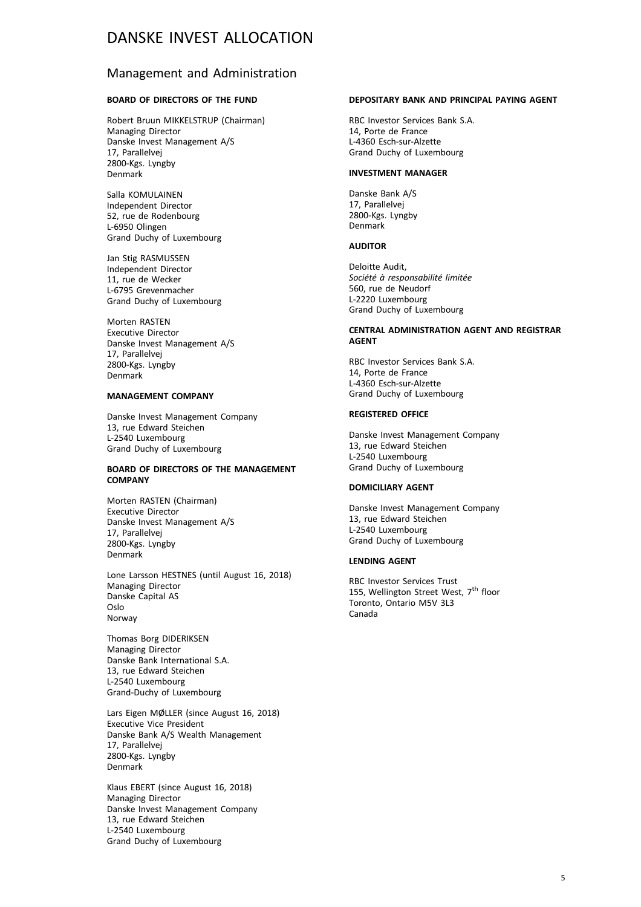# DANSKE INVEST ALLOCATION

## Management and Administration

**BOARD OF DIRECTORS OF THE FUND**

Robert Bruun MIKKELSTRUP (Chairman)
Managing Director
Danske Invest Management A/S
17, Parallelvej
2800-Kgs. Lyngby
Denmark

Salla KOMULAINEN
Independent Director
52, rue de Rodenbourg
L-6950 Olingen
Grand Duchy of Luxembourg

Jan Stig RASMUSSEN
Independent Director
11, rue de Wecker
L-6795 Grevenmacher
Grand Duchy of Luxembourg

Morten RASTEN
Executive Director
Danske Invest Management A/S
17, Parallelvej
2800-Kgs. Lyngby
Denmark

**MANAGEMENT COMPANY**

Danske Invest Management Company
13, rue Edward Steichen
L-2540 Luxembourg
Grand Duchy of Luxembourg

**BOARD OF DIRECTORS OF THE MANAGEMENT COMPANY**

Morten RASTEN (Chairman)
Executive Director
Danske Invest Management A/S
17, Parallelvej
2800-Kgs. Lyngby
Denmark

Lone Larsson HESTNES (until August 16, 2018)
Managing Director
Danske Capital AS
Oslo
Norway

Thomas Borg DIDERIKSEN
Managing Director
Danske Bank International S.A.
13, rue Edward Steichen
L-2540 Luxembourg
Grand-Duchy of Luxembourg

Lars Eigen MØLLER (since August 16, 2018)
Executive Vice President
Danske Bank A/S Wealth Management
17, Parallelvej
2800-Kgs. Lyngby
Denmark

Klaus EBERT (since August 16, 2018)
Managing Director
Danske Invest Management Company
13, rue Edward Steichen
L-2540 Luxembourg
Grand Duchy of Luxembourg

**DEPOSITARY BANK AND PRINCIPAL PAYING AGENT**

RBC Investor Services Bank S.A.
14, Porte de France
L-4360 Esch-sur-Alzette
Grand Duchy of Luxembourg

**INVESTMENT MANAGER**

Danske Bank A/S
17, Parallelvej
2800-Kgs. Lyngby
Denmark

**AUDITOR**

Deloitte Audit,
*Société à responsabilité limitée*
560, rue de Neudorf
L-2220 Luxembourg
Grand Duchy of Luxembourg

**CENTRAL ADMINISTRATION AGENT AND REGISTRAR AGENT**

RBC Investor Services Bank S.A.
14, Porte de France
L-4360 Esch-sur-Alzette
Grand Duchy of Luxembourg

**REGISTERED OFFICE**

Danske Invest Management Company
13, rue Edward Steichen
L-2540 Luxembourg
Grand Duchy of Luxembourg

**DOMICILIARY AGENT**

Danske Invest Management Company
13, rue Edward Steichen
L-2540 Luxembourg
Grand Duchy of Luxembourg

**LENDING AGENT**

RBC Investor Services Trust
155, Wellington Street West, 7th floor
Toronto, Ontario M5V 3L3
Canada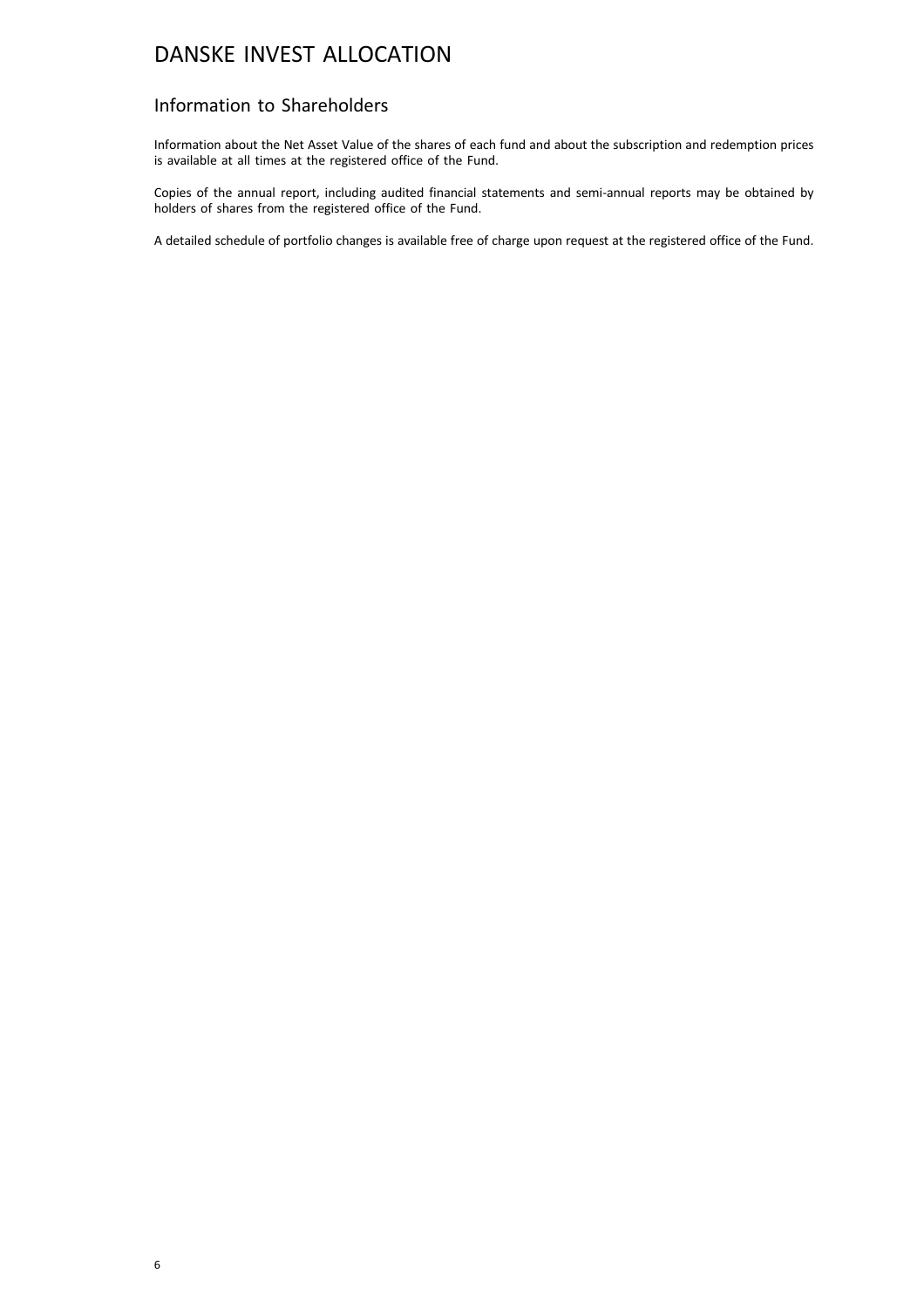# DANSKE INVEST ALLOCATION

## Information to Shareholders

Information about the Net Asset Value of the shares of each fund and about the subscription and redemption prices is available at all times at the registered office of the Fund.

Copies of the annual report, including audited financial statements and semi-annual reports may be obtained by holders of shares from the registered office of the Fund.

A detailed schedule of portfolio changes is available free of charge upon request at the registered office of the Fund.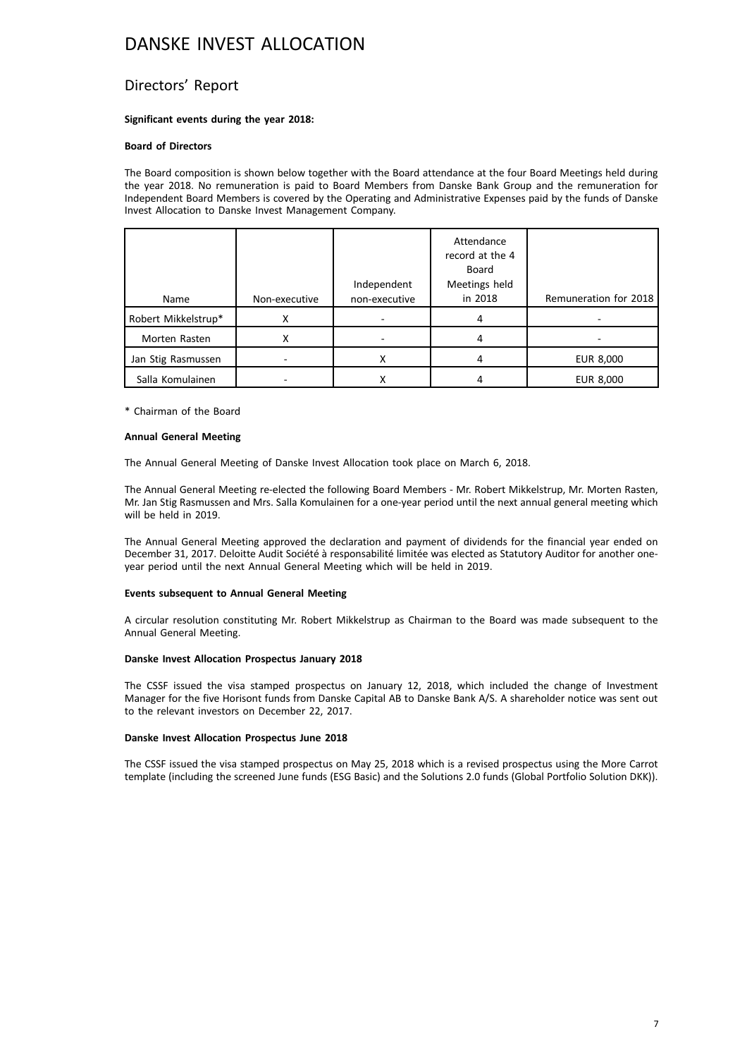# DANSKE INVEST ALLOCATION

## Directors' Report

**Significant events during the year 2018:**

**Board of Directors**

The Board composition is shown below together with the Board attendance at the four Board Meetings held during the year 2018. No remuneration is paid to Board Members from Danske Bank Group and the remuneration for Independent Board Members is covered by the Operating and Administrative Expenses paid by the funds of Danske Invest Allocation to Danske Invest Management Company.

| Name | Non-executive | Independent non-executive | Attendance record at the 4 Board Meetings held in 2018 | Remuneration for 2018 |
|---|---|---|---|---|
| Robert Mikkelstrup* | X | - | 4 | - |
| Morten Rasten | X | - | 4 | - |
| Jan Stig Rasmussen | - | X | 4 | EUR 8,000 |
| Salla Komulainen | - | X | 4 | EUR 8,000 |

\* Chairman of the Board

**Annual General Meeting**

The Annual General Meeting of Danske Invest Allocation took place on March 6, 2018.

The Annual General Meeting re-elected the following Board Members - Mr. Robert Mikkelstrup, Mr. Morten Rasten, Mr. Jan Stig Rasmussen and Mrs. Salla Komulainen for a one-year period until the next annual general meeting which will be held in 2019.

The Annual General Meeting approved the declaration and payment of dividends for the financial year ended on December 31, 2017. Deloitte Audit Société à responsabilité limitée was elected as Statutory Auditor for another one-year period until the next Annual General Meeting which will be held in 2019.

**Events subsequent to Annual General Meeting**

A circular resolution constituting Mr. Robert Mikkelstrup as Chairman to the Board was made subsequent to the Annual General Meeting.

**Danske Invest Allocation Prospectus January 2018**

The CSSF issued the visa stamped prospectus on January 12, 2018, which included the change of Investment Manager for the five Horisont funds from Danske Capital AB to Danske Bank A/S. A shareholder notice was sent out to the relevant investors on December 22, 2017.

**Danske Invest Allocation Prospectus June 2018**

The CSSF issued the visa stamped prospectus on May 25, 2018 which is a revised prospectus using the More Carrot template (including the screened June funds (ESG Basic) and the Solutions 2.0 funds (Global Portfolio Solution DKK)).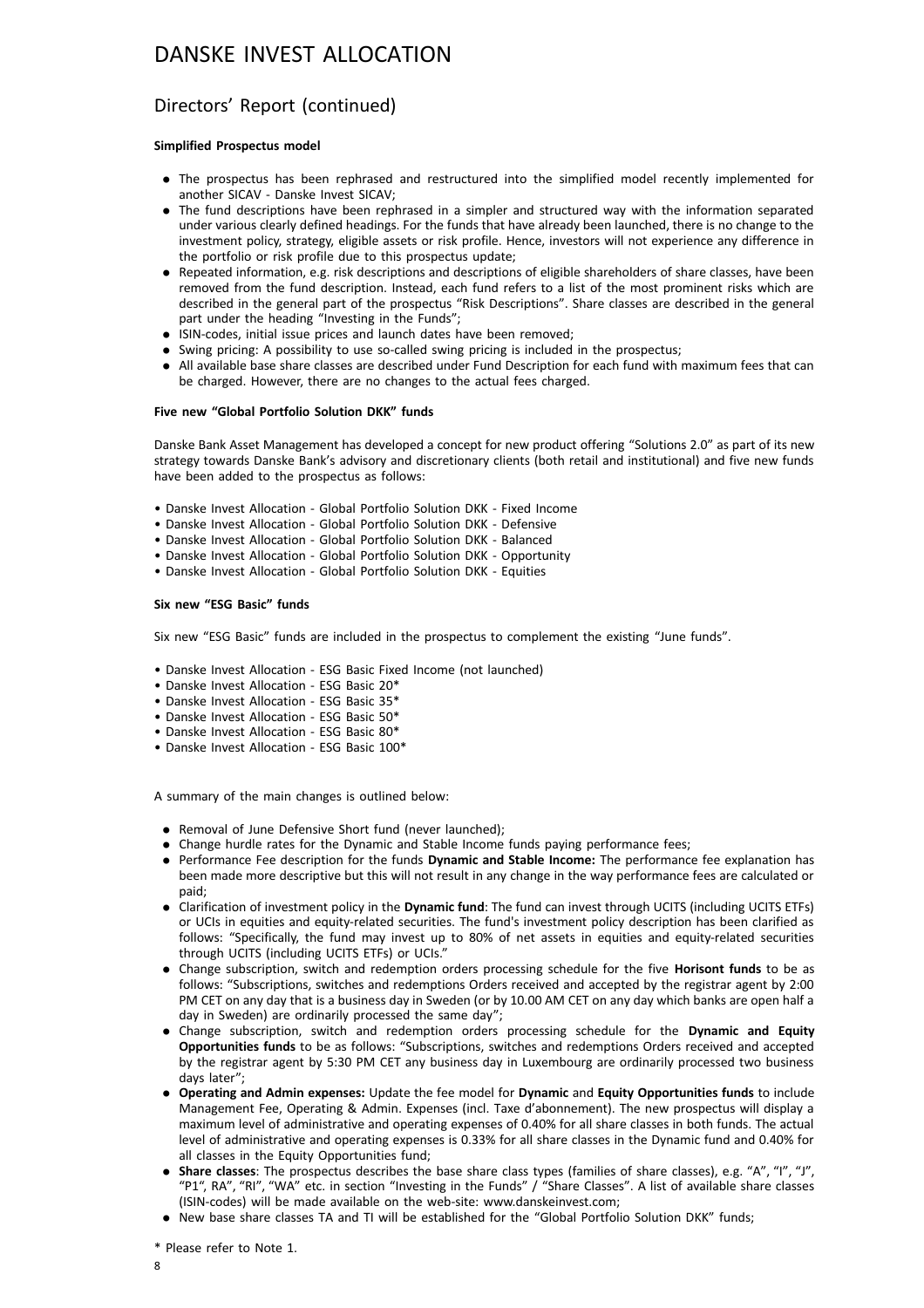# DANSKE INVEST ALLOCATION

## Directors' Report (continued)

**Simplified Prospectus model**

- The prospectus has been rephrased and restructured into the simplified model recently implemented for another SICAV - Danske Invest SICAV;
- The fund descriptions have been rephrased in a simpler and structured way with the information separated under various clearly defined headings. For the funds that have already been launched, there is no change to the investment policy, strategy, eligible assets or risk profile. Hence, investors will not experience any difference in the portfolio or risk profile due to this prospectus update;
- Repeated information, e.g. risk descriptions and descriptions of eligible shareholders of share classes, have been removed from the fund description. Instead, each fund refers to a list of the most prominent risks which are described in the general part of the prospectus "Risk Descriptions". Share classes are described in the general part under the heading "Investing in the Funds";
- ISIN-codes, initial issue prices and launch dates have been removed;
- Swing pricing: A possibility to use so-called swing pricing is included in the prospectus;
- All available base share classes are described under Fund Description for each fund with maximum fees that can be charged. However, there are no changes to the actual fees charged.

**Five new "Global Portfolio Solution DKK" funds**

Danske Bank Asset Management has developed a concept for new product offering "Solutions 2.0" as part of its new strategy towards Danske Bank's advisory and discretionary clients (both retail and institutional) and five new funds have been added to the prospectus as follows:

- Danske Invest Allocation - Global Portfolio Solution DKK - Fixed Income
- Danske Invest Allocation - Global Portfolio Solution DKK - Defensive
- Danske Invest Allocation - Global Portfolio Solution DKK - Balanced
- Danske Invest Allocation - Global Portfolio Solution DKK - Opportunity
- Danske Invest Allocation - Global Portfolio Solution DKK - Equities

**Six new "ESG Basic" funds**

Six new "ESG Basic" funds are included in the prospectus to complement the existing "June funds".

- Danske Invest Allocation - ESG Basic Fixed Income (not launched)
- Danske Invest Allocation - ESG Basic 20*
- Danske Invest Allocation - ESG Basic 35*
- Danske Invest Allocation - ESG Basic 50*
- Danske Invest Allocation - ESG Basic 80*
- Danske Invest Allocation - ESG Basic 100*

A summary of the main changes is outlined below:

- Removal of June Defensive Short fund (never launched);
- Change hurdle rates for the Dynamic and Stable Income funds paying performance fees;
- Performance Fee description for the funds **Dynamic and Stable Income:** The performance fee explanation has been made more descriptive but this will not result in any change in the way performance fees are calculated or paid;
- Clarification of investment policy in the **Dynamic fund**: The fund can invest through UCITS (including UCITS ETFs) or UCIs in equities and equity-related securities. The fund's investment policy description has been clarified as follows: "Specifically, the fund may invest up to 80% of net assets in equities and equity-related securities through UCITS (including UCITS ETFs) or UCIs."
- Change subscription, switch and redemption orders processing schedule for the five **Horisont funds** to be as follows: "Subscriptions, switches and redemptions Orders received and accepted by the registrar agent by 2:00 PM CET on any day that is a business day in Sweden (or by 10.00 AM CET on any day which banks are open half a day in Sweden) are ordinarily processed the same day";
- Change subscription, switch and redemption orders processing schedule for the **Dynamic and Equity Opportunities funds** to be as follows: "Subscriptions, switches and redemptions Orders received and accepted by the registrar agent by 5:30 PM CET any business day in Luxembourg are ordinarily processed two business days later";
- **Operating and Admin expenses:** Update the fee model for **Dynamic** and **Equity Opportunities funds** to include Management Fee, Operating & Admin. Expenses (incl. Taxe d'abonnement). The new prospectus will display a maximum level of administrative and operating expenses of 0.40% for all share classes in both funds. The actual level of administrative and operating expenses is 0.33% for all share classes in the Dynamic fund and 0.40% for all classes in the Equity Opportunities fund;
- **Share classes**: The prospectus describes the base share class types (families of share classes), e.g. "A", "I", "J", "P1", RA", "RI", "WA" etc. in section "Investing in the Funds" / "Share Classes". A list of available share classes (ISIN-codes) will be made available on the web-site: www.danskeinvest.com;
- New base share classes TA and TI will be established for the "Global Portfolio Solution DKK" funds;

\* Please refer to Note 1.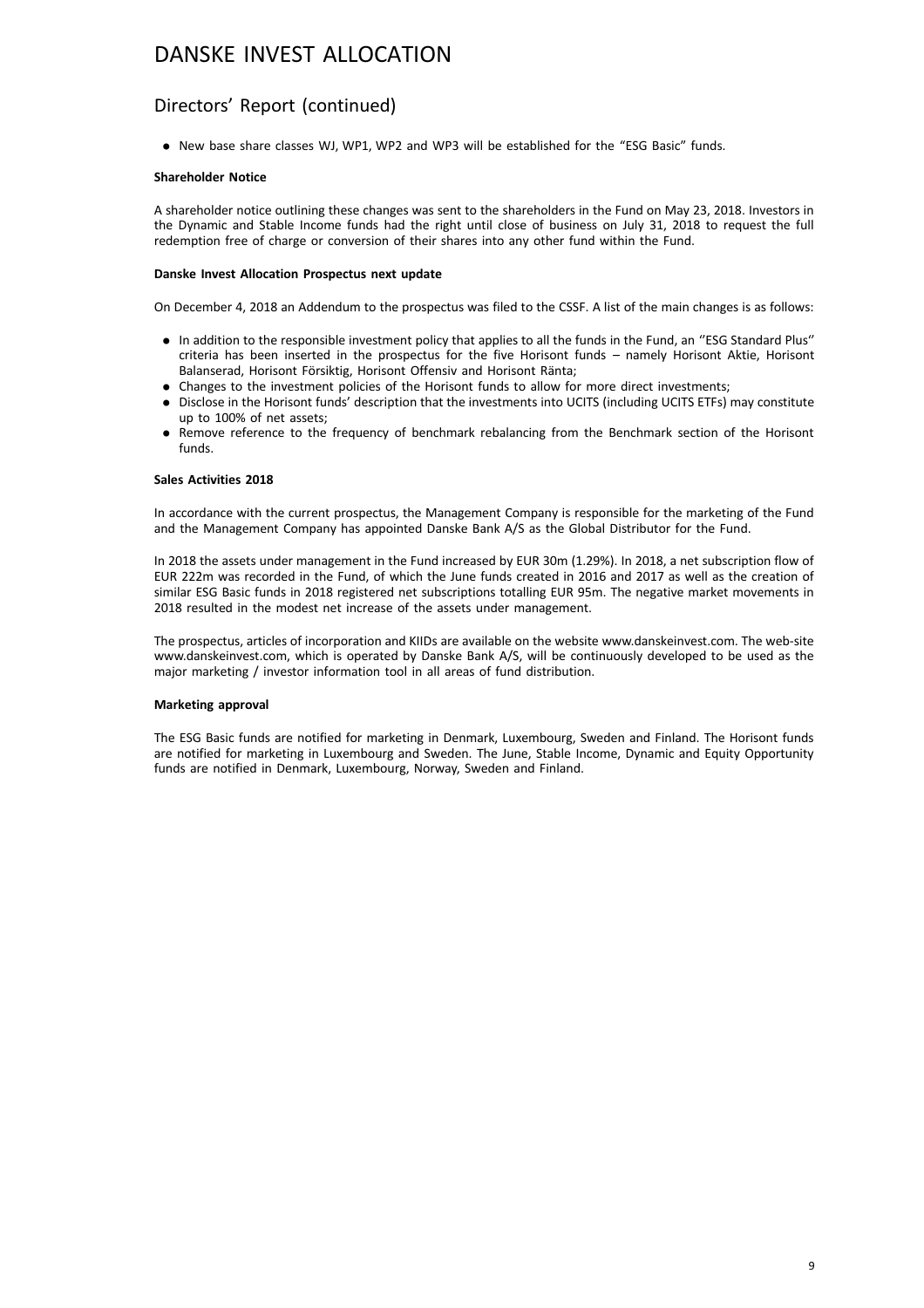# DANSKE INVEST ALLOCATION

## Directors' Report (continued)

- New base share classes WJ, WP1, WP2 and WP3 will be established for the "ESG Basic" funds.

**Shareholder Notice**

A shareholder notice outlining these changes was sent to the shareholders in the Fund on May 23, 2018. Investors in the Dynamic and Stable Income funds had the right until close of business on July 31, 2018 to request the full redemption free of charge or conversion of their shares into any other fund within the Fund.

**Danske Invest Allocation Prospectus next update**

On December 4, 2018 an Addendum to the prospectus was filed to the CSSF. A list of the main changes is as follows:

- In addition to the responsible investment policy that applies to all the funds in the Fund, an ''ESG Standard Plus'' criteria has been inserted in the prospectus for the five Horisont funds – namely Horisont Aktie, Horisont Balanserad, Horisont Försiktig, Horisont Offensiv and Horisont Ränta;
- Changes to the investment policies of the Horisont funds to allow for more direct investments;
- Disclose in the Horisont funds' description that the investments into UCITS (including UCITS ETFs) may constitute up to 100% of net assets;
- Remove reference to the frequency of benchmark rebalancing from the Benchmark section of the Horisont funds.

**Sales Activities 2018**

In accordance with the current prospectus, the Management Company is responsible for the marketing of the Fund and the Management Company has appointed Danske Bank A/S as the Global Distributor for the Fund.

In 2018 the assets under management in the Fund increased by EUR 30m (1.29%). In 2018, a net subscription flow of EUR 222m was recorded in the Fund, of which the June funds created in 2016 and 2017 as well as the creation of similar ESG Basic funds in 2018 registered net subscriptions totalling EUR 95m. The negative market movements in 2018 resulted in the modest net increase of the assets under management.

The prospectus, articles of incorporation and KIIDs are available on the website www.danskeinvest.com. The web-site www.danskeinvest.com, which is operated by Danske Bank A/S, will be continuously developed to be used as the major marketing / investor information tool in all areas of fund distribution.

**Marketing approval**

The ESG Basic funds are notified for marketing in Denmark, Luxembourg, Sweden and Finland. The Horisont funds are notified for marketing in Luxembourg and Sweden. The June, Stable Income, Dynamic and Equity Opportunity funds are notified in Denmark, Luxembourg, Norway, Sweden and Finland.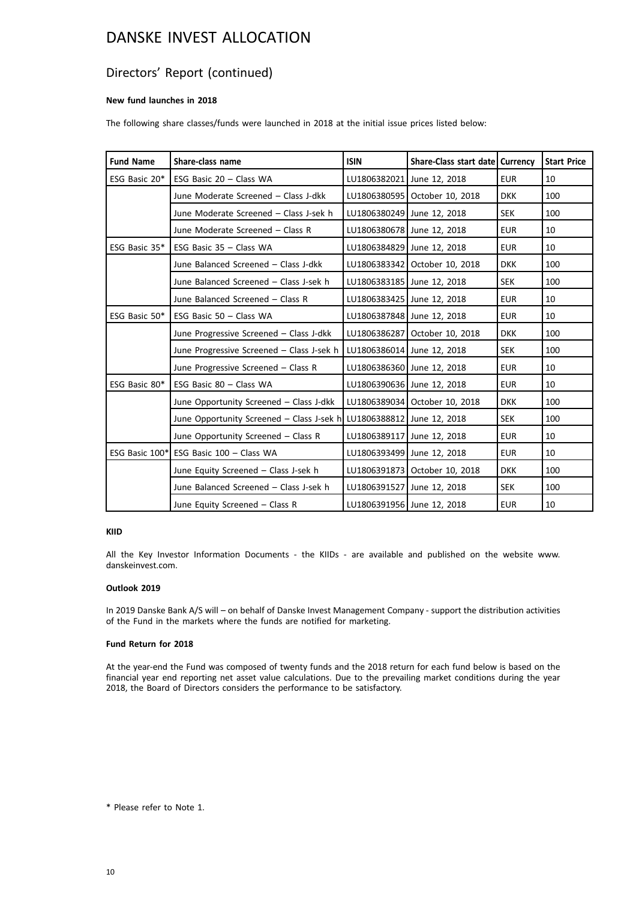# DANSKE INVEST ALLOCATION

## Directors' Report (continued)

### New fund launches in 2018

The following share classes/funds were launched in 2018 at the initial issue prices listed below:

| Fund Name | Share-class name | ISIN | Share-Class start date | Currency | Start Price |
|---|---|---|---|---|---|
| ESG Basic 20* | ESG Basic 20 – Class WA | LU1806382021 | June 12, 2018 | EUR | 10 |
| | June Moderate Screened – Class J-dkk | LU1806380595 | October 10, 2018 | DKK | 100 |
| | June Moderate Screened – Class J-sek h | LU1806380249 | June 12, 2018 | SEK | 100 |
| | June Moderate Screened – Class R | LU1806380678 | June 12, 2018 | EUR | 10 |
| ESG Basic 35* | ESG Basic 35 – Class WA | LU1806384829 | June 12, 2018 | EUR | 10 |
| | June Balanced Screened – Class J-dkk | LU1806383342 | October 10, 2018 | DKK | 100 |
| | June Balanced Screened – Class J-sek h | LU1806383185 | June 12, 2018 | SEK | 100 |
| | June Balanced Screened – Class R | LU1806383425 | June 12, 2018 | EUR | 10 |
| ESG Basic 50* | ESG Basic 50 – Class WA | LU1806387848 | June 12, 2018 | EUR | 10 |
| | June Progressive Screened – Class J-dkk | LU1806386287 | October 10, 2018 | DKK | 100 |
| | June Progressive Screened – Class J-sek h | LU1806386014 | June 12, 2018 | SEK | 100 |
| | June Progressive Screened – Class R | LU1806386360 | June 12, 2018 | EUR | 10 |
| ESG Basic 80* | ESG Basic 80 – Class WA | LU1806390636 | June 12, 2018 | EUR | 10 |
| | June Opportunity Screened – Class J-dkk | LU1806389034 | October 10, 2018 | DKK | 100 |
| | June Opportunity Screened – Class J-sek h | LU1806388812 | June 12, 2018 | SEK | 100 |
| | June Opportunity Screened – Class R | LU1806389117 | June 12, 2018 | EUR | 10 |
| ESG Basic 100* | ESG Basic 100 – Class WA | LU1806393499 | June 12, 2018 | EUR | 10 |
| | June Equity Screened – Class J-sek h | LU1806391873 | October 10, 2018 | DKK | 100 |
| | June Balanced Screened – Class J-sek h | LU1806391527 | June 12, 2018 | SEK | 100 |
| | June Equity Screened – Class R | LU1806391956 | June 12, 2018 | EUR | 10 |

### KIID

All the Key Investor Information Documents - the KIIDs - are available and published on the website www. danskeinvest.com.

### Outlook 2019

In 2019 Danske Bank A/S will – on behalf of Danske Invest Management Company - support the distribution activities of the Fund in the markets where the funds are notified for marketing.

### Fund Return for 2018

At the year-end the Fund was composed of twenty funds and the 2018 return for each fund below is based on the financial year end reporting net asset value calculations. Due to the prevailing market conditions during the year 2018, the Board of Directors considers the performance to be satisfactory.

\* Please refer to Note 1.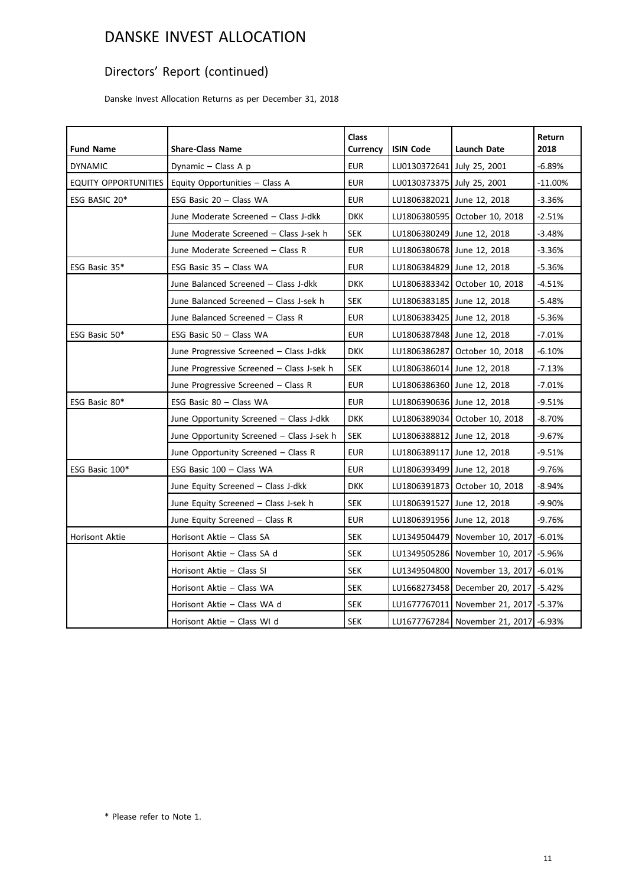# DANSKE INVEST ALLOCATION

## Directors' Report (continued)

Danske Invest Allocation Returns as per December 31, 2018

| Fund Name | Share-Class Name | Class Currency | ISIN Code | Launch Date | Return 2018 |
|---|---|---|---|---|---|
| DYNAMIC | Dynamic – Class A p | EUR | LU0130372641 | July 25, 2001 | -6.89% |
| EQUITY OPPORTUNITIES | Equity Opportunities – Class A | EUR | LU0130373375 | July 25, 2001 | -11.00% |
| ESG BASIC 20* | ESG Basic 20 – Class WA | EUR | LU1806382021 | June 12, 2018 | -3.36% |
| | June Moderate Screened – Class J-dkk | DKK | LU1806380595 | October 10, 2018 | -2.51% |
| | June Moderate Screened – Class J-sek h | SEK | LU1806380249 | June 12, 2018 | -3.48% |
| | June Moderate Screened – Class R | EUR | LU1806380678 | June 12, 2018 | -3.36% |
| ESG Basic 35* | ESG Basic 35 – Class WA | EUR | LU1806384829 | June 12, 2018 | -5.36% |
| | June Balanced Screened – Class J-dkk | DKK | LU1806383342 | October 10, 2018 | -4.51% |
| | June Balanced Screened – Class J-sek h | SEK | LU1806383185 | June 12, 2018 | -5.48% |
| | June Balanced Screened – Class R | EUR | LU1806383425 | June 12, 2018 | -5.36% |
| ESG Basic 50* | ESG Basic 50 – Class WA | EUR | LU1806387848 | June 12, 2018 | -7.01% |
| | June Progressive Screened – Class J-dkk | DKK | LU1806386287 | October 10, 2018 | -6.10% |
| | June Progressive Screened – Class J-sek h | SEK | LU1806386014 | June 12, 2018 | -7.13% |
| | June Progressive Screened – Class R | EUR | LU1806386360 | June 12, 2018 | -7.01% |
| ESG Basic 80* | ESG Basic 80 – Class WA | EUR | LU1806390636 | June 12, 2018 | -9.51% |
| | June Opportunity Screened – Class J-dkk | DKK | LU1806389034 | October 10, 2018 | -8.70% |
| | June Opportunity Screened – Class J-sek h | SEK | LU1806388812 | June 12, 2018 | -9.67% |
| | June Opportunity Screened – Class R | EUR | LU1806389117 | June 12, 2018 | -9.51% |
| ESG Basic 100* | ESG Basic 100 – Class WA | EUR | LU1806393499 | June 12, 2018 | -9.76% |
| | June Equity Screened – Class J-dkk | DKK | LU1806391873 | October 10, 2018 | -8.94% |
| | June Equity Screened – Class J-sek h | SEK | LU1806391527 | June 12, 2018 | -9.90% |
| | June Equity Screened – Class R | EUR | LU1806391956 | June 12, 2018 | -9.76% |
| Horisont Aktie | Horisont Aktie – Class SA | SEK | LU1349504479 | November 10, 2017 | -6.01% |
| | Horisont Aktie – Class SA d | SEK | LU1349505286 | November 10, 2017 | -5.96% |
| | Horisont Aktie – Class SI | SEK | LU1349504800 | November 13, 2017 | -6.01% |
| | Horisont Aktie – Class WA | SEK | LU1668273458 | December 20, 2017 | -5.42% |
| | Horisont Aktie – Class WA d | SEK | LU1677767011 | November 21, 2017 | -5.37% |
| | Horisont Aktie – Class WI d | SEK | LU1677767284 | November 21, 2017 | -6.93% |

* Please refer to Note 1.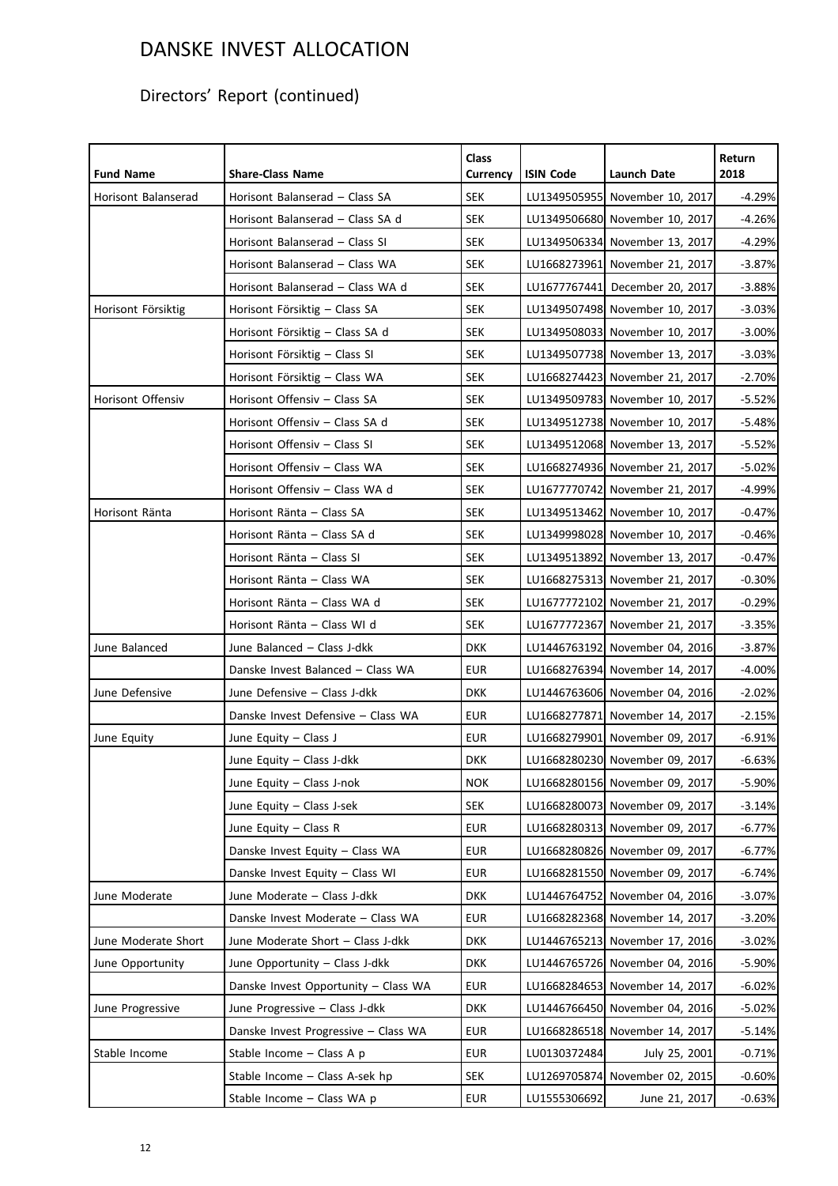# DANSKE INVEST ALLOCATION

## Directors' Report (continued)

| Fund Name | Share-Class Name | Class Currency | ISIN Code | Launch Date | Return 2018 |
|---|---|---|---|---|---|
| Horisont Balanserad | Horisont Balanserad – Class SA | SEK | LU1349505955 | November 10, 2017 | -4.29% |
| | Horisont Balanserad – Class SA d | SEK | LU1349506680 | November 10, 2017 | -4.26% |
| | Horisont Balanserad – Class SI | SEK | LU1349506334 | November 13, 2017 | -4.29% |
| | Horisont Balanserad – Class WA | SEK | LU1668273961 | November 21, 2017 | -3.87% |
| | Horisont Balanserad – Class WA d | SEK | LU1677767441 | December 20, 2017 | -3.88% |
| Horisont Försiktig | Horisont Försiktig – Class SA | SEK | LU1349507498 | November 10, 2017 | -3.03% |
| | Horisont Försiktig – Class SA d | SEK | LU1349508033 | November 10, 2017 | -3.00% |
| | Horisont Försiktig – Class SI | SEK | LU1349507738 | November 13, 2017 | -3.03% |
| | Horisont Försiktig – Class WA | SEK | LU1668274423 | November 21, 2017 | -2.70% |
| Horisont Offensiv | Horisont Offensiv – Class SA | SEK | LU1349509783 | November 10, 2017 | -5.52% |
| | Horisont Offensiv – Class SA d | SEK | LU1349512738 | November 10, 2017 | -5.48% |
| | Horisont Offensiv – Class SI | SEK | LU1349512068 | November 13, 2017 | -5.52% |
| | Horisont Offensiv – Class WA | SEK | LU1668274936 | November 21, 2017 | -5.02% |
| | Horisont Offensiv – Class WA d | SEK | LU1677770742 | November 21, 2017 | -4.99% |
| Horisont Ränta | Horisont Ränta – Class SA | SEK | LU1349513462 | November 10, 2017 | -0.47% |
| | Horisont Ränta – Class SA d | SEK | LU1349998028 | November 10, 2017 | -0.46% |
| | Horisont Ränta – Class SI | SEK | LU1349513892 | November 13, 2017 | -0.47% |
| | Horisont Ränta – Class WA | SEK | LU1668275313 | November 21, 2017 | -0.30% |
| | Horisont Ränta – Class WA d | SEK | LU1677772102 | November 21, 2017 | -0.29% |
| | Horisont Ränta – Class WI d | SEK | LU1677772367 | November 21, 2017 | -3.35% |
| June Balanced | June Balanced – Class J-dkk | DKK | LU1446763192 | November 04, 2016 | -3.87% |
| | Danske Invest Balanced – Class WA | EUR | LU1668276394 | November 14, 2017 | -4.00% |
| June Defensive | June Defensive – Class J-dkk | DKK | LU1446763606 | November 04, 2016 | -2.02% |
| | Danske Invest Defensive – Class WA | EUR | LU1668277871 | November 14, 2017 | -2.15% |
| June Equity | June Equity – Class J | EUR | LU1668279901 | November 09, 2017 | -6.91% |
| | June Equity – Class J-dkk | DKK | LU1668280230 | November 09, 2017 | -6.63% |
| | June Equity – Class J-nok | NOK | LU1668280156 | November 09, 2017 | -5.90% |
| | June Equity – Class J-sek | SEK | LU1668280073 | November 09, 2017 | -3.14% |
| | June Equity – Class R | EUR | LU1668280313 | November 09, 2017 | -6.77% |
| | Danske Invest Equity – Class WA | EUR | LU1668280826 | November 09, 2017 | -6.77% |
| | Danske Invest Equity – Class WI | EUR | LU1668281550 | November 09, 2017 | -6.74% |
| June Moderate | June Moderate – Class J-dkk | DKK | LU1446764752 | November 04, 2016 | -3.07% |
| | Danske Invest Moderate – Class WA | EUR | LU1668282368 | November 14, 2017 | -3.20% |
| June Moderate Short | June Moderate Short – Class J-dkk | DKK | LU1446765213 | November 17, 2016 | -3.02% |
| June Opportunity | June Opportunity – Class J-dkk | DKK | LU1446765726 | November 04, 2016 | -5.90% |
| | Danske Invest Opportunity – Class WA | EUR | LU1668284653 | November 14, 2017 | -6.02% |
| June Progressive | June Progressive – Class J-dkk | DKK | LU1446766450 | November 04, 2016 | -5.02% |
| | Danske Invest Progressive – Class WA | EUR | LU1668286518 | November 14, 2017 | -5.14% |
| Stable Income | Stable Income – Class A p | EUR | LU0130372484 | July 25, 2001 | -0.71% |
| | Stable Income – Class A-sek hp | SEK | LU1269705874 | November 02, 2015 | -0.60% |
| | Stable Income – Class WA p | EUR | LU1555306692 | June 21, 2017 | -0.63% |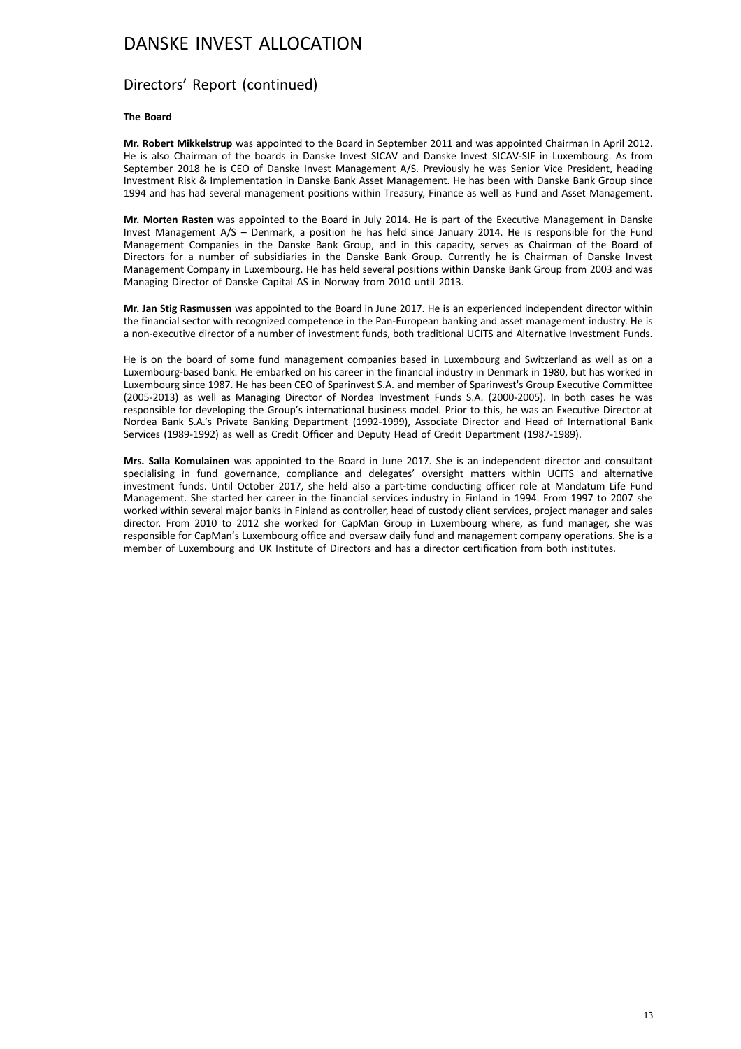## Directors' Report (continued)

**The Board**

**Mr. Robert Mikkelstrup** was appointed to the Board in September 2011 and was appointed Chairman in April 2012. He is also Chairman of the boards in Danske Invest SICAV and Danske Invest SICAV-SIF in Luxembourg. As from September 2018 he is CEO of Danske Invest Management A/S. Previously he was Senior Vice President, heading Investment Risk & Implementation in Danske Bank Asset Management. He has been with Danske Bank Group since 1994 and has had several management positions within Treasury, Finance as well as Fund and Asset Management.

**Mr. Morten Rasten** was appointed to the Board in July 2014. He is part of the Executive Management in Danske Invest Management A/S – Denmark, a position he has held since January 2014. He is responsible for the Fund Management Companies in the Danske Bank Group, and in this capacity, serves as Chairman of the Board of Directors for a number of subsidiaries in the Danske Bank Group. Currently he is Chairman of Danske Invest Management Company in Luxembourg. He has held several positions within Danske Bank Group from 2003 and was Managing Director of Danske Capital AS in Norway from 2010 until 2013.

**Mr. Jan Stig Rasmussen** was appointed to the Board in June 2017. He is an experienced independent director within the financial sector with recognized competence in the Pan-European banking and asset management industry. He is a non-executive director of a number of investment funds, both traditional UCITS and Alternative Investment Funds.

He is on the board of some fund management companies based in Luxembourg and Switzerland as well as on a Luxembourg-based bank. He embarked on his career in the financial industry in Denmark in 1980, but has worked in Luxembourg since 1987. He has been CEO of Sparinvest S.A. and member of Sparinvest's Group Executive Committee (2005-2013) as well as Managing Director of Nordea Investment Funds S.A. (2000-2005). In both cases he was responsible for developing the Group's international business model. Prior to this, he was an Executive Director at Nordea Bank S.A.'s Private Banking Department (1992-1999), Associate Director and Head of International Bank Services (1989-1992) as well as Credit Officer and Deputy Head of Credit Department (1987-1989).

**Mrs. Salla Komulainen** was appointed to the Board in June 2017. She is an independent director and consultant specialising in fund governance, compliance and delegates' oversight matters within UCITS and alternative investment funds. Until October 2017, she held also a part-time conducting officer role at Mandatum Life Fund Management. She started her career in the financial services industry in Finland in 1994. From 1997 to 2007 she worked within several major banks in Finland as controller, head of custody client services, project manager and sales director. From 2010 to 2012 she worked for CapMan Group in Luxembourg where, as fund manager, she was responsible for CapMan's Luxembourg office and oversaw daily fund and management company operations. She is a member of Luxembourg and UK Institute of Directors and has a director certification from both institutes.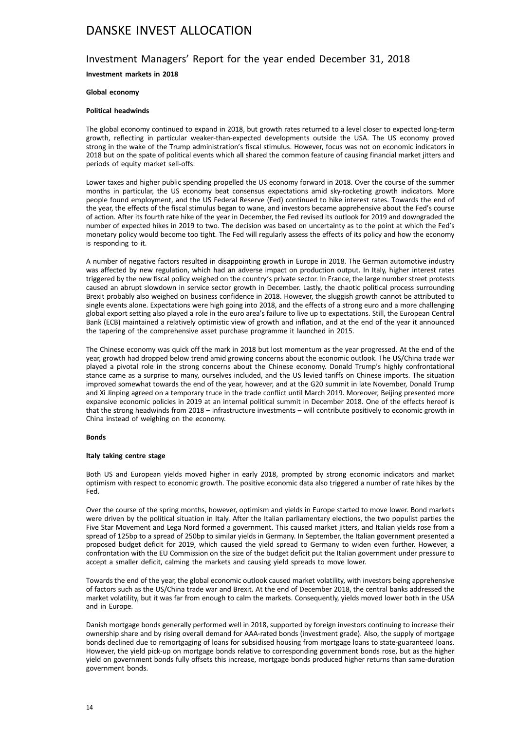# DANSKE INVEST ALLOCATION

## Investment Managers' Report for the year ended December 31, 2018

**Investment markets in 2018**

**Global economy**

**Political headwinds**

The global economy continued to expand in 2018, but growth rates returned to a level closer to expected long-term growth, reflecting in particular weaker-than-expected developments outside the USA. The US economy proved strong in the wake of the Trump administration's fiscal stimulus. However, focus was not on economic indicators in 2018 but on the spate of political events which all shared the common feature of causing financial market jitters and periods of equity market sell-offs.

Lower taxes and higher public spending propelled the US economy forward in 2018. Over the course of the summer months in particular, the US economy beat consensus expectations amid sky-rocketing growth indicators. More people found employment, and the US Federal Reserve (Fed) continued to hike interest rates. Towards the end of the year, the effects of the fiscal stimulus began to wane, and investors became apprehensive about the Fed's course of action. After its fourth rate hike of the year in December, the Fed revised its outlook for 2019 and downgraded the number of expected hikes in 2019 to two. The decision was based on uncertainty as to the point at which the Fed's monetary policy would become too tight. The Fed will regularly assess the effects of its policy and how the economy is responding to it.

A number of negative factors resulted in disappointing growth in Europe in 2018. The German automotive industry was affected by new regulation, which had an adverse impact on production output. In Italy, higher interest rates triggered by the new fiscal policy weighed on the country's private sector. In France, the large number street protests caused an abrupt slowdown in service sector growth in December. Lastly, the chaotic political process surrounding Brexit probably also weighed on business confidence in 2018. However, the sluggish growth cannot be attributed to single events alone. Expectations were high going into 2018, and the effects of a strong euro and a more challenging global export setting also played a role in the euro area's failure to live up to expectations. Still, the European Central Bank (ECB) maintained a relatively optimistic view of growth and inflation, and at the end of the year it announced the tapering of the comprehensive asset purchase programme it launched in 2015.

The Chinese economy was quick off the mark in 2018 but lost momentum as the year progressed. At the end of the year, growth had dropped below trend amid growing concerns about the economic outlook. The US/China trade war played a pivotal role in the strong concerns about the Chinese economy. Donald Trump's highly confrontational stance came as a surprise to many, ourselves included, and the US levied tariffs on Chinese imports. The situation improved somewhat towards the end of the year, however, and at the G20 summit in late November, Donald Trump and Xi Jinping agreed on a temporary truce in the trade conflict until March 2019. Moreover, Beijing presented more expansive economic policies in 2019 at an internal political summit in December 2018. One of the effects hereof is that the strong headwinds from 2018 – infrastructure investments – will contribute positively to economic growth in China instead of weighing on the economy.

**Bonds**

**Italy taking centre stage**

Both US and European yields moved higher in early 2018, prompted by strong economic indicators and market optimism with respect to economic growth. The positive economic data also triggered a number of rate hikes by the Fed.

Over the course of the spring months, however, optimism and yields in Europe started to move lower. Bond markets were driven by the political situation in Italy. After the Italian parliamentary elections, the two populist parties the Five Star Movement and Lega Nord formed a government. This caused market jitters, and Italian yields rose from a spread of 125bp to a spread of 250bp to similar yields in Germany. In September, the Italian government presented a proposed budget deficit for 2019, which caused the yield spread to Germany to widen even further. However, a confrontation with the EU Commission on the size of the budget deficit put the Italian government under pressure to accept a smaller deficit, calming the markets and causing yield spreads to move lower.

Towards the end of the year, the global economic outlook caused market volatility, with investors being apprehensive of factors such as the US/China trade war and Brexit. At the end of December 2018, the central banks addressed the market volatility, but it was far from enough to calm the markets. Consequently, yields moved lower both in the USA and in Europe.

Danish mortgage bonds generally performed well in 2018, supported by foreign investors continuing to increase their ownership share and by rising overall demand for AAA-rated bonds (investment grade). Also, the supply of mortgage bonds declined due to remortgaging of loans for subsidised housing from mortgage loans to state-guaranteed loans. However, the yield pick-up on mortgage bonds relative to corresponding government bonds rose, but as the higher yield on government bonds fully offsets this increase, mortgage bonds produced higher returns than same-duration government bonds.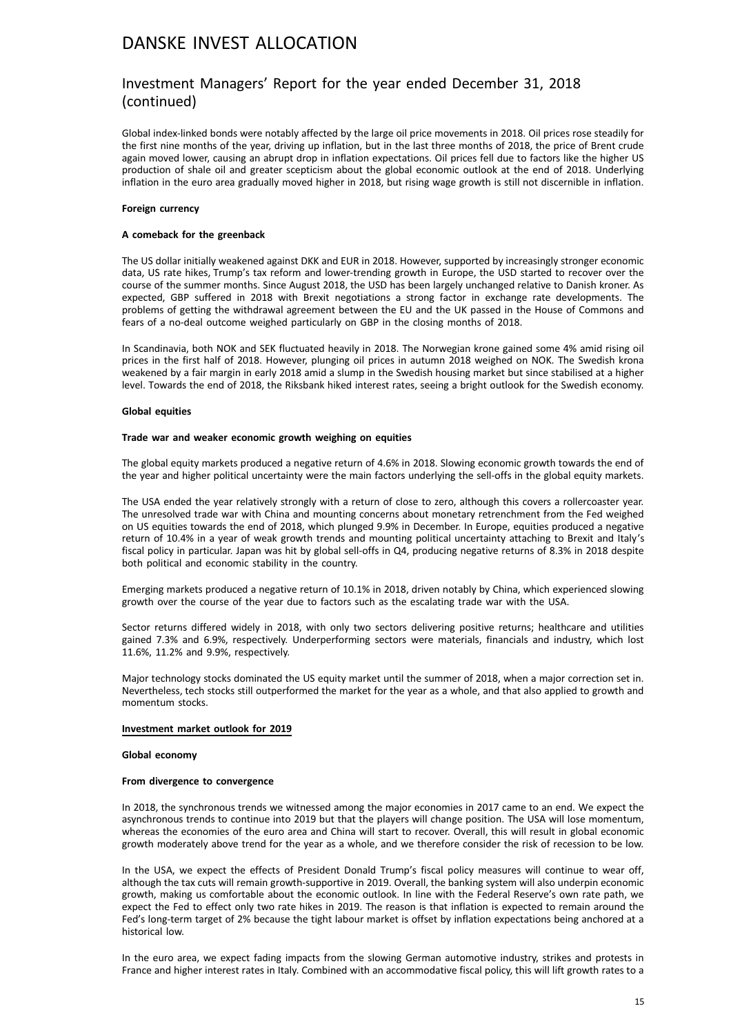# DANSKE INVEST ALLOCATION

## Investment Managers' Report for the year ended December 31, 2018 (continued)

Global index-linked bonds were notably affected by the large oil price movements in 2018. Oil prices rose steadily for the first nine months of the year, driving up inflation, but in the last three months of 2018, the price of Brent crude again moved lower, causing an abrupt drop in inflation expectations. Oil prices fell due to factors like the higher US production of shale oil and greater scepticism about the global economic outlook at the end of 2018. Underlying inflation in the euro area gradually moved higher in 2018, but rising wage growth is still not discernible in inflation.

**Foreign currency**

**A comeback for the greenback**

The US dollar initially weakened against DKK and EUR in 2018. However, supported by increasingly stronger economic data, US rate hikes, Trump's tax reform and lower-trending growth in Europe, the USD started to recover over the course of the summer months. Since August 2018, the USD has been largely unchanged relative to Danish kroner. As expected, GBP suffered in 2018 with Brexit negotiations a strong factor in exchange rate developments. The problems of getting the withdrawal agreement between the EU and the UK passed in the House of Commons and fears of a no-deal outcome weighed particularly on GBP in the closing months of 2018.

In Scandinavia, both NOK and SEK fluctuated heavily in 2018. The Norwegian krone gained some 4% amid rising oil prices in the first half of 2018. However, plunging oil prices in autumn 2018 weighed on NOK. The Swedish krona weakened by a fair margin in early 2018 amid a slump in the Swedish housing market but since stabilised at a higher level. Towards the end of 2018, the Riksbank hiked interest rates, seeing a bright outlook for the Swedish economy.

**Global equities**

**Trade war and weaker economic growth weighing on equities**

The global equity markets produced a negative return of 4.6% in 2018. Slowing economic growth towards the end of the year and higher political uncertainty were the main factors underlying the sell-offs in the global equity markets.

The USA ended the year relatively strongly with a return of close to zero, although this covers a rollercoaster year. The unresolved trade war with China and mounting concerns about monetary retrenchment from the Fed weighed on US equities towards the end of 2018, which plunged 9.9% in December. In Europe, equities produced a negative return of 10.4% in a year of weak growth trends and mounting political uncertainty attaching to Brexit and Italy's fiscal policy in particular. Japan was hit by global sell-offs in Q4, producing negative returns of 8.3% in 2018 despite both political and economic stability in the country.

Emerging markets produced a negative return of 10.1% in 2018, driven notably by China, which experienced slowing growth over the course of the year due to factors such as the escalating trade war with the USA.

Sector returns differed widely in 2018, with only two sectors delivering positive returns; healthcare and utilities gained 7.3% and 6.9%, respectively. Underperforming sectors were materials, financials and industry, which lost 11.6%, 11.2% and 9.9%, respectively.

Major technology stocks dominated the US equity market until the summer of 2018, when a major correction set in. Nevertheless, tech stocks still outperformed the market for the year as a whole, and that also applied to growth and momentum stocks.

**Investment market outlook for 2019**

**Global economy**

**From divergence to convergence**

In 2018, the synchronous trends we witnessed among the major economies in 2017 came to an end. We expect the asynchronous trends to continue into 2019 but that the players will change position. The USA will lose momentum, whereas the economies of the euro area and China will start to recover. Overall, this will result in global economic growth moderately above trend for the year as a whole, and we therefore consider the risk of recession to be low.

In the USA, we expect the effects of President Donald Trump's fiscal policy measures will continue to wear off, although the tax cuts will remain growth-supportive in 2019. Overall, the banking system will also underpin economic growth, making us comfortable about the economic outlook. In line with the Federal Reserve's own rate path, we expect the Fed to effect only two rate hikes in 2019. The reason is that inflation is expected to remain around the Fed's long-term target of 2% because the tight labour market is offset by inflation expectations being anchored at a historical low.

In the euro area, we expect fading impacts from the slowing German automotive industry, strikes and protests in France and higher interest rates in Italy. Combined with an accommodative fiscal policy, this will lift growth rates to a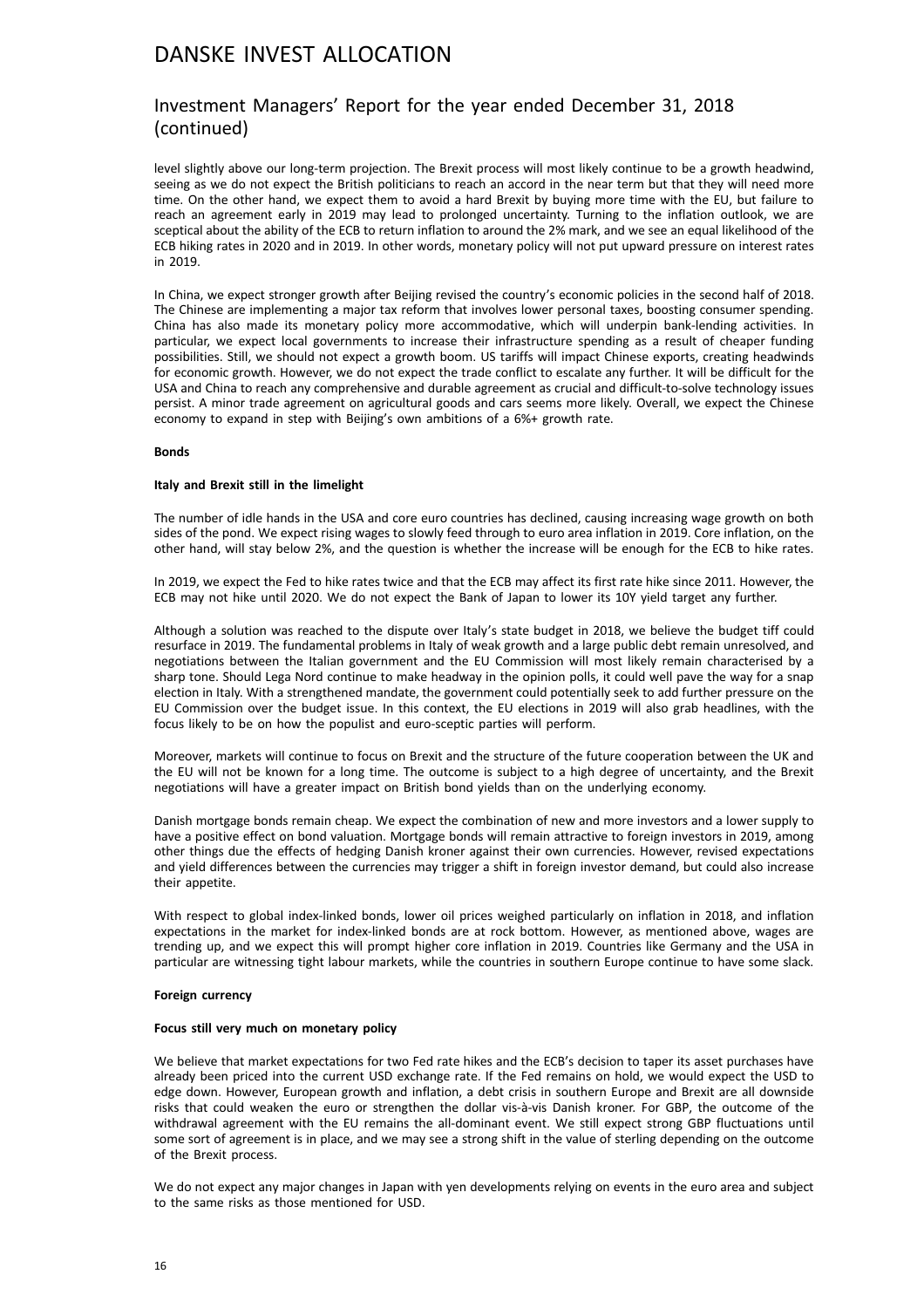level slightly above our long-term projection. The Brexit process will most likely continue to be a growth headwind, seeing as we do not expect the British politicians to reach an accord in the near term but that they will need more time. On the other hand, we expect them to avoid a hard Brexit by buying more time with the EU, but failure to reach an agreement early in 2019 may lead to prolonged uncertainty. Turning to the inflation outlook, we are sceptical about the ability of the ECB to return inflation to around the 2% mark, and we see an equal likelihood of the ECB hiking rates in 2020 and in 2019. In other words, monetary policy will not put upward pressure on interest rates in 2019.

In China, we expect stronger growth after Beijing revised the country's economic policies in the second half of 2018. The Chinese are implementing a major tax reform that involves lower personal taxes, boosting consumer spending. China has also made its monetary policy more accommodative, which will underpin bank-lending activities. In particular, we expect local governments to increase their infrastructure spending as a result of cheaper funding possibilities. Still, we should not expect a growth boom. US tariffs will impact Chinese exports, creating headwinds for economic growth. However, we do not expect the trade conflict to escalate any further. It will be difficult for the USA and China to reach any comprehensive and durable agreement as crucial and difficult-to-solve technology issues persist. A minor trade agreement on agricultural goods and cars seems more likely. Overall, we expect the Chinese economy to expand in step with Beijing's own ambitions of a 6%+ growth rate.

**Bonds**

**Italy and Brexit still in the limelight**

The number of idle hands in the USA and core euro countries has declined, causing increasing wage growth on both sides of the pond. We expect rising wages to slowly feed through to euro area inflation in 2019. Core inflation, on the other hand, will stay below 2%, and the question is whether the increase will be enough for the ECB to hike rates.

In 2019, we expect the Fed to hike rates twice and that the ECB may affect its first rate hike since 2011. However, the ECB may not hike until 2020. We do not expect the Bank of Japan to lower its 10Y yield target any further.

Although a solution was reached to the dispute over Italy's state budget in 2018, we believe the budget tiff could resurface in 2019. The fundamental problems in Italy of weak growth and a large public debt remain unresolved, and negotiations between the Italian government and the EU Commission will most likely remain characterised by a sharp tone. Should Lega Nord continue to make headway in the opinion polls, it could well pave the way for a snap election in Italy. With a strengthened mandate, the government could potentially seek to add further pressure on the EU Commission over the budget issue. In this context, the EU elections in 2019 will also grab headlines, with the focus likely to be on how the populist and euro-sceptic parties will perform.

Moreover, markets will continue to focus on Brexit and the structure of the future cooperation between the UK and the EU will not be known for a long time. The outcome is subject to a high degree of uncertainty, and the Brexit negotiations will have a greater impact on British bond yields than on the underlying economy.

Danish mortgage bonds remain cheap. We expect the combination of new and more investors and a lower supply to have a positive effect on bond valuation. Mortgage bonds will remain attractive to foreign investors in 2019, among other things due the effects of hedging Danish kroner against their own currencies. However, revised expectations and yield differences between the currencies may trigger a shift in foreign investor demand, but could also increase their appetite.

With respect to global index-linked bonds, lower oil prices weighed particularly on inflation in 2018, and inflation expectations in the market for index-linked bonds are at rock bottom. However, as mentioned above, wages are trending up, and we expect this will prompt higher core inflation in 2019. Countries like Germany and the USA in particular are witnessing tight labour markets, while the countries in southern Europe continue to have some slack.

**Foreign currency**

**Focus still very much on monetary policy**

We believe that market expectations for two Fed rate hikes and the ECB's decision to taper its asset purchases have already been priced into the current USD exchange rate. If the Fed remains on hold, we would expect the USD to edge down. However, European growth and inflation, a debt crisis in southern Europe and Brexit are all downside risks that could weaken the euro or strengthen the dollar vis-à-vis Danish kroner. For GBP, the outcome of the withdrawal agreement with the EU remains the all-dominant event. We still expect strong GBP fluctuations until some sort of agreement is in place, and we may see a strong shift in the value of sterling depending on the outcome of the Brexit process.

We do not expect any major changes in Japan with yen developments relying on events in the euro area and subject to the same risks as those mentioned for USD.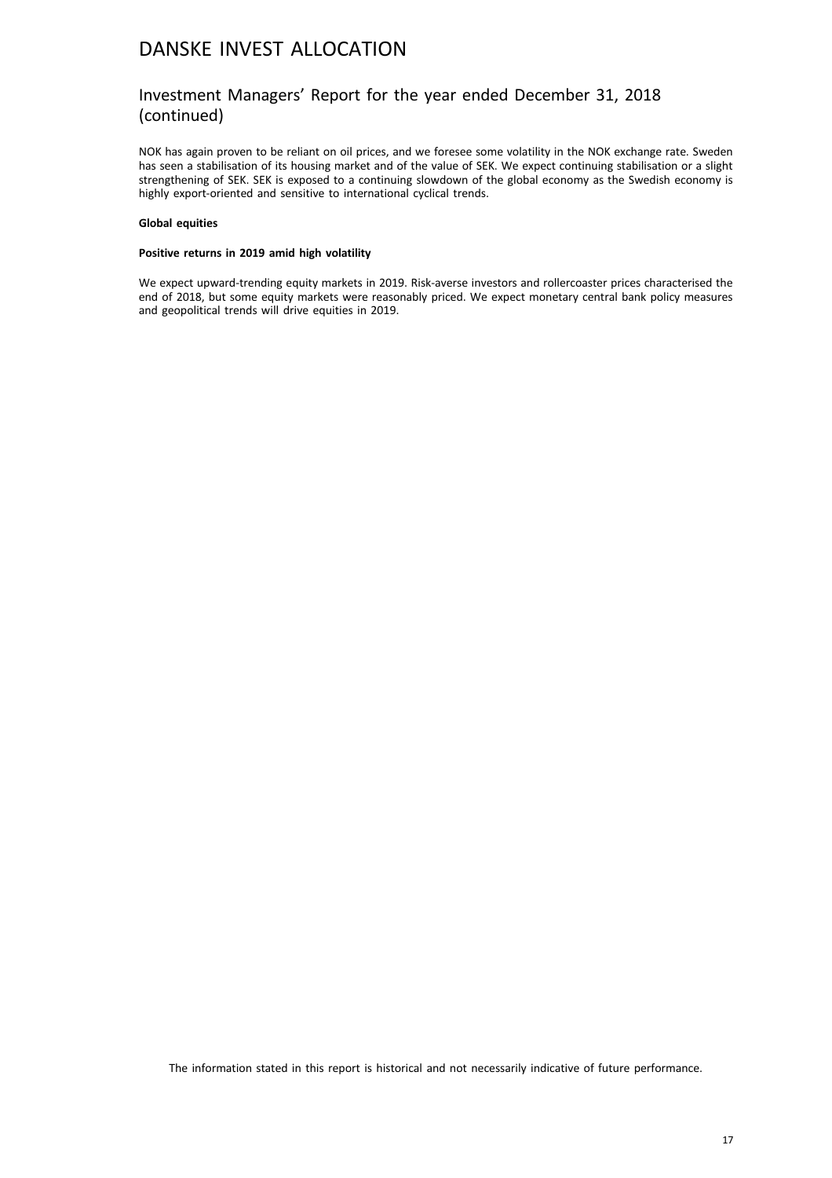NOK has again proven to be reliant on oil prices, and we foresee some volatility in the NOK exchange rate. Sweden has seen a stabilisation of its housing market and of the value of SEK. We expect continuing stabilisation or a slight strengthening of SEK. SEK is exposed to a continuing slowdown of the global economy as the Swedish economy is highly export-oriented and sensitive to international cyclical trends.

**Global equities**

**Positive returns in 2019 amid high volatility**

We expect upward-trending equity markets in 2019. Risk-averse investors and rollercoaster prices characterised the end of 2018, but some equity markets were reasonably priced. We expect monetary central bank policy measures and geopolitical trends will drive equities in 2019.

The information stated in this report is historical and not necessarily indicative of future performance.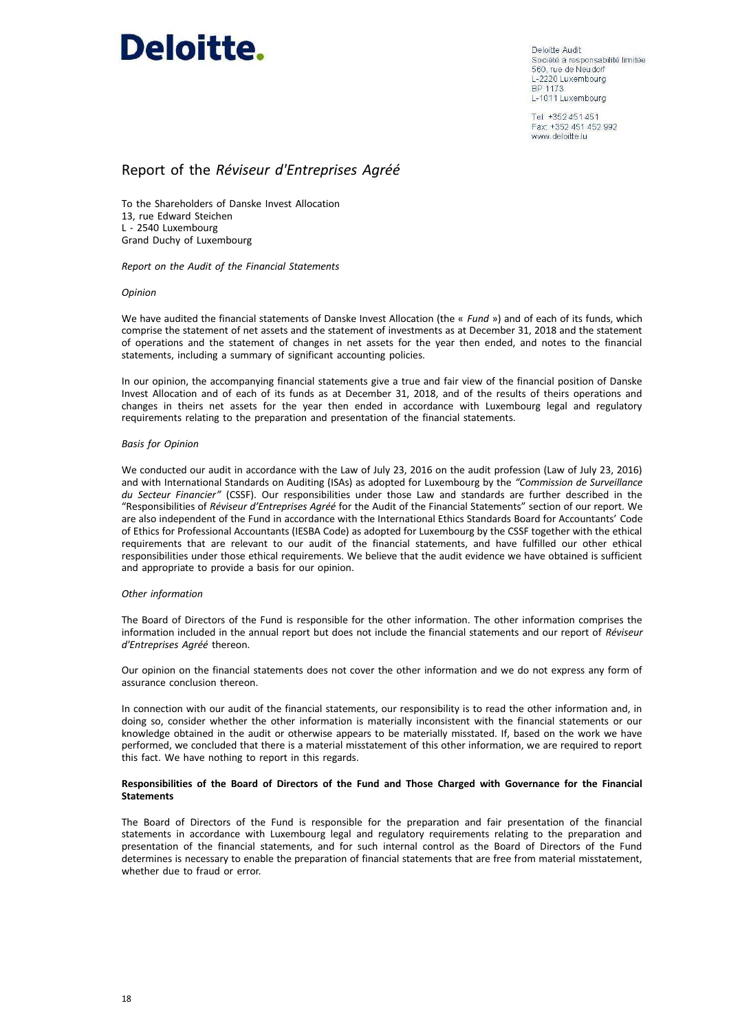Deloitte.

Deloitte Audit
Société à responsabilité limitée
560, rue de Neudorf
L-2220 Luxembourg
BP 1173
L-1011 Luxembourg

Tel: +352 451 451
Fax: +352 451 452 992
www.deloitte.lu

# Report of the *Réviseur d'Entreprises Agréé*

To the Shareholders of Danske Invest Allocation
13, rue Edward Steichen
L - 2540 Luxembourg
Grand Duchy of Luxembourg

*Report on the Audit of the Financial Statements*

*Opinion*

We have audited the financial statements of Danske Invest Allocation (the « *Fund* ») and of each of its funds, which comprise the statement of net assets and the statement of investments as at December 31, 2018 and the statement of operations and the statement of changes in net assets for the year then ended, and notes to the financial statements, including a summary of significant accounting policies.

In our opinion, the accompanying financial statements give a true and fair view of the financial position of Danske Invest Allocation and of each of its funds as at December 31, 2018, and of the results of theirs operations and changes in theirs net assets for the year then ended in accordance with Luxembourg legal and regulatory requirements relating to the preparation and presentation of the financial statements.

*Basis for Opinion*

We conducted our audit in accordance with the Law of July 23, 2016 on the audit profession (Law of July 23, 2016) and with International Standards on Auditing (ISAs) as adopted for Luxembourg by the *"Commission de Surveillance du Secteur Financier"* (CSSF). Our responsibilities under those Law and standards are further described in the "Responsibilities of *Réviseur d'Entreprises Agréé* for the Audit of the Financial Statements" section of our report. We are also independent of the Fund in accordance with the International Ethics Standards Board for Accountants' Code of Ethics for Professional Accountants (IESBA Code) as adopted for Luxembourg by the CSSF together with the ethical requirements that are relevant to our audit of the financial statements, and have fulfilled our other ethical responsibilities under those ethical requirements. We believe that the audit evidence we have obtained is sufficient and appropriate to provide a basis for our opinion.

*Other information*

The Board of Directors of the Fund is responsible for the other information. The other information comprises the information included in the annual report but does not include the financial statements and our report of *Réviseur d'Entreprises Agréé* thereon.

Our opinion on the financial statements does not cover the other information and we do not express any form of assurance conclusion thereon.

In connection with our audit of the financial statements, our responsibility is to read the other information and, in doing so, consider whether the other information is materially inconsistent with the financial statements or our knowledge obtained in the audit or otherwise appears to be materially misstated. If, based on the work we have performed, we concluded that there is a material misstatement of this other information, we are required to report this fact. We have nothing to report in this regards.

**Responsibilities of the Board of Directors of the Fund and Those Charged with Governance for the Financial Statements**

The Board of Directors of the Fund is responsible for the preparation and fair presentation of the financial statements in accordance with Luxembourg legal and regulatory requirements relating to the preparation and presentation of the financial statements, and for such internal control as the Board of Directors of the Fund determines is necessary to enable the preparation of financial statements that are free from material misstatement, whether due to fraud or error.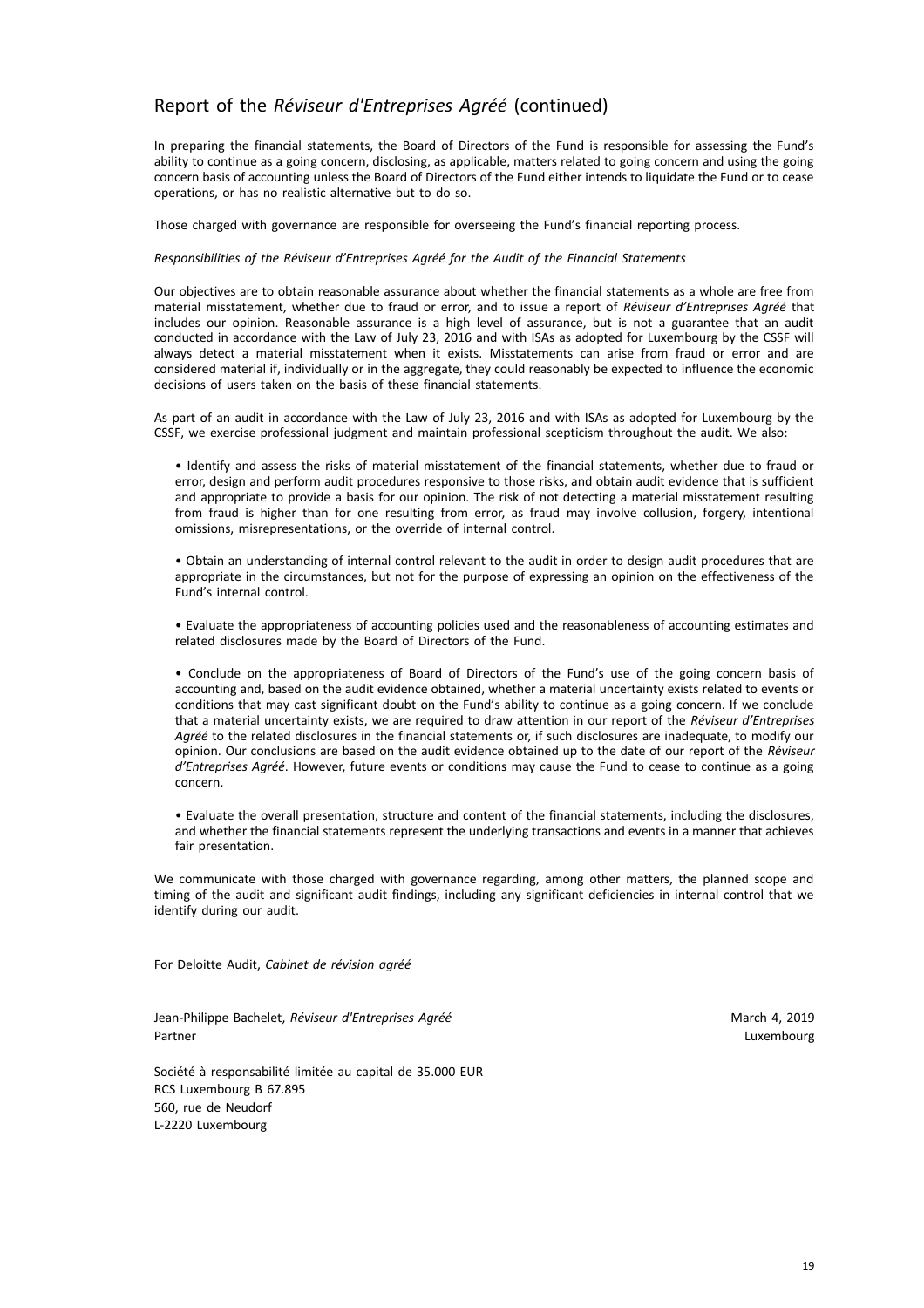## Report of the *Réviseur d'Entreprises Agréé* (continued)

In preparing the financial statements, the Board of Directors of the Fund is responsible for assessing the Fund's ability to continue as a going concern, disclosing, as applicable, matters related to going concern and using the going concern basis of accounting unless the Board of Directors of the Fund either intends to liquidate the Fund or to cease operations, or has no realistic alternative but to do so.

Those charged with governance are responsible for overseeing the Fund's financial reporting process.

*Responsibilities of the Réviseur d'Entreprises Agréé for the Audit of the Financial Statements*

Our objectives are to obtain reasonable assurance about whether the financial statements as a whole are free from material misstatement, whether due to fraud or error, and to issue a report of *Réviseur d'Entreprises Agréé* that includes our opinion. Reasonable assurance is a high level of assurance, but is not a guarantee that an audit conducted in accordance with the Law of July 23, 2016 and with ISAs as adopted for Luxembourg by the CSSF will always detect a material misstatement when it exists. Misstatements can arise from fraud or error and are considered material if, individually or in the aggregate, they could reasonably be expected to influence the economic decisions of users taken on the basis of these financial statements.

As part of an audit in accordance with the Law of July 23, 2016 and with ISAs as adopted for Luxembourg by the CSSF, we exercise professional judgment and maintain professional scepticism throughout the audit. We also:

- Identify and assess the risks of material misstatement of the financial statements, whether due to fraud or error, design and perform audit procedures responsive to those risks, and obtain audit evidence that is sufficient and appropriate to provide a basis for our opinion. The risk of not detecting a material misstatement resulting from fraud is higher than for one resulting from error, as fraud may involve collusion, forgery, intentional omissions, misrepresentations, or the override of internal control.

- Obtain an understanding of internal control relevant to the audit in order to design audit procedures that are appropriate in the circumstances, but not for the purpose of expressing an opinion on the effectiveness of the Fund's internal control.

- Evaluate the appropriateness of accounting policies used and the reasonableness of accounting estimates and related disclosures made by the Board of Directors of the Fund.

- Conclude on the appropriateness of Board of Directors of the Fund's use of the going concern basis of accounting and, based on the audit evidence obtained, whether a material uncertainty exists related to events or conditions that may cast significant doubt on the Fund's ability to continue as a going concern. If we conclude that a material uncertainty exists, we are required to draw attention in our report of the *Réviseur d'Entreprises Agréé* to the related disclosures in the financial statements or, if such disclosures are inadequate, to modify our opinion. Our conclusions are based on the audit evidence obtained up to the date of our report of the *Réviseur d'Entreprises Agréé*. However, future events or conditions may cause the Fund to cease to continue as a going concern.

- Evaluate the overall presentation, structure and content of the financial statements, including the disclosures, and whether the financial statements represent the underlying transactions and events in a manner that achieves fair presentation.

We communicate with those charged with governance regarding, among other matters, the planned scope and timing of the audit and significant audit findings, including any significant deficiencies in internal control that we identify during our audit.

For Deloitte Audit, *Cabinet de révision agréé*

Jean-Philippe Bachelet, *Réviseur d'Entreprises Agréé*
Partner

March 4, 2019
Luxembourg

Société à responsabilité limitée au capital de 35.000 EUR
RCS Luxembourg B 67.895
560, rue de Neudorf
L-2220 Luxembourg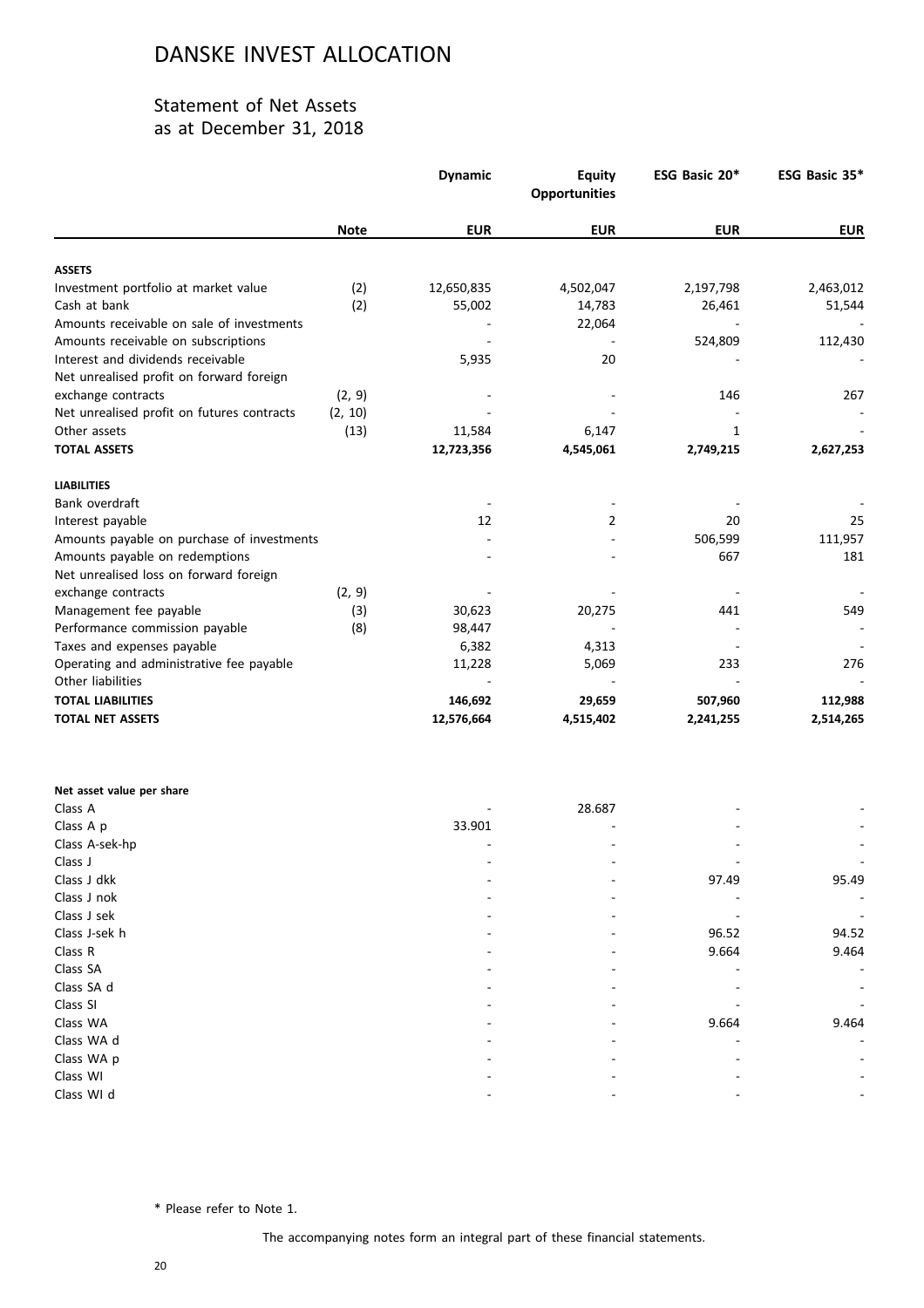# DANSKE INVEST ALLOCATION

## Statement of Net Assets
## as at December 31, 2018

| | Note | Dynamic | Equity Opportunities | ESG Basic 20* | ESG Basic 35* |
|---|---|---|---|---|---|
| | | EUR | EUR | EUR | EUR |
| **ASSETS** | | | | | |
| Investment portfolio at market value | (2) | 12,650,835 | 4,502,047 | 2,197,798 | 2,463,012 |
| Cash at bank | (2) | 55,002 | 14,783 | 26,461 | 51,544 |
| Amounts receivable on sale of investments | | - | 22,064 | - | - |
| Amounts receivable on subscriptions | | - | - | 524,809 | 112,430 |
| Interest and dividends receivable | | 5,935 | 20 | - | - |
| Net unrealised profit on forward foreign exchange contracts | (2, 9) | - | - | 146 | 267 |
| Net unrealised profit on futures contracts | (2, 10) | - | - | - | - |
| Other assets | (13) | 11,584 | 6,147 | 1 | - |
| **TOTAL ASSETS** | | **12,723,356** | **4,545,061** | **2,749,215** | **2,627,253** |
| **LIABILITIES** | | | | | |
| Bank overdraft | | - | - | - | - |
| Interest payable | | 12 | 2 | 20 | 25 |
| Amounts payable on purchase of investments | | - | - | 506,599 | 111,957 |
| Amounts payable on redemptions | | - | - | 667 | 181 |
| Net unrealised loss on forward foreign exchange contracts | (2, 9) | - | - | - | - |
| Management fee payable | (3) | 30,623 | 20,275 | 441 | 549 |
| Performance commission payable | (8) | 98,447 | - | - | - |
| Taxes and expenses payable | | 6,382 | 4,313 | - | - |
| Operating and administrative fee payable | | 11,228 | 5,069 | 233 | 276 |
| Other liabilities | | - | - | - | - |
| **TOTAL LIABILITIES** | | **146,692** | **29,659** | **507,960** | **112,988** |
| **TOTAL NET ASSETS** | | **12,576,664** | **4,515,402** | **2,241,255** | **2,514,265** |

| **Net asset value per share** | Dynamic | Equity Opportunities | ESG Basic 20* | ESG Basic 35* |
|---|---|---|---|---|
| Class A | - | 28.687 | - | - |
| Class A p | 33.901 | - | - | - |
| Class A-sek-hp | - | - | - | - |
| Class J | - | - | - | - |
| Class J dkk | - | - | 97.49 | 95.49 |
| Class J nok | - | - | - | - |
| Class J sek | - | - | - | - |
| Class J-sek h | - | - | 96.52 | 94.52 |
| Class R | - | - | 9.664 | 9.464 |
| Class SA | - | - | - | - |
| Class SA d | - | - | - | - |
| Class SI | - | - | - | - |
| Class WA | - | - | 9.664 | 9.464 |
| Class WA d | - | - | - | - |
| Class WA p | - | - | - | - |
| Class WI | - | - | - | - |
| Class WI d | - | - | - | - |

\* Please refer to Note 1.

The accompanying notes form an integral part of these financial statements.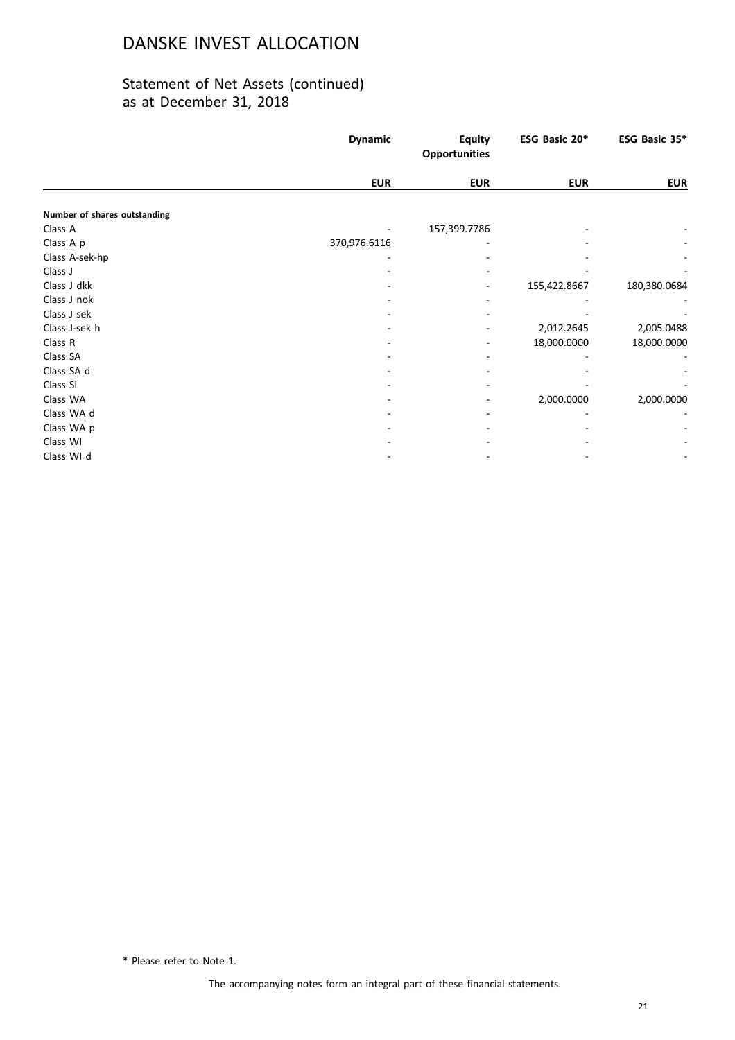# DANSKE INVEST ALLOCATION

## Statement of Net Assets (continued)
as at December 31, 2018

| | Dynamic | Equity Opportunities | ESG Basic 20* | ESG Basic 35* |
|---|---|---|---|---|
| | EUR | EUR | EUR | EUR |
| **Number of shares outstanding** | | | | |
| Class A | - | 157,399.7786 | - | - |
| Class A p | 370,976.6116 | - | - | - |
| Class A-sek-hp | - | - | - | - |
| Class J | - | - | - | - |
| Class J dkk | - | - | 155,422.8667 | 180,380.0684 |
| Class J nok | - | - | - | - |
| Class J sek | - | - | - | - |
| Class J-sek h | - | - | 2,012.2645 | 2,005.0488 |
| Class R | - | - | 18,000.0000 | 18,000.0000 |
| Class SA | - | - | - | - |
| Class SA d | - | - | - | - |
| Class SI | - | - | - | - |
| Class WA | - | - | 2,000.0000 | 2,000.0000 |
| Class WA d | - | - | - | - |
| Class WA p | - | - | - | - |
| Class WI | - | - | - | - |
| Class WI d | - | - | - | - |

\* Please refer to Note 1.

The accompanying notes form an integral part of these financial statements.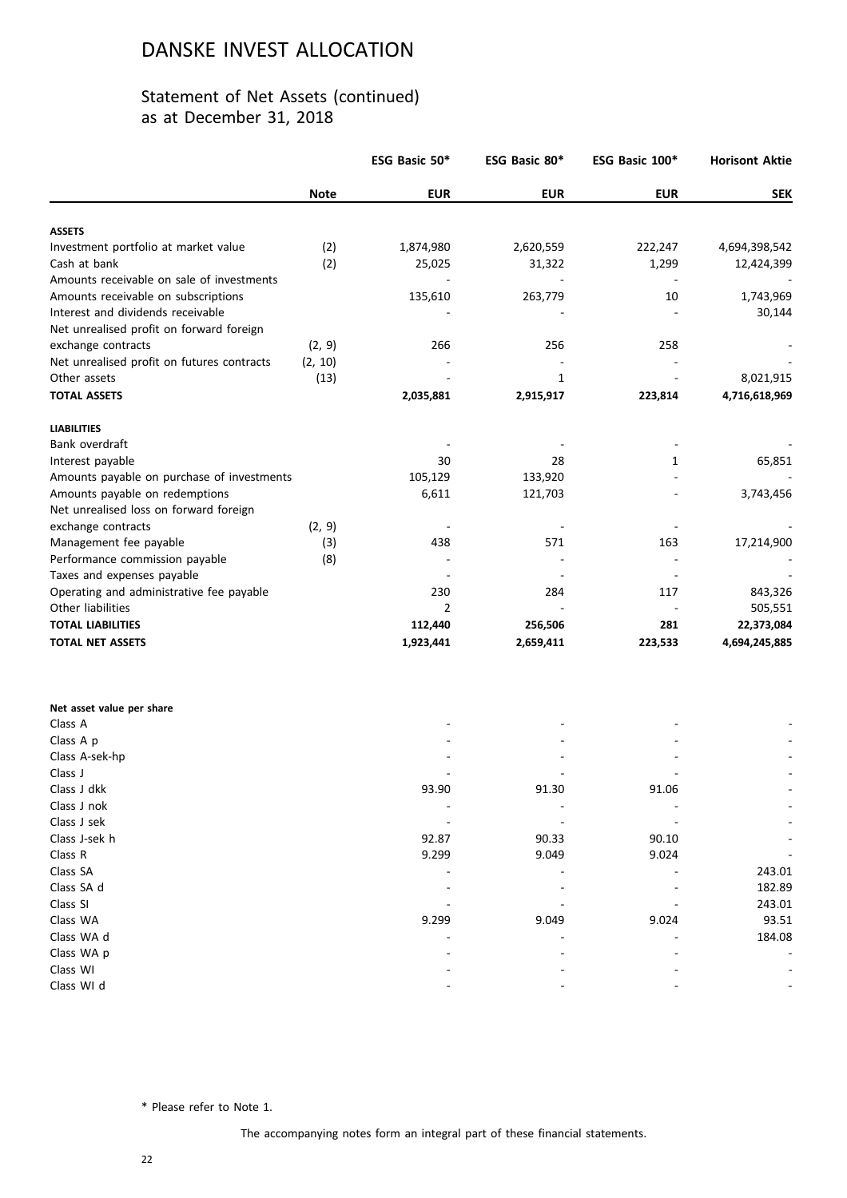# DANSKE INVEST ALLOCATION

## Statement of Net Assets (continued)
## as at December 31, 2018

| | Note | ESG Basic 50* | ESG Basic 80* | ESG Basic 100* | Horisont Aktie |
|---|---|---|---|---|---|
| | | EUR | EUR | EUR | SEK |
| **ASSETS** | | | | | |
| Investment portfolio at market value | (2) | 1,874,980 | 2,620,559 | 222,247 | 4,694,398,542 |
| Cash at bank | (2) | 25,025 | 31,322 | 1,299 | 12,424,399 |
| Amounts receivable on sale of investments | | - | - | - | - |
| Amounts receivable on subscriptions | | 135,610 | 263,779 | 10 | 1,743,969 |
| Interest and dividends receivable | | - | - | - | 30,144 |
| Net unrealised profit on forward foreign exchange contracts | (2, 9) | 266 | 256 | 258 | - |
| Net unrealised profit on futures contracts | (2, 10) | - | - | - | - |
| Other assets | (13) | - | 1 | - | 8,021,915 |
| **TOTAL ASSETS** | | **2,035,881** | **2,915,917** | **223,814** | **4,716,618,969** |
| **LIABILITIES** | | | | | |
| Bank overdraft | | - | - | - | - |
| Interest payable | | 30 | 28 | 1 | 65,851 |
| Amounts payable on purchase of investments | | 105,129 | 133,920 | - | - |
| Amounts payable on redemptions | | 6,611 | 121,703 | - | 3,743,456 |
| Net unrealised loss on forward foreign exchange contracts | (2, 9) | - | - | - | - |
| Management fee payable | (3) | 438 | 571 | 163 | 17,214,900 |
| Performance commission payable | (8) | - | - | - | - |
| Taxes and expenses payable | | - | - | - | - |
| Operating and administrative fee payable | | 230 | 284 | 117 | 843,326 |
| Other liabilities | | 2 | - | - | 505,551 |
| **TOTAL LIABILITIES** | | **112,440** | **256,506** | **281** | **22,373,084** |
| **TOTAL NET ASSETS** | | **1,923,441** | **2,659,411** | **223,533** | **4,694,245,885** |
| | | | | | |
| **Net asset value per share** | | | | | |
| Class A | | - | - | - | - |
| Class A p | | - | - | - | - |
| Class A-sek-hp | | - | - | - | - |
| Class J | | - | - | - | - |
| Class J dkk | | 93.90 | 91.30 | 91.06 | - |
| Class J nok | | - | - | - | - |
| Class J sek | | - | - | - | - |
| Class J-sek h | | 92.87 | 90.33 | 90.10 | - |
| Class R | | 9.299 | 9.049 | 9.024 | - |
| Class SA | | - | - | - | 243.01 |
| Class SA d | | - | - | - | 182.89 |
| Class SI | | - | - | - | 243.01 |
| Class WA | | 9.299 | 9.049 | 9.024 | 93.51 |
| Class WA d | | - | - | - | 184.08 |
| Class WA p | | - | - | - | - |
| Class WI | | - | - | - | - |
| Class WI d | | - | - | - | - |

\* Please refer to Note 1.

The accompanying notes form an integral part of these financial statements.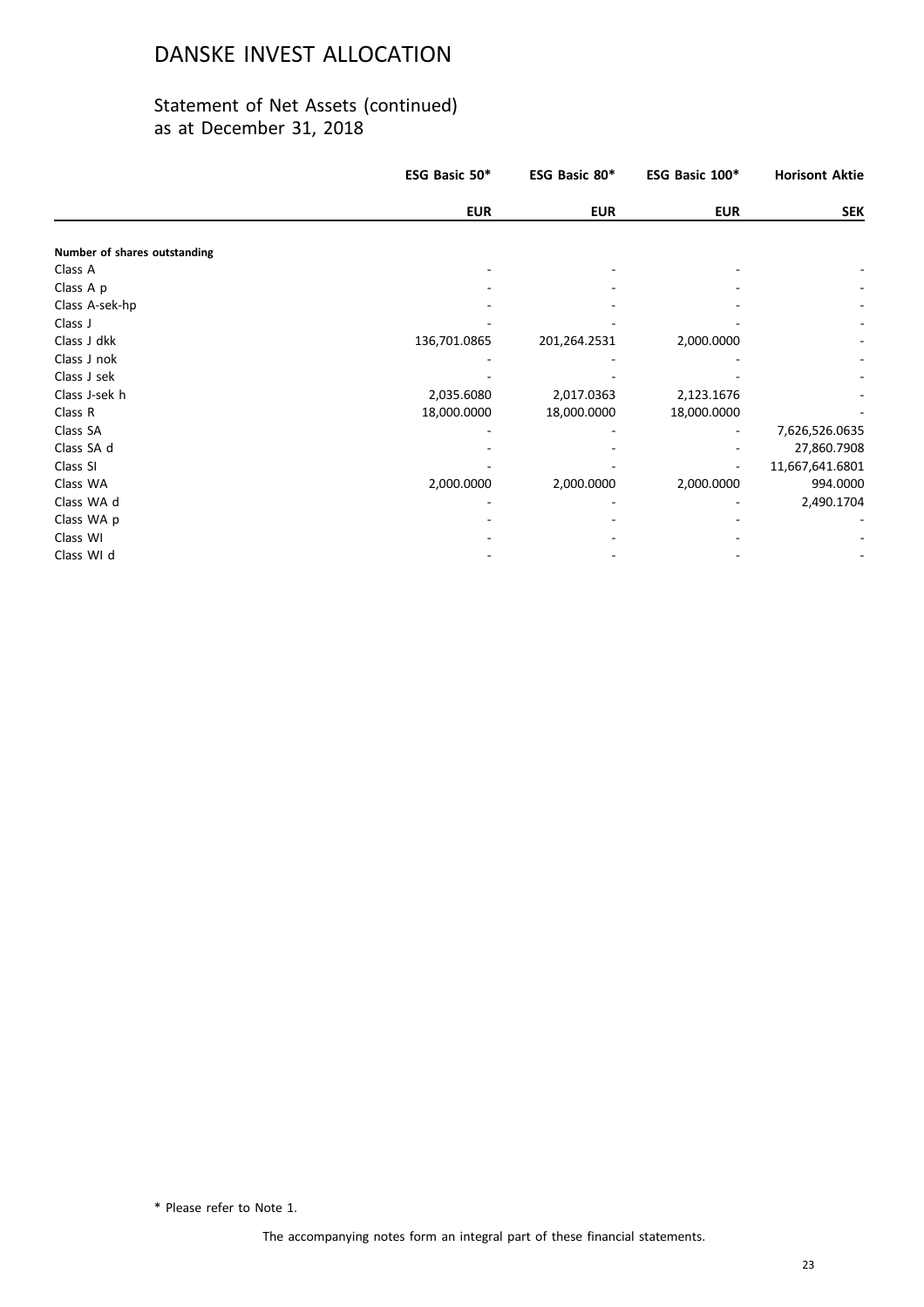# DANSKE INVEST ALLOCATION

## Statement of Net Assets (continued)
as at December 31, 2018

| | ESG Basic 50* | ESG Basic 80* | ESG Basic 100* | Horisont Aktie |
|---|---|---|---|---|
| | EUR | EUR | EUR | SEK |
| **Number of shares outstanding** | | | | |
| Class A | - | - | - | - |
| Class A p | - | - | - | - |
| Class A-sek-hp | - | - | - | - |
| Class J | - | - | - | - |
| Class J dkk | 136,701.0865 | 201,264.2531 | 2,000.0000 | - |
| Class J nok | - | - | - | - |
| Class J sek | - | - | - | - |
| Class J-sek h | 2,035.6080 | 2,017.0363 | 2,123.1676 | - |
| Class R | 18,000.0000 | 18,000.0000 | 18,000.0000 | - |
| Class SA | - | - | - | 7,626,526.0635 |
| Class SA d | - | - | - | 27,860.7908 |
| Class SI | - | - | - | 11,667,641.6801 |
| Class WA | 2,000.0000 | 2,000.0000 | 2,000.0000 | 994.0000 |
| Class WA d | - | - | - | 2,490.1704 |
| Class WA p | - | - | - | - |
| Class WI | - | - | - | - |
| Class WI d | - | - | - | - |

* Please refer to Note 1.

The accompanying notes form an integral part of these financial statements.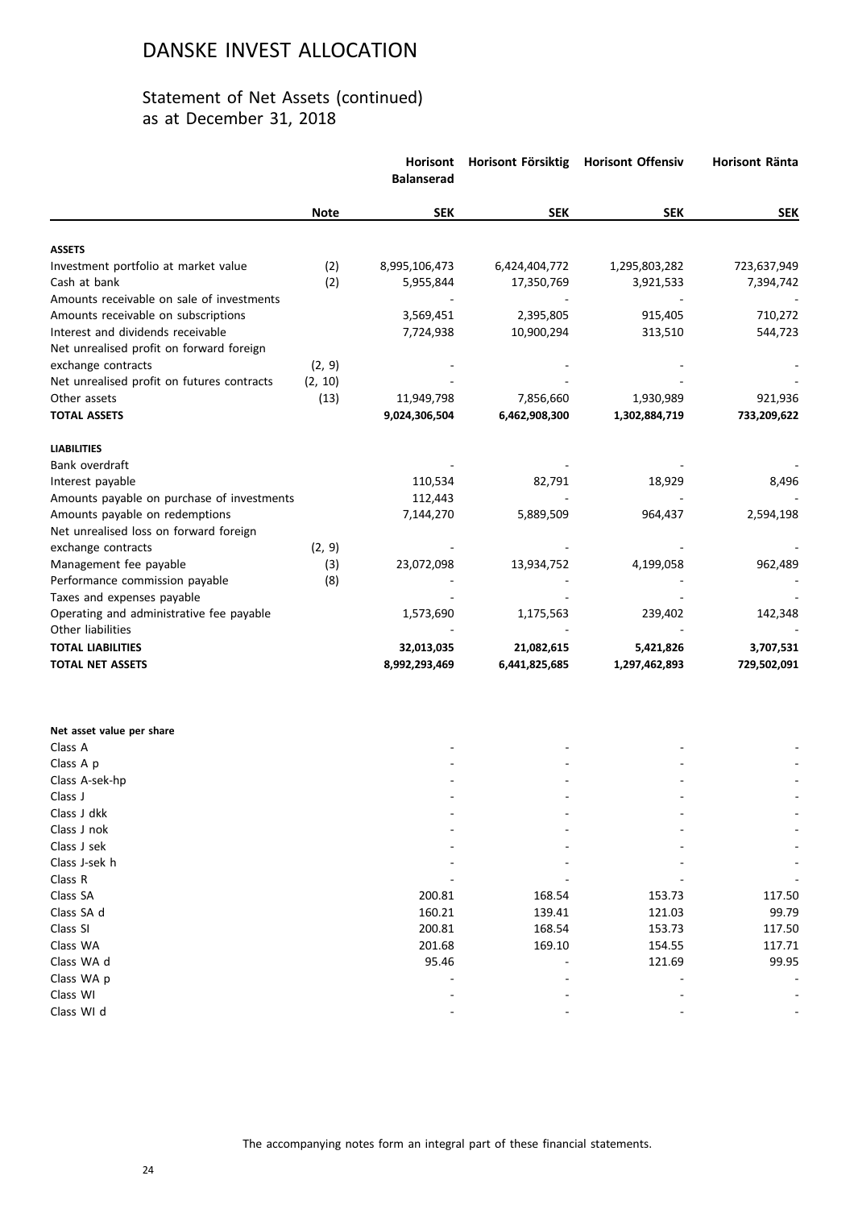# DANSKE INVEST ALLOCATION

## Statement of Net Assets (continued)
as at December 31, 2018

| | Note | Horisont Balanserad | Horisont Försiktig | Horisont Offensiv | Horisont Ränta |
|---|---|---|---|---|---|
| | | SEK | SEK | SEK | SEK |
| **ASSETS** | | | | | |
| Investment portfolio at market value | (2) | 8,995,106,473 | 6,424,404,772 | 1,295,803,282 | 723,637,949 |
| Cash at bank | (2) | 5,955,844 | 17,350,769 | 3,921,533 | 7,394,742 |
| Amounts receivable on sale of investments | | - | - | - | - |
| Amounts receivable on subscriptions | | 3,569,451 | 2,395,805 | 915,405 | 710,272 |
| Interest and dividends receivable | | 7,724,938 | 10,900,294 | 313,510 | 544,723 |
| Net unrealised profit on forward foreign exchange contracts | (2, 9) | - | - | - | - |
| Net unrealised profit on futures contracts | (2, 10) | - | - | - | - |
| Other assets | (13) | 11,949,798 | 7,856,660 | 1,930,989 | 921,936 |
| **TOTAL ASSETS** | | **9,024,306,504** | **6,462,908,300** | **1,302,884,719** | **733,209,622** |
| **LIABILITIES** | | | | | |
| Bank overdraft | | - | - | - | - |
| Interest payable | | 110,534 | 82,791 | 18,929 | 8,496 |
| Amounts payable on purchase of investments | | 112,443 | - | - | - |
| Amounts payable on redemptions | | 7,144,270 | 5,889,509 | 964,437 | 2,594,198 |
| Net unrealised loss on forward foreign exchange contracts | (2, 9) | - | - | - | - |
| Management fee payable | (3) | 23,072,098 | 13,934,752 | 4,199,058 | 962,489 |
| Performance commission payable | (8) | - | - | - | - |
| Taxes and expenses payable | | - | - | - | - |
| Operating and administrative fee payable | | 1,573,690 | 1,175,563 | 239,402 | 142,348 |
| Other liabilities | | - | - | - | - |
| **TOTAL LIABILITIES** | | **32,013,035** | **21,082,615** | **5,421,826** | **3,707,531** |
| **TOTAL NET ASSETS** | | **8,992,293,469** | **6,441,825,685** | **1,297,462,893** | **729,502,091** |
| **Net asset value per share** | | | | | |
| Class A | | - | - | - | - |
| Class A p | | - | - | - | - |
| Class A-sek-hp | | - | - | - | - |
| Class J | | - | - | - | - |
| Class J dkk | | - | - | - | - |
| Class J nok | | - | - | - | - |
| Class J sek | | - | - | - | - |
| Class J-sek h | | - | - | - | - |
| Class R | | - | - | - | - |
| Class SA | | 200.81 | 168.54 | 153.73 | 117.50 |
| Class SA d | | 160.21 | 139.41 | 121.03 | 99.79 |
| Class SI | | 200.81 | 168.54 | 153.73 | 117.50 |
| Class WA | | 201.68 | 169.10 | 154.55 | 117.71 |
| Class WA d | | 95.46 | - | 121.69 | 99.95 |
| Class WA p | | - | - | - | - |
| Class WI | | - | - | - | - |
| Class WI d | | - | - | - | - |

The accompanying notes form an integral part of these financial statements.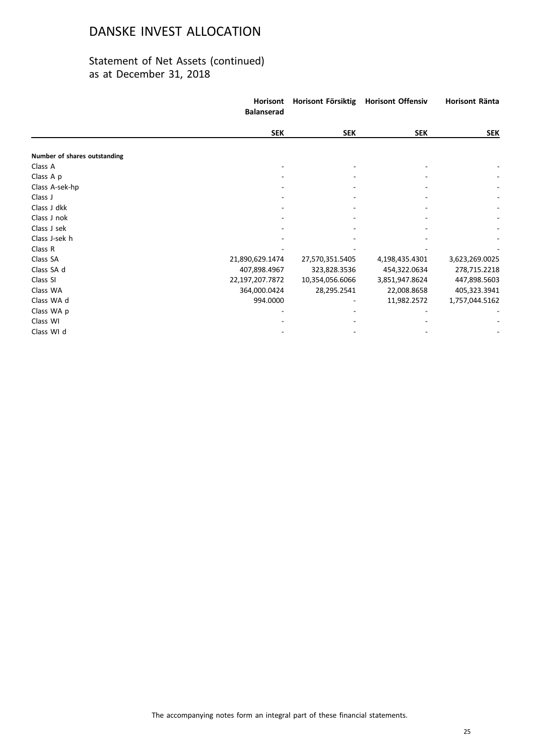# DANSKE INVEST ALLOCATION

## Statement of Net Assets (continued)
as at December 31, 2018

| | Horisont Balanserad | Horisont Försiktig | Horisont Offensiv | Horisont Ränta |
|---|---|---|---|---|
| | SEK | SEK | SEK | SEK |
| **Number of shares outstanding** | | | | |
| Class A | - | - | - | - |
| Class A p | - | - | - | - |
| Class A-sek-hp | - | - | - | - |
| Class J | - | - | - | - |
| Class J dkk | - | - | - | - |
| Class J nok | - | - | - | - |
| Class J sek | - | - | - | - |
| Class J-sek h | - | - | - | - |
| Class R | - | - | - | - |
| Class SA | 21,890,629.1474 | 27,570,351.5405 | 4,198,435.4301 | 3,623,269.0025 |
| Class SA d | 407,898.4967 | 323,828.3536 | 454,322.0634 | 278,715.2218 |
| Class SI | 22,197,207.7872 | 10,354,056.6066 | 3,851,947.8624 | 447,898.5603 |
| Class WA | 364,000.0424 | 28,295.2541 | 22,008.8658 | 405,323.3941 |
| Class WA d | 994.0000 | - | 11,982.2572 | 1,757,044.5162 |
| Class WA p | - | - | - | - |
| Class WI | - | - | - | - |
| Class WI d | - | - | - | - |

The accompanying notes form an integral part of these financial statements.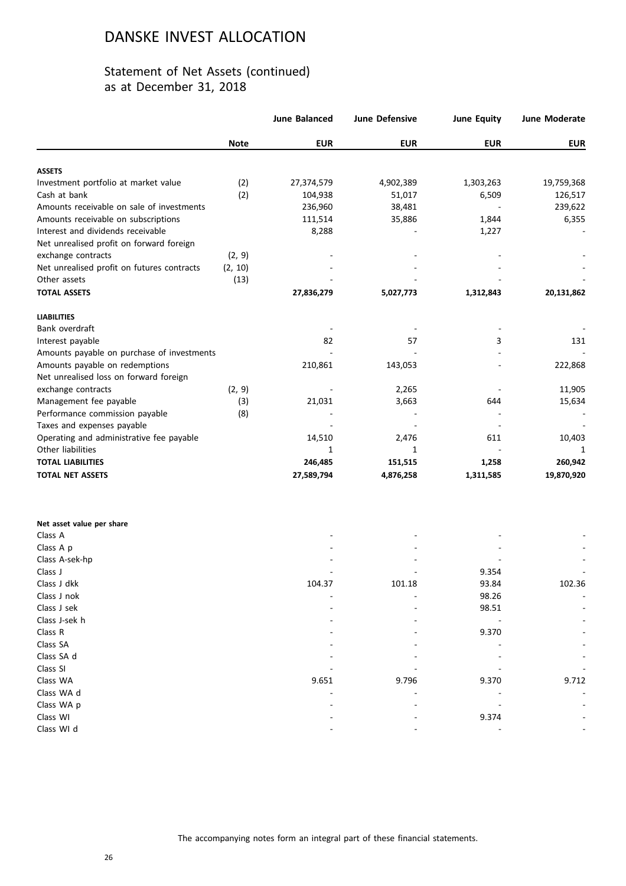# DANSKE INVEST ALLOCATION

## Statement of Net Assets (continued)
as at December 31, 2018

| | Note | June Balanced | June Defensive | June Equity | June Moderate |
|---|---|---|---|---|---|
| | | EUR | EUR | EUR | EUR |
| **ASSETS** | | | | | |
| Investment portfolio at market value | (2) | 27,374,579 | 4,902,389 | 1,303,263 | 19,759,368 |
| Cash at bank | (2) | 104,938 | 51,017 | 6,509 | 126,517 |
| Amounts receivable on sale of investments | | 236,960 | 38,481 | - | 239,622 |
| Amounts receivable on subscriptions | | 111,514 | 35,886 | 1,844 | 6,355 |
| Interest and dividends receivable | | 8,288 | - | 1,227 | - |
| Net unrealised profit on forward foreign exchange contracts | (2, 9) | - | - | - | - |
| Net unrealised profit on futures contracts | (2, 10) | - | - | - | - |
| Other assets | (13) | - | - | - | - |
| **TOTAL ASSETS** | | **27,836,279** | **5,027,773** | **1,312,843** | **20,131,862** |
| **LIABILITIES** | | | | | |
| Bank overdraft | | - | - | - | - |
| Interest payable | | 82 | 57 | 3 | 131 |
| Amounts payable on purchase of investments | | - | - | - | - |
| Amounts payable on redemptions | | 210,861 | 143,053 | - | 222,868 |
| Net unrealised loss on forward foreign exchange contracts | (2, 9) | - | 2,265 | - | 11,905 |
| Management fee payable | (3) | 21,031 | 3,663 | 644 | 15,634 |
| Performance commission payable | (8) | - | - | - | - |
| Taxes and expenses payable | | - | - | - | - |
| Operating and administrative fee payable | | 14,510 | 2,476 | 611 | 10,403 |
| Other liabilities | | 1 | 1 | - | 1 |
| **TOTAL LIABILITIES** | | **246,485** | **151,515** | **1,258** | **260,942** |
| **TOTAL NET ASSETS** | | **27,589,794** | **4,876,258** | **1,311,585** | **19,870,920** |

| **Net asset value per share** | June Balanced | June Defensive | June Equity | June Moderate |
|---|---|---|---|---|
| Class A | - | - | - | - |
| Class A p | - | - | - | - |
| Class A-sek-hp | - | - | - | - |
| Class J | - | - | 9.354 | - |
| Class J dkk | 104.37 | 101.18 | 93.84 | 102.36 |
| Class J nok | - | - | 98.26 | - |
| Class J sek | - | - | 98.51 | - |
| Class J-sek h | - | - | - | - |
| Class R | - | - | 9.370 | - |
| Class SA | - | - | - | - |
| Class SA d | - | - | - | - |
| Class SI | - | - | - | - |
| Class WA | 9.651 | 9.796 | 9.370 | 9.712 |
| Class WA d | - | - | - | - |
| Class WA p | - | - | - | - |
| Class WI | - | - | 9.374 | - |
| Class WI d | - | - | - | - |

The accompanying notes form an integral part of these financial statements.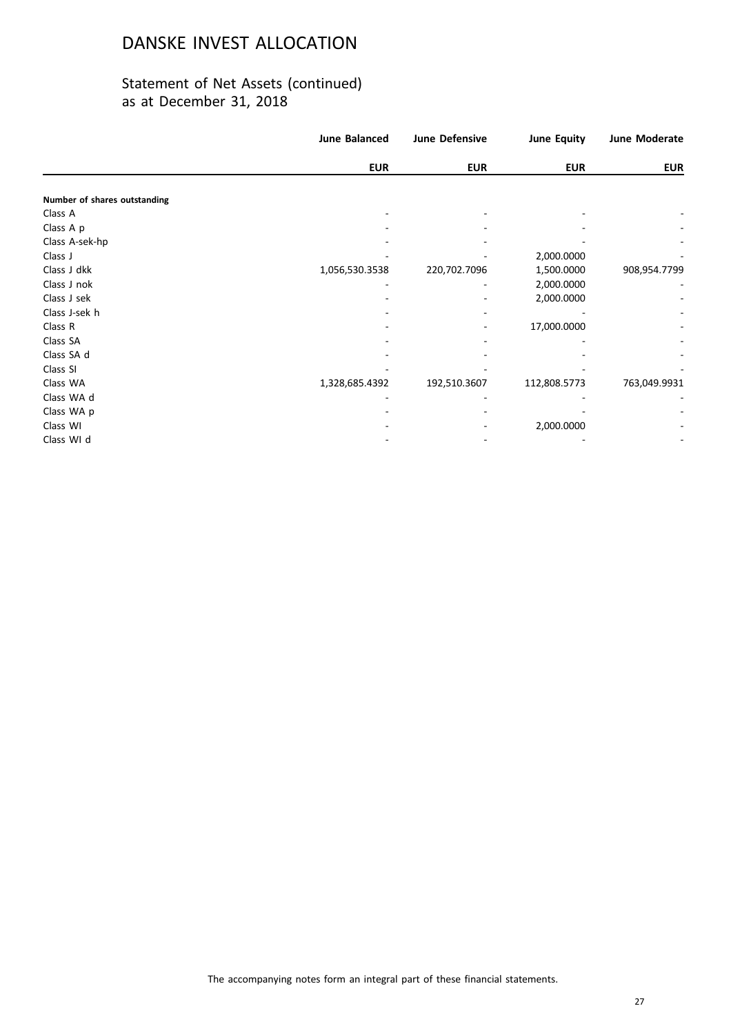# DANSKE INVEST ALLOCATION

## Statement of Net Assets (continued)
as at December 31, 2018

| | June Balanced | June Defensive | June Equity | June Moderate |
|---|---|---|---|---|
| | EUR | EUR | EUR | EUR |
| **Number of shares outstanding** | | | | |
| Class A | - | - | - | - |
| Class A p | - | - | - | - |
| Class A-sek-hp | - | - | - | - |
| Class J | - | - | 2,000.0000 | - |
| Class J dkk | 1,056,530.3538 | 220,702.7096 | 1,500.0000 | 908,954.7799 |
| Class J nok | - | - | 2,000.0000 | - |
| Class J sek | - | - | 2,000.0000 | - |
| Class J-sek h | - | - | - | - |
| Class R | - | - | 17,000.0000 | - |
| Class SA | - | - | - | - |
| Class SA d | - | - | - | - |
| Class SI | - | - | - | - |
| Class WA | 1,328,685.4392 | 192,510.3607 | 112,808.5773 | 763,049.9931 |
| Class WA d | - | - | - | - |
| Class WA p | - | - | - | - |
| Class WI | - | - | 2,000.0000 | - |
| Class WI d | - | - | - | - |

The accompanying notes form an integral part of these financial statements.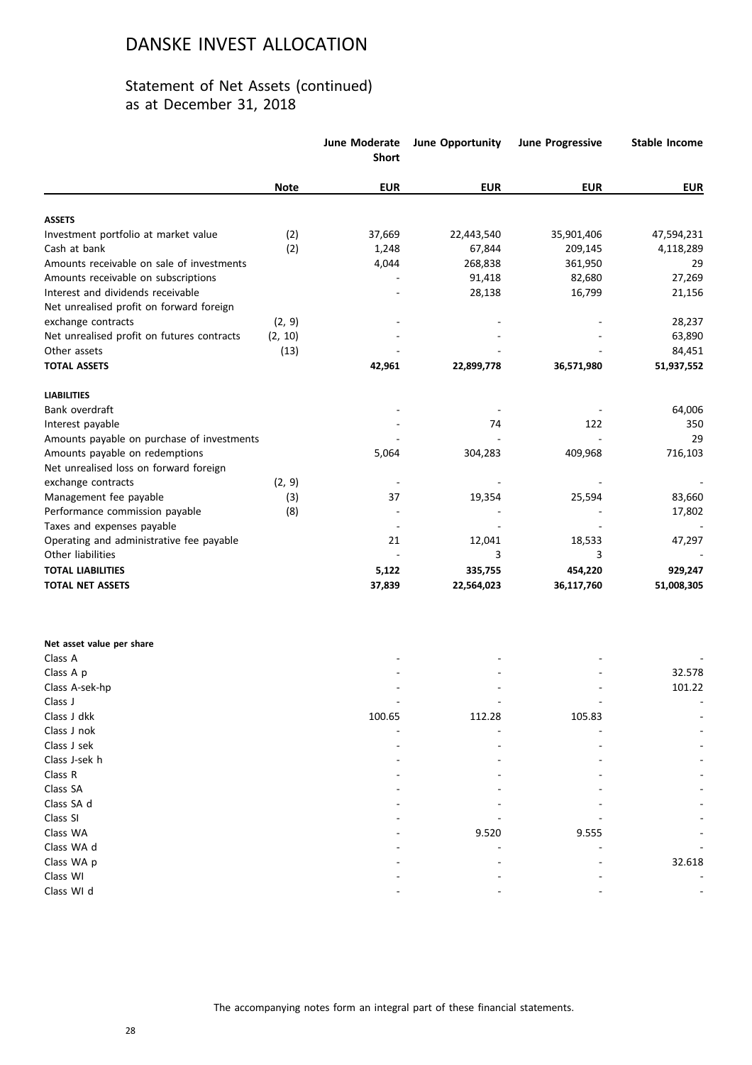# DANSKE INVEST ALLOCATION

## Statement of Net Assets (continued)
as at December 31, 2018

| | Note | June Moderate Short | June Opportunity | June Progressive | Stable Income |
|---|---|---|---|---|---|
| | | EUR | EUR | EUR | EUR |
| **ASSETS** | | | | | |
| Investment portfolio at market value | (2) | 37,669 | 22,443,540 | 35,901,406 | 47,594,231 |
| Cash at bank | (2) | 1,248 | 67,844 | 209,145 | 4,118,289 |
| Amounts receivable on sale of investments | | 4,044 | 268,838 | 361,950 | 29 |
| Amounts receivable on subscriptions | | - | 91,418 | 82,680 | 27,269 |
| Interest and dividends receivable | | - | 28,138 | 16,799 | 21,156 |
| Net unrealised profit on forward foreign exchange contracts | (2, 9) | - | - | - | 28,237 |
| Net unrealised profit on futures contracts | (2, 10) | - | - | - | 63,890 |
| Other assets | (13) | - | - | - | 84,451 |
| **TOTAL ASSETS** | | **42,961** | **22,899,778** | **36,571,980** | **51,937,552** |
| **LIABILITIES** | | | | | |
| Bank overdraft | | - | - | - | 64,006 |
| Interest payable | | - | 74 | 122 | 350 |
| Amounts payable on purchase of investments | | - | - | - | 29 |
| Amounts payable on redemptions | | 5,064 | 304,283 | 409,968 | 716,103 |
| Net unrealised loss on forward foreign exchange contracts | (2, 9) | - | - | - | - |
| Management fee payable | (3) | 37 | 19,354 | 25,594 | 83,660 |
| Performance commission payable | (8) | - | - | - | 17,802 |
| Taxes and expenses payable | | - | - | - | - |
| Operating and administrative fee payable | | 21 | 12,041 | 18,533 | 47,297 |
| Other liabilities | | - | 3 | 3 | - |
| **TOTAL LIABILITIES** | | **5,122** | **335,755** | **454,220** | **929,247** |
| **TOTAL NET ASSETS** | | **37,839** | **22,564,023** | **36,117,760** | **51,008,305** |
| | | | | | |
| **Net asset value per share** | | | | | |
| Class A | | - | - | - | - |
| Class A p | | - | - | - | 32.578 |
| Class A-sek-hp | | - | - | - | 101.22 |
| Class J | | - | - | - | - |
| Class J dkk | | 100.65 | 112.28 | 105.83 | - |
| Class J nok | | - | - | - | - |
| Class J sek | | - | - | - | - |
| Class J-sek h | | - | - | - | - |
| Class R | | - | - | - | - |
| Class SA | | - | - | - | - |
| Class SA d | | - | - | - | - |
| Class SI | | - | - | - | - |
| Class WA | | - | 9.520 | 9.555 | - |
| Class WA d | | - | - | - | - |
| Class WA p | | - | - | - | 32.618 |
| Class WI | | - | - | - | - |
| Class WI d | | - | - | - | - |

The accompanying notes form an integral part of these financial statements.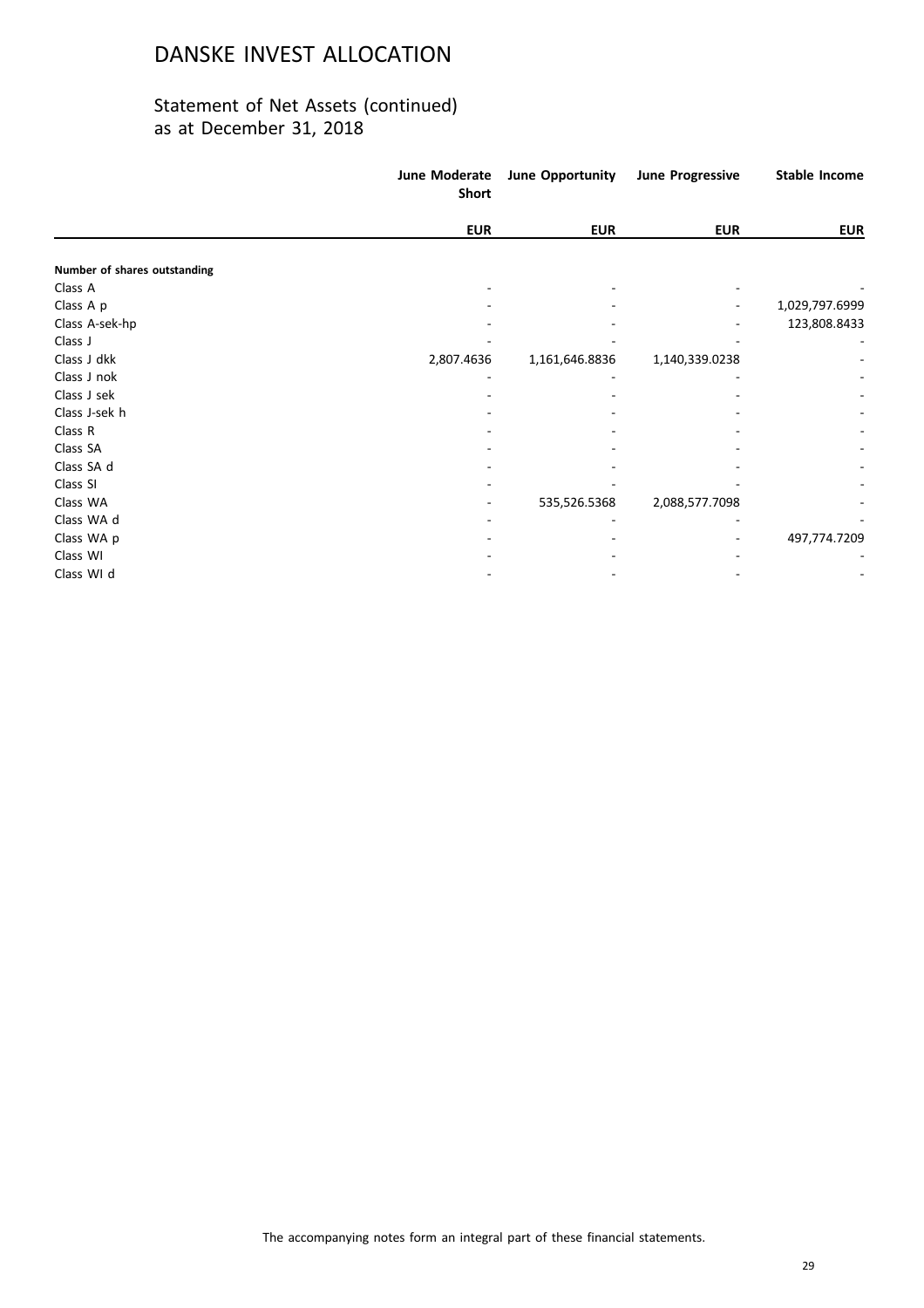# DANSKE INVEST ALLOCATION

## Statement of Net Assets (continued)
as at December 31, 2018

| | June Moderate Short | June Opportunity | June Progressive | Stable Income |
|---|---|---|---|---|
| | EUR | EUR | EUR | EUR |
| **Number of shares outstanding** | | | | |
| Class A | - | - | - | - |
| Class A p | - | - | - | 1,029,797.6999 |
| Class A-sek-hp | - | - | - | 123,808.8433 |
| Class J | - | - | - | - |
| Class J dkk | 2,807.4636 | 1,161,646.8836 | 1,140,339.0238 | - |
| Class J nok | - | - | - | - |
| Class J sek | - | - | - | - |
| Class J-sek h | - | - | - | - |
| Class R | - | - | - | - |
| Class SA | - | - | - | - |
| Class SA d | - | - | - | - |
| Class SI | - | - | - | - |
| Class WA | - | 535,526.5368 | 2,088,577.7098 | - |
| Class WA d | - | - | - | - |
| Class WA p | - | - | - | 497,774.7209 |
| Class WI | - | - | - | - |
| Class WI d | - | - | - | - |

The accompanying notes form an integral part of these financial statements.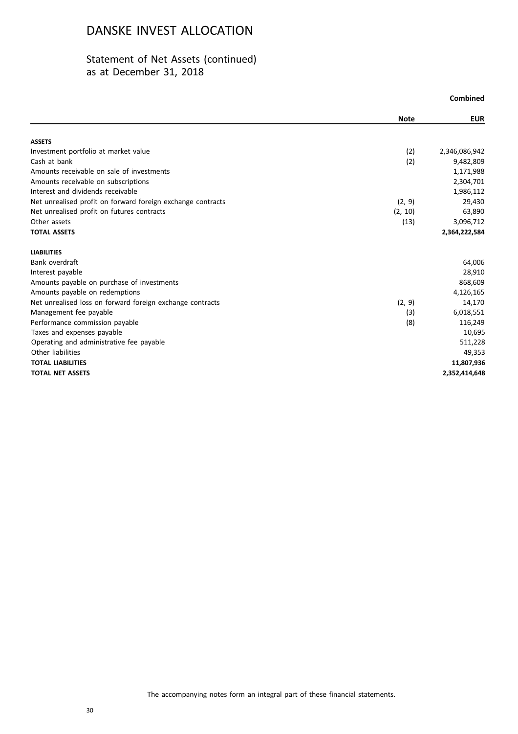# DANSKE INVEST ALLOCATION

## Statement of Net Assets (continued)
as at December 31, 2018

| | | Combined |
|---|---|---|
| | **Note** | **EUR** |
| **ASSETS** | | |
| Investment portfolio at market value | (2) | 2,346,086,942 |
| Cash at bank | (2) | 9,482,809 |
| Amounts receivable on sale of investments | | 1,171,988 |
| Amounts receivable on subscriptions | | 2,304,701 |
| Interest and dividends receivable | | 1,986,112 |
| Net unrealised profit on forward foreign exchange contracts | (2, 9) | 29,430 |
| Net unrealised profit on futures contracts | (2, 10) | 63,890 |
| Other assets | (13) | 3,096,712 |
| **TOTAL ASSETS** | | **2,364,222,584** |
| **LIABILITIES** | | |
| Bank overdraft | | 64,006 |
| Interest payable | | 28,910 |
| Amounts payable on purchase of investments | | 868,609 |
| Amounts payable on redemptions | | 4,126,165 |
| Net unrealised loss on forward foreign exchange contracts | (2, 9) | 14,170 |
| Management fee payable | (3) | 6,018,551 |
| Performance commission payable | (8) | 116,249 |
| Taxes and expenses payable | | 10,695 |
| Operating and administrative fee payable | | 511,228 |
| Other liabilities | | 49,353 |
| **TOTAL LIABILITIES** | | **11,807,936** |
| **TOTAL NET ASSETS** | | **2,352,414,648** |

The accompanying notes form an integral part of these financial statements.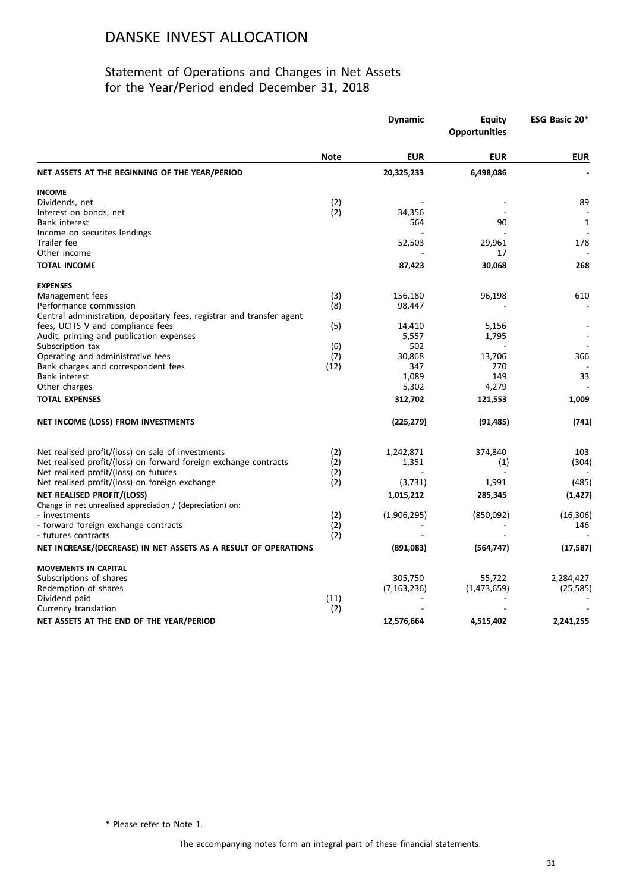# DANSKE INVEST ALLOCATION

## Statement of Operations and Changes in Net Assets for the Year/Period ended December 31, 2018

| | Note | Dynamic | Equity Opportunities | ESG Basic 20* |
|---|---|---|---|---|
| | | **EUR** | **EUR** | **EUR** |
| **NET ASSETS AT THE BEGINNING OF THE YEAR/PERIOD** | | **20,325,233** | **6,498,086** | **-** |
| **INCOME** | | | | |
| Dividends, net | (2) | - | - | 89 |
| Interest on bonds, net | (2) | 34,356 | - | - |
| Bank interest | | 564 | 90 | 1 |
| Income on securites lendings | | - | - | - |
| Trailer fee | | 52,503 | 29,961 | 178 |
| Other income | | - | 17 | - |
| **TOTAL INCOME** | | **87,423** | **30,068** | **268** |
| **EXPENSES** | | | | |
| Management fees | (3) | 156,180 | 96,198 | 610 |
| Performance commission | (8) | 98,447 | - | - |
| Central administration, depositary fees, registrar and transfer agent fees, UCITS V and compliance fees | (5) | 14,410 | 5,156 | - |
| Audit, printing and publication expenses | | 5,557 | 1,795 | - |
| Subscription tax | (6) | 502 | - | - |
| Operating and administrative fees | (7) | 30,868 | 13,706 | 366 |
| Bank charges and correspondent fees | (12) | 347 | 270 | - |
| Bank interest | | 1,089 | 149 | 33 |
| Other charges | | 5,302 | 4,279 | - |
| **TOTAL EXPENSES** | | **312,702** | **121,553** | **1,009** |
| **NET INCOME (LOSS) FROM INVESTMENTS** | | **(225,279)** | **(91,485)** | **(741)** |
| Net realised profit/(loss) on sale of investments | (2) | 1,242,871 | 374,840 | 103 |
| Net realised profit/(loss) on forward foreign exchange contracts | (2) | 1,351 | (1) | (304) |
| Net realised profit/(loss) on futures | (2) | - | - | - |
| Net realised profit/(loss) on foreign exchange | (2) | (3,731) | 1,991 | (485) |
| **NET REALISED PROFIT/(LOSS)** | | **1,015,212** | **285,345** | **(1,427)** |
| Change in net unrealised appreciation / (depreciation) on: | | | | |
| - investments | (2) | (1,906,295) | (850,092) | (16,306) |
| - forward foreign exchange contracts | (2) | - | - | 146 |
| - futures contracts | (2) | - | - | - |
| **NET INCREASE/(DECREASE) IN NET ASSETS AS A RESULT OF OPERATIONS** | | **(891,083)** | **(564,747)** | **(17,587)** |
| **MOVEMENTS IN CAPITAL** | | | | |
| Subscriptions of shares | | 305,750 | 55,722 | 2,284,427 |
| Redemption of shares | | (7,163,236) | (1,473,659) | (25,585) |
| Dividend paid | (11) | - | - | - |
| Currency translation | (2) | - | - | - |
| **NET ASSETS AT THE END OF THE YEAR/PERIOD** | | **12,576,664** | **4,515,402** | **2,241,255** |

\* Please refer to Note 1.

The accompanying notes form an integral part of these financial statements.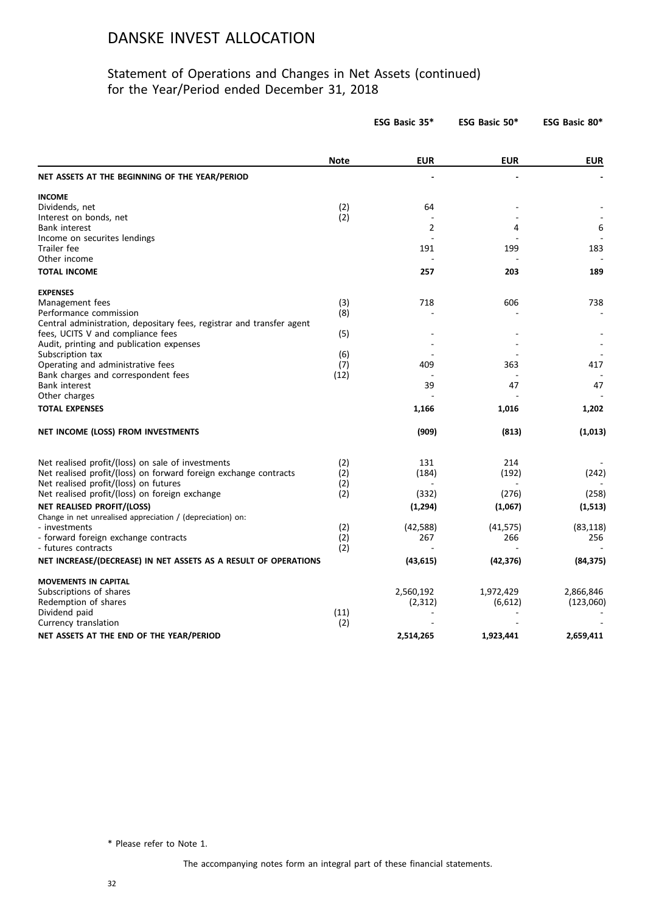# DANSKE INVEST ALLOCATION

## Statement of Operations and Changes in Net Assets (continued) for the Year/Period ended December 31, 2018

| | Note | ESG Basic 35* | ESG Basic 50* | ESG Basic 80* |
|---|---|---|---|---|
| | | **EUR** | **EUR** | **EUR** |
| **NET ASSETS AT THE BEGINNING OF THE YEAR/PERIOD** | | - | - | - |
| **INCOME** | | | | |
| Dividends, net | (2) | 64 | - | - |
| Interest on bonds, net | (2) | - | - | - |
| Bank interest | | 2 | 4 | 6 |
| Income on securites lendings | | - | - | - |
| Trailer fee | | 191 | 199 | 183 |
| Other income | | - | - | - |
| **TOTAL INCOME** | | **257** | **203** | **189** |
| **EXPENSES** | | | | |
| Management fees | (3) | 718 | 606 | 738 |
| Performance commission | (8) | - | - | - |
| Central administration, depositary fees, registrar and transfer agent fees, UCITS V and compliance fees | (5) | - | - | - |
| Audit, printing and publication expenses | | - | - | - |
| Subscription tax | (6) | - | - | - |
| Operating and administrative fees | (7) | 409 | 363 | 417 |
| Bank charges and correspondent fees | (12) | - | - | - |
| Bank interest | | 39 | 47 | 47 |
| Other charges | | - | - | - |
| **TOTAL EXPENSES** | | **1,166** | **1,016** | **1,202** |
| **NET INCOME (LOSS) FROM INVESTMENTS** | | **(909)** | **(813)** | **(1,013)** |
| Net realised profit/(loss) on sale of investments | (2) | 131 | 214 | - |
| Net realised profit/(loss) on forward foreign exchange contracts | (2) | (184) | (192) | (242) |
| Net realised profit/(loss) on futures | (2) | - | - | - |
| Net realised profit/(loss) on foreign exchange | (2) | (332) | (276) | (258) |
| **NET REALISED PROFIT/(LOSS)** | | **(1,294)** | **(1,067)** | **(1,513)** |
| Change in net unrealised appreciation / (depreciation) on: | | | | |
| - investments | (2) | (42,588) | (41,575) | (83,118) |
| - forward foreign exchange contracts | (2) | 267 | 266 | 256 |
| - futures contracts | (2) | - | - | - |
| **NET INCREASE/(DECREASE) IN NET ASSETS AS A RESULT OF OPERATIONS** | | **(43,615)** | **(42,376)** | **(84,375)** |
| **MOVEMENTS IN CAPITAL** | | | | |
| Subscriptions of shares | | 2,560,192 | 1,972,429 | 2,866,846 |
| Redemption of shares | | (2,312) | (6,612) | (123,060) |
| Dividend paid | (11) | - | - | - |
| Currency translation | (2) | - | - | - |
| **NET ASSETS AT THE END OF THE YEAR/PERIOD** | | **2,514,265** | **1,923,441** | **2,659,411** |

\* Please refer to Note 1.

The accompanying notes form an integral part of these financial statements.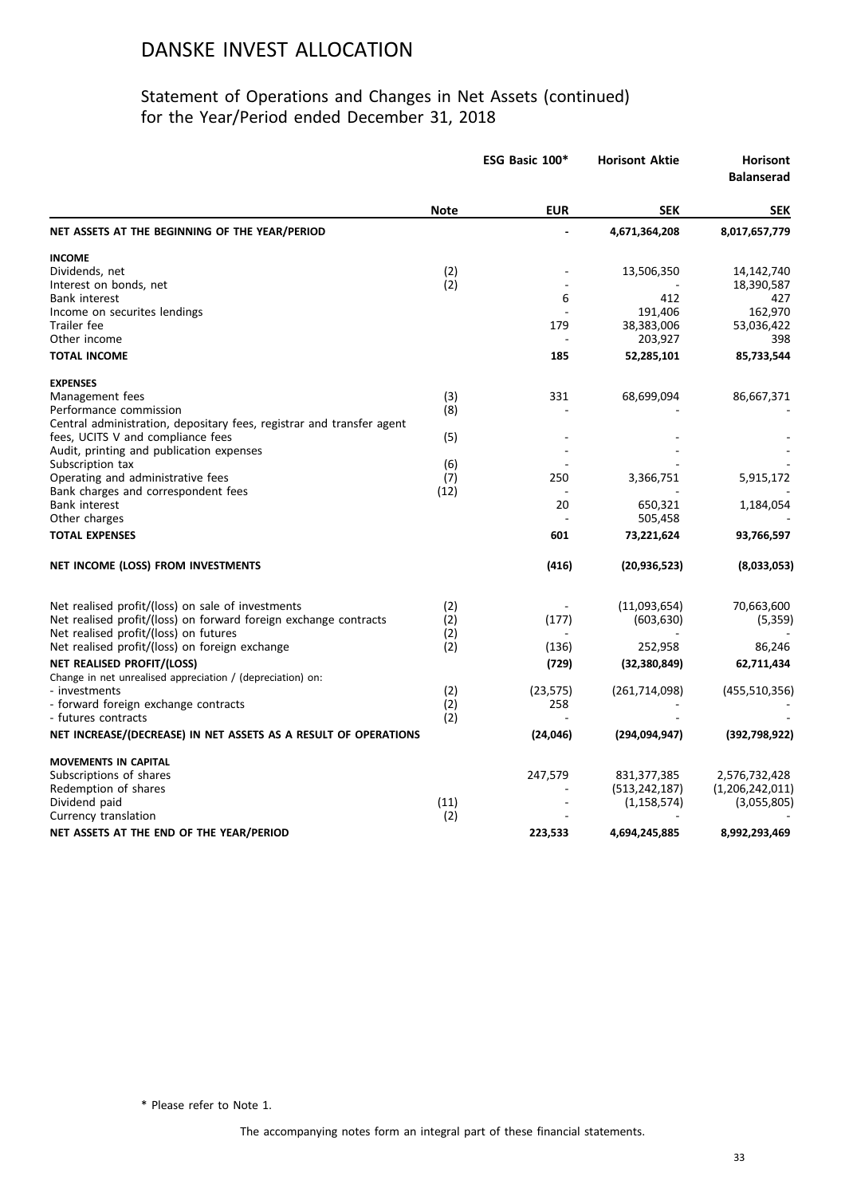# DANSKE INVEST ALLOCATION

## Statement of Operations and Changes in Net Assets (continued)
## for the Year/Period ended December 31, 2018

| | Note | ESG Basic 100* | Horisont Aktie | Horisont Balanserad |
|---|---|---|---|---|
| | | **EUR** | **SEK** | **SEK** |
| **NET ASSETS AT THE BEGINNING OF THE YEAR/PERIOD** | | - | **4,671,364,208** | **8,017,657,779** |
| **INCOME** | | | | |
| Dividends, net | (2) | - | 13,506,350 | 14,142,740 |
| Interest on bonds, net | (2) | - | - | 18,390,587 |
| Bank interest | | 6 | 412 | 427 |
| Income on securites lendings | | - | 191,406 | 162,970 |
| Trailer fee | | 179 | 38,383,006 | 53,036,422 |
| Other income | | - | 203,927 | 398 |
| **TOTAL INCOME** | | **185** | **52,285,101** | **85,733,544** |
| **EXPENSES** | | | | |
| Management fees | (3) | 331 | 68,699,094 | 86,667,371 |
| Performance commission | (8) | - | - | - |
| Central administration, depositary fees, registrar and transfer agent fees, UCITS V and compliance fees | (5) | - | - | - |
| Audit, printing and publication expenses | | - | - | - |
| Subscription tax | (6) | - | - | - |
| Operating and administrative fees | (7) | 250 | 3,366,751 | 5,915,172 |
| Bank charges and correspondent fees | (12) | - | - | - |
| Bank interest | | 20 | 650,321 | 1,184,054 |
| Other charges | | - | 505,458 | - |
| **TOTAL EXPENSES** | | **601** | **73,221,624** | **93,766,597** |
| **NET INCOME (LOSS) FROM INVESTMENTS** | | **(416)** | **(20,936,523)** | **(8,033,053)** |
| Net realised profit/(loss) on sale of investments | (2) | - | (11,093,654) | 70,663,600 |
| Net realised profit/(loss) on forward foreign exchange contracts | (2) | (177) | (603,630) | (5,359) |
| Net realised profit/(loss) on futures | (2) | - | - | - |
| Net realised profit/(loss) on foreign exchange | (2) | (136) | 252,958 | 86,246 |
| **NET REALISED PROFIT/(LOSS)** | | **(729)** | **(32,380,849)** | **62,711,434** |
| Change in net unrealised appreciation / (depreciation) on: | | | | |
| - investments | (2) | (23,575) | (261,714,098) | (455,510,356) |
| - forward foreign exchange contracts | (2) | 258 | - | - |
| - futures contracts | (2) | - | - | - |
| **NET INCREASE/(DECREASE) IN NET ASSETS AS A RESULT OF OPERATIONS** | | **(24,046)** | **(294,094,947)** | **(392,798,922)** |
| **MOVEMENTS IN CAPITAL** | | | | |
| Subscriptions of shares | | 247,579 | 831,377,385 | 2,576,732,428 |
| Redemption of shares | | - | (513,242,187) | (1,206,242,011) |
| Dividend paid | (11) | - | (1,158,574) | (3,055,805) |
| Currency translation | (2) | - | - | - |
| **NET ASSETS AT THE END OF THE YEAR/PERIOD** | | **223,533** | **4,694,245,885** | **8,992,293,469** |

\* Please refer to Note 1.

The accompanying notes form an integral part of these financial statements.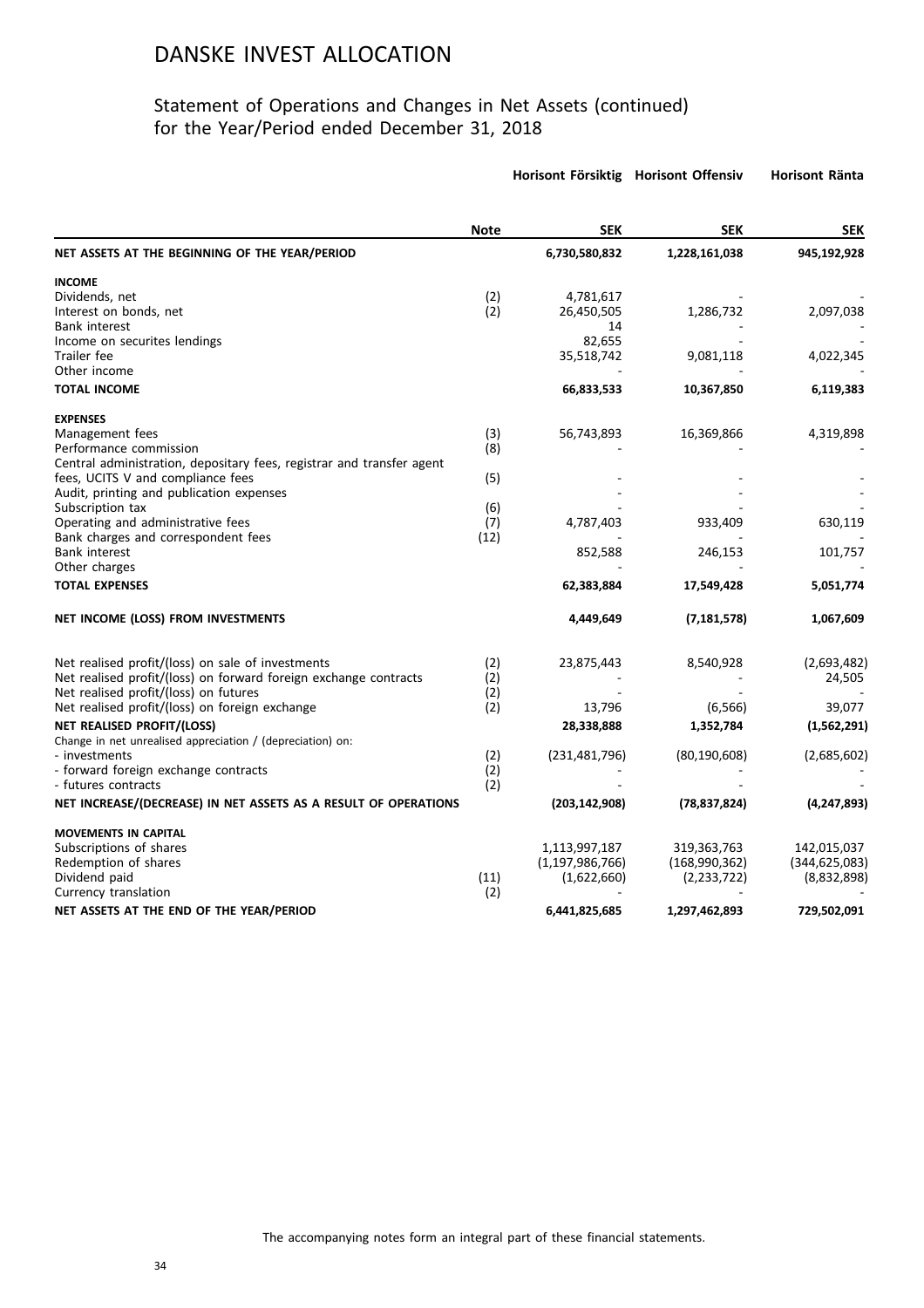# DANSKE INVEST ALLOCATION

## Statement of Operations and Changes in Net Assets (continued) for the Year/Period ended December 31, 2018

| | Note | Horisont Försiktig | Horisont Offensiv | Horisont Ränta |
|---|---|---|---|---|
| | | **SEK** | **SEK** | **SEK** |
| **NET ASSETS AT THE BEGINNING OF THE YEAR/PERIOD** | | **6,730,580,832** | **1,228,161,038** | **945,192,928** |
| **INCOME** | | | | |
| Dividends, net | (2) | 4,781,617 | - | - |
| Interest on bonds, net | (2) | 26,450,505 | 1,286,732 | 2,097,038 |
| Bank interest | | 14 | - | - |
| Income on securites lendings | | 82,655 | - | - |
| Trailer fee | | 35,518,742 | 9,081,118 | 4,022,345 |
| Other income | | - | - | - |
| **TOTAL INCOME** | | **66,833,533** | **10,367,850** | **6,119,383** |
| **EXPENSES** | | | | |
| Management fees | (3) | 56,743,893 | 16,369,866 | 4,319,898 |
| Performance commission | (8) | - | - | - |
| Central administration, depositary fees, registrar and transfer agent fees, UCITS V and compliance fees | (5) | - | - | - |
| Audit, printing and publication expenses | | - | - | - |
| Subscription tax | (6) | - | - | - |
| Operating and administrative fees | (7) | 4,787,403 | 933,409 | 630,119 |
| Bank charges and correspondent fees | (12) | - | - | - |
| Bank interest | | 852,588 | 246,153 | 101,757 |
| Other charges | | - | - | - |
| **TOTAL EXPENSES** | | **62,383,884** | **17,549,428** | **5,051,774** |
| **NET INCOME (LOSS) FROM INVESTMENTS** | | **4,449,649** | **(7,181,578)** | **1,067,609** |
| Net realised profit/(loss) on sale of investments | (2) | 23,875,443 | 8,540,928 | (2,693,482) |
| Net realised profit/(loss) on forward foreign exchange contracts | (2) | - | - | 24,505 |
| Net realised profit/(loss) on futures | (2) | - | - | - |
| Net realised profit/(loss) on foreign exchange | (2) | 13,796 | (6,566) | 39,077 |
| **NET REALISED PROFIT/(LOSS)** | | **28,338,888** | **1,352,784** | **(1,562,291)** |
| Change in net unrealised appreciation / (depreciation) on: | | | | |
| - investments | (2) | (231,481,796) | (80,190,608) | (2,685,602) |
| - forward foreign exchange contracts | (2) | - | - | - |
| - futures contracts | (2) | - | - | - |
| **NET INCREASE/(DECREASE) IN NET ASSETS AS A RESULT OF OPERATIONS** | | **(203,142,908)** | **(78,837,824)** | **(4,247,893)** |
| **MOVEMENTS IN CAPITAL** | | | | |
| Subscriptions of shares | | 1,113,997,187 | 319,363,763 | 142,015,037 |
| Redemption of shares | | (1,197,986,766) | (168,990,362) | (344,625,083) |
| Dividend paid | (11) | (1,622,660) | (2,233,722) | (8,832,898) |
| Currency translation | (2) | - | - | - |
| **NET ASSETS AT THE END OF THE YEAR/PERIOD** | | **6,441,825,685** | **1,297,462,893** | **729,502,091** |

The accompanying notes form an integral part of these financial statements.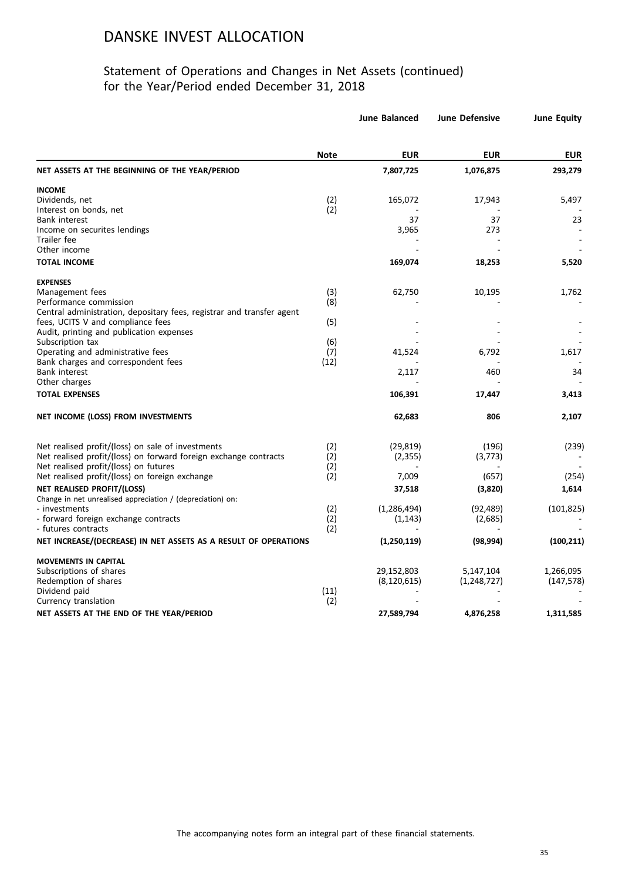# DANSKE INVEST ALLOCATION

## Statement of Operations and Changes in Net Assets (continued) for the Year/Period ended December 31, 2018

| | Note | June Balanced EUR | June Defensive EUR | June Equity EUR |
|---|---|---|---|---|
| **NET ASSETS AT THE BEGINNING OF THE YEAR/PERIOD** | | **7,807,725** | **1,076,875** | **293,279** |
| **INCOME** | | | | |
| Dividends, net | (2) | 165,072 | 17,943 | 5,497 |
| Interest on bonds, net | (2) | - | - | - |
| Bank interest | | 37 | 37 | 23 |
| Income on securites lendings | | 3,965 | 273 | - |
| Trailer fee | | - | - | - |
| Other income | | - | - | - |
| **TOTAL INCOME** | | **169,074** | **18,253** | **5,520** |
| **EXPENSES** | | | | |
| Management fees | (3) | 62,750 | 10,195 | 1,762 |
| Performance commission | (8) | - | - | - |
| Central administration, depositary fees, registrar and transfer agent fees, UCITS V and compliance fees | (5) | - | - | - |
| Audit, printing and publication expenses | | - | - | - |
| Subscription tax | (6) | - | - | - |
| Operating and administrative fees | (7) | 41,524 | 6,792 | 1,617 |
| Bank charges and correspondent fees | (12) | - | - | - |
| Bank interest | | 2,117 | 460 | 34 |
| Other charges | | - | - | - |
| **TOTAL EXPENSES** | | **106,391** | **17,447** | **3,413** |
| **NET INCOME (LOSS) FROM INVESTMENTS** | | **62,683** | **806** | **2,107** |
| Net realised profit/(loss) on sale of investments | (2) | (29,819) | (196) | (239) |
| Net realised profit/(loss) on forward foreign exchange contracts | (2) | (2,355) | (3,773) | - |
| Net realised profit/(loss) on futures | (2) | - | - | - |
| Net realised profit/(loss) on foreign exchange | (2) | 7,009 | (657) | (254) |
| **NET REALISED PROFIT/(LOSS)** | | **37,518** | **(3,820)** | **1,614** |
| Change in net unrealised appreciation / (depreciation) on: | | | | |
| - investments | (2) | (1,286,494) | (92,489) | (101,825) |
| - forward foreign exchange contracts | (2) | (1,143) | (2,685) | - |
| - futures contracts | (2) | - | - | - |
| **NET INCREASE/(DECREASE) IN NET ASSETS AS A RESULT OF OPERATIONS** | | **(1,250,119)** | **(98,994)** | **(100,211)** |
| **MOVEMENTS IN CAPITAL** | | | | |
| Subscriptions of shares | | 29,152,803 | 5,147,104 | 1,266,095 |
| Redemption of shares | | (8,120,615) | (1,248,727) | (147,578) |
| Dividend paid | (11) | - | - | - |
| Currency translation | (2) | - | - | - |
| **NET ASSETS AT THE END OF THE YEAR/PERIOD** | | **27,589,794** | **4,876,258** | **1,311,585** |

The accompanying notes form an integral part of these financial statements.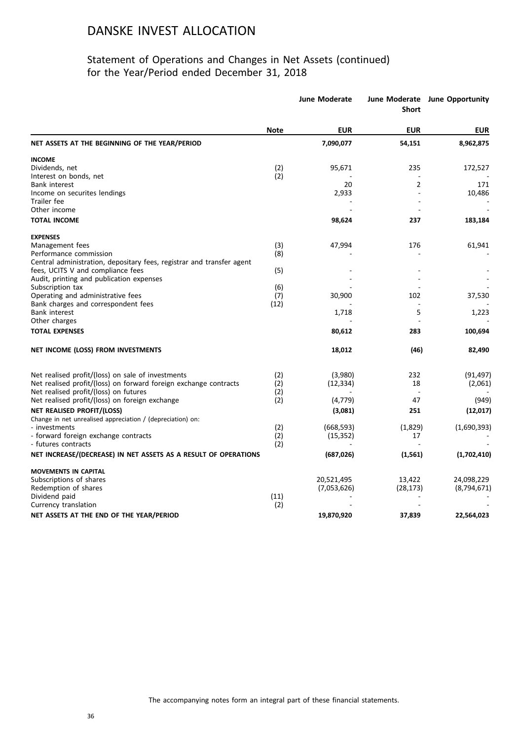# DANSKE INVEST ALLOCATION

## Statement of Operations and Changes in Net Assets (continued) for the Year/Period ended December 31, 2018

| | Note | June Moderate | June Moderate Short | June Opportunity |
|---|---|---|---|---|
| | | **EUR** | **EUR** | **EUR** |
| **NET ASSETS AT THE BEGINNING OF THE YEAR/PERIOD** | | **7,090,077** | **54,151** | **8,962,875** |
| **INCOME** | | | | |
| Dividends, net | (2) | 95,671 | 235 | 172,527 |
| Interest on bonds, net | (2) | - | - | - |
| Bank interest | | 20 | 2 | 171 |
| Income on securites lendings | | 2,933 | - | 10,486 |
| Trailer fee | | - | - | - |
| Other income | | - | - | - |
| **TOTAL INCOME** | | **98,624** | **237** | **183,184** |
| **EXPENSES** | | | | |
| Management fees | (3) | 47,994 | 176 | 61,941 |
| Performance commission | (8) | - | - | - |
| Central administration, depositary fees, registrar and transfer agent fees, UCITS V and compliance fees | (5) | - | - | - |
| Audit, printing and publication expenses | | - | - | - |
| Subscription tax | (6) | - | - | - |
| Operating and administrative fees | (7) | 30,900 | 102 | 37,530 |
| Bank charges and correspondent fees | (12) | - | - | - |
| Bank interest | | 1,718 | 5 | 1,223 |
| Other charges | | - | - | - |
| **TOTAL EXPENSES** | | **80,612** | **283** | **100,694** |
| **NET INCOME (LOSS) FROM INVESTMENTS** | | **18,012** | **(46)** | **82,490** |
| Net realised profit/(loss) on sale of investments | (2) | (3,980) | 232 | (91,497) |
| Net realised profit/(loss) on forward foreign exchange contracts | (2) | (12,334) | 18 | (2,061) |
| Net realised profit/(loss) on futures | (2) | - | - | - |
| Net realised profit/(loss) on foreign exchange | (2) | (4,779) | 47 | (949) |
| **NET REALISED PROFIT/(LOSS)** | | **(3,081)** | **251** | **(12,017)** |
| Change in net unrealised appreciation / (depreciation) on: | | | | |
| - investments | (2) | (668,593) | (1,829) | (1,690,393) |
| - forward foreign exchange contracts | (2) | (15,352) | 17 | - |
| - futures contracts | (2) | - | - | - |
| **NET INCREASE/(DECREASE) IN NET ASSETS AS A RESULT OF OPERATIONS** | | **(687,026)** | **(1,561)** | **(1,702,410)** |
| **MOVEMENTS IN CAPITAL** | | | | |
| Subscriptions of shares | | 20,521,495 | 13,422 | 24,098,229 |
| Redemption of shares | | (7,053,626) | (28,173) | (8,794,671) |
| Dividend paid | (11) | - | - | - |
| Currency translation | (2) | - | - | - |
| **NET ASSETS AT THE END OF THE YEAR/PERIOD** | | **19,870,920** | **37,839** | **22,564,023** |

The accompanying notes form an integral part of these financial statements.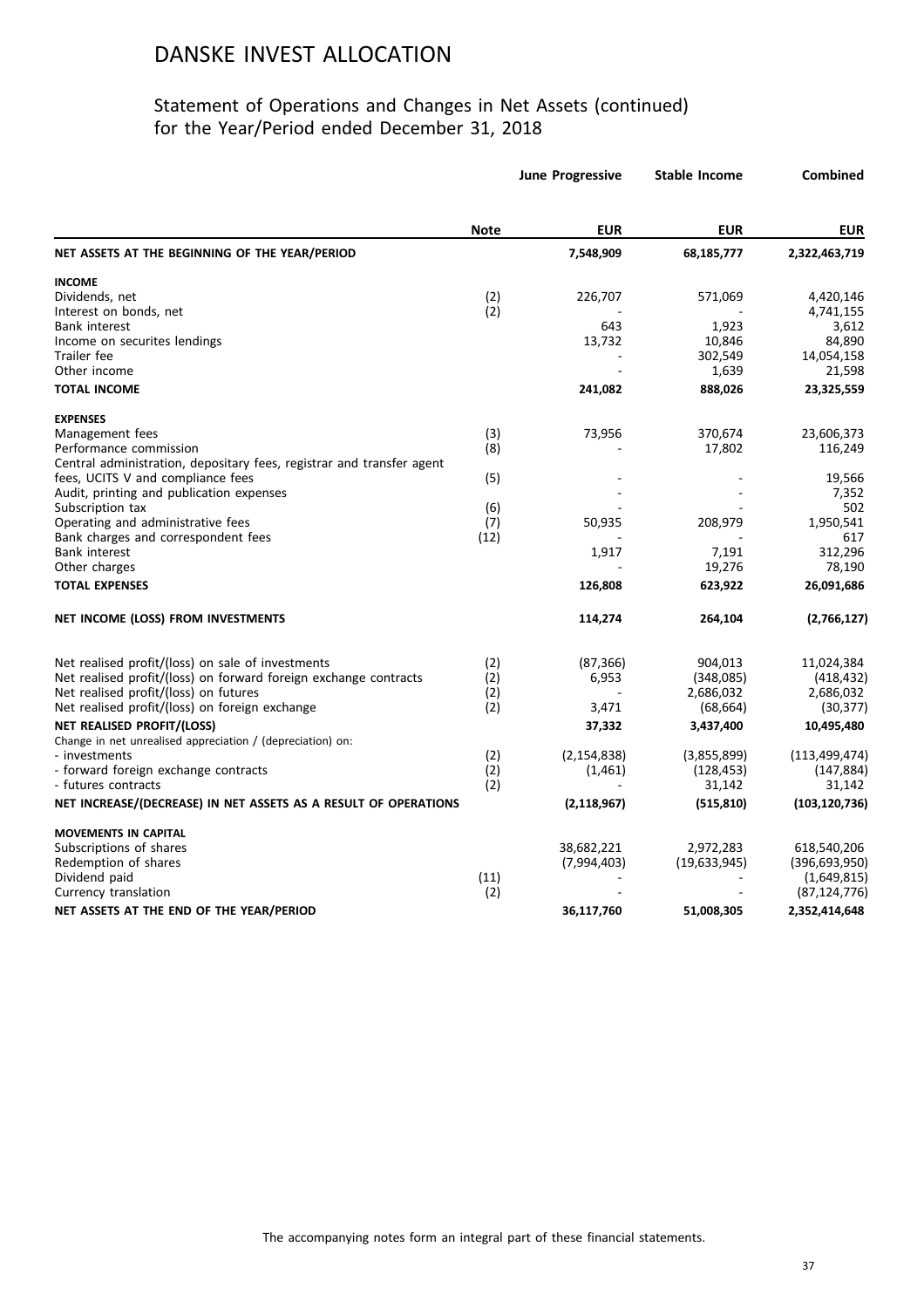# DANSKE INVEST ALLOCATION

## Statement of Operations and Changes in Net Assets (continued) for the Year/Period ended December 31, 2018

| | Note | June Progressive | Stable Income | Combined |
|---|---|---|---|---|
| | | EUR | EUR | EUR |
| **NET ASSETS AT THE BEGINNING OF THE YEAR/PERIOD** | | **7,548,909** | **68,185,777** | **2,322,463,719** |
| **INCOME** | | | | |
| Dividends, net | (2) | 226,707 | 571,069 | 4,420,146 |
| Interest on bonds, net | (2) | - | - | 4,741,155 |
| Bank interest | | 643 | 1,923 | 3,612 |
| Income on securites lendings | | 13,732 | 10,846 | 84,890 |
| Trailer fee | | - | 302,549 | 14,054,158 |
| Other income | | - | 1,639 | 21,598 |
| **TOTAL INCOME** | | **241,082** | **888,026** | **23,325,559** |
| **EXPENSES** | | | | |
| Management fees | (3) | 73,956 | 370,674 | 23,606,373 |
| Performance commission | (8) | - | 17,802 | 116,249 |
| Central administration, depositary fees, registrar and transfer agent fees, UCITS V and compliance fees | (5) | - | - | 19,566 |
| Audit, printing and publication expenses | | - | - | 7,352 |
| Subscription tax | (6) | - | - | 502 |
| Operating and administrative fees | (7) | 50,935 | 208,979 | 1,950,541 |
| Bank charges and correspondent fees | (12) | - | - | 617 |
| Bank interest | | 1,917 | 7,191 | 312,296 |
| Other charges | | - | 19,276 | 78,190 |
| **TOTAL EXPENSES** | | **126,808** | **623,922** | **26,091,686** |
| **NET INCOME (LOSS) FROM INVESTMENTS** | | **114,274** | **264,104** | **(2,766,127)** |
| Net realised profit/(loss) on sale of investments | (2) | (87,366) | 904,013 | 11,024,384 |
| Net realised profit/(loss) on forward foreign exchange contracts | (2) | 6,953 | (348,085) | (418,432) |
| Net realised profit/(loss) on futures | (2) | - | 2,686,032 | 2,686,032 |
| Net realised profit/(loss) on foreign exchange | (2) | 3,471 | (68,664) | (30,377) |
| **NET REALISED PROFIT/(LOSS)** | | **37,332** | **3,437,400** | **10,495,480** |
| Change in net unrealised appreciation / (depreciation) on: | | | | |
| - investments | (2) | (2,154,838) | (3,855,899) | (113,499,474) |
| - forward foreign exchange contracts | (2) | (1,461) | (128,453) | (147,884) |
| - futures contracts | (2) | - | 31,142 | 31,142 |
| **NET INCREASE/(DECREASE) IN NET ASSETS AS A RESULT OF OPERATIONS** | | **(2,118,967)** | **(515,810)** | **(103,120,736)** |
| **MOVEMENTS IN CAPITAL** | | | | |
| Subscriptions of shares | | 38,682,221 | 2,972,283 | 618,540,206 |
| Redemption of shares | | (7,994,403) | (19,633,945) | (396,693,950) |
| Dividend paid | (11) | - | - | (1,649,815) |
| Currency translation | (2) | - | - | (87,124,776) |
| **NET ASSETS AT THE END OF THE YEAR/PERIOD** | | **36,117,760** | **51,008,305** | **2,352,414,648** |

The accompanying notes form an integral part of these financial statements.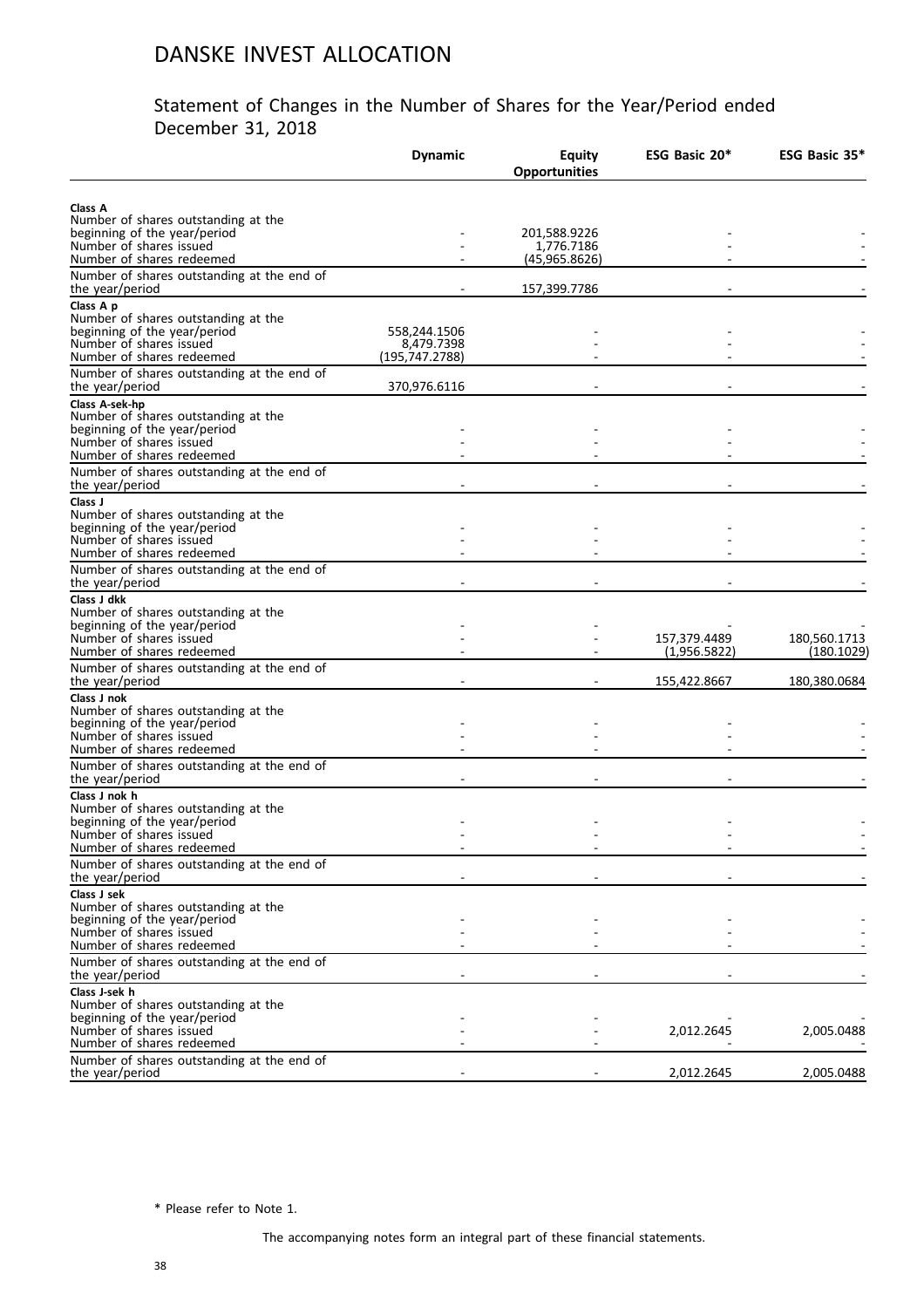# DANSKE INVEST ALLOCATION

## Statement of Changes in the Number of Shares for the Year/Period ended December 31, 2018

| | Dynamic | Equity Opportunities | ESG Basic 20* | ESG Basic 35* |
|---|---|---|---|---|
| **Class A** | | | | |
| Number of shares outstanding at the beginning of the year/period | - | 201,588.9226 | - | - |
| Number of shares issued | - | 1,776.7186 | - | - |
| Number of shares redeemed | - | (45,965.8626) | - | - |
| Number of shares outstanding at the end of the year/period | - | 157,399.7786 | - | - |
| **Class A p** | | | | |
| Number of shares outstanding at the beginning of the year/period | 558,244.1506 | - | - | - |
| Number of shares issued | 8,479.7398 | - | - | - |
| Number of shares redeemed | (195,747.2788) | - | - | - |
| Number of shares outstanding at the end of the year/period | 370,976.6116 | - | - | - |
| **Class A-sek-hp** | | | | |
| Number of shares outstanding at the beginning of the year/period | - | - | - | - |
| Number of shares issued | - | - | - | - |
| Number of shares redeemed | - | - | - | - |
| Number of shares outstanding at the end of the year/period | - | - | - | - |
| **Class J** | | | | |
| Number of shares outstanding at the beginning of the year/period | - | - | - | - |
| Number of shares issued | - | - | - | - |
| Number of shares redeemed | - | - | - | - |
| Number of shares outstanding at the end of the year/period | - | - | - | - |
| **Class J dkk** | | | | |
| Number of shares outstanding at the beginning of the year/period | - | - | - | - |
| Number of shares issued | - | - | 157,379.4489 | 180,560.1713 |
| Number of shares redeemed | - | - | (1,956.5822) | (180.1029) |
| Number of shares outstanding at the end of the year/period | - | - | 155,422.8667 | 180,380.0684 |
| **Class J nok** | | | | |
| Number of shares outstanding at the beginning of the year/period | - | - | - | - |
| Number of shares issued | - | - | - | - |
| Number of shares redeemed | - | - | - | - |
| Number of shares outstanding at the end of the year/period | - | - | - | - |
| **Class J nok h** | | | | |
| Number of shares outstanding at the beginning of the year/period | - | - | - | - |
| Number of shares issued | - | - | - | - |
| Number of shares redeemed | - | - | - | - |
| Number of shares outstanding at the end of the year/period | - | - | - | - |
| **Class J sek** | | | | |
| Number of shares outstanding at the beginning of the year/period | - | - | - | - |
| Number of shares issued | - | - | - | - |
| Number of shares redeemed | - | - | - | - |
| Number of shares outstanding at the end of the year/period | - | - | - | - |
| **Class J-sek h** | | | | |
| Number of shares outstanding at the beginning of the year/period | - | - | - | - |
| Number of shares issued | - | - | 2,012.2645 | 2,005.0488 |
| Number of shares redeemed | - | - | - | - |
| Number of shares outstanding at the end of the year/period | - | - | 2,012.2645 | 2,005.0488 |

\* Please refer to Note 1.

The accompanying notes form an integral part of these financial statements.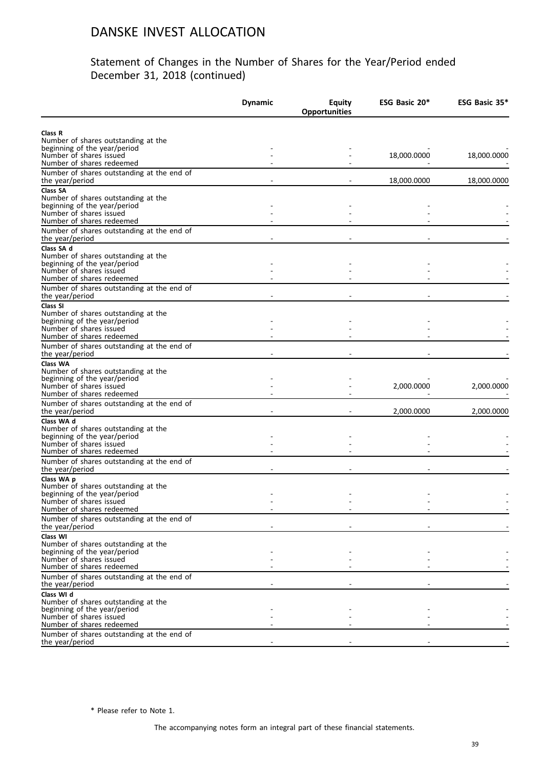# DANSKE INVEST ALLOCATION

## Statement of Changes in the Number of Shares for the Year/Period ended December 31, 2018 (continued)

| | Dynamic | Equity Opportunities | ESG Basic 20* | ESG Basic 35* |
|---|---|---|---|---|
| **Class R** | | | | |
| Number of shares outstanding at the beginning of the year/period | - | - | - | - |
| Number of shares issued | - | - | 18,000.0000 | 18,000.0000 |
| Number of shares redeemed | - | - | - | - |
| Number of shares outstanding at the end of the year/period | - | - | 18,000.0000 | 18,000.0000 |
| **Class SA** | | | | |
| Number of shares outstanding at the beginning of the year/period | - | - | - | - |
| Number of shares issued | - | - | - | - |
| Number of shares redeemed | - | - | - | - |
| Number of shares outstanding at the end of the year/period | - | - | - | - |
| **Class SA d** | | | | |
| Number of shares outstanding at the beginning of the year/period | - | - | - | - |
| Number of shares issued | - | - | - | - |
| Number of shares redeemed | - | - | - | - |
| Number of shares outstanding at the end of the year/period | - | - | - | - |
| **Class SI** | | | | |
| Number of shares outstanding at the beginning of the year/period | - | - | - | - |
| Number of shares issued | - | - | - | - |
| Number of shares redeemed | - | - | - | - |
| Number of shares outstanding at the end of the year/period | - | - | - | - |
| **Class WA** | | | | |
| Number of shares outstanding at the beginning of the year/period | - | - | - | - |
| Number of shares issued | - | - | 2,000.0000 | 2,000.0000 |
| Number of shares redeemed | - | - | - | - |
| Number of shares outstanding at the end of the year/period | - | - | 2,000.0000 | 2,000.0000 |
| **Class WA d** | | | | |
| Number of shares outstanding at the beginning of the year/period | - | - | - | - |
| Number of shares issued | - | - | - | - |
| Number of shares redeemed | - | - | - | - |
| Number of shares outstanding at the end of the year/period | - | - | - | - |
| **Class WA p** | | | | |
| Number of shares outstanding at the beginning of the year/period | - | - | - | - |
| Number of shares issued | - | - | - | - |
| Number of shares redeemed | - | - | - | - |
| Number of shares outstanding at the end of the year/period | - | - | - | - |
| **Class WI** | | | | |
| Number of shares outstanding at the beginning of the year/period | - | - | - | - |
| Number of shares issued | - | - | - | - |
| Number of shares redeemed | - | - | - | - |
| Number of shares outstanding at the end of the year/period | - | - | - | - |
| **Class WI d** | | | | |
| Number of shares outstanding at the beginning of the year/period | - | - | - | - |
| Number of shares issued | - | - | - | - |
| Number of shares redeemed | - | - | - | - |
| Number of shares outstanding at the end of the year/period | - | - | - | - |

\* Please refer to Note 1.

The accompanying notes form an integral part of these financial statements.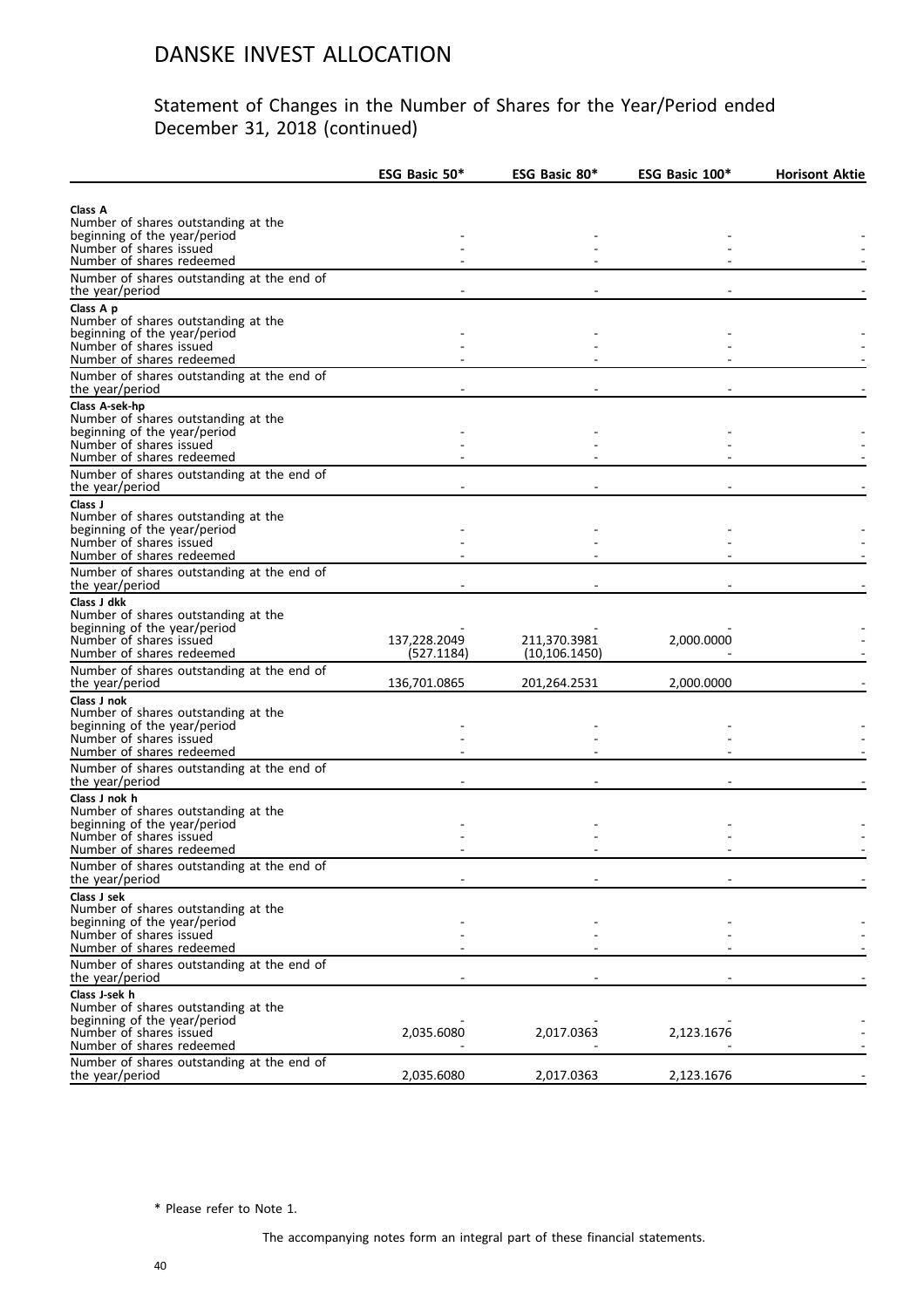# DANSKE INVEST ALLOCATION

## Statement of Changes in the Number of Shares for the Year/Period ended December 31, 2018 (continued)

| | ESG Basic 50* | ESG Basic 80* | ESG Basic 100* | Horisont Aktie |
|---|---|---|---|---|
| **Class A** | | | | |
| Number of shares outstanding at the beginning of the year/period | - | - | - | - |
| Number of shares issued | - | - | - | - |
| Number of shares redeemed | - | - | - | - |
| Number of shares outstanding at the end of the year/period | - | - | - | - |
| **Class A p** | | | | |
| Number of shares outstanding at the beginning of the year/period | - | - | - | - |
| Number of shares issued | - | - | - | - |
| Number of shares redeemed | - | - | - | - |
| Number of shares outstanding at the end of the year/period | - | - | - | - |
| **Class A-sek-hp** | | | | |
| Number of shares outstanding at the beginning of the year/period | - | - | - | - |
| Number of shares issued | - | - | - | - |
| Number of shares redeemed | - | - | - | - |
| Number of shares outstanding at the end of the year/period | - | - | - | - |
| **Class J** | | | | |
| Number of shares outstanding at the beginning of the year/period | - | - | - | - |
| Number of shares issued | - | - | - | - |
| Number of shares redeemed | - | - | - | - |
| Number of shares outstanding at the end of the year/period | - | - | - | - |
| **Class J dkk** | | | | |
| Number of shares outstanding at the beginning of the year/period | - | - | - | - |
| Number of shares issued | 137,228.2049 | 211,370.3981 | 2,000.0000 | - |
| Number of shares redeemed | (527.1184) | (10,106.1450) | - | - |
| Number of shares outstanding at the end of the year/period | 136,701.0865 | 201,264.2531 | 2,000.0000 | - |
| **Class J nok** | | | | |
| Number of shares outstanding at the beginning of the year/period | - | - | - | - |
| Number of shares issued | - | - | - | - |
| Number of shares redeemed | - | - | - | - |
| Number of shares outstanding at the end of the year/period | - | - | - | - |
| **Class J nok h** | | | | |
| Number of shares outstanding at the beginning of the year/period | - | - | - | - |
| Number of shares issued | - | - | - | - |
| Number of shares redeemed | - | - | - | - |
| Number of shares outstanding at the end of the year/period | - | - | - | - |
| **Class J sek** | | | | |
| Number of shares outstanding at the beginning of the year/period | - | - | - | - |
| Number of shares issued | - | - | - | - |
| Number of shares redeemed | - | - | - | - |
| Number of shares outstanding at the end of the year/period | - | - | - | - |
| **Class J-sek h** | | | | |
| Number of shares outstanding at the beginning of the year/period | - | - | - | - |
| Number of shares issued | 2,035.6080 | 2,017.0363 | 2,123.1676 | - |
| Number of shares redeemed | - | - | - | - |
| Number of shares outstanding at the end of the year/period | 2,035.6080 | 2,017.0363 | 2,123.1676 | - |

\* Please refer to Note 1.

The accompanying notes form an integral part of these financial statements.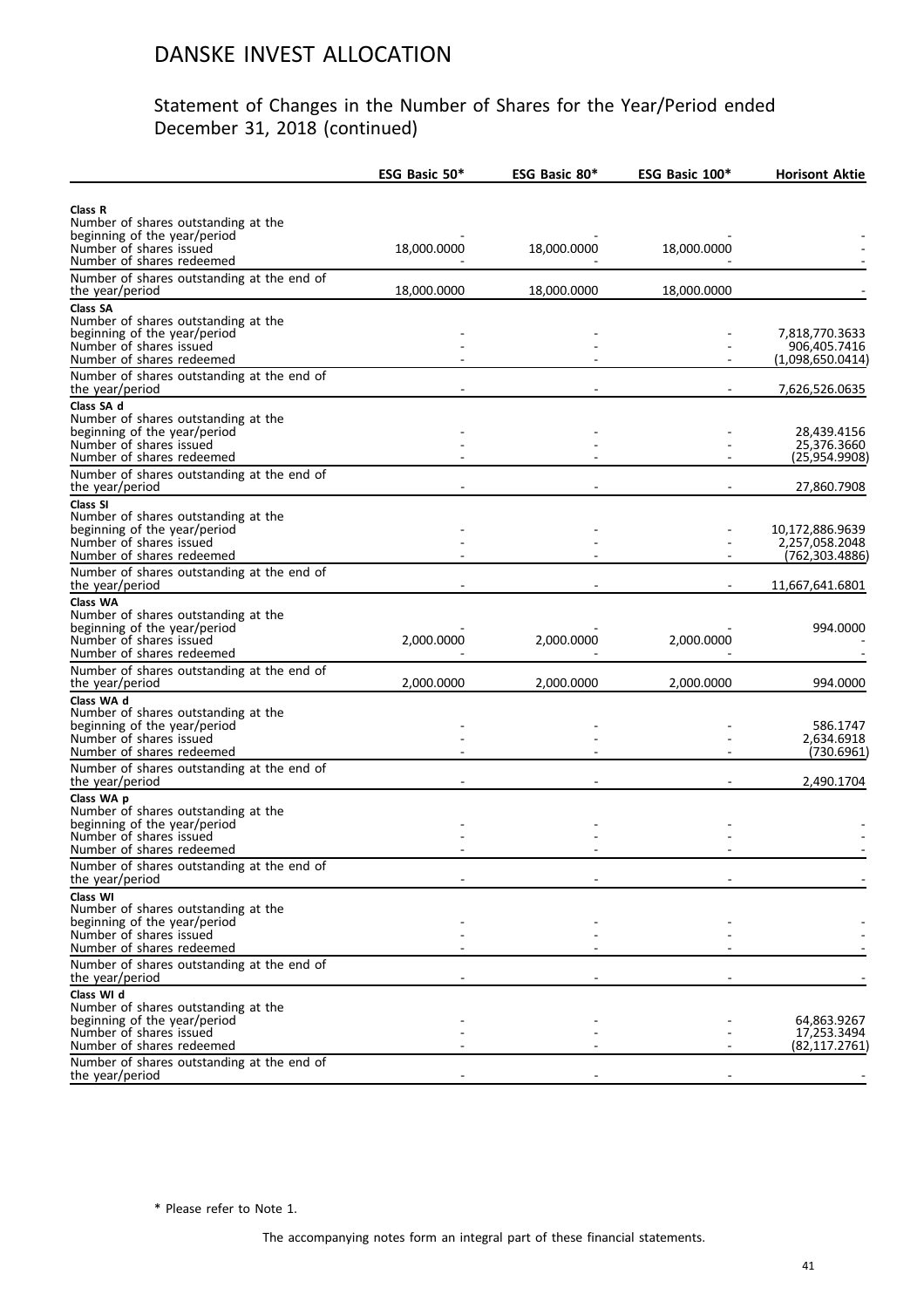# DANSKE INVEST ALLOCATION

## Statement of Changes in the Number of Shares for the Year/Period ended December 31, 2018 (continued)

| | ESG Basic 50* | ESG Basic 80* | ESG Basic 100* | Horisont Aktie |
|---|---|---|---|---|
| **Class R** | | | | |
| Number of shares outstanding at the beginning of the year/period | - | - | - | - |
| Number of shares issued | 18,000.0000 | 18,000.0000 | 18,000.0000 | - |
| Number of shares redeemed | - | - | - | - |
| Number of shares outstanding at the end of the year/period | 18,000.0000 | 18,000.0000 | 18,000.0000 | - |
| **Class SA** | | | | |
| Number of shares outstanding at the beginning of the year/period | - | - | - | 7,818,770.3633 |
| Number of shares issued | - | - | - | 906,405.7416 |
| Number of shares redeemed | - | - | - | (1,098,650.0414) |
| Number of shares outstanding at the end of the year/period | - | - | - | 7,626,526.0635 |
| **Class SA d** | | | | |
| Number of shares outstanding at the beginning of the year/period | - | - | - | 28,439.4156 |
| Number of shares issued | - | - | - | 25,376.3660 |
| Number of shares redeemed | - | - | - | (25,954.9908) |
| Number of shares outstanding at the end of the year/period | - | - | - | 27,860.7908 |
| **Class SI** | | | | |
| Number of shares outstanding at the beginning of the year/period | - | - | - | 10,172,886.9639 |
| Number of shares issued | - | - | - | 2,257,058.2048 |
| Number of shares redeemed | - | - | - | (762,303.4886) |
| Number of shares outstanding at the end of the year/period | - | - | - | 11,667,641.6801 |
| **Class WA** | | | | |
| Number of shares outstanding at the beginning of the year/period | - | - | - | 994.0000 |
| Number of shares issued | 2,000.0000 | 2,000.0000 | 2,000.0000 | - |
| Number of shares redeemed | - | - | - | - |
| Number of shares outstanding at the end of the year/period | 2,000.0000 | 2,000.0000 | 2,000.0000 | 994.0000 |
| **Class WA d** | | | | |
| Number of shares outstanding at the beginning of the year/period | - | - | - | 586.1747 |
| Number of shares issued | - | - | - | 2,634.6918 |
| Number of shares redeemed | - | - | - | (730.6961) |
| Number of shares outstanding at the end of the year/period | - | - | - | 2,490.1704 |
| **Class WA p** | | | | |
| Number of shares outstanding at the beginning of the year/period | - | - | - | - |
| Number of shares issued | - | - | - | - |
| Number of shares redeemed | - | - | - | - |
| Number of shares outstanding at the end of the year/period | - | - | - | - |
| **Class WI** | | | | |
| Number of shares outstanding at the beginning of the year/period | - | - | - | - |
| Number of shares issued | - | - | - | - |
| Number of shares redeemed | - | - | - | - |
| Number of shares outstanding at the end of the year/period | - | - | - | - |
| **Class WI d** | | | | |
| Number of shares outstanding at the beginning of the year/period | - | - | - | 64,863.9267 |
| Number of shares issued | - | - | - | 17,253.3494 |
| Number of shares redeemed | - | - | - | (82,117.2761) |
| Number of shares outstanding at the end of the year/period | - | - | - | - |

\* Please refer to Note 1.

The accompanying notes form an integral part of these financial statements.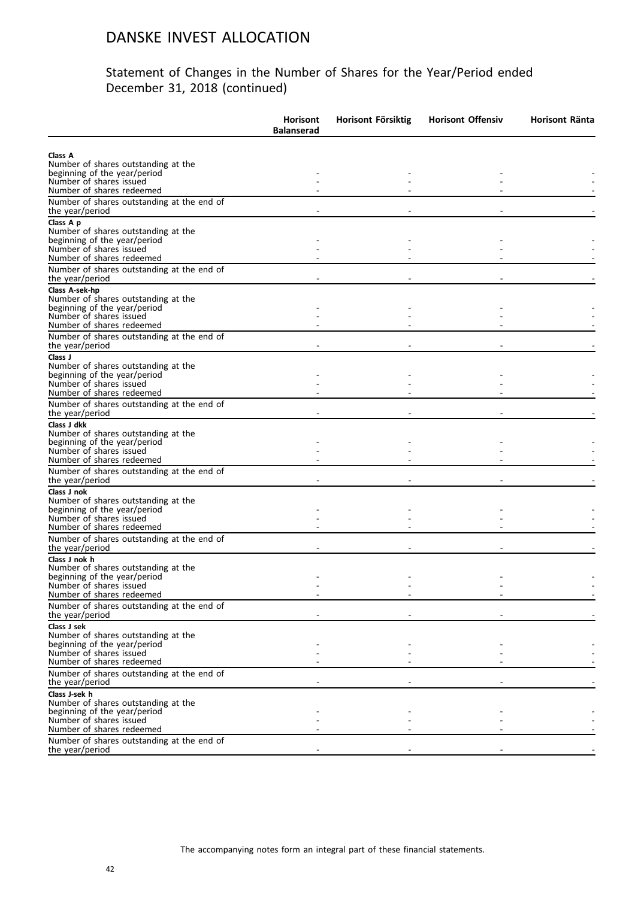# DANSKE INVEST ALLOCATION

## Statement of Changes in the Number of Shares for the Year/Period ended December 31, 2018 (continued)

| | Horisont Balanserad | Horisont Försiktig | Horisont Offensiv | Horisont Ränta |
|---|---|---|---|---|
| **Class A** | | | | |
| Number of shares outstanding at the beginning of the year/period | - | - | - | - |
| Number of shares issued | - | - | - | - |
| Number of shares redeemed | - | - | - | - |
| Number of shares outstanding at the end of the year/period | - | - | - | - |
| **Class A p** | | | | |
| Number of shares outstanding at the beginning of the year/period | - | - | - | - |
| Number of shares issued | - | - | - | - |
| Number of shares redeemed | - | - | - | - |
| Number of shares outstanding at the end of the year/period | - | - | - | - |
| **Class A-sek-hp** | | | | |
| Number of shares outstanding at the beginning of the year/period | - | - | - | - |
| Number of shares issued | - | - | - | - |
| Number of shares redeemed | - | - | - | - |
| Number of shares outstanding at the end of the year/period | - | - | - | - |
| **Class J** | | | | |
| Number of shares outstanding at the beginning of the year/period | - | - | - | - |
| Number of shares issued | - | - | - | - |
| Number of shares redeemed | - | - | - | - |
| Number of shares outstanding at the end of the year/period | - | - | - | - |
| **Class J dkk** | | | | |
| Number of shares outstanding at the beginning of the year/period | - | - | - | - |
| Number of shares issued | - | - | - | - |
| Number of shares redeemed | - | - | - | - |
| Number of shares outstanding at the end of the year/period | - | - | - | - |
| **Class J nok** | | | | |
| Number of shares outstanding at the beginning of the year/period | - | - | - | - |
| Number of shares issued | - | - | - | - |
| Number of shares redeemed | - | - | - | - |
| Number of shares outstanding at the end of the year/period | - | - | - | - |
| **Class J nok h** | | | | |
| Number of shares outstanding at the beginning of the year/period | - | - | - | - |
| Number of shares issued | - | - | - | - |
| Number of shares redeemed | - | - | - | - |
| Number of shares outstanding at the end of the year/period | - | - | - | - |
| **Class J sek** | | | | |
| Number of shares outstanding at the beginning of the year/period | - | - | - | - |
| Number of shares issued | - | - | - | - |
| Number of shares redeemed | - | - | - | - |
| Number of shares outstanding at the end of the year/period | - | - | - | - |
| **Class J-sek h** | | | | |
| Number of shares outstanding at the beginning of the year/period | - | - | - | - |
| Number of shares issued | - | - | - | - |
| Number of shares redeemed | - | - | - | - |
| Number of shares outstanding at the end of the year/period | - | - | - | - |

The accompanying notes form an integral part of these financial statements.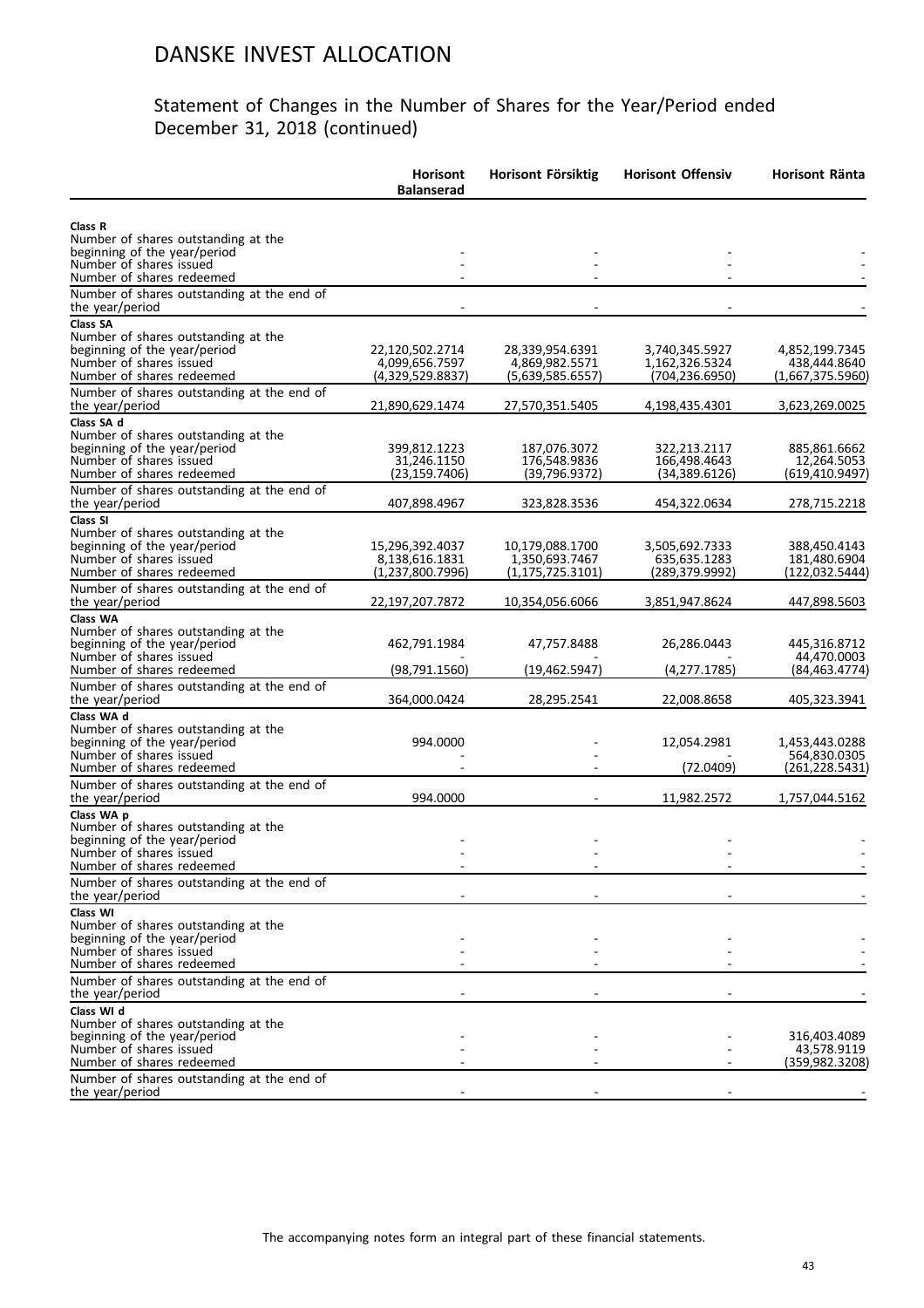# DANSKE INVEST ALLOCATION

## Statement of Changes in the Number of Shares for the Year/Period ended December 31, 2018 (continued)

| | Horisont Balanserad | Horisont Försiktig | Horisont Offensiv | Horisont Ränta |
|---|---|---|---|---|
| **Class R** | | | | |
| Number of shares outstanding at the beginning of the year/period | - | - | - | - |
| Number of shares issued | - | - | - | - |
| Number of shares redeemed | - | - | - | - |
| Number of shares outstanding at the end of the year/period | - | - | - | - |
| **Class SA** | | | | |
| Number of shares outstanding at the beginning of the year/period | 22,120,502.2714 | 28,339,954.6391 | 3,740,345.5927 | 4,852,199.7345 |
| Number of shares issued | 4,099,656.7597 | 4,869,982.5571 | 1,162,326.5324 | 438,444.8640 |
| Number of shares redeemed | (4,329,529.8837) | (5,639,585.6557) | (704,236.6950) | (1,667,375.5960) |
| Number of shares outstanding at the end of the year/period | 21,890,629.1474 | 27,570,351.5405 | 4,198,435.4301 | 3,623,269.0025 |
| **Class SA d** | | | | |
| Number of shares outstanding at the beginning of the year/period | 399,812.1223 | 187,076.3072 | 322,213.2117 | 885,861.6662 |
| Number of shares issued | 31,246.1150 | 176,548.9836 | 166,498.4643 | 12,264.5053 |
| Number of shares redeemed | (23,159.7406) | (39,796.9372) | (34,389.6126) | (619,410.9497) |
| Number of shares outstanding at the end of the year/period | 407,898.4967 | 323,828.3536 | 454,322.0634 | 278,715.2218 |
| **Class SI** | | | | |
| Number of shares outstanding at the beginning of the year/period | 15,296,392.4037 | 10,179,088.1700 | 3,505,692.7333 | 388,450.4143 |
| Number of shares issued | 8,138,616.1831 | 1,350,693.7467 | 635,635.1283 | 181,480.6904 |
| Number of shares redeemed | (1,237,800.7996) | (1,175,725.3101) | (289,379.9992) | (122,032.5444) |
| Number of shares outstanding at the end of the year/period | 22,197,207.7872 | 10,354,056.6066 | 3,851,947.8624 | 447,898.5603 |
| **Class WA** | | | | |
| Number of shares outstanding at the beginning of the year/period | 462,791.1984 | 47,757.8488 | 26,286.0443 | 445,316.8712 |
| Number of shares issued | - | - | - | 44,470.0003 |
| Number of shares redeemed | (98,791.1560) | (19,462.5947) | (4,277.1785) | (84,463.4774) |
| Number of shares outstanding at the end of the year/period | 364,000.0424 | 28,295.2541 | 22,008.8658 | 405,323.3941 |
| **Class WA d** | | | | |
| Number of shares outstanding at the beginning of the year/period | 994.0000 | - | 12,054.2981 | 1,453,443.0288 |
| Number of shares issued | - | - | - | 564,830.0305 |
| Number of shares redeemed | - | - | (72.0409) | (261,228.5431) |
| Number of shares outstanding at the end of the year/period | 994.0000 | - | 11,982.2572 | 1,757,044.5162 |
| **Class WA p** | | | | |
| Number of shares outstanding at the beginning of the year/period | - | - | - | - |
| Number of shares issued | - | - | - | - |
| Number of shares redeemed | - | - | - | - |
| Number of shares outstanding at the end of the year/period | - | - | - | - |
| **Class WI** | | | | |
| Number of shares outstanding at the beginning of the year/period | - | - | - | - |
| Number of shares issued | - | - | - | - |
| Number of shares redeemed | - | - | - | - |
| Number of shares outstanding at the end of the year/period | - | - | - | - |
| **Class WI d** | | | | |
| Number of shares outstanding at the beginning of the year/period | - | - | - | 316,403.4089 |
| Number of shares issued | - | - | - | 43,578.9119 |
| Number of shares redeemed | - | - | - | (359,982.3208) |
| Number of shares outstanding at the end of the year/period | - | - | - | - |

The accompanying notes form an integral part of these financial statements.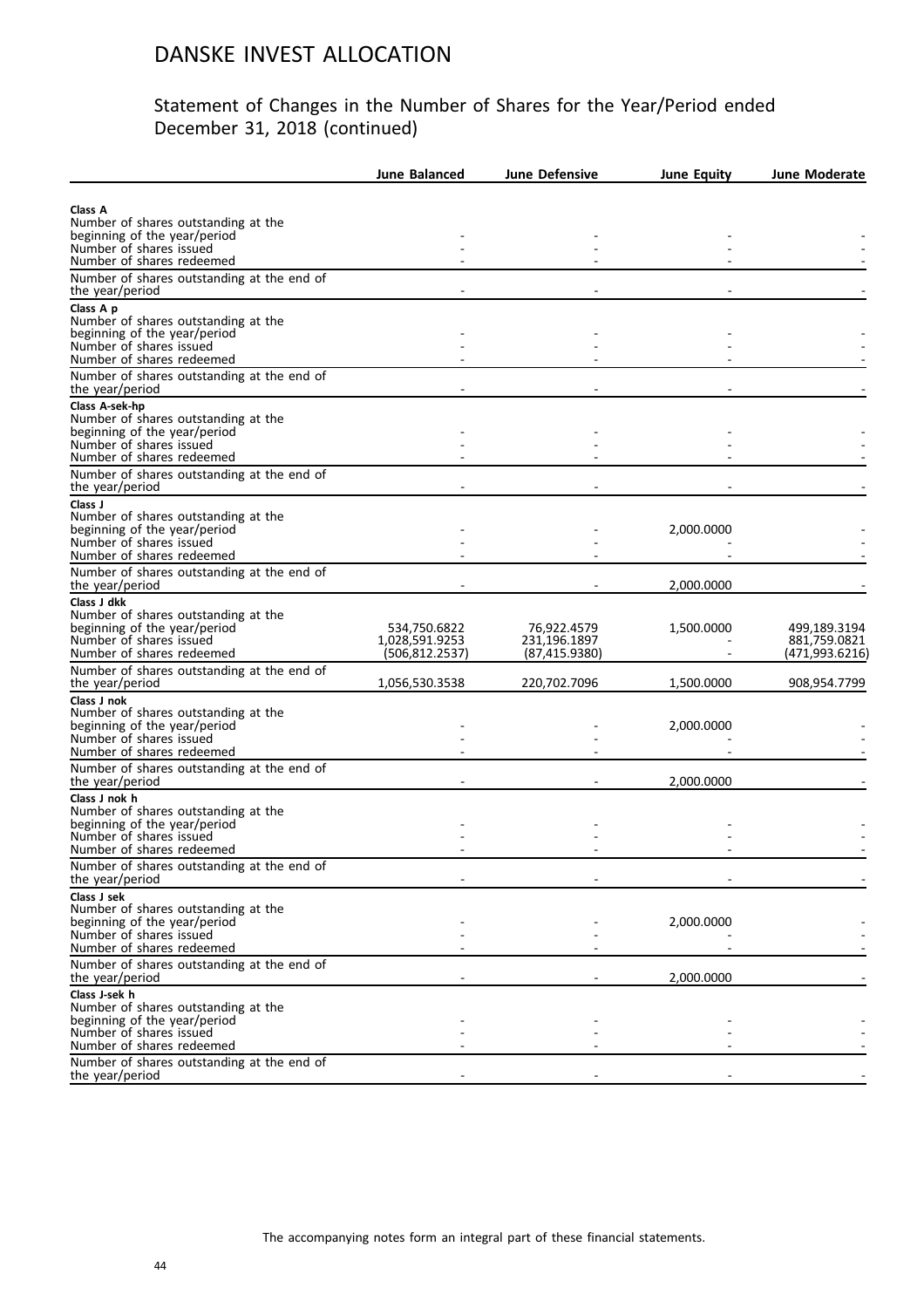# DANSKE INVEST ALLOCATION

## Statement of Changes in the Number of Shares for the Year/Period ended December 31, 2018 (continued)

| | June Balanced | June Defensive | June Equity | June Moderate |
|---|---|---|---|---|
| **Class A** | | | | |
| Number of shares outstanding at the beginning of the year/period | - | - | - | - |
| Number of shares issued | - | - | - | - |
| Number of shares redeemed | - | - | - | - |
| Number of shares outstanding at the end of the year/period | - | - | - | - |
| **Class A p** | | | | |
| Number of shares outstanding at the beginning of the year/period | - | - | - | - |
| Number of shares issued | - | - | - | - |
| Number of shares redeemed | - | - | - | - |
| Number of shares outstanding at the end of the year/period | - | - | - | - |
| **Class A-sek-hp** | | | | |
| Number of shares outstanding at the beginning of the year/period | - | - | - | - |
| Number of shares issued | - | - | - | - |
| Number of shares redeemed | - | - | - | - |
| Number of shares outstanding at the end of the year/period | - | - | - | - |
| **Class J** | | | | |
| Number of shares outstanding at the beginning of the year/period | - | - | 2,000.0000 | - |
| Number of shares issued | - | - | - | - |
| Number of shares redeemed | - | - | - | - |
| Number of shares outstanding at the end of the year/period | - | - | 2,000.0000 | - |
| **Class J dkk** | | | | |
| Number of shares outstanding at the beginning of the year/period | 534,750.6822 | 76,922.4579 | 1,500.0000 | 499,189.3194 |
| Number of shares issued | 1,028,591.9253 | 231,196.1897 | - | 881,759.0821 |
| Number of shares redeemed | (506,812.2537) | (87,415.9380) | - | (471,993.6216) |
| Number of shares outstanding at the end of the year/period | 1,056,530.3538 | 220,702.7096 | 1,500.0000 | 908,954.7799 |
| **Class J nok** | | | | |
| Number of shares outstanding at the beginning of the year/period | - | - | 2,000.0000 | - |
| Number of shares issued | - | - | - | - |
| Number of shares redeemed | - | - | - | - |
| Number of shares outstanding at the end of the year/period | - | - | 2,000.0000 | - |
| **Class J nok h** | | | | |
| Number of shares outstanding at the beginning of the year/period | - | - | - | - |
| Number of shares issued | - | - | - | - |
| Number of shares redeemed | - | - | - | - |
| Number of shares outstanding at the end of the year/period | - | - | - | - |
| **Class J sek** | | | | |
| Number of shares outstanding at the beginning of the year/period | - | - | 2,000.0000 | - |
| Number of shares issued | - | - | - | - |
| Number of shares redeemed | - | - | - | - |
| Number of shares outstanding at the end of the year/period | - | - | 2,000.0000 | - |
| **Class J-sek h** | | | | |
| Number of shares outstanding at the beginning of the year/period | - | - | - | - |
| Number of shares issued | - | - | - | - |
| Number of shares redeemed | - | - | - | - |
| Number of shares outstanding at the end of the year/period | - | - | - | - |

The accompanying notes form an integral part of these financial statements.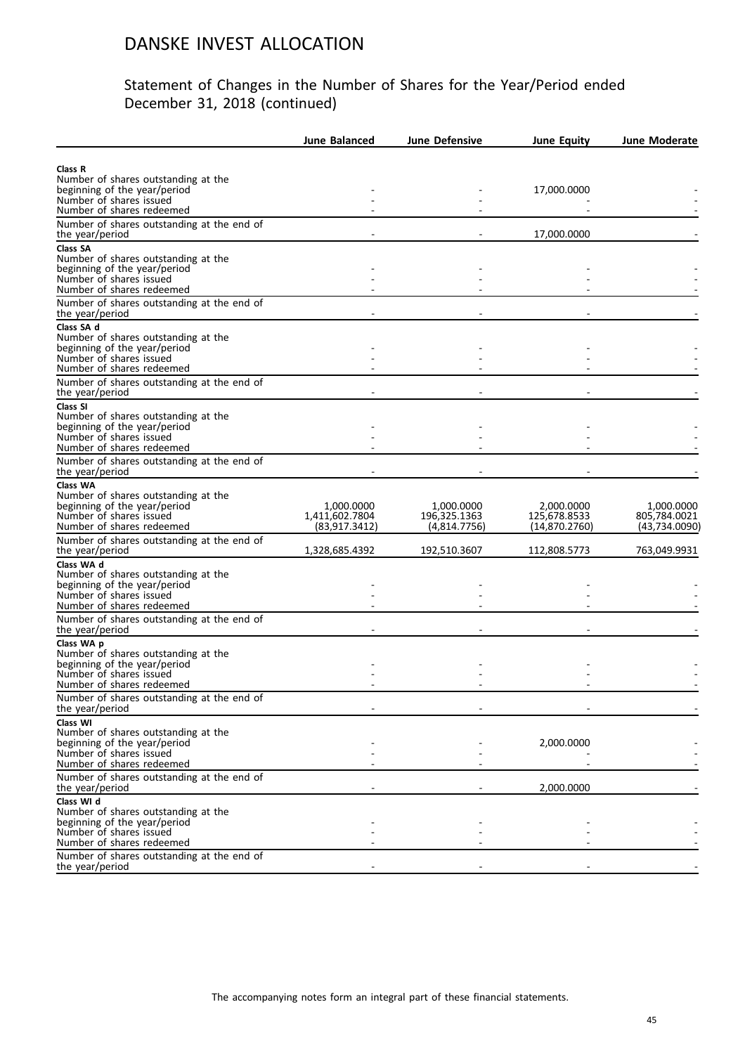# DANSKE INVEST ALLOCATION

## Statement of Changes in the Number of Shares for the Year/Period ended December 31, 2018 (continued)

| | June Balanced | June Defensive | June Equity | June Moderate |
|---|---|---|---|---|
| **Class R** | | | | |
| Number of shares outstanding at the beginning of the year/period | - | - | 17,000.0000 | - |
| Number of shares issued | - | - | - | - |
| Number of shares redeemed | - | - | - | - |
| Number of shares outstanding at the end of the year/period | - | - | 17,000.0000 | - |
| **Class SA** | | | | |
| Number of shares outstanding at the beginning of the year/period | - | - | - | - |
| Number of shares issued | - | - | - | - |
| Number of shares redeemed | - | - | - | - |
| Number of shares outstanding at the end of the year/period | - | - | - | - |
| **Class SA d** | | | | |
| Number of shares outstanding at the beginning of the year/period | - | - | - | - |
| Number of shares issued | - | - | - | - |
| Number of shares redeemed | - | - | - | - |
| Number of shares outstanding at the end of the year/period | - | - | - | - |
| **Class SI** | | | | |
| Number of shares outstanding at the beginning of the year/period | - | - | - | - |
| Number of shares issued | - | - | - | - |
| Number of shares redeemed | - | - | - | - |
| Number of shares outstanding at the end of the year/period | - | - | - | - |
| **Class WA** | | | | |
| Number of shares outstanding at the beginning of the year/period | 1,000.0000 | 1,000.0000 | 2,000.0000 | 1,000.0000 |
| Number of shares issued | 1,411,602.7804 | 196,325.1363 | 125,678.8533 | 805,784.0021 |
| Number of shares redeemed | (83,917.3412) | (4,814.7756) | (14,870.2760) | (43,734.0090) |
| Number of shares outstanding at the end of the year/period | 1,328,685.4392 | 192,510.3607 | 112,808.5773 | 763,049.9931 |
| **Class WA d** | | | | |
| Number of shares outstanding at the beginning of the year/period | - | - | - | - |
| Number of shares issued | - | - | - | - |
| Number of shares redeemed | - | - | - | - |
| Number of shares outstanding at the end of the year/period | - | - | - | - |
| **Class WA p** | | | | |
| Number of shares outstanding at the beginning of the year/period | - | - | - | - |
| Number of shares issued | - | - | - | - |
| Number of shares redeemed | - | - | - | - |
| Number of shares outstanding at the end of the year/period | - | - | - | - |
| **Class WI** | | | | |
| Number of shares outstanding at the beginning of the year/period | - | - | 2,000.0000 | - |
| Number of shares issued | - | - | - | - |
| Number of shares redeemed | - | - | - | - |
| Number of shares outstanding at the end of the year/period | - | - | 2,000.0000 | - |
| **Class WI d** | | | | |
| Number of shares outstanding at the beginning of the year/period | - | - | - | - |
| Number of shares issued | - | - | - | - |
| Number of shares redeemed | - | - | - | - |
| Number of shares outstanding at the end of the year/period | - | - | - | - |

The accompanying notes form an integral part of these financial statements.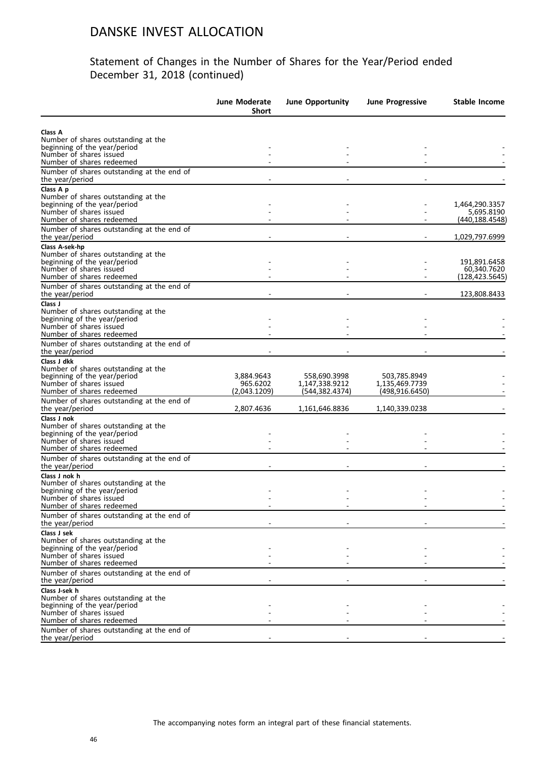# DANSKE INVEST ALLOCATION

## Statement of Changes in the Number of Shares for the Year/Period ended December 31, 2018 (continued)

| | June Moderate Short | June Opportunity | June Progressive | Stable Income |
|---|---|---|---|---|
| **Class A** | | | | |
| Number of shares outstanding at the beginning of the year/period | - | - | - | - |
| Number of shares issued | - | - | - | - |
| Number of shares redeemed | - | - | - | - |
| Number of shares outstanding at the end of the year/period | - | - | - | - |
| **Class A p** | | | | |
| Number of shares outstanding at the beginning of the year/period | - | - | - | 1,464,290.3357 |
| Number of shares issued | - | - | - | 5,695.8190 |
| Number of shares redeemed | - | - | - | (440,188.4548) |
| Number of shares outstanding at the end of the year/period | - | - | - | 1,029,797.6999 |
| **Class A-sek-hp** | | | | |
| Number of shares outstanding at the beginning of the year/period | - | - | - | 191,891.6458 |
| Number of shares issued | - | - | - | 60,340.7620 |
| Number of shares redeemed | - | - | - | (128,423.5645) |
| Number of shares outstanding at the end of the year/period | - | - | - | 123,808.8433 |
| **Class J** | | | | |
| Number of shares outstanding at the beginning of the year/period | - | - | - | - |
| Number of shares issued | - | - | - | - |
| Number of shares redeemed | - | - | - | - |
| Number of shares outstanding at the end of the year/period | - | - | - | - |
| **Class J dkk** | | | | |
| Number of shares outstanding at the beginning of the year/period | 3,884.9643 | 558,690.3998 | 503,785.8949 | - |
| Number of shares issued | 965.6202 | 1,147,338.9212 | 1,135,469.7739 | - |
| Number of shares redeemed | (2,043.1209) | (544,382.4374) | (498,916.6450) | - |
| Number of shares outstanding at the end of the year/period | 2,807.4636 | 1,161,646.8836 | 1,140,339.0238 | - |
| **Class J nok** | | | | |
| Number of shares outstanding at the beginning of the year/period | - | - | - | - |
| Number of shares issued | - | - | - | - |
| Number of shares redeemed | - | - | - | - |
| Number of shares outstanding at the end of the year/period | - | - | - | - |
| **Class J nok h** | | | | |
| Number of shares outstanding at the beginning of the year/period | - | - | - | - |
| Number of shares issued | - | - | - | - |
| Number of shares redeemed | - | - | - | - |
| Number of shares outstanding at the end of the year/period | - | - | - | - |
| **Class J sek** | | | | |
| Number of shares outstanding at the beginning of the year/period | - | - | - | - |
| Number of shares issued | - | - | - | - |
| Number of shares redeemed | - | - | - | - |
| Number of shares outstanding at the end of the year/period | - | - | - | - |
| **Class J-sek h** | | | | |
| Number of shares outstanding at the beginning of the year/period | - | - | - | - |
| Number of shares issued | - | - | - | - |
| Number of shares redeemed | - | - | - | - |
| Number of shares outstanding at the end of the year/period | - | - | - | - |

The accompanying notes form an integral part of these financial statements.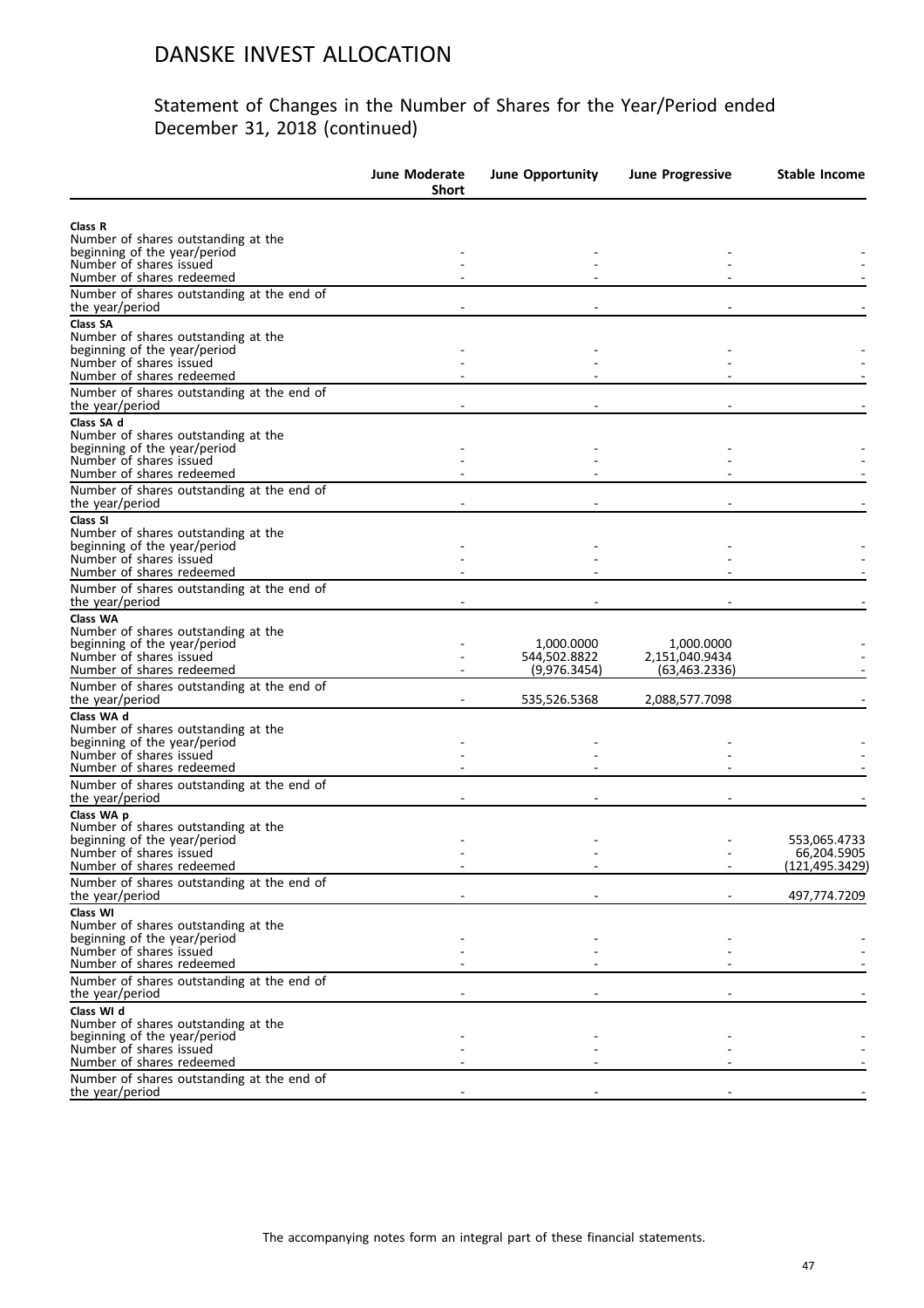# DANSKE INVEST ALLOCATION

## Statement of Changes in the Number of Shares for the Year/Period ended December 31, 2018 (continued)

| | June Moderate Short | June Opportunity | June Progressive | Stable Income |
|---|---|---|---|---|
| **Class R** | | | | |
| Number of shares outstanding at the beginning of the year/period | - | - | - | - |
| Number of shares issued | - | - | - | - |
| Number of shares redeemed | - | - | - | - |
| Number of shares outstanding at the end of the year/period | - | - | - | - |
| **Class SA** | | | | |
| Number of shares outstanding at the beginning of the year/period | - | - | - | - |
| Number of shares issued | - | - | - | - |
| Number of shares redeemed | - | - | - | - |
| Number of shares outstanding at the end of the year/period | - | - | - | - |
| **Class SA d** | | | | |
| Number of shares outstanding at the beginning of the year/period | - | - | - | - |
| Number of shares issued | - | - | - | - |
| Number of shares redeemed | - | - | - | - |
| Number of shares outstanding at the end of the year/period | - | - | - | - |
| **Class SI** | | | | |
| Number of shares outstanding at the beginning of the year/period | - | - | - | - |
| Number of shares issued | - | - | - | - |
| Number of shares redeemed | - | - | - | - |
| Number of shares outstanding at the end of the year/period | - | - | - | - |
| **Class WA** | | | | |
| Number of shares outstanding at the beginning of the year/period | - | 1,000.0000 | 1,000.0000 | - |
| Number of shares issued | - | 544,502.8822 | 2,151,040.9434 | - |
| Number of shares redeemed | - | (9,976.3454) | (63,463.2336) | - |
| Number of shares outstanding at the end of the year/period | - | 535,526.5368 | 2,088,577.7098 | - |
| **Class WA d** | | | | |
| Number of shares outstanding at the beginning of the year/period | - | - | - | - |
| Number of shares issued | - | - | - | - |
| Number of shares redeemed | - | - | - | - |
| Number of shares outstanding at the end of the year/period | - | - | - | - |
| **Class WA p** | | | | |
| Number of shares outstanding at the beginning of the year/period | - | - | - | 553,065.4733 |
| Number of shares issued | - | - | - | 66,204.5905 |
| Number of shares redeemed | - | - | - | (121,495.3429) |
| Number of shares outstanding at the end of the year/period | - | - | - | 497,774.7209 |
| **Class WI** | | | | |
| Number of shares outstanding at the beginning of the year/period | - | - | - | - |
| Number of shares issued | - | - | - | - |
| Number of shares redeemed | - | - | - | - |
| Number of shares outstanding at the end of the year/period | - | - | - | - |
| **Class WI d** | | | | |
| Number of shares outstanding at the beginning of the year/period | - | - | - | - |
| Number of shares issued | - | - | - | - |
| Number of shares redeemed | - | - | - | - |
| Number of shares outstanding at the end of the year/period | - | - | - | - |

The accompanying notes form an integral part of these financial statements.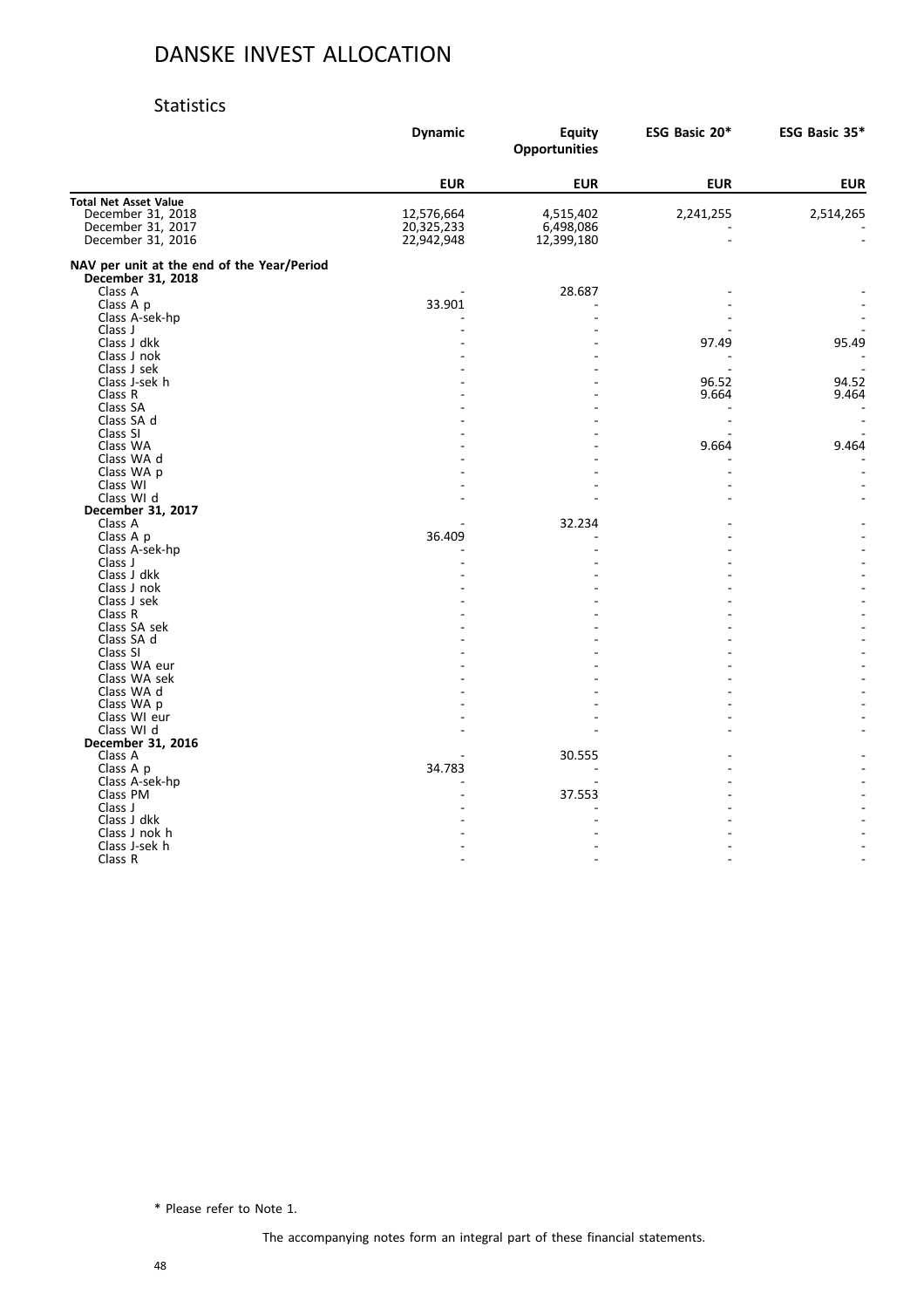# DANSKE INVEST ALLOCATION

## Statistics

| | Dynamic | Equity Opportunities | ESG Basic 20* | ESG Basic 35* |
|---|---|---|---|---|
| | **EUR** | **EUR** | **EUR** | **EUR** |
| **Total Net Asset Value** | | | | |
| December 31, 2018 | 12,576,664 | 4,515,402 | 2,241,255 | 2,514,265 |
| December 31, 2017 | 20,325,233 | 6,498,086 | - | - |
| December 31, 2016 | 22,942,948 | 12,399,180 | - | - |
| **NAV per unit at the end of the Year/Period** | | | | |
| **December 31, 2018** | | | | |
| Class A | - | 28.687 | - | - |
| Class A p | 33.901 | - | - | - |
| Class A-sek-hp | - | - | - | - |
| Class J | - | - | - | - |
| Class J dkk | - | - | 97.49 | 95.49 |
| Class J nok | - | - | - | - |
| Class J sek | - | - | - | - |
| Class J-sek h | - | - | 96.52 | 94.52 |
| Class R | - | - | 9.664 | 9.464 |
| Class SA | - | - | - | - |
| Class SA d | - | - | - | - |
| Class SI | - | - | - | - |
| Class WA | - | - | 9.664 | 9.464 |
| Class WA d | - | - | - | - |
| Class WA p | - | - | - | - |
| Class WI | - | - | - | - |
| Class WI d | - | - | - | - |
| **December 31, 2017** | | | | |
| Class A | - | 32.234 | - | - |
| Class A p | 36.409 | - | - | - |
| Class A-sek-hp | - | - | - | - |
| Class J | - | - | - | - |
| Class J dkk | - | - | - | - |
| Class J nok | - | - | - | - |
| Class J sek | - | - | - | - |
| Class R | - | - | - | - |
| Class SA sek | - | - | - | - |
| Class SA d | - | - | - | - |
| Class SI | - | - | - | - |
| Class WA eur | - | - | - | - |
| Class WA sek | - | - | - | - |
| Class WA d | - | - | - | - |
| Class WA p | - | - | - | - |
| Class WI eur | - | - | - | - |
| Class WI d | - | - | - | - |
| **December 31, 2016** | | | | |
| Class A | - | 30.555 | - | - |
| Class A p | 34.783 | - | - | - |
| Class A-sek-hp | - | - | - | - |
| Class PM | - | 37.553 | - | - |
| Class J | - | - | - | - |
| Class J dkk | - | - | - | - |
| Class J nok h | - | - | - | - |
| Class J-sek h | - | - | - | - |
| Class R | - | - | - | - |

\* Please refer to Note 1.

The accompanying notes form an integral part of these financial statements.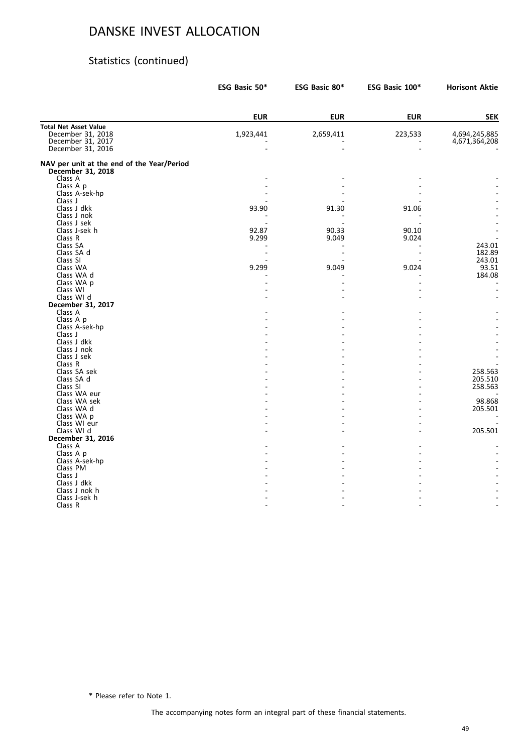# DANSKE INVEST ALLOCATION

## Statistics (continued)

| | ESG Basic 50* | ESG Basic 80* | ESG Basic 100* | Horisont Aktie |
|---|---|---|---|---|
| | **EUR** | **EUR** | **EUR** | **SEK** |
| **Total Net Asset Value** | | | | |
| December 31, 2018 | 1,923,441 | 2,659,411 | 223,533 | 4,694,245,885 |
| December 31, 2017 | - | - | - | 4,671,364,208 |
| December 31, 2016 | - | - | - | - |
| **NAV per unit at the end of the Year/Period** | | | | |
| **December 31, 2018** | | | | |
| Class A | - | - | - | - |
| Class A p | - | - | - | - |
| Class A-sek-hp | - | - | - | - |
| Class J | - | - | - | - |
| Class J dkk | 93.90 | 91.30 | 91.06 | - |
| Class J nok | - | - | - | - |
| Class J sek | - | - | - | - |
| Class J-sek h | 92.87 | 90.33 | 90.10 | - |
| Class R | 9.299 | 9.049 | 9.024 | - |
| Class SA | - | - | - | 243.01 |
| Class SA d | - | - | - | 182.89 |
| Class SI | - | - | - | 243.01 |
| Class WA | 9.299 | 9.049 | 9.024 | 93.51 |
| Class WA d | - | - | - | 184.08 |
| Class WA p | - | - | - | - |
| Class WI | - | - | - | - |
| Class WI d | - | - | - | - |
| **December 31, 2017** | | | | |
| Class A | - | - | - | - |
| Class A p | - | - | - | - |
| Class A-sek-hp | - | - | - | - |
| Class J | - | - | - | - |
| Class J dkk | - | - | - | - |
| Class J nok | - | - | - | - |
| Class J sek | - | - | - | - |
| Class R | - | - | - | - |
| Class SA sek | - | - | - | 258.563 |
| Class SA d | - | - | - | 205.510 |
| Class SI | - | - | - | 258.563 |
| Class WA eur | - | - | - | - |
| Class WA sek | - | - | - | 98.868 |
| Class WA d | - | - | - | 205.501 |
| Class WA p | - | - | - | - |
| Class WI eur | - | - | - | - |
| Class WI d | - | - | - | 205.501 |
| **December 31, 2016** | | | | |
| Class A | - | - | - | - |
| Class A p | - | - | - | - |
| Class A-sek-hp | - | - | - | - |
| Class PM | - | - | - | - |
| Class J | - | - | - | - |
| Class J dkk | - | - | - | - |
| Class J nok h | - | - | - | - |
| Class J-sek h | - | - | - | - |
| Class R | - | - | - | - |

\* Please refer to Note 1.

The accompanying notes form an integral part of these financial statements.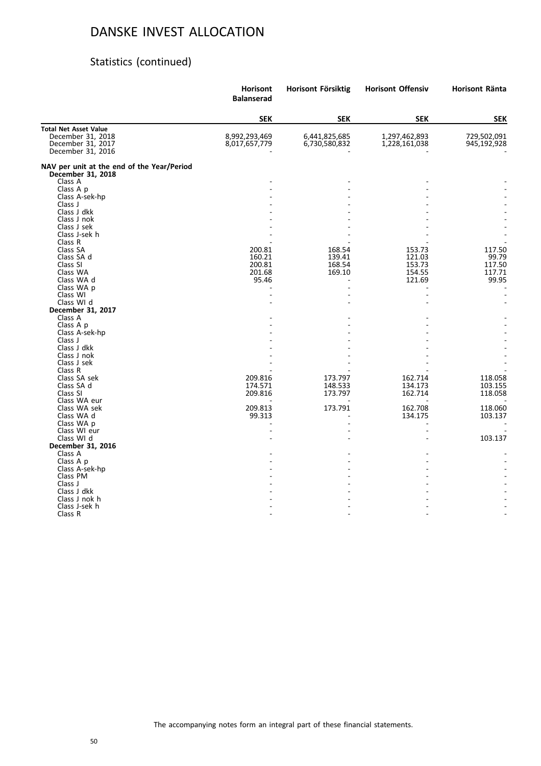# DANSKE INVEST ALLOCATION

## Statistics (continued)

| | Horisont Balanserad | Horisont Försiktig | Horisont Offensiv | Horisont Ränta |
|---|---|---|---|---|
| | **SEK** | **SEK** | **SEK** | **SEK** |
| **Total Net Asset Value** | | | | |
| December 31, 2018 | 8,992,293,469 | 6,441,825,685 | 1,297,462,893 | 729,502,091 |
| December 31, 2017 | 8,017,657,779 | 6,730,580,832 | 1,228,161,038 | 945,192,928 |
| December 31, 2016 | - | - | - | - |
| **NAV per unit at the end of the Year/Period** | | | | |
| **December 31, 2018** | | | | |
| Class A | - | - | - | - |
| Class A p | - | - | - | - |
| Class A-sek-hp | - | - | - | - |
| Class J | - | - | - | - |
| Class J dkk | - | - | - | - |
| Class J nok | - | - | - | - |
| Class J sek | - | - | - | - |
| Class J-sek h | - | - | - | - |
| Class R | - | - | - | - |
| Class SA | 200.81 | 168.54 | 153.73 | 117.50 |
| Class SA d | 160.21 | 139.41 | 121.03 | 99.79 |
| Class SI | 200.81 | 168.54 | 153.73 | 117.50 |
| Class WA | 201.68 | 169.10 | 154.55 | 117.71 |
| Class WA d | 95.46 | - | 121.69 | 99.95 |
| Class WA p | - | - | - | - |
| Class WI | - | - | - | - |
| Class WI d | - | - | - | - |
| **December 31, 2017** | | | | |
| Class A | - | - | - | - |
| Class A p | - | - | - | - |
| Class A-sek-hp | - | - | - | - |
| Class J | - | - | - | - |
| Class J dkk | - | - | - | - |
| Class J nok | - | - | - | - |
| Class J sek | - | - | - | - |
| Class R | - | - | - | - |
| Class SA sek | 209.816 | 173.797 | 162.714 | 118.058 |
| Class SA d | 174.571 | 148.533 | 134.173 | 103.155 |
| Class SI | 209.816 | 173.797 | 162.714 | 118.058 |
| Class WA eur | - | - | - | - |
| Class WA sek | 209.813 | 173.791 | 162.708 | 118.060 |
| Class WA d | 99.313 | - | 134.175 | 103.137 |
| Class WA p | - | - | - | - |
| Class WI eur | - | - | - | - |
| Class WI d | - | - | - | 103.137 |
| **December 31, 2016** | | | | |
| Class A | - | - | - | - |
| Class A p | - | - | - | - |
| Class A-sek-hp | - | - | - | - |
| Class PM | - | - | - | - |
| Class J | - | - | - | - |
| Class J dkk | - | - | - | - |
| Class J nok h | - | - | - | - |
| Class J-sek h | - | - | - | - |
| Class R | - | - | - | - |

The accompanying notes form an integral part of these financial statements.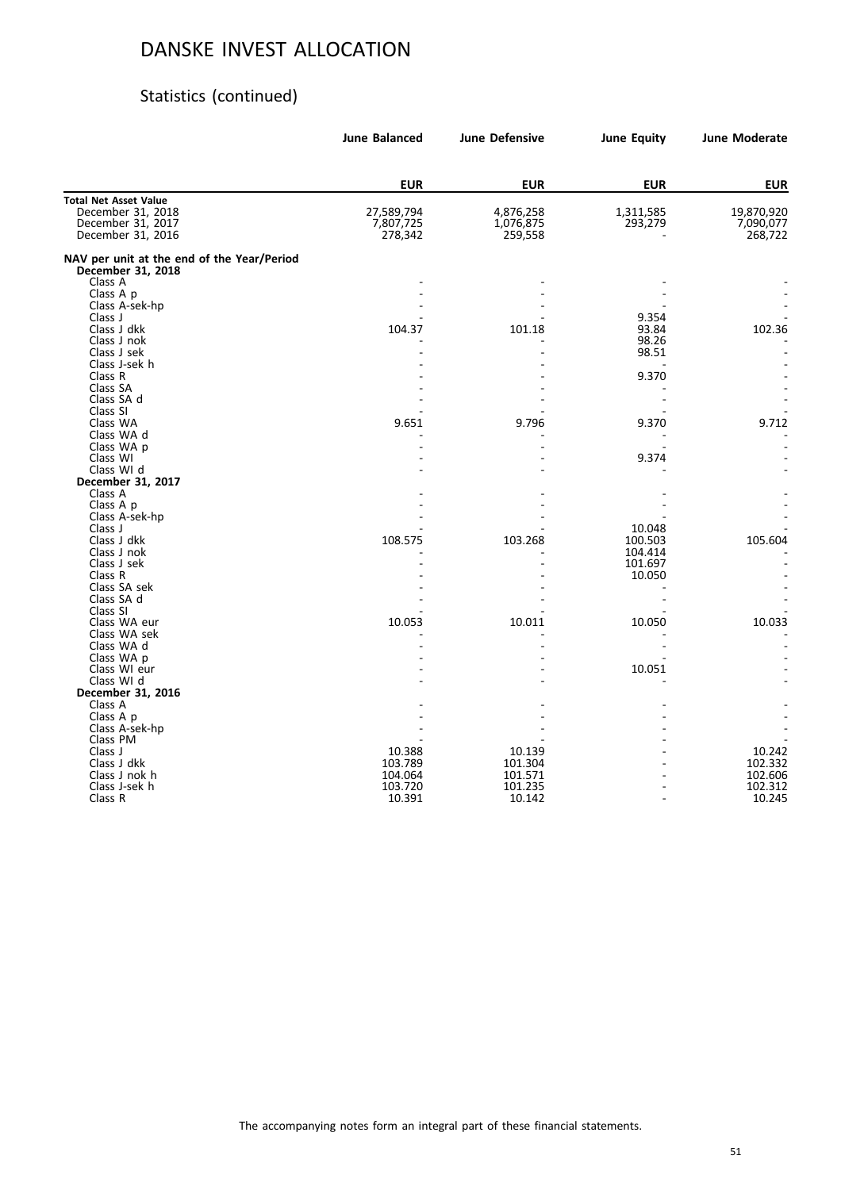# DANSKE INVEST ALLOCATION

## Statistics (continued)

| | June Balanced | June Defensive | June Equity | June Moderate |
|---|---|---|---|---|
| | **EUR** | **EUR** | **EUR** | **EUR** |
| **Total Net Asset Value** | | | | |
| December 31, 2018 | 27,589,794 | 4,876,258 | 1,311,585 | 19,870,920 |
| December 31, 2017 | 7,807,725 | 1,076,875 | 293,279 | 7,090,077 |
| December 31, 2016 | 278,342 | 259,558 | - | 268,722 |
| **NAV per unit at the end of the Year/Period** | | | | |
| **December 31, 2018** | | | | |
| Class A | - | - | - | - |
| Class A p | - | - | - | - |
| Class A-sek-hp | - | - | - | - |
| Class J | - | - | 9.354 | - |
| Class J dkk | 104.37 | 101.18 | 93.84 | 102.36 |
| Class J nok | - | - | 98.26 | - |
| Class J sek | - | - | 98.51 | - |
| Class J-sek h | - | - | - | - |
| Class R | - | - | 9.370 | - |
| Class SA | - | - | - | - |
| Class SA d | - | - | - | - |
| Class SI | - | - | - | - |
| Class WA | 9.651 | 9.796 | 9.370 | 9.712 |
| Class WA d | - | - | - | - |
| Class WA p | - | - | - | - |
| Class WI | - | - | 9.374 | - |
| Class WI d | - | - | - | - |
| **December 31, 2017** | | | | |
| Class A | - | - | - | - |
| Class A p | - | - | - | - |
| Class A-sek-hp | - | - | - | - |
| Class J | - | - | 10.048 | - |
| Class J dkk | 108.575 | 103.268 | 100.503 | 105.604 |
| Class J nok | - | - | 104.414 | - |
| Class J sek | - | - | 101.697 | - |
| Class R | - | - | 10.050 | - |
| Class SA sek | - | - | - | - |
| Class SA d | - | - | - | - |
| Class SI | - | - | - | - |
| Class WA eur | 10.053 | 10.011 | 10.050 | 10.033 |
| Class WA sek | - | - | - | - |
| Class WA d | - | - | - | - |
| Class WA p | - | - | - | - |
| Class WI eur | - | - | 10.051 | - |
| Class WI d | - | - | - | - |
| **December 31, 2016** | | | | |
| Class A | - | - | - | - |
| Class A p | - | - | - | - |
| Class A-sek-hp | - | - | - | - |
| Class PM | - | - | - | - |
| Class J | 10.388 | 10.139 | - | 10.242 |
| Class J dkk | 103.789 | 101.304 | - | 102.332 |
| Class J nok h | 104.064 | 101.571 | - | 102.606 |
| Class J-sek h | 103.720 | 101.235 | - | 102.312 |
| Class R | 10.391 | 10.142 | - | 10.245 |

The accompanying notes form an integral part of these financial statements.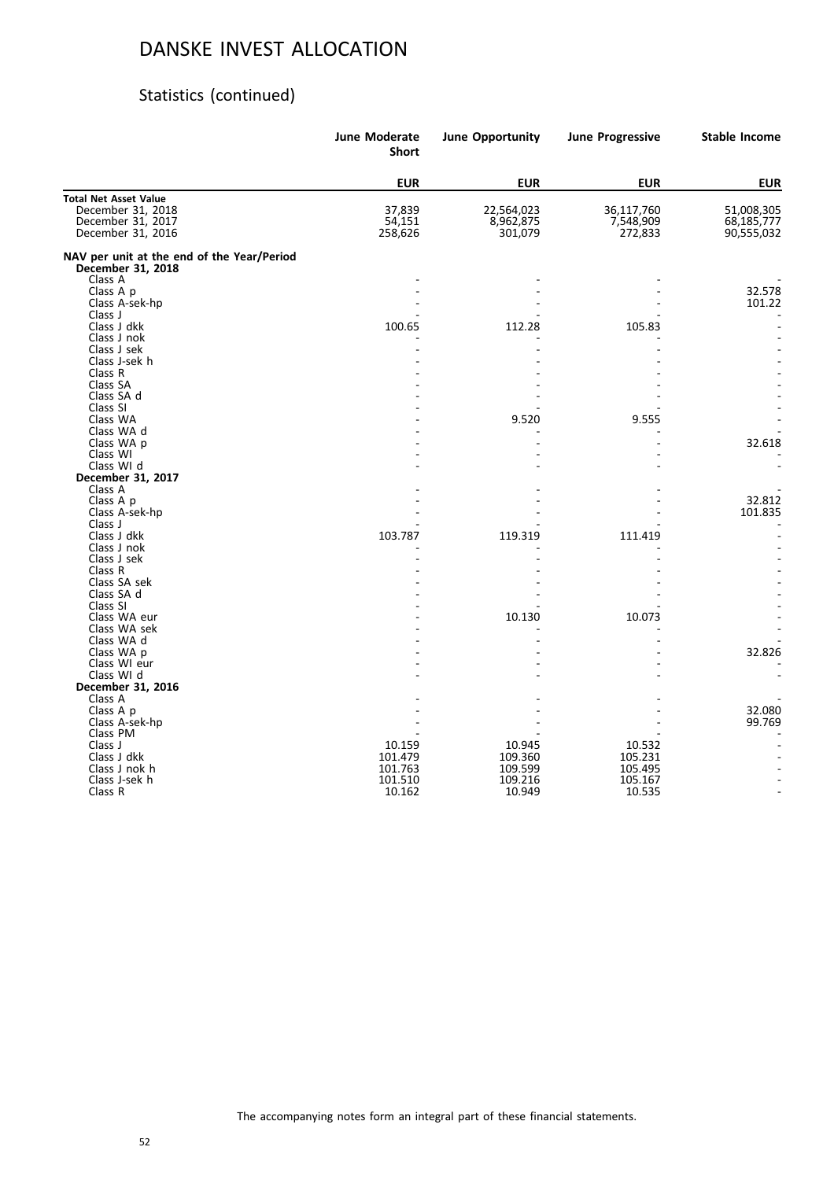# DANSKE INVEST ALLOCATION

## Statistics (continued)

| | June Moderate Short | June Opportunity | June Progressive | Stable Income |
|---|---|---|---|---|
| | EUR | EUR | EUR | EUR |
| **Total Net Asset Value** | | | | |
| December 31, 2018 | 37,839 | 22,564,023 | 36,117,760 | 51,008,305 |
| December 31, 2017 | 54,151 | 8,962,875 | 7,548,909 | 68,185,777 |
| December 31, 2016 | 258,626 | 301,079 | 272,833 | 90,555,032 |
| **NAV per unit at the end of the Year/Period** | | | | |
| **December 31, 2018** | | | | |
| Class A | - | - | - | - |
| Class A p | - | - | - | 32.578 |
| Class A-sek-hp | - | - | - | 101.22 |
| Class J | - | - | - | - |
| Class J dkk | 100.65 | 112.28 | 105.83 | - |
| Class J nok | - | - | - | - |
| Class J sek | - | - | - | - |
| Class J-sek h | - | - | - | - |
| Class R | - | - | - | - |
| Class SA | - | - | - | - |
| Class SA d | - | - | - | - |
| Class SI | - | - | - | - |
| Class WA | - | 9.520 | 9.555 | - |
| Class WA d | - | - | - | - |
| Class WA p | - | - | - | 32.618 |
| Class WI | - | - | - | - |
| Class WI d | - | - | - | - |
| **December 31, 2017** | | | | |
| Class A | - | - | - | - |
| Class A p | - | - | - | 32.812 |
| Class A-sek-hp | - | - | - | 101.835 |
| Class J | - | - | - | - |
| Class J dkk | 103.787 | 119.319 | 111.419 | - |
| Class J nok | - | - | - | - |
| Class J sek | - | - | - | - |
| Class R | - | - | - | - |
| Class SA sek | - | - | - | - |
| Class SA d | - | - | - | - |
| Class SI | - | - | - | - |
| Class WA eur | - | 10.130 | 10.073 | - |
| Class WA sek | - | - | - | - |
| Class WA d | - | - | - | - |
| Class WA p | - | - | - | 32.826 |
| Class WI eur | - | - | - | - |
| Class WI d | - | - | - | - |
| **December 31, 2016** | | | | |
| Class A | - | - | - | - |
| Class A p | - | - | - | 32.080 |
| Class A-sek-hp | - | - | - | 99.769 |
| Class PM | - | - | - | - |
| Class J | 10.159 | 10.945 | 10.532 | - |
| Class J dkk | 101.479 | 109.360 | 105.231 | - |
| Class J nok h | 101.763 | 109.599 | 105.495 | - |
| Class J-sek h | 101.510 | 109.216 | 105.167 | - |
| Class R | 10.162 | 10.949 | 10.535 | - |

The accompanying notes form an integral part of these financial statements.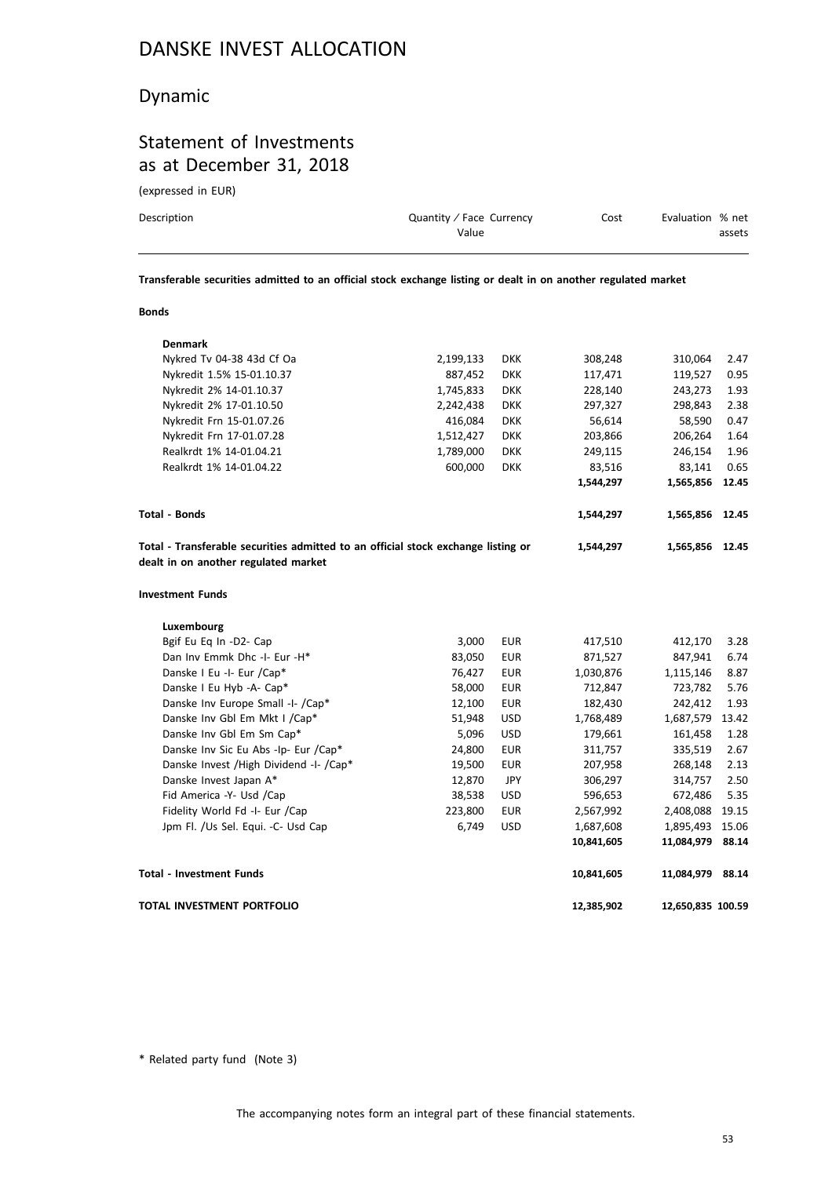# DANSKE INVEST ALLOCATION

## Dynamic

## Statement of Investments as at December 31, 2018

(expressed in EUR)

| Description | Quantity / Face Value | Currency | Cost | Evaluation | % net assets |
|---|---|---|---|---|---|
| **Transferable securities admitted to an official stock exchange listing or dealt in on another regulated market** | | | | | |
| **Bonds** | | | | | |
| **Denmark** | | | | | |
| Nykred Tv 04-38 43d Cf Oa | 2,199,133 | DKK | 308,248 | 310,064 | 2.47 |
| Nykredit 1.5% 15-01.10.37 | 887,452 | DKK | 117,471 | 119,527 | 0.95 |
| Nykredit 2% 14-01.10.37 | 1,745,833 | DKK | 228,140 | 243,273 | 1.93 |
| Nykredit 2% 17-01.10.50 | 2,242,438 | DKK | 297,327 | 298,843 | 2.38 |
| Nykredit Frn 15-01.07.26 | 416,084 | DKK | 56,614 | 58,590 | 0.47 |
| Nykredit Frn 17-01.07.28 | 1,512,427 | DKK | 203,866 | 206,264 | 1.64 |
| Realkrdt 1% 14-01.04.21 | 1,789,000 | DKK | 249,115 | 246,154 | 1.96 |
| Realkrdt 1% 14-01.04.22 | 600,000 | DKK | 83,516 | 83,141 | 0.65 |
| | | | **1,544,297** | **1,565,856** | **12.45** |
| **Total - Bonds** | | | **1,544,297** | **1,565,856** | **12.45** |
| **Total - Transferable securities admitted to an official stock exchange listing or dealt in on another regulated market** | | | **1,544,297** | **1,565,856** | **12.45** |
| **Investment Funds** | | | | | |
| **Luxembourg** | | | | | |
| Bgif Eu Eq In -D2- Cap | 3,000 | EUR | 417,510 | 412,170 | 3.28 |
| Dan Inv Emmk Dhc -I- Eur -H* | 83,050 | EUR | 871,527 | 847,941 | 6.74 |
| Danske I Eu -I- Eur /Cap* | 76,427 | EUR | 1,030,876 | 1,115,146 | 8.87 |
| Danske I Eu Hyb -A- Cap* | 58,000 | EUR | 712,847 | 723,782 | 5.76 |
| Danske Inv Europe Small -I- /Cap* | 12,100 | EUR | 182,430 | 242,412 | 1.93 |
| Danske Inv Gbl Em Mkt I /Cap* | 51,948 | USD | 1,768,489 | 1,687,579 | 13.42 |
| Danske Inv Gbl Em Sm Cap* | 5,096 | USD | 179,661 | 161,458 | 1.28 |
| Danske Inv Sic Eu Abs -Ip- Eur /Cap* | 24,800 | EUR | 311,757 | 335,519 | 2.67 |
| Danske Invest /High Dividend -I- /Cap* | 19,500 | EUR | 207,958 | 268,148 | 2.13 |
| Danske Invest Japan A* | 12,870 | JPY | 306,297 | 314,757 | 2.50 |
| Fid America -Y- Usd /Cap | 38,538 | USD | 596,653 | 672,486 | 5.35 |
| Fidelity World Fd -I- Eur /Cap | 223,800 | EUR | 2,567,992 | 2,408,088 | 19.15 |
| Jpm Fl. /Us Sel. Equi. -C- Usd Cap | 6,749 | USD | 1,687,608 | 1,895,493 | 15.06 |
| | | | **10,841,605** | **11,084,979** | **88.14** |
| **Total - Investment Funds** | | | **10,841,605** | **11,084,979** | **88.14** |
| **TOTAL INVESTMENT PORTFOLIO** | | | **12,385,902** | **12,650,835** | **100.59** |

\* Related party fund (Note 3)

The accompanying notes form an integral part of these financial statements.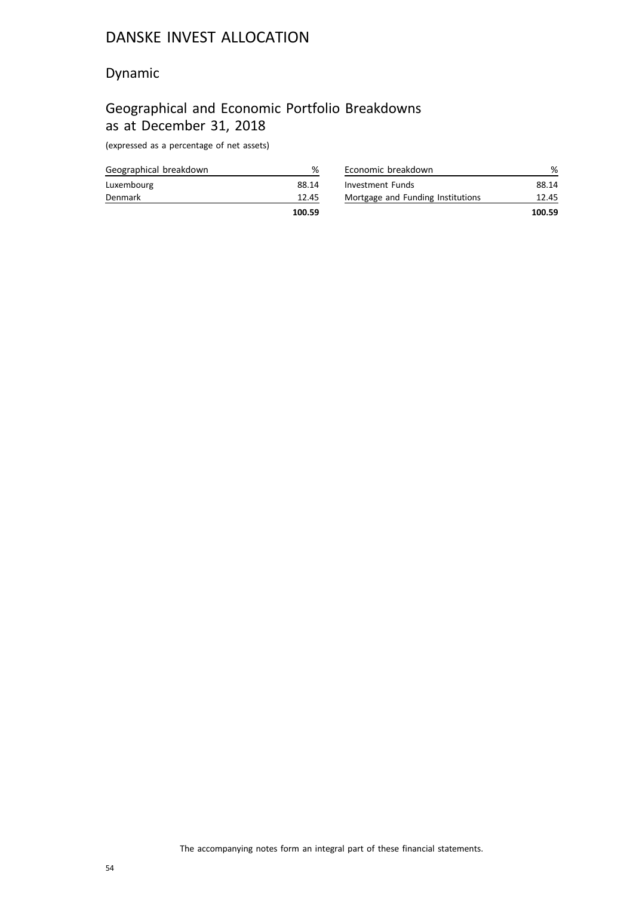# DANSKE INVEST ALLOCATION

## Dynamic

## Geographical and Economic Portfolio Breakdowns as at December 31, 2018

(expressed as a percentage of net assets)

| Geographical breakdown | % |
|---|---|
| Luxembourg | 88.14 |
| Denmark | 12.45 |
| | **100.59** |

| Economic breakdown | % |
|---|---|
| Investment Funds | 88.14 |
| Mortgage and Funding Institutions | 12.45 |
| | **100.59** |

The accompanying notes form an integral part of these financial statements.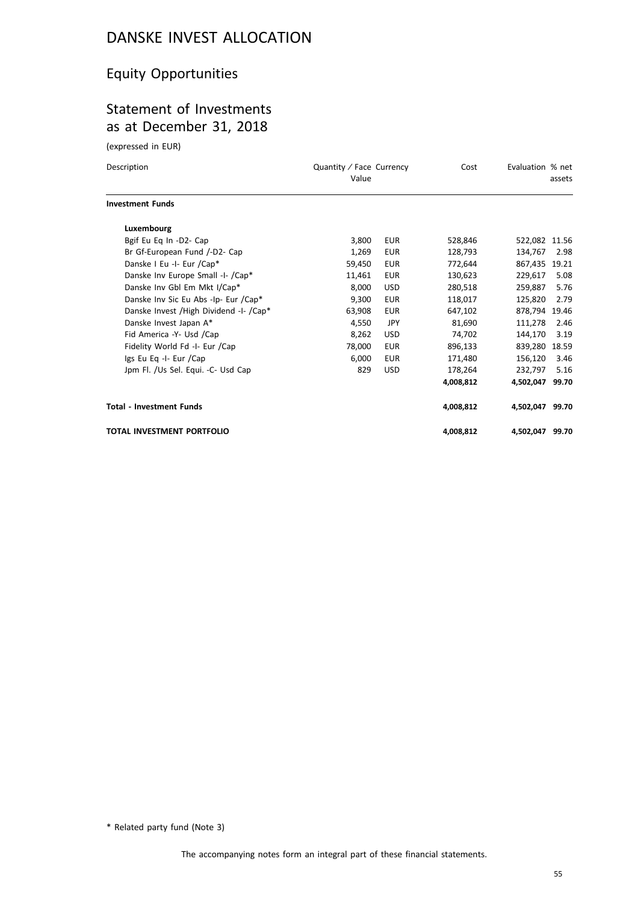# DANSKE INVEST ALLOCATION

## Equity Opportunities

## Statement of Investments as at December 31, 2018

(expressed in EUR)

| Description | Quantity / Face Value | Currency | Cost | Evaluation | % net assets |
|---|---|---|---|---|---|
| **Investment Funds** | | | | | |
| **Luxembourg** | | | | | |
| Bgif Eu Eq In -D2- Cap | 3,800 | EUR | 528,846 | 522,082 | 11.56 |
| Br Gf-European Fund /-D2- Cap | 1,269 | EUR | 128,793 | 134,767 | 2.98 |
| Danske I Eu -I- Eur /Cap* | 59,450 | EUR | 772,644 | 867,435 | 19.21 |
| Danske Inv Europe Small -I- /Cap* | 11,461 | EUR | 130,623 | 229,617 | 5.08 |
| Danske Inv Gbl Em Mkt I/Cap* | 8,000 | USD | 280,518 | 259,887 | 5.76 |
| Danske Inv Sic Eu Abs -Ip- Eur /Cap* | 9,300 | EUR | 118,017 | 125,820 | 2.79 |
| Danske Invest /High Dividend -I- /Cap* | 63,908 | EUR | 647,102 | 878,794 | 19.46 |
| Danske Invest Japan A* | 4,550 | JPY | 81,690 | 111,278 | 2.46 |
| Fid America -Y- Usd /Cap | 8,262 | USD | 74,702 | 144,170 | 3.19 |
| Fidelity World Fd -I- Eur /Cap | 78,000 | EUR | 896,133 | 839,280 | 18.59 |
| Igs Eu Eq -I- Eur /Cap | 6,000 | EUR | 171,480 | 156,120 | 3.46 |
| Jpm Fl. /Us Sel. Equi. -C- Usd Cap | 829 | USD | 178,264 | 232,797 | 5.16 |
| | | | **4,008,812** | **4,502,047** | **99.70** |
| **Total - Investment Funds** | | | **4,008,812** | **4,502,047** | **99.70** |
| **TOTAL INVESTMENT PORTFOLIO** | | | **4,008,812** | **4,502,047** | **99.70** |

\* Related party fund (Note 3)

The accompanying notes form an integral part of these financial statements.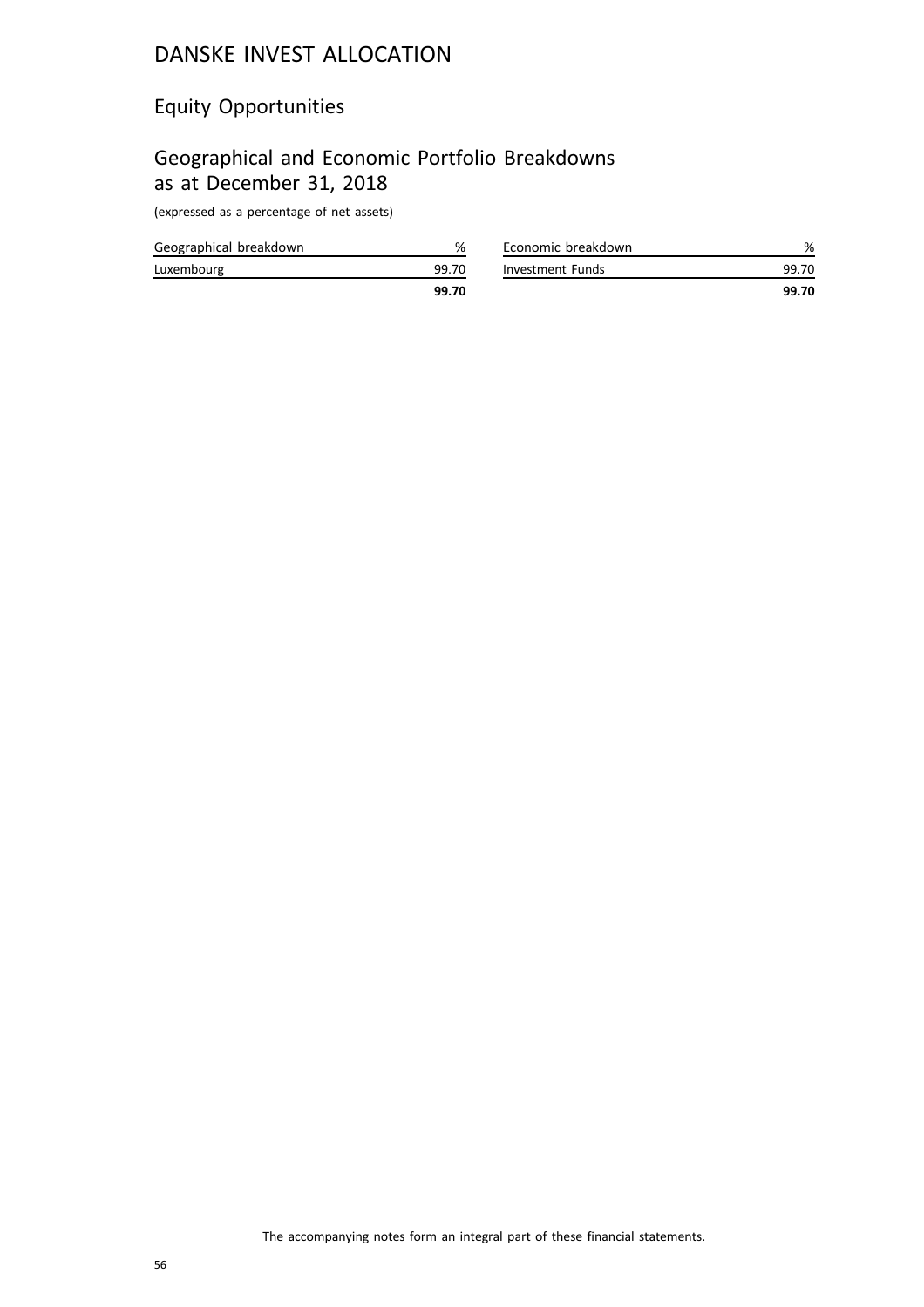# DANSKE INVEST ALLOCATION

## Equity Opportunities

## Geographical and Economic Portfolio Breakdowns as at December 31, 2018

(expressed as a percentage of net assets)

| Geographical breakdown | % |
|---|---|
| Luxembourg | 99.70 |
| | **99.70** |

| Economic breakdown | % |
|---|---|
| Investment Funds | 99.70 |
| | **99.70** |

The accompanying notes form an integral part of these financial statements.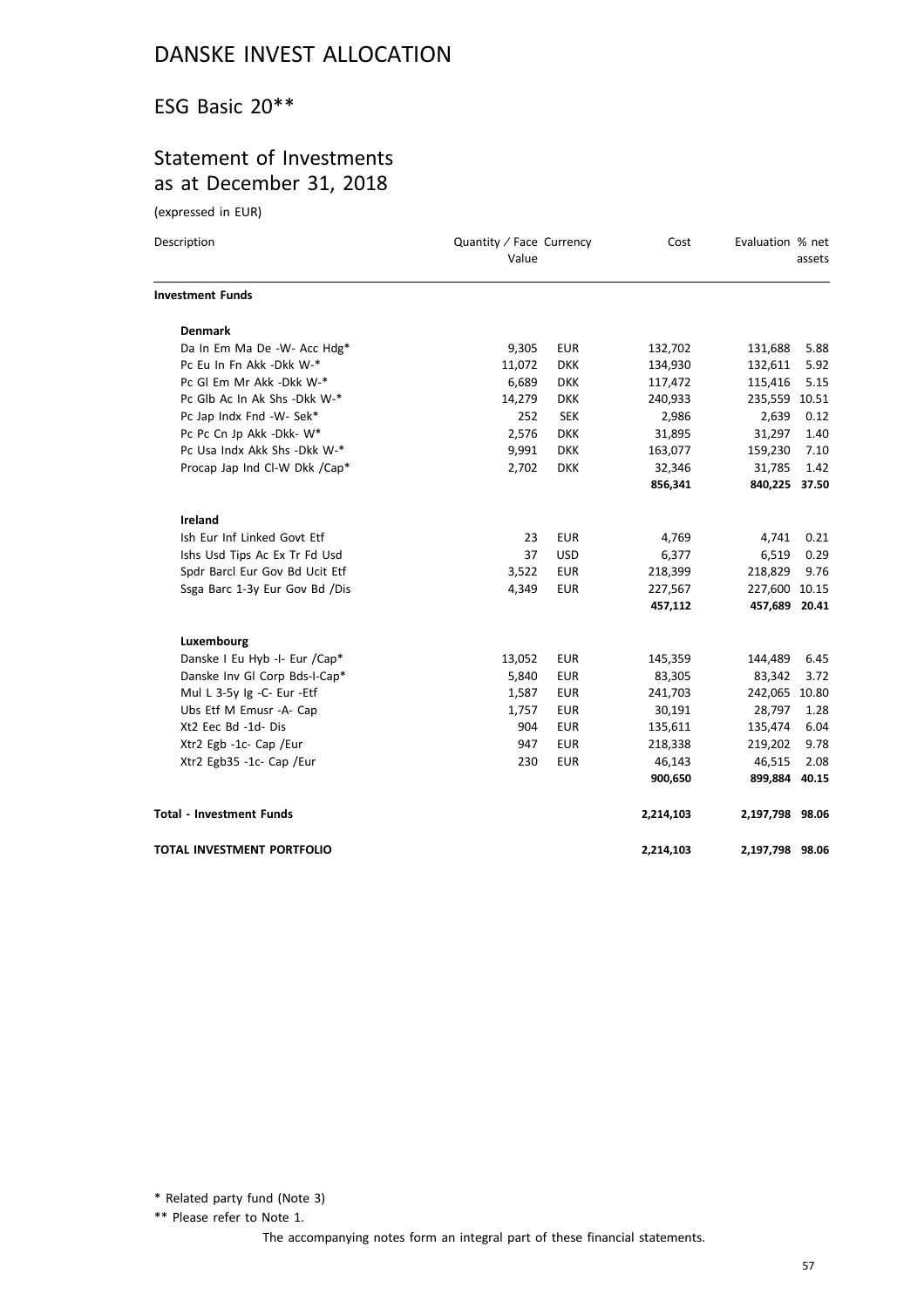# DANSKE INVEST ALLOCATION

## ESG Basic 20**

## Statement of Investments as at December 31, 2018

(expressed in EUR)

| Description | Quantity / Face Value | Currency | Cost | Evaluation | % net assets |
|---|---|---|---|---|---|
| **Investment Funds** | | | | | |
| **Denmark** | | | | | |
| Da In Em Ma De -W- Acc Hdg* | 9,305 | EUR | 132,702 | 131,688 | 5.88 |
| Pc Eu In Fn Akk -Dkk W-* | 11,072 | DKK | 134,930 | 132,611 | 5.92 |
| Pc Gl Em Mr Akk -Dkk W-* | 6,689 | DKK | 117,472 | 115,416 | 5.15 |
| Pc Glb Ac In Ak Shs -Dkk W-* | 14,279 | DKK | 240,933 | 235,559 | 10.51 |
| Pc Jap Indx Fnd -W- Sek* | 252 | SEK | 2,986 | 2,639 | 0.12 |
| Pc Pc Cn Jp Akk -Dkk- W* | 2,576 | DKK | 31,895 | 31,297 | 1.40 |
| Pc Usa Indx Akk Shs -Dkk W-* | 9,991 | DKK | 163,077 | 159,230 | 7.10 |
| Procap Jap Ind Cl-W Dkk /Cap* | 2,702 | DKK | 32,346 | 31,785 | 1.42 |
| | | | **856,341** | **840,225** | **37.50** |
| **Ireland** | | | | | |
| Ish Eur Inf Linked Govt Etf | 23 | EUR | 4,769 | 4,741 | 0.21 |
| Ishs Usd Tips Ac Ex Tr Fd Usd | 37 | USD | 6,377 | 6,519 | 0.29 |
| Spdr Barcl Eur Gov Bd Ucit Etf | 3,522 | EUR | 218,399 | 218,829 | 9.76 |
| Ssga Barc 1-3y Eur Gov Bd /Dis | 4,349 | EUR | 227,567 | 227,600 | 10.15 |
| | | | **457,112** | **457,689** | **20.41** |
| **Luxembourg** | | | | | |
| Danske I Eu Hyb -I- Eur /Cap* | 13,052 | EUR | 145,359 | 144,489 | 6.45 |
| Danske Inv Gl Corp Bds-I-Cap* | 5,840 | EUR | 83,305 | 83,342 | 3.72 |
| Mul L 3-5y Ig -C- Eur -Etf | 1,587 | EUR | 241,703 | 242,065 | 10.80 |
| Ubs Etf M Emusr -A- Cap | 1,757 | EUR | 30,191 | 28,797 | 1.28 |
| Xt2 Eec Bd -1d- Dis | 904 | EUR | 135,611 | 135,474 | 6.04 |
| Xtr2 Egb -1c- Cap /Eur | 947 | EUR | 218,338 | 219,202 | 9.78 |
| Xtr2 Egb35 -1c- Cap /Eur | 230 | EUR | 46,143 | 46,515 | 2.08 |
| | | | **900,650** | **899,884** | **40.15** |
| **Total - Investment Funds** | | | **2,214,103** | **2,197,798** | **98.06** |
| **TOTAL INVESTMENT PORTFOLIO** | | | **2,214,103** | **2,197,798** | **98.06** |

\* Related party fund (Note 3)

\*\* Please refer to Note 1.

The accompanying notes form an integral part of these financial statements.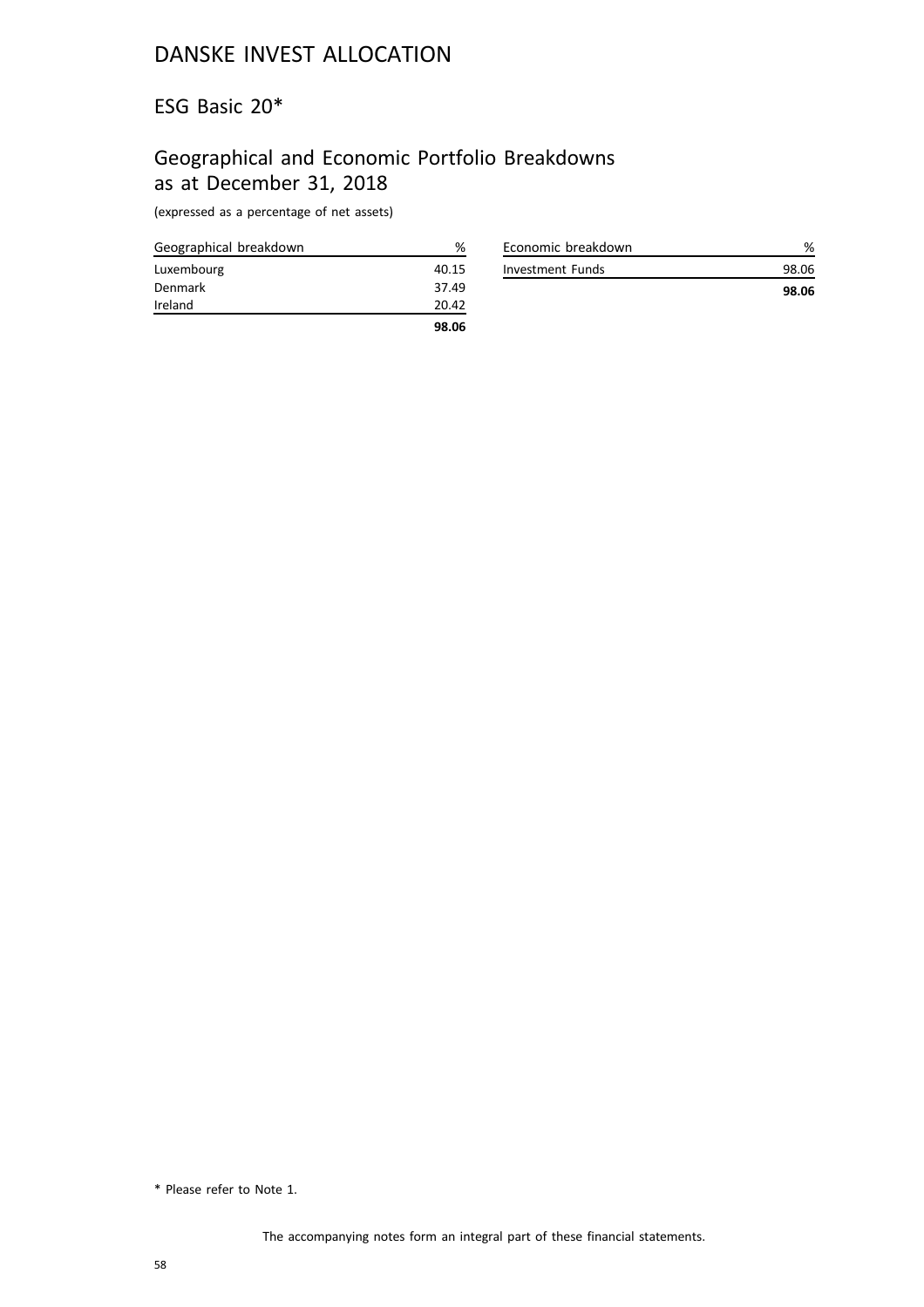# DANSKE INVEST ALLOCATION

## ESG Basic 20*

## Geographical and Economic Portfolio Breakdowns as at December 31, 2018

(expressed as a percentage of net assets)

| Geographical breakdown | % |
|---|---|
| Luxembourg | 40.15 |
| Denmark | 37.49 |
| Ireland | 20.42 |
| | **98.06** |

| Economic breakdown | % |
|---|---|
| Investment Funds | 98.06 |
| | **98.06** |

* Please refer to Note 1.

The accompanying notes form an integral part of these financial statements.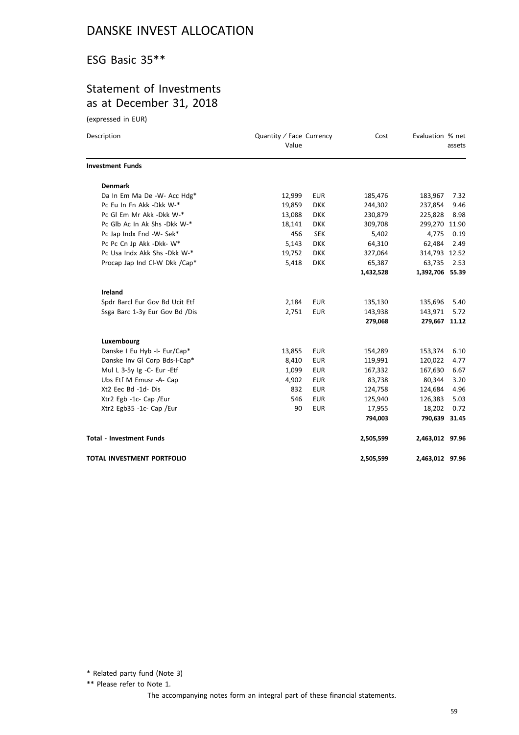# DANSKE INVEST ALLOCATION

## ESG Basic 35**

## Statement of Investments as at December 31, 2018

(expressed in EUR)

| Description | Quantity / Face Value | Currency | Cost | Evaluation | % net assets |
|---|---|---|---|---|---|
| **Investment Funds** | | | | | |
| **Denmark** | | | | | |
| Da In Em Ma De -W- Acc Hdg* | 12,999 | EUR | 185,476 | 183,967 | 7.32 |
| Pc Eu In Fn Akk -Dkk W-* | 19,859 | DKK | 244,302 | 237,854 | 9.46 |
| Pc Gl Em Mr Akk -Dkk W-* | 13,088 | DKK | 230,879 | 225,828 | 8.98 |
| Pc Glb Ac In Ak Shs -Dkk W-* | 18,141 | DKK | 309,708 | 299,270 | 11.90 |
| Pc Jap Indx Fnd -W- Sek* | 456 | SEK | 5,402 | 4,775 | 0.19 |
| Pc Pc Cn Jp Akk -Dkk- W* | 5,143 | DKK | 64,310 | 62,484 | 2.49 |
| Pc Usa Indx Akk Shs -Dkk W-* | 19,752 | DKK | 327,064 | 314,793 | 12.52 |
| Procap Jap Ind Cl-W Dkk /Cap* | 5,418 | DKK | 65,387 | 63,735 | 2.53 |
| | | | **1,432,528** | **1,392,706** | **55.39** |
| **Ireland** | | | | | |
| Spdr Barcl Eur Gov Bd Ucit Etf | 2,184 | EUR | 135,130 | 135,696 | 5.40 |
| Ssga Barc 1-3y Eur Gov Bd /Dis | 2,751 | EUR | 143,938 | 143,971 | 5.72 |
| | | | **279,068** | **279,667** | **11.12** |
| **Luxembourg** | | | | | |
| Danske I Eu Hyb -I- Eur/Cap* | 13,855 | EUR | 154,289 | 153,374 | 6.10 |
| Danske Inv Gl Corp Bds-I-Cap* | 8,410 | EUR | 119,991 | 120,022 | 4.77 |
| Mul L 3-5y Ig -C- Eur -Etf | 1,099 | EUR | 167,332 | 167,630 | 6.67 |
| Ubs Etf M Emusr -A- Cap | 4,902 | EUR | 83,738 | 80,344 | 3.20 |
| Xt2 Eec Bd -1d- Dis | 832 | EUR | 124,758 | 124,684 | 4.96 |
| Xtr2 Egb -1c- Cap /Eur | 546 | EUR | 125,940 | 126,383 | 5.03 |
| Xtr2 Egb35 -1c- Cap /Eur | 90 | EUR | 17,955 | 18,202 | 0.72 |
| | | | **794,003** | **790,639** | **31.45** |
| **Total - Investment Funds** | | | **2,505,599** | **2,463,012** | **97.96** |
| **TOTAL INVESTMENT PORTFOLIO** | | | **2,505,599** | **2,463,012** | **97.96** |

\* Related party fund (Note 3)

** Please refer to Note 1.

The accompanying notes form an integral part of these financial statements.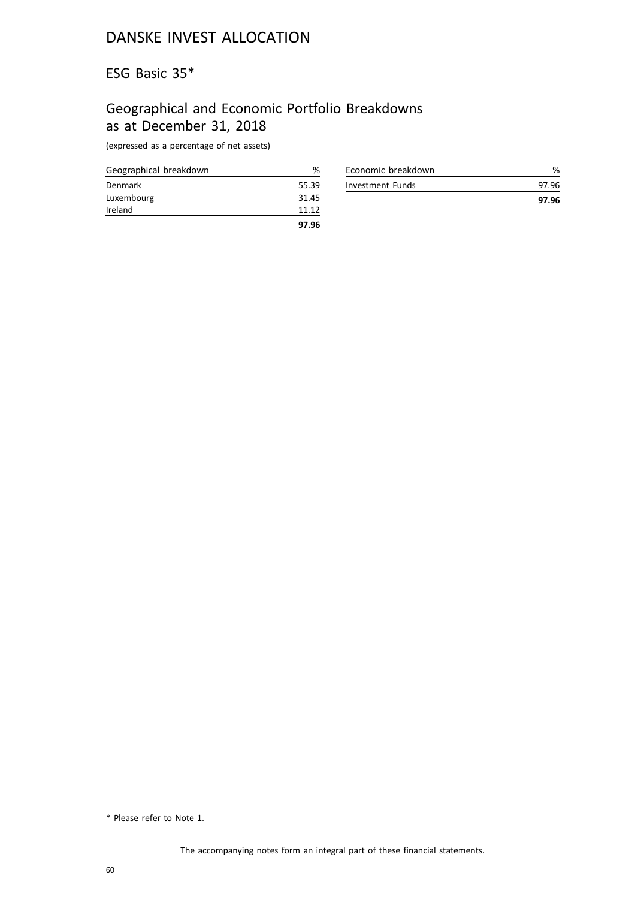# DANSKE INVEST ALLOCATION

## ESG Basic 35*

## Geographical and Economic Portfolio Breakdowns as at December 31, 2018

(expressed as a percentage of net assets)

| Geographical breakdown | % |
|---|---|
| Denmark | 55.39 |
| Luxembourg | 31.45 |
| Ireland | 11.12 |
| | **97.96** |

| Economic breakdown | % |
|---|---|
| Investment Funds | 97.96 |
| | **97.96** |

\* Please refer to Note 1.

The accompanying notes form an integral part of these financial statements.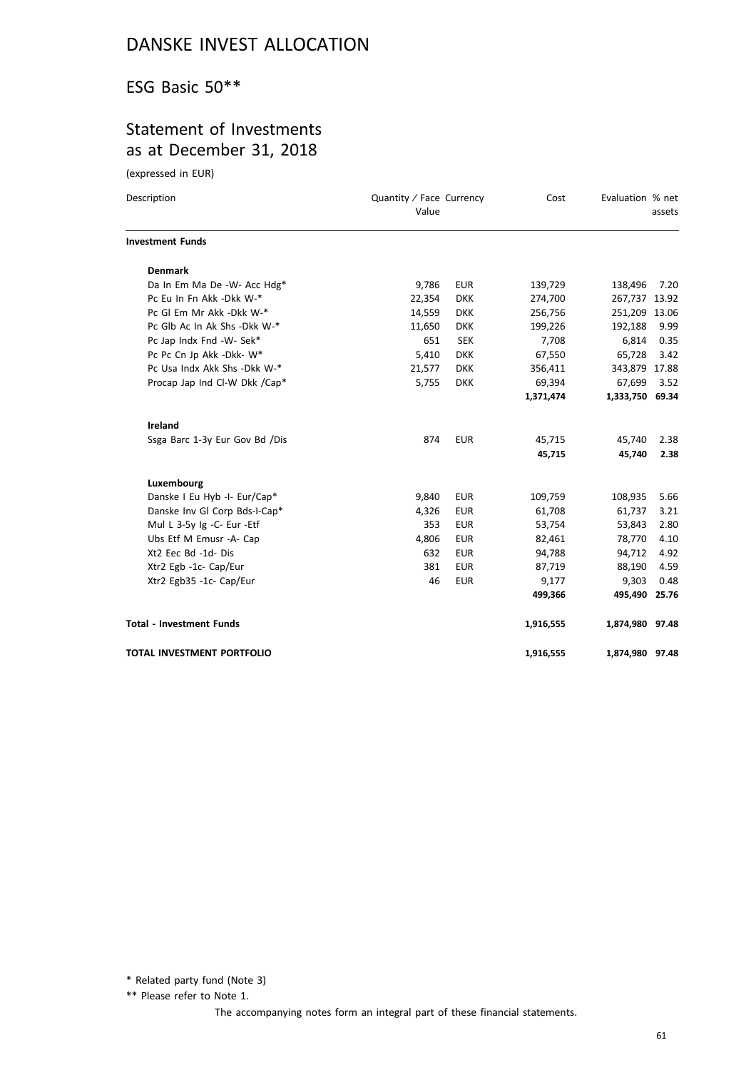# DANSKE INVEST ALLOCATION

## ESG Basic 50**

## Statement of Investments as at December 31, 2018

(expressed in EUR)

| Description | Quantity / Face Value | Currency | Cost | Evaluation | % net assets |
|---|---|---|---|---|---|
| **Investment Funds** | | | | | |
| **Denmark** | | | | | |
| Da In Em Ma De -W- Acc Hdg* | 9,786 | EUR | 139,729 | 138,496 | 7.20 |
| Pc Eu In Fn Akk -Dkk W-* | 22,354 | DKK | 274,700 | 267,737 | 13.92 |
| Pc Gl Em Mr Akk -Dkk W-* | 14,559 | DKK | 256,756 | 251,209 | 13.06 |
| Pc Glb Ac In Ak Shs -Dkk W-* | 11,650 | DKK | 199,226 | 192,188 | 9.99 |
| Pc Jap Indx Fnd -W- Sek* | 651 | SEK | 7,708 | 6,814 | 0.35 |
| Pc Pc Cn Jp Akk -Dkk- W* | 5,410 | DKK | 67,550 | 65,728 | 3.42 |
| Pc Usa Indx Akk Shs -Dkk W-* | 21,577 | DKK | 356,411 | 343,879 | 17.88 |
| Procap Jap Ind Cl-W Dkk /Cap* | 5,755 | DKK | 69,394 | 67,699 | 3.52 |
| | | | **1,371,474** | **1,333,750** | **69.34** |
| **Ireland** | | | | | |
| Ssga Barc 1-3y Eur Gov Bd /Dis | 874 | EUR | 45,715 | 45,740 | 2.38 |
| | | | **45,715** | **45,740** | **2.38** |
| **Luxembourg** | | | | | |
| Danske I Eu Hyb -I- Eur/Cap* | 9,840 | EUR | 109,759 | 108,935 | 5.66 |
| Danske Inv Gl Corp Bds-I-Cap* | 4,326 | EUR | 61,708 | 61,737 | 3.21 |
| Mul L 3-5y Ig -C- Eur -Etf | 353 | EUR | 53,754 | 53,843 | 2.80 |
| Ubs Etf M Emusr -A- Cap | 4,806 | EUR | 82,461 | 78,770 | 4.10 |
| Xt2 Eec Bd -1d- Dis | 632 | EUR | 94,788 | 94,712 | 4.92 |
| Xtr2 Egb -1c- Cap/Eur | 381 | EUR | 87,719 | 88,190 | 4.59 |
| Xtr2 Egb35 -1c- Cap/Eur | 46 | EUR | 9,177 | 9,303 | 0.48 |
| | | | **499,366** | **495,490** | **25.76** |
| **Total - Investment Funds** | | | **1,916,555** | **1,874,980** | **97.48** |
| **TOTAL INVESTMENT PORTFOLIO** | | | **1,916,555** | **1,874,980** | **97.48** |

\* Related party fund (Note 3)

\*\* Please refer to Note 1.

The accompanying notes form an integral part of these financial statements.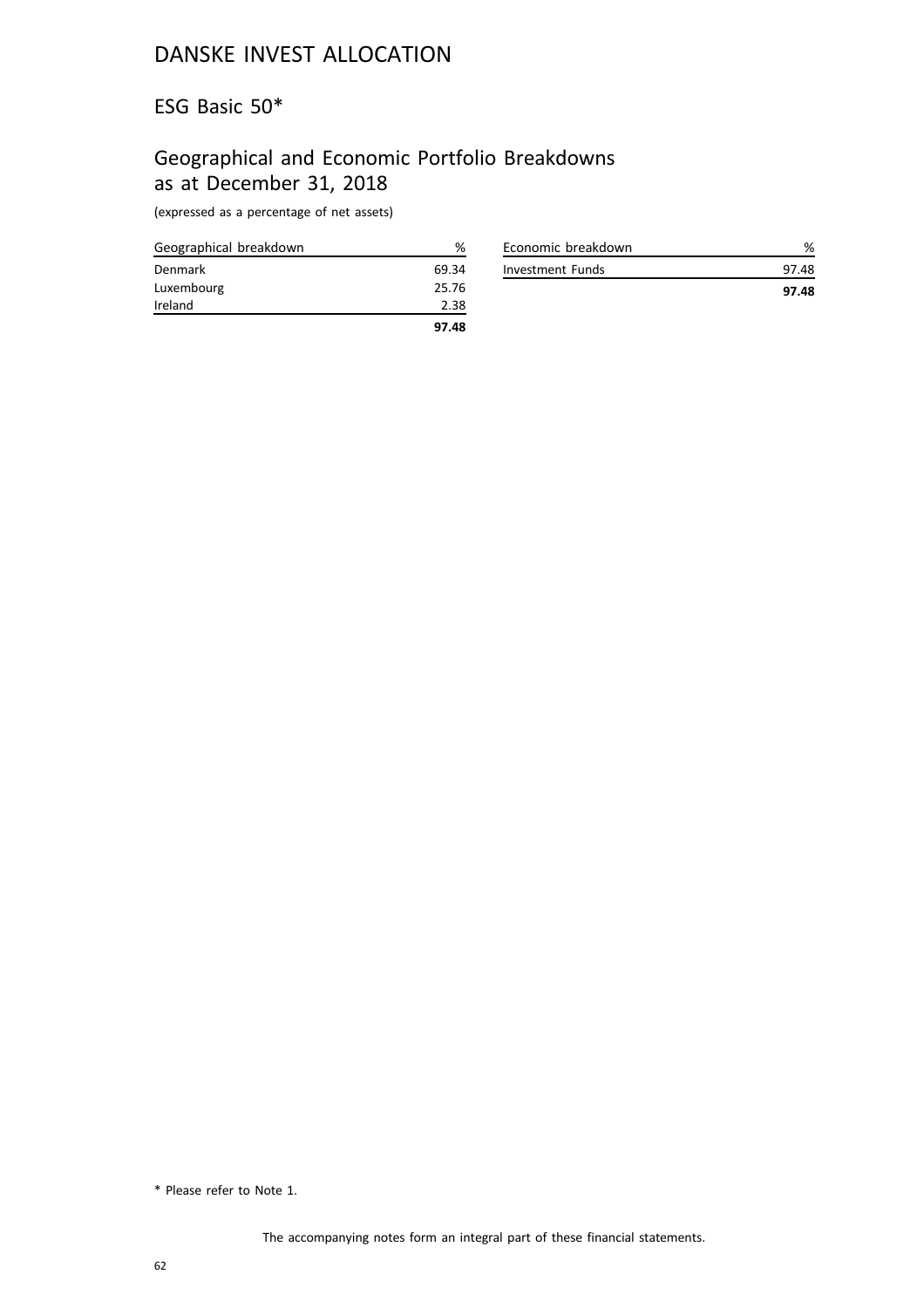# DANSKE INVEST ALLOCATION

## ESG Basic 50*

## Geographical and Economic Portfolio Breakdowns as at December 31, 2018

(expressed as a percentage of net assets)

| Geographical breakdown | % |
|---|---|
| Denmark | 69.34 |
| Luxembourg | 25.76 |
| Ireland | 2.38 |
| | **97.48** |

| Economic breakdown | % |
|---|---|
| Investment Funds | 97.48 |
| | **97.48** |

\* Please refer to Note 1.

The accompanying notes form an integral part of these financial statements.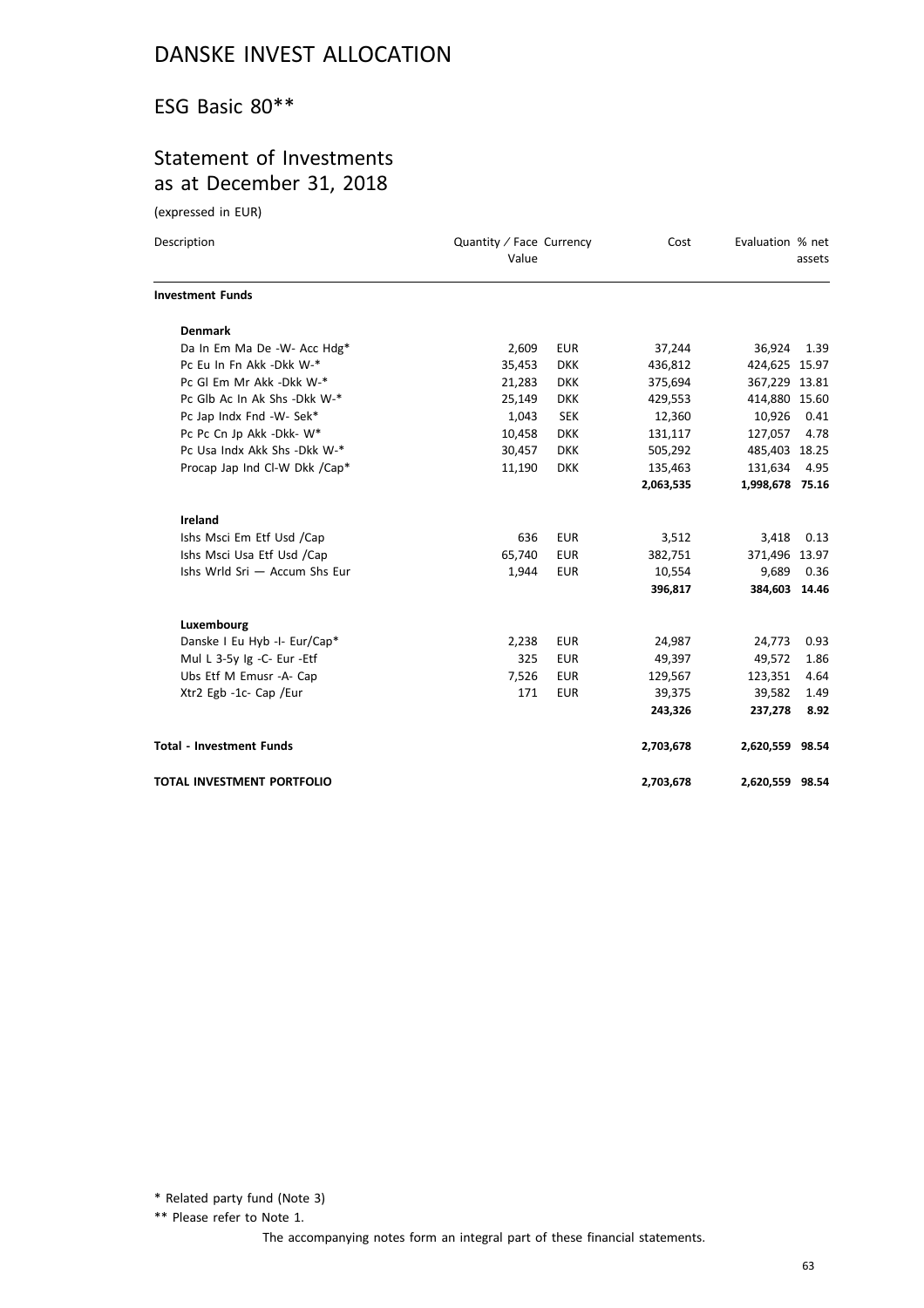# DANSKE INVEST ALLOCATION

## ESG Basic 80**

## Statement of Investments as at December 31, 2018

(expressed in EUR)

| Description | Quantity / Face Value | Currency | Cost | Evaluation | % net assets |
|---|---|---|---|---|---|
| **Investment Funds** | | | | | |
| **Denmark** | | | | | |
| Da In Em Ma De -W- Acc Hdg* | 2,609 | EUR | 37,244 | 36,924 | 1.39 |
| Pc Eu In Fn Akk -Dkk W-* | 35,453 | DKK | 436,812 | 424,625 | 15.97 |
| Pc Gl Em Mr Akk -Dkk W-* | 21,283 | DKK | 375,694 | 367,229 | 13.81 |
| Pc Glb Ac In Ak Shs -Dkk W-* | 25,149 | DKK | 429,553 | 414,880 | 15.60 |
| Pc Jap Indx Fnd -W- Sek* | 1,043 | SEK | 12,360 | 10,926 | 0.41 |
| Pc Pc Cn Jp Akk -Dkk- W* | 10,458 | DKK | 131,117 | 127,057 | 4.78 |
| Pc Usa Indx Akk Shs -Dkk W-* | 30,457 | DKK | 505,292 | 485,403 | 18.25 |
| Procap Jap Ind Cl-W Dkk /Cap* | 11,190 | DKK | 135,463 | 131,634 | 4.95 |
| | | | **2,063,535** | **1,998,678** | **75.16** |
| **Ireland** | | | | | |
| Ishs Msci Em Etf Usd /Cap | 636 | EUR | 3,512 | 3,418 | 0.13 |
| Ishs Msci Usa Etf Usd /Cap | 65,740 | EUR | 382,751 | 371,496 | 13.97 |
| Ishs Wrld Sri — Accum Shs Eur | 1,944 | EUR | 10,554 | 9,689 | 0.36 |
| | | | **396,817** | **384,603** | **14.46** |
| **Luxembourg** | | | | | |
| Danske I Eu Hyb -I- Eur/Cap* | 2,238 | EUR | 24,987 | 24,773 | 0.93 |
| Mul L 3-5y Ig -C- Eur -Etf | 325 | EUR | 49,397 | 49,572 | 1.86 |
| Ubs Etf M Emusr -A- Cap | 7,526 | EUR | 129,567 | 123,351 | 4.64 |
| Xtr2 Egb -1c- Cap /Eur | 171 | EUR | 39,375 | 39,582 | 1.49 |
| | | | **243,326** | **237,278** | **8.92** |
| **Total - Investment Funds** | | | **2,703,678** | **2,620,559** | **98.54** |
| **TOTAL INVESTMENT PORTFOLIO** | | | **2,703,678** | **2,620,559** | **98.54** |

\* Related party fund (Note 3)

\*\* Please refer to Note 1.

The accompanying notes form an integral part of these financial statements.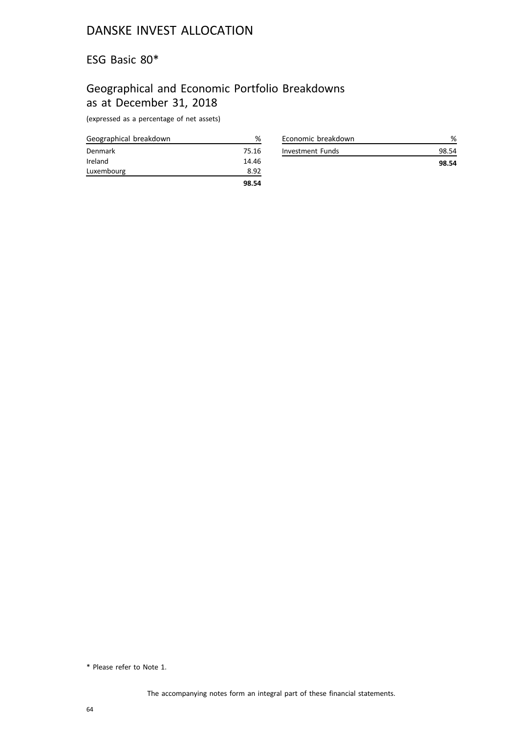# DANSKE INVEST ALLOCATION

## ESG Basic 80*

## Geographical and Economic Portfolio Breakdowns as at December 31, 2018

(expressed as a percentage of net assets)

| Geographical breakdown | % |
|---|---|
| Denmark | 75.16 |
| Ireland | 14.46 |
| Luxembourg | 8.92 |
| | **98.54** |

| Economic breakdown | % |
|---|---|
| Investment Funds | 98.54 |
| | **98.54** |

\* Please refer to Note 1.

The accompanying notes form an integral part of these financial statements.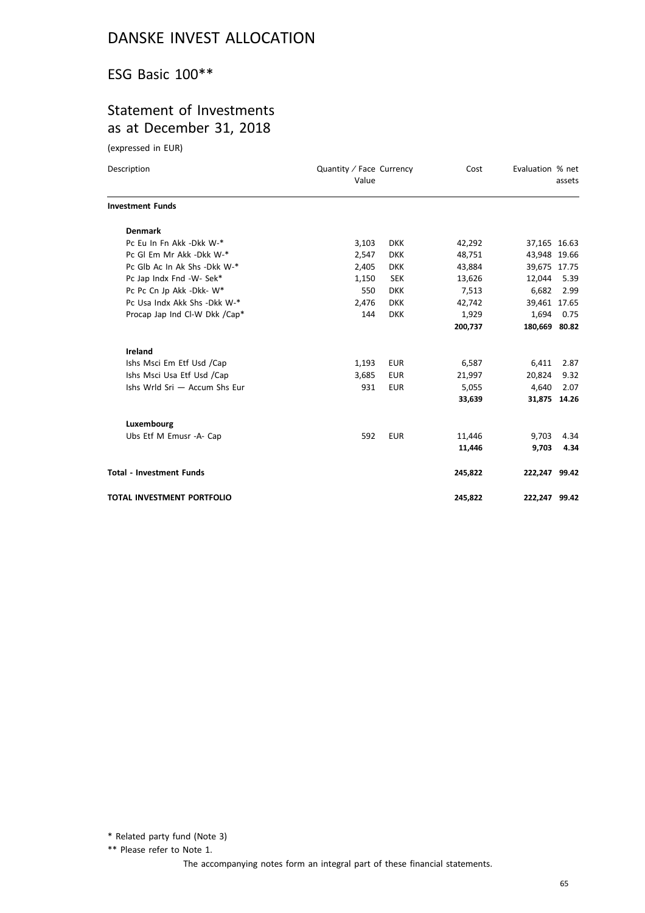# DANSKE INVEST ALLOCATION

## ESG Basic 100**

## Statement of Investments as at December 31, 2018

(expressed in EUR)

| Description | Quantity / Face Value | Currency | Cost | Evaluation | % net assets |
|---|---|---|---|---|---|
| **Investment Funds** | | | | | |
| **Denmark** | | | | | |
| Pc Eu In Fn Akk -Dkk W-* | 3,103 | DKK | 42,292 | 37,165 | 16.63 |
| Pc Gl Em Mr Akk -Dkk W-* | 2,547 | DKK | 48,751 | 43,948 | 19.66 |
| Pc Glb Ac In Ak Shs -Dkk W-* | 2,405 | DKK | 43,884 | 39,675 | 17.75 |
| Pc Jap Indx Fnd -W- Sek* | 1,150 | SEK | 13,626 | 12,044 | 5.39 |
| Pc Pc Cn Jp Akk -Dkk- W* | 550 | DKK | 7,513 | 6,682 | 2.99 |
| Pc Usa Indx Akk Shs -Dkk W-* | 2,476 | DKK | 42,742 | 39,461 | 17.65 |
| Procap Jap Ind Cl-W Dkk /Cap* | 144 | DKK | 1,929 | 1,694 | 0.75 |
| | | | **200,737** | **180,669** | **80.82** |
| **Ireland** | | | | | |
| Ishs Msci Em Etf Usd /Cap | 1,193 | EUR | 6,587 | 6,411 | 2.87 |
| Ishs Msci Usa Etf Usd /Cap | 3,685 | EUR | 21,997 | 20,824 | 9.32 |
| Ishs Wrld Sri — Accum Shs Eur | 931 | EUR | 5,055 | 4,640 | 2.07 |
| | | | **33,639** | **31,875** | **14.26** |
| **Luxembourg** | | | | | |
| Ubs Etf M Emusr -A- Cap | 592 | EUR | 11,446 | 9,703 | 4.34 |
| | | | **11,446** | **9,703** | **4.34** |
| **Total - Investment Funds** | | | **245,822** | **222,247** | **99.42** |
| **TOTAL INVESTMENT PORTFOLIO** | | | **245,822** | **222,247** | **99.42** |

\* Related party fund (Note 3)

\** Please refer to Note 1.

The accompanying notes form an integral part of these financial statements.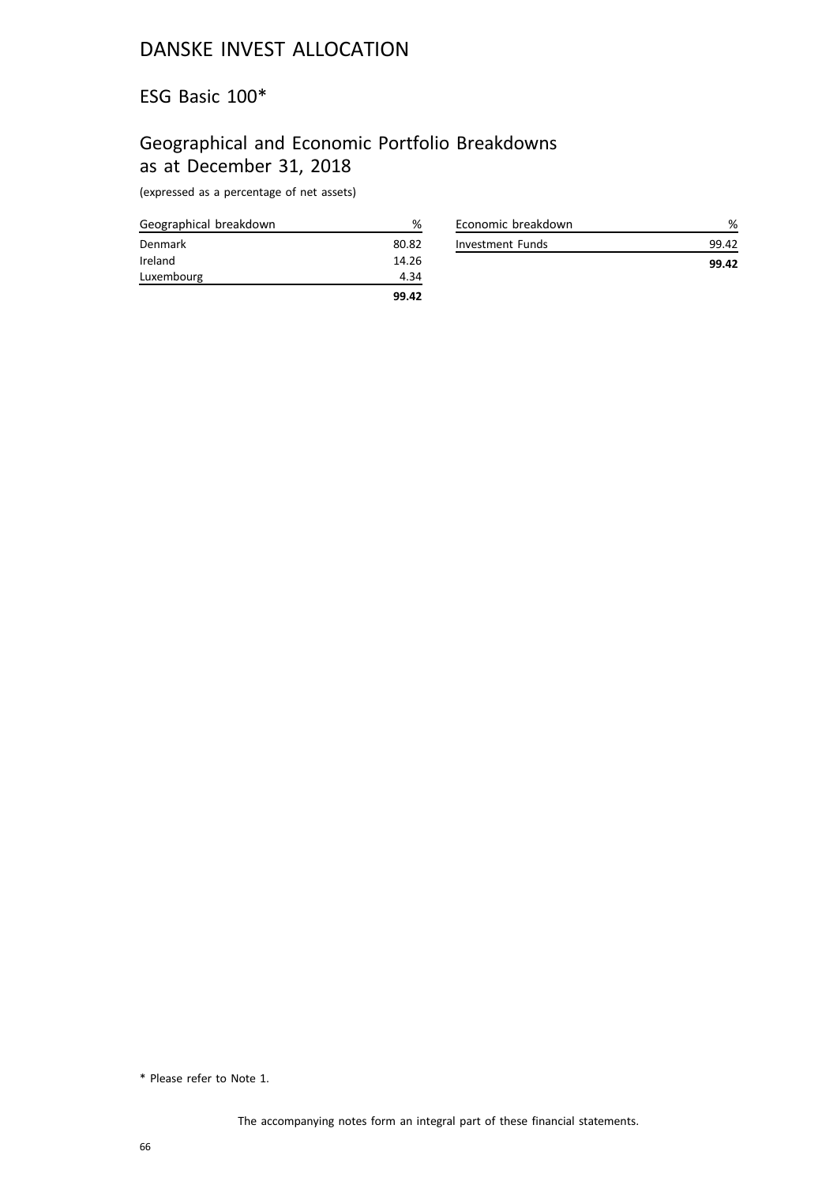# DANSKE INVEST ALLOCATION

## ESG Basic 100*

## Geographical and Economic Portfolio Breakdowns as at December 31, 2018

(expressed as a percentage of net assets)

| Geographical breakdown | % |
|---|---|
| Denmark | 80.82 |
| Ireland | 14.26 |
| Luxembourg | 4.34 |
| | **99.42** |

| Economic breakdown | % |
|---|---|
| Investment Funds | 99.42 |
| | **99.42** |

* Please refer to Note 1.

The accompanying notes form an integral part of these financial statements.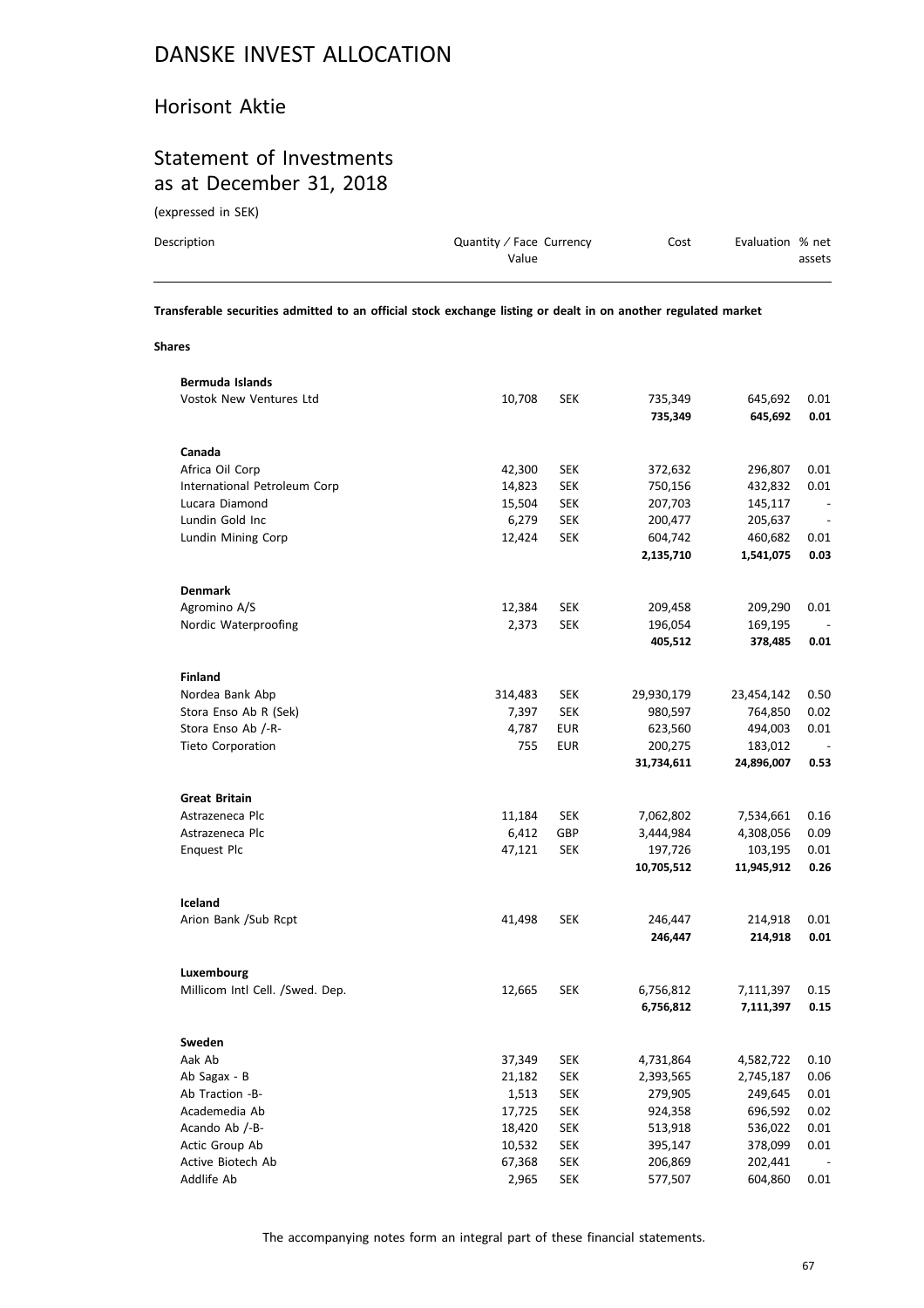# DANSKE INVEST ALLOCATION

## Horisont Aktie

## Statement of Investments as at December 31, 2018

(expressed in SEK)

| Description | Quantity / Face Value | Currency | Cost | Evaluation | % net assets |
|---|---|---|---|---|---|
| **Transferable securities admitted to an official stock exchange listing or dealt in on another regulated market** | | | | | |
| **Shares** | | | | | |
| **Bermuda Islands** | | | | | |
| Vostok New Ventures Ltd | 10,708 | SEK | 735,349 | 645,692 | 0.01 |
| | | | **735,349** | **645,692** | **0.01** |
| **Canada** | | | | | |
| Africa Oil Corp | 42,300 | SEK | 372,632 | 296,807 | 0.01 |
| International Petroleum Corp | 14,823 | SEK | 750,156 | 432,832 | 0.01 |
| Lucara Diamond | 15,504 | SEK | 207,703 | 145,117 | - |
| Lundin Gold Inc | 6,279 | SEK | 200,477 | 205,637 | - |
| Lundin Mining Corp | 12,424 | SEK | 604,742 | 460,682 | 0.01 |
| | | | **2,135,710** | **1,541,075** | **0.03** |
| **Denmark** | | | | | |
| Agromino A/S | 12,384 | SEK | 209,458 | 209,290 | 0.01 |
| Nordic Waterproofing | 2,373 | SEK | 196,054 | 169,195 | - |
| | | | **405,512** | **378,485** | **0.01** |
| **Finland** | | | | | |
| Nordea Bank Abp | 314,483 | SEK | 29,930,179 | 23,454,142 | 0.50 |
| Stora Enso Ab R (Sek) | 7,397 | SEK | 980,597 | 764,850 | 0.02 |
| Stora Enso Ab /-R- | 4,787 | EUR | 623,560 | 494,003 | 0.01 |
| Tieto Corporation | 755 | EUR | 200,275 | 183,012 | - |
| | | | **31,734,611** | **24,896,007** | **0.53** |
| **Great Britain** | | | | | |
| Astrazeneca Plc | 11,184 | SEK | 7,062,802 | 7,534,661 | 0.16 |
| Astrazeneca Plc | 6,412 | GBP | 3,444,984 | 4,308,056 | 0.09 |
| Enquest Plc | 47,121 | SEK | 197,726 | 103,195 | 0.01 |
| | | | **10,705,512** | **11,945,912** | **0.26** |
| **Iceland** | | | | | |
| Arion Bank /Sub Rcpt | 41,498 | SEK | 246,447 | 214,918 | 0.01 |
| | | | **246,447** | **214,918** | **0.01** |
| **Luxembourg** | | | | | |
| Millicom Intl Cell. /Swed. Dep. | 12,665 | SEK | 6,756,812 | 7,111,397 | 0.15 |
| | | | **6,756,812** | **7,111,397** | **0.15** |
| **Sweden** | | | | | |
| Aak Ab | 37,349 | SEK | 4,731,864 | 4,582,722 | 0.10 |
| Ab Sagax - B | 21,182 | SEK | 2,393,565 | 2,745,187 | 0.06 |
| Ab Traction -B- | 1,513 | SEK | 279,905 | 249,645 | 0.01 |
| Academedia Ab | 17,725 | SEK | 924,358 | 696,592 | 0.02 |
| Acando Ab /-B- | 18,420 | SEK | 513,918 | 536,022 | 0.01 |
| Actic Group Ab | 10,532 | SEK | 395,147 | 378,099 | 0.01 |
| Active Biotech Ab | 67,368 | SEK | 206,869 | 202,441 | - |
| Addlife Ab | 2,965 | SEK | 577,507 | 604,860 | 0.01 |

The accompanying notes form an integral part of these financial statements.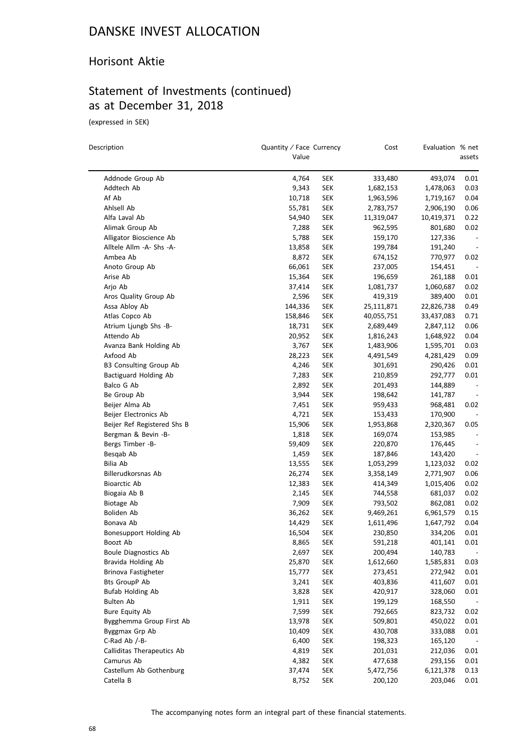# DANSKE INVEST ALLOCATION

## Horisont Aktie

## Statement of Investments (continued) as at December 31, 2018

(expressed in SEK)

| Description | Quantity / Face Value | Currency | Cost | Evaluation | % net assets |
|---|---|---|---|---|---|
| Addnode Group Ab | 4,764 | SEK | 333,480 | 493,074 | 0.01 |
| Addtech Ab | 9,343 | SEK | 1,682,153 | 1,478,063 | 0.03 |
| Af Ab | 10,718 | SEK | 1,963,596 | 1,719,167 | 0.04 |
| Ahlsell Ab | 55,781 | SEK | 2,783,757 | 2,906,190 | 0.06 |
| Alfa Laval Ab | 54,940 | SEK | 11,319,047 | 10,419,371 | 0.22 |
| Alimak Group Ab | 7,288 | SEK | 962,595 | 801,680 | 0.02 |
| Alligator Bioscience Ab | 5,788 | SEK | 159,170 | 127,336 | - |
| Alltele Allm -A- Shs -A- | 13,858 | SEK | 199,784 | 191,240 | - |
| Ambea Ab | 8,872 | SEK | 674,152 | 770,977 | 0.02 |
| Anoto Group Ab | 66,061 | SEK | 237,005 | 154,451 | - |
| Arise Ab | 15,364 | SEK | 196,659 | 261,188 | 0.01 |
| Arjo Ab | 37,414 | SEK | 1,081,737 | 1,060,687 | 0.02 |
| Aros Quality Group Ab | 2,596 | SEK | 419,319 | 389,400 | 0.01 |
| Assa Abloy Ab | 144,336 | SEK | 25,111,871 | 22,826,738 | 0.49 |
| Atlas Copco Ab | 158,846 | SEK | 40,055,751 | 33,437,083 | 0.71 |
| Atrium Ljungb Shs -B- | 18,731 | SEK | 2,689,449 | 2,847,112 | 0.06 |
| Attendo Ab | 20,952 | SEK | 1,816,243 | 1,648,922 | 0.04 |
| Avanza Bank Holding Ab | 3,767 | SEK | 1,483,906 | 1,595,701 | 0.03 |
| Axfood Ab | 28,223 | SEK | 4,491,549 | 4,281,429 | 0.09 |
| B3 Consulting Group Ab | 4,246 | SEK | 301,691 | 290,426 | 0.01 |
| Bactiguard Holding Ab | 7,283 | SEK | 210,859 | 292,777 | 0.01 |
| Balco G Ab | 2,892 | SEK | 201,493 | 144,889 | - |
| Be Group Ab | 3,944 | SEK | 198,642 | 141,787 | - |
| Beijer Alma Ab | 7,451 | SEK | 959,433 | 968,481 | 0.02 |
| Beijer Electronics Ab | 4,721 | SEK | 153,433 | 170,900 | - |
| Beijer Ref Registered Shs B | 15,906 | SEK | 1,953,868 | 2,320,367 | 0.05 |
| Bergman & Bevin -B- | 1,818 | SEK | 169,074 | 153,985 | - |
| Bergs Timber -B- | 59,409 | SEK | 220,870 | 176,445 | - |
| Besqab Ab | 1,459 | SEK | 187,846 | 143,420 | - |
| Bilia Ab | 13,555 | SEK | 1,053,299 | 1,123,032 | 0.02 |
| Billerudkorsnas Ab | 26,274 | SEK | 3,358,149 | 2,771,907 | 0.06 |
| Bioarctic Ab | 12,383 | SEK | 414,349 | 1,015,406 | 0.02 |
| Biogaia Ab B | 2,145 | SEK | 744,558 | 681,037 | 0.02 |
| Biotage Ab | 7,909 | SEK | 793,502 | 862,081 | 0.02 |
| Boliden Ab | 36,262 | SEK | 9,469,261 | 6,961,579 | 0.15 |
| Bonava Ab | 14,429 | SEK | 1,611,496 | 1,647,792 | 0.04 |
| Bonesupport Holding Ab | 16,504 | SEK | 230,850 | 334,206 | 0.01 |
| Boozt Ab | 8,865 | SEK | 591,218 | 401,141 | 0.01 |
| Boule Diagnostics Ab | 2,697 | SEK | 200,494 | 140,783 | - |
| Bravida Holding Ab | 25,870 | SEK | 1,612,660 | 1,585,831 | 0.03 |
| Brinova Fastigheter | 15,777 | SEK | 273,451 | 272,942 | 0.01 |
| Bts GroupP Ab | 3,241 | SEK | 403,836 | 411,607 | 0.01 |
| Bufab Holding Ab | 3,828 | SEK | 420,917 | 328,060 | 0.01 |
| Bulten Ab | 1,911 | SEK | 199,129 | 168,550 | - |
| Bure Equity Ab | 7,599 | SEK | 792,665 | 823,732 | 0.02 |
| Bygghemma Group First Ab | 13,978 | SEK | 509,801 | 450,022 | 0.01 |
| Byggmax Grp Ab | 10,409 | SEK | 430,708 | 333,088 | 0.01 |
| C-Rad Ab /-B- | 6,400 | SEK | 198,323 | 165,120 | - |
| Calliditas Therapeutics Ab | 4,819 | SEK | 201,031 | 212,036 | 0.01 |
| Camurus Ab | 4,382 | SEK | 477,638 | 293,156 | 0.01 |
| Castellum Ab Gothenburg | 37,474 | SEK | 5,472,756 | 6,121,378 | 0.13 |
| Catella B | 8,752 | SEK | 200,120 | 203,046 | 0.01 |

The accompanying notes form an integral part of these financial statements.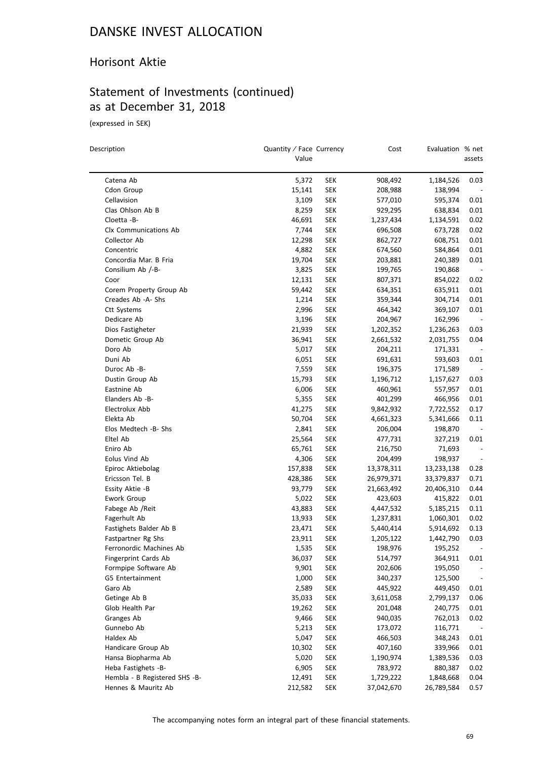# DANSKE INVEST ALLOCATION

## Horisont Aktie

## Statement of Investments (continued) as at December 31, 2018

(expressed in SEK)

| Description | Quantity / Face Value | Currency | Cost | Evaluation | % net assets |
|---|---|---|---|---|---|
| Catena Ab | 5,372 | SEK | 908,492 | 1,184,526 | 0.03 |
| Cdon Group | 15,141 | SEK | 208,988 | 138,994 | - |
| Cellavision | 3,109 | SEK | 577,010 | 595,374 | 0.01 |
| Clas Ohlson Ab B | 8,259 | SEK | 929,295 | 638,834 | 0.01 |
| Cloetta -B- | 46,691 | SEK | 1,237,434 | 1,134,591 | 0.02 |
| Clx Communications Ab | 7,744 | SEK | 696,508 | 673,728 | 0.02 |
| Collector Ab | 12,298 | SEK | 862,727 | 608,751 | 0.01 |
| Concentric | 4,882 | SEK | 674,560 | 584,864 | 0.01 |
| Concordia Mar. B Fria | 19,704 | SEK | 203,881 | 240,389 | 0.01 |
| Consilium Ab /-B- | 3,825 | SEK | 199,765 | 190,868 | - |
| Coor | 12,131 | SEK | 807,371 | 854,022 | 0.02 |
| Corem Property Group Ab | 59,442 | SEK | 634,351 | 635,911 | 0.01 |
| Creades Ab -A- Shs | 1,214 | SEK | 359,344 | 304,714 | 0.01 |
| Ctt Systems | 2,996 | SEK | 464,342 | 369,107 | 0.01 |
| Dedicare Ab | 3,196 | SEK | 204,967 | 162,996 | - |
| Dios Fastigheter | 21,939 | SEK | 1,202,352 | 1,236,263 | 0.03 |
| Dometic Group Ab | 36,941 | SEK | 2,661,532 | 2,031,755 | 0.04 |
| Doro Ab | 5,017 | SEK | 204,211 | 171,331 | - |
| Duni Ab | 6,051 | SEK | 691,631 | 593,603 | 0.01 |
| Duroc Ab -B- | 7,559 | SEK | 196,375 | 171,589 | - |
| Dustin Group Ab | 15,793 | SEK | 1,196,712 | 1,157,627 | 0.03 |
| Eastnine Ab | 6,006 | SEK | 460,961 | 557,957 | 0.01 |
| Elanders Ab -B- | 5,355 | SEK | 401,299 | 466,956 | 0.01 |
| Electrolux Abb | 41,275 | SEK | 9,842,932 | 7,722,552 | 0.17 |
| Elekta Ab | 50,704 | SEK | 4,661,323 | 5,341,666 | 0.11 |
| Elos Medtech -B- Shs | 2,841 | SEK | 206,004 | 198,870 | - |
| Eltel Ab | 25,564 | SEK | 477,731 | 327,219 | 0.01 |
| Eniro Ab | 65,761 | SEK | 216,750 | 71,693 | - |
| Eolus Vind Ab | 4,306 | SEK | 204,499 | 198,937 | - |
| Epiroc Aktiebolag | 157,838 | SEK | 13,378,311 | 13,233,138 | 0.28 |
| Ericsson Tel. B | 428,386 | SEK | 26,979,371 | 33,379,837 | 0.71 |
| Essity Aktie -B | 93,779 | SEK | 21,663,492 | 20,406,310 | 0.44 |
| Ework Group | 5,022 | SEK | 423,603 | 415,822 | 0.01 |
| Fabege Ab /Reit | 43,883 | SEK | 4,447,532 | 5,185,215 | 0.11 |
| Fagerhult Ab | 13,933 | SEK | 1,237,831 | 1,060,301 | 0.02 |
| Fastighets Balder Ab B | 23,471 | SEK | 5,440,414 | 5,914,692 | 0.13 |
| Fastpartner Rg Shs | 23,911 | SEK | 1,205,122 | 1,442,790 | 0.03 |
| Ferronordic Machines Ab | 1,535 | SEK | 198,976 | 195,252 | - |
| Fingerprint Cards Ab | 36,037 | SEK | 514,797 | 364,911 | 0.01 |
| Formpipe Software Ab | 9,901 | SEK | 202,606 | 195,050 | - |
| G5 Entertainment | 1,000 | SEK | 340,237 | 125,500 | - |
| Garo Ab | 2,589 | SEK | 445,922 | 449,450 | 0.01 |
| Getinge Ab B | 35,033 | SEK | 3,611,058 | 2,799,137 | 0.06 |
| Glob Health Par | 19,262 | SEK | 201,048 | 240,775 | 0.01 |
| Granges Ab | 9,466 | SEK | 940,035 | 762,013 | 0.02 |
| Gunnebo Ab | 5,213 | SEK | 173,072 | 116,771 | - |
| Haldex Ab | 5,047 | SEK | 466,503 | 348,243 | 0.01 |
| Handicare Group Ab | 10,302 | SEK | 407,160 | 339,966 | 0.01 |
| Hansa Biopharma Ab | 5,020 | SEK | 1,190,974 | 1,389,536 | 0.03 |
| Heba Fastighets -B- | 6,905 | SEK | 783,972 | 880,387 | 0.02 |
| Hembla - B Registered SHS -B- | 12,491 | SEK | 1,729,222 | 1,848,668 | 0.04 |
| Hennes & Mauritz Ab | 212,582 | SEK | 37,042,670 | 26,789,584 | 0.57 |

The accompanying notes form an integral part of these financial statements.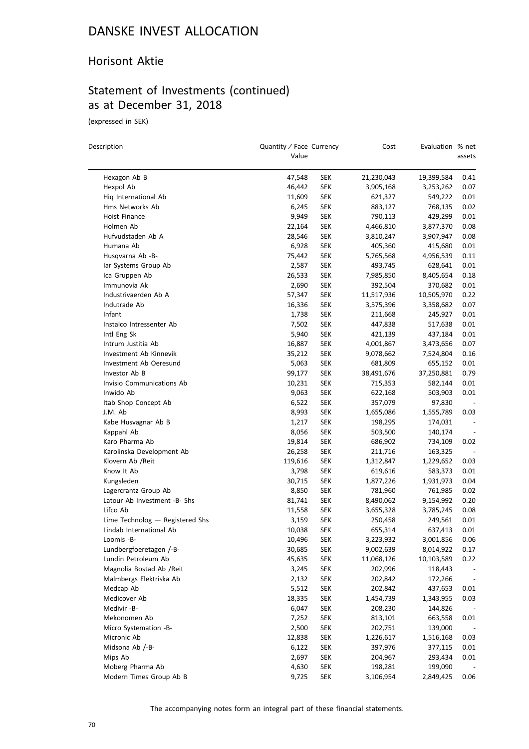# DANSKE INVEST ALLOCATION

## Horisont Aktie

## Statement of Investments (continued) as at December 31, 2018

(expressed in SEK)

| Description | Quantity / Face Value | Currency | Cost | Evaluation | % net assets |
|---|---|---|---|---|---|
| Hexagon Ab B | 47,548 | SEK | 21,230,043 | 19,399,584 | 0.41 |
| Hexpol Ab | 46,442 | SEK | 3,905,168 | 3,253,262 | 0.07 |
| Hiq International Ab | 11,609 | SEK | 621,327 | 549,222 | 0.01 |
| Hms Networks Ab | 6,245 | SEK | 883,127 | 768,135 | 0.02 |
| Hoist Finance | 9,949 | SEK | 790,113 | 429,299 | 0.01 |
| Holmen Ab | 22,164 | SEK | 4,466,810 | 3,877,370 | 0.08 |
| Hufvudstaden Ab A | 28,546 | SEK | 3,810,247 | 3,907,947 | 0.08 |
| Humana Ab | 6,928 | SEK | 405,360 | 415,680 | 0.01 |
| Husqvarna Ab -B- | 75,442 | SEK | 5,765,568 | 4,956,539 | 0.11 |
| Iar Systems Group Ab | 2,587 | SEK | 493,745 | 628,641 | 0.01 |
| Ica Gruppen Ab | 26,533 | SEK | 7,985,850 | 8,405,654 | 0.18 |
| Immunovia Ak | 2,690 | SEK | 392,504 | 370,682 | 0.01 |
| Industrivaerden Ab A | 57,347 | SEK | 11,517,936 | 10,505,970 | 0.22 |
| Indutrade Ab | 16,336 | SEK | 3,575,396 | 3,358,682 | 0.07 |
| Infant | 1,738 | SEK | 211,668 | 245,927 | 0.01 |
| Instalco Intressenter Ab | 7,502 | SEK | 447,838 | 517,638 | 0.01 |
| Intl Eng Sk | 5,940 | SEK | 421,139 | 437,184 | 0.01 |
| Intrum Justitia Ab | 16,887 | SEK | 4,001,867 | 3,473,656 | 0.07 |
| Investment Ab Kinnevik | 35,212 | SEK | 9,078,662 | 7,524,804 | 0.16 |
| Investment Ab Oeresund | 5,063 | SEK | 681,809 | 655,152 | 0.01 |
| Investor Ab B | 99,177 | SEK | 38,491,676 | 37,250,881 | 0.79 |
| Invisio Communications Ab | 10,231 | SEK | 715,353 | 582,144 | 0.01 |
| Inwido Ab | 9,063 | SEK | 622,168 | 503,903 | 0.01 |
| Itab Shop Concept Ab | 6,522 | SEK | 357,079 | 97,830 | - |
| J.M. Ab | 8,993 | SEK | 1,655,086 | 1,555,789 | 0.03 |
| Kabe Husvagnar Ab B | 1,217 | SEK | 198,295 | 174,031 | - |
| Kappahl Ab | 8,056 | SEK | 503,500 | 140,174 | - |
| Karo Pharma Ab | 19,814 | SEK | 686,902 | 734,109 | 0.02 |
| Karolinska Development Ab | 26,258 | SEK | 211,716 | 163,325 | - |
| Klovern Ab /Reit | 119,616 | SEK | 1,312,847 | 1,229,652 | 0.03 |
| Know It Ab | 3,798 | SEK | 619,616 | 583,373 | 0.01 |
| Kungsleden | 30,715 | SEK | 1,877,226 | 1,931,973 | 0.04 |
| Lagercrantz Group Ab | 8,850 | SEK | 781,960 | 761,985 | 0.02 |
| Latour Ab Investment -B- Shs | 81,741 | SEK | 8,490,062 | 9,154,992 | 0.20 |
| Lifco Ab | 11,558 | SEK | 3,655,328 | 3,785,245 | 0.08 |
| Lime Technolog — Registered Shs | 3,159 | SEK | 250,458 | 249,561 | 0.01 |
| Lindab International Ab | 10,038 | SEK | 655,314 | 637,413 | 0.01 |
| Loomis -B- | 10,496 | SEK | 3,223,932 | 3,001,856 | 0.06 |
| Lundbergfoeretagen /-B- | 30,685 | SEK | 9,002,639 | 8,014,922 | 0.17 |
| Lundin Petroleum Ab | 45,635 | SEK | 11,068,126 | 10,103,589 | 0.22 |
| Magnolia Bostad Ab /Reit | 3,245 | SEK | 202,996 | 118,443 | - |
| Malmbergs Elektriska Ab | 2,132 | SEK | 202,842 | 172,266 | - |
| Medcap Ab | 5,512 | SEK | 202,842 | 437,653 | 0.01 |
| Medicover Ab | 18,335 | SEK | 1,454,739 | 1,343,955 | 0.03 |
| Medivir -B- | 6,047 | SEK | 208,230 | 144,826 | - |
| Mekonomen Ab | 7,252 | SEK | 813,101 | 663,558 | 0.01 |
| Micro Systemation -B- | 2,500 | SEK | 202,751 | 139,000 | - |
| Micronic Ab | 12,838 | SEK | 1,226,617 | 1,516,168 | 0.03 |
| Midsona Ab /-B- | 6,122 | SEK | 397,976 | 377,115 | 0.01 |
| Mips Ab | 2,697 | SEK | 204,967 | 293,434 | 0.01 |
| Moberg Pharma Ab | 4,630 | SEK | 198,281 | 199,090 | - |
| Modern Times Group Ab B | 9,725 | SEK | 3,106,954 | 2,849,425 | 0.06 |

The accompanying notes form an integral part of these financial statements.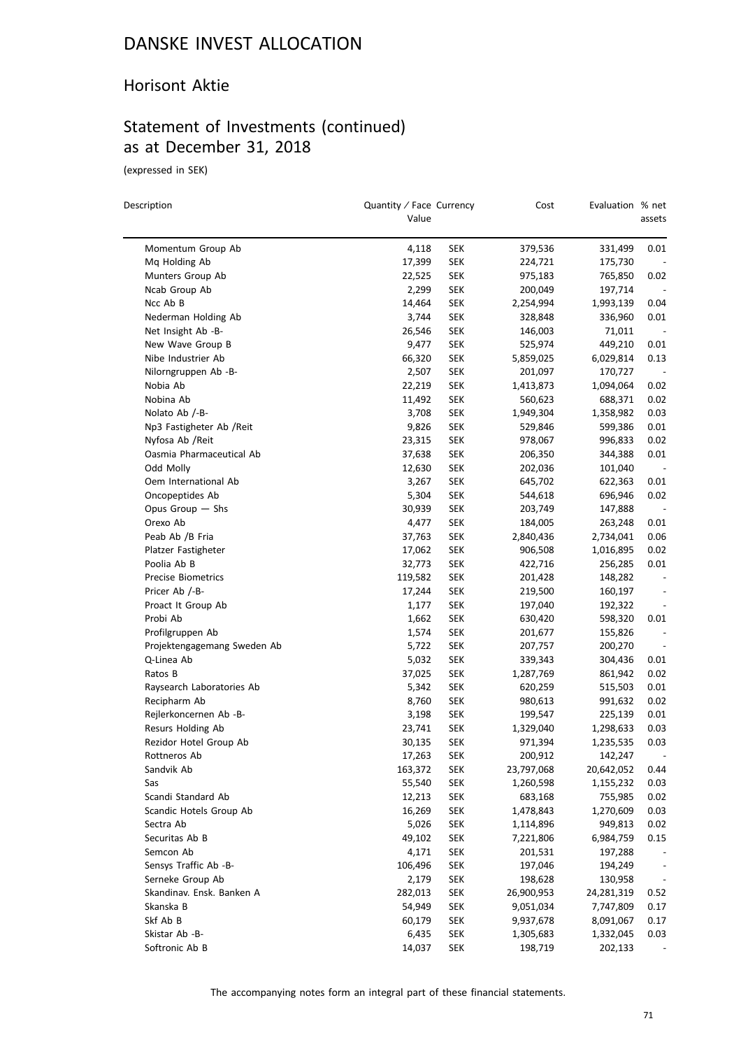# DANSKE INVEST ALLOCATION

## Horisont Aktie

## Statement of Investments (continued) as at December 31, 2018

(expressed in SEK)

| Description | Quantity / Face Value | Currency | Cost | Evaluation | % net assets |
|---|---|---|---|---|---|
| Momentum Group Ab | 4,118 | SEK | 379,536 | 331,499 | 0.01 |
| Mq Holding Ab | 17,399 | SEK | 224,721 | 175,730 | - |
| Munters Group Ab | 22,525 | SEK | 975,183 | 765,850 | 0.02 |
| Ncab Group Ab | 2,299 | SEK | 200,049 | 197,714 | - |
| Ncc Ab B | 14,464 | SEK | 2,254,994 | 1,993,139 | 0.04 |
| Nederman Holding Ab | 3,744 | SEK | 328,848 | 336,960 | 0.01 |
| Net Insight Ab -B- | 26,546 | SEK | 146,003 | 71,011 | - |
| New Wave Group B | 9,477 | SEK | 525,974 | 449,210 | 0.01 |
| Nibe Industrier Ab | 66,320 | SEK | 5,859,025 | 6,029,814 | 0.13 |
| Nilorngruppen Ab -B- | 2,507 | SEK | 201,097 | 170,727 | - |
| Nobia Ab | 22,219 | SEK | 1,413,873 | 1,094,064 | 0.02 |
| Nobina Ab | 11,492 | SEK | 560,623 | 688,371 | 0.02 |
| Nolato Ab /-B- | 3,708 | SEK | 1,949,304 | 1,358,982 | 0.03 |
| Np3 Fastigheter Ab /Reit | 9,826 | SEK | 529,846 | 599,386 | 0.01 |
| Nyfosa Ab /Reit | 23,315 | SEK | 978,067 | 996,833 | 0.02 |
| Oasmia Pharmaceutical Ab | 37,638 | SEK | 206,350 | 344,388 | 0.01 |
| Odd Molly | 12,630 | SEK | 202,036 | 101,040 | - |
| Oem International Ab | 3,267 | SEK | 645,702 | 622,363 | 0.01 |
| Oncopeptides Ab | 5,304 | SEK | 544,618 | 696,946 | 0.02 |
| Opus Group — Shs | 30,939 | SEK | 203,749 | 147,888 | - |
| Orexo Ab | 4,477 | SEK | 184,005 | 263,248 | 0.01 |
| Peab Ab /B Fria | 37,763 | SEK | 2,840,436 | 2,734,041 | 0.06 |
| Platzer Fastigheter | 17,062 | SEK | 906,508 | 1,016,895 | 0.02 |
| Poolia Ab B | 32,773 | SEK | 422,716 | 256,285 | 0.01 |
| Precise Biometrics | 119,582 | SEK | 201,428 | 148,282 | - |
| Pricer Ab /-B- | 17,244 | SEK | 219,500 | 160,197 | - |
| Proact It Group Ab | 1,177 | SEK | 197,040 | 192,322 | - |
| Probi Ab | 1,662 | SEK | 630,420 | 598,320 | 0.01 |
| Profilgruppen Ab | 1,574 | SEK | 201,677 | 155,826 | - |
| Projektengagemang Sweden Ab | 5,722 | SEK | 207,757 | 200,270 | - |
| Q-Linea Ab | 5,032 | SEK | 339,343 | 304,436 | 0.01 |
| Ratos B | 37,025 | SEK | 1,287,769 | 861,942 | 0.02 |
| Raysearch Laboratories Ab | 5,342 | SEK | 620,259 | 515,503 | 0.01 |
| Recipharm Ab | 8,760 | SEK | 980,613 | 991,632 | 0.02 |
| Rejlerkoncernen Ab -B- | 3,198 | SEK | 199,547 | 225,139 | 0.01 |
| Resurs Holding Ab | 23,741 | SEK | 1,329,040 | 1,298,633 | 0.03 |
| Rezidor Hotel Group Ab | 30,135 | SEK | 971,394 | 1,235,535 | 0.03 |
| Rottneros Ab | 17,263 | SEK | 200,912 | 142,247 | - |
| Sandvik Ab | 163,372 | SEK | 23,797,068 | 20,642,052 | 0.44 |
| Sas | 55,540 | SEK | 1,260,598 | 1,155,232 | 0.03 |
| Scandi Standard Ab | 12,213 | SEK | 683,168 | 755,985 | 0.02 |
| Scandic Hotels Group Ab | 16,269 | SEK | 1,478,843 | 1,270,609 | 0.03 |
| Sectra Ab | 5,026 | SEK | 1,114,896 | 949,813 | 0.02 |
| Securitas Ab B | 49,102 | SEK | 7,221,806 | 6,984,759 | 0.15 |
| Semcon Ab | 4,171 | SEK | 201,531 | 197,288 | - |
| Sensys Traffic Ab -B- | 106,496 | SEK | 197,046 | 194,249 | - |
| Serneke Group Ab | 2,179 | SEK | 198,628 | 130,958 | - |
| Skandinav. Ensk. Banken A | 282,013 | SEK | 26,900,953 | 24,281,319 | 0.52 |
| Skanska B | 54,949 | SEK | 9,051,034 | 7,747,809 | 0.17 |
| Skf Ab B | 60,179 | SEK | 9,937,678 | 8,091,067 | 0.17 |
| Skistar Ab -B- | 6,435 | SEK | 1,305,683 | 1,332,045 | 0.03 |
| Softronic Ab B | 14,037 | SEK | 198,719 | 202,133 | - |

The accompanying notes form an integral part of these financial statements.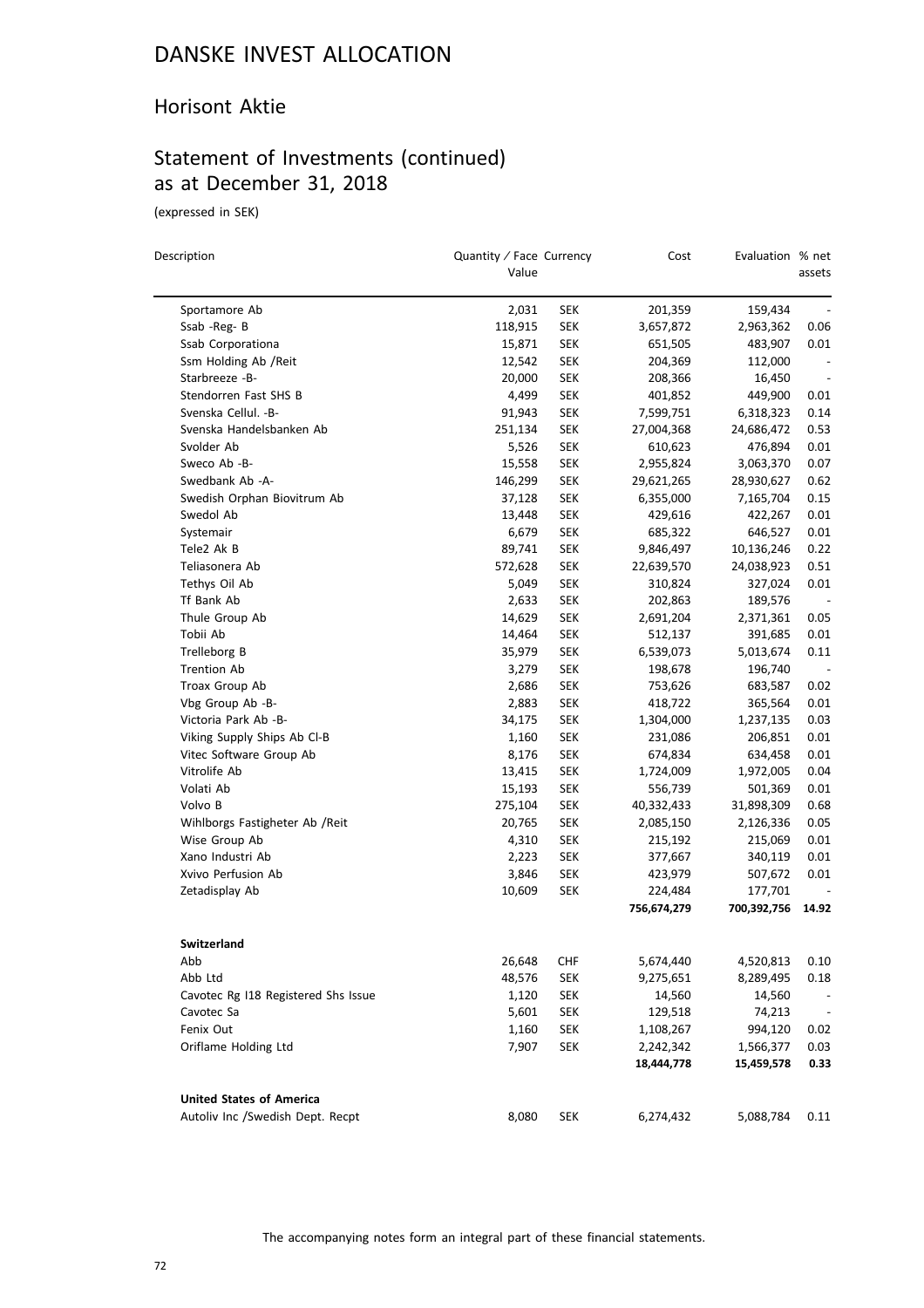# DANSKE INVEST ALLOCATION

## Horisont Aktie

## Statement of Investments (continued) as at December 31, 2018

(expressed in SEK)

| Description | Quantity / Face Value | Currency | Cost | Evaluation | % net assets |
|---|---|---|---|---|---|
| Sportamore Ab | 2,031 | SEK | 201,359 | 159,434 | - |
| Ssab -Reg- B | 118,915 | SEK | 3,657,872 | 2,963,362 | 0.06 |
| Ssab Corporationa | 15,871 | SEK | 651,505 | 483,907 | 0.01 |
| Ssm Holding Ab /Reit | 12,542 | SEK | 204,369 | 112,000 | - |
| Starbreeze -B- | 20,000 | SEK | 208,366 | 16,450 | - |
| Stendorren Fast SHS B | 4,499 | SEK | 401,852 | 449,900 | 0.01 |
| Svenska Cellul. -B- | 91,943 | SEK | 7,599,751 | 6,318,323 | 0.14 |
| Svenska Handelsbanken Ab | 251,134 | SEK | 27,004,368 | 24,686,472 | 0.53 |
| Svolder Ab | 5,526 | SEK | 610,623 | 476,894 | 0.01 |
| Sweco Ab -B- | 15,558 | SEK | 2,955,824 | 3,063,370 | 0.07 |
| Swedbank Ab -A- | 146,299 | SEK | 29,621,265 | 28,930,627 | 0.62 |
| Swedish Orphan Biovitrum Ab | 37,128 | SEK | 6,355,000 | 7,165,704 | 0.15 |
| Swedol Ab | 13,448 | SEK | 429,616 | 422,267 | 0.01 |
| Systemair | 6,679 | SEK | 685,322 | 646,527 | 0.01 |
| Tele2 Ak B | 89,741 | SEK | 9,846,497 | 10,136,246 | 0.22 |
| Teliasonera Ab | 572,628 | SEK | 22,639,570 | 24,038,923 | 0.51 |
| Tethys Oil Ab | 5,049 | SEK | 310,824 | 327,024 | 0.01 |
| Tf Bank Ab | 2,633 | SEK | 202,863 | 189,576 | - |
| Thule Group Ab | 14,629 | SEK | 2,691,204 | 2,371,361 | 0.05 |
| Tobii Ab | 14,464 | SEK | 512,137 | 391,685 | 0.01 |
| Trelleborg B | 35,979 | SEK | 6,539,073 | 5,013,674 | 0.11 |
| Trention Ab | 3,279 | SEK | 198,678 | 196,740 | - |
| Troax Group Ab | 2,686 | SEK | 753,626 | 683,587 | 0.02 |
| Vbg Group Ab -B- | 2,883 | SEK | 418,722 | 365,564 | 0.01 |
| Victoria Park Ab -B- | 34,175 | SEK | 1,304,000 | 1,237,135 | 0.03 |
| Viking Supply Ships Ab Cl-B | 1,160 | SEK | 231,086 | 206,851 | 0.01 |
| Vitec Software Group Ab | 8,176 | SEK | 674,834 | 634,458 | 0.01 |
| Vitrolife Ab | 13,415 | SEK | 1,724,009 | 1,972,005 | 0.04 |
| Volati Ab | 15,193 | SEK | 556,739 | 501,369 | 0.01 |
| Volvo B | 275,104 | SEK | 40,332,433 | 31,898,309 | 0.68 |
| Wihlborgs Fastigheter Ab /Reit | 20,765 | SEK | 2,085,150 | 2,126,336 | 0.05 |
| Wise Group Ab | 4,310 | SEK | 215,192 | 215,069 | 0.01 |
| Xano Industri Ab | 2,223 | SEK | 377,667 | 340,119 | 0.01 |
| Xvivo Perfusion Ab | 3,846 | SEK | 423,979 | 507,672 | 0.01 |
| Zetadisplay Ab | 10,609 | SEK | 224,484 | 177,701 | - |
| | | | **756,674,279** | **700,392,756** | **14.92** |
| **Switzerland** | | | | | |
| Abb | 26,648 | CHF | 5,674,440 | 4,520,813 | 0.10 |
| Abb Ltd | 48,576 | SEK | 9,275,651 | 8,289,495 | 0.18 |
| Cavotec Rg I18 Registered Shs Issue | 1,120 | SEK | 14,560 | 14,560 | - |
| Cavotec Sa | 5,601 | SEK | 129,518 | 74,213 | - |
| Fenix Out | 1,160 | SEK | 1,108,267 | 994,120 | 0.02 |
| Oriflame Holding Ltd | 7,907 | SEK | 2,242,342 | 1,566,377 | 0.03 |
| | | | **18,444,778** | **15,459,578** | **0.33** |
| **United States of America** | | | | | |
| Autoliv Inc /Swedish Dept. Recpt | 8,080 | SEK | 6,274,432 | 5,088,784 | 0.11 |

The accompanying notes form an integral part of these financial statements.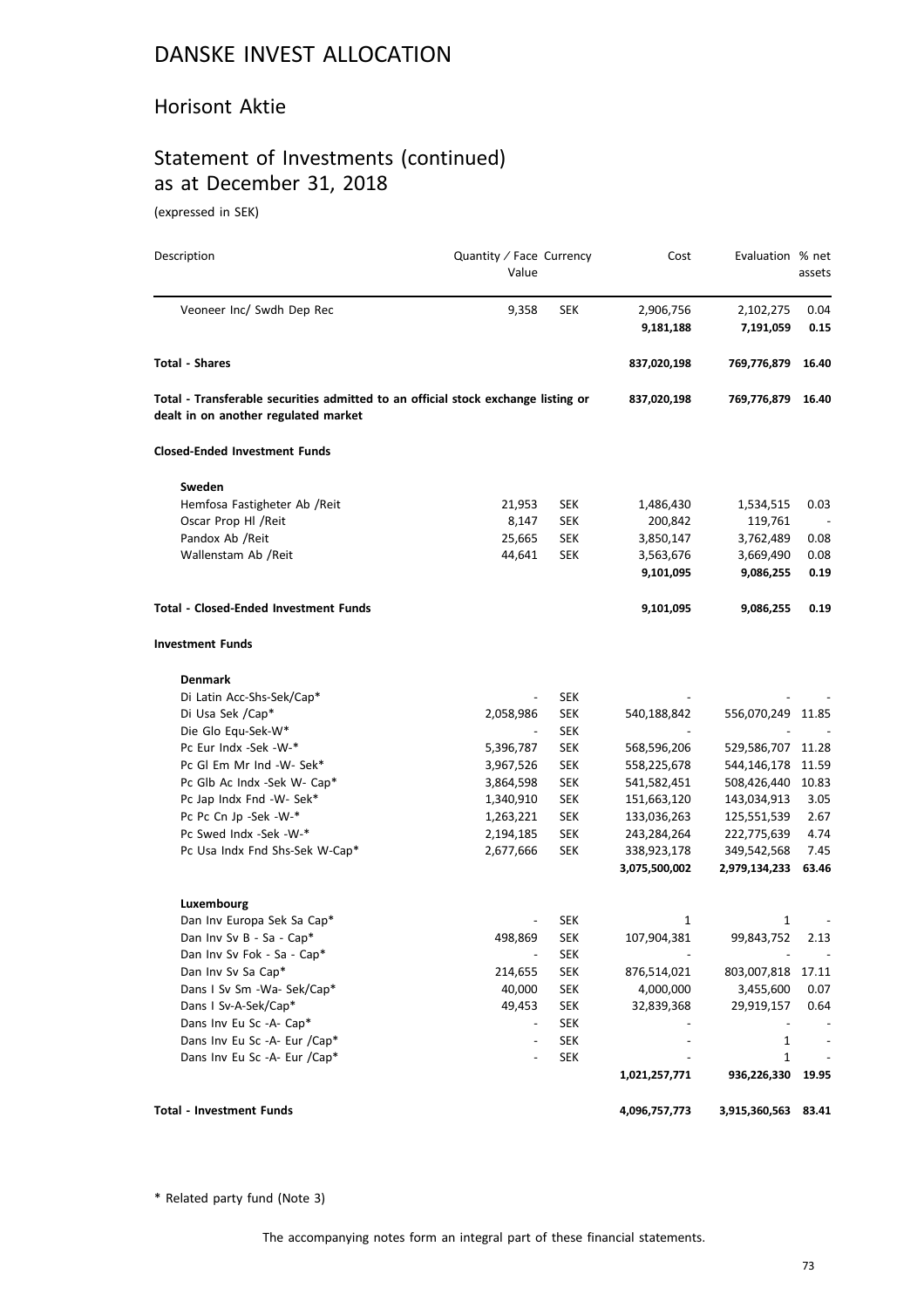# DANSKE INVEST ALLOCATION

## Horisont Aktie

## Statement of Investments (continued) as at December 31, 2018

(expressed in SEK)

| Description | Quantity / Face Value | Currency | Cost | Evaluation | % net assets |
|---|---|---|---|---|---|
| Veoneer Inc/ Swdh Dep Rec | 9,358 | SEK | 2,906,756 | 2,102,275 | 0.04 |
| | | | **9,181,188** | **7,191,059** | **0.15** |
| **Total - Shares** | | | **837,020,198** | **769,776,879** | **16.40** |
| **Total - Transferable securities admitted to an official stock exchange listing or dealt in on another regulated market** | | | **837,020,198** | **769,776,879** | **16.40** |
| **Closed-Ended Investment Funds** | | | | | |
| **Sweden** | | | | | |
| Hemfosa Fastigheter Ab /Reit | 21,953 | SEK | 1,486,430 | 1,534,515 | 0.03 |
| Oscar Prop Hl /Reit | 8,147 | SEK | 200,842 | 119,761 | - |
| Pandox Ab /Reit | 25,665 | SEK | 3,850,147 | 3,762,489 | 0.08 |
| Wallenstam Ab /Reit | 44,641 | SEK | 3,563,676 | 3,669,490 | 0.08 |
| | | | **9,101,095** | **9,086,255** | **0.19** |
| **Total - Closed-Ended Investment Funds** | | | **9,101,095** | **9,086,255** | **0.19** |
| **Investment Funds** | | | | | |
| **Denmark** | | | | | |
| Di Latin Acc-Shs-Sek/Cap* | - | SEK | - | - | - |
| Di Usa Sek /Cap* | 2,058,986 | SEK | 540,188,842 | 556,070,249 | 11.85 |
| Die Glo Equ-Sek-W* | - | SEK | - | - | - |
| Pc Eur Indx -Sek -W-* | 5,396,787 | SEK | 568,596,206 | 529,586,707 | 11.28 |
| Pc Gl Em Mr Ind -W- Sek* | 3,967,526 | SEK | 558,225,678 | 544,146,178 | 11.59 |
| Pc Glb Ac Indx -Sek W- Cap* | 3,864,598 | SEK | 541,582,451 | 508,426,440 | 10.83 |
| Pc Jap Indx Fnd -W- Sek* | 1,340,910 | SEK | 151,663,120 | 143,034,913 | 3.05 |
| Pc Pc Cn Jp -Sek -W-* | 1,263,221 | SEK | 133,036,263 | 125,551,539 | 2.67 |
| Pc Swed Indx -Sek -W-* | 2,194,185 | SEK | 243,284,264 | 222,775,639 | 4.74 |
| Pc Usa Indx Fnd Shs-Sek W-Cap* | 2,677,666 | SEK | 338,923,178 | 349,542,568 | 7.45 |
| | | | **3,075,500,002** | **2,979,134,233** | **63.46** |
| **Luxembourg** | | | | | |
| Dan Inv Europa Sek Sa Cap* | - | SEK | 1 | 1 | - |
| Dan Inv Sv B - Sa - Cap* | 498,869 | SEK | 107,904,381 | 99,843,752 | 2.13 |
| Dan Inv Sv Fok - Sa - Cap* | - | SEK | - | - | - |
| Dan Inv Sv Sa Cap* | 214,655 | SEK | 876,514,021 | 803,007,818 | 17.11 |
| Dans I Sv Sm -Wa- Sek/Cap* | 40,000 | SEK | 4,000,000 | 3,455,600 | 0.07 |
| Dans I Sv-A-Sek/Cap* | 49,453 | SEK | 32,839,368 | 29,919,157 | 0.64 |
| Dans Inv Eu Sc -A- Cap* | - | SEK | - | - | - |
| Dans Inv Eu Sc -A- Eur /Cap* | - | SEK | - | 1 | - |
| Dans Inv Eu Sc -A- Eur /Cap* | - | SEK | - | 1 | - |
| | | | **1,021,257,771** | **936,226,330** | **19.95** |
| **Total - Investment Funds** | | | **4,096,757,773** | **3,915,360,563** | **83.41** |

\* Related party fund (Note 3)

The accompanying notes form an integral part of these financial statements.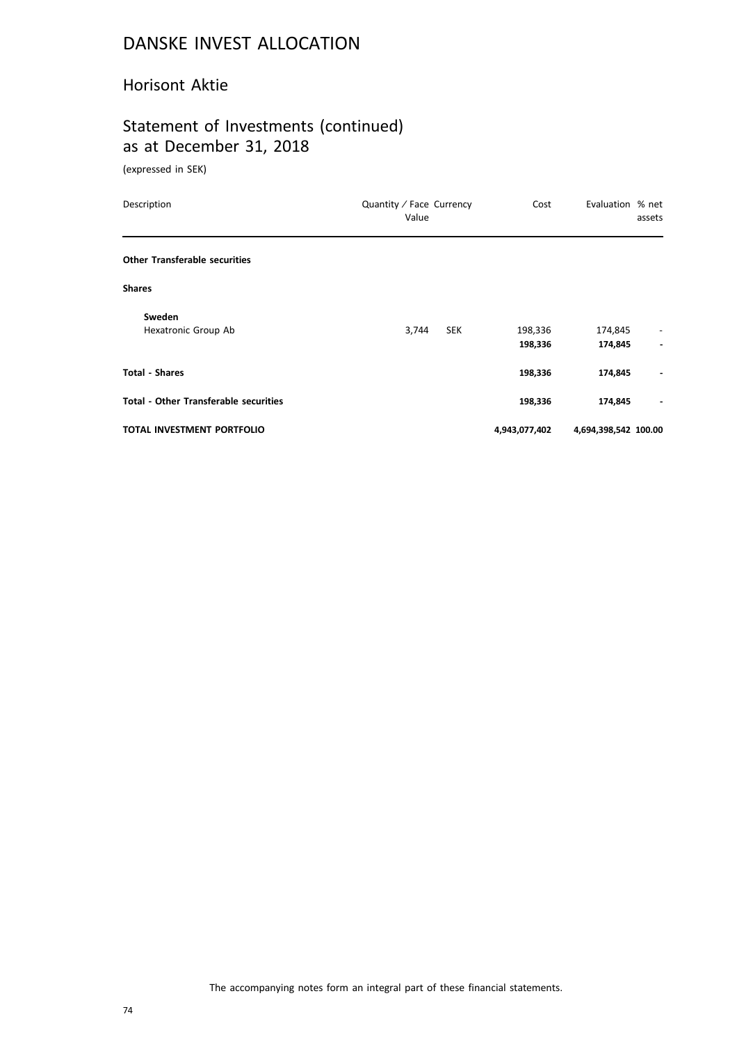# DANSKE INVEST ALLOCATION

## Horisont Aktie

## Statement of Investments (continued) as at December 31, 2018

(expressed in SEK)

| Description | Quantity / Face Value | Currency | Cost | Evaluation | % net assets |
|---|---|---|---|---|---|
| **Other Transferable securities** | | | | | |
| **Shares** | | | | | |
| **Sweden** | | | | | |
| Hexatronic Group Ab | 3,744 | SEK | 198,336 | 174,845 | - |
| | | | **198,336** | **174,845** | **-** |
| **Total - Shares** | | | **198,336** | **174,845** | **-** |
| **Total - Other Transferable securities** | | | **198,336** | **174,845** | **-** |
| **TOTAL INVESTMENT PORTFOLIO** | | | **4,943,077,402** | **4,694,398,542** | **100.00** |

The accompanying notes form an integral part of these financial statements.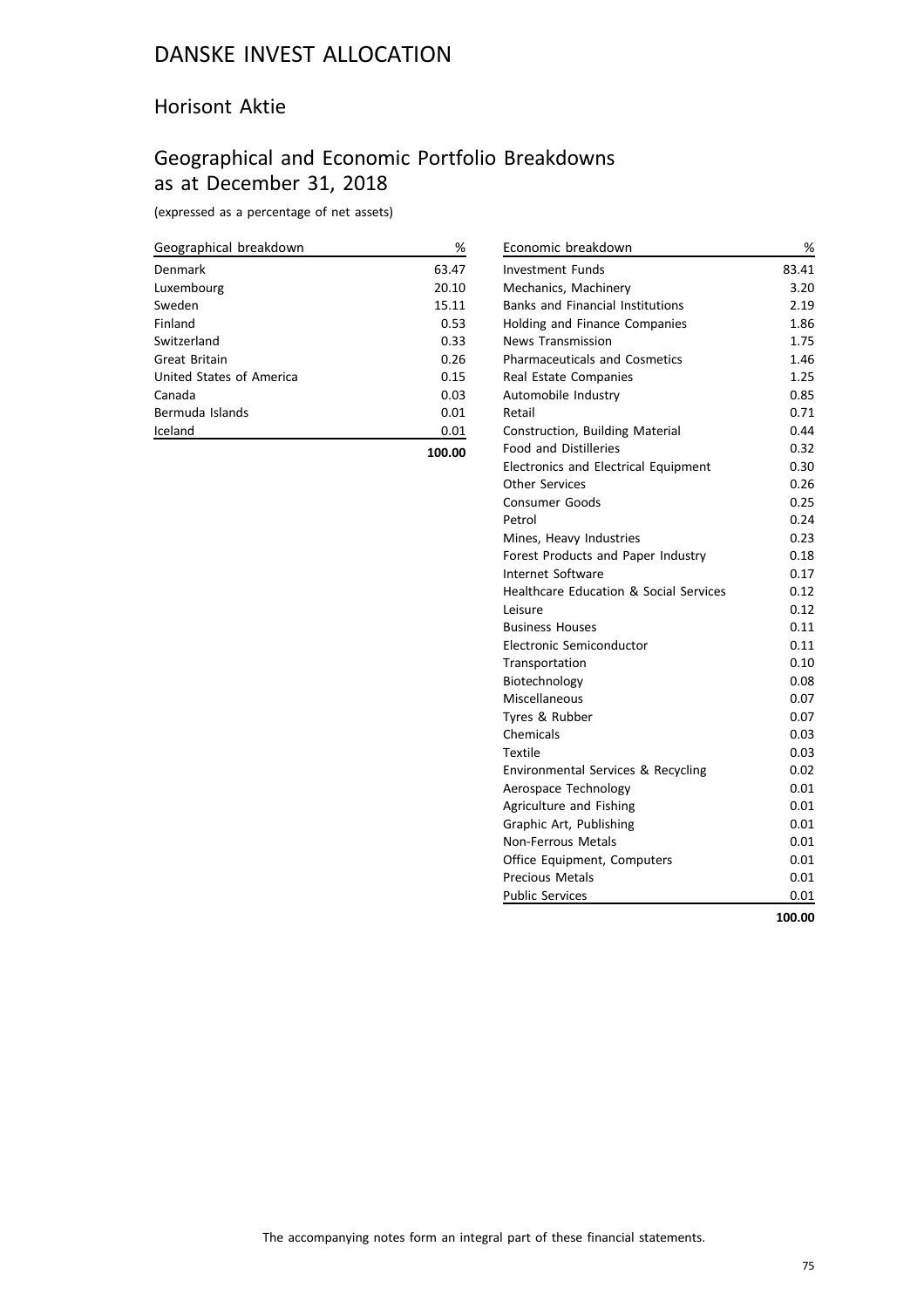# DANSKE INVEST ALLOCATION

## Horisont Aktie

## Geographical and Economic Portfolio Breakdowns as at December 31, 2018

(expressed as a percentage of net assets)

| Geographical breakdown | % |
|---|---|
| Denmark | 63.47 |
| Luxembourg | 20.10 |
| Sweden | 15.11 |
| Finland | 0.53 |
| Switzerland | 0.33 |
| Great Britain | 0.26 |
| United States of America | 0.15 |
| Canada | 0.03 |
| Bermuda Islands | 0.01 |
| Iceland | 0.01 |
| | **100.00** |

| Economic breakdown | % |
|---|---|
| Investment Funds | 83.41 |
| Mechanics, Machinery | 3.20 |
| Banks and Financial Institutions | 2.19 |
| Holding and Finance Companies | 1.86 |
| News Transmission | 1.75 |
| Pharmaceuticals and Cosmetics | 1.46 |
| Real Estate Companies | 1.25 |
| Automobile Industry | 0.85 |
| Retail | 0.71 |
| Construction, Building Material | 0.44 |
| Food and Distilleries | 0.32 |
| Electronics and Electrical Equipment | 0.30 |
| Other Services | 0.26 |
| Consumer Goods | 0.25 |
| Petrol | 0.24 |
| Mines, Heavy Industries | 0.23 |
| Forest Products and Paper Industry | 0.18 |
| Internet Software | 0.17 |
| Healthcare Education & Social Services | 0.12 |
| Leisure | 0.12 |
| Business Houses | 0.11 |
| Electronic Semiconductor | 0.11 |
| Transportation | 0.10 |
| Biotechnology | 0.08 |
| Miscellaneous | 0.07 |
| Tyres & Rubber | 0.07 |
| Chemicals | 0.03 |
| Textile | 0.03 |
| Environmental Services & Recycling | 0.02 |
| Aerospace Technology | 0.01 |
| Agriculture and Fishing | 0.01 |
| Graphic Art, Publishing | 0.01 |
| Non-Ferrous Metals | 0.01 |
| Office Equipment, Computers | 0.01 |
| Precious Metals | 0.01 |
| Public Services | 0.01 |
| | **100.00** |

The accompanying notes form an integral part of these financial statements.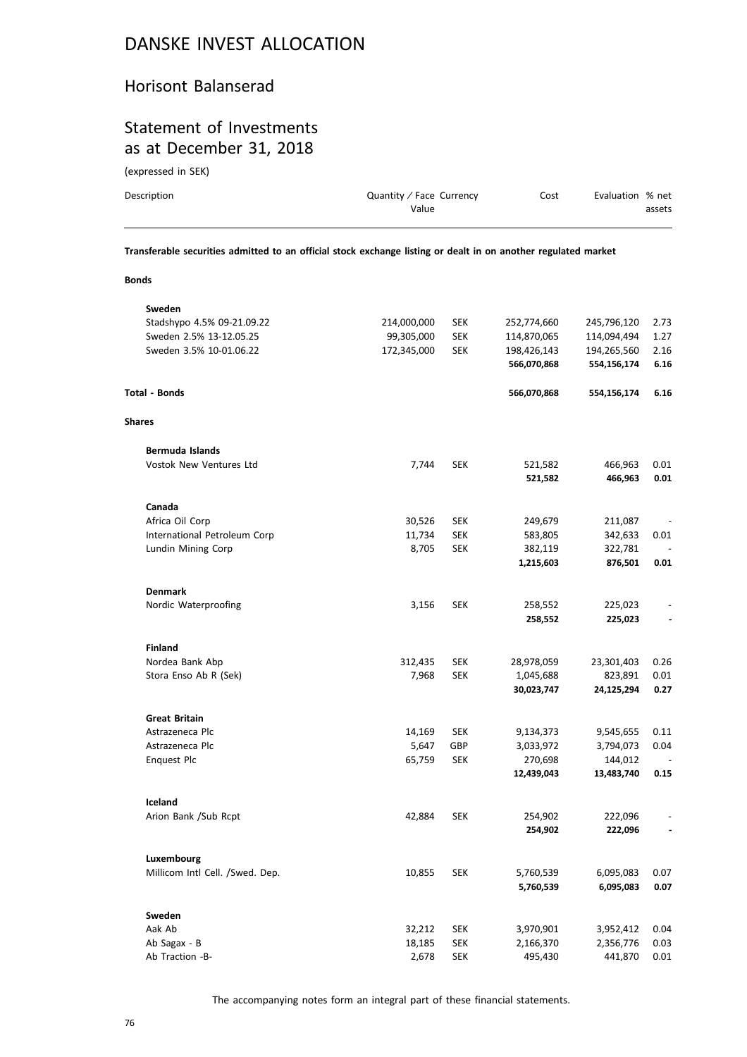# DANSKE INVEST ALLOCATION

## Horisont Balanserad

## Statement of Investments as at December 31, 2018

(expressed in SEK)

| Description | Quantity / Face Value | Currency | Cost | Evaluation | % net assets |
|---|---|---|---|---|---|
| **Transferable securities admitted to an official stock exchange listing or dealt in on another regulated market** | | | | | |
| **Bonds** | | | | | |
| **Sweden** | | | | | |
| Stadshypo 4.5% 09-21.09.22 | 214,000,000 | SEK | 252,774,660 | 245,796,120 | 2.73 |
| Sweden 2.5% 13-12.05.25 | 99,305,000 | SEK | 114,870,065 | 114,094,494 | 1.27 |
| Sweden 3.5% 10-01.06.22 | 172,345,000 | SEK | 198,426,143 | 194,265,560 | 2.16 |
| | | | **566,070,868** | **554,156,174** | **6.16** |
| **Total - Bonds** | | | **566,070,868** | **554,156,174** | **6.16** |
| **Shares** | | | | | |
| **Bermuda Islands** | | | | | |
| Vostok New Ventures Ltd | 7,744 | SEK | 521,582 | 466,963 | 0.01 |
| | | | **521,582** | **466,963** | **0.01** |
| **Canada** | | | | | |
| Africa Oil Corp | 30,526 | SEK | 249,679 | 211,087 | - |
| International Petroleum Corp | 11,734 | SEK | 583,805 | 342,633 | 0.01 |
| Lundin Mining Corp | 8,705 | SEK | 382,119 | 322,781 | - |
| | | | **1,215,603** | **876,501** | **0.01** |
| **Denmark** | | | | | |
| Nordic Waterproofing | 3,156 | SEK | 258,552 | 225,023 | - |
| | | | **258,552** | **225,023** | **-** |
| **Finland** | | | | | |
| Nordea Bank Abp | 312,435 | SEK | 28,978,059 | 23,301,403 | 0.26 |
| Stora Enso Ab R (Sek) | 7,968 | SEK | 1,045,688 | 823,891 | 0.01 |
| | | | **30,023,747** | **24,125,294** | **0.27** |
| **Great Britain** | | | | | |
| Astrazeneca Plc | 14,169 | SEK | 9,134,373 | 9,545,655 | 0.11 |
| Astrazeneca Plc | 5,647 | GBP | 3,033,972 | 3,794,073 | 0.04 |
| Enquest Plc | 65,759 | SEK | 270,698 | 144,012 | - |
| | | | **12,439,043** | **13,483,740** | **0.15** |
| **Iceland** | | | | | |
| Arion Bank /Sub Rcpt | 42,884 | SEK | 254,902 | 222,096 | - |
| | | | **254,902** | **222,096** | **-** |
| **Luxembourg** | | | | | |
| Millicom Intl Cell. /Swed. Dep. | 10,855 | SEK | 5,760,539 | 6,095,083 | 0.07 |
| | | | **5,760,539** | **6,095,083** | **0.07** |
| **Sweden** | | | | | |
| Aak Ab | 32,212 | SEK | 3,970,901 | 3,952,412 | 0.04 |
| Ab Sagax - B | 18,185 | SEK | 2,166,370 | 2,356,776 | 0.03 |
| Ab Traction -B- | 2,678 | SEK | 495,430 | 441,870 | 0.01 |

The accompanying notes form an integral part of these financial statements.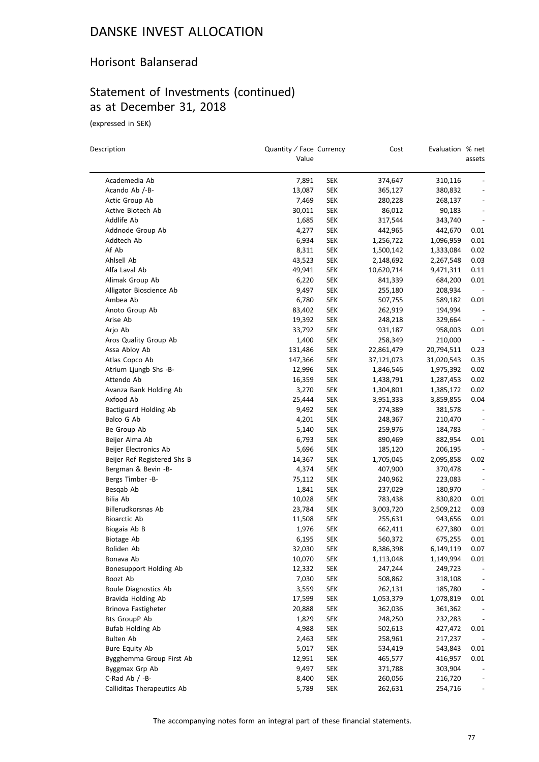# DANSKE INVEST ALLOCATION

## Horisont Balanserad

## Statement of Investments (continued) as at December 31, 2018

(expressed in SEK)

| Description | Quantity / Face Value | Currency | Cost | Evaluation | % net assets |
|---|---|---|---|---|---|
| Academedia Ab | 7,891 | SEK | 374,647 | 310,116 | - |
| Acando Ab /-B- | 13,087 | SEK | 365,127 | 380,832 | - |
| Actic Group Ab | 7,469 | SEK | 280,228 | 268,137 | - |
| Active Biotech Ab | 30,011 | SEK | 86,012 | 90,183 | - |
| Addlife Ab | 1,685 | SEK | 317,544 | 343,740 | - |
| Addnode Group Ab | 4,277 | SEK | 442,965 | 442,670 | 0.01 |
| Addtech Ab | 6,934 | SEK | 1,256,722 | 1,096,959 | 0.01 |
| Af Ab | 8,311 | SEK | 1,500,142 | 1,333,084 | 0.02 |
| Ahlsell Ab | 43,523 | SEK | 2,148,692 | 2,267,548 | 0.03 |
| Alfa Laval Ab | 49,941 | SEK | 10,620,714 | 9,471,311 | 0.11 |
| Alimak Group Ab | 6,220 | SEK | 841,339 | 684,200 | 0.01 |
| Alligator Bioscience Ab | 9,497 | SEK | 255,180 | 208,934 | - |
| Ambea Ab | 6,780 | SEK | 507,755 | 589,182 | 0.01 |
| Anoto Group Ab | 83,402 | SEK | 262,919 | 194,994 | - |
| Arise Ab | 19,392 | SEK | 248,218 | 329,664 | - |
| Arjo Ab | 33,792 | SEK | 931,187 | 958,003 | 0.01 |
| Aros Quality Group Ab | 1,400 | SEK | 258,349 | 210,000 | - |
| Assa Abloy Ab | 131,486 | SEK | 22,861,479 | 20,794,511 | 0.23 |
| Atlas Copco Ab | 147,366 | SEK | 37,121,073 | 31,020,543 | 0.35 |
| Atrium Ljungb Shs -B- | 12,996 | SEK | 1,846,546 | 1,975,392 | 0.02 |
| Attendo Ab | 16,359 | SEK | 1,438,791 | 1,287,453 | 0.02 |
| Avanza Bank Holding Ab | 3,270 | SEK | 1,304,801 | 1,385,172 | 0.02 |
| Axfood Ab | 25,444 | SEK | 3,951,333 | 3,859,855 | 0.04 |
| Bactiguard Holding Ab | 9,492 | SEK | 274,389 | 381,578 | - |
| Balco G Ab | 4,201 | SEK | 248,367 | 210,470 | - |
| Be Group Ab | 5,140 | SEK | 259,976 | 184,783 | - |
| Beijer Alma Ab | 6,793 | SEK | 890,469 | 882,954 | 0.01 |
| Beijer Electronics Ab | 5,696 | SEK | 185,120 | 206,195 | - |
| Beijer Ref Registered Shs B | 14,367 | SEK | 1,705,045 | 2,095,858 | 0.02 |
| Bergman & Bevin -B- | 4,374 | SEK | 407,900 | 370,478 | - |
| Bergs Timber -B- | 75,112 | SEK | 240,962 | 223,083 | - |
| Besqab Ab | 1,841 | SEK | 237,029 | 180,970 | - |
| Bilia Ab | 10,028 | SEK | 783,438 | 830,820 | 0.01 |
| Billerudkorsnas Ab | 23,784 | SEK | 3,003,720 | 2,509,212 | 0.03 |
| Bioarctic Ab | 11,508 | SEK | 255,631 | 943,656 | 0.01 |
| Biogaia Ab B | 1,976 | SEK | 662,411 | 627,380 | 0.01 |
| Biotage Ab | 6,195 | SEK | 560,372 | 675,255 | 0.01 |
| Boliden Ab | 32,030 | SEK | 8,386,398 | 6,149,119 | 0.07 |
| Bonava Ab | 10,070 | SEK | 1,113,048 | 1,149,994 | 0.01 |
| Bonesupport Holding Ab | 12,332 | SEK | 247,244 | 249,723 | - |
| Boozt Ab | 7,030 | SEK | 508,862 | 318,108 | - |
| Boule Diagnostics Ab | 3,559 | SEK | 262,131 | 185,780 | - |
| Bravida Holding Ab | 17,599 | SEK | 1,053,379 | 1,078,819 | 0.01 |
| Brinova Fastigheter | 20,888 | SEK | 362,036 | 361,362 | - |
| Bts GroupP Ab | 1,829 | SEK | 248,250 | 232,283 | - |
| Bufab Holding Ab | 4,988 | SEK | 502,613 | 427,472 | 0.01 |
| Bulten Ab | 2,463 | SEK | 258,961 | 217,237 | - |
| Bure Equity Ab | 5,017 | SEK | 534,419 | 543,843 | 0.01 |
| Bygghemma Group First Ab | 12,951 | SEK | 465,577 | 416,957 | 0.01 |
| Byggmax Grp Ab | 9,497 | SEK | 371,788 | 303,904 | - |
| C-Rad Ab / -B- | 8,400 | SEK | 260,056 | 216,720 | - |
| Calliditas Therapeutics Ab | 5,789 | SEK | 262,631 | 254,716 | - |

The accompanying notes form an integral part of these financial statements.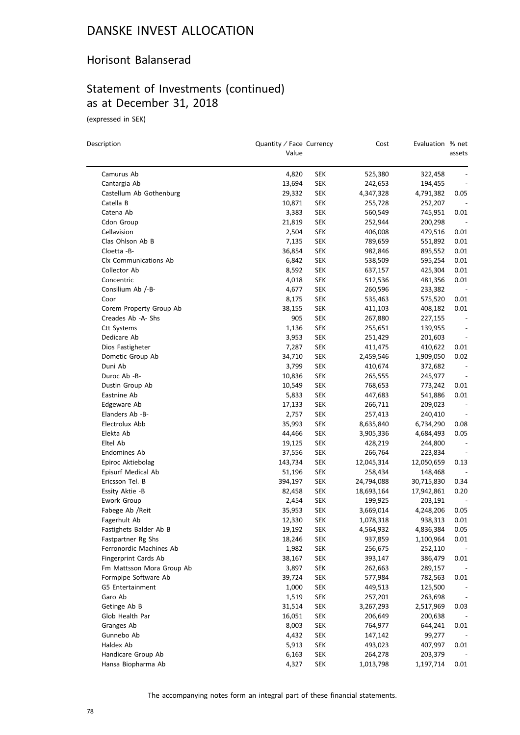# DANSKE INVEST ALLOCATION

## Horisont Balanserad

## Statement of Investments (continued) as at December 31, 2018

(expressed in SEK)

| Description | Quantity / Face Value | Currency | Cost | Evaluation | % net assets |
|---|---|---|---|---|---|
| Camurus Ab | 4,820 | SEK | 525,380 | 322,458 | - |
| Cantargia Ab | 13,694 | SEK | 242,653 | 194,455 | - |
| Castellum Ab Gothenburg | 29,332 | SEK | 4,347,328 | 4,791,382 | 0.05 |
| Catella B | 10,871 | SEK | 255,728 | 252,207 | - |
| Catena Ab | 3,383 | SEK | 560,549 | 745,951 | 0.01 |
| Cdon Group | 21,819 | SEK | 252,944 | 200,298 | - |
| Cellavision | 2,504 | SEK | 406,008 | 479,516 | 0.01 |
| Clas Ohlson Ab B | 7,135 | SEK | 789,659 | 551,892 | 0.01 |
| Cloetta -B- | 36,854 | SEK | 982,846 | 895,552 | 0.01 |
| Clx Communications Ab | 6,842 | SEK | 538,509 | 595,254 | 0.01 |
| Collector Ab | 8,592 | SEK | 637,157 | 425,304 | 0.01 |
| Concentric | 4,018 | SEK | 512,536 | 481,356 | 0.01 |
| Consilium Ab /-B- | 4,677 | SEK | 260,596 | 233,382 | - |
| Coor | 8,175 | SEK | 535,463 | 575,520 | 0.01 |
| Corem Property Group Ab | 38,155 | SEK | 411,103 | 408,182 | 0.01 |
| Creades Ab -A- Shs | 905 | SEK | 267,880 | 227,155 | - |
| Ctt Systems | 1,136 | SEK | 255,651 | 139,955 | - |
| Dedicare Ab | 3,953 | SEK | 251,429 | 201,603 | - |
| Dios Fastigheter | 7,287 | SEK | 411,475 | 410,622 | 0.01 |
| Dometic Group Ab | 34,710 | SEK | 2,459,546 | 1,909,050 | 0.02 |
| Duni Ab | 3,799 | SEK | 410,674 | 372,682 | - |
| Duroc Ab -B- | 10,836 | SEK | 265,555 | 245,977 | - |
| Dustin Group Ab | 10,549 | SEK | 768,653 | 773,242 | 0.01 |
| Eastnine Ab | 5,833 | SEK | 447,683 | 541,886 | 0.01 |
| Edgeware Ab | 17,133 | SEK | 266,711 | 209,023 | - |
| Elanders Ab -B- | 2,757 | SEK | 257,413 | 240,410 | - |
| Electrolux Abb | 35,993 | SEK | 8,635,840 | 6,734,290 | 0.08 |
| Elekta Ab | 44,466 | SEK | 3,905,336 | 4,684,493 | 0.05 |
| Eltel Ab | 19,125 | SEK | 428,219 | 244,800 | - |
| Endomines Ab | 37,556 | SEK | 266,764 | 223,834 | - |
| Epiroc Aktiebolag | 143,734 | SEK | 12,045,314 | 12,050,659 | 0.13 |
| Episurf Medical Ab | 51,196 | SEK | 258,434 | 148,468 | - |
| Ericsson Tel. B | 394,197 | SEK | 24,794,088 | 30,715,830 | 0.34 |
| Essity Aktie -B | 82,458 | SEK | 18,693,164 | 17,942,861 | 0.20 |
| Ework Group | 2,454 | SEK | 199,925 | 203,191 | - |
| Fabege Ab /Reit | 35,953 | SEK | 3,669,014 | 4,248,206 | 0.05 |
| Fagerhult Ab | 12,330 | SEK | 1,078,318 | 938,313 | 0.01 |
| Fastighets Balder Ab B | 19,192 | SEK | 4,564,932 | 4,836,384 | 0.05 |
| Fastpartner Rg Shs | 18,246 | SEK | 937,859 | 1,100,964 | 0.01 |
| Ferronordic Machines Ab | 1,982 | SEK | 256,675 | 252,110 | - |
| Fingerprint Cards Ab | 38,167 | SEK | 393,147 | 386,479 | 0.01 |
| Fm Mattsson Mora Group Ab | 3,897 | SEK | 262,663 | 289,157 | - |
| Formpipe Software Ab | 39,724 | SEK | 577,984 | 782,563 | 0.01 |
| G5 Entertainment | 1,000 | SEK | 449,513 | 125,500 | - |
| Garo Ab | 1,519 | SEK | 257,201 | 263,698 | - |
| Getinge Ab B | 31,514 | SEK | 3,267,293 | 2,517,969 | 0.03 |
| Glob Health Par | 16,051 | SEK | 206,649 | 200,638 | - |
| Granges Ab | 8,003 | SEK | 764,977 | 644,241 | 0.01 |
| Gunnebo Ab | 4,432 | SEK | 147,142 | 99,277 | - |
| Haldex Ab | 5,913 | SEK | 493,023 | 407,997 | 0.01 |
| Handicare Group Ab | 6,163 | SEK | 264,278 | 203,379 | - |
| Hansa Biopharma Ab | 4,327 | SEK | 1,013,798 | 1,197,714 | 0.01 |

The accompanying notes form an integral part of these financial statements.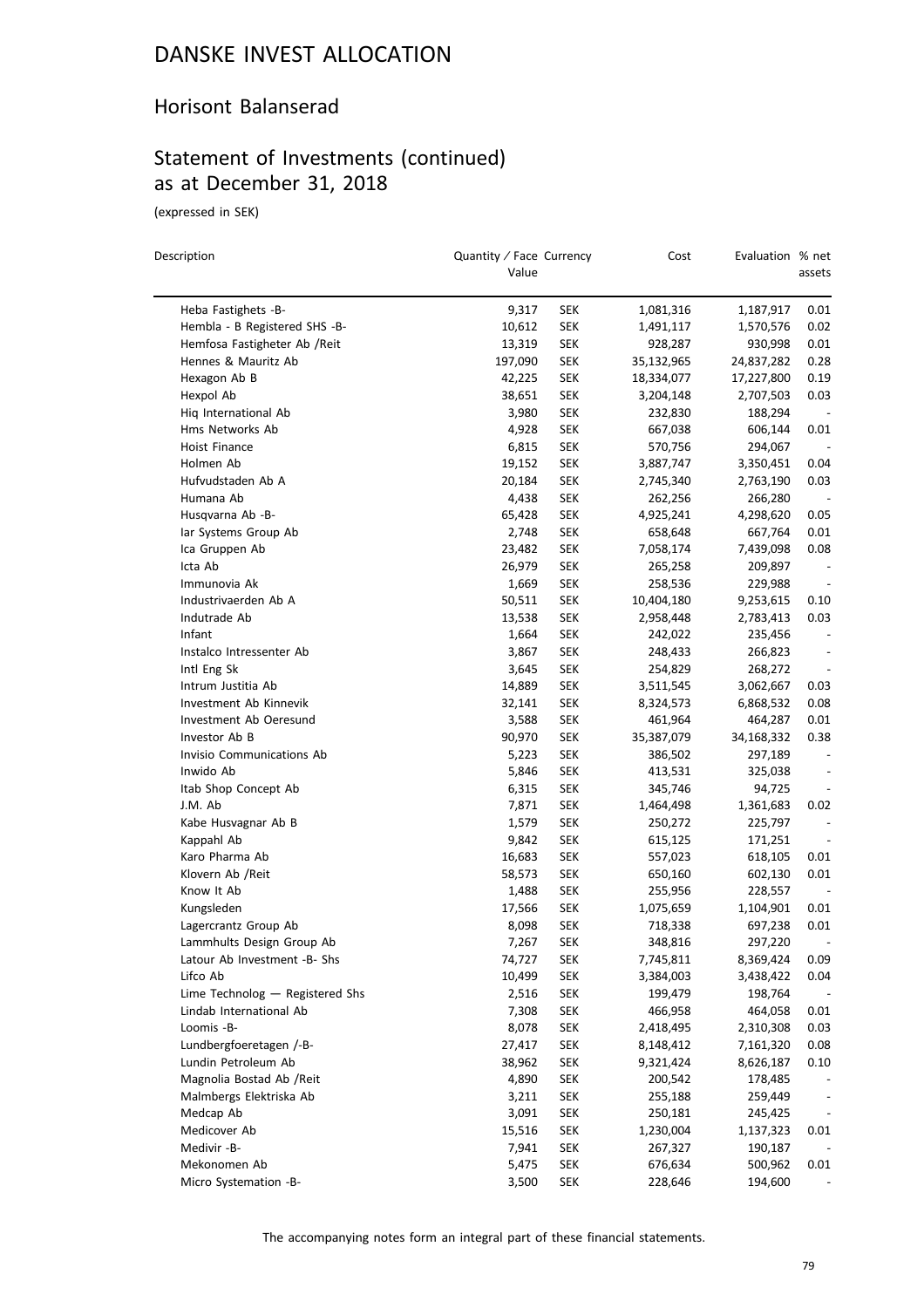# DANSKE INVEST ALLOCATION

## Horisont Balanserad

## Statement of Investments (continued) as at December 31, 2018

(expressed in SEK)

| Description | Quantity / Face Value | Currency | Cost | Evaluation | % net assets |
|---|---|---|---|---|---|
| Heba Fastighets -B- | 9,317 | SEK | 1,081,316 | 1,187,917 | 0.01 |
| Hembla - B Registered SHS -B- | 10,612 | SEK | 1,491,117 | 1,570,576 | 0.02 |
| Hemfosa Fastigheter Ab /Reit | 13,319 | SEK | 928,287 | 930,998 | 0.01 |
| Hennes & Mauritz Ab | 197,090 | SEK | 35,132,965 | 24,837,282 | 0.28 |
| Hexagon Ab B | 42,225 | SEK | 18,334,077 | 17,227,800 | 0.19 |
| Hexpol Ab | 38,651 | SEK | 3,204,148 | 2,707,503 | 0.03 |
| Hiq International Ab | 3,980 | SEK | 232,830 | 188,294 | - |
| Hms Networks Ab | 4,928 | SEK | 667,038 | 606,144 | 0.01 |
| Hoist Finance | 6,815 | SEK | 570,756 | 294,067 | - |
| Holmen Ab | 19,152 | SEK | 3,887,747 | 3,350,451 | 0.04 |
| Hufvudstaden Ab A | 20,184 | SEK | 2,745,340 | 2,763,190 | 0.03 |
| Humana Ab | 4,438 | SEK | 262,256 | 266,280 | - |
| Husqvarna Ab -B- | 65,428 | SEK | 4,925,241 | 4,298,620 | 0.05 |
| Iar Systems Group Ab | 2,748 | SEK | 658,648 | 667,764 | 0.01 |
| Ica Gruppen Ab | 23,482 | SEK | 7,058,174 | 7,439,098 | 0.08 |
| Icta Ab | 26,979 | SEK | 265,258 | 209,897 | - |
| Immunovia Ak | 1,669 | SEK | 258,536 | 229,988 | - |
| Industrivaerden Ab A | 50,511 | SEK | 10,404,180 | 9,253,615 | 0.10 |
| Indutrade Ab | 13,538 | SEK | 2,958,448 | 2,783,413 | 0.03 |
| Infant | 1,664 | SEK | 242,022 | 235,456 | - |
| Instalco Intressenter Ab | 3,867 | SEK | 248,433 | 266,823 | - |
| Intl Eng Sk | 3,645 | SEK | 254,829 | 268,272 | - |
| Intrum Justitia Ab | 14,889 | SEK | 3,511,545 | 3,062,667 | 0.03 |
| Investment Ab Kinnevik | 32,141 | SEK | 8,324,573 | 6,868,532 | 0.08 |
| Investment Ab Oeresund | 3,588 | SEK | 461,964 | 464,287 | 0.01 |
| Investor Ab B | 90,970 | SEK | 35,387,079 | 34,168,332 | 0.38 |
| Invisio Communications Ab | 5,223 | SEK | 386,502 | 297,189 | - |
| Inwido Ab | 5,846 | SEK | 413,531 | 325,038 | - |
| Itab Shop Concept Ab | 6,315 | SEK | 345,746 | 94,725 | - |
| J.M. Ab | 7,871 | SEK | 1,464,498 | 1,361,683 | 0.02 |
| Kabe Husvagnar Ab B | 1,579 | SEK | 250,272 | 225,797 | - |
| Kappahl Ab | 9,842 | SEK | 615,125 | 171,251 | - |
| Karo Pharma Ab | 16,683 | SEK | 557,023 | 618,105 | 0.01 |
| Klovern Ab /Reit | 58,573 | SEK | 650,160 | 602,130 | 0.01 |
| Know It Ab | 1,488 | SEK | 255,956 | 228,557 | - |
| Kungsleden | 17,566 | SEK | 1,075,659 | 1,104,901 | 0.01 |
| Lagercrantz Group Ab | 8,098 | SEK | 718,338 | 697,238 | 0.01 |
| Lammhults Design Group Ab | 7,267 | SEK | 348,816 | 297,220 | - |
| Latour Ab Investment -B- Shs | 74,727 | SEK | 7,745,811 | 8,369,424 | 0.09 |
| Lifco Ab | 10,499 | SEK | 3,384,003 | 3,438,422 | 0.04 |
| Lime Technolog — Registered Shs | 2,516 | SEK | 199,479 | 198,764 | - |
| Lindab International Ab | 7,308 | SEK | 466,958 | 464,058 | 0.01 |
| Loomis -B- | 8,078 | SEK | 2,418,495 | 2,310,308 | 0.03 |
| Lundbergfoeretagen /-B- | 27,417 | SEK | 8,148,412 | 7,161,320 | 0.08 |
| Lundin Petroleum Ab | 38,962 | SEK | 9,321,424 | 8,626,187 | 0.10 |
| Magnolia Bostad Ab /Reit | 4,890 | SEK | 200,542 | 178,485 | - |
| Malmbergs Elektriska Ab | 3,211 | SEK | 255,188 | 259,449 | - |
| Medcap Ab | 3,091 | SEK | 250,181 | 245,425 | - |
| Medicover Ab | 15,516 | SEK | 1,230,004 | 1,137,323 | 0.01 |
| Medivir -B- | 7,941 | SEK | 267,327 | 190,187 | - |
| Mekonomen Ab | 5,475 | SEK | 676,634 | 500,962 | 0.01 |
| Micro Systemation -B- | 3,500 | SEK | 228,646 | 194,600 | - |

The accompanying notes form an integral part of these financial statements.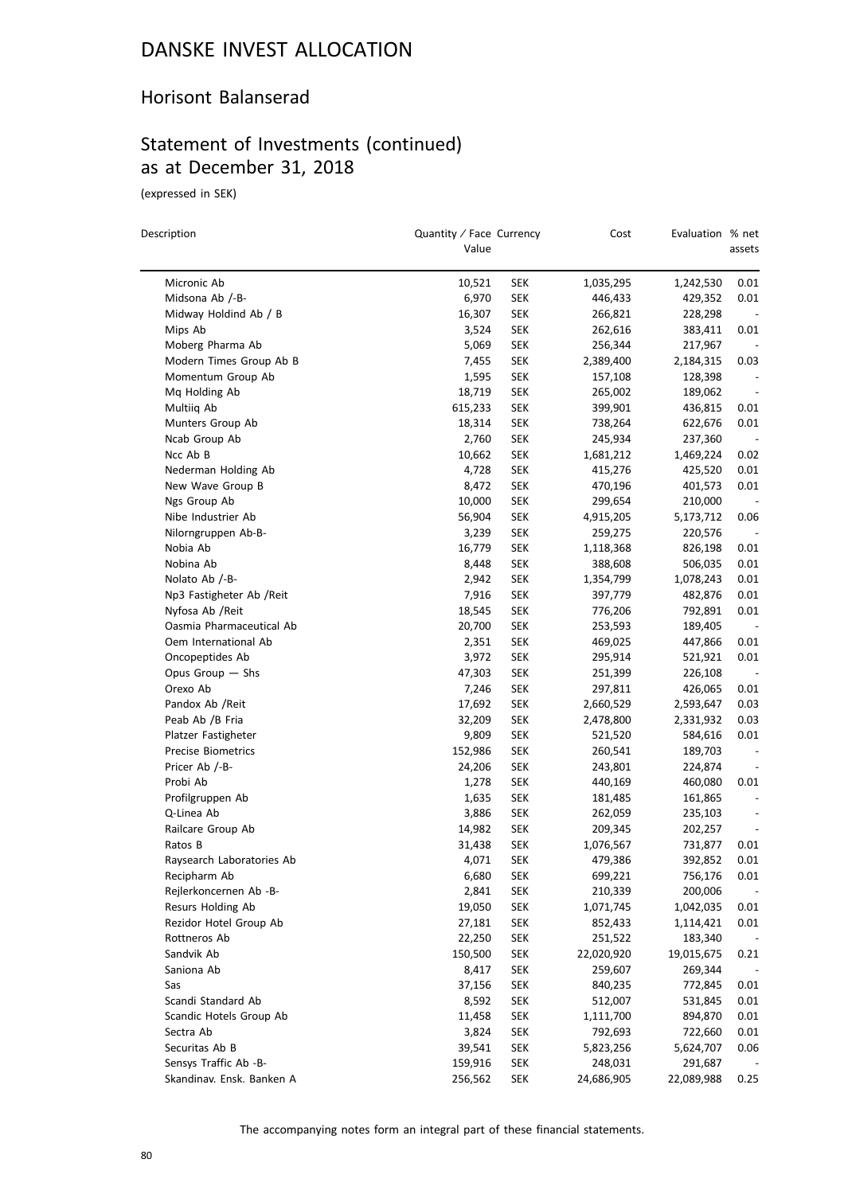# DANSKE INVEST ALLOCATION

## Horisont Balanserad

## Statement of Investments (continued) as at December 31, 2018

(expressed in SEK)

| Description | Quantity / Face Value | Currency | Cost | Evaluation | % net assets |
|---|---|---|---|---|---|
| Micronic Ab | 10,521 | SEK | 1,035,295 | 1,242,530 | 0.01 |
| Midsona Ab /-B- | 6,970 | SEK | 446,433 | 429,352 | 0.01 |
| Midway Holdind Ab / B | 16,307 | SEK | 266,821 | 228,298 | - |
| Mips Ab | 3,524 | SEK | 262,616 | 383,411 | 0.01 |
| Moberg Pharma Ab | 5,069 | SEK | 256,344 | 217,967 | - |
| Modern Times Group Ab B | 7,455 | SEK | 2,389,400 | 2,184,315 | 0.03 |
| Momentum Group Ab | 1,595 | SEK | 157,108 | 128,398 | - |
| Mq Holding Ab | 18,719 | SEK | 265,002 | 189,062 | - |
| Multiiq Ab | 615,233 | SEK | 399,901 | 436,815 | 0.01 |
| Munters Group Ab | 18,314 | SEK | 738,264 | 622,676 | 0.01 |
| Ncab Group Ab | 2,760 | SEK | 245,934 | 237,360 | - |
| Ncc Ab B | 10,662 | SEK | 1,681,212 | 1,469,224 | 0.02 |
| Nederman Holding Ab | 4,728 | SEK | 415,276 | 425,520 | 0.01 |
| New Wave Group B | 8,472 | SEK | 470,196 | 401,573 | 0.01 |
| Ngs Group Ab | 10,000 | SEK | 299,654 | 210,000 | - |
| Nibe Industrier Ab | 56,904 | SEK | 4,915,205 | 5,173,712 | 0.06 |
| Nilorngruppen Ab-B- | 3,239 | SEK | 259,275 | 220,576 | - |
| Nobia Ab | 16,779 | SEK | 1,118,368 | 826,198 | 0.01 |
| Nobina Ab | 8,448 | SEK | 388,608 | 506,035 | 0.01 |
| Nolato Ab /-B- | 2,942 | SEK | 1,354,799 | 1,078,243 | 0.01 |
| Np3 Fastigheter Ab /Reit | 7,916 | SEK | 397,779 | 482,876 | 0.01 |
| Nyfosa Ab /Reit | 18,545 | SEK | 776,206 | 792,891 | 0.01 |
| Oasmia Pharmaceutical Ab | 20,700 | SEK | 253,593 | 189,405 | - |
| Oem International Ab | 2,351 | SEK | 469,025 | 447,866 | 0.01 |
| Oncopeptides Ab | 3,972 | SEK | 295,914 | 521,921 | 0.01 |
| Opus Group — Shs | 47,303 | SEK | 251,399 | 226,108 | - |
| Orexo Ab | 7,246 | SEK | 297,811 | 426,065 | 0.01 |
| Pandox Ab /Reit | 17,692 | SEK | 2,660,529 | 2,593,647 | 0.03 |
| Peab Ab /B Fria | 32,209 | SEK | 2,478,800 | 2,331,932 | 0.03 |
| Platzer Fastigheter | 9,809 | SEK | 521,520 | 584,616 | 0.01 |
| Precise Biometrics | 152,986 | SEK | 260,541 | 189,703 | - |
| Pricer Ab /-B- | 24,206 | SEK | 243,801 | 224,874 | - |
| Probi Ab | 1,278 | SEK | 440,169 | 460,080 | 0.01 |
| Profilgruppen Ab | 1,635 | SEK | 181,485 | 161,865 | - |
| Q-Linea Ab | 3,886 | SEK | 262,059 | 235,103 | - |
| Railcare Group Ab | 14,982 | SEK | 209,345 | 202,257 | - |
| Ratos B | 31,438 | SEK | 1,076,567 | 731,877 | 0.01 |
| Raysearch Laboratories Ab | 4,071 | SEK | 479,386 | 392,852 | 0.01 |
| Recipharm Ab | 6,680 | SEK | 699,221 | 756,176 | 0.01 |
| Rejlerkoncernen Ab -B- | 2,841 | SEK | 210,339 | 200,006 | - |
| Resurs Holding Ab | 19,050 | SEK | 1,071,745 | 1,042,035 | 0.01 |
| Rezidor Hotel Group Ab | 27,181 | SEK | 852,433 | 1,114,421 | 0.01 |
| Rottneros Ab | 22,250 | SEK | 251,522 | 183,340 | - |
| Sandvik Ab | 150,500 | SEK | 22,020,920 | 19,015,675 | 0.21 |
| Saniona Ab | 8,417 | SEK | 259,607 | 269,344 | - |
| Sas | 37,156 | SEK | 840,235 | 772,845 | 0.01 |
| Scandi Standard Ab | 8,592 | SEK | 512,007 | 531,845 | 0.01 |
| Scandic Hotels Group Ab | 11,458 | SEK | 1,111,700 | 894,870 | 0.01 |
| Sectra Ab | 3,824 | SEK | 792,693 | 722,660 | 0.01 |
| Securitas Ab B | 39,541 | SEK | 5,823,256 | 5,624,707 | 0.06 |
| Sensys Traffic Ab -B- | 159,916 | SEK | 248,031 | 291,687 | - |
| Skandinav. Ensk. Banken A | 256,562 | SEK | 24,686,905 | 22,089,988 | 0.25 |

The accompanying notes form an integral part of these financial statements.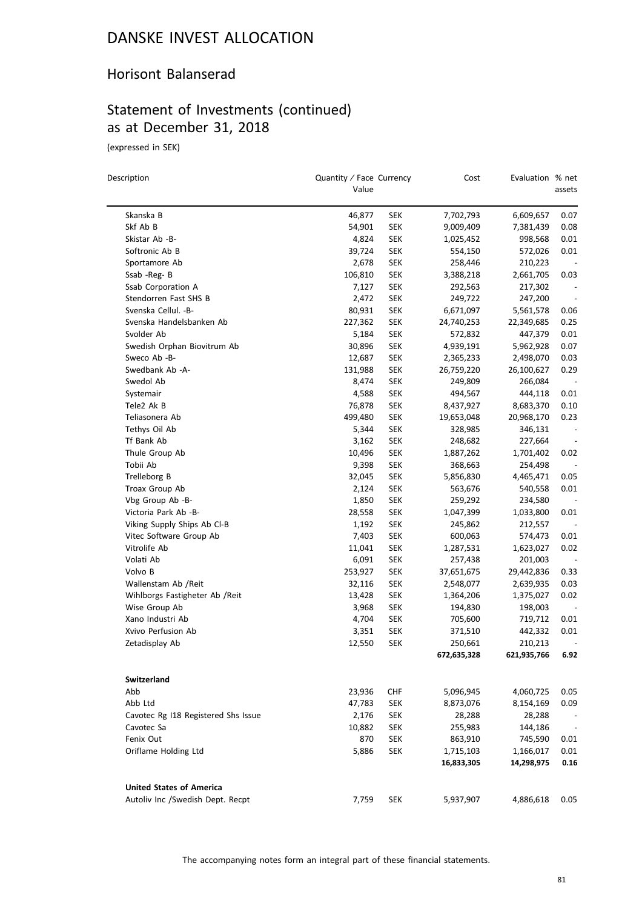# DANSKE INVEST ALLOCATION

## Horisont Balanserad

## Statement of Investments (continued) as at December 31, 2018

(expressed in SEK)

| Description | Quantity / Face Value | Currency | Cost | Evaluation | % net assets |
|---|---|---|---|---|---|
| Skanska B | 46,877 | SEK | 7,702,793 | 6,609,657 | 0.07 |
| Skf Ab B | 54,901 | SEK | 9,009,409 | 7,381,439 | 0.08 |
| Skistar Ab -B- | 4,824 | SEK | 1,025,452 | 998,568 | 0.01 |
| Softronic Ab B | 39,724 | SEK | 554,150 | 572,026 | 0.01 |
| Sportamore Ab | 2,678 | SEK | 258,446 | 210,223 | - |
| Ssab -Reg- B | 106,810 | SEK | 3,388,218 | 2,661,705 | 0.03 |
| Ssab Corporation A | 7,127 | SEK | 292,563 | 217,302 | - |
| Stendorren Fast SHS B | 2,472 | SEK | 249,722 | 247,200 | - |
| Svenska Cellul. -B- | 80,931 | SEK | 6,671,097 | 5,561,578 | 0.06 |
| Svenska Handelsbanken Ab | 227,362 | SEK | 24,740,253 | 22,349,685 | 0.25 |
| Svolder Ab | 5,184 | SEK | 572,832 | 447,379 | 0.01 |
| Swedish Orphan Biovitrum Ab | 30,896 | SEK | 4,939,191 | 5,962,928 | 0.07 |
| Sweco Ab -B- | 12,687 | SEK | 2,365,233 | 2,498,070 | 0.03 |
| Swedbank Ab -A- | 131,988 | SEK | 26,759,220 | 26,100,627 | 0.29 |
| Swedol Ab | 8,474 | SEK | 249,809 | 266,084 | - |
| Systemair | 4,588 | SEK | 494,567 | 444,118 | 0.01 |
| Tele2 Ak B | 76,878 | SEK | 8,437,927 | 8,683,370 | 0.10 |
| Teliasonera Ab | 499,480 | SEK | 19,653,048 | 20,968,170 | 0.23 |
| Tethys Oil Ab | 5,344 | SEK | 328,985 | 346,131 | - |
| Tf Bank Ab | 3,162 | SEK | 248,682 | 227,664 | - |
| Thule Group Ab | 10,496 | SEK | 1,887,262 | 1,701,402 | 0.02 |
| Tobii Ab | 9,398 | SEK | 368,663 | 254,498 | - |
| Trelleborg B | 32,045 | SEK | 5,856,830 | 4,465,471 | 0.05 |
| Troax Group Ab | 2,124 | SEK | 563,676 | 540,558 | 0.01 |
| Vbg Group Ab -B- | 1,850 | SEK | 259,292 | 234,580 | - |
| Victoria Park Ab -B- | 28,558 | SEK | 1,047,399 | 1,033,800 | 0.01 |
| Viking Supply Ships Ab Cl-B | 1,192 | SEK | 245,862 | 212,557 | - |
| Vitec Software Group Ab | 7,403 | SEK | 600,063 | 574,473 | 0.01 |
| Vitrolife Ab | 11,041 | SEK | 1,287,531 | 1,623,027 | 0.02 |
| Volati Ab | 6,091 | SEK | 257,438 | 201,003 | - |
| Volvo B | 253,927 | SEK | 37,651,675 | 29,442,836 | 0.33 |
| Wallenstam Ab /Reit | 32,116 | SEK | 2,548,077 | 2,639,935 | 0.03 |
| Wihlborgs Fastigheter Ab /Reit | 13,428 | SEK | 1,364,206 | 1,375,027 | 0.02 |
| Wise Group Ab | 3,968 | SEK | 194,830 | 198,003 | - |
| Xano Industri Ab | 4,704 | SEK | 705,600 | 719,712 | 0.01 |
| Xvivo Perfusion Ab | 3,351 | SEK | 371,510 | 442,332 | 0.01 |
| Zetadisplay Ab | 12,550 | SEK | 250,661 | 210,213 | - |
| | | | **672,635,328** | **621,935,766** | **6.92** |
| **Switzerland** | | | | | |
| Abb | 23,936 | CHF | 5,096,945 | 4,060,725 | 0.05 |
| Abb Ltd | 47,783 | SEK | 8,873,076 | 8,154,169 | 0.09 |
| Cavotec Rg I18 Registered Shs Issue | 2,176 | SEK | 28,288 | 28,288 | - |
| Cavotec Sa | 10,882 | SEK | 255,983 | 144,186 | - |
| Fenix Out | 870 | SEK | 863,910 | 745,590 | 0.01 |
| Oriflame Holding Ltd | 5,886 | SEK | 1,715,103 | 1,166,017 | 0.01 |
| | | | **16,833,305** | **14,298,975** | **0.16** |
| **United States of America** | | | | | |
| Autoliv Inc /Swedish Dept. Recpt | 7,759 | SEK | 5,937,907 | 4,886,618 | 0.05 |

The accompanying notes form an integral part of these financial statements.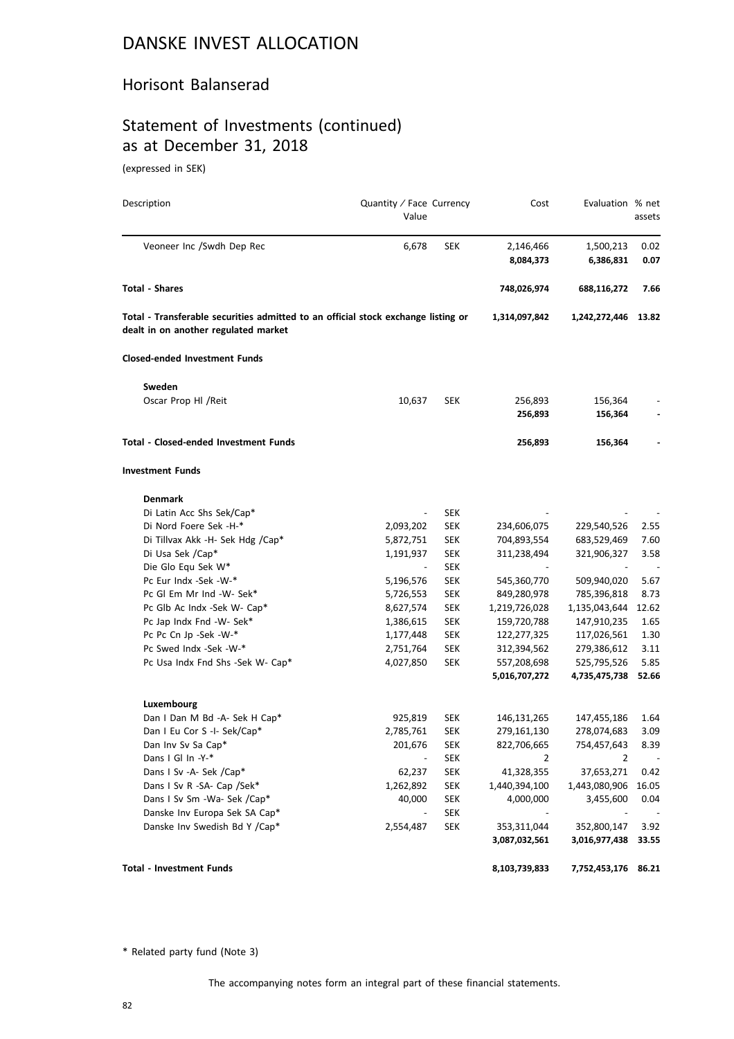# DANSKE INVEST ALLOCATION

## Horisont Balanserad

## Statement of Investments (continued) as at December 31, 2018

(expressed in SEK)

| Description | Quantity / Face Value | Currency | Cost | Evaluation | % net assets |
|---|---|---|---|---|---|
| Veoneer Inc /Swdh Dep Rec | 6,678 | SEK | 2,146,466 | 1,500,213 | 0.02 |
| | | | **8,084,373** | **6,386,831** | **0.07** |
| **Total - Shares** | | | **748,026,974** | **688,116,272** | **7.66** |
| **Total - Transferable securities admitted to an official stock exchange listing or dealt in on another regulated market** | | | **1,314,097,842** | **1,242,272,446** | **13.82** |
| **Closed-ended Investment Funds** | | | | | |
| **Sweden** | | | | | |
| Oscar Prop Hl /Reit | 10,637 | SEK | 256,893 | 156,364 | - |
| | | | **256,893** | **156,364** | **-** |
| **Total - Closed-ended Investment Funds** | | | **256,893** | **156,364** | **-** |
| **Investment Funds** | | | | | |
| **Denmark** | | | | | |
| Di Latin Acc Shs Sek/Cap* | - | SEK | - | - | - |
| Di Nord Foere Sek -H-* | 2,093,202 | SEK | 234,606,075 | 229,540,526 | 2.55 |
| Di Tillvax Akk -H- Sek Hdg /Cap* | 5,872,751 | SEK | 704,893,554 | 683,529,469 | 7.60 |
| Di Usa Sek /Cap* | 1,191,937 | SEK | 311,238,494 | 321,906,327 | 3.58 |
| Die Glo Equ Sek W* | - | SEK | - | - | - |
| Pc Eur Indx -Sek -W-* | 5,196,576 | SEK | 545,360,770 | 509,940,020 | 5.67 |
| Pc Gl Em Mr Ind -W- Sek* | 5,726,553 | SEK | 849,280,978 | 785,396,818 | 8.73 |
| Pc Glb Ac Indx -Sek W- Cap* | 8,627,574 | SEK | 1,219,726,028 | 1,135,043,644 | 12.62 |
| Pc Jap Indx Fnd -W- Sek* | 1,386,615 | SEK | 159,720,788 | 147,910,235 | 1.65 |
| Pc Pc Cn Jp -Sek -W-* | 1,177,448 | SEK | 122,277,325 | 117,026,561 | 1.30 |
| Pc Swed Indx -Sek -W-* | 2,751,764 | SEK | 312,394,562 | 279,386,612 | 3.11 |
| Pc Usa Indx Fnd Shs -Sek W- Cap* | 4,027,850 | SEK | 557,208,698 | 525,795,526 | 5.85 |
| | | | **5,016,707,272** | **4,735,475,738** | **52.66** |
| **Luxembourg** | | | | | |
| Dan I Dan M Bd -A- Sek H Cap* | 925,819 | SEK | 146,131,265 | 147,455,186 | 1.64 |
| Dan I Eu Cor S -I- Sek/Cap* | 2,785,761 | SEK | 279,161,130 | 278,074,683 | 3.09 |
| Dan Inv Sv Sa Cap* | 201,676 | SEK | 822,706,665 | 754,457,643 | 8.39 |
| Dans I Gl In -Y-* | - | SEK | 2 | 2 | - |
| Dans I Sv -A- Sek /Cap* | 62,237 | SEK | 41,328,355 | 37,653,271 | 0.42 |
| Dans I Sv R -SA- Cap /Sek* | 1,262,892 | SEK | 1,440,394,100 | 1,443,080,906 | 16.05 |
| Dans I Sv Sm -Wa- Sek /Cap* | 40,000 | SEK | 4,000,000 | 3,455,600 | 0.04 |
| Danske Inv Europa Sek SA Cap* | - | SEK | - | - | - |
| Danske Inv Swedish Bd Y /Cap* | 2,554,487 | SEK | 353,311,044 | 352,800,147 | 3.92 |
| | | | **3,087,032,561** | **3,016,977,438** | **33.55** |
| **Total - Investment Funds** | | | **8,103,739,833** | **7,752,453,176** | **86.21** |

\* Related party fund (Note 3)

The accompanying notes form an integral part of these financial statements.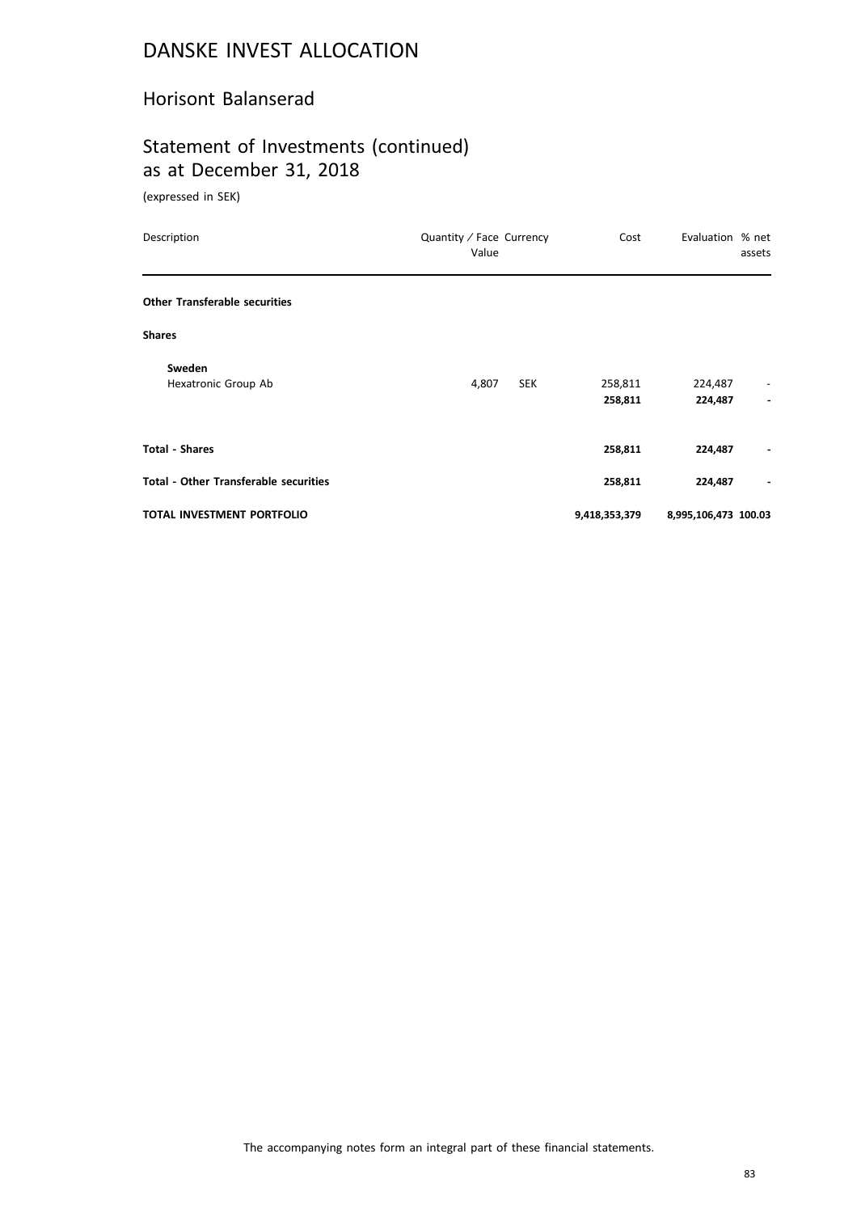# DANSKE INVEST ALLOCATION

## Horisont Balanserad

## Statement of Investments (continued) as at December 31, 2018

(expressed in SEK)

| Description | Quantity / Face Value | Currency | Cost | Evaluation | % net assets |
|---|---|---|---|---|---|
| **Other Transferable securities** | | | | | |
| **Shares** | | | | | |
| **Sweden** | | | | | |
| Hexatronic Group Ab | 4,807 | SEK | 258,811 | 224,487 | - |
| | | | **258,811** | **224,487** | **-** |
| **Total - Shares** | | | **258,811** | **224,487** | **-** |
| **Total - Other Transferable securities** | | | **258,811** | **224,487** | **-** |
| **TOTAL INVESTMENT PORTFOLIO** | | | **9,418,353,379** | **8,995,106,473** | **100.03** |

The accompanying notes form an integral part of these financial statements.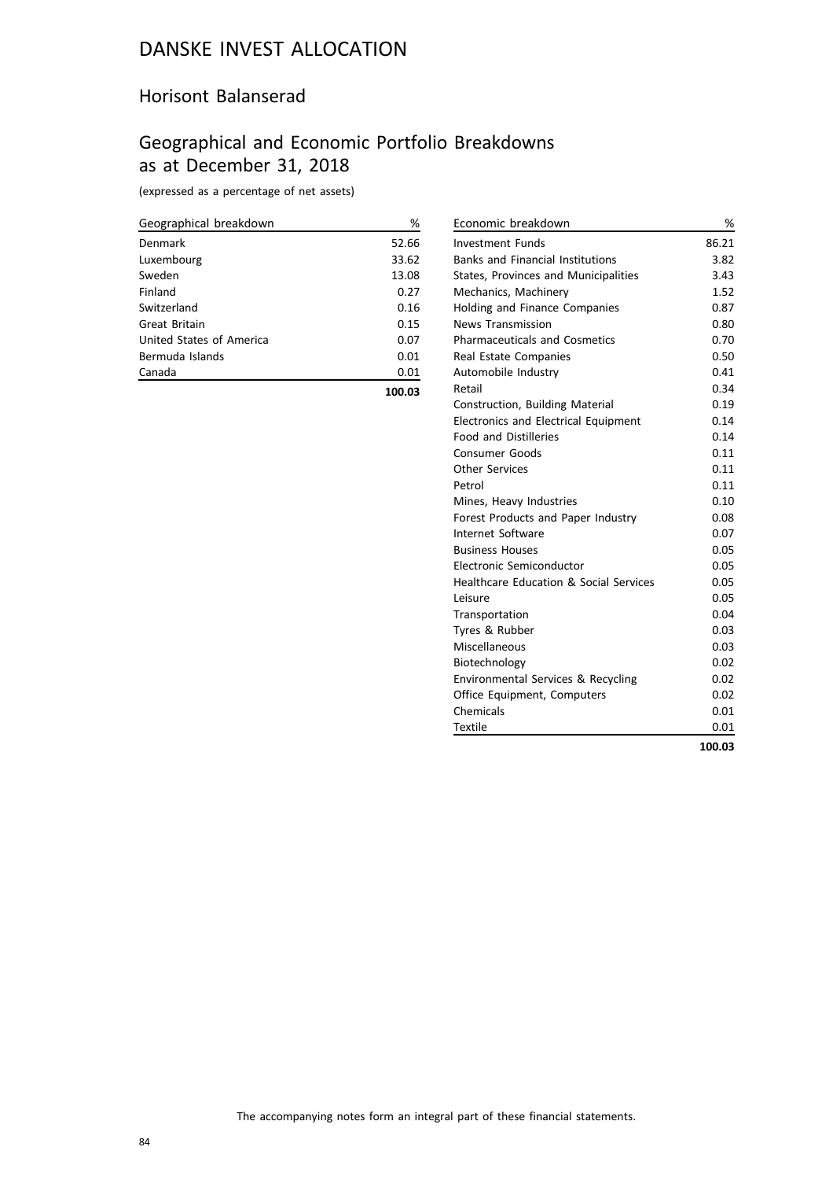# DANSKE INVEST ALLOCATION

## Horisont Balanserad

## Geographical and Economic Portfolio Breakdowns as at December 31, 2018

(expressed as a percentage of net assets)

| Geographical breakdown | % |
|---|---|
| Denmark | 52.66 |
| Luxembourg | 33.62 |
| Sweden | 13.08 |
| Finland | 0.27 |
| Switzerland | 0.16 |
| Great Britain | 0.15 |
| United States of America | 0.07 |
| Bermuda Islands | 0.01 |
| Canada | 0.01 |
| | **100.03** |

| Economic breakdown | % |
|---|---|
| Investment Funds | 86.21 |
| Banks and Financial Institutions | 3.82 |
| States, Provinces and Municipalities | 3.43 |
| Mechanics, Machinery | 1.52 |
| Holding and Finance Companies | 0.87 |
| News Transmission | 0.80 |
| Pharmaceuticals and Cosmetics | 0.70 |
| Real Estate Companies | 0.50 |
| Automobile Industry | 0.41 |
| Retail | 0.34 |
| Construction, Building Material | 0.19 |
| Electronics and Electrical Equipment | 0.14 |
| Food and Distilleries | 0.14 |
| Consumer Goods | 0.11 |
| Other Services | 0.11 |
| Petrol | 0.11 |
| Mines, Heavy Industries | 0.10 |
| Forest Products and Paper Industry | 0.08 |
| Internet Software | 0.07 |
| Business Houses | 0.05 |
| Electronic Semiconductor | 0.05 |
| Healthcare Education & Social Services | 0.05 |
| Leisure | 0.05 |
| Transportation | 0.04 |
| Tyres & Rubber | 0.03 |
| Miscellaneous | 0.03 |
| Biotechnology | 0.02 |
| Environmental Services & Recycling | 0.02 |
| Office Equipment, Computers | 0.02 |
| Chemicals | 0.01 |
| Textile | 0.01 |
| | **100.03** |

The accompanying notes form an integral part of these financial statements.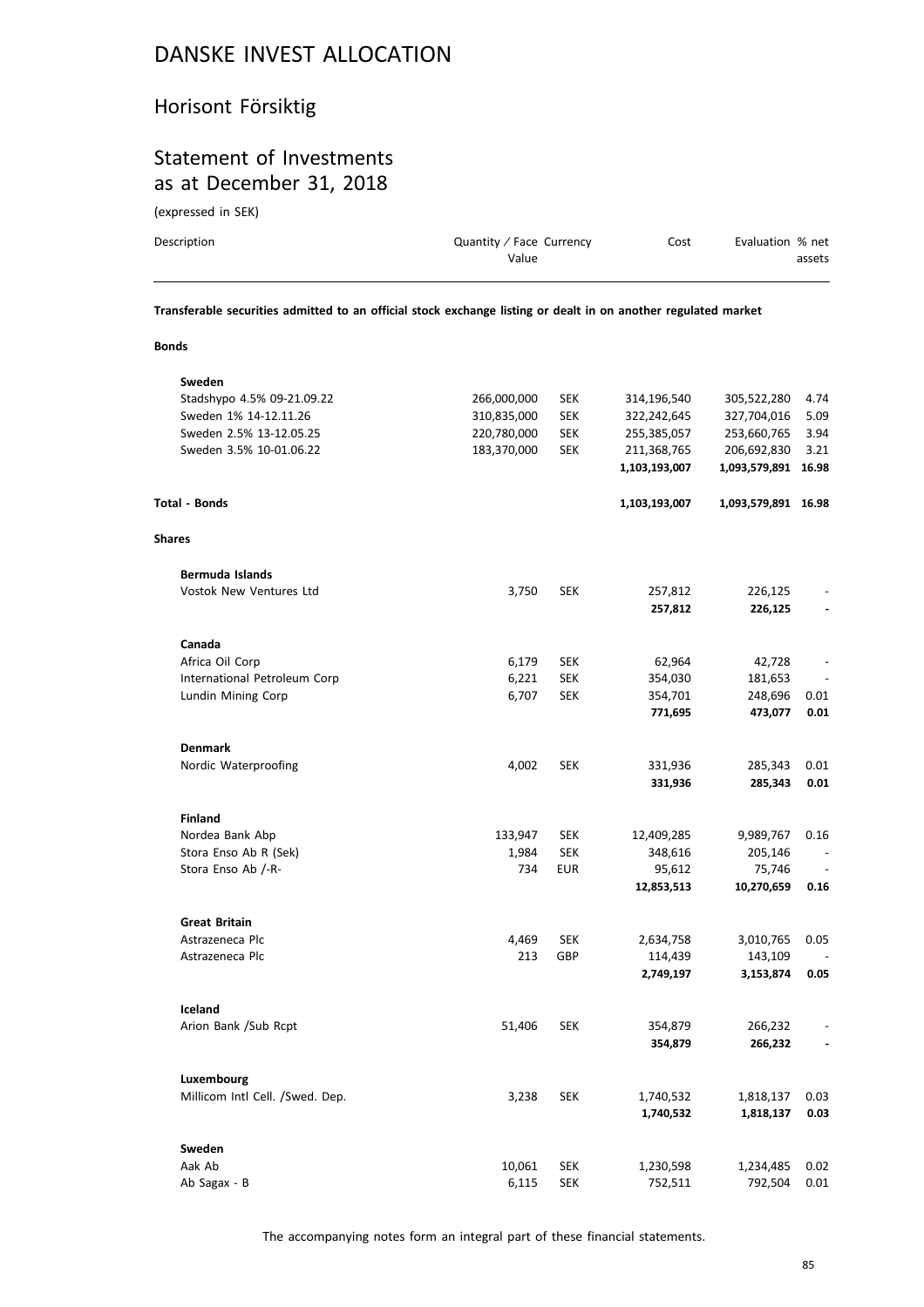# DANSKE INVEST ALLOCATION

## Horisont Försiktig

## Statement of Investments as at December 31, 2018

(expressed in SEK)

| Description | Quantity / Face Value | Currency | Cost | Evaluation | % net assets |
|---|---|---|---|---|---|
| **Transferable securities admitted to an official stock exchange listing or dealt in on another regulated market** | | | | | |
| **Bonds** | | | | | |
| **Sweden** | | | | | |
| Stadshypo 4.5% 09-21.09.22 | 266,000,000 | SEK | 314,196,540 | 305,522,280 | 4.74 |
| Sweden 1% 14-12.11.26 | 310,835,000 | SEK | 322,242,645 | 327,704,016 | 5.09 |
| Sweden 2.5% 13-12.05.25 | 220,780,000 | SEK | 255,385,057 | 253,660,765 | 3.94 |
| Sweden 3.5% 10-01.06.22 | 183,370,000 | SEK | 211,368,765 | 206,692,830 | 3.21 |
| | | | **1,103,193,007** | **1,093,579,891** | **16.98** |
| **Total - Bonds** | | | **1,103,193,007** | **1,093,579,891** | **16.98** |
| **Shares** | | | | | |
| **Bermuda Islands** | | | | | |
| Vostok New Ventures Ltd | 3,750 | SEK | 257,812 | 226,125 | - |
| | | | **257,812** | **226,125** | **-** |
| **Canada** | | | | | |
| Africa Oil Corp | 6,179 | SEK | 62,964 | 42,728 | - |
| International Petroleum Corp | 6,221 | SEK | 354,030 | 181,653 | - |
| Lundin Mining Corp | 6,707 | SEK | 354,701 | 248,696 | 0.01 |
| | | | **771,695** | **473,077** | **0.01** |
| **Denmark** | | | | | |
| Nordic Waterproofing | 4,002 | SEK | 331,936 | 285,343 | 0.01 |
| | | | **331,936** | **285,343** | **0.01** |
| **Finland** | | | | | |
| Nordea Bank Abp | 133,947 | SEK | 12,409,285 | 9,989,767 | 0.16 |
| Stora Enso Ab R (Sek) | 1,984 | SEK | 348,616 | 205,146 | - |
| Stora Enso Ab /-R- | 734 | EUR | 95,612 | 75,746 | - |
| | | | **12,853,513** | **10,270,659** | **0.16** |
| **Great Britain** | | | | | |
| Astrazeneca Plc | 4,469 | SEK | 2,634,758 | 3,010,765 | 0.05 |
| Astrazeneca Plc | 213 | GBP | 114,439 | 143,109 | - |
| | | | **2,749,197** | **3,153,874** | **0.05** |
| **Iceland** | | | | | |
| Arion Bank /Sub Rcpt | 51,406 | SEK | 354,879 | 266,232 | - |
| | | | **354,879** | **266,232** | **-** |
| **Luxembourg** | | | | | |
| Millicom Intl Cell. /Swed. Dep. | 3,238 | SEK | 1,740,532 | 1,818,137 | 0.03 |
| | | | **1,740,532** | **1,818,137** | **0.03** |
| **Sweden** | | | | | |
| Aak Ab | 10,061 | SEK | 1,230,598 | 1,234,485 | 0.02 |
| Ab Sagax - B | 6,115 | SEK | 752,511 | 792,504 | 0.01 |

The accompanying notes form an integral part of these financial statements.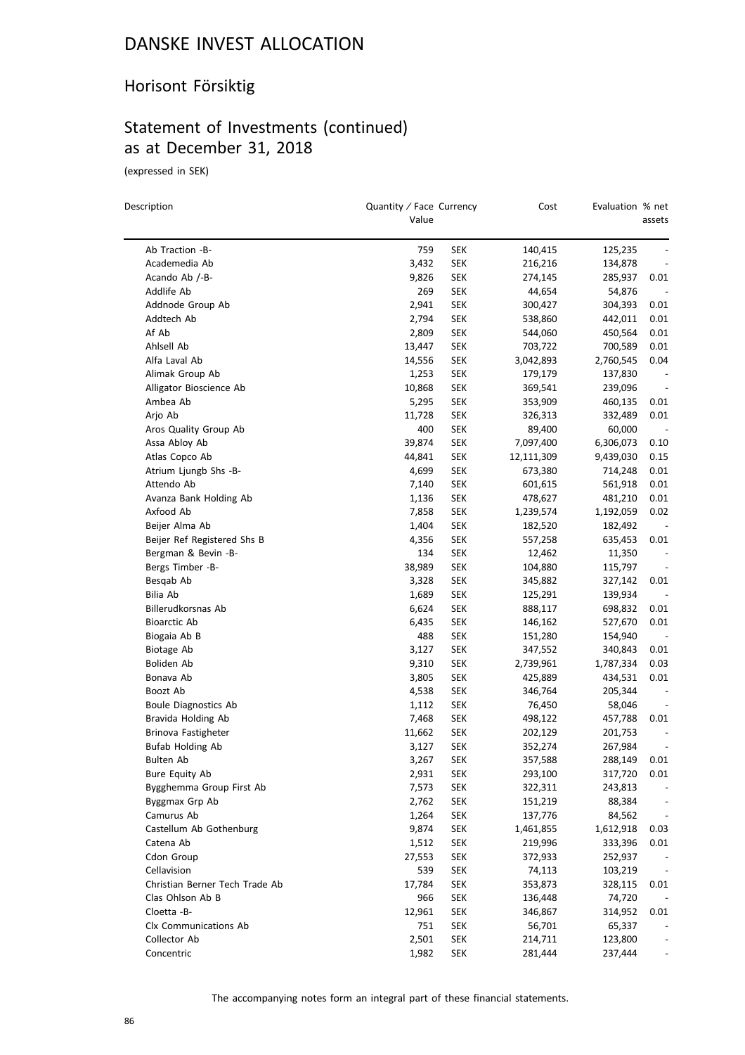# DANSKE INVEST ALLOCATION

## Horisont Försiktig

## Statement of Investments (continued) as at December 31, 2018

(expressed in SEK)

| Description | Quantity / Face Value | Currency | Cost | Evaluation | % net assets |
|---|---|---|---|---|---|
| Ab Traction -B- | 759 | SEK | 140,415 | 125,235 | - |
| Academedia Ab | 3,432 | SEK | 216,216 | 134,878 | - |
| Acando Ab /-B- | 9,826 | SEK | 274,145 | 285,937 | 0.01 |
| Addlife Ab | 269 | SEK | 44,654 | 54,876 | - |
| Addnode Group Ab | 2,941 | SEK | 300,427 | 304,393 | 0.01 |
| Addtech Ab | 2,794 | SEK | 538,860 | 442,011 | 0.01 |
| Af Ab | 2,809 | SEK | 544,060 | 450,564 | 0.01 |
| Ahlsell Ab | 13,447 | SEK | 703,722 | 700,589 | 0.01 |
| Alfa Laval Ab | 14,556 | SEK | 3,042,893 | 2,760,545 | 0.04 |
| Alimak Group Ab | 1,253 | SEK | 179,179 | 137,830 | - |
| Alligator Bioscience Ab | 10,868 | SEK | 369,541 | 239,096 | - |
| Ambea Ab | 5,295 | SEK | 353,909 | 460,135 | 0.01 |
| Arjo Ab | 11,728 | SEK | 326,313 | 332,489 | 0.01 |
| Aros Quality Group Ab | 400 | SEK | 89,400 | 60,000 | - |
| Assa Abloy Ab | 39,874 | SEK | 7,097,400 | 6,306,073 | 0.10 |
| Atlas Copco Ab | 44,841 | SEK | 12,111,309 | 9,439,030 | 0.15 |
| Atrium Ljungb Shs -B- | 4,699 | SEK | 673,380 | 714,248 | 0.01 |
| Attendo Ab | 7,140 | SEK | 601,615 | 561,918 | 0.01 |
| Avanza Bank Holding Ab | 1,136 | SEK | 478,627 | 481,210 | 0.01 |
| Axfood Ab | 7,858 | SEK | 1,239,574 | 1,192,059 | 0.02 |
| Beijer Alma Ab | 1,404 | SEK | 182,520 | 182,492 | - |
| Beijer Ref Registered Shs B | 4,356 | SEK | 557,258 | 635,453 | 0.01 |
| Bergman & Bevin -B- | 134 | SEK | 12,462 | 11,350 | - |
| Bergs Timber -B- | 38,989 | SEK | 104,880 | 115,797 | - |
| Besqab Ab | 3,328 | SEK | 345,882 | 327,142 | 0.01 |
| Bilia Ab | 1,689 | SEK | 125,291 | 139,934 | - |
| Billerudkorsnas Ab | 6,624 | SEK | 888,117 | 698,832 | 0.01 |
| Bioarctic Ab | 6,435 | SEK | 146,162 | 527,670 | 0.01 |
| Biogaia Ab B | 488 | SEK | 151,280 | 154,940 | - |
| Biotage Ab | 3,127 | SEK | 347,552 | 340,843 | 0.01 |
| Boliden Ab | 9,310 | SEK | 2,739,961 | 1,787,334 | 0.03 |
| Bonava Ab | 3,805 | SEK | 425,889 | 434,531 | 0.01 |
| Boozt Ab | 4,538 | SEK | 346,764 | 205,344 | - |
| Boule Diagnostics Ab | 1,112 | SEK | 76,450 | 58,046 | - |
| Bravida Holding Ab | 7,468 | SEK | 498,122 | 457,788 | 0.01 |
| Brinova Fastigheter | 11,662 | SEK | 202,129 | 201,753 | - |
| Bufab Holding Ab | 3,127 | SEK | 352,274 | 267,984 | - |
| Bulten Ab | 3,267 | SEK | 357,588 | 288,149 | 0.01 |
| Bure Equity Ab | 2,931 | SEK | 293,100 | 317,720 | 0.01 |
| Bygghemma Group First Ab | 7,573 | SEK | 322,311 | 243,813 | - |
| Byggmax Grp Ab | 2,762 | SEK | 151,219 | 88,384 | - |
| Camurus Ab | 1,264 | SEK | 137,776 | 84,562 | - |
| Castellum Ab Gothenburg | 9,874 | SEK | 1,461,855 | 1,612,918 | 0.03 |
| Catena Ab | 1,512 | SEK | 219,996 | 333,396 | 0.01 |
| Cdon Group | 27,553 | SEK | 372,933 | 252,937 | - |
| Cellavision | 539 | SEK | 74,113 | 103,219 | - |
| Christian Berner Tech Trade Ab | 17,784 | SEK | 353,873 | 328,115 | 0.01 |
| Clas Ohlson Ab B | 966 | SEK | 136,448 | 74,720 | - |
| Cloetta -B- | 12,961 | SEK | 346,867 | 314,952 | 0.01 |
| Clx Communications Ab | 751 | SEK | 56,701 | 65,337 | - |
| Collector Ab | 2,501 | SEK | 214,711 | 123,800 | - |
| Concentric | 1,982 | SEK | 281,444 | 237,444 | - |

The accompanying notes form an integral part of these financial statements.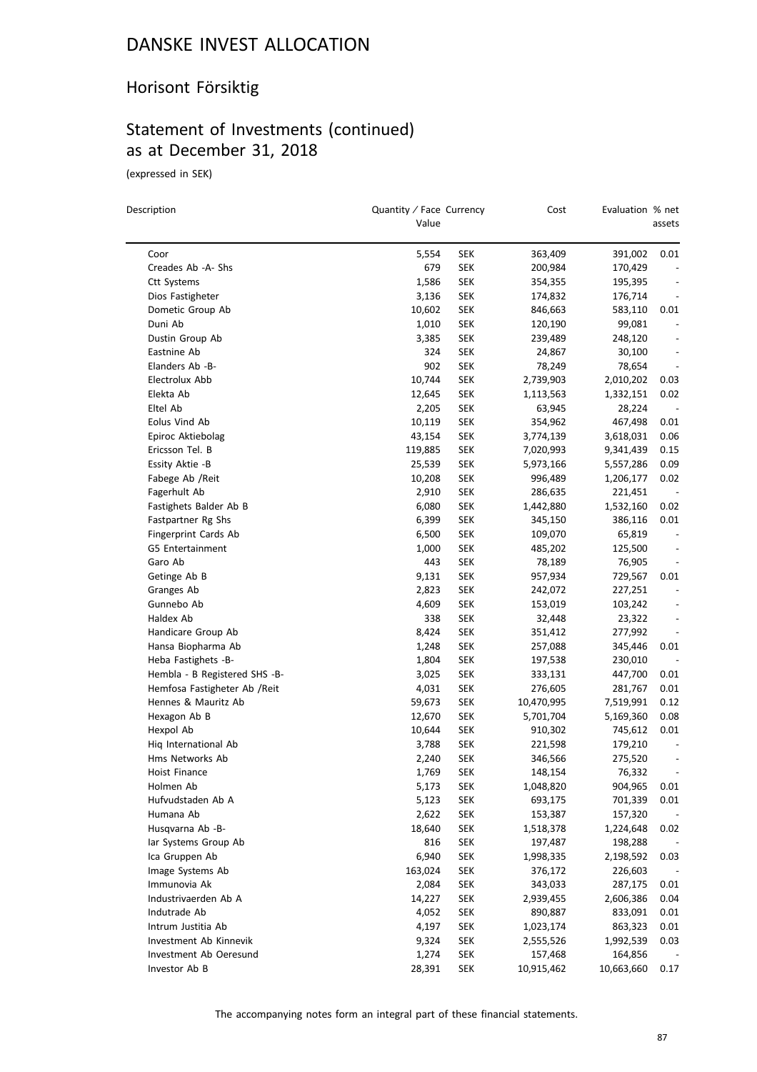# DANSKE INVEST ALLOCATION

## Horisont Försiktig

## Statement of Investments (continued) as at December 31, 2018

(expressed in SEK)

| Description | Quantity / Face Value | Currency | Cost | Evaluation | % net assets |
|---|---|---|---|---|---|
| Coor | 5,554 | SEK | 363,409 | 391,002 | 0.01 |
| Creades Ab -A- Shs | 679 | SEK | 200,984 | 170,429 | - |
| Ctt Systems | 1,586 | SEK | 354,355 | 195,395 | - |
| Dios Fastigheter | 3,136 | SEK | 174,832 | 176,714 | - |
| Dometic Group Ab | 10,602 | SEK | 846,663 | 583,110 | 0.01 |
| Duni Ab | 1,010 | SEK | 120,190 | 99,081 | - |
| Dustin Group Ab | 3,385 | SEK | 239,489 | 248,120 | - |
| Eastnine Ab | 324 | SEK | 24,867 | 30,100 | - |
| Elanders Ab -B- | 902 | SEK | 78,249 | 78,654 | - |
| Electrolux Abb | 10,744 | SEK | 2,739,903 | 2,010,202 | 0.03 |
| Elekta Ab | 12,645 | SEK | 1,113,563 | 1,332,151 | 0.02 |
| Eltel Ab | 2,205 | SEK | 63,945 | 28,224 | - |
| Eolus Vind Ab | 10,119 | SEK | 354,962 | 467,498 | 0.01 |
| Epiroc Aktiebolag | 43,154 | SEK | 3,774,139 | 3,618,031 | 0.06 |
| Ericsson Tel. B | 119,885 | SEK | 7,020,993 | 9,341,439 | 0.15 |
| Essity Aktie -B | 25,539 | SEK | 5,973,166 | 5,557,286 | 0.09 |
| Fabege Ab /Reit | 10,208 | SEK | 996,489 | 1,206,177 | 0.02 |
| Fagerhult Ab | 2,910 | SEK | 286,635 | 221,451 | - |
| Fastighets Balder Ab B | 6,080 | SEK | 1,442,880 | 1,532,160 | 0.02 |
| Fastpartner Rg Shs | 6,399 | SEK | 345,150 | 386,116 | 0.01 |
| Fingerprint Cards Ab | 6,500 | SEK | 109,070 | 65,819 | - |
| G5 Entertainment | 1,000 | SEK | 485,202 | 125,500 | - |
| Garo Ab | 443 | SEK | 78,189 | 76,905 | - |
| Getinge Ab B | 9,131 | SEK | 957,934 | 729,567 | 0.01 |
| Granges Ab | 2,823 | SEK | 242,072 | 227,251 | - |
| Gunnebo Ab | 4,609 | SEK | 153,019 | 103,242 | - |
| Haldex Ab | 338 | SEK | 32,448 | 23,322 | - |
| Handicare Group Ab | 8,424 | SEK | 351,412 | 277,992 | - |
| Hansa Biopharma Ab | 1,248 | SEK | 257,088 | 345,446 | 0.01 |
| Heba Fastighets -B- | 1,804 | SEK | 197,538 | 230,010 | - |
| Hembla - B Registered SHS -B- | 3,025 | SEK | 333,131 | 447,700 | 0.01 |
| Hemfosa Fastigheter Ab /Reit | 4,031 | SEK | 276,605 | 281,767 | 0.01 |
| Hennes & Mauritz Ab | 59,673 | SEK | 10,470,995 | 7,519,991 | 0.12 |
| Hexagon Ab B | 12,670 | SEK | 5,701,704 | 5,169,360 | 0.08 |
| Hexpol Ab | 10,644 | SEK | 910,302 | 745,612 | 0.01 |
| Hiq International Ab | 3,788 | SEK | 221,598 | 179,210 | - |
| Hms Networks Ab | 2,240 | SEK | 346,566 | 275,520 | - |
| Hoist Finance | 1,769 | SEK | 148,154 | 76,332 | - |
| Holmen Ab | 5,173 | SEK | 1,048,820 | 904,965 | 0.01 |
| Hufvudstaden Ab A | 5,123 | SEK | 693,175 | 701,339 | 0.01 |
| Humana Ab | 2,622 | SEK | 153,387 | 157,320 | - |
| Husqvarna Ab -B- | 18,640 | SEK | 1,518,378 | 1,224,648 | 0.02 |
| Iar Systems Group Ab | 816 | SEK | 197,487 | 198,288 | - |
| Ica Gruppen Ab | 6,940 | SEK | 1,998,335 | 2,198,592 | 0.03 |
| Image Systems Ab | 163,024 | SEK | 376,172 | 226,603 | - |
| Immunovia Ak | 2,084 | SEK | 343,033 | 287,175 | 0.01 |
| Industrivaerden Ab A | 14,227 | SEK | 2,939,455 | 2,606,386 | 0.04 |
| Indutrade Ab | 4,052 | SEK | 890,887 | 833,091 | 0.01 |
| Intrum Justitia Ab | 4,197 | SEK | 1,023,174 | 863,323 | 0.01 |
| Investment Ab Kinnevik | 9,324 | SEK | 2,555,526 | 1,992,539 | 0.03 |
| Investment Ab Oeresund | 1,274 | SEK | 157,468 | 164,856 | - |
| Investor Ab B | 28,391 | SEK | 10,915,462 | 10,663,660 | 0.17 |

The accompanying notes form an integral part of these financial statements.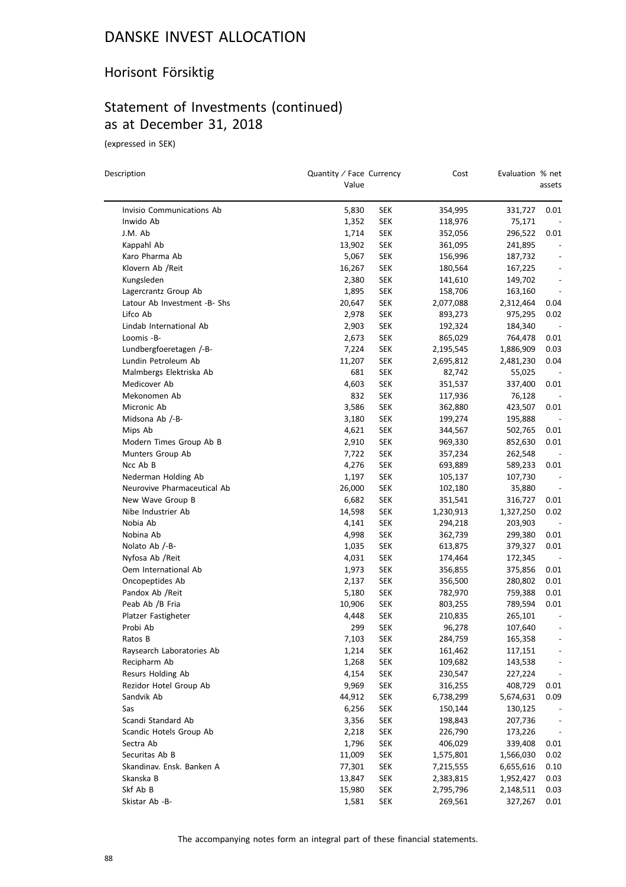# DANSKE INVEST ALLOCATION

## Horisont Försiktig

## Statement of Investments (continued) as at December 31, 2018

(expressed in SEK)

| Description | Quantity / Face Value | Currency | Cost | Evaluation | % net assets |
|---|---|---|---|---|---|
| Invisio Communications Ab | 5,830 | SEK | 354,995 | 331,727 | 0.01 |
| Inwido Ab | 1,352 | SEK | 118,976 | 75,171 | - |
| J.M. Ab | 1,714 | SEK | 352,056 | 296,522 | 0.01 |
| Kappahl Ab | 13,902 | SEK | 361,095 | 241,895 | - |
| Karo Pharma Ab | 5,067 | SEK | 156,996 | 187,732 | - |
| Klovern Ab /Reit | 16,267 | SEK | 180,564 | 167,225 | - |
| Kungsleden | 2,380 | SEK | 141,610 | 149,702 | - |
| Lagercrantz Group Ab | 1,895 | SEK | 158,706 | 163,160 | - |
| Latour Ab Investment -B- Shs | 20,647 | SEK | 2,077,088 | 2,312,464 | 0.04 |
| Lifco Ab | 2,978 | SEK | 893,273 | 975,295 | 0.02 |
| Lindab International Ab | 2,903 | SEK | 192,324 | 184,340 | - |
| Loomis -B- | 2,673 | SEK | 865,029 | 764,478 | 0.01 |
| Lundbergfoeretagen /-B- | 7,224 | SEK | 2,195,545 | 1,886,909 | 0.03 |
| Lundin Petroleum Ab | 11,207 | SEK | 2,695,812 | 2,481,230 | 0.04 |
| Malmbergs Elektriska Ab | 681 | SEK | 82,742 | 55,025 | - |
| Medicover Ab | 4,603 | SEK | 351,537 | 337,400 | 0.01 |
| Mekonomen Ab | 832 | SEK | 117,936 | 76,128 | - |
| Micronic Ab | 3,586 | SEK | 362,880 | 423,507 | 0.01 |
| Midsona Ab /-B- | 3,180 | SEK | 199,274 | 195,888 | - |
| Mips Ab | 4,621 | SEK | 344,567 | 502,765 | 0.01 |
| Modern Times Group Ab B | 2,910 | SEK | 969,330 | 852,630 | 0.01 |
| Munters Group Ab | 7,722 | SEK | 357,234 | 262,548 | - |
| Ncc Ab B | 4,276 | SEK | 693,889 | 589,233 | 0.01 |
| Nederman Holding Ab | 1,197 | SEK | 105,137 | 107,730 | - |
| Neurovive Pharmaceutical Ab | 26,000 | SEK | 102,180 | 35,880 | - |
| New Wave Group B | 6,682 | SEK | 351,541 | 316,727 | 0.01 |
| Nibe Industrier Ab | 14,598 | SEK | 1,230,913 | 1,327,250 | 0.02 |
| Nobia Ab | 4,141 | SEK | 294,218 | 203,903 | - |
| Nobina Ab | 4,998 | SEK | 362,739 | 299,380 | 0.01 |
| Nolato Ab /-B- | 1,035 | SEK | 613,875 | 379,327 | 0.01 |
| Nyfosa Ab /Reit | 4,031 | SEK | 174,464 | 172,345 | - |
| Oem International Ab | 1,973 | SEK | 356,855 | 375,856 | 0.01 |
| Oncopeptides Ab | 2,137 | SEK | 356,500 | 280,802 | 0.01 |
| Pandox Ab /Reit | 5,180 | SEK | 782,970 | 759,388 | 0.01 |
| Peab Ab /B Fria | 10,906 | SEK | 803,255 | 789,594 | 0.01 |
| Platzer Fastigheter | 4,448 | SEK | 210,835 | 265,101 | - |
| Probi Ab | 299 | SEK | 96,278 | 107,640 | - |
| Ratos B | 7,103 | SEK | 284,759 | 165,358 | - |
| Raysearch Laboratories Ab | 1,214 | SEK | 161,462 | 117,151 | - |
| Recipharm Ab | 1,268 | SEK | 109,682 | 143,538 | - |
| Resurs Holding Ab | 4,154 | SEK | 230,547 | 227,224 | - |
| Rezidor Hotel Group Ab | 9,969 | SEK | 316,255 | 408,729 | 0.01 |
| Sandvik Ab | 44,912 | SEK | 6,738,299 | 5,674,631 | 0.09 |
| Sas | 6,256 | SEK | 150,144 | 130,125 | - |
| Scandi Standard Ab | 3,356 | SEK | 198,843 | 207,736 | - |
| Scandic Hotels Group Ab | 2,218 | SEK | 226,790 | 173,226 | - |
| Sectra Ab | 1,796 | SEK | 406,029 | 339,408 | 0.01 |
| Securitas Ab B | 11,009 | SEK | 1,575,801 | 1,566,030 | 0.02 |
| Skandinav. Ensk. Banken A | 77,301 | SEK | 7,215,555 | 6,655,616 | 0.10 |
| Skanska B | 13,847 | SEK | 2,383,815 | 1,952,427 | 0.03 |
| Skf Ab B | 15,980 | SEK | 2,795,796 | 2,148,511 | 0.03 |
| Skistar Ab -B- | 1,581 | SEK | 269,561 | 327,267 | 0.01 |

The accompanying notes form an integral part of these financial statements.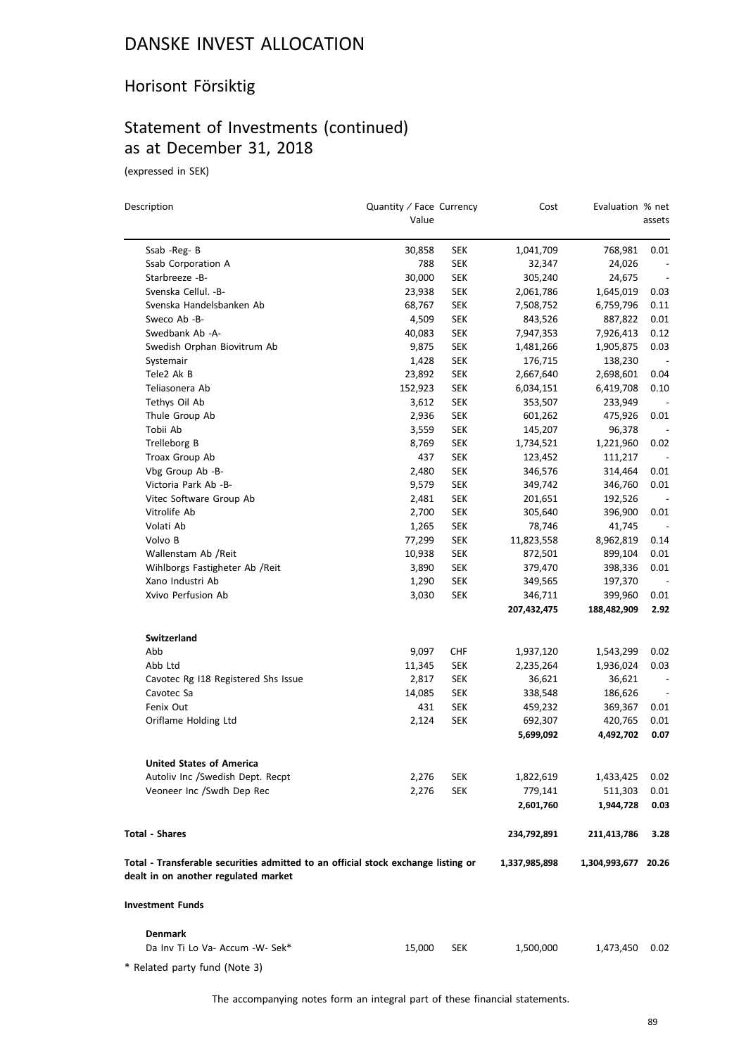# DANSKE INVEST ALLOCATION

## Horisont Försiktig

## Statement of Investments (continued) as at December 31, 2018

(expressed in SEK)

| Description | Quantity / Face Value | Currency | Cost | Evaluation | % net assets |
|---|---|---|---|---|---|
| Ssab -Reg- B | 30,858 | SEK | 1,041,709 | 768,981 | 0.01 |
| Ssab Corporation A | 788 | SEK | 32,347 | 24,026 | - |
| Starbreeze -B- | 30,000 | SEK | 305,240 | 24,675 | - |
| Svenska Cellul. -B- | 23,938 | SEK | 2,061,786 | 1,645,019 | 0.03 |
| Svenska Handelsbanken Ab | 68,767 | SEK | 7,508,752 | 6,759,796 | 0.11 |
| Sweco Ab -B- | 4,509 | SEK | 843,526 | 887,822 | 0.01 |
| Swedbank Ab -A- | 40,083 | SEK | 7,947,353 | 7,926,413 | 0.12 |
| Swedish Orphan Biovitrum Ab | 9,875 | SEK | 1,481,266 | 1,905,875 | 0.03 |
| Systemair | 1,428 | SEK | 176,715 | 138,230 | - |
| Tele2 Ak B | 23,892 | SEK | 2,667,640 | 2,698,601 | 0.04 |
| Teliasonera Ab | 152,923 | SEK | 6,034,151 | 6,419,708 | 0.10 |
| Tethys Oil Ab | 3,612 | SEK | 353,507 | 233,949 | - |
| Thule Group Ab | 2,936 | SEK | 601,262 | 475,926 | 0.01 |
| Tobii Ab | 3,559 | SEK | 145,207 | 96,378 | - |
| Trelleborg B | 8,769 | SEK | 1,734,521 | 1,221,960 | 0.02 |
| Troax Group Ab | 437 | SEK | 123,452 | 111,217 | - |
| Vbg Group Ab -B- | 2,480 | SEK | 346,576 | 314,464 | 0.01 |
| Victoria Park Ab -B- | 9,579 | SEK | 349,742 | 346,760 | 0.01 |
| Vitec Software Group Ab | 2,481 | SEK | 201,651 | 192,526 | - |
| Vitrolife Ab | 2,700 | SEK | 305,640 | 396,900 | 0.01 |
| Volati Ab | 1,265 | SEK | 78,746 | 41,745 | - |
| Volvo B | 77,299 | SEK | 11,823,558 | 8,962,819 | 0.14 |
| Wallenstam Ab /Reit | 10,938 | SEK | 872,501 | 899,104 | 0.01 |
| Wihlborgs Fastigheter Ab /Reit | 3,890 | SEK | 379,470 | 398,336 | 0.01 |
| Xano Industri Ab | 1,290 | SEK | 349,565 | 197,370 | - |
| Xvivo Perfusion Ab | 3,030 | SEK | 346,711 | 399,960 | 0.01 |
| | | | **207,432,475** | **188,482,909** | **2.92** |
| **Switzerland** | | | | | |
| Abb | 9,097 | CHF | 1,937,120 | 1,543,299 | 0.02 |
| Abb Ltd | 11,345 | SEK | 2,235,264 | 1,936,024 | 0.03 |
| Cavotec Rg I18 Registered Shs Issue | 2,817 | SEK | 36,621 | 36,621 | - |
| Cavotec Sa | 14,085 | SEK | 338,548 | 186,626 | - |
| Fenix Out | 431 | SEK | 459,232 | 369,367 | 0.01 |
| Oriflame Holding Ltd | 2,124 | SEK | 692,307 | 420,765 | 0.01 |
| | | | **5,699,092** | **4,492,702** | **0.07** |
| **United States of America** | | | | | |
| Autoliv Inc /Swedish Dept. Recpt | 2,276 | SEK | 1,822,619 | 1,433,425 | 0.02 |
| Veoneer Inc /Swdh Dep Rec | 2,276 | SEK | 779,141 | 511,303 | 0.01 |
| | | | **2,601,760** | **1,944,728** | **0.03** |
| **Total - Shares** | | | **234,792,891** | **211,413,786** | **3.28** |
| **Total - Transferable securities admitted to an official stock exchange listing or dealt in on another regulated market** | | | **1,337,985,898** | **1,304,993,677** | **20.26** |
| **Investment Funds** | | | | | |
| **Denmark** | | | | | |
| Da Inv Ti Lo Va- Accum -W- Sek* | 15,000 | SEK | 1,500,000 | 1,473,450 | 0.02 |

* Related party fund (Note 3)

The accompanying notes form an integral part of these financial statements.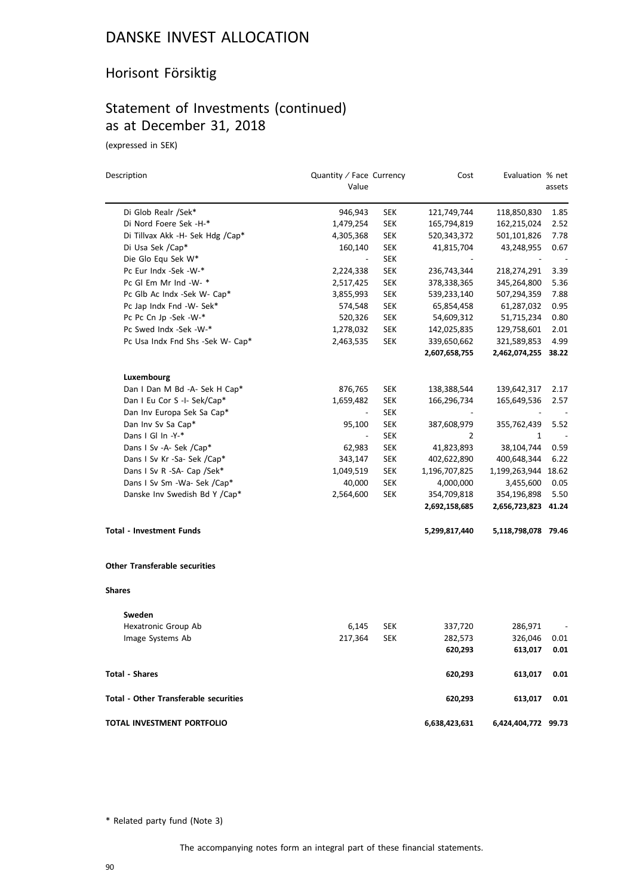# DANSKE INVEST ALLOCATION

## Horisont Försiktig

## Statement of Investments (continued) as at December 31, 2018

(expressed in SEK)

| Description | Quantity / Face Value | Currency | Cost | Evaluation | % net assets |
|---|---|---|---|---|---|
| Di Glob Realr /Sek* | 946,943 | SEK | 121,749,744 | 118,850,830 | 1.85 |
| Di Nord Foere Sek -H-* | 1,479,254 | SEK | 165,794,819 | 162,215,024 | 2.52 |
| Di Tillvax Akk -H- Sek Hdg /Cap* | 4,305,368 | SEK | 520,343,372 | 501,101,826 | 7.78 |
| Di Usa Sek /Cap* | 160,140 | SEK | 41,815,704 | 43,248,955 | 0.67 |
| Die Glo Equ Sek W* | - | SEK | - | - | - |
| Pc Eur Indx -Sek -W-* | 2,224,338 | SEK | 236,743,344 | 218,274,291 | 3.39 |
| Pc Gl Em Mr Ind -W- * | 2,517,425 | SEK | 378,338,365 | 345,264,800 | 5.36 |
| Pc Glb Ac Indx -Sek W- Cap* | 3,855,993 | SEK | 539,233,140 | 507,294,359 | 7.88 |
| Pc Jap Indx Fnd -W- Sek* | 574,548 | SEK | 65,854,458 | 61,287,032 | 0.95 |
| Pc Pc Cn Jp -Sek -W-* | 520,326 | SEK | 54,609,312 | 51,715,234 | 0.80 |
| Pc Swed Indx -Sek -W-* | 1,278,032 | SEK | 142,025,835 | 129,758,601 | 2.01 |
| Pc Usa Indx Fnd Shs -Sek W- Cap* | 2,463,535 | SEK | 339,650,662 | 321,589,853 | 4.99 |
| | | | **2,607,658,755** | **2,462,074,255** | **38.22** |
| **Luxembourg** | | | | | |
| Dan I Dan M Bd -A- Sek H Cap* | 876,765 | SEK | 138,388,544 | 139,642,317 | 2.17 |
| Dan I Eu Cor S -I- Sek/Cap* | 1,659,482 | SEK | 166,296,734 | 165,649,536 | 2.57 |
| Dan Inv Europa Sek Sa Cap* | - | SEK | - | - | - |
| Dan Inv Sv Sa Cap* | 95,100 | SEK | 387,608,979 | 355,762,439 | 5.52 |
| Dans I Gl In -Y-* | - | SEK | 2 | 1 | - |
| Dans I Sv -A- Sek /Cap* | 62,983 | SEK | 41,823,893 | 38,104,744 | 0.59 |
| Dans I Sv Kr -Sa- Sek /Cap* | 343,147 | SEK | 402,622,890 | 400,648,344 | 6.22 |
| Dans I Sv R -SA- Cap /Sek* | 1,049,519 | SEK | 1,196,707,825 | 1,199,263,944 | 18.62 |
| Dans I Sv Sm -Wa- Sek /Cap* | 40,000 | SEK | 4,000,000 | 3,455,600 | 0.05 |
| Danske Inv Swedish Bd Y /Cap* | 2,564,600 | SEK | 354,709,818 | 354,196,898 | 5.50 |
| | | | **2,692,158,685** | **2,656,723,823** | **41.24** |
| **Total - Investment Funds** | | | **5,299,817,440** | **5,118,798,078** | **79.46** |
| **Other Transferable securities** | | | | | |
| **Shares** | | | | | |
| **Sweden** | | | | | |
| Hexatronic Group Ab | 6,145 | SEK | 337,720 | 286,971 | - |
| Image Systems Ab | 217,364 | SEK | 282,573 | 326,046 | 0.01 |
| | | | **620,293** | **613,017** | **0.01** |
| **Total - Shares** | | | **620,293** | **613,017** | **0.01** |
| **Total - Other Transferable securities** | | | **620,293** | **613,017** | **0.01** |
| **TOTAL INVESTMENT PORTFOLIO** | | | **6,638,423,631** | **6,424,404,772** | **99.73** |

\* Related party fund (Note 3)

The accompanying notes form an integral part of these financial statements.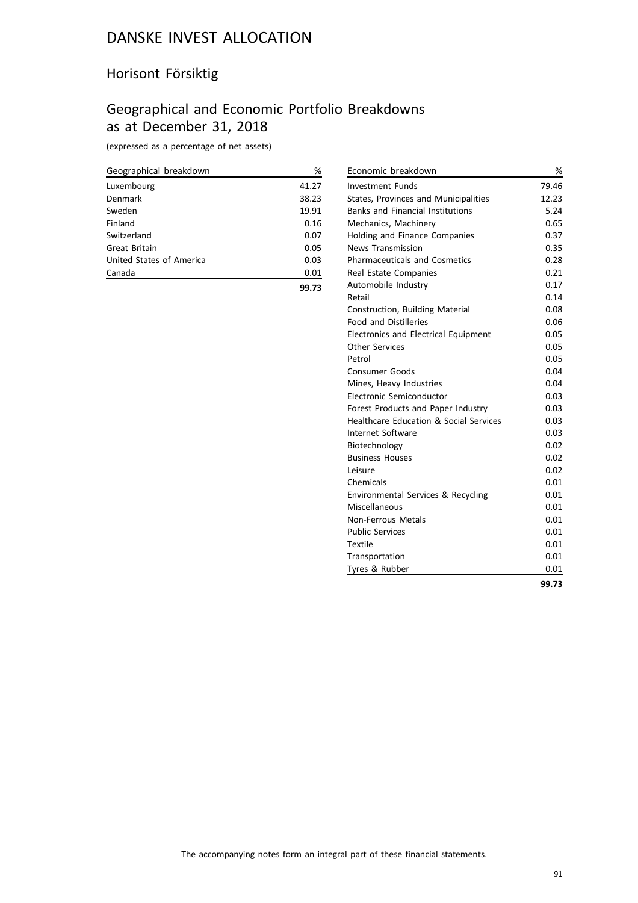# DANSKE INVEST ALLOCATION

## Horisont Försiktig

## Geographical and Economic Portfolio Breakdowns as at December 31, 2018

(expressed as a percentage of net assets)

| Geographical breakdown | % |
|---|---|
| Luxembourg | 41.27 |
| Denmark | 38.23 |
| Sweden | 19.91 |
| Finland | 0.16 |
| Switzerland | 0.07 |
| Great Britain | 0.05 |
| United States of America | 0.03 |
| Canada | 0.01 |
| | **99.73** |

| Economic breakdown | % |
|---|---|
| Investment Funds | 79.46 |
| States, Provinces and Municipalities | 12.23 |
| Banks and Financial Institutions | 5.24 |
| Mechanics, Machinery | 0.65 |
| Holding and Finance Companies | 0.37 |
| News Transmission | 0.35 |
| Pharmaceuticals and Cosmetics | 0.28 |
| Real Estate Companies | 0.21 |
| Automobile Industry | 0.17 |
| Retail | 0.14 |
| Construction, Building Material | 0.08 |
| Food and Distilleries | 0.06 |
| Electronics and Electrical Equipment | 0.05 |
| Other Services | 0.05 |
| Petrol | 0.05 |
| Consumer Goods | 0.04 |
| Mines, Heavy Industries | 0.04 |
| Electronic Semiconductor | 0.03 |
| Forest Products and Paper Industry | 0.03 |
| Healthcare Education & Social Services | 0.03 |
| Internet Software | 0.03 |
| Biotechnology | 0.02 |
| Business Houses | 0.02 |
| Leisure | 0.02 |
| Chemicals | 0.01 |
| Environmental Services & Recycling | 0.01 |
| Miscellaneous | 0.01 |
| Non-Ferrous Metals | 0.01 |
| Public Services | 0.01 |
| Textile | 0.01 |
| Transportation | 0.01 |
| Tyres & Rubber | 0.01 |
| | **99.73** |

The accompanying notes form an integral part of these financial statements.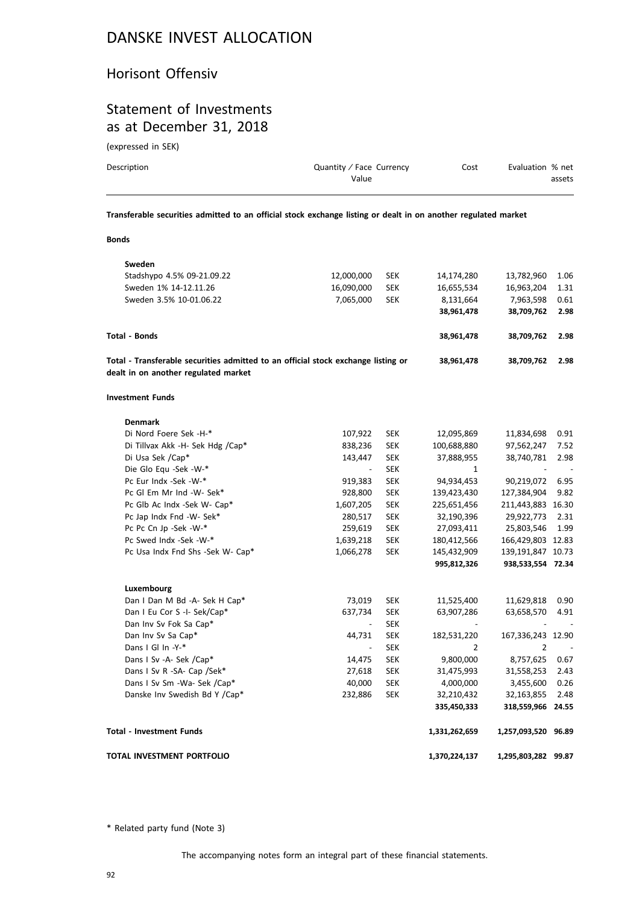# DANSKE INVEST ALLOCATION

## Horisont Offensiv

## Statement of Investments as at December 31, 2018

(expressed in SEK)

| Description | Quantity / Face Value | Currency | Cost | Evaluation | % net assets |
|---|---|---|---|---|---|
| **Transferable securities admitted to an official stock exchange listing or dealt in on another regulated market** | | | | | |
| **Bonds** | | | | | |
| **Sweden** | | | | | |
| Stadshypo 4.5% 09-21.09.22 | 12,000,000 | SEK | 14,174,280 | 13,782,960 | 1.06 |
| Sweden 1% 14-12.11.26 | 16,090,000 | SEK | 16,655,534 | 16,963,204 | 1.31 |
| Sweden 3.5% 10-01.06.22 | 7,065,000 | SEK | 8,131,664 | 7,963,598 | 0.61 |
| | | | **38,961,478** | **38,709,762** | **2.98** |
| **Total - Bonds** | | | **38,961,478** | **38,709,762** | **2.98** |
| **Total - Transferable securities admitted to an official stock exchange listing or dealt in on another regulated market** | | | **38,961,478** | **38,709,762** | **2.98** |
| **Investment Funds** | | | | | |
| **Denmark** | | | | | |
| Di Nord Foere Sek -H-* | 107,922 | SEK | 12,095,869 | 11,834,698 | 0.91 |
| Di Tillvax Akk -H- Sek Hdg /Cap* | 838,236 | SEK | 100,688,880 | 97,562,247 | 7.52 |
| Di Usa Sek /Cap* | 143,447 | SEK | 37,888,955 | 38,740,781 | 2.98 |
| Die Glo Equ -Sek -W-* | - | SEK | 1 | - | - |
| Pc Eur Indx -Sek -W-* | 919,383 | SEK | 94,934,453 | 90,219,072 | 6.95 |
| Pc Gl Em Mr Ind -W- Sek* | 928,800 | SEK | 139,423,430 | 127,384,904 | 9.82 |
| Pc Glb Ac Indx -Sek W- Cap* | 1,607,205 | SEK | 225,651,456 | 211,443,883 | 16.30 |
| Pc Jap Indx Fnd -W- Sek* | 280,517 | SEK | 32,190,396 | 29,922,773 | 2.31 |
| Pc Pc Cn Jp -Sek -W-* | 259,619 | SEK | 27,093,411 | 25,803,546 | 1.99 |
| Pc Swed Indx -Sek -W-* | 1,639,218 | SEK | 180,412,566 | 166,429,803 | 12.83 |
| Pc Usa Indx Fnd Shs -Sek W- Cap* | 1,066,278 | SEK | 145,432,909 | 139,191,847 | 10.73 |
| | | | **995,812,326** | **938,533,554** | **72.34** |
| **Luxembourg** | | | | | |
| Dan I Dan M Bd -A- Sek H Cap* | 73,019 | SEK | 11,525,400 | 11,629,818 | 0.90 |
| Dan I Eu Cor S -I- Sek/Cap* | 637,734 | SEK | 63,907,286 | 63,658,570 | 4.91 |
| Dan Inv Sv Fok Sa Cap* | - | SEK | - | - | - |
| Dan Inv Sv Sa Cap* | 44,731 | SEK | 182,531,220 | 167,336,243 | 12.90 |
| Dans I Gl In -Y-* | - | SEK | 2 | 2 | - |
| Dans I Sv -A- Sek /Cap* | 14,475 | SEK | 9,800,000 | 8,757,625 | 0.67 |
| Dans I Sv R -SA- Cap /Sek* | 27,618 | SEK | 31,475,993 | 31,558,253 | 2.43 |
| Dans I Sv Sm -Wa- Sek /Cap* | 40,000 | SEK | 4,000,000 | 3,455,600 | 0.26 |
| Danske Inv Swedish Bd Y /Cap* | 232,886 | SEK | 32,210,432 | 32,163,855 | 2.48 |
| | | | **335,450,333** | **318,559,966** | **24.55** |
| **Total - Investment Funds** | | | **1,331,262,659** | **1,257,093,520** | **96.89** |
| **TOTAL INVESTMENT PORTFOLIO** | | | **1,370,224,137** | **1,295,803,282** | **99.87** |

\* Related party fund (Note 3)

The accompanying notes form an integral part of these financial statements.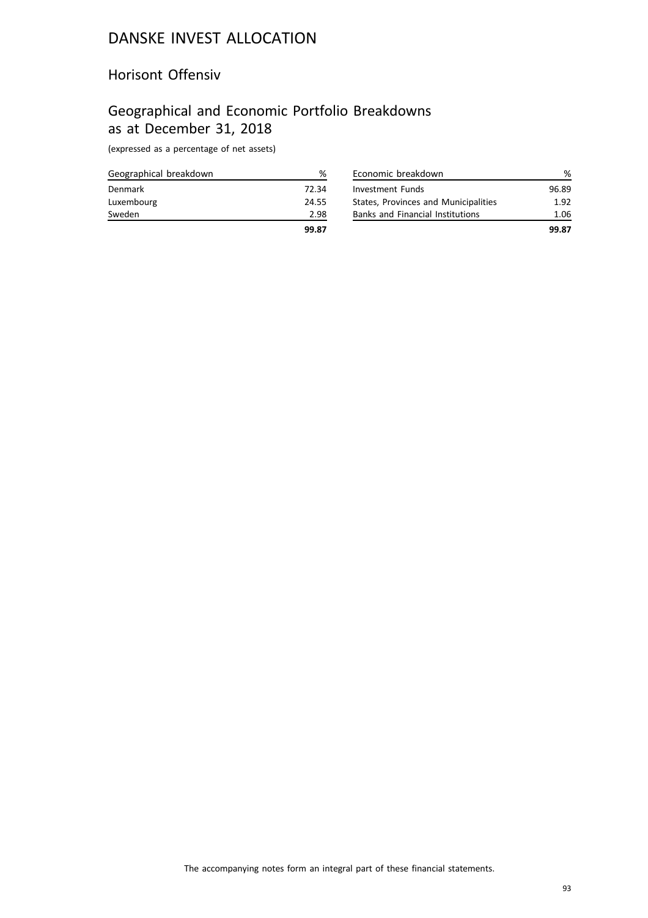# DANSKE INVEST ALLOCATION

## Horisont Offensiv

## Geographical and Economic Portfolio Breakdowns as at December 31, 2018

(expressed as a percentage of net assets)

| Geographical breakdown | % |
|---|---|
| Denmark | 72.34 |
| Luxembourg | 24.55 |
| Sweden | 2.98 |
| | **99.87** |

| Economic breakdown | % |
|---|---|
| Investment Funds | 96.89 |
| States, Provinces and Municipalities | 1.92 |
| Banks and Financial Institutions | 1.06 |
| | **99.87** |

The accompanying notes form an integral part of these financial statements.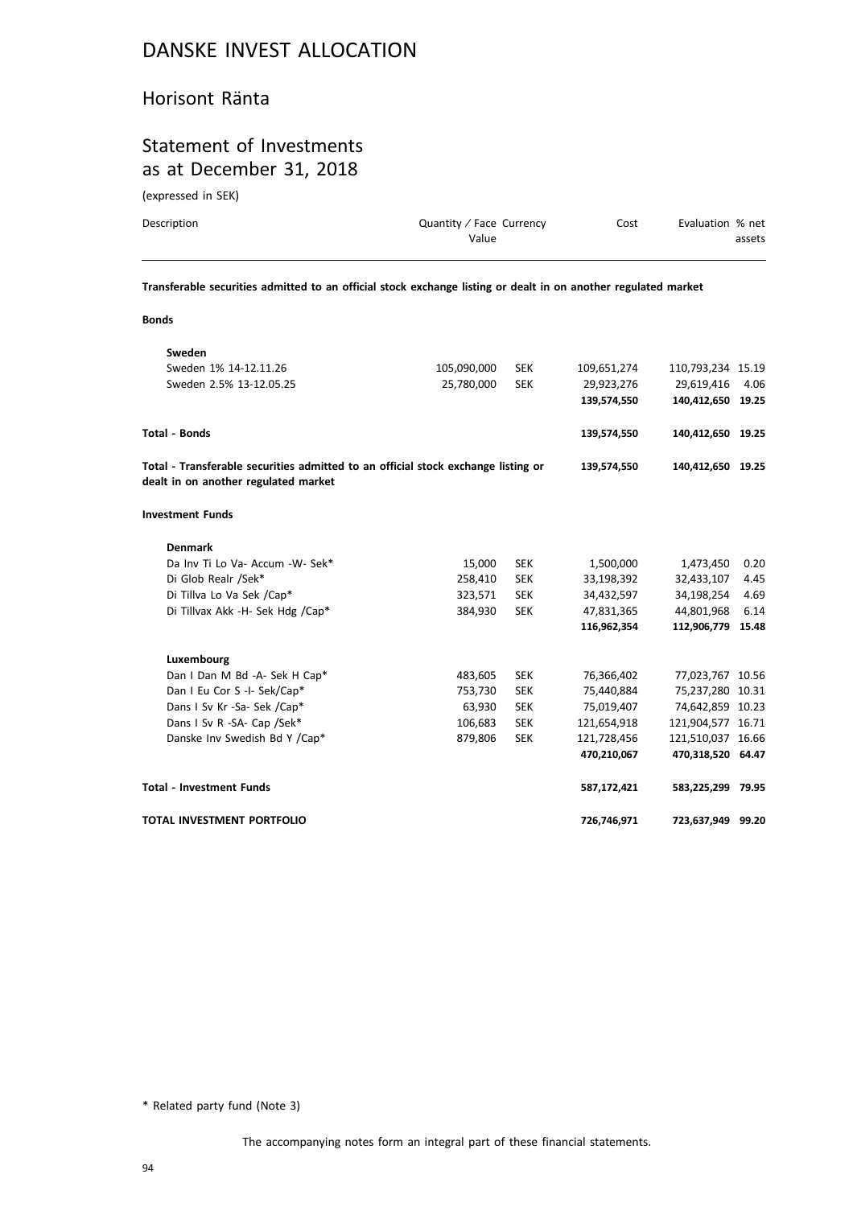# DANSKE INVEST ALLOCATION

## Horisont Ränta

## Statement of Investments as at December 31, 2018

(expressed in SEK)

| Description | Quantity / Face Value | Currency | Cost | Evaluation | % net assets |
|---|---|---|---|---|---|
| **Transferable securities admitted to an official stock exchange listing or dealt in on another regulated market** | | | | | |
| **Bonds** | | | | | |
| **Sweden** | | | | | |
| Sweden 1% 14-12.11.26 | 105,090,000 | SEK | 109,651,274 | 110,793,234 | 15.19 |
| Sweden 2.5% 13-12.05.25 | 25,780,000 | SEK | 29,923,276 | 29,619,416 | 4.06 |
| | | | **139,574,550** | **140,412,650** | **19.25** |
| **Total - Bonds** | | | **139,574,550** | **140,412,650** | **19.25** |
| **Total - Transferable securities admitted to an official stock exchange listing or dealt in on another regulated market** | | | **139,574,550** | **140,412,650** | **19.25** |
| **Investment Funds** | | | | | |
| **Denmark** | | | | | |
| Da Inv Ti Lo Va- Accum -W- Sek* | 15,000 | SEK | 1,500,000 | 1,473,450 | 0.20 |
| Di Glob Realr /Sek* | 258,410 | SEK | 33,198,392 | 32,433,107 | 4.45 |
| Di Tillva Lo Va Sek /Cap* | 323,571 | SEK | 34,432,597 | 34,198,254 | 4.69 |
| Di Tillvax Akk -H- Sek Hdg /Cap* | 384,930 | SEK | 47,831,365 | 44,801,968 | 6.14 |
| | | | **116,962,354** | **112,906,779** | **15.48** |
| **Luxembourg** | | | | | |
| Dan I Dan M Bd -A- Sek H Cap* | 483,605 | SEK | 76,366,402 | 77,023,767 | 10.56 |
| Dan I Eu Cor S -I- Sek/Cap* | 753,730 | SEK | 75,440,884 | 75,237,280 | 10.31 |
| Dans I Sv Kr -Sa- Sek /Cap* | 63,930 | SEK | 75,019,407 | 74,642,859 | 10.23 |
| Dans I Sv R -SA- Cap /Sek* | 106,683 | SEK | 121,654,918 | 121,904,577 | 16.71 |
| Danske Inv Swedish Bd Y /Cap* | 879,806 | SEK | 121,728,456 | 121,510,037 | 16.66 |
| | | | **470,210,067** | **470,318,520** | **64.47** |
| **Total - Investment Funds** | | | **587,172,421** | **583,225,299** | **79.95** |
| **TOTAL INVESTMENT PORTFOLIO** | | | **726,746,971** | **723,637,949** | **99.20** |

\* Related party fund (Note 3)

The accompanying notes form an integral part of these financial statements.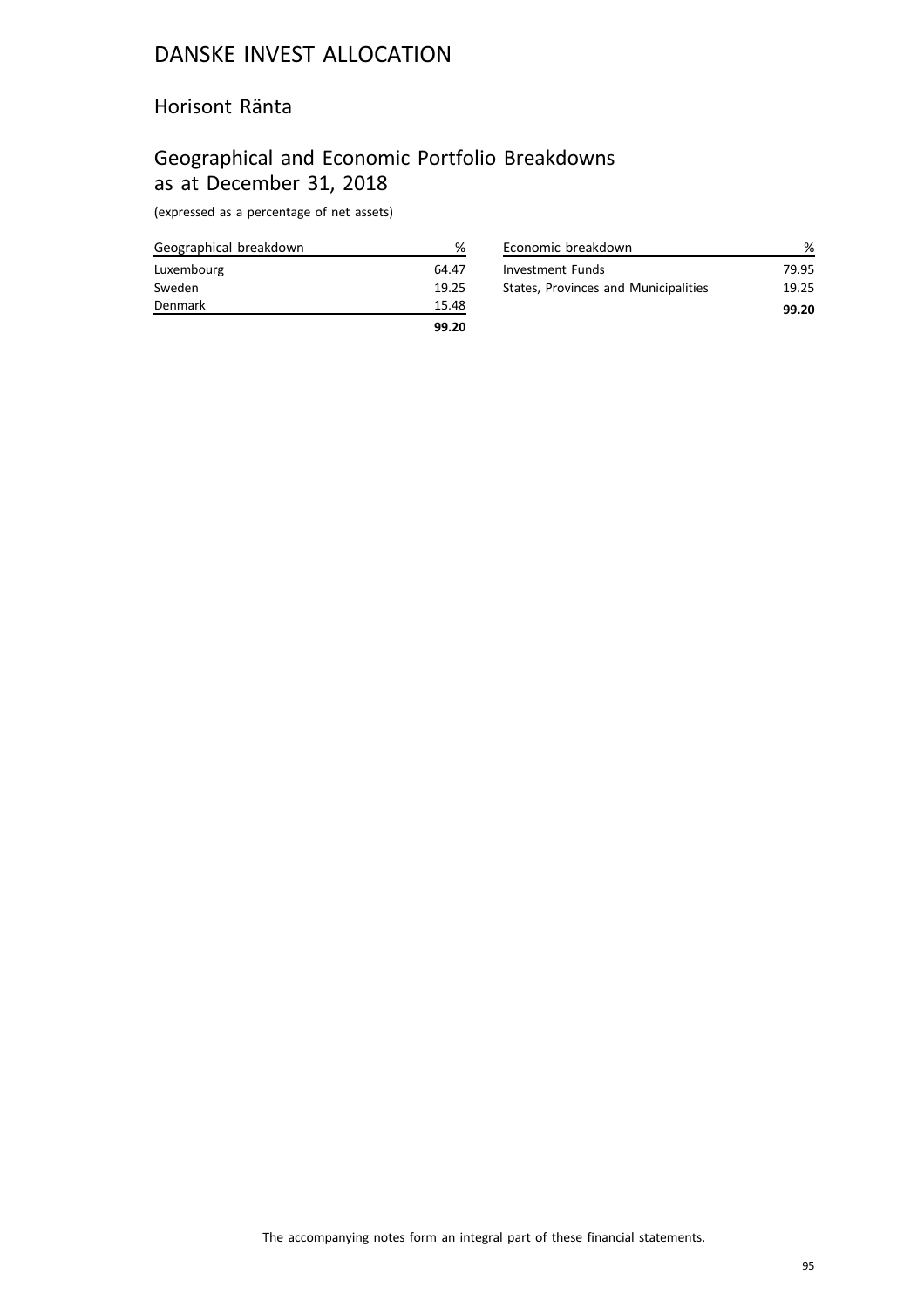# DANSKE INVEST ALLOCATION

## Horisont Ränta

## Geographical and Economic Portfolio Breakdowns as at December 31, 2018

(expressed as a percentage of net assets)

| Geographical breakdown | % |
|---|---|
| Luxembourg | 64.47 |
| Sweden | 19.25 |
| Denmark | 15.48 |
| | **99.20** |

| Economic breakdown | % |
|---|---|
| Investment Funds | 79.95 |
| States, Provinces and Municipalities | 19.25 |
| | **99.20** |

The accompanying notes form an integral part of these financial statements.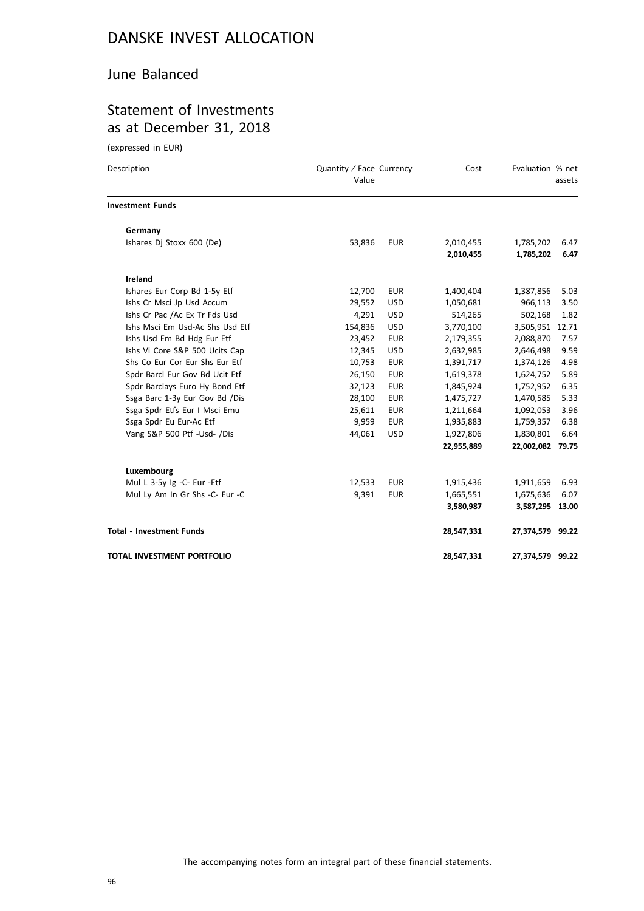# DANSKE INVEST ALLOCATION

## June Balanced

## Statement of Investments as at December 31, 2018

(expressed in EUR)

| Description | Quantity / Face Value | Currency | Cost | Evaluation | % net assets |
|---|---|---|---|---|---|
| **Investment Funds** | | | | | |
| **Germany** | | | | | |
| Ishares Dj Stoxx 600 (De) | 53,836 | EUR | 2,010,455 | 1,785,202 | 6.47 |
| | | | **2,010,455** | **1,785,202** | **6.47** |
| **Ireland** | | | | | |
| Ishares Eur Corp Bd 1-5y Etf | 12,700 | EUR | 1,400,404 | 1,387,856 | 5.03 |
| Ishs Cr Msci Jp Usd Accum | 29,552 | USD | 1,050,681 | 966,113 | 3.50 |
| Ishs Cr Pac /Ac Ex Tr Fds Usd | 4,291 | USD | 514,265 | 502,168 | 1.82 |
| Ishs Msci Em Usd-Ac Shs Usd Etf | 154,836 | USD | 3,770,100 | 3,505,951 | 12.71 |
| Ishs Usd Em Bd Hdg Eur Etf | 23,452 | EUR | 2,179,355 | 2,088,870 | 7.57 |
| Ishs Vi Core S&P 500 Ucits Cap | 12,345 | USD | 2,632,985 | 2,646,498 | 9.59 |
| Shs Co Eur Cor Eur Shs Eur Etf | 10,753 | EUR | 1,391,717 | 1,374,126 | 4.98 |
| Spdr Barcl Eur Gov Bd Ucit Etf | 26,150 | EUR | 1,619,378 | 1,624,752 | 5.89 |
| Spdr Barclays Euro Hy Bond Etf | 32,123 | EUR | 1,845,924 | 1,752,952 | 6.35 |
| Ssga Barc 1-3y Eur Gov Bd /Dis | 28,100 | EUR | 1,475,727 | 1,470,585 | 5.33 |
| Ssga Spdr Etfs Eur I Msci Emu | 25,611 | EUR | 1,211,664 | 1,092,053 | 3.96 |
| Ssga Spdr Eu Eur-Ac Etf | 9,959 | EUR | 1,935,883 | 1,759,357 | 6.38 |
| Vang S&P 500 Ptf -Usd- /Dis | 44,061 | USD | 1,927,806 | 1,830,801 | 6.64 |
| | | | **22,955,889** | **22,002,082** | **79.75** |
| **Luxembourg** | | | | | |
| Mul L 3-5y Ig -C- Eur -Etf | 12,533 | EUR | 1,915,436 | 1,911,659 | 6.93 |
| Mul Ly Am In Gr Shs -C- Eur -C | 9,391 | EUR | 1,665,551 | 1,675,636 | 6.07 |
| | | | **3,580,987** | **3,587,295** | **13.00** |
| **Total - Investment Funds** | | | **28,547,331** | **27,374,579** | **99.22** |
| **TOTAL INVESTMENT PORTFOLIO** | | | **28,547,331** | **27,374,579** | **99.22** |

The accompanying notes form an integral part of these financial statements.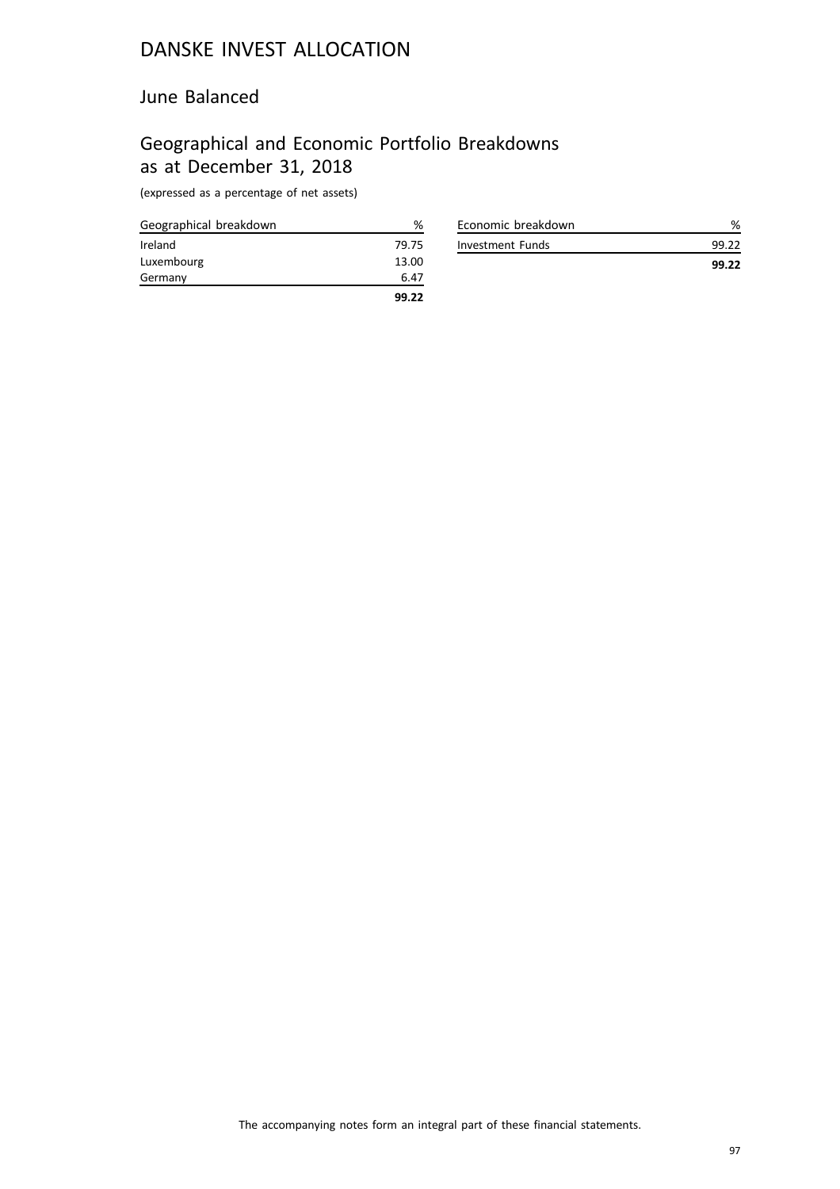# DANSKE INVEST ALLOCATION

## June Balanced

## Geographical and Economic Portfolio Breakdowns as at December 31, 2018

(expressed as a percentage of net assets)

| Geographical breakdown | % |
| --- | --- |
| Ireland | 79.75 |
| Luxembourg | 13.00 |
| Germany | 6.47 |
| | **99.22** |

| Economic breakdown | % |
| --- | --- |
| Investment Funds | 99.22 |
| | **99.22** |

The accompanying notes form an integral part of these financial statements.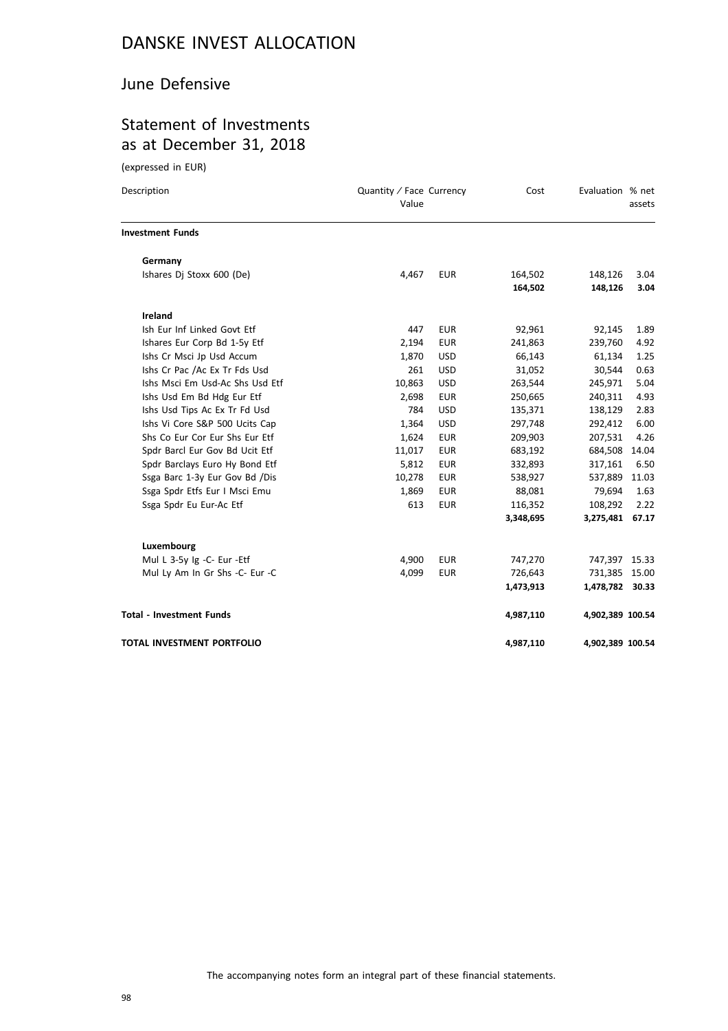# DANSKE INVEST ALLOCATION

## June Defensive

## Statement of Investments as at December 31, 2018

(expressed in EUR)

| Description | Quantity / Face Value | Currency | Cost | Evaluation | % net assets |
|---|---|---|---|---|---|
| **Investment Funds** | | | | | |
| **Germany** | | | | | |
| Ishares Dj Stoxx 600 (De) | 4,467 | EUR | 164,502 | 148,126 | 3.04 |
| | | | **164,502** | **148,126** | **3.04** |
| **Ireland** | | | | | |
| Ish Eur Inf Linked Govt Etf | 447 | EUR | 92,961 | 92,145 | 1.89 |
| Ishares Eur Corp Bd 1-5y Etf | 2,194 | EUR | 241,863 | 239,760 | 4.92 |
| Ishs Cr Msci Jp Usd Accum | 1,870 | USD | 66,143 | 61,134 | 1.25 |
| Ishs Cr Pac /Ac Ex Tr Fds Usd | 261 | USD | 31,052 | 30,544 | 0.63 |
| Ishs Msci Em Usd-Ac Shs Usd Etf | 10,863 | USD | 263,544 | 245,971 | 5.04 |
| Ishs Usd Em Bd Hdg Eur Etf | 2,698 | EUR | 250,665 | 240,311 | 4.93 |
| Ishs Usd Tips Ac Ex Tr Fd Usd | 784 | USD | 135,371 | 138,129 | 2.83 |
| Ishs Vi Core S&P 500 Ucits Cap | 1,364 | USD | 297,748 | 292,412 | 6.00 |
| Shs Co Eur Cor Eur Shs Eur Etf | 1,624 | EUR | 209,903 | 207,531 | 4.26 |
| Spdr Barcl Eur Gov Bd Ucit Etf | 11,017 | EUR | 683,192 | 684,508 | 14.04 |
| Spdr Barclays Euro Hy Bond Etf | 5,812 | EUR | 332,893 | 317,161 | 6.50 |
| Ssga Barc 1-3y Eur Gov Bd /Dis | 10,278 | EUR | 538,927 | 537,889 | 11.03 |
| Ssga Spdr Etfs Eur I Msci Emu | 1,869 | EUR | 88,081 | 79,694 | 1.63 |
| Ssga Spdr Eu Eur-Ac Etf | 613 | EUR | 116,352 | 108,292 | 2.22 |
| | | | **3,348,695** | **3,275,481** | **67.17** |
| **Luxembourg** | | | | | |
| Mul L 3-5y Ig -C- Eur -Etf | 4,900 | EUR | 747,270 | 747,397 | 15.33 |
| Mul Ly Am In Gr Shs -C- Eur -C | 4,099 | EUR | 726,643 | 731,385 | 15.00 |
| | | | **1,473,913** | **1,478,782** | **30.33** |
| **Total - Investment Funds** | | | **4,987,110** | **4,902,389** | **100.54** |
| **TOTAL INVESTMENT PORTFOLIO** | | | **4,987,110** | **4,902,389** | **100.54** |

The accompanying notes form an integral part of these financial statements.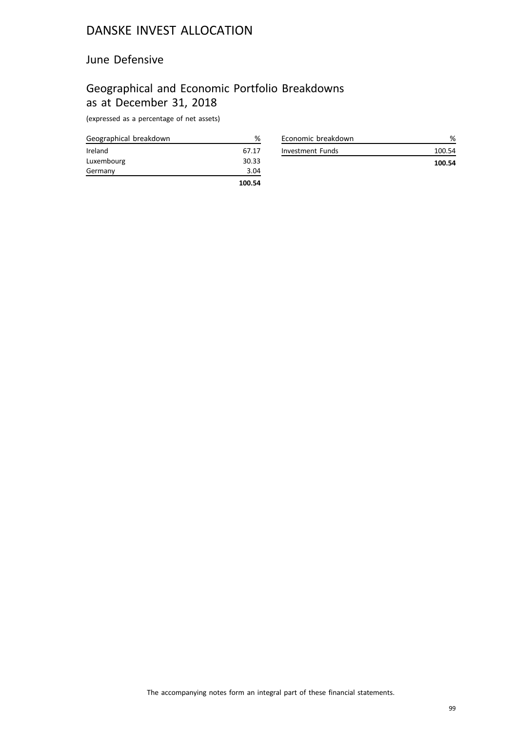# DANSKE INVEST ALLOCATION

## June Defensive

## Geographical and Economic Portfolio Breakdowns as at December 31, 2018

(expressed as a percentage of net assets)

| Geographical breakdown | % |
| --- | --- |
| Ireland | 67.17 |
| Luxembourg | 30.33 |
| Germany | 3.04 |
| | **100.54** |

| Economic breakdown | % |
| --- | --- |
| Investment Funds | 100.54 |
| | **100.54** |

The accompanying notes form an integral part of these financial statements.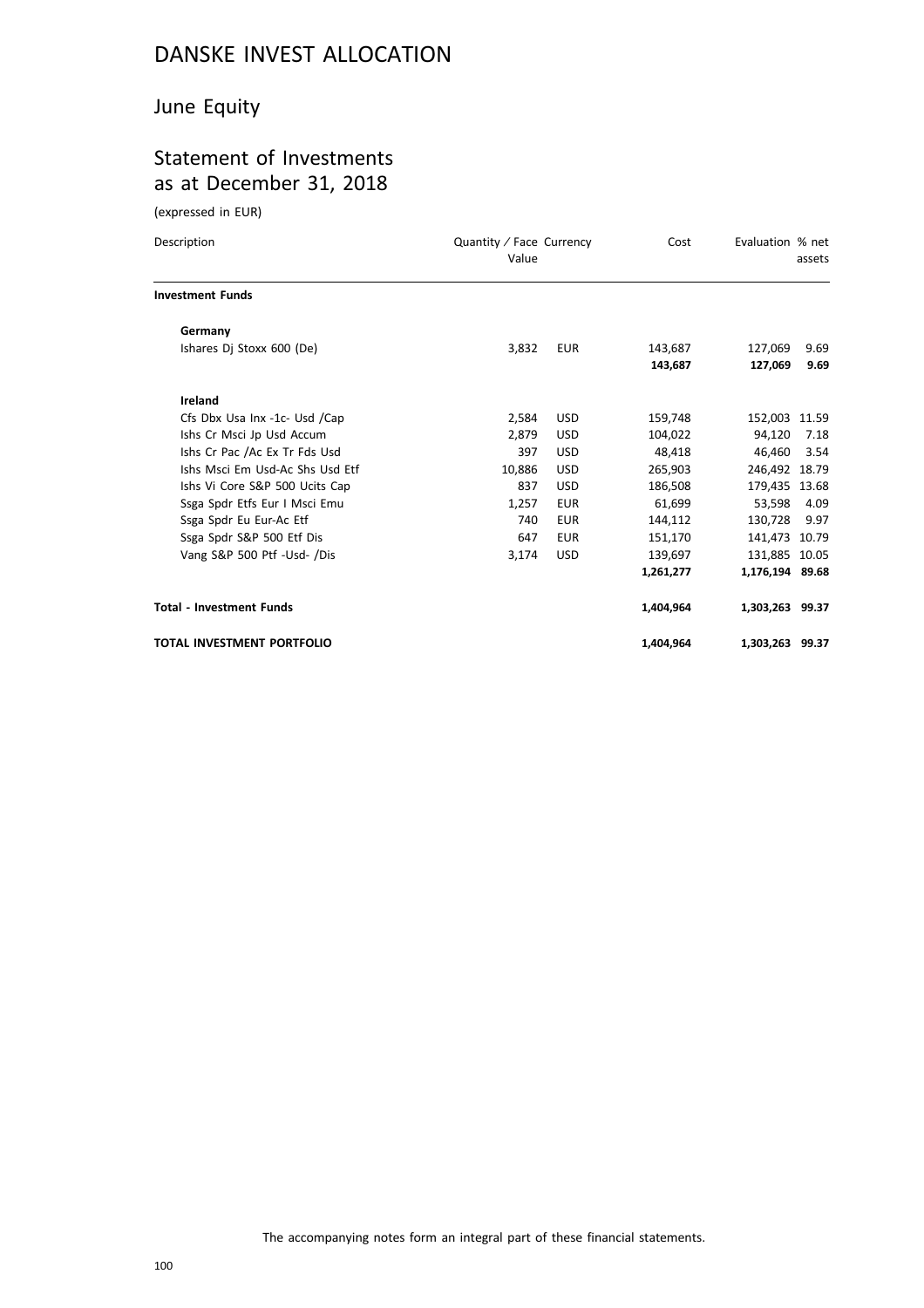# DANSKE INVEST ALLOCATION

## June Equity

## Statement of Investments as at December 31, 2018

(expressed in EUR)

| Description | Quantity / Face Value | Currency | Cost | Evaluation | % net assets |
|---|---|---|---|---|---|
| **Investment Funds** | | | | | |
| **Germany** | | | | | |
| Ishares Dj Stoxx 600 (De) | 3,832 | EUR | 143,687 | 127,069 | 9.69 |
| | | | **143,687** | **127,069** | **9.69** |
| **Ireland** | | | | | |
| Cfs Dbx Usa Inx -1c- Usd /Cap | 2,584 | USD | 159,748 | 152,003 | 11.59 |
| Ishs Cr Msci Jp Usd Accum | 2,879 | USD | 104,022 | 94,120 | 7.18 |
| Ishs Cr Pac /Ac Ex Tr Fds Usd | 397 | USD | 48,418 | 46,460 | 3.54 |
| Ishs Msci Em Usd-Ac Shs Usd Etf | 10,886 | USD | 265,903 | 246,492 | 18.79 |
| Ishs Vi Core S&P 500 Ucits Cap | 837 | USD | 186,508 | 179,435 | 13.68 |
| Ssga Spdr Etfs Eur I Msci Emu | 1,257 | EUR | 61,699 | 53,598 | 4.09 |
| Ssga Spdr Eu Eur-Ac Etf | 740 | EUR | 144,112 | 130,728 | 9.97 |
| Ssga Spdr S&P 500 Etf Dis | 647 | EUR | 151,170 | 141,473 | 10.79 |
| Vang S&P 500 Ptf -Usd- /Dis | 3,174 | USD | 139,697 | 131,885 | 10.05 |
| | | | **1,261,277** | **1,176,194** | **89.68** |
| **Total - Investment Funds** | | | **1,404,964** | **1,303,263** | **99.37** |
| **TOTAL INVESTMENT PORTFOLIO** | | | **1,404,964** | **1,303,263** | **99.37** |

The accompanying notes form an integral part of these financial statements.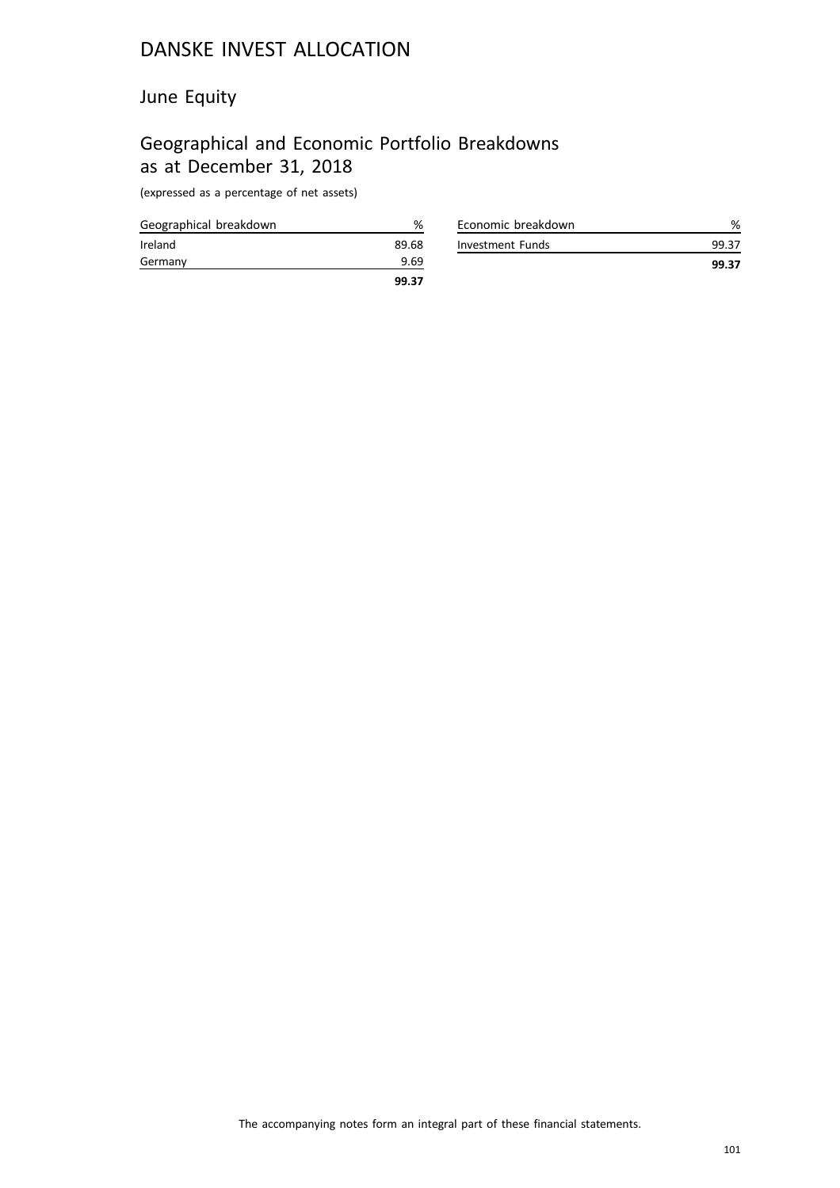# DANSKE INVEST ALLOCATION

## June Equity

## Geographical and Economic Portfolio Breakdowns as at December 31, 2018

(expressed as a percentage of net assets)

| Geographical breakdown | % |
|---|---|
| Ireland | 89.68 |
| Germany | 9.69 |
| | **99.37** |

| Economic breakdown | % |
|---|---|
| Investment Funds | 99.37 |
| | **99.37** |

The accompanying notes form an integral part of these financial statements.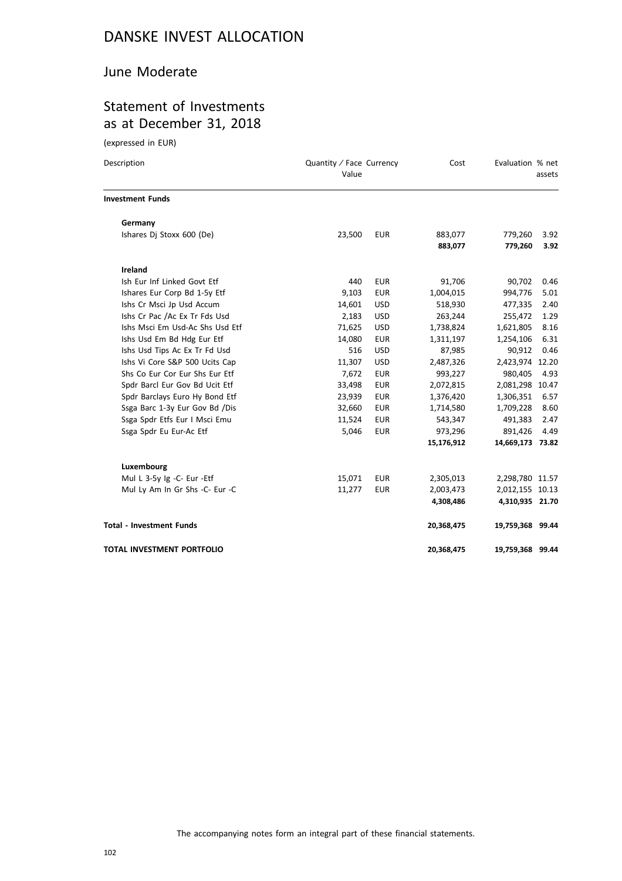# DANSKE INVEST ALLOCATION

## June Moderate

## Statement of Investments as at December 31, 2018

(expressed in EUR)

| Description | Quantity / Face Value | Currency | Cost | Evaluation | % net assets |
|---|---|---|---|---|---|
| **Investment Funds** | | | | | |
| **Germany** | | | | | |
| Ishares Dj Stoxx 600 (De) | 23,500 | EUR | 883,077 | 779,260 | 3.92 |
| | | | **883,077** | **779,260** | **3.92** |
| **Ireland** | | | | | |
| Ish Eur Inf Linked Govt Etf | 440 | EUR | 91,706 | 90,702 | 0.46 |
| Ishares Eur Corp Bd 1-5y Etf | 9,103 | EUR | 1,004,015 | 994,776 | 5.01 |
| Ishs Cr Msci Jp Usd Accum | 14,601 | USD | 518,930 | 477,335 | 2.40 |
| Ishs Cr Pac /Ac Ex Tr Fds Usd | 2,183 | USD | 263,244 | 255,472 | 1.29 |
| Ishs Msci Em Usd-Ac Shs Usd Etf | 71,625 | USD | 1,738,824 | 1,621,805 | 8.16 |
| Ishs Usd Em Bd Hdg Eur Etf | 14,080 | EUR | 1,311,197 | 1,254,106 | 6.31 |
| Ishs Usd Tips Ac Ex Tr Fd Usd | 516 | USD | 87,985 | 90,912 | 0.46 |
| Ishs Vi Core S&P 500 Ucits Cap | 11,307 | USD | 2,487,326 | 2,423,974 | 12.20 |
| Shs Co Eur Cor Eur Shs Eur Etf | 7,672 | EUR | 993,227 | 980,405 | 4.93 |
| Spdr Barcl Eur Gov Bd Ucit Etf | 33,498 | EUR | 2,072,815 | 2,081,298 | 10.47 |
| Spdr Barclays Euro Hy Bond Etf | 23,939 | EUR | 1,376,420 | 1,306,351 | 6.57 |
| Ssga Barc 1-3y Eur Gov Bd /Dis | 32,660 | EUR | 1,714,580 | 1,709,228 | 8.60 |
| Ssga Spdr Etfs Eur I Msci Emu | 11,524 | EUR | 543,347 | 491,383 | 2.47 |
| Ssga Spdr Eu Eur-Ac Etf | 5,046 | EUR | 973,296 | 891,426 | 4.49 |
| | | | **15,176,912** | **14,669,173** | **73.82** |
| **Luxembourg** | | | | | |
| Mul L 3-5y Ig -C- Eur -Etf | 15,071 | EUR | 2,305,013 | 2,298,780 | 11.57 |
| Mul Ly Am In Gr Shs -C- Eur -C | 11,277 | EUR | 2,003,473 | 2,012,155 | 10.13 |
| | | | **4,308,486** | **4,310,935** | **21.70** |
| **Total - Investment Funds** | | | **20,368,475** | **19,759,368** | **99.44** |
| **TOTAL INVESTMENT PORTFOLIO** | | | **20,368,475** | **19,759,368** | **99.44** |

The accompanying notes form an integral part of these financial statements.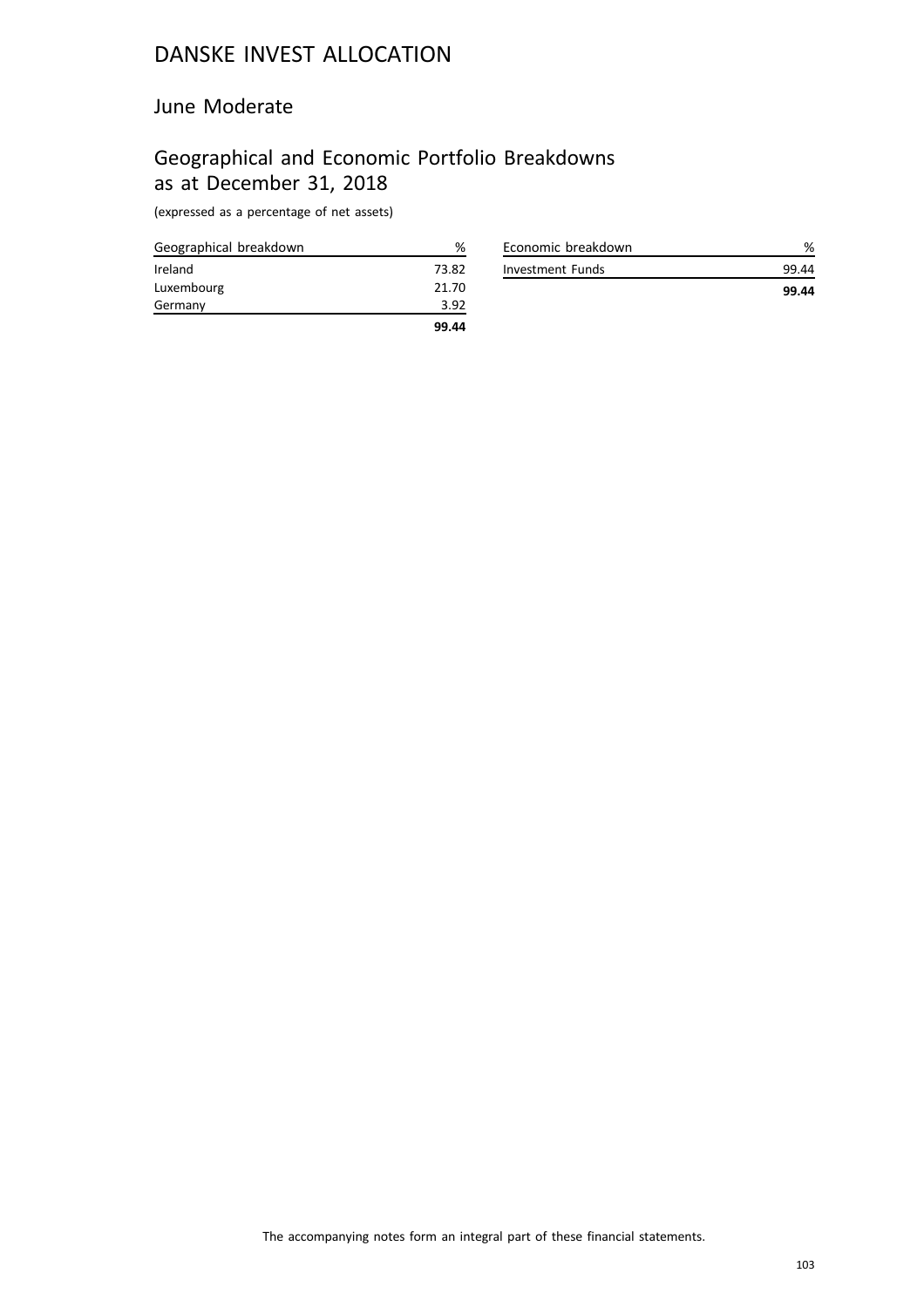# DANSKE INVEST ALLOCATION

## June Moderate

## Geographical and Economic Portfolio Breakdowns as at December 31, 2018

(expressed as a percentage of net assets)

| Geographical breakdown | % |
|---|---|
| Ireland | 73.82 |
| Luxembourg | 21.70 |
| Germany | 3.92 |
| | **99.44** |

| Economic breakdown | % |
|---|---|
| Investment Funds | 99.44 |
| | **99.44** |

The accompanying notes form an integral part of these financial statements.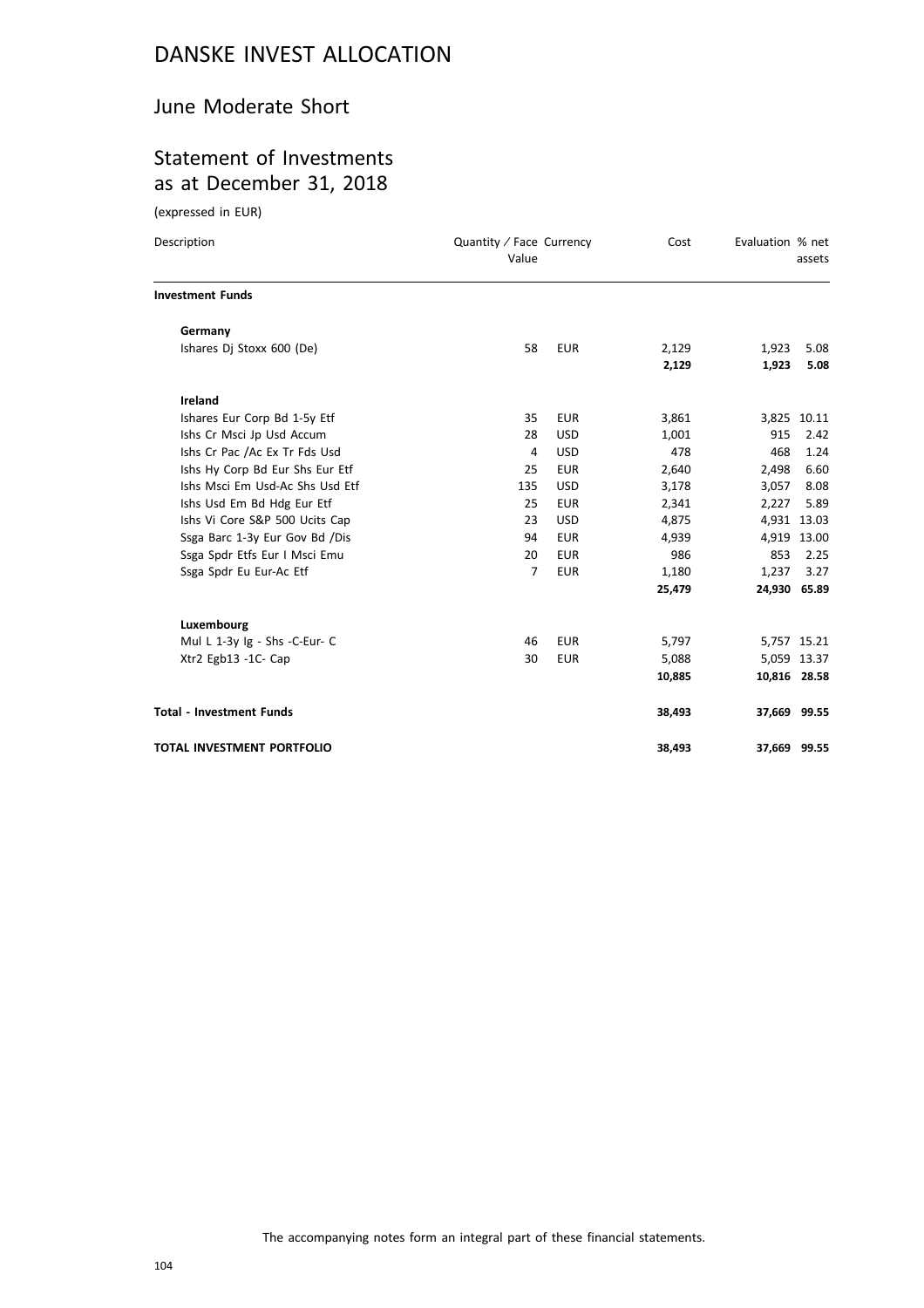# DANSKE INVEST ALLOCATION

## June Moderate Short

## Statement of Investments as at December 31, 2018

(expressed in EUR)

| Description | Quantity / Face Value | Currency | Cost | Evaluation | % net assets |
|---|---|---|---|---|---|
| **Investment Funds** | | | | | |
| **Germany** | | | | | |
| Ishares Dj Stoxx 600 (De) | 58 | EUR | 2,129 | 1,923 | 5.08 |
| | | | **2,129** | **1,923** | **5.08** |
| **Ireland** | | | | | |
| Ishares Eur Corp Bd 1-5y Etf | 35 | EUR | 3,861 | 3,825 | 10.11 |
| Ishs Cr Msci Jp Usd Accum | 28 | USD | 1,001 | 915 | 2.42 |
| Ishs Cr Pac /Ac Ex Tr Fds Usd | 4 | USD | 478 | 468 | 1.24 |
| Ishs Hy Corp Bd Eur Shs Eur Etf | 25 | EUR | 2,640 | 2,498 | 6.60 |
| Ishs Msci Em Usd-Ac Shs Usd Etf | 135 | USD | 3,178 | 3,057 | 8.08 |
| Ishs Usd Em Bd Hdg Eur Etf | 25 | EUR | 2,341 | 2,227 | 5.89 |
| Ishs Vi Core S&P 500 Ucits Cap | 23 | USD | 4,875 | 4,931 | 13.03 |
| Ssga Barc 1-3y Eur Gov Bd /Dis | 94 | EUR | 4,939 | 4,919 | 13.00 |
| Ssga Spdr Etfs Eur I Msci Emu | 20 | EUR | 986 | 853 | 2.25 |
| Ssga Spdr Eu Eur-Ac Etf | 7 | EUR | 1,180 | 1,237 | 3.27 |
| | | | **25,479** | **24,930** | **65.89** |
| **Luxembourg** | | | | | |
| Mul L 1-3y Ig - Shs -C-Eur- C | 46 | EUR | 5,797 | 5,757 | 15.21 |
| Xtr2 Egb13 -1C- Cap | 30 | EUR | 5,088 | 5,059 | 13.37 |
| | | | **10,885** | **10,816** | **28.58** |
| **Total - Investment Funds** | | | **38,493** | **37,669** | **99.55** |
| **TOTAL INVESTMENT PORTFOLIO** | | | **38,493** | **37,669** | **99.55** |

The accompanying notes form an integral part of these financial statements.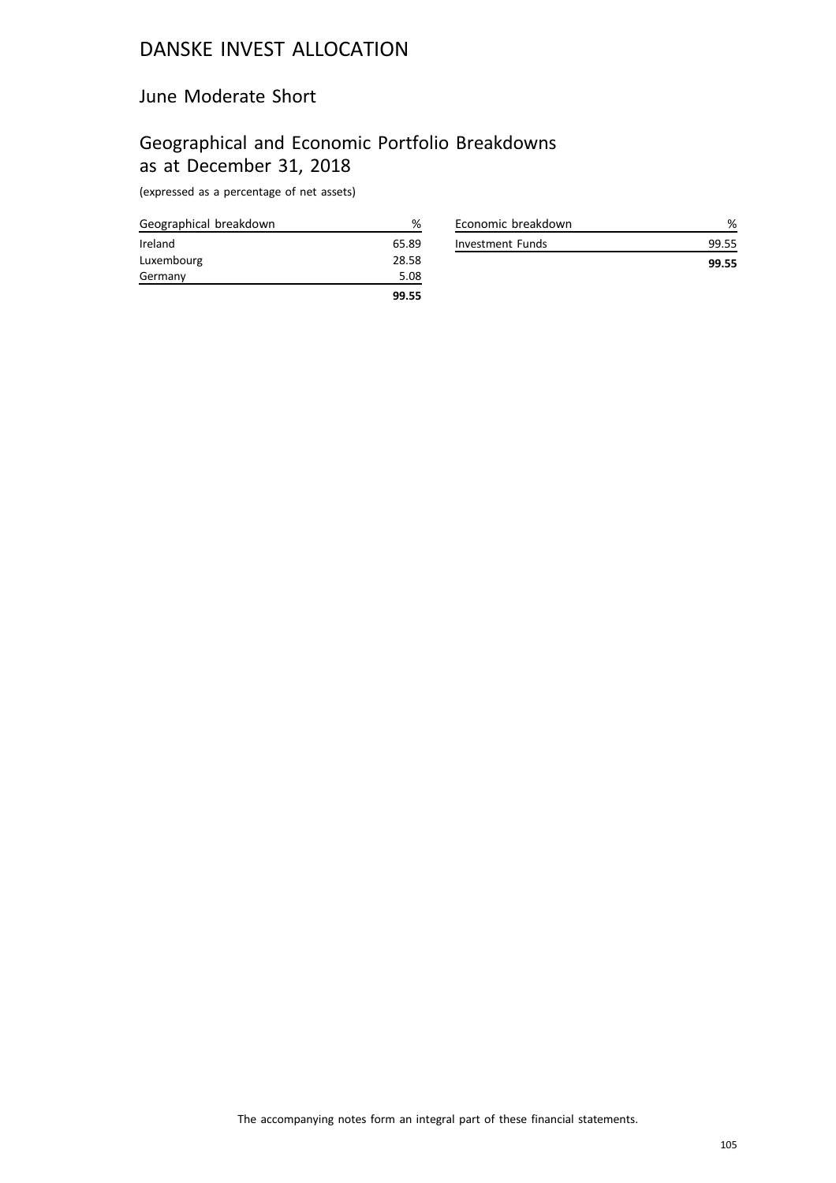# DANSKE INVEST ALLOCATION

## June Moderate Short

## Geographical and Economic Portfolio Breakdowns as at December 31, 2018

(expressed as a percentage of net assets)

| Geographical breakdown | % |
|---|---|
| Ireland | 65.89 |
| Luxembourg | 28.58 |
| Germany | 5.08 |
| | **99.55** |

| Economic breakdown | % |
|---|---|
| Investment Funds | 99.55 |
| | **99.55** |

The accompanying notes form an integral part of these financial statements.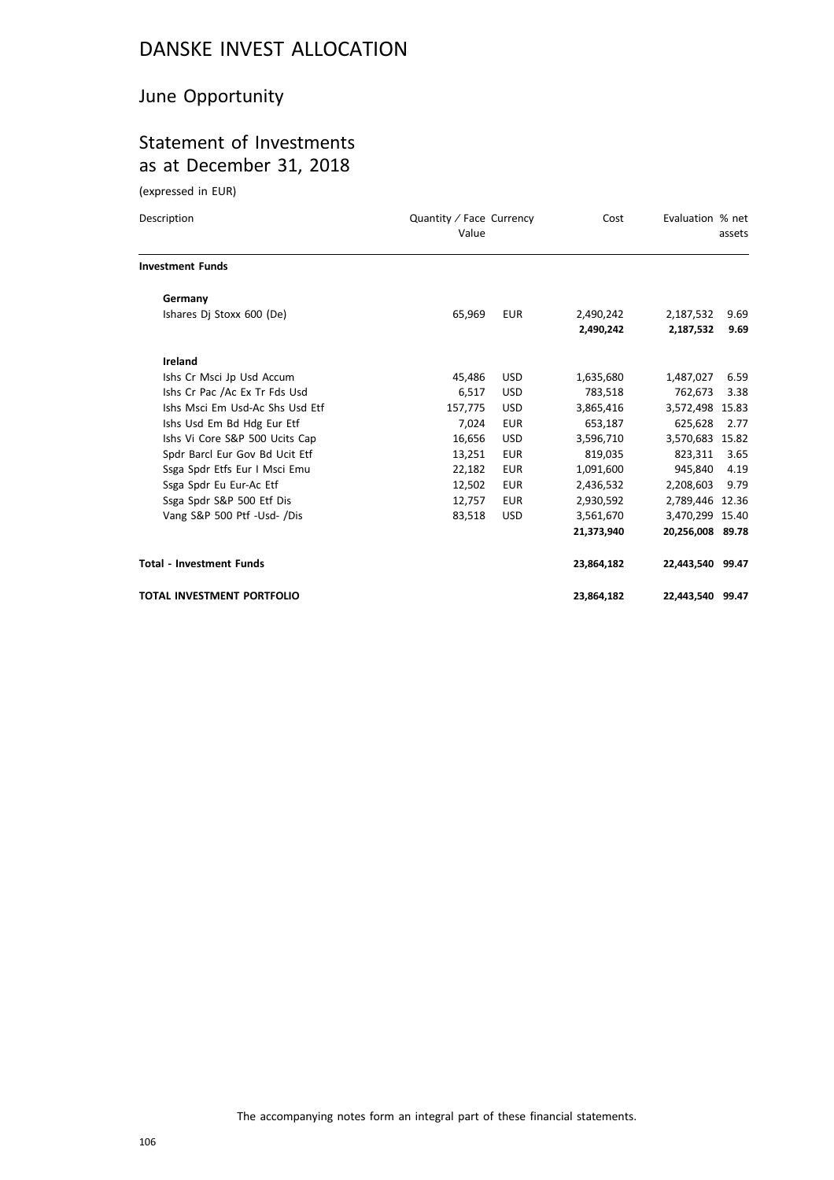# DANSKE INVEST ALLOCATION

## June Opportunity

## Statement of Investments as at December 31, 2018

(expressed in EUR)

| Description | Quantity / Face Value | Currency | Cost | Evaluation | % net assets |
|---|---|---|---|---|---|
| **Investment Funds** | | | | | |
| **Germany** | | | | | |
| Ishares Dj Stoxx 600 (De) | 65,969 | EUR | 2,490,242 | 2,187,532 | 9.69 |
| | | | **2,490,242** | **2,187,532** | **9.69** |
| **Ireland** | | | | | |
| Ishs Cr Msci Jp Usd Accum | 45,486 | USD | 1,635,680 | 1,487,027 | 6.59 |
| Ishs Cr Pac /Ac Ex Tr Fds Usd | 6,517 | USD | 783,518 | 762,673 | 3.38 |
| Ishs Msci Em Usd-Ac Shs Usd Etf | 157,775 | USD | 3,865,416 | 3,572,498 | 15.83 |
| Ishs Usd Em Bd Hdg Eur Etf | 7,024 | EUR | 653,187 | 625,628 | 2.77 |
| Ishs Vi Core S&P 500 Ucits Cap | 16,656 | USD | 3,596,710 | 3,570,683 | 15.82 |
| Spdr Barcl Eur Gov Bd Ucit Etf | 13,251 | EUR | 819,035 | 823,311 | 3.65 |
| Ssga Spdr Etfs Eur I Msci Emu | 22,182 | EUR | 1,091,600 | 945,840 | 4.19 |
| Ssga Spdr Eu Eur-Ac Etf | 12,502 | EUR | 2,436,532 | 2,208,603 | 9.79 |
| Ssga Spdr S&P 500 Etf Dis | 12,757 | EUR | 2,930,592 | 2,789,446 | 12.36 |
| Vang S&P 500 Ptf -Usd- /Dis | 83,518 | USD | 3,561,670 | 3,470,299 | 15.40 |
| | | | **21,373,940** | **20,256,008** | **89.78** |
| **Total - Investment Funds** | | | **23,864,182** | **22,443,540** | **99.47** |
| **TOTAL INVESTMENT PORTFOLIO** | | | **23,864,182** | **22,443,540** | **99.47** |

The accompanying notes form an integral part of these financial statements.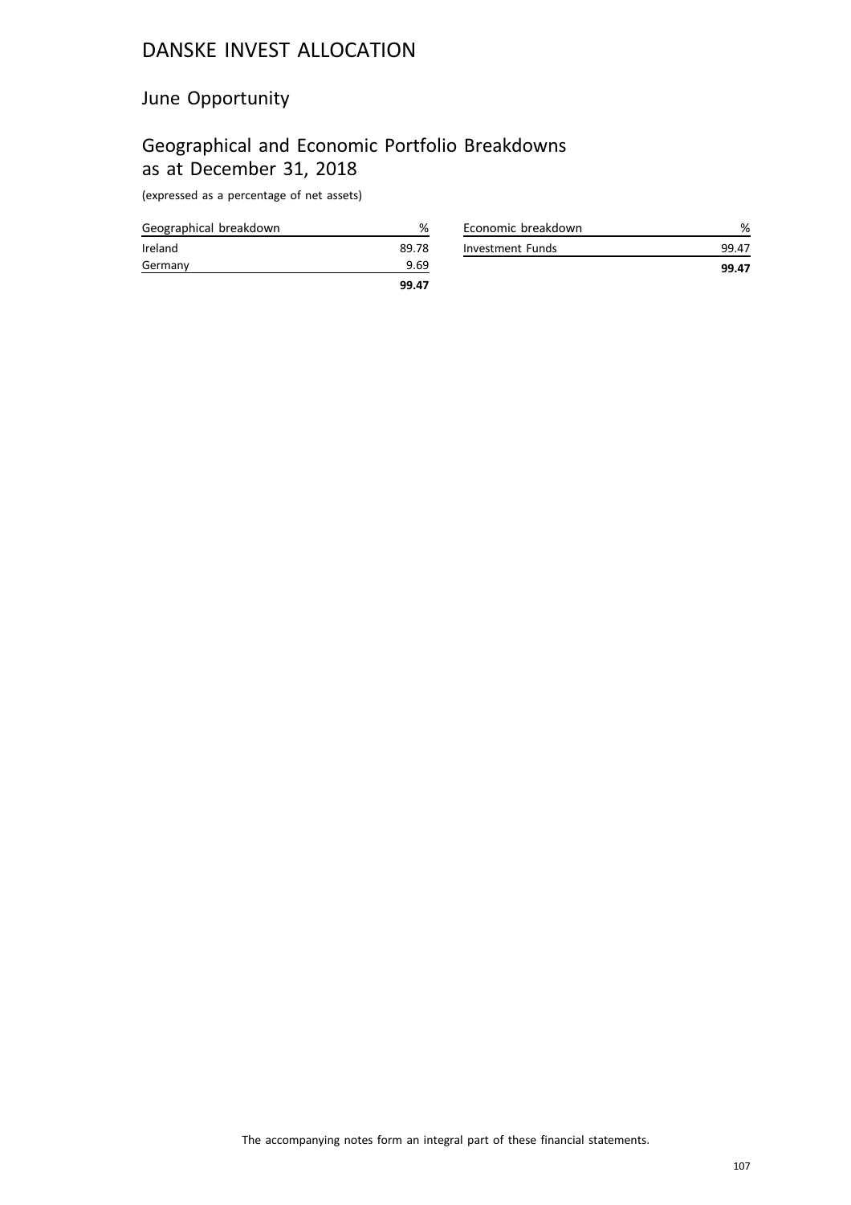# DANSKE INVEST ALLOCATION

## June Opportunity

## Geographical and Economic Portfolio Breakdowns as at December 31, 2018

(expressed as a percentage of net assets)

| Geographical breakdown | % |
|---|---|
| Ireland | 89.78 |
| Germany | 9.69 |
| | **99.47** |

| Economic breakdown | % |
|---|---|
| Investment Funds | 99.47 |
| | **99.47** |

The accompanying notes form an integral part of these financial statements.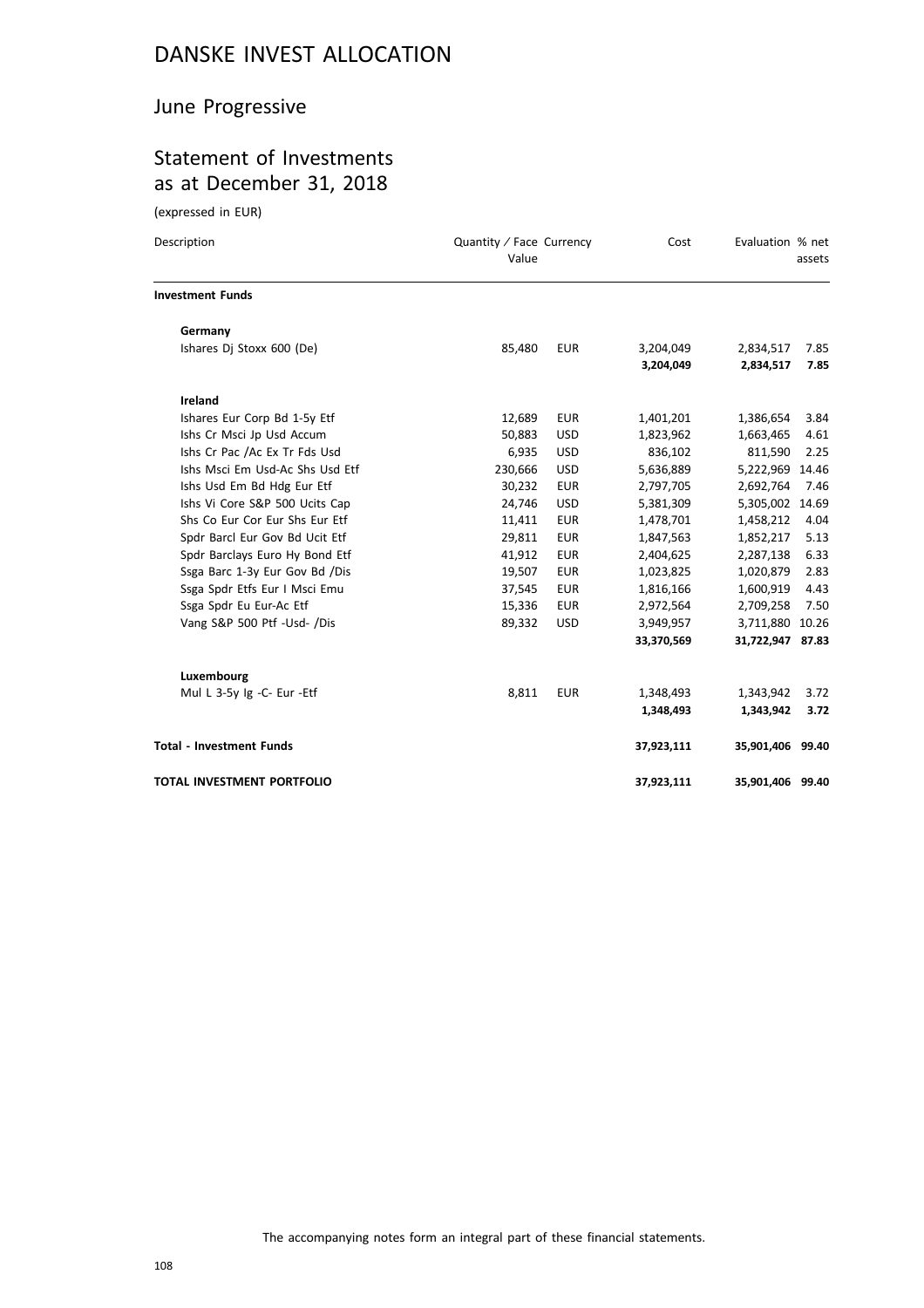# DANSKE INVEST ALLOCATION

## June Progressive

## Statement of Investments as at December 31, 2018

(expressed in EUR)

| Description | Quantity / Face Value | Currency | Cost | Evaluation | % net assets |
|---|---|---|---|---|---|
| **Investment Funds** | | | | | |
| **Germany** | | | | | |
| Ishares Dj Stoxx 600 (De) | 85,480 | EUR | 3,204,049 | 2,834,517 | 7.85 |
| | | | **3,204,049** | **2,834,517** | **7.85** |
| **Ireland** | | | | | |
| Ishares Eur Corp Bd 1-5y Etf | 12,689 | EUR | 1,401,201 | 1,386,654 | 3.84 |
| Ishs Cr Msci Jp Usd Accum | 50,883 | USD | 1,823,962 | 1,663,465 | 4.61 |
| Ishs Cr Pac /Ac Ex Tr Fds Usd | 6,935 | USD | 836,102 | 811,590 | 2.25 |
| Ishs Msci Em Usd-Ac Shs Usd Etf | 230,666 | USD | 5,636,889 | 5,222,969 | 14.46 |
| Ishs Usd Em Bd Hdg Eur Etf | 30,232 | EUR | 2,797,705 | 2,692,764 | 7.46 |
| Ishs Vi Core S&P 500 Ucits Cap | 24,746 | USD | 5,381,309 | 5,305,002 | 14.69 |
| Shs Co Eur Cor Eur Shs Eur Etf | 11,411 | EUR | 1,478,701 | 1,458,212 | 4.04 |
| Spdr Barcl Eur Gov Bd Ucit Etf | 29,811 | EUR | 1,847,563 | 1,852,217 | 5.13 |
| Spdr Barclays Euro Hy Bond Etf | 41,912 | EUR | 2,404,625 | 2,287,138 | 6.33 |
| Ssga Barc 1-3y Eur Gov Bd /Dis | 19,507 | EUR | 1,023,825 | 1,020,879 | 2.83 |
| Ssga Spdr Etfs Eur I Msci Emu | 37,545 | EUR | 1,816,166 | 1,600,919 | 4.43 |
| Ssga Spdr Eu Eur-Ac Etf | 15,336 | EUR | 2,972,564 | 2,709,258 | 7.50 |
| Vang S&P 500 Ptf -Usd- /Dis | 89,332 | USD | 3,949,957 | 3,711,880 | 10.26 |
| | | | **33,370,569** | **31,722,947** | **87.83** |
| **Luxembourg** | | | | | |
| Mul L 3-5y Ig -C- Eur -Etf | 8,811 | EUR | 1,348,493 | 1,343,942 | 3.72 |
| | | | **1,348,493** | **1,343,942** | **3.72** |
| **Total - Investment Funds** | | | **37,923,111** | **35,901,406** | **99.40** |
| **TOTAL INVESTMENT PORTFOLIO** | | | **37,923,111** | **35,901,406** | **99.40** |

The accompanying notes form an integral part of these financial statements.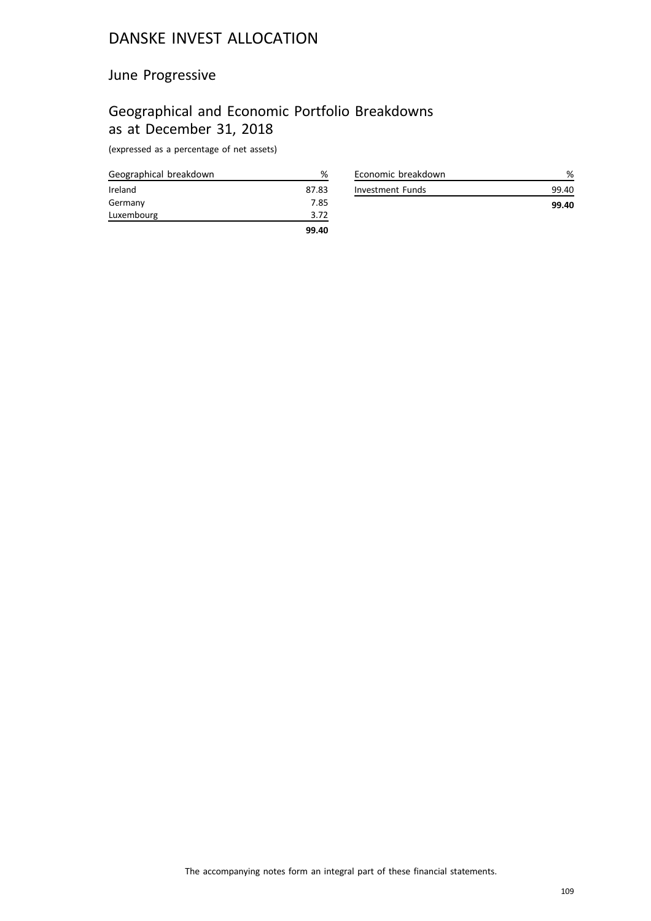# DANSKE INVEST ALLOCATION

## June Progressive

## Geographical and Economic Portfolio Breakdowns as at December 31, 2018

(expressed as a percentage of net assets)

| Geographical breakdown | % |
|---|---|
| Ireland | 87.83 |
| Germany | 7.85 |
| Luxembourg | 3.72 |
| | **99.40** |

| Economic breakdown | % |
|---|---|
| Investment Funds | 99.40 |
| | **99.40** |

The accompanying notes form an integral part of these financial statements.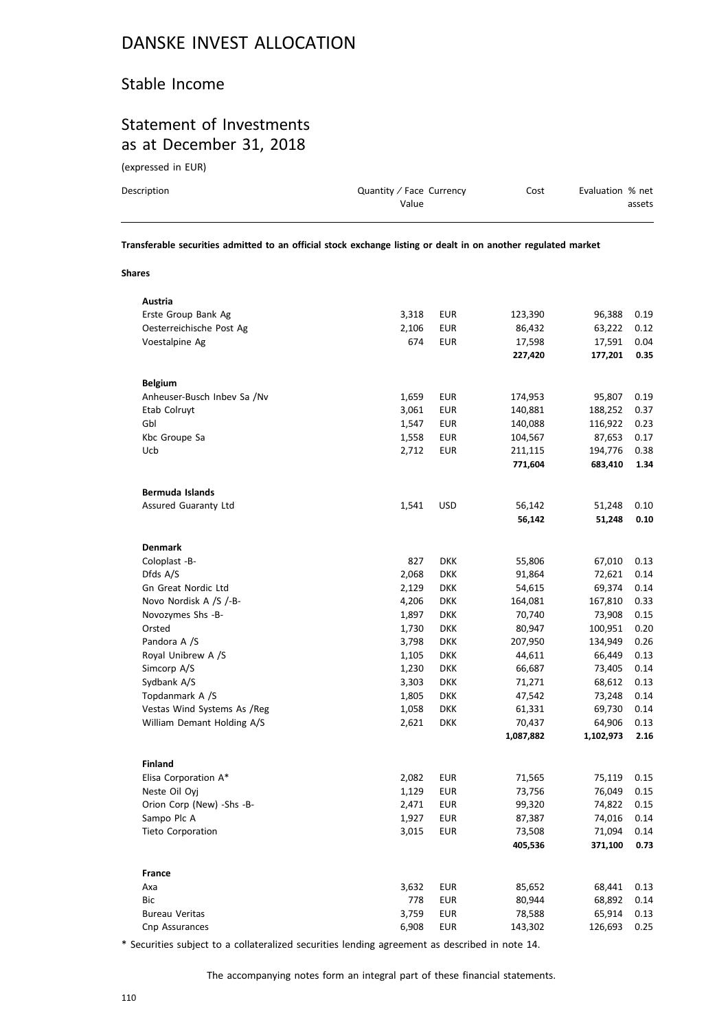# DANSKE INVEST ALLOCATION

## Stable Income

## Statement of Investments as at December 31, 2018

(expressed in EUR)

| Description | Quantity / Face Value | Currency | Cost | Evaluation | % net assets |
|---|---|---|---|---|---|
| **Transferable securities admitted to an official stock exchange listing or dealt in on another regulated market** | | | | | |
| **Shares** | | | | | |
| **Austria** | | | | | |
| Erste Group Bank Ag | 3,318 | EUR | 123,390 | 96,388 | 0.19 |
| Oesterreichische Post Ag | 2,106 | EUR | 86,432 | 63,222 | 0.12 |
| Voestalpine Ag | 674 | EUR | 17,598 | 17,591 | 0.04 |
| | | | **227,420** | **177,201** | **0.35** |
| **Belgium** | | | | | |
| Anheuser-Busch Inbev Sa /Nv | 1,659 | EUR | 174,953 | 95,807 | 0.19 |
| Etab Colruyt | 3,061 | EUR | 140,881 | 188,252 | 0.37 |
| Gbl | 1,547 | EUR | 140,088 | 116,922 | 0.23 |
| Kbc Groupe Sa | 1,558 | EUR | 104,567 | 87,653 | 0.17 |
| Ucb | 2,712 | EUR | 211,115 | 194,776 | 0.38 |
| | | | **771,604** | **683,410** | **1.34** |
| **Bermuda Islands** | | | | | |
| Assured Guaranty Ltd | 1,541 | USD | 56,142 | 51,248 | 0.10 |
| | | | **56,142** | **51,248** | **0.10** |
| **Denmark** | | | | | |
| Coloplast -B- | 827 | DKK | 55,806 | 67,010 | 0.13 |
| Dfds A/S | 2,068 | DKK | 91,864 | 72,621 | 0.14 |
| Gn Great Nordic Ltd | 2,129 | DKK | 54,615 | 69,374 | 0.14 |
| Novo Nordisk A /S /-B- | 4,206 | DKK | 164,081 | 167,810 | 0.33 |
| Novozymes Shs -B- | 1,897 | DKK | 70,740 | 73,908 | 0.15 |
| Orsted | 1,730 | DKK | 80,947 | 100,951 | 0.20 |
| Pandora A /S | 3,798 | DKK | 207,950 | 134,949 | 0.26 |
| Royal Unibrew A /S | 1,105 | DKK | 44,611 | 66,449 | 0.13 |
| Simcorp A/S | 1,230 | DKK | 66,687 | 73,405 | 0.14 |
| Sydbank A/S | 3,303 | DKK | 71,271 | 68,612 | 0.13 |
| Topdanmark A /S | 1,805 | DKK | 47,542 | 73,248 | 0.14 |
| Vestas Wind Systems As /Reg | 1,058 | DKK | 61,331 | 69,730 | 0.14 |
| William Demant Holding A/S | 2,621 | DKK | 70,437 | 64,906 | 0.13 |
| | | | **1,087,882** | **1,102,973** | **2.16** |
| **Finland** | | | | | |
| Elisa Corporation A* | 2,082 | EUR | 71,565 | 75,119 | 0.15 |
| Neste Oil Oyj | 1,129 | EUR | 73,756 | 76,049 | 0.15 |
| Orion Corp (New) -Shs -B- | 2,471 | EUR | 99,320 | 74,822 | 0.15 |
| Sampo Plc A | 1,927 | EUR | 87,387 | 74,016 | 0.14 |
| Tieto Corporation | 3,015 | EUR | 73,508 | 71,094 | 0.14 |
| | | | **405,536** | **371,100** | **0.73** |
| **France** | | | | | |
| Axa | 3,632 | EUR | 85,652 | 68,441 | 0.13 |
| Bic | 778 | EUR | 80,944 | 68,892 | 0.14 |
| Bureau Veritas | 3,759 | EUR | 78,588 | 65,914 | 0.13 |
| Cnp Assurances | 6,908 | EUR | 143,302 | 126,693 | 0.25 |

* Securities subject to a collateralized securities lending agreement as described in note 14.

The accompanying notes form an integral part of these financial statements.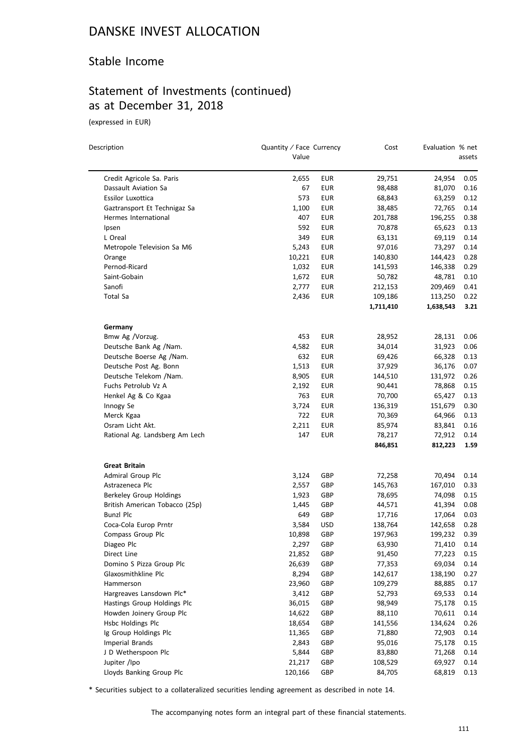# DANSKE INVEST ALLOCATION

## Stable Income

## Statement of Investments (continued) as at December 31, 2018

(expressed in EUR)

| Description | Quantity / Face Value | Currency | Cost | Evaluation | % net assets |
|---|---|---|---|---|---|
| Credit Agricole Sa. Paris | 2,655 | EUR | 29,751 | 24,954 | 0.05 |
| Dassault Aviation Sa | 67 | EUR | 98,488 | 81,070 | 0.16 |
| Essilor Luxottica | 573 | EUR | 68,843 | 63,259 | 0.12 |
| Gaztransport Et Technigaz Sa | 1,100 | EUR | 38,485 | 72,765 | 0.14 |
| Hermes International | 407 | EUR | 201,788 | 196,255 | 0.38 |
| Ipsen | 592 | EUR | 70,878 | 65,623 | 0.13 |
| L Oreal | 349 | EUR | 63,131 | 69,119 | 0.14 |
| Metropole Television Sa M6 | 5,243 | EUR | 97,016 | 73,297 | 0.14 |
| Orange | 10,221 | EUR | 140,830 | 144,423 | 0.28 |
| Pernod-Ricard | 1,032 | EUR | 141,593 | 146,338 | 0.29 |
| Saint-Gobain | 1,672 | EUR | 50,782 | 48,781 | 0.10 |
| Sanofi | 2,777 | EUR | 212,153 | 209,469 | 0.41 |
| Total Sa | 2,436 | EUR | 109,186 | 113,250 | 0.22 |
| | | | **1,711,410** | **1,638,543** | **3.21** |
| **Germany** | | | | | |
| Bmw Ag /Vorzug. | 453 | EUR | 28,952 | 28,131 | 0.06 |
| Deutsche Bank Ag /Nam. | 4,582 | EUR | 34,014 | 31,923 | 0.06 |
| Deutsche Boerse Ag /Nam. | 632 | EUR | 69,426 | 66,328 | 0.13 |
| Deutsche Post Ag. Bonn | 1,513 | EUR | 37,929 | 36,176 | 0.07 |
| Deutsche Telekom /Nam. | 8,905 | EUR | 144,510 | 131,972 | 0.26 |
| Fuchs Petrolub Vz A | 2,192 | EUR | 90,441 | 78,868 | 0.15 |
| Henkel Ag & Co Kgaa | 763 | EUR | 70,700 | 65,427 | 0.13 |
| Innogy Se | 3,724 | EUR | 136,319 | 151,679 | 0.30 |
| Merck Kgaa | 722 | EUR | 70,369 | 64,966 | 0.13 |
| Osram Licht Akt. | 2,211 | EUR | 85,974 | 83,841 | 0.16 |
| Rational Ag. Landsberg Am Lech | 147 | EUR | 78,217 | 72,912 | 0.14 |
| | | | **846,851** | **812,223** | **1.59** |
| **Great Britain** | | | | | |
| Admiral Group Plc | 3,124 | GBP | 72,258 | 70,494 | 0.14 |
| Astrazeneca Plc | 2,557 | GBP | 145,763 | 167,010 | 0.33 |
| Berkeley Group Holdings | 1,923 | GBP | 78,695 | 74,098 | 0.15 |
| British American Tobacco (25p) | 1,445 | GBP | 44,571 | 41,394 | 0.08 |
| Bunzl Plc | 649 | GBP | 17,716 | 17,064 | 0.03 |
| Coca-Cola Europ Prntr | 3,584 | USD | 138,764 | 142,658 | 0.28 |
| Compass Group Plc | 10,898 | GBP | 197,963 | 199,232 | 0.39 |
| Diageo Plc | 2,297 | GBP | 63,930 | 71,410 | 0.14 |
| Direct Line | 21,852 | GBP | 91,450 | 77,223 | 0.15 |
| Domino S Pizza Group Plc | 26,639 | GBP | 77,353 | 69,034 | 0.14 |
| Glaxosmithkline Plc | 8,294 | GBP | 142,617 | 138,190 | 0.27 |
| Hammerson | 23,960 | GBP | 109,279 | 88,885 | 0.17 |
| Hargreaves Lansdown Plc* | 3,412 | GBP | 52,793 | 69,533 | 0.14 |
| Hastings Group Holdings Plc | 36,015 | GBP | 98,949 | 75,178 | 0.15 |
| Howden Joinery Group Plc | 14,622 | GBP | 88,110 | 70,611 | 0.14 |
| Hsbc Holdings Plc | 18,654 | GBP | 141,556 | 134,624 | 0.26 |
| Ig Group Holdings Plc | 11,365 | GBP | 71,880 | 72,903 | 0.14 |
| Imperial Brands | 2,843 | GBP | 95,016 | 75,178 | 0.15 |
| J D Wetherspoon Plc | 5,844 | GBP | 83,880 | 71,268 | 0.14 |
| Jupiter /Ipo | 21,217 | GBP | 108,529 | 69,927 | 0.14 |
| Lloyds Banking Group Plc | 120,166 | GBP | 84,705 | 68,819 | 0.13 |

\* Securities subject to a collateralized securities lending agreement as described in note 14.

The accompanying notes form an integral part of these financial statements.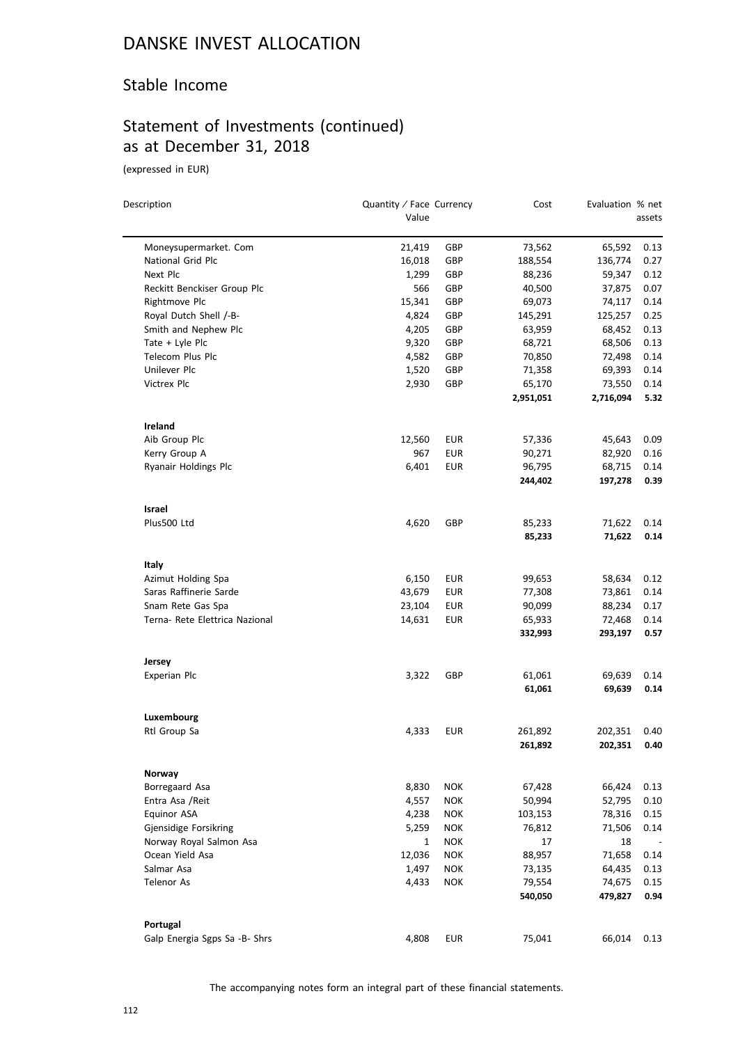# DANSKE INVEST ALLOCATION

## Stable Income

## Statement of Investments (continued) as at December 31, 2018

(expressed in EUR)

| Description | Quantity / Face Value | Currency | Cost | Evaluation | % net assets |
|---|---|---|---|---|---|
| Moneysupermarket. Com | 21,419 | GBP | 73,562 | 65,592 | 0.13 |
| National Grid Plc | 16,018 | GBP | 188,554 | 136,774 | 0.27 |
| Next Plc | 1,299 | GBP | 88,236 | 59,347 | 0.12 |
| Reckitt Benckiser Group Plc | 566 | GBP | 40,500 | 37,875 | 0.07 |
| Rightmove Plc | 15,341 | GBP | 69,073 | 74,117 | 0.14 |
| Royal Dutch Shell /-B- | 4,824 | GBP | 145,291 | 125,257 | 0.25 |
| Smith and Nephew Plc | 4,205 | GBP | 63,959 | 68,452 | 0.13 |
| Tate + Lyle Plc | 9,320 | GBP | 68,721 | 68,506 | 0.13 |
| Telecom Plus Plc | 4,582 | GBP | 70,850 | 72,498 | 0.14 |
| Unilever Plc | 1,520 | GBP | 71,358 | 69,393 | 0.14 |
| Victrex Plc | 2,930 | GBP | 65,170 | 73,550 | 0.14 |
| | | | **2,951,051** | **2,716,094** | **5.32** |
| **Ireland** | | | | | |
| Aib Group Plc | 12,560 | EUR | 57,336 | 45,643 | 0.09 |
| Kerry Group A | 967 | EUR | 90,271 | 82,920 | 0.16 |
| Ryanair Holdings Plc | 6,401 | EUR | 96,795 | 68,715 | 0.14 |
| | | | **244,402** | **197,278** | **0.39** |
| **Israel** | | | | | |
| Plus500 Ltd | 4,620 | GBP | 85,233 | 71,622 | 0.14 |
| | | | **85,233** | **71,622** | **0.14** |
| **Italy** | | | | | |
| Azimut Holding Spa | 6,150 | EUR | 99,653 | 58,634 | 0.12 |
| Saras Raffinerie Sarde | 43,679 | EUR | 77,308 | 73,861 | 0.14 |
| Snam Rete Gas Spa | 23,104 | EUR | 90,099 | 88,234 | 0.17 |
| Terna- Rete Elettrica Nazional | 14,631 | EUR | 65,933 | 72,468 | 0.14 |
| | | | **332,993** | **293,197** | **0.57** |
| **Jersey** | | | | | |
| Experian Plc | 3,322 | GBP | 61,061 | 69,639 | 0.14 |
| | | | **61,061** | **69,639** | **0.14** |
| **Luxembourg** | | | | | |
| Rtl Group Sa | 4,333 | EUR | 261,892 | 202,351 | 0.40 |
| | | | **261,892** | **202,351** | **0.40** |
| **Norway** | | | | | |
| Borregaard Asa | 8,830 | NOK | 67,428 | 66,424 | 0.13 |
| Entra Asa /Reit | 4,557 | NOK | 50,994 | 52,795 | 0.10 |
| Equinor ASA | 4,238 | NOK | 103,153 | 78,316 | 0.15 |
| Gjensidige Forsikring | 5,259 | NOK | 76,812 | 71,506 | 0.14 |
| Norway Royal Salmon Asa | 1 | NOK | 17 | 18 | - |
| Ocean Yield Asa | 12,036 | NOK | 88,957 | 71,658 | 0.14 |
| Salmar Asa | 1,497 | NOK | 73,135 | 64,435 | 0.13 |
| Telenor As | 4,433 | NOK | 79,554 | 74,675 | 0.15 |
| | | | **540,050** | **479,827** | **0.94** |
| **Portugal** | | | | | |
| Galp Energia Sgps Sa -B- Shrs | 4,808 | EUR | 75,041 | 66,014 | 0.13 |

The accompanying notes form an integral part of these financial statements.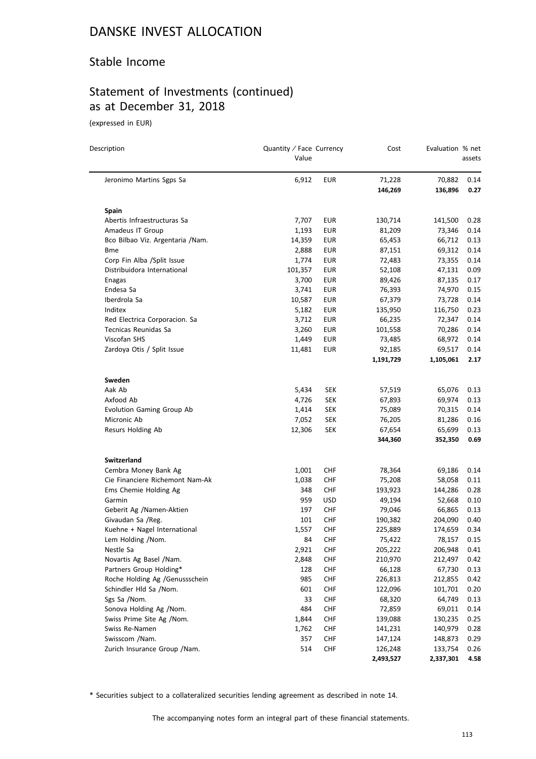# DANSKE INVEST ALLOCATION

## Stable Income

## Statement of Investments (continued) as at December 31, 2018

(expressed in EUR)

| Description | Quantity / Face Value | Currency | Cost | Evaluation | % net assets |
|---|---|---|---|---|---|
| Jeronimo Martins Sgps Sa | 6,912 | EUR | 71,228 | 70,882 | 0.14 |
| | | | **146,269** | **136,896** | **0.27** |
| **Spain** | | | | | |
| Abertis Infraestructuras Sa | 7,707 | EUR | 130,714 | 141,500 | 0.28 |
| Amadeus IT Group | 1,193 | EUR | 81,209 | 73,346 | 0.14 |
| Bco Bilbao Viz. Argentaria /Nam. | 14,359 | EUR | 65,453 | 66,712 | 0.13 |
| Bme | 2,888 | EUR | 87,151 | 69,312 | 0.14 |
| Corp Fin Alba /Split Issue | 1,774 | EUR | 72,483 | 73,355 | 0.14 |
| Distribuidora International | 101,357 | EUR | 52,108 | 47,131 | 0.09 |
| Enagas | 3,700 | EUR | 89,426 | 87,135 | 0.17 |
| Endesa Sa | 3,741 | EUR | 76,393 | 74,970 | 0.15 |
| Iberdrola Sa | 10,587 | EUR | 67,379 | 73,728 | 0.14 |
| Inditex | 5,182 | EUR | 135,950 | 116,750 | 0.23 |
| Red Electrica Corporacion. Sa | 3,712 | EUR | 66,235 | 72,347 | 0.14 |
| Tecnicas Reunidas Sa | 3,260 | EUR | 101,558 | 70,286 | 0.14 |
| Viscofan SHS | 1,449 | EUR | 73,485 | 68,972 | 0.14 |
| Zardoya Otis / Split Issue | 11,481 | EUR | 92,185 | 69,517 | 0.14 |
| | | | **1,191,729** | **1,105,061** | **2.17** |
| **Sweden** | | | | | |
| Aak Ab | 5,434 | SEK | 57,519 | 65,076 | 0.13 |
| Axfood Ab | 4,726 | SEK | 67,893 | 69,974 | 0.13 |
| Evolution Gaming Group Ab | 1,414 | SEK | 75,089 | 70,315 | 0.14 |
| Micronic Ab | 7,052 | SEK | 76,205 | 81,286 | 0.16 |
| Resurs Holding Ab | 12,306 | SEK | 67,654 | 65,699 | 0.13 |
| | | | **344,360** | **352,350** | **0.69** |
| **Switzerland** | | | | | |
| Cembra Money Bank Ag | 1,001 | CHF | 78,364 | 69,186 | 0.14 |
| Cie Financiere Richemont Nam-Ak | 1,038 | CHF | 75,208 | 58,058 | 0.11 |
| Ems Chemie Holding Ag | 348 | CHF | 193,923 | 144,286 | 0.28 |
| Garmin | 959 | USD | 49,194 | 52,668 | 0.10 |
| Geberit Ag /Namen-Aktien | 197 | CHF | 79,046 | 66,865 | 0.13 |
| Givaudan Sa /Reg. | 101 | CHF | 190,382 | 204,090 | 0.40 |
| Kuehne + Nagel International | 1,557 | CHF | 225,889 | 174,659 | 0.34 |
| Lem Holding /Nom. | 84 | CHF | 75,422 | 78,157 | 0.15 |
| Nestle Sa | 2,921 | CHF | 205,222 | 206,948 | 0.41 |
| Novartis Ag Basel /Nam. | 2,848 | CHF | 210,970 | 212,497 | 0.42 |
| Partners Group Holding* | 128 | CHF | 66,128 | 67,730 | 0.13 |
| Roche Holding Ag /Genussschein | 985 | CHF | 226,813 | 212,855 | 0.42 |
| Schindler Hld Sa /Nom. | 601 | CHF | 122,096 | 101,701 | 0.20 |
| Sgs Sa /Nom. | 33 | CHF | 68,320 | 64,749 | 0.13 |
| Sonova Holding Ag /Nom. | 484 | CHF | 72,859 | 69,011 | 0.14 |
| Swiss Prime Site Ag /Nom. | 1,844 | CHF | 139,088 | 130,235 | 0.25 |
| Swiss Re-Namen | 1,762 | CHF | 141,231 | 140,979 | 0.28 |
| Swisscom /Nam. | 357 | CHF | 147,124 | 148,873 | 0.29 |
| Zurich Insurance Group /Nam. | 514 | CHF | 126,248 | 133,754 | 0.26 |
| | | | **2,493,527** | **2,337,301** | **4.58** |

* Securities subject to a collateralized securities lending agreement as described in note 14.

The accompanying notes form an integral part of these financial statements.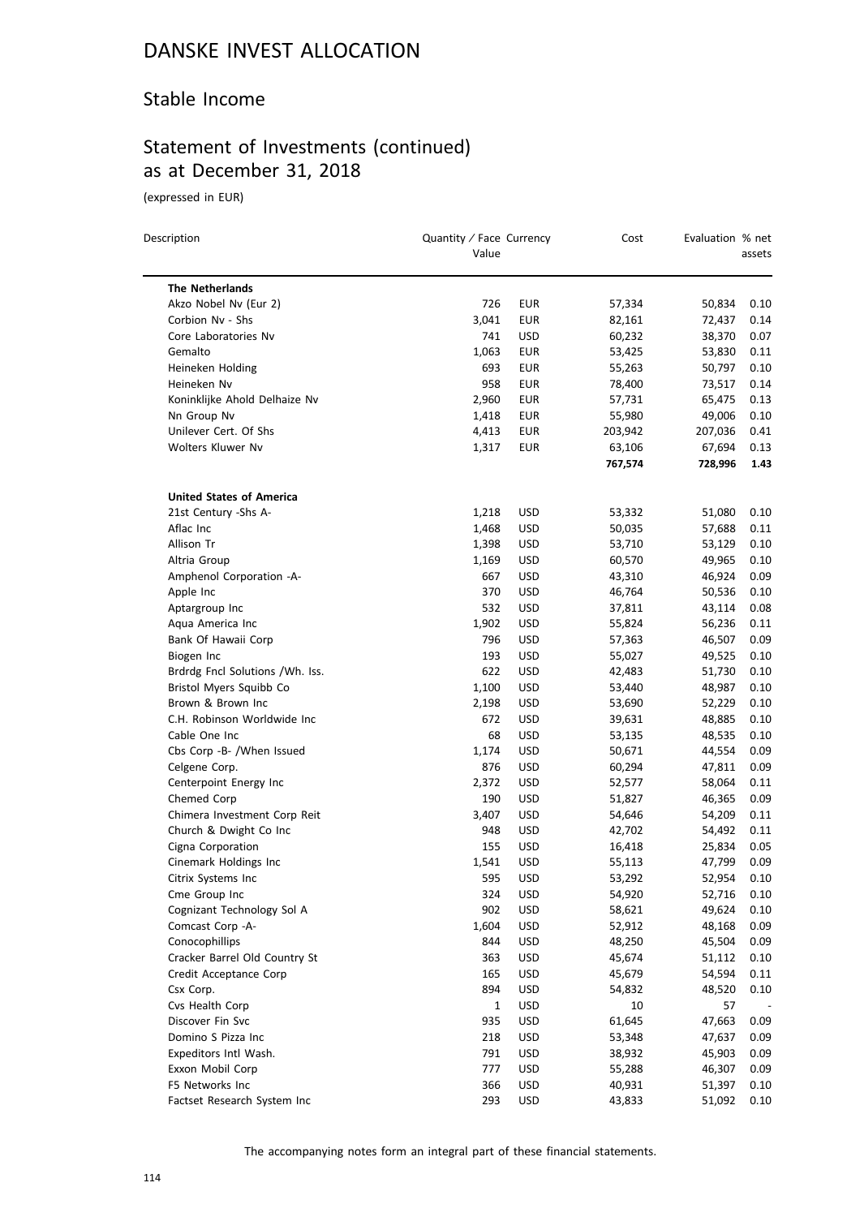# DANSKE INVEST ALLOCATION

## Stable Income

## Statement of Investments (continued) as at December 31, 2018

(expressed in EUR)

| Description | Quantity / Face Value | Currency | Cost | Evaluation | % net assets |
|---|---|---|---|---|---|
| **The Netherlands** | | | | | |
| Akzo Nobel Nv (Eur 2) | 726 | EUR | 57,334 | 50,834 | 0.10 |
| Corbion Nv - Shs | 3,041 | EUR | 82,161 | 72,437 | 0.14 |
| Core Laboratories Nv | 741 | USD | 60,232 | 38,370 | 0.07 |
| Gemalto | 1,063 | EUR | 53,425 | 53,830 | 0.11 |
| Heineken Holding | 693 | EUR | 55,263 | 50,797 | 0.10 |
| Heineken Nv | 958 | EUR | 78,400 | 73,517 | 0.14 |
| Koninklijke Ahold Delhaize Nv | 2,960 | EUR | 57,731 | 65,475 | 0.13 |
| Nn Group Nv | 1,418 | EUR | 55,980 | 49,006 | 0.10 |
| Unilever Cert. Of Shs | 4,413 | EUR | 203,942 | 207,036 | 0.41 |
| Wolters Kluwer Nv | 1,317 | EUR | 63,106 | 67,694 | 0.13 |
| | | | **767,574** | **728,996** | **1.43** |
| **United States of America** | | | | | |
| 21st Century -Shs A- | 1,218 | USD | 53,332 | 51,080 | 0.10 |
| Aflac Inc | 1,468 | USD | 50,035 | 57,688 | 0.11 |
| Allison Tr | 1,398 | USD | 53,710 | 53,129 | 0.10 |
| Altria Group | 1,169 | USD | 60,570 | 49,965 | 0.10 |
| Amphenol Corporation -A- | 667 | USD | 43,310 | 46,924 | 0.09 |
| Apple Inc | 370 | USD | 46,764 | 50,536 | 0.10 |
| Aptargroup Inc | 532 | USD | 37,811 | 43,114 | 0.08 |
| Aqua America Inc | 1,902 | USD | 55,824 | 56,236 | 0.11 |
| Bank Of Hawaii Corp | 796 | USD | 57,363 | 46,507 | 0.09 |
| Biogen Inc | 193 | USD | 55,027 | 49,525 | 0.10 |
| Brdrdg Fncl Solutions /Wh. Iss. | 622 | USD | 42,483 | 51,730 | 0.10 |
| Bristol Myers Squibb Co | 1,100 | USD | 53,440 | 48,987 | 0.10 |
| Brown & Brown Inc | 2,198 | USD | 53,690 | 52,229 | 0.10 |
| C.H. Robinson Worldwide Inc | 672 | USD | 39,631 | 48,885 | 0.10 |
| Cable One Inc | 68 | USD | 53,135 | 48,535 | 0.10 |
| Cbs Corp -B- /When Issued | 1,174 | USD | 50,671 | 44,554 | 0.09 |
| Celgene Corp. | 876 | USD | 60,294 | 47,811 | 0.09 |
| Centerpoint Energy Inc | 2,372 | USD | 52,577 | 58,064 | 0.11 |
| Chemed Corp | 190 | USD | 51,827 | 46,365 | 0.09 |
| Chimera Investment Corp Reit | 3,407 | USD | 54,646 | 54,209 | 0.11 |
| Church & Dwight Co Inc | 948 | USD | 42,702 | 54,492 | 0.11 |
| Cigna Corporation | 155 | USD | 16,418 | 25,834 | 0.05 |
| Cinemark Holdings Inc | 1,541 | USD | 55,113 | 47,799 | 0.09 |
| Citrix Systems Inc | 595 | USD | 53,292 | 52,954 | 0.10 |
| Cme Group Inc | 324 | USD | 54,920 | 52,716 | 0.10 |
| Cognizant Technology Sol A | 902 | USD | 58,621 | 49,624 | 0.10 |
| Comcast Corp -A- | 1,604 | USD | 52,912 | 48,168 | 0.09 |
| Conocophillips | 844 | USD | 48,250 | 45,504 | 0.09 |
| Cracker Barrel Old Country St | 363 | USD | 45,674 | 51,112 | 0.10 |
| Credit Acceptance Corp | 165 | USD | 45,679 | 54,594 | 0.11 |
| Csx Corp. | 894 | USD | 54,832 | 48,520 | 0.10 |
| Cvs Health Corp | 1 | USD | 10 | 57 | - |
| Discover Fin Svc | 935 | USD | 61,645 | 47,663 | 0.09 |
| Domino S Pizza Inc | 218 | USD | 53,348 | 47,637 | 0.09 |
| Expeditors Intl Wash. | 791 | USD | 38,932 | 45,903 | 0.09 |
| Exxon Mobil Corp | 777 | USD | 55,288 | 46,307 | 0.09 |
| F5 Networks Inc | 366 | USD | 40,931 | 51,397 | 0.10 |
| Factset Research System Inc | 293 | USD | 43,833 | 51,092 | 0.10 |

The accompanying notes form an integral part of these financial statements.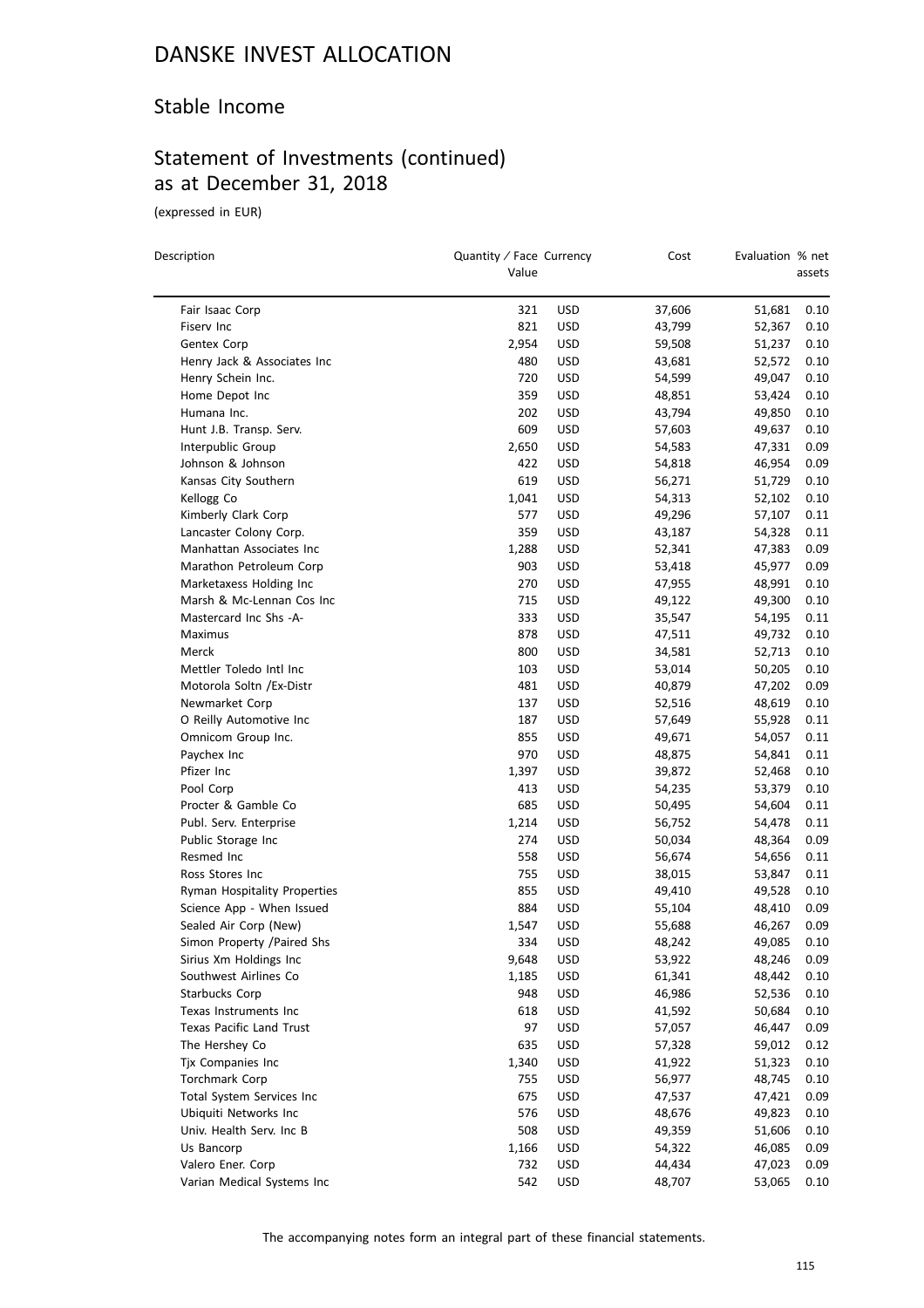# DANSKE INVEST ALLOCATION

## Stable Income

## Statement of Investments (continued) as at December 31, 2018

(expressed in EUR)

| Description | Quantity / Face Value | Currency | Cost | Evaluation | % net assets |
|---|---|---|---|---|---|
| Fair Isaac Corp | 321 | USD | 37,606 | 51,681 | 0.10 |
| Fiserv Inc | 821 | USD | 43,799 | 52,367 | 0.10 |
| Gentex Corp | 2,954 | USD | 59,508 | 51,237 | 0.10 |
| Henry Jack & Associates Inc | 480 | USD | 43,681 | 52,572 | 0.10 |
| Henry Schein Inc. | 720 | USD | 54,599 | 49,047 | 0.10 |
| Home Depot Inc | 359 | USD | 48,851 | 53,424 | 0.10 |
| Humana Inc. | 202 | USD | 43,794 | 49,850 | 0.10 |
| Hunt J.B. Transp. Serv. | 609 | USD | 57,603 | 49,637 | 0.10 |
| Interpublic Group | 2,650 | USD | 54,583 | 47,331 | 0.09 |
| Johnson & Johnson | 422 | USD | 54,818 | 46,954 | 0.09 |
| Kansas City Southern | 619 | USD | 56,271 | 51,729 | 0.10 |
| Kellogg Co | 1,041 | USD | 54,313 | 52,102 | 0.10 |
| Kimberly Clark Corp | 577 | USD | 49,296 | 57,107 | 0.11 |
| Lancaster Colony Corp. | 359 | USD | 43,187 | 54,328 | 0.11 |
| Manhattan Associates Inc | 1,288 | USD | 52,341 | 47,383 | 0.09 |
| Marathon Petroleum Corp | 903 | USD | 53,418 | 45,977 | 0.09 |
| Marketaxess Holding Inc | 270 | USD | 47,955 | 48,991 | 0.10 |
| Marsh & Mc-Lennan Cos Inc | 715 | USD | 49,122 | 49,300 | 0.10 |
| Mastercard Inc Shs -A- | 333 | USD | 35,547 | 54,195 | 0.11 |
| Maximus | 878 | USD | 47,511 | 49,732 | 0.10 |
| Merck | 800 | USD | 34,581 | 52,713 | 0.10 |
| Mettler Toledo Intl Inc | 103 | USD | 53,014 | 50,205 | 0.10 |
| Motorola Soltn /Ex-Distr | 481 | USD | 40,879 | 47,202 | 0.09 |
| Newmarket Corp | 137 | USD | 52,516 | 48,619 | 0.10 |
| O Reilly Automotive Inc | 187 | USD | 57,649 | 55,928 | 0.11 |
| Omnicom Group Inc. | 855 | USD | 49,671 | 54,057 | 0.11 |
| Paychex Inc | 970 | USD | 48,875 | 54,841 | 0.11 |
| Pfizer Inc | 1,397 | USD | 39,872 | 52,468 | 0.10 |
| Pool Corp | 413 | USD | 54,235 | 53,379 | 0.10 |
| Procter & Gamble Co | 685 | USD | 50,495 | 54,604 | 0.11 |
| Publ. Serv. Enterprise | 1,214 | USD | 56,752 | 54,478 | 0.11 |
| Public Storage Inc | 274 | USD | 50,034 | 48,364 | 0.09 |
| Resmed Inc | 558 | USD | 56,674 | 54,656 | 0.11 |
| Ross Stores Inc | 755 | USD | 38,015 | 53,847 | 0.11 |
| Ryman Hospitality Properties | 855 | USD | 49,410 | 49,528 | 0.10 |
| Science App - When Issued | 884 | USD | 55,104 | 48,410 | 0.09 |
| Sealed Air Corp (New) | 1,547 | USD | 55,688 | 46,267 | 0.09 |
| Simon Property /Paired Shs | 334 | USD | 48,242 | 49,085 | 0.10 |
| Sirius Xm Holdings Inc | 9,648 | USD | 53,922 | 48,246 | 0.09 |
| Southwest Airlines Co | 1,185 | USD | 61,341 | 48,442 | 0.10 |
| Starbucks Corp | 948 | USD | 46,986 | 52,536 | 0.10 |
| Texas Instruments Inc | 618 | USD | 41,592 | 50,684 | 0.10 |
| Texas Pacific Land Trust | 97 | USD | 57,057 | 46,447 | 0.09 |
| The Hershey Co | 635 | USD | 57,328 | 59,012 | 0.12 |
| Tjx Companies Inc | 1,340 | USD | 41,922 | 51,323 | 0.10 |
| Torchmark Corp | 755 | USD | 56,977 | 48,745 | 0.10 |
| Total System Services Inc | 675 | USD | 47,537 | 47,421 | 0.09 |
| Ubiquiti Networks Inc | 576 | USD | 48,676 | 49,823 | 0.10 |
| Univ. Health Serv. Inc B | 508 | USD | 49,359 | 51,606 | 0.10 |
| Us Bancorp | 1,166 | USD | 54,322 | 46,085 | 0.09 |
| Valero Ener. Corp | 732 | USD | 44,434 | 47,023 | 0.09 |
| Varian Medical Systems Inc | 542 | USD | 48,707 | 53,065 | 0.10 |

The accompanying notes form an integral part of these financial statements.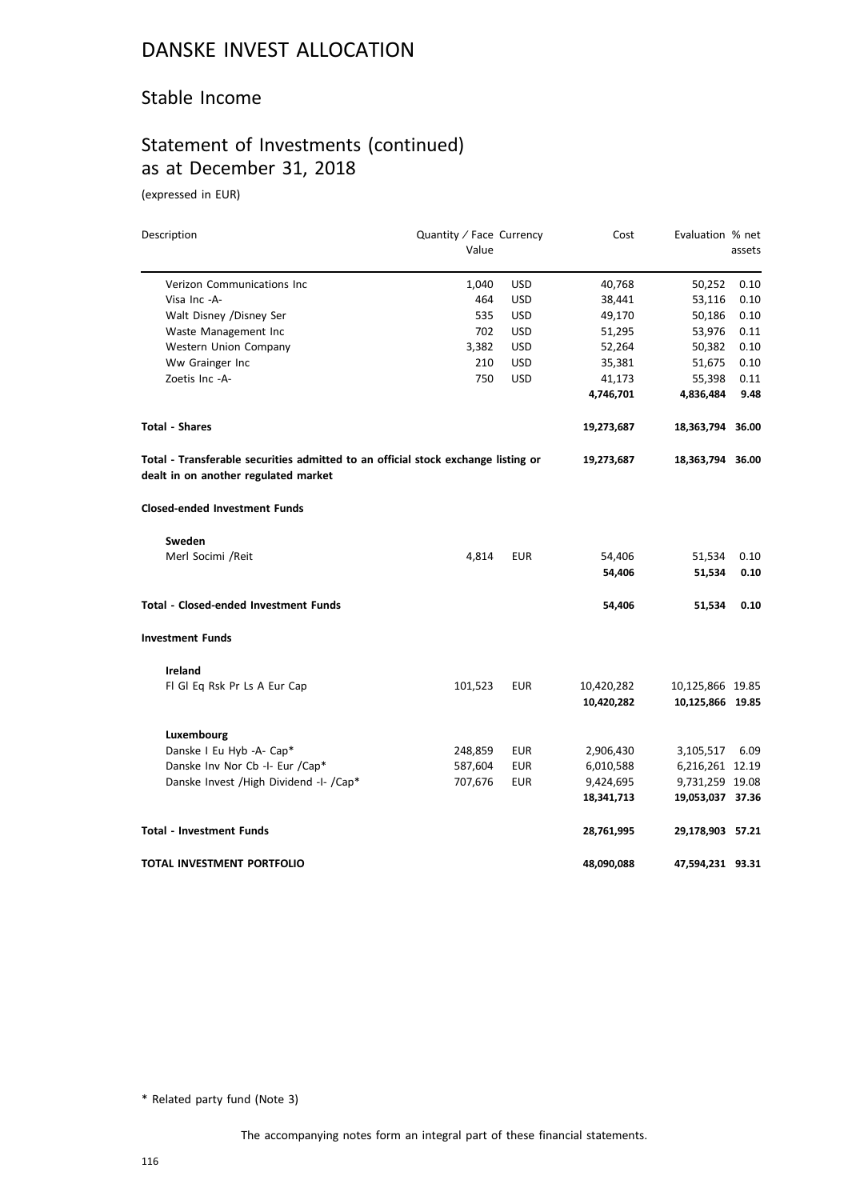# DANSKE INVEST ALLOCATION

## Stable Income

## Statement of Investments (continued) as at December 31, 2018

(expressed in EUR)

| Description | Quantity / Face Value | Currency | Cost | Evaluation | % net assets |
|---|---|---|---|---|---|
| Verizon Communications Inc | 1,040 | USD | 40,768 | 50,252 | 0.10 |
| Visa Inc -A- | 464 | USD | 38,441 | 53,116 | 0.10 |
| Walt Disney /Disney Ser | 535 | USD | 49,170 | 50,186 | 0.10 |
| Waste Management Inc | 702 | USD | 51,295 | 53,976 | 0.11 |
| Western Union Company | 3,382 | USD | 52,264 | 50,382 | 0.10 |
| Ww Grainger Inc | 210 | USD | 35,381 | 51,675 | 0.10 |
| Zoetis Inc -A- | 750 | USD | 41,173 | 55,398 | 0.11 |
| | | | **4,746,701** | **4,836,484** | **9.48** |
| **Total - Shares** | | | **19,273,687** | **18,363,794** | **36.00** |
| **Total - Transferable securities admitted to an official stock exchange listing or dealt in on another regulated market** | | | **19,273,687** | **18,363,794** | **36.00** |
| **Closed-ended Investment Funds** | | | | | |
| **Sweden** | | | | | |
| Merl Socimi /Reit | 4,814 | EUR | 54,406 | 51,534 | 0.10 |
| | | | **54,406** | **51,534** | **0.10** |
| **Total - Closed-ended Investment Funds** | | | **54,406** | **51,534** | **0.10** |
| **Investment Funds** | | | | | |
| **Ireland** | | | | | |
| Fl Gl Eq Rsk Pr Ls A Eur Cap | 101,523 | EUR | 10,420,282 | 10,125,866 | 19.85 |
| | | | **10,420,282** | **10,125,866** | **19.85** |
| **Luxembourg** | | | | | |
| Danske I Eu Hyb -A- Cap* | 248,859 | EUR | 2,906,430 | 3,105,517 | 6.09 |
| Danske Inv Nor Cb -I- Eur /Cap* | 587,604 | EUR | 6,010,588 | 6,216,261 | 12.19 |
| Danske Invest /High Dividend -I- /Cap* | 707,676 | EUR | 9,424,695 | 9,731,259 | 19.08 |
| | | | **18,341,713** | **19,053,037** | **37.36** |
| **Total - Investment Funds** | | | **28,761,995** | **29,178,903** | **57.21** |
| **TOTAL INVESTMENT PORTFOLIO** | | | **48,090,088** | **47,594,231** | **93.31** |

\* Related party fund (Note 3)

The accompanying notes form an integral part of these financial statements.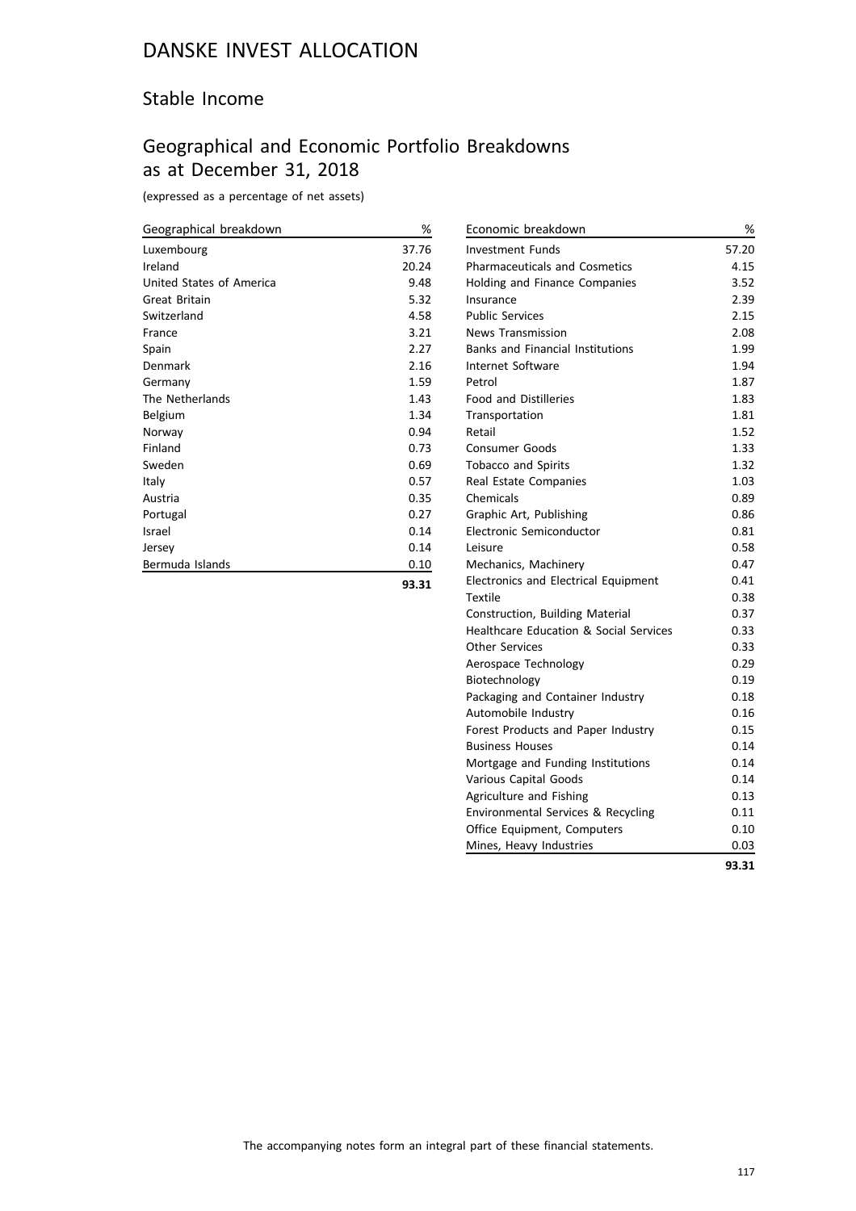# DANSKE INVEST ALLOCATION

## Stable Income

## Geographical and Economic Portfolio Breakdowns as at December 31, 2018

(expressed as a percentage of net assets)

| Geographical breakdown | % |
|---|---|
| Luxembourg | 37.76 |
| Ireland | 20.24 |
| United States of America | 9.48 |
| Great Britain | 5.32 |
| Switzerland | 4.58 |
| France | 3.21 |
| Spain | 2.27 |
| Denmark | 2.16 |
| Germany | 1.59 |
| The Netherlands | 1.43 |
| Belgium | 1.34 |
| Norway | 0.94 |
| Finland | 0.73 |
| Sweden | 0.69 |
| Italy | 0.57 |
| Austria | 0.35 |
| Portugal | 0.27 |
| Israel | 0.14 |
| Jersey | 0.14 |
| Bermuda Islands | 0.10 |
| | **93.31** |

| Economic breakdown | % |
|---|---|
| Investment Funds | 57.20 |
| Pharmaceuticals and Cosmetics | 4.15 |
| Holding and Finance Companies | 3.52 |
| Insurance | 2.39 |
| Public Services | 2.15 |
| News Transmission | 2.08 |
| Banks and Financial Institutions | 1.99 |
| Internet Software | 1.94 |
| Petrol | 1.87 |
| Food and Distilleries | 1.83 |
| Transportation | 1.81 |
| Retail | 1.52 |
| Consumer Goods | 1.33 |
| Tobacco and Spirits | 1.32 |
| Real Estate Companies | 1.03 |
| Chemicals | 0.89 |
| Graphic Art, Publishing | 0.86 |
| Electronic Semiconductor | 0.81 |
| Leisure | 0.58 |
| Mechanics, Machinery | 0.47 |
| Electronics and Electrical Equipment | 0.41 |
| Textile | 0.38 |
| Construction, Building Material | 0.37 |
| Healthcare Education & Social Services | 0.33 |
| Other Services | 0.33 |
| Aerospace Technology | 0.29 |
| Biotechnology | 0.19 |
| Packaging and Container Industry | 0.18 |
| Automobile Industry | 0.16 |
| Forest Products and Paper Industry | 0.15 |
| Business Houses | 0.14 |
| Mortgage and Funding Institutions | 0.14 |
| Various Capital Goods | 0.14 |
| Agriculture and Fishing | 0.13 |
| Environmental Services & Recycling | 0.11 |
| Office Equipment, Computers | 0.10 |
| Mines, Heavy Industries | 0.03 |
| | **93.31** |

The accompanying notes form an integral part of these financial statements.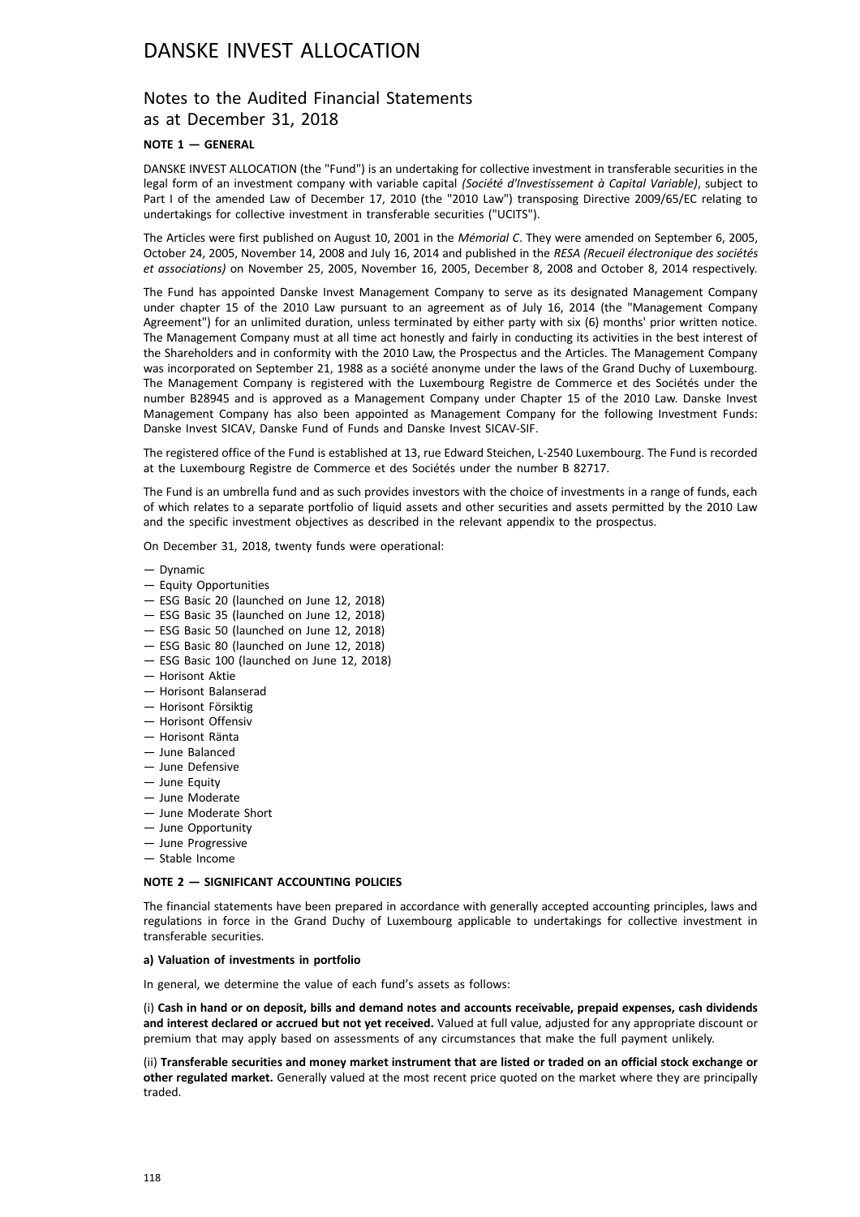# DANSKE INVEST ALLOCATION

## Notes to the Audited Financial Statements as at December 31, 2018

### NOTE 1 — GENERAL

DANSKE INVEST ALLOCATION (the "Fund") is an undertaking for collective investment in transferable securities in the legal form of an investment company with variable capital *(Société d'Investissement à Capital Variable)*, subject to Part I of the amended Law of December 17, 2010 (the "2010 Law") transposing Directive 2009/65/EC relating to undertakings for collective investment in transferable securities ("UCITS").

The Articles were first published on August 10, 2001 in the *Mémorial C*. They were amended on September 6, 2005, October 24, 2005, November 14, 2008 and July 16, 2014 and published in the *RESA (Recueil électronique des sociétés et associations)* on November 25, 2005, November 16, 2005, December 8, 2008 and October 8, 2014 respectively.

The Fund has appointed Danske Invest Management Company to serve as its designated Management Company under chapter 15 of the 2010 Law pursuant to an agreement as of July 16, 2014 (the "Management Company Agreement") for an unlimited duration, unless terminated by either party with six (6) months' prior written notice. The Management Company must at all time act honestly and fairly in conducting its activities in the best interest of the Shareholders and in conformity with the 2010 Law, the Prospectus and the Articles. The Management Company was incorporated on September 21, 1988 as a société anonyme under the laws of the Grand Duchy of Luxembourg. The Management Company is registered with the Luxembourg Registre de Commerce et des Sociétés under the number B28945 and is approved as a Management Company under Chapter 15 of the 2010 Law. Danske Invest Management Company has also been appointed as Management Company for the following Investment Funds: Danske Invest SICAV, Danske Fund of Funds and Danske Invest SICAV-SIF.

The registered office of the Fund is established at 13, rue Edward Steichen, L-2540 Luxembourg. The Fund is recorded at the Luxembourg Registre de Commerce et des Sociétés under the number B 82717.

The Fund is an umbrella fund and as such provides investors with the choice of investments in a range of funds, each of which relates to a separate portfolio of liquid assets and other securities and assets permitted by the 2010 Law and the specific investment objectives as described in the relevant appendix to the prospectus.

On December 31, 2018, twenty funds were operational:

- Dynamic
- Equity Opportunities
- ESG Basic 20 (launched on June 12, 2018)
- ESG Basic 35 (launched on June 12, 2018)
- ESG Basic 50 (launched on June 12, 2018)
- ESG Basic 80 (launched on June 12, 2018)
- ESG Basic 100 (launched on June 12, 2018)
- Horisont Aktie
- Horisont Balanserad
- Horisont Försiktig
- Horisont Offensiv
- Horisont Ränta
- June Balanced
- June Defensive
- June Equity
- June Moderate
- June Moderate Short
- June Opportunity
- June Progressive
- Stable Income

### NOTE 2 — SIGNIFICANT ACCOUNTING POLICIES

The financial statements have been prepared in accordance with generally accepted accounting principles, laws and regulations in force in the Grand Duchy of Luxembourg applicable to undertakings for collective investment in transferable securities.

**a) Valuation of investments in portfolio**

In general, we determine the value of each fund's assets as follows:

(i) **Cash in hand or on deposit, bills and demand notes and accounts receivable, prepaid expenses, cash dividends and interest declared or accrued but not yet received.** Valued at full value, adjusted for any appropriate discount or premium that may apply based on assessments of any circumstances that make the full payment unlikely.

(ii) **Transferable securities and money market instrument that are listed or traded on an official stock exchange or other regulated market.** Generally valued at the most recent price quoted on the market where they are principally traded.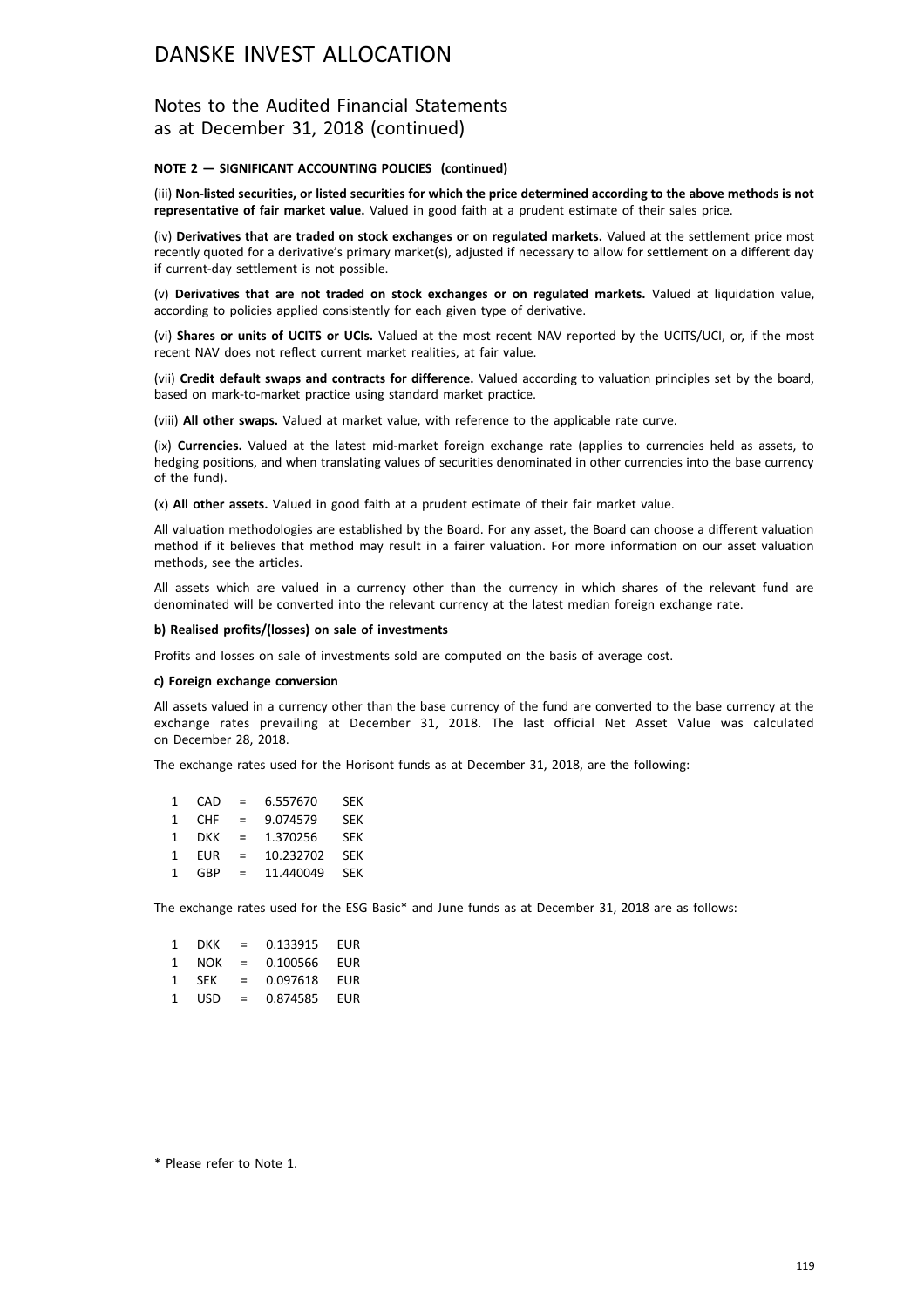# DANSKE INVEST ALLOCATION

## Notes to the Audited Financial Statements as at December 31, 2018 (continued)

**NOTE 2 — SIGNIFICANT ACCOUNTING POLICIES (continued)**

(iii) **Non-listed securities, or listed securities for which the price determined according to the above methods is not representative of fair market value.** Valued in good faith at a prudent estimate of their sales price.

(iv) **Derivatives that are traded on stock exchanges or on regulated markets.** Valued at the settlement price most recently quoted for a derivative's primary market(s), adjusted if necessary to allow for settlement on a different day if current-day settlement is not possible.

(v) **Derivatives that are not traded on stock exchanges or on regulated markets.** Valued at liquidation value, according to policies applied consistently for each given type of derivative.

(vi) **Shares or units of UCITS or UCIs.** Valued at the most recent NAV reported by the UCITS/UCI, or, if the most recent NAV does not reflect current market realities, at fair value.

(vii) **Credit default swaps and contracts for difference.** Valued according to valuation principles set by the board, based on mark-to-market practice using standard market practice.

(viii) **All other swaps.** Valued at market value, with reference to the applicable rate curve.

(ix) **Currencies.** Valued at the latest mid-market foreign exchange rate (applies to currencies held as assets, to hedging positions, and when translating values of securities denominated in other currencies into the base currency of the fund).

(x) **All other assets.** Valued in good faith at a prudent estimate of their fair market value.

All valuation methodologies are established by the Board. For any asset, the Board can choose a different valuation method if it believes that method may result in a fairer valuation. For more information on our asset valuation methods, see the articles.

All assets which are valued in a currency other than the currency in which shares of the relevant fund are denominated will be converted into the relevant currency at the latest median foreign exchange rate.

**b) Realised profits/(losses) on sale of investments**

Profits and losses on sale of investments sold are computed on the basis of average cost.

**c) Foreign exchange conversion**

All assets valued in a currency other than the base currency of the fund are converted to the base currency at the exchange rates prevailing at December 31, 2018. The last official Net Asset Value was calculated on December 28, 2018.

The exchange rates used for the Horisont funds as at December 31, 2018, are the following:

| | | | | |
|---|---|---|---|---|
| 1 | CAD | = | 6.557670 | SEK |
| 1 | CHF | = | 9.074579 | SEK |
| 1 | DKK | = | 1.370256 | SEK |
| 1 | EUR | = | 10.232702 | SEK |
| 1 | GBP | = | 11.440049 | SEK |

The exchange rates used for the ESG Basic* and June funds as at December 31, 2018 are as follows:

| | | | | |
|---|---|---|---|---|
| 1 | DKK | = | 0.133915 | EUR |
| 1 | NOK | = | 0.100566 | EUR |
| 1 | SEK | = | 0.097618 | EUR |
| 1 | USD | = | 0.874585 | EUR |

\* Please refer to Note 1.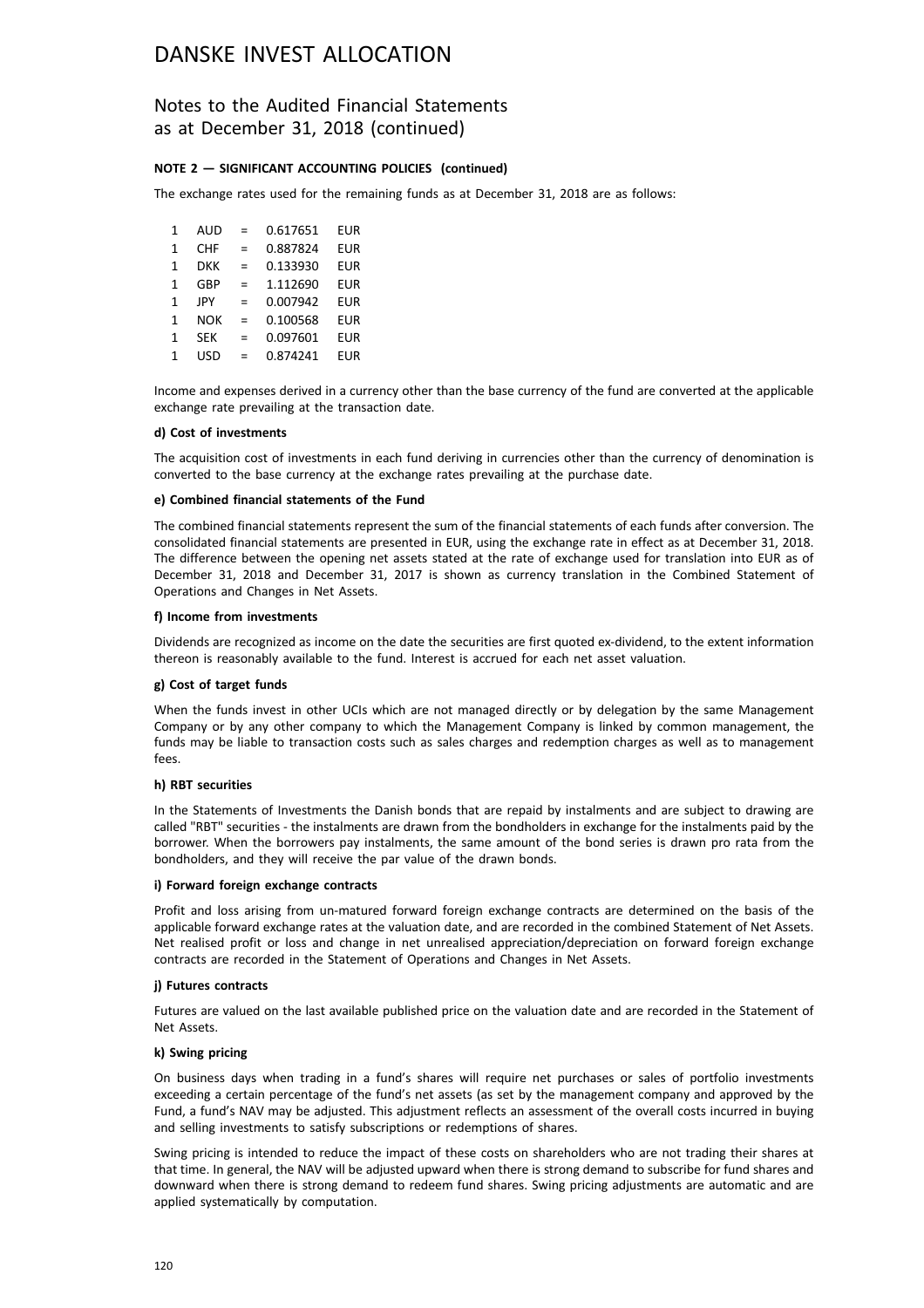# DANSKE INVEST ALLOCATION

## Notes to the Audited Financial Statements as at December 31, 2018 (continued)

**NOTE 2 — SIGNIFICANT ACCOUNTING POLICIES (continued)**

The exchange rates used for the remaining funds as at December 31, 2018 are as follows:

| | | | | |
|---|---|---|---|---|
| 1 | AUD | = | 0.617651 | EUR |
| 1 | CHF | = | 0.887824 | EUR |
| 1 | DKK | = | 0.133930 | EUR |
| 1 | GBP | = | 1.112690 | EUR |
| 1 | JPY | = | 0.007942 | EUR |
| 1 | NOK | = | 0.100568 | EUR |
| 1 | SEK | = | 0.097601 | EUR |
| 1 | USD | = | 0.874241 | EUR |

Income and expenses derived in a currency other than the base currency of the fund are converted at the applicable exchange rate prevailing at the transaction date.

**d) Cost of investments**

The acquisition cost of investments in each fund deriving in currencies other than the currency of denomination is converted to the base currency at the exchange rates prevailing at the purchase date.

**e) Combined financial statements of the Fund**

The combined financial statements represent the sum of the financial statements of each funds after conversion. The consolidated financial statements are presented in EUR, using the exchange rate in effect as at December 31, 2018. The difference between the opening net assets stated at the rate of exchange used for translation into EUR as of December 31, 2018 and December 31, 2017 is shown as currency translation in the Combined Statement of Operations and Changes in Net Assets.

**f) Income from investments**

Dividends are recognized as income on the date the securities are first quoted ex-dividend, to the extent information thereon is reasonably available to the fund. Interest is accrued for each net asset valuation.

**g) Cost of target funds**

When the funds invest in other UCIs which are not managed directly or by delegation by the same Management Company or by any other company to which the Management Company is linked by common management, the funds may be liable to transaction costs such as sales charges and redemption charges as well as to management fees.

**h) RBT securities**

In the Statements of Investments the Danish bonds that are repaid by instalments and are subject to drawing are called "RBT" securities - the instalments are drawn from the bondholders in exchange for the instalments paid by the borrower. When the borrowers pay instalments, the same amount of the bond series is drawn pro rata from the bondholders, and they will receive the par value of the drawn bonds.

**i) Forward foreign exchange contracts**

Profit and loss arising from un-matured forward foreign exchange contracts are determined on the basis of the applicable forward exchange rates at the valuation date, and are recorded in the combined Statement of Net Assets. Net realised profit or loss and change in net unrealised appreciation/depreciation on forward foreign exchange contracts are recorded in the Statement of Operations and Changes in Net Assets.

**j) Futures contracts**

Futures are valued on the last available published price on the valuation date and are recorded in the Statement of Net Assets.

**k) Swing pricing**

On business days when trading in a fund's shares will require net purchases or sales of portfolio investments exceeding a certain percentage of the fund's net assets (as set by the management company and approved by the Fund, a fund's NAV may be adjusted. This adjustment reflects an assessment of the overall costs incurred in buying and selling investments to satisfy subscriptions or redemptions of shares.

Swing pricing is intended to reduce the impact of these costs on shareholders who are not trading their shares at that time. In general, the NAV will be adjusted upward when there is strong demand to subscribe for fund shares and downward when there is strong demand to redeem fund shares. Swing pricing adjustments are automatic and are applied systematically by computation.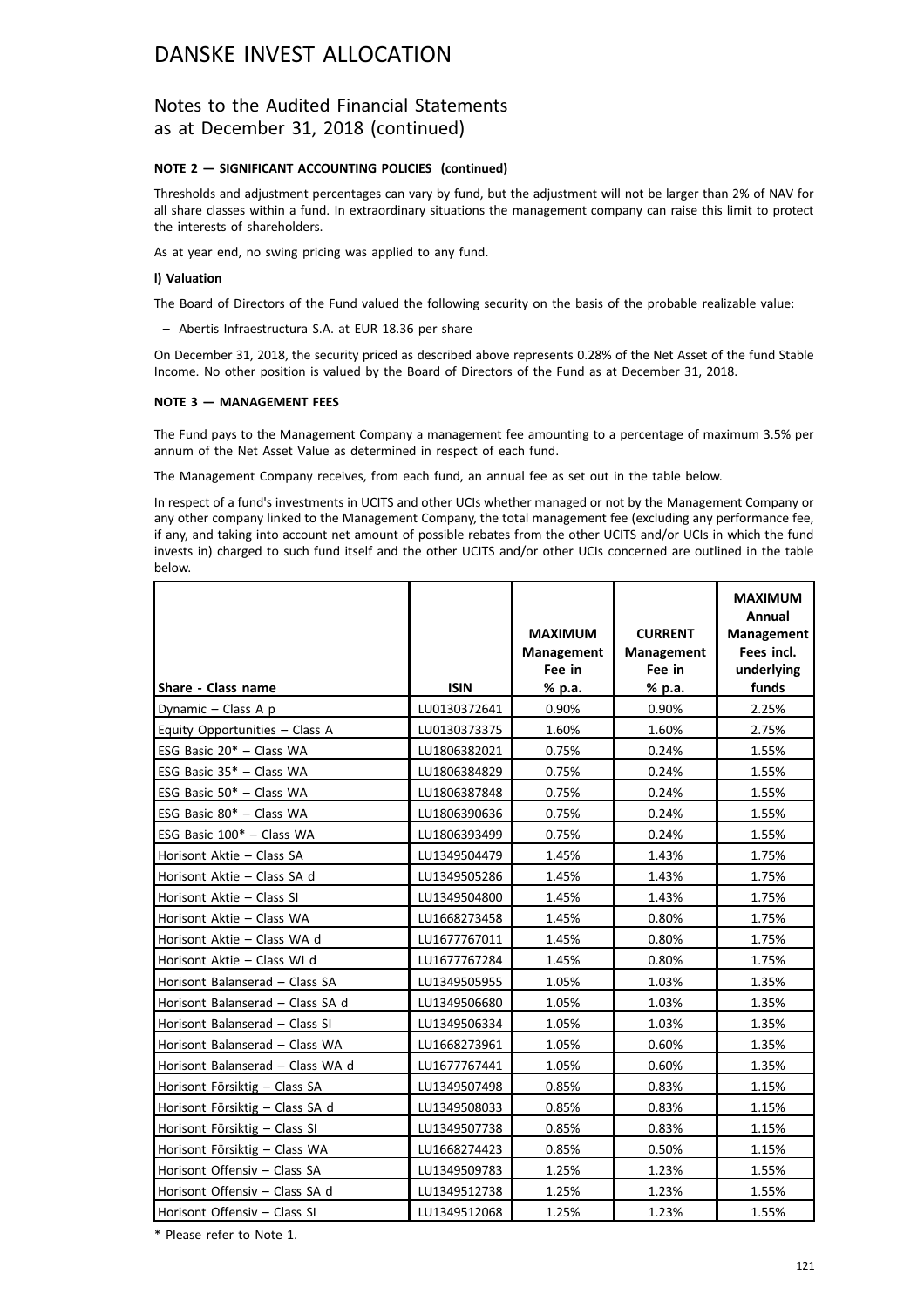# DANSKE INVEST ALLOCATION

## Notes to the Audited Financial Statements as at December 31, 2018 (continued)

### NOTE 2 — SIGNIFICANT ACCOUNTING POLICIES (continued)

Thresholds and adjustment percentages can vary by fund, but the adjustment will not be larger than 2% of NAV for all share classes within a fund. In extraordinary situations the management company can raise this limit to protect the interests of shareholders.

As at year end, no swing pricing was applied to any fund.

**l) Valuation**

The Board of Directors of the Fund valued the following security on the basis of the probable realizable value:

– Abertis Infraestructura S.A. at EUR 18.36 per share

On December 31, 2018, the security priced as described above represents 0.28% of the Net Asset of the fund Stable Income. No other position is valued by the Board of Directors of the Fund as at December 31, 2018.

### NOTE 3 — MANAGEMENT FEES

The Fund pays to the Management Company a management fee amounting to a percentage of maximum 3.5% per annum of the Net Asset Value as determined in respect of each fund.

The Management Company receives, from each fund, an annual fee as set out in the table below.

In respect of a fund's investments in UCITS and other UCIs whether managed or not by the Management Company or any other company linked to the Management Company, the total management fee (excluding any performance fee, if any, and taking into account net amount of possible rebates from the other UCITS and/or UCIs in which the fund invests in) charged to such fund itself and the other UCITS and/or other UCIs concerned are outlined in the table below.

| Share - Class name | ISIN | MAXIMUM Management Fee in % p.a. | CURRENT Management Fee in % p.a. | MAXIMUM Annual Management Fees incl. underlying funds |
|---|---|---|---|---|
| Dynamic – Class A p | LU0130372641 | 0.90% | 0.90% | 2.25% |
| Equity Opportunities – Class A | LU0130373375 | 1.60% | 1.60% | 2.75% |
| ESG Basic 20* – Class WA | LU1806382021 | 0.75% | 0.24% | 1.55% |
| ESG Basic 35* – Class WA | LU1806384829 | 0.75% | 0.24% | 1.55% |
| ESG Basic 50* – Class WA | LU1806387848 | 0.75% | 0.24% | 1.55% |
| ESG Basic 80* – Class WA | LU1806390636 | 0.75% | 0.24% | 1.55% |
| ESG Basic 100* – Class WA | LU1806393499 | 0.75% | 0.24% | 1.55% |
| Horisont Aktie – Class SA | LU1349504479 | 1.45% | 1.43% | 1.75% |
| Horisont Aktie – Class SA d | LU1349505286 | 1.45% | 1.43% | 1.75% |
| Horisont Aktie – Class SI | LU1349504800 | 1.45% | 1.43% | 1.75% |
| Horisont Aktie – Class WA | LU1668273458 | 1.45% | 0.80% | 1.75% |
| Horisont Aktie – Class WA d | LU1677767011 | 1.45% | 0.80% | 1.75% |
| Horisont Aktie – Class WI d | LU1677767284 | 1.45% | 0.80% | 1.75% |
| Horisont Balanserad – Class SA | LU1349505955 | 1.05% | 1.03% | 1.35% |
| Horisont Balanserad – Class SA d | LU1349506680 | 1.05% | 1.03% | 1.35% |
| Horisont Balanserad – Class SI | LU1349506334 | 1.05% | 1.03% | 1.35% |
| Horisont Balanserad – Class WA | LU1668273961 | 1.05% | 0.60% | 1.35% |
| Horisont Balanserad – Class WA d | LU1677767441 | 1.05% | 0.60% | 1.35% |
| Horisont Försiktig – Class SA | LU1349507498 | 0.85% | 0.83% | 1.15% |
| Horisont Försiktig – Class SA d | LU1349508033 | 0.85% | 0.83% | 1.15% |
| Horisont Försiktig – Class SI | LU1349507738 | 0.85% | 0.83% | 1.15% |
| Horisont Försiktig – Class WA | LU1668274423 | 0.85% | 0.50% | 1.15% |
| Horisont Offensiv – Class SA | LU1349509783 | 1.25% | 1.23% | 1.55% |
| Horisont Offensiv – Class SA d | LU1349512738 | 1.25% | 1.23% | 1.55% |
| Horisont Offensiv – Class SI | LU1349512068 | 1.25% | 1.23% | 1.55% |

* Please refer to Note 1.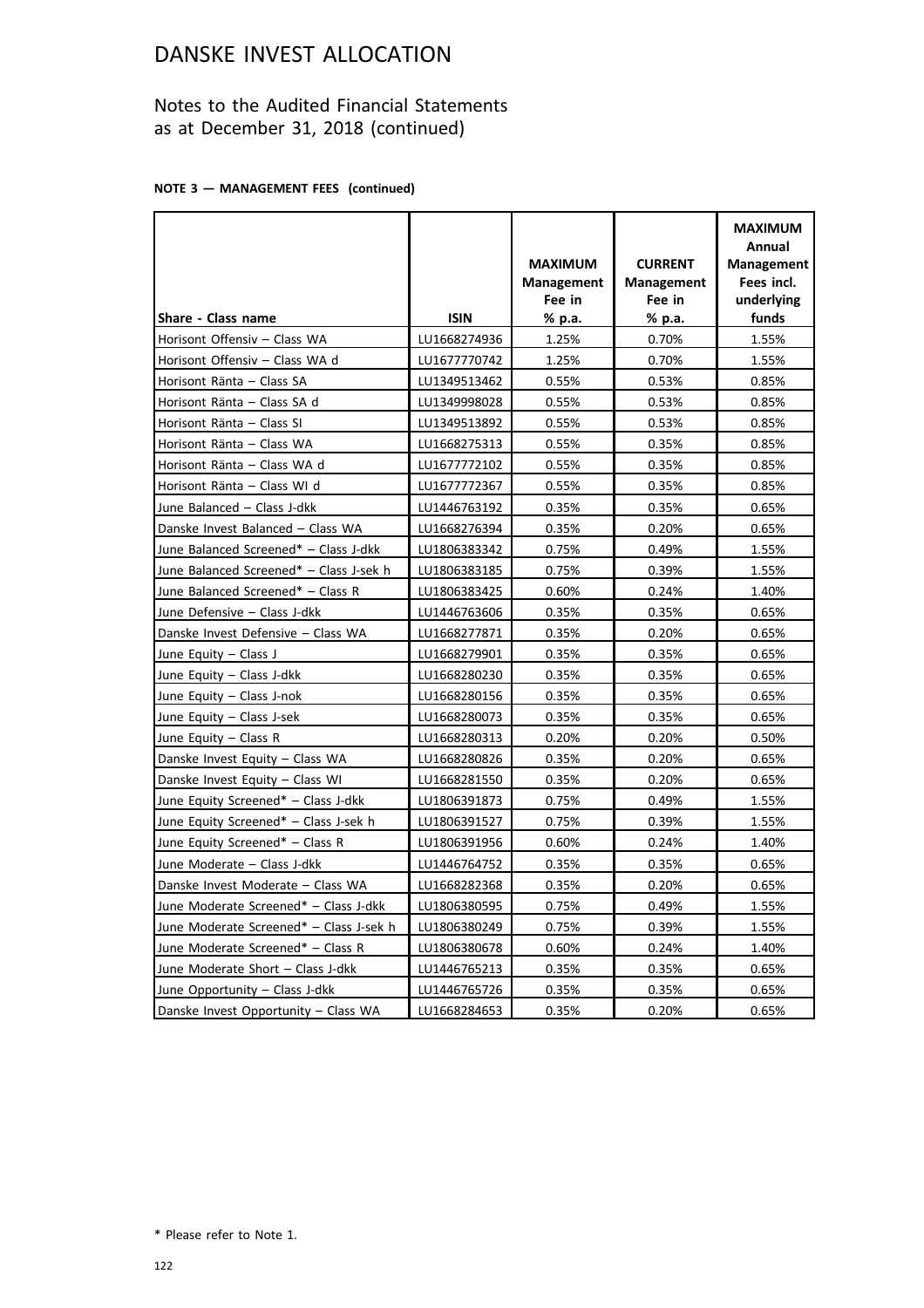# DANSKE INVEST ALLOCATION

## Notes to the Audited Financial Statements as at December 31, 2018 (continued)

**NOTE 3 — MANAGEMENT FEES (continued)**

| Share - Class name | ISIN | MAXIMUM Management Fee in % p.a. | CURRENT Management Fee in % p.a. | MAXIMUM Annual Management Fees incl. underlying funds |
|---|---|---|---|---|
| Horisont Offensiv – Class WA | LU1668274936 | 1.25% | 0.70% | 1.55% |
| Horisont Offensiv – Class WA d | LU1677770742 | 1.25% | 0.70% | 1.55% |
| Horisont Ränta – Class SA | LU1349513462 | 0.55% | 0.53% | 0.85% |
| Horisont Ränta – Class SA d | LU1349998028 | 0.55% | 0.53% | 0.85% |
| Horisont Ränta – Class SI | LU1349513892 | 0.55% | 0.53% | 0.85% |
| Horisont Ränta – Class WA | LU1668275313 | 0.55% | 0.35% | 0.85% |
| Horisont Ränta – Class WA d | LU1677772102 | 0.55% | 0.35% | 0.85% |
| Horisont Ränta – Class WI d | LU1677772367 | 0.55% | 0.35% | 0.85% |
| June Balanced – Class J-dkk | LU1446763192 | 0.35% | 0.35% | 0.65% |
| Danske Invest Balanced – Class WA | LU1668276394 | 0.35% | 0.20% | 0.65% |
| June Balanced Screened* – Class J-dkk | LU1806383342 | 0.75% | 0.49% | 1.55% |
| June Balanced Screened* – Class J-sek h | LU1806383185 | 0.75% | 0.39% | 1.55% |
| June Balanced Screened* – Class R | LU1806383425 | 0.60% | 0.24% | 1.40% |
| June Defensive – Class J-dkk | LU1446763606 | 0.35% | 0.35% | 0.65% |
| Danske Invest Defensive – Class WA | LU1668277871 | 0.35% | 0.20% | 0.65% |
| June Equity – Class J | LU1668279901 | 0.35% | 0.35% | 0.65% |
| June Equity – Class J-dkk | LU1668280230 | 0.35% | 0.35% | 0.65% |
| June Equity – Class J-nok | LU1668280156 | 0.35% | 0.35% | 0.65% |
| June Equity – Class J-sek | LU1668280073 | 0.35% | 0.35% | 0.65% |
| June Equity – Class R | LU1668280313 | 0.20% | 0.20% | 0.50% |
| Danske Invest Equity – Class WA | LU1668280826 | 0.35% | 0.20% | 0.65% |
| Danske Invest Equity – Class WI | LU1668281550 | 0.35% | 0.20% | 0.65% |
| June Equity Screened* – Class J-dkk | LU1806391873 | 0.75% | 0.49% | 1.55% |
| June Equity Screened* – Class J-sek h | LU1806391527 | 0.75% | 0.39% | 1.55% |
| June Equity Screened* – Class R | LU1806391956 | 0.60% | 0.24% | 1.40% |
| June Moderate – Class J-dkk | LU1446764752 | 0.35% | 0.35% | 0.65% |
| Danske Invest Moderate – Class WA | LU1668282368 | 0.35% | 0.20% | 0.65% |
| June Moderate Screened* – Class J-dkk | LU1806380595 | 0.75% | 0.49% | 1.55% |
| June Moderate Screened* – Class J-sek h | LU1806380249 | 0.75% | 0.39% | 1.55% |
| June Moderate Screened* – Class R | LU1806380678 | 0.60% | 0.24% | 1.40% |
| June Moderate Short – Class J-dkk | LU1446765213 | 0.35% | 0.35% | 0.65% |
| June Opportunity – Class J-dkk | LU1446765726 | 0.35% | 0.35% | 0.65% |
| Danske Invest Opportunity – Class WA | LU1668284653 | 0.35% | 0.20% | 0.65% |

\* Please refer to Note 1.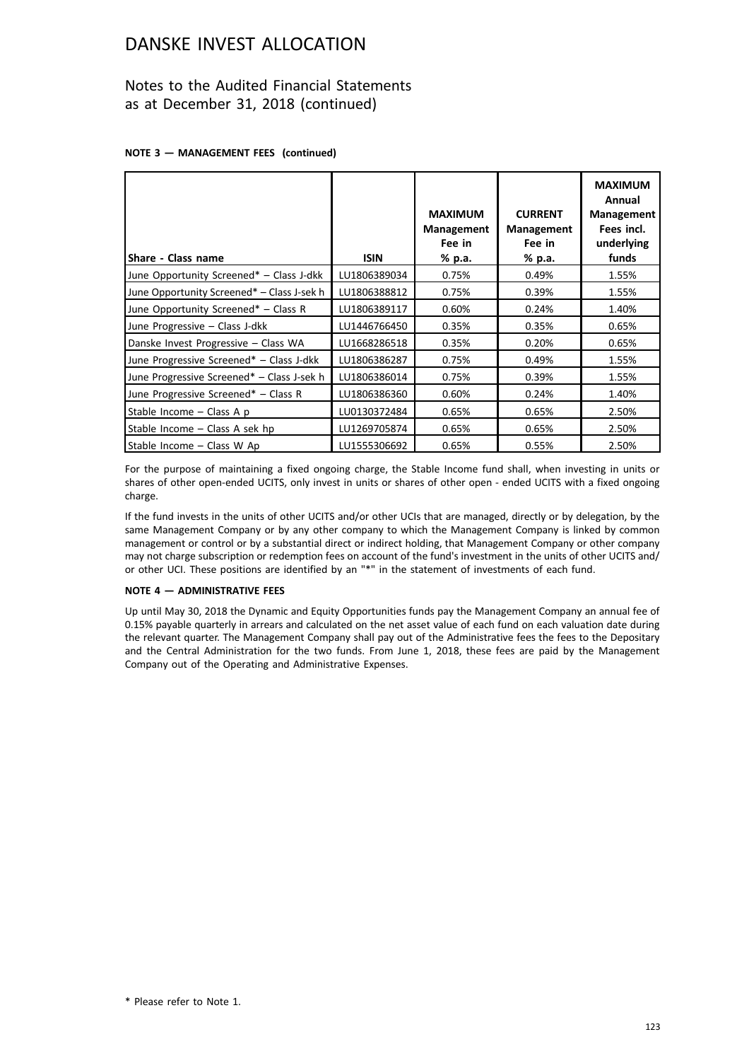# DANSKE INVEST ALLOCATION

## Notes to the Audited Financial Statements as at December 31, 2018 (continued)

**NOTE 3 — MANAGEMENT FEES (continued)**

| Share - Class name | ISIN | MAXIMUM Management Fee in % p.a. | CURRENT Management Fee in % p.a. | MAXIMUM Annual Management Fees incl. underlying funds |
|---|---|---|---|---|
| June Opportunity Screened* – Class J-dkk | LU1806389034 | 0.75% | 0.49% | 1.55% |
| June Opportunity Screened* – Class J-sek h | LU1806388812 | 0.75% | 0.39% | 1.55% |
| June Opportunity Screened* – Class R | LU1806389117 | 0.60% | 0.24% | 1.40% |
| June Progressive – Class J-dkk | LU1446766450 | 0.35% | 0.35% | 0.65% |
| Danske Invest Progressive – Class WA | LU1668286518 | 0.35% | 0.20% | 0.65% |
| June Progressive Screened* – Class J-dkk | LU1806386287 | 0.75% | 0.49% | 1.55% |
| June Progressive Screened* – Class J-sek h | LU1806386014 | 0.75% | 0.39% | 1.55% |
| June Progressive Screened* – Class R | LU1806386360 | 0.60% | 0.24% | 1.40% |
| Stable Income – Class A p | LU0130372484 | 0.65% | 0.65% | 2.50% |
| Stable Income – Class A sek hp | LU1269705874 | 0.65% | 0.65% | 2.50% |
| Stable Income – Class W Ap | LU1555306692 | 0.65% | 0.55% | 2.50% |

For the purpose of maintaining a fixed ongoing charge, the Stable Income fund shall, when investing in units or shares of other open-ended UCITS, only invest in units or shares of other open - ended UCITS with a fixed ongoing charge.

If the fund invests in the units of other UCITS and/or other UCIs that are managed, directly or by delegation, by the same Management Company or by any other company to which the Management Company is linked by common management or control or by a substantial direct or indirect holding, that Management Company or other company may not charge subscription or redemption fees on account of the fund's investment in the units of other UCITS and/or other UCI. These positions are identified by an "*" in the statement of investments of each fund.

**NOTE 4 — ADMINISTRATIVE FEES**

Up until May 30, 2018 the Dynamic and Equity Opportunities funds pay the Management Company an annual fee of 0.15% payable quarterly in arrears and calculated on the net asset value of each fund on each valuation date during the relevant quarter. The Management Company shall pay out of the Administrative fees the fees to the Depositary and the Central Administration for the two funds. From June 1, 2018, these fees are paid by the Management Company out of the Operating and Administrative Expenses.

* Please refer to Note 1.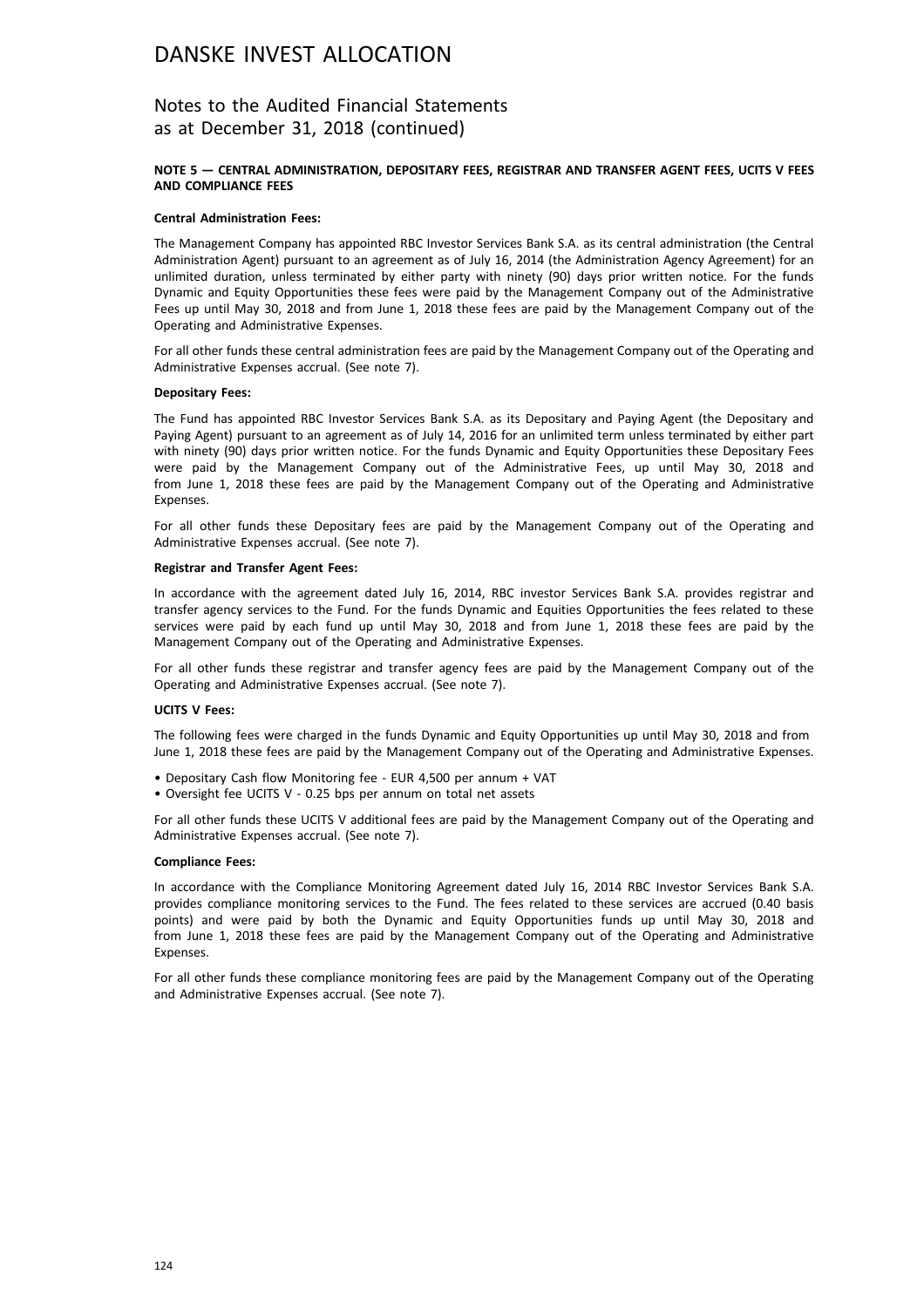## NOTE 5 — CENTRAL ADMINISTRATION, DEPOSITARY FEES, REGISTRAR AND TRANSFER AGENT FEES, UCITS V FEES AND COMPLIANCE FEES

**Central Administration Fees:**

The Management Company has appointed RBC Investor Services Bank S.A. as its central administration (the Central Administration Agent) pursuant to an agreement as of July 16, 2014 (the Administration Agency Agreement) for an unlimited duration, unless terminated by either party with ninety (90) days prior written notice. For the funds Dynamic and Equity Opportunities these fees were paid by the Management Company out of the Administrative Fees up until May 30, 2018 and from June 1, 2018 these fees are paid by the Management Company out of the Operating and Administrative Expenses.

For all other funds these central administration fees are paid by the Management Company out of the Operating and Administrative Expenses accrual. (See note 7).

**Depositary Fees:**

The Fund has appointed RBC Investor Services Bank S.A. as its Depositary and Paying Agent (the Depositary and Paying Agent) pursuant to an agreement as of July 14, 2016 for an unlimited term unless terminated by either part with ninety (90) days prior written notice. For the funds Dynamic and Equity Opportunities these Depositary Fees were paid by the Management Company out of the Administrative Fees, up until May 30, 2018 and from June 1, 2018 these fees are paid by the Management Company out of the Operating and Administrative Expenses.

For all other funds these Depositary fees are paid by the Management Company out of the Operating and Administrative Expenses accrual. (See note 7).

**Registrar and Transfer Agent Fees:**

In accordance with the agreement dated July 16, 2014, RBC investor Services Bank S.A. provides registrar and transfer agency services to the Fund. For the funds Dynamic and Equities Opportunities the fees related to these services were paid by each fund up until May 30, 2018 and from June 1, 2018 these fees are paid by the Management Company out of the Operating and Administrative Expenses.

For all other funds these registrar and transfer agency fees are paid by the Management Company out of the Operating and Administrative Expenses accrual. (See note 7).

**UCITS V Fees:**

The following fees were charged in the funds Dynamic and Equity Opportunities up until May 30, 2018 and from June 1, 2018 these fees are paid by the Management Company out of the Operating and Administrative Expenses.

- Depositary Cash flow Monitoring fee - EUR 4,500 per annum + VAT
- Oversight fee UCITS V - 0.25 bps per annum on total net assets

For all other funds these UCITS V additional fees are paid by the Management Company out of the Operating and Administrative Expenses accrual. (See note 7).

**Compliance Fees:**

In accordance with the Compliance Monitoring Agreement dated July 16, 2014 RBC Investor Services Bank S.A. provides compliance monitoring services to the Fund. The fees related to these services are accrued (0.40 basis points) and were paid by both the Dynamic and Equity Opportunities funds up until May 30, 2018 and from June 1, 2018 these fees are paid by the Management Company out of the Operating and Administrative Expenses.

For all other funds these compliance monitoring fees are paid by the Management Company out of the Operating and Administrative Expenses accrual. (See note 7).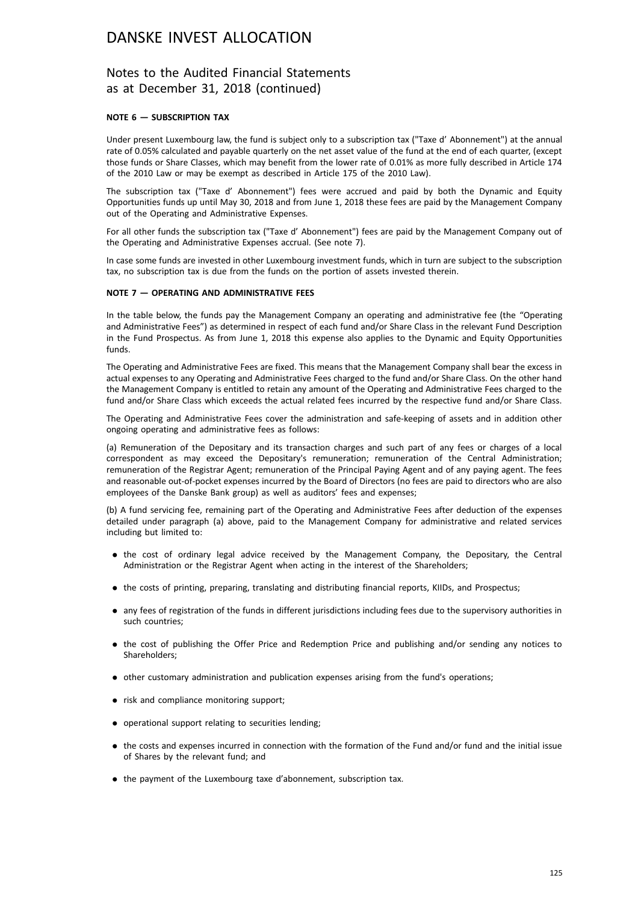# DANSKE INVEST ALLOCATION

## Notes to the Audited Financial Statements as at December 31, 2018 (continued)

### NOTE 6 — SUBSCRIPTION TAX

Under present Luxembourg law, the fund is subject only to a subscription tax ("Taxe d' Abonnement") at the annual rate of 0.05% calculated and payable quarterly on the net asset value of the fund at the end of each quarter, (except those funds or Share Classes, which may benefit from the lower rate of 0.01% as more fully described in Article 174 of the 2010 Law or may be exempt as described in Article 175 of the 2010 Law).

The subscription tax ("Taxe d' Abonnement") fees were accrued and paid by both the Dynamic and Equity Opportunities funds up until May 30, 2018 and from June 1, 2018 these fees are paid by the Management Company out of the Operating and Administrative Expenses.

For all other funds the subscription tax ("Taxe d' Abonnement") fees are paid by the Management Company out of the Operating and Administrative Expenses accrual. (See note 7).

In case some funds are invested in other Luxembourg investment funds, which in turn are subject to the subscription tax, no subscription tax is due from the funds on the portion of assets invested therein.

### NOTE 7 — OPERATING AND ADMINISTRATIVE FEES

In the table below, the funds pay the Management Company an operating and administrative fee (the "Operating and Administrative Fees") as determined in respect of each fund and/or Share Class in the relevant Fund Description in the Fund Prospectus. As from June 1, 2018 this expense also applies to the Dynamic and Equity Opportunities funds.

The Operating and Administrative Fees are fixed. This means that the Management Company shall bear the excess in actual expenses to any Operating and Administrative Fees charged to the fund and/or Share Class. On the other hand the Management Company is entitled to retain any amount of the Operating and Administrative Fees charged to the fund and/or Share Class which exceeds the actual related fees incurred by the respective fund and/or Share Class.

The Operating and Administrative Fees cover the administration and safe-keeping of assets and in addition other ongoing operating and administrative fees as follows:

(a) Remuneration of the Depositary and its transaction charges and such part of any fees or charges of a local correspondent as may exceed the Depositary's remuneration; remuneration of the Central Administration; remuneration of the Registrar Agent; remuneration of the Principal Paying Agent and of any paying agent. The fees and reasonable out-of-pocket expenses incurred by the Board of Directors (no fees are paid to directors who are also employees of the Danske Bank group) as well as auditors' fees and expenses;

(b) A fund servicing fee, remaining part of the Operating and Administrative Fees after deduction of the expenses detailed under paragraph (a) above, paid to the Management Company for administrative and related services including but limited to:

- the cost of ordinary legal advice received by the Management Company, the Depositary, the Central Administration or the Registrar Agent when acting in the interest of the Shareholders;
- the costs of printing, preparing, translating and distributing financial reports, KIIDs, and Prospectus;
- any fees of registration of the funds in different jurisdictions including fees due to the supervisory authorities in such countries;
- the cost of publishing the Offer Price and Redemption Price and publishing and/or sending any notices to Shareholders;
- other customary administration and publication expenses arising from the fund's operations;
- risk and compliance monitoring support;
- operational support relating to securities lending;
- the costs and expenses incurred in connection with the formation of the Fund and/or fund and the initial issue of Shares by the relevant fund; and
- the payment of the Luxembourg taxe d'abonnement, subscription tax.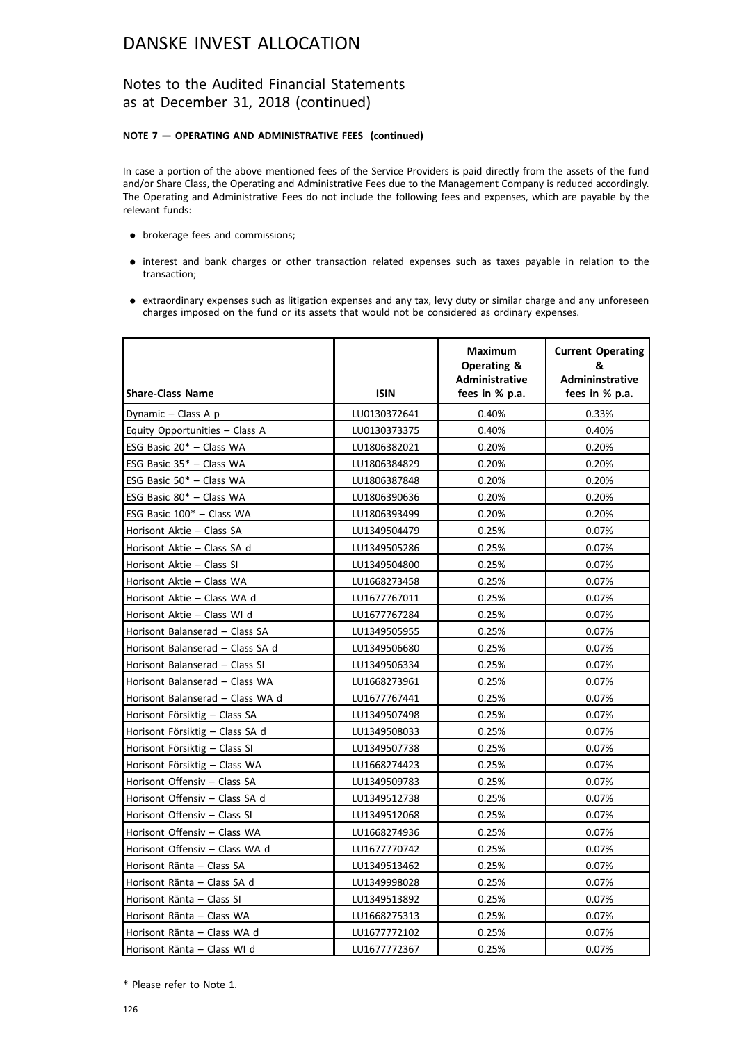# DANSKE INVEST ALLOCATION

## Notes to the Audited Financial Statements as at December 31, 2018 (continued)

### NOTE 7 — OPERATING AND ADMINISTRATIVE FEES (continued)

In case a portion of the above mentioned fees of the Service Providers is paid directly from the assets of the fund and/or Share Class, the Operating and Administrative Fees due to the Management Company is reduced accordingly. The Operating and Administrative Fees do not include the following fees and expenses, which are payable by the relevant funds:

- brokerage fees and commissions;
- interest and bank charges or other transaction related expenses such as taxes payable in relation to the transaction;
- extraordinary expenses such as litigation expenses and any tax, levy duty or similar charge and any unforeseen charges imposed on the fund or its assets that would not be considered as ordinary expenses.

| Share-Class Name | ISIN | Maximum Operating & Administrative fees in % p.a. | Current Operating & Admininstrative fees in % p.a. |
|---|---|---|---|
| Dynamic – Class A p | LU0130372641 | 0.40% | 0.33% |
| Equity Opportunities – Class A | LU0130373375 | 0.40% | 0.40% |
| ESG Basic 20* – Class WA | LU1806382021 | 0.20% | 0.20% |
| ESG Basic 35* – Class WA | LU1806384829 | 0.20% | 0.20% |
| ESG Basic 50* – Class WA | LU1806387848 | 0.20% | 0.20% |
| ESG Basic 80* – Class WA | LU1806390636 | 0.20% | 0.20% |
| ESG Basic 100* – Class WA | LU1806393499 | 0.20% | 0.20% |
| Horisont Aktie – Class SA | LU1349504479 | 0.25% | 0.07% |
| Horisont Aktie – Class SA d | LU1349505286 | 0.25% | 0.07% |
| Horisont Aktie – Class SI | LU1349504800 | 0.25% | 0.07% |
| Horisont Aktie – Class WA | LU1668273458 | 0.25% | 0.07% |
| Horisont Aktie – Class WA d | LU1677767011 | 0.25% | 0.07% |
| Horisont Aktie – Class WI d | LU1677767284 | 0.25% | 0.07% |
| Horisont Balanserad – Class SA | LU1349505955 | 0.25% | 0.07% |
| Horisont Balanserad – Class SA d | LU1349506680 | 0.25% | 0.07% |
| Horisont Balanserad – Class SI | LU1349506334 | 0.25% | 0.07% |
| Horisont Balanserad – Class WA | LU1668273961 | 0.25% | 0.07% |
| Horisont Balanserad – Class WA d | LU1677767441 | 0.25% | 0.07% |
| Horisont Försiktig – Class SA | LU1349507498 | 0.25% | 0.07% |
| Horisont Försiktig – Class SA d | LU1349508033 | 0.25% | 0.07% |
| Horisont Försiktig – Class SI | LU1349507738 | 0.25% | 0.07% |
| Horisont Försiktig – Class WA | LU1668274423 | 0.25% | 0.07% |
| Horisont Offensiv – Class SA | LU1349509783 | 0.25% | 0.07% |
| Horisont Offensiv – Class SA d | LU1349512738 | 0.25% | 0.07% |
| Horisont Offensiv – Class SI | LU1349512068 | 0.25% | 0.07% |
| Horisont Offensiv – Class WA | LU1668274936 | 0.25% | 0.07% |
| Horisont Offensiv – Class WA d | LU1677770742 | 0.25% | 0.07% |
| Horisont Ränta – Class SA | LU1349513462 | 0.25% | 0.07% |
| Horisont Ränta – Class SA d | LU1349998028 | 0.25% | 0.07% |
| Horisont Ränta – Class SI | LU1349513892 | 0.25% | 0.07% |
| Horisont Ränta – Class WA | LU1668275313 | 0.25% | 0.07% |
| Horisont Ränta – Class WA d | LU1677772102 | 0.25% | 0.07% |
| Horisont Ränta – Class WI d | LU1677772367 | 0.25% | 0.07% |

* Please refer to Note 1.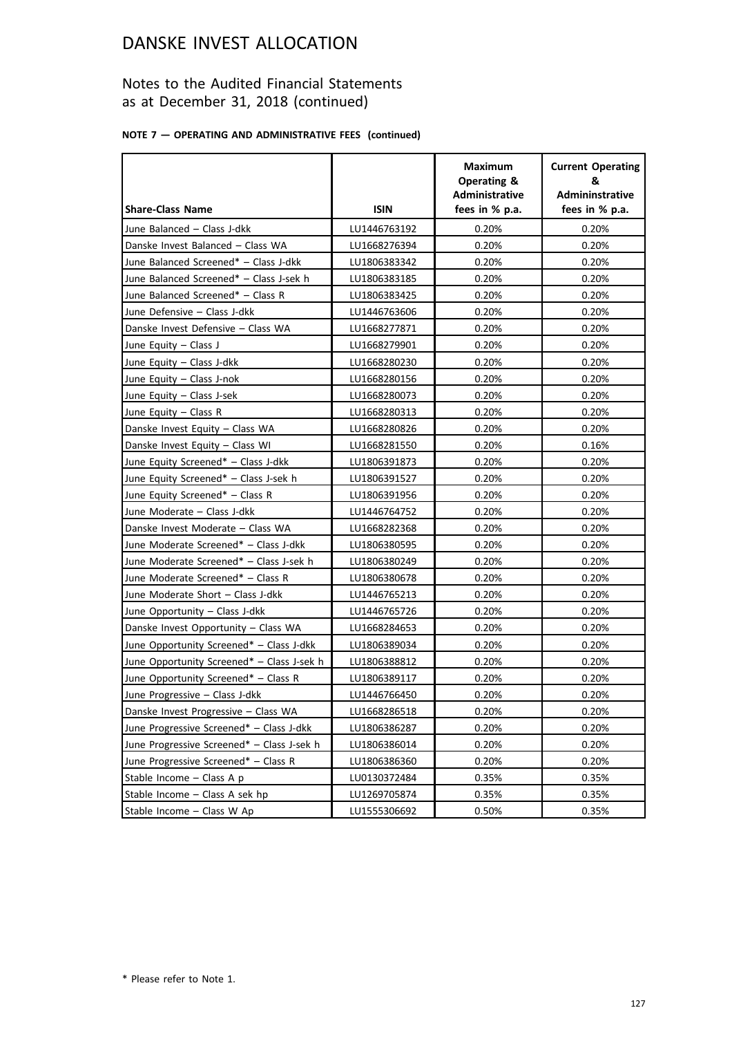# DANSKE INVEST ALLOCATION

## Notes to the Audited Financial Statements as at December 31, 2018 (continued)

**NOTE 7 — OPERATING AND ADMINISTRATIVE FEES (continued)**

| Share-Class Name | ISIN | Maximum Operating & Administrative fees in % p.a. | Current Operating & Admininstrative fees in % p.a. |
|---|---|---|---|
| June Balanced – Class J-dkk | LU1446763192 | 0.20% | 0.20% |
| Danske Invest Balanced – Class WA | LU1668276394 | 0.20% | 0.20% |
| June Balanced Screened* – Class J-dkk | LU1806383342 | 0.20% | 0.20% |
| June Balanced Screened* – Class J-sek h | LU1806383185 | 0.20% | 0.20% |
| June Balanced Screened* – Class R | LU1806383425 | 0.20% | 0.20% |
| June Defensive – Class J-dkk | LU1446763606 | 0.20% | 0.20% |
| Danske Invest Defensive – Class WA | LU1668277871 | 0.20% | 0.20% |
| June Equity – Class J | LU1668279901 | 0.20% | 0.20% |
| June Equity – Class J-dkk | LU1668280230 | 0.20% | 0.20% |
| June Equity – Class J-nok | LU1668280156 | 0.20% | 0.20% |
| June Equity – Class J-sek | LU1668280073 | 0.20% | 0.20% |
| June Equity – Class R | LU1668280313 | 0.20% | 0.20% |
| Danske Invest Equity – Class WA | LU1668280826 | 0.20% | 0.20% |
| Danske Invest Equity – Class WI | LU1668281550 | 0.20% | 0.16% |
| June Equity Screened* – Class J-dkk | LU1806391873 | 0.20% | 0.20% |
| June Equity Screened* – Class J-sek h | LU1806391527 | 0.20% | 0.20% |
| June Equity Screened* – Class R | LU1806391956 | 0.20% | 0.20% |
| June Moderate – Class J-dkk | LU1446764752 | 0.20% | 0.20% |
| Danske Invest Moderate – Class WA | LU1668282368 | 0.20% | 0.20% |
| June Moderate Screened* – Class J-dkk | LU1806380595 | 0.20% | 0.20% |
| June Moderate Screened* – Class J-sek h | LU1806380249 | 0.20% | 0.20% |
| June Moderate Screened* – Class R | LU1806380678 | 0.20% | 0.20% |
| June Moderate Short – Class J-dkk | LU1446765213 | 0.20% | 0.20% |
| June Opportunity – Class J-dkk | LU1446765726 | 0.20% | 0.20% |
| Danske Invest Opportunity – Class WA | LU1668284653 | 0.20% | 0.20% |
| June Opportunity Screened* – Class J-dkk | LU1806389034 | 0.20% | 0.20% |
| June Opportunity Screened* – Class J-sek h | LU1806388812 | 0.20% | 0.20% |
| June Opportunity Screened* – Class R | LU1806389117 | 0.20% | 0.20% |
| June Progressive – Class J-dkk | LU1446766450 | 0.20% | 0.20% |
| Danske Invest Progressive – Class WA | LU1668286518 | 0.20% | 0.20% |
| June Progressive Screened* – Class J-dkk | LU1806386287 | 0.20% | 0.20% |
| June Progressive Screened* – Class J-sek h | LU1806386014 | 0.20% | 0.20% |
| June Progressive Screened* – Class R | LU1806386360 | 0.20% | 0.20% |
| Stable Income – Class A p | LU0130372484 | 0.35% | 0.35% |
| Stable Income – Class A sek hp | LU1269705874 | 0.35% | 0.35% |
| Stable Income – Class W Ap | LU1555306692 | 0.50% | 0.35% |

\* Please refer to Note 1.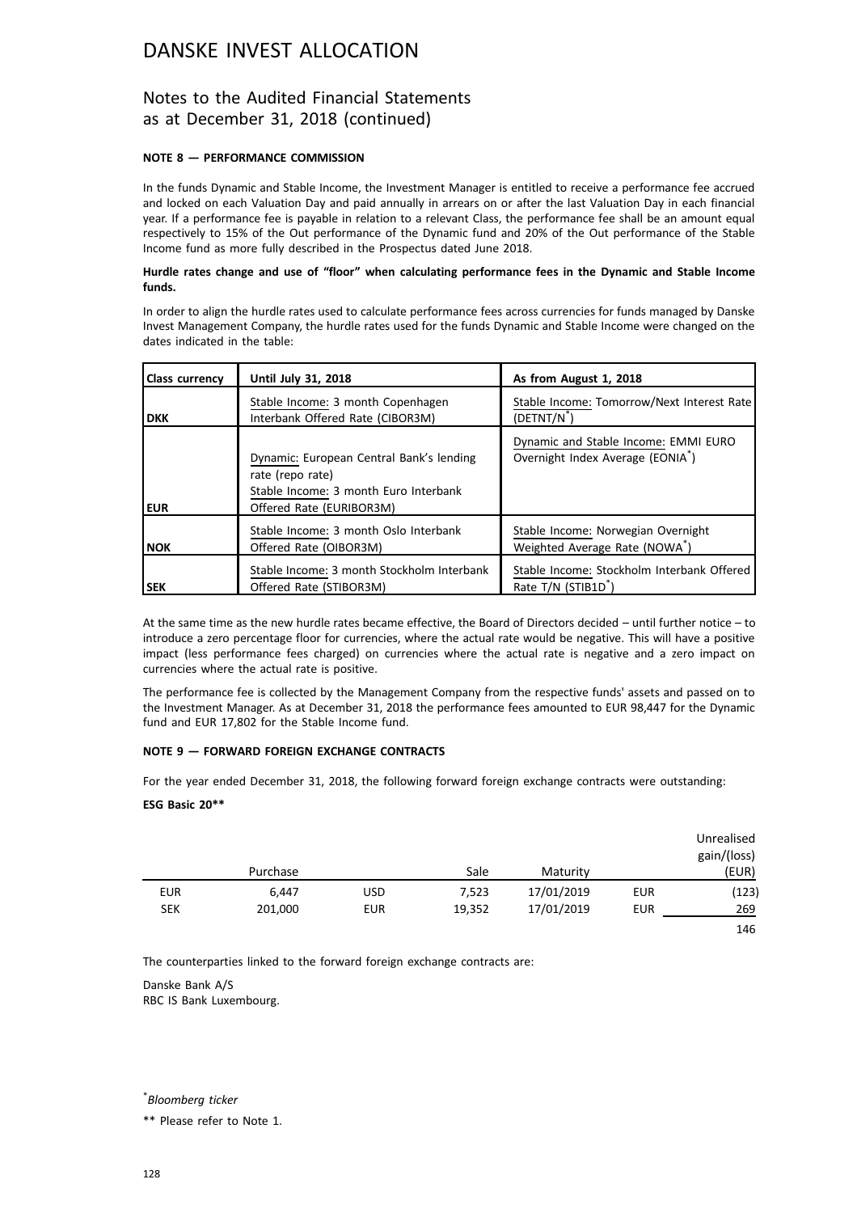# DANSKE INVEST ALLOCATION

## Notes to the Audited Financial Statements as at December 31, 2018 (continued)

**NOTE 8 — PERFORMANCE COMMISSION**

In the funds Dynamic and Stable Income, the Investment Manager is entitled to receive a performance fee accrued and locked on each Valuation Day and paid annually in arrears on or after the last Valuation Day in each financial year. If a performance fee is payable in relation to a relevant Class, the performance fee shall be an amount equal respectively to 15% of the Out performance of the Dynamic fund and 20% of the Out performance of the Stable Income fund as more fully described in the Prospectus dated June 2018.

**Hurdle rates change and use of "floor" when calculating performance fees in the Dynamic and Stable Income funds.**

In order to align the hurdle rates used to calculate performance fees across currencies for funds managed by Danske Invest Management Company, the hurdle rates used for the funds Dynamic and Stable Income were changed on the dates indicated in the table:

| Class currency | Until July 31, 2018 | As from August 1, 2018 |
|---|---|---|
| DKK | Stable Income: 3 month Copenhagen Interbank Offered Rate (CIBOR3M) | Stable Income: Tomorrow/Next Interest Rate (DETNT/N*) |
| EUR | Dynamic: European Central Bank's lending rate (repo rate)<br>Stable Income: 3 month Euro Interbank Offered Rate (EURIBOR3M) | Dynamic and Stable Income: EMMI EURO Overnight Index Average (EONIA*) |
| NOK | Stable Income: 3 month Oslo Interbank Offered Rate (OIBOR3M) | Stable Income: Norwegian Overnight Weighted Average Rate (NOWA*) |
| SEK | Stable Income: 3 month Stockholm Interbank Offered Rate (STIBOR3M) | Stable Income: Stockholm Interbank Offered Rate T/N (STIB1D*) |

At the same time as the new hurdle rates became effective, the Board of Directors decided – until further notice – to introduce a zero percentage floor for currencies, where the actual rate would be negative. This will have a positive impact (less performance fees charged) on currencies where the actual rate is negative and a zero impact on currencies where the actual rate is positive.

The performance fee is collected by the Management Company from the respective funds' assets and passed on to the Investment Manager. As at December 31, 2018 the performance fees amounted to EUR 98,447 for the Dynamic fund and EUR 17,802 for the Stable Income fund.

**NOTE 9 — FORWARD FOREIGN EXCHANGE CONTRACTS**

For the year ended December 31, 2018, the following forward foreign exchange contracts were outstanding:

**ESG Basic 20****

| | Purchase | | Sale | Maturity | | Unrealised gain/(loss) (EUR) |
|---|---|---|---|---|---|---|
| EUR | 6,447 | USD | 7,523 | 17/01/2019 | EUR | (123) |
| SEK | 201,000 | EUR | 19,352 | 17/01/2019 | EUR | 269 |
| | | | | | | 146 |

The counterparties linked to the forward foreign exchange contracts are:

Danske Bank A/S
RBC IS Bank Luxembourg.

*\*Bloomberg ticker*

** Please refer to Note 1.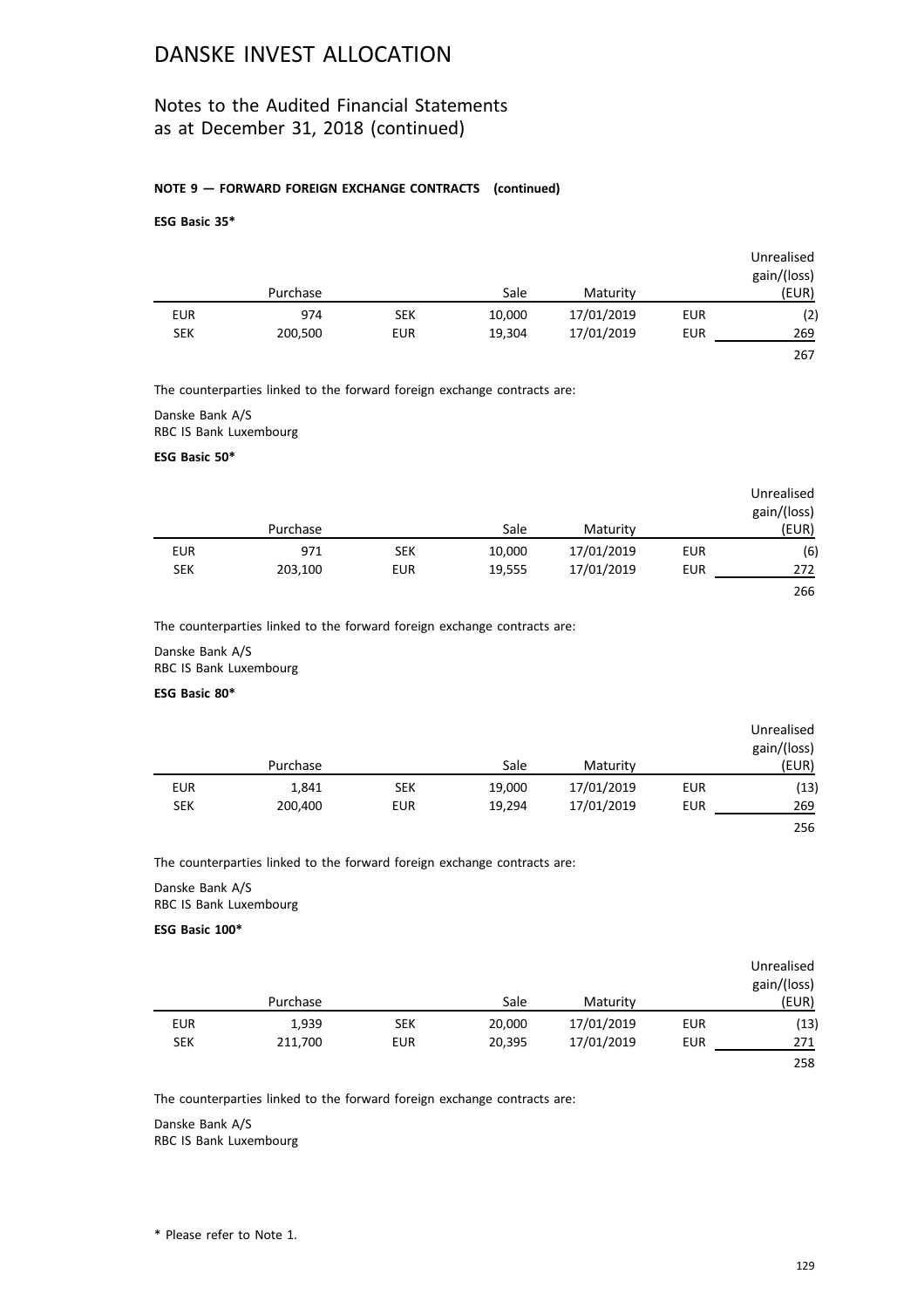# DANSKE INVEST ALLOCATION

## Notes to the Audited Financial Statements as at December 31, 2018 (continued)

**NOTE 9 — FORWARD FOREIGN EXCHANGE CONTRACTS (continued)**

**ESG Basic 35***

| | Purchase | | Sale | Maturity | | Unrealised gain/(loss) (EUR) |
|---|---|---|---|---|---|---|
| EUR | 974 | SEK | 10,000 | 17/01/2019 | EUR | (2) |
| SEK | 200,500 | EUR | 19,304 | 17/01/2019 | EUR | 269 |
| | | | | | | 267 |

The counterparties linked to the forward foreign exchange contracts are:

Danske Bank A/S
RBC IS Bank Luxembourg

**ESG Basic 50***

| | Purchase | | Sale | Maturity | | Unrealised gain/(loss) (EUR) |
|---|---|---|---|---|---|---|
| EUR | 971 | SEK | 10,000 | 17/01/2019 | EUR | (6) |
| SEK | 203,100 | EUR | 19,555 | 17/01/2019 | EUR | 272 |
| | | | | | | 266 |

The counterparties linked to the forward foreign exchange contracts are:

Danske Bank A/S
RBC IS Bank Luxembourg

**ESG Basic 80***

| | Purchase | | Sale | Maturity | | Unrealised gain/(loss) (EUR) |
|---|---|---|---|---|---|---|
| EUR | 1,841 | SEK | 19,000 | 17/01/2019 | EUR | (13) |
| SEK | 200,400 | EUR | 19,294 | 17/01/2019 | EUR | 269 |
| | | | | | | 256 |

The counterparties linked to the forward foreign exchange contracts are:

Danske Bank A/S
RBC IS Bank Luxembourg

**ESG Basic 100***

| | Purchase | | Sale | Maturity | | Unrealised gain/(loss) (EUR) |
|---|---|---|---|---|---|---|
| EUR | 1,939 | SEK | 20,000 | 17/01/2019 | EUR | (13) |
| SEK | 211,700 | EUR | 20,395 | 17/01/2019 | EUR | 271 |
| | | | | | | 258 |

The counterparties linked to the forward foreign exchange contracts are:

Danske Bank A/S
RBC IS Bank Luxembourg

* Please refer to Note 1.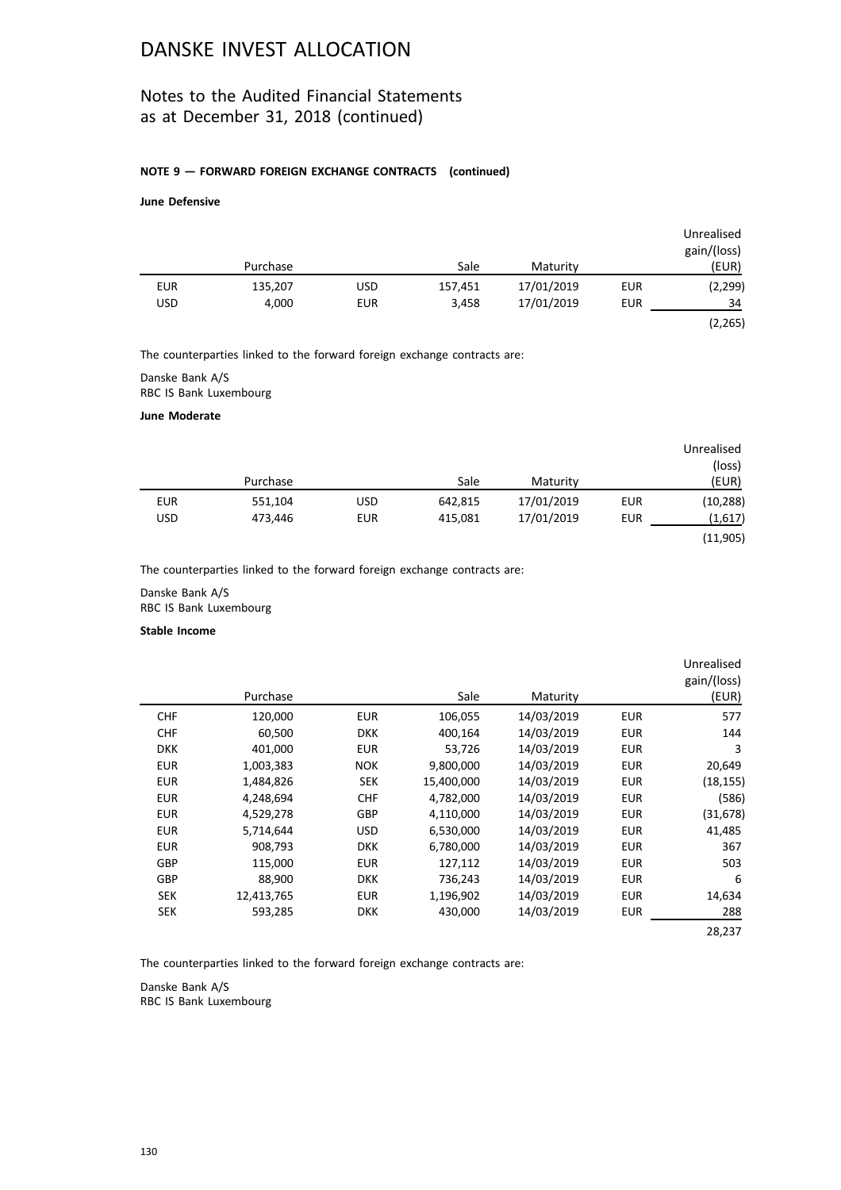# DANSKE INVEST ALLOCATION

## Notes to the Audited Financial Statements as at December 31, 2018 (continued)

**NOTE 9 — FORWARD FOREIGN EXCHANGE CONTRACTS (continued)**

**June Defensive**

| | Purchase | | Sale | Maturity | | Unrealised gain/(loss) (EUR) |
|---|---|---|---|---|---|---|
| EUR | 135,207 | USD | 157,451 | 17/01/2019 | EUR | (2,299) |
| USD | 4,000 | EUR | 3,458 | 17/01/2019 | EUR | 34 |
| | | | | | | (2,265) |

The counterparties linked to the forward foreign exchange contracts are:

Danske Bank A/S
RBC IS Bank Luxembourg

**June Moderate**

| | Purchase | | Sale | Maturity | | Unrealised (loss) (EUR) |
|---|---|---|---|---|---|---|
| EUR | 551,104 | USD | 642,815 | 17/01/2019 | EUR | (10,288) |
| USD | 473,446 | EUR | 415,081 | 17/01/2019 | EUR | (1,617) |
| | | | | | | (11,905) |

The counterparties linked to the forward foreign exchange contracts are:

Danske Bank A/S
RBC IS Bank Luxembourg

**Stable Income**

| | Purchase | | Sale | Maturity | | Unrealised gain/(loss) (EUR) |
|---|---|---|---|---|---|---|
| CHF | 120,000 | EUR | 106,055 | 14/03/2019 | EUR | 577 |
| CHF | 60,500 | DKK | 400,164 | 14/03/2019 | EUR | 144 |
| DKK | 401,000 | EUR | 53,726 | 14/03/2019 | EUR | 3 |
| EUR | 1,003,383 | NOK | 9,800,000 | 14/03/2019 | EUR | 20,649 |
| EUR | 1,484,826 | SEK | 15,400,000 | 14/03/2019 | EUR | (18,155) |
| EUR | 4,248,694 | CHF | 4,782,000 | 14/03/2019 | EUR | (586) |
| EUR | 4,529,278 | GBP | 4,110,000 | 14/03/2019 | EUR | (31,678) |
| EUR | 5,714,644 | USD | 6,530,000 | 14/03/2019 | EUR | 41,485 |
| EUR | 908,793 | DKK | 6,780,000 | 14/03/2019 | EUR | 367 |
| GBP | 115,000 | EUR | 127,112 | 14/03/2019 | EUR | 503 |
| GBP | 88,900 | DKK | 736,243 | 14/03/2019 | EUR | 6 |
| SEK | 12,413,765 | EUR | 1,196,902 | 14/03/2019 | EUR | 14,634 |
| SEK | 593,285 | DKK | 430,000 | 14/03/2019 | EUR | 288 |
| | | | | | | 28,237 |

The counterparties linked to the forward foreign exchange contracts are:

Danske Bank A/S
RBC IS Bank Luxembourg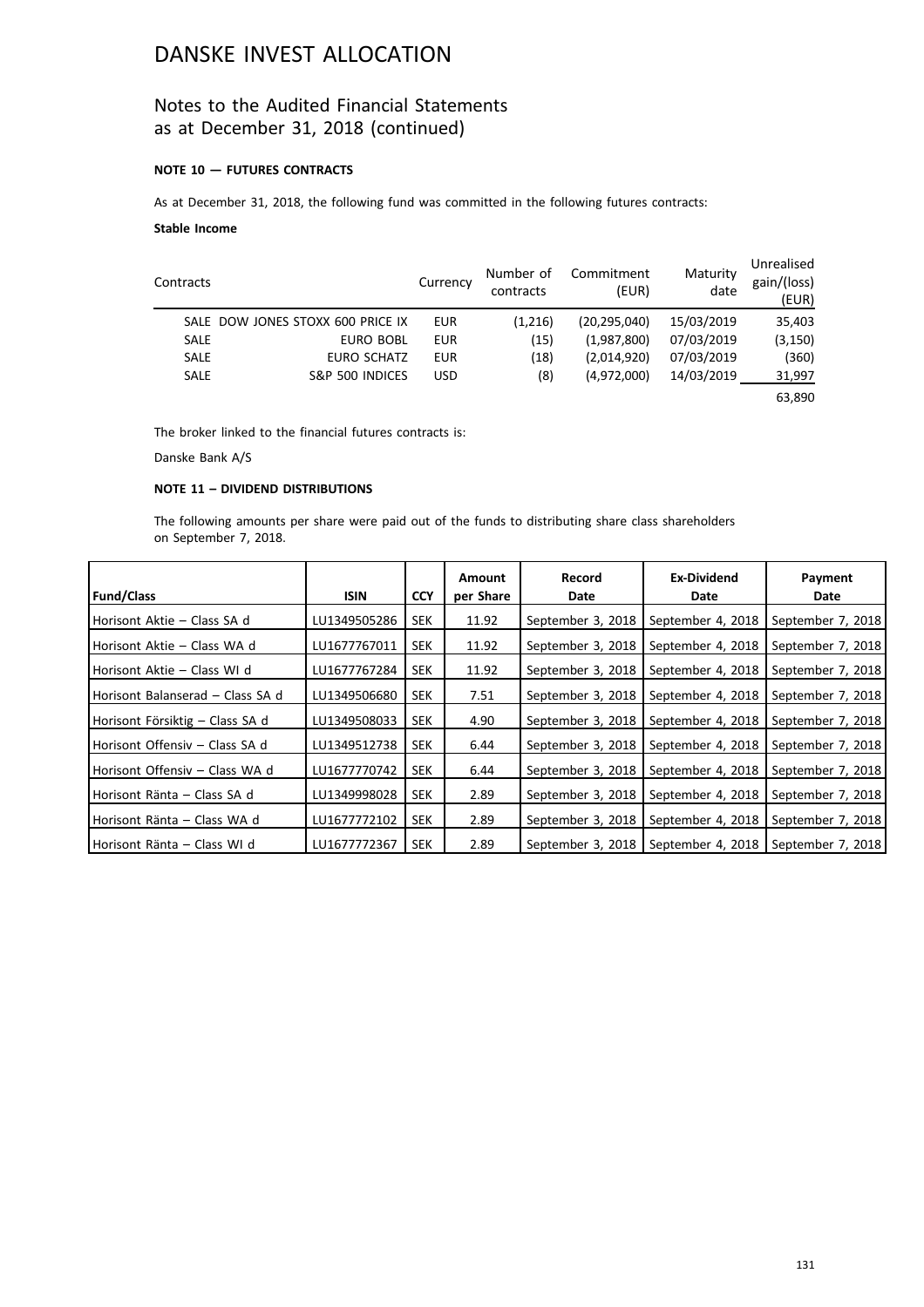# DANSKE INVEST ALLOCATION

## Notes to the Audited Financial Statements as at December 31, 2018 (continued)

### NOTE 10 — FUTURES CONTRACTS

As at December 31, 2018, the following fund was committed in the following futures contracts:

**Stable Income**

| Contracts | | Currency | Number of contracts | Commitment (EUR) | Maturity date | Unrealised gain/(loss) (EUR) |
|---|---|---|---|---|---|---|
| SALE | DOW JONES STOXX 600 PRICE IX | EUR | (1,216) | (20,295,040) | 15/03/2019 | 35,403 |
| SALE | EURO BOBL | EUR | (15) | (1,987,800) | 07/03/2019 | (3,150) |
| SALE | EURO SCHATZ | EUR | (18) | (2,014,920) | 07/03/2019 | (360) |
| SALE | S&P 500 INDICES | USD | (8) | (4,972,000) | 14/03/2019 | 31,997 |
| | | | | | | 63,890 |

The broker linked to the financial futures contracts is:

Danske Bank A/S

### NOTE 11 – DIVIDEND DISTRIBUTIONS

The following amounts per share were paid out of the funds to distributing share class shareholders on September 7, 2018.

| Fund/Class | ISIN | CCY | Amount per Share | Record Date | Ex-Dividend Date | Payment Date |
|---|---|---|---|---|---|---|
| Horisont Aktie – Class SA d | LU1349505286 | SEK | 11.92 | September 3, 2018 | September 4, 2018 | September 7, 2018 |
| Horisont Aktie – Class WA d | LU1677767011 | SEK | 11.92 | September 3, 2018 | September 4, 2018 | September 7, 2018 |
| Horisont Aktie – Class WI d | LU1677767284 | SEK | 11.92 | September 3, 2018 | September 4, 2018 | September 7, 2018 |
| Horisont Balanserad – Class SA d | LU1349506680 | SEK | 7.51 | September 3, 2018 | September 4, 2018 | September 7, 2018 |
| Horisont Försiktig – Class SA d | LU1349508033 | SEK | 4.90 | September 3, 2018 | September 4, 2018 | September 7, 2018 |
| Horisont Offensiv – Class SA d | LU1349512738 | SEK | 6.44 | September 3, 2018 | September 4, 2018 | September 7, 2018 |
| Horisont Offensiv – Class WA d | LU1677770742 | SEK | 6.44 | September 3, 2018 | September 4, 2018 | September 7, 2018 |
| Horisont Ränta – Class SA d | LU1349998028 | SEK | 2.89 | September 3, 2018 | September 4, 2018 | September 7, 2018 |
| Horisont Ränta – Class WA d | LU1677772102 | SEK | 2.89 | September 3, 2018 | September 4, 2018 | September 7, 2018 |
| Horisont Ränta – Class WI d | LU1677772367 | SEK | 2.89 | September 3, 2018 | September 4, 2018 | September 7, 2018 |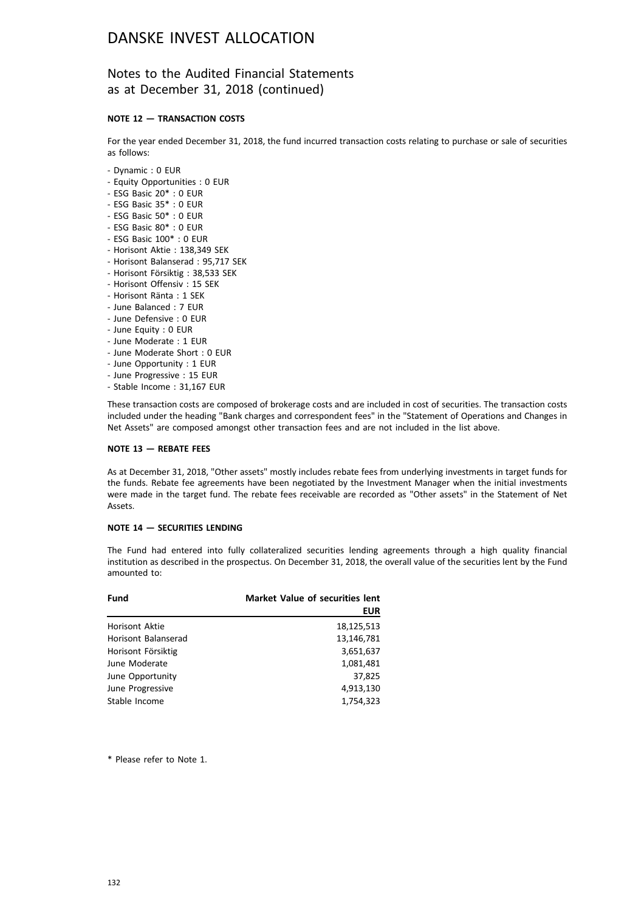# DANSKE INVEST ALLOCATION

## Notes to the Audited Financial Statements as at December 31, 2018 (continued)

### NOTE 12 — TRANSACTION COSTS

For the year ended December 31, 2018, the fund incurred transaction costs relating to purchase or sale of securities as follows:

- Dynamic : 0 EUR
- Equity Opportunities : 0 EUR
- ESG Basic 20* : 0 EUR
- ESG Basic 35* : 0 EUR
- ESG Basic 50* : 0 EUR
- ESG Basic 80* : 0 EUR
- ESG Basic 100* : 0 EUR
- Horisont Aktie : 138,349 SEK
- Horisont Balanserad : 95,717 SEK
- Horisont Försiktig : 38,533 SEK
- Horisont Offensiv : 15 SEK
- Horisont Ränta : 1 SEK
- June Balanced : 7 EUR
- June Defensive : 0 EUR
- June Equity : 0 EUR
- June Moderate : 1 EUR
- June Moderate Short : 0 EUR
- June Opportunity : 1 EUR
- June Progressive : 15 EUR
- Stable Income : 31,167 EUR

These transaction costs are composed of brokerage costs and are included in cost of securities. The transaction costs included under the heading "Bank charges and correspondent fees" in the "Statement of Operations and Changes in Net Assets" are composed amongst other transaction fees and are not included in the list above.

### NOTE 13 — REBATE FEES

As at December 31, 2018, "Other assets" mostly includes rebate fees from underlying investments in target funds for the funds. Rebate fee agreements have been negotiated by the Investment Manager when the initial investments were made in the target fund. The rebate fees receivable are recorded as "Other assets" in the Statement of Net Assets.

### NOTE 14 — SECURITIES LENDING

The Fund had entered into fully collateralized securities lending agreements through a high quality financial institution as described in the prospectus. On December 31, 2018, the overall value of the securities lent by the Fund amounted to:

| Fund | Market Value of securities lent EUR |
|---|---:|
| Horisont Aktie | 18,125,513 |
| Horisont Balanserad | 13,146,781 |
| Horisont Försiktig | 3,651,637 |
| June Moderate | 1,081,481 |
| June Opportunity | 37,825 |
| June Progressive | 4,913,130 |
| Stable Income | 1,754,323 |

\* Please refer to Note 1.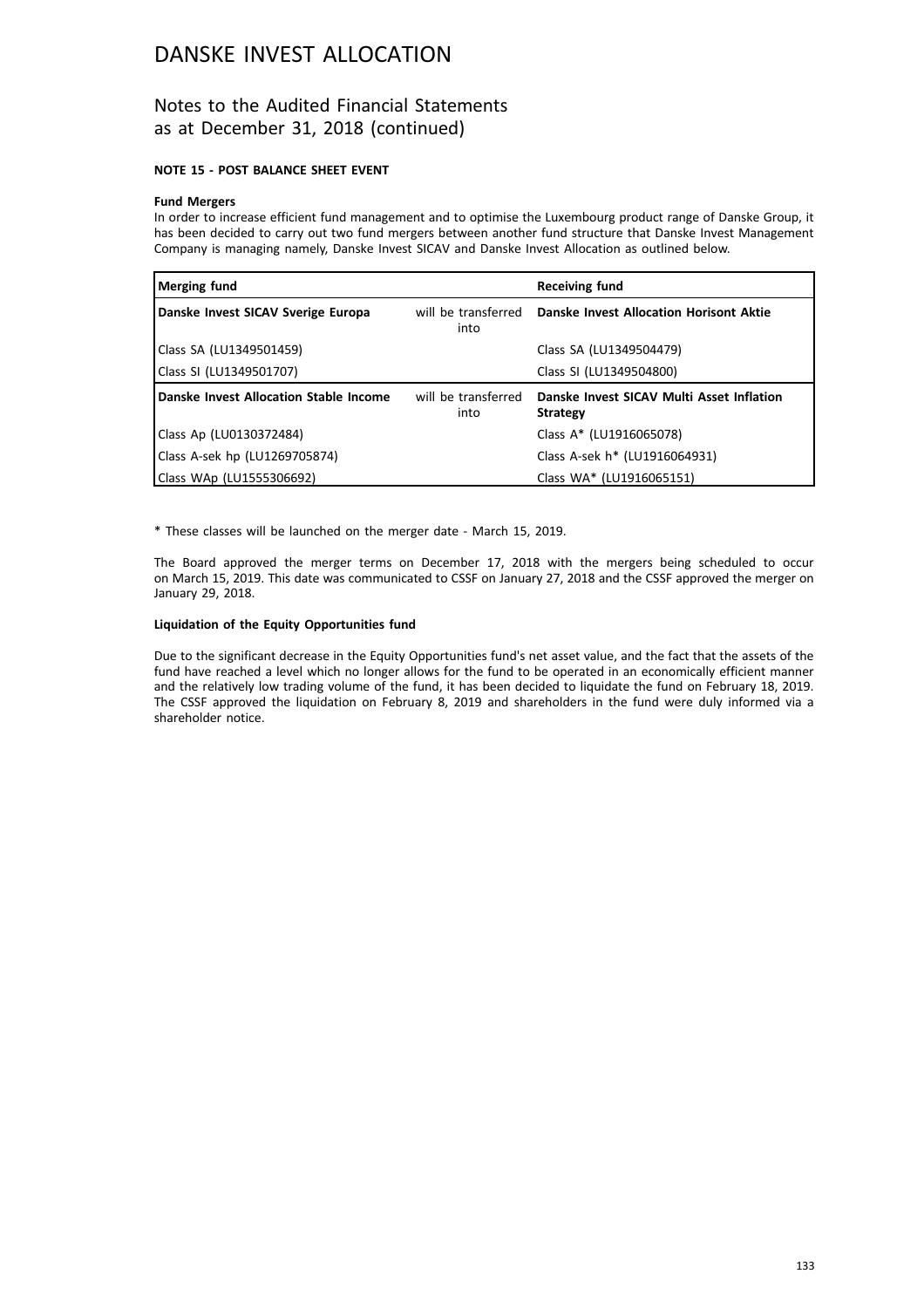# DANSKE INVEST ALLOCATION

## Notes to the Audited Financial Statements as at December 31, 2018 (continued)

### NOTE 15 - POST BALANCE SHEET EVENT

**Fund Mergers**

In order to increase efficient fund management and to optimise the Luxembourg product range of Danske Group, it has been decided to carry out two fund mergers between another fund structure that Danske Invest Management Company is managing namely, Danske Invest SICAV and Danske Invest Allocation as outlined below.

| Merging fund | | Receiving fund |
|---|---|---|
| **Danske Invest SICAV Sverige Europa** | will be transferred into | **Danske Invest Allocation Horisont Aktie** |
| Class SA (LU1349501459) | | Class SA (LU1349504479) |
| Class SI (LU1349501707) | | Class SI (LU1349504800) |
| **Danske Invest Allocation Stable Income** | will be transferred into | **Danske Invest SICAV Multi Asset Inflation Strategy** |
| Class Ap (LU0130372484) | | Class A* (LU1916065078) |
| Class A-sek hp (LU1269705874) | | Class A-sek h* (LU1916064931) |
| Class WAp (LU1555306692) | | Class WA* (LU1916065151) |

* These classes will be launched on the merger date - March 15, 2019.

The Board approved the merger terms on December 17, 2018 with the mergers being scheduled to occur on March 15, 2019. This date was communicated to CSSF on January 27, 2018 and the CSSF approved the merger on January 29, 2018.

**Liquidation of the Equity Opportunities fund**

Due to the significant decrease in the Equity Opportunities fund's net asset value, and the fact that the assets of the fund have reached a level which no longer allows for the fund to be operated in an economically efficient manner and the relatively low trading volume of the fund, it has been decided to liquidate the fund on February 18, 2019. The CSSF approved the liquidation on February 8, 2019 and shareholders in the fund were duly informed via a shareholder notice.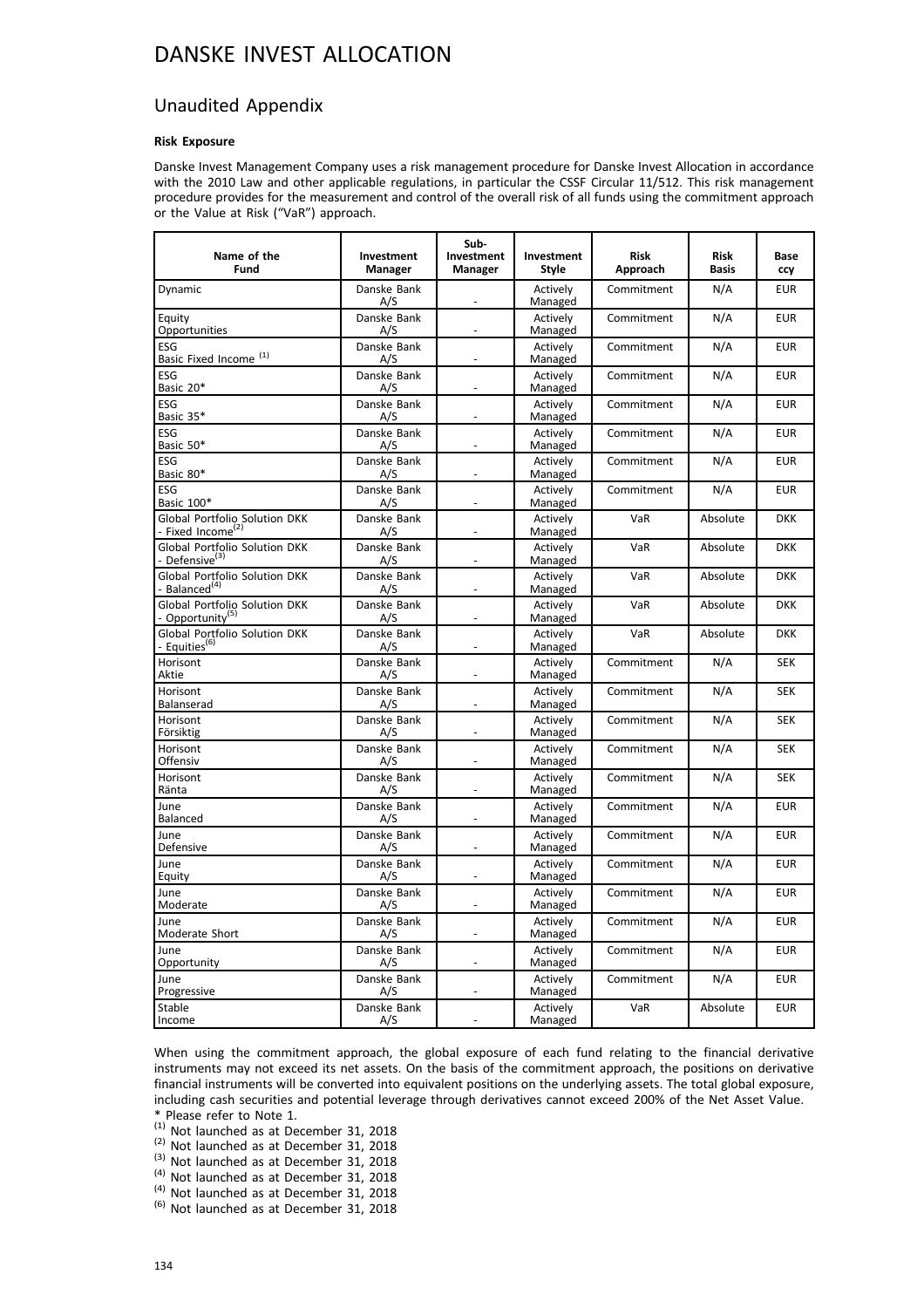# DANSKE INVEST ALLOCATION

## Unaudited Appendix

**Risk Exposure**

Danske Invest Management Company uses a risk management procedure for Danske Invest Allocation in accordance with the 2010 Law and other applicable regulations, in particular the CSSF Circular 11/512. This risk management procedure provides for the measurement and control of the overall risk of all funds using the commitment approach or the Value at Risk ("VaR") approach.

| Name of the Fund | Investment Manager | Sub-Investment Manager | Investment Style | Risk Approach | Risk Basis | Base ccy |
|---|---|---|---|---|---|---|
| Dynamic | Danske Bank A/S | - | Actively Managed | Commitment | N/A | EUR |
| Equity Opportunities | Danske Bank A/S | - | Actively Managed | Commitment | N/A | EUR |
| ESG Basic Fixed Income (1) | Danske Bank A/S | - | Actively Managed | Commitment | N/A | EUR |
| ESG Basic 20* | Danske Bank A/S | - | Actively Managed | Commitment | N/A | EUR |
| ESG Basic 35* | Danske Bank A/S | - | Actively Managed | Commitment | N/A | EUR |
| ESG Basic 50* | Danske Bank A/S | - | Actively Managed | Commitment | N/A | EUR |
| ESG Basic 80* | Danske Bank A/S | - | Actively Managed | Commitment | N/A | EUR |
| ESG Basic 100* | Danske Bank A/S | - | Actively Managed | Commitment | N/A | EUR |
| Global Portfolio Solution DKK - Fixed Income(2) | Danske Bank A/S | - | Actively Managed | VaR | Absolute | DKK |
| Global Portfolio Solution DKK - Defensive(3) | Danske Bank A/S | - | Actively Managed | VaR | Absolute | DKK |
| Global Portfolio Solution DKK - Balanced(4) | Danske Bank A/S | - | Actively Managed | VaR | Absolute | DKK |
| Global Portfolio Solution DKK - Opportunity(5) | Danske Bank A/S | - | Actively Managed | VaR | Absolute | DKK |
| Global Portfolio Solution DKK - Equities(6) | Danske Bank A/S | - | Actively Managed | VaR | Absolute | DKK |
| Horisont Aktie | Danske Bank A/S | - | Actively Managed | Commitment | N/A | SEK |
| Horisont Balanserad | Danske Bank A/S | - | Actively Managed | Commitment | N/A | SEK |
| Horisont Försiktig | Danske Bank A/S | - | Actively Managed | Commitment | N/A | SEK |
| Horisont Offensiv | Danske Bank A/S | - | Actively Managed | Commitment | N/A | SEK |
| Horisont Ränta | Danske Bank A/S | - | Actively Managed | Commitment | N/A | SEK |
| June Balanced | Danske Bank A/S | - | Actively Managed | Commitment | N/A | EUR |
| June Defensive | Danske Bank A/S | - | Actively Managed | Commitment | N/A | EUR |
| June Equity | Danske Bank A/S | - | Actively Managed | Commitment | N/A | EUR |
| June Moderate | Danske Bank A/S | - | Actively Managed | Commitment | N/A | EUR |
| June Moderate Short | Danske Bank A/S | - | Actively Managed | Commitment | N/A | EUR |
| June Opportunity | Danske Bank A/S | - | Actively Managed | Commitment | N/A | EUR |
| June Progressive | Danske Bank A/S | - | Actively Managed | Commitment | N/A | EUR |
| Stable Income | Danske Bank A/S | - | Actively Managed | VaR | Absolute | EUR |

When using the commitment approach, the global exposure of each fund relating to the financial derivative instruments may not exceed its net assets. On the basis of the commitment approach, the positions on derivative financial instruments will be converted into equivalent positions on the underlying assets. The total global exposure, including cash securities and potential leverage through derivatives cannot exceed 200% of the Net Asset Value.

\* Please refer to Note 1.

(1) Not launched as at December 31, 2018

(2) Not launched as at December 31, 2018

(3) Not launched as at December 31, 2018

(4) Not launched as at December 31, 2018

(4) Not launched as at December 31, 2018

(6) Not launched as at December 31, 2018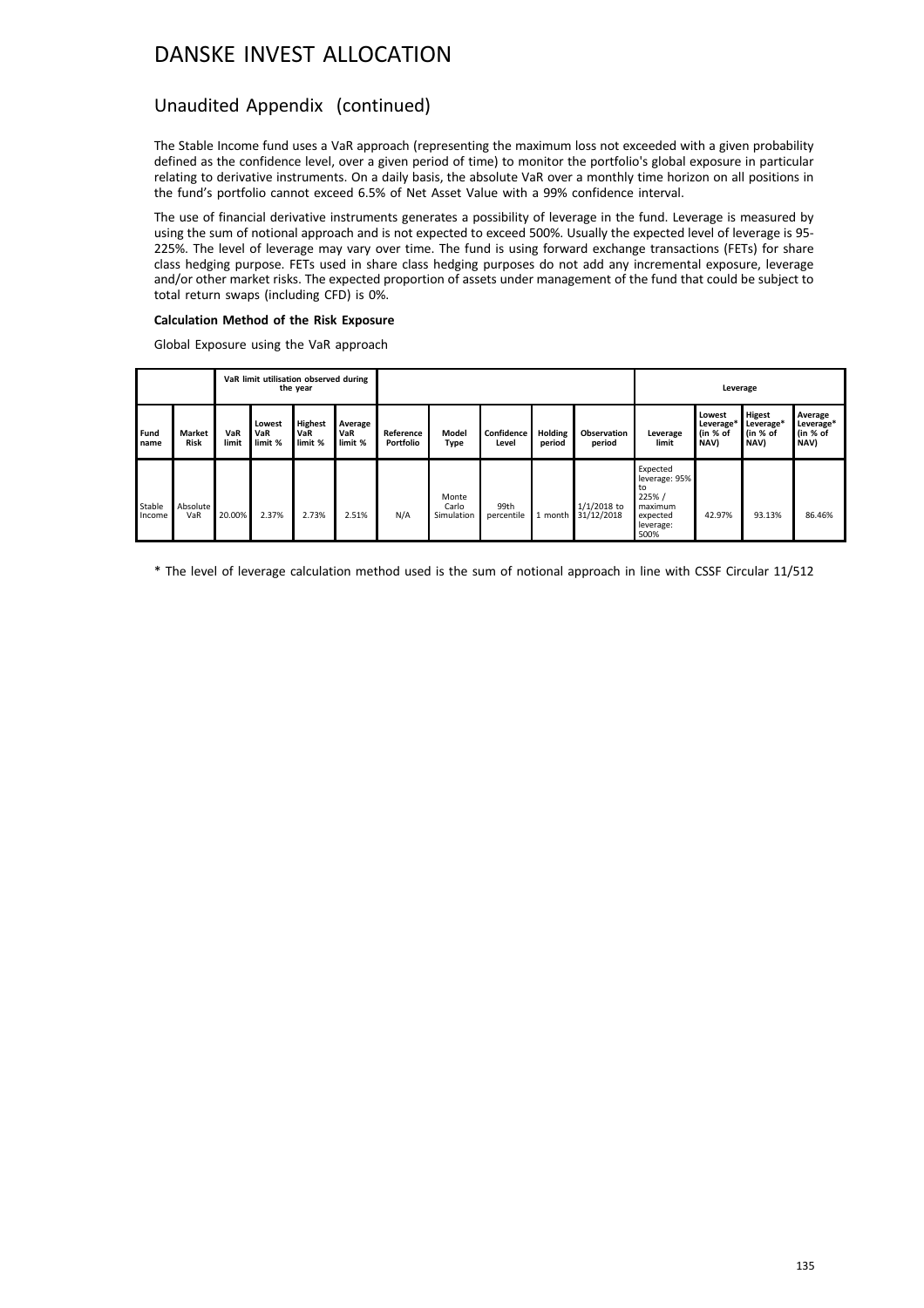# DANSKE INVEST ALLOCATION

## Unaudited Appendix (continued)

The Stable Income fund uses a VaR approach (representing the maximum loss not exceeded with a given probability defined as the confidence level, over a given period of time) to monitor the portfolio's global exposure in particular relating to derivative instruments. On a daily basis, the absolute VaR over a monthly time horizon on all positions in the fund's portfolio cannot exceed 6.5% of Net Asset Value with a 99% confidence interval.

The use of financial derivative instruments generates a possibility of leverage in the fund. Leverage is measured by using the sum of notional approach and is not expected to exceed 500%. Usually the expected level of leverage is 95-225%. The level of leverage may vary over time. The fund is using forward exchange transactions (FETs) for share class hedging purpose. FETs used in share class hedging purposes do not add any incremental exposure, leverage and/or other market risks. The expected proportion of assets under management of the fund that could be subject to total return swaps (including CFD) is 0%.

**Calculation Method of the Risk Exposure**

Global Exposure using the VaR approach

| | | VaR limit utilisation observed during the year | | | | | | | | | Leverage | | | |
|---|---|---|---|---|---|---|---|---|---|---|---|---|---|---|
| **Fund name** | **Market Risk** | **VaR limit** | **Lowest VaR limit %** | **Highest VaR limit %** | **Average VaR limit %** | **Reference Portfolio** | **Model Type** | **Confidence Level** | **Holding period** | **Observation period** | **Leverage limit** | **Lowest Leverage* (in % of NAV)** | **Higest Leverage* (in % of NAV)** | **Average Leverage* (in % of NAV)** |
| Stable Income | Absolute VaR | 20.00% | 2.37% | 2.73% | 2.51% | N/A | Monte Carlo Simulation | 99th percentile | 1 month | 1/1/2018 to 31/12/2018 | Expected leverage: 95% to 225% / maximum expected leverage: 500% | 42.97% | 93.13% | 86.46% |

\* The level of leverage calculation method used is the sum of notional approach in line with CSSF Circular 11/512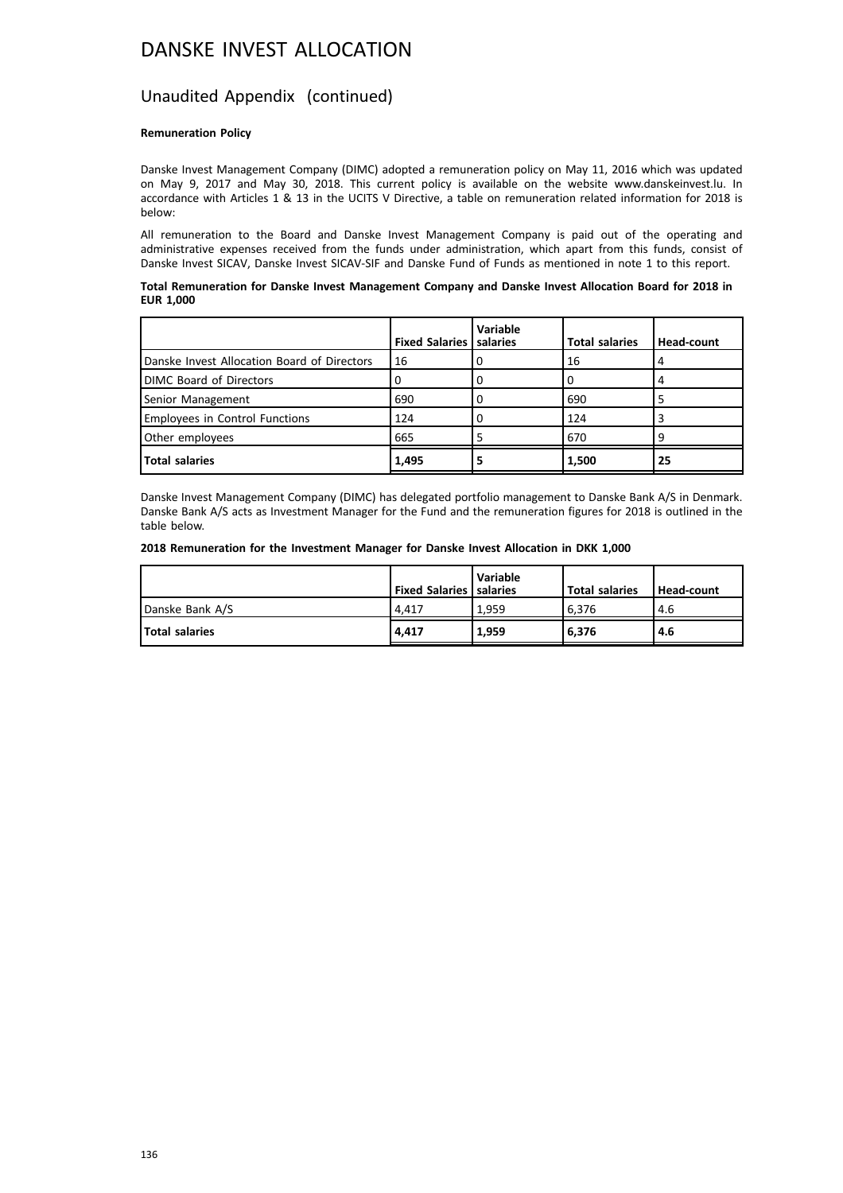# DANSKE INVEST ALLOCATION

## Unaudited Appendix (continued)

**Remuneration Policy**

Danske Invest Management Company (DIMC) adopted a remuneration policy on May 11, 2016 which was updated on May 9, 2017 and May 30, 2018. This current policy is available on the website www.danskeinvest.lu. In accordance with Articles 1 & 13 in the UCITS V Directive, a table on remuneration related information for 2018 is below:

All remuneration to the Board and Danske Invest Management Company is paid out of the operating and administrative expenses received from the funds under administration, which apart from this funds, consist of Danske Invest SICAV, Danske Invest SICAV-SIF and Danske Fund of Funds as mentioned in note 1 to this report.

**Total Remuneration for Danske Invest Management Company and Danske Invest Allocation Board for 2018 in EUR 1,000**

| | Fixed Salaries | Variable salaries | Total salaries | Head-count |
|---|---|---|---|---|
| Danske Invest Allocation Board of Directors | 16 | 0 | 16 | 4 |
| DIMC Board of Directors | 0 | 0 | 0 | 4 |
| Senior Management | 690 | 0 | 690 | 5 |
| Employees in Control Functions | 124 | 0 | 124 | 3 |
| Other employees | 665 | 5 | 670 | 9 |
| **Total salaries** | **1,495** | **5** | **1,500** | **25** |

Danske Invest Management Company (DIMC) has delegated portfolio management to Danske Bank A/S in Denmark. Danske Bank A/S acts as Investment Manager for the Fund and the remuneration figures for 2018 is outlined in the table below.

**2018 Remuneration for the Investment Manager for Danske Invest Allocation in DKK 1,000**

| | Fixed Salaries | Variable salaries | Total salaries | Head-count |
|---|---|---|---|---|
| Danske Bank A/S | 4,417 | 1,959 | 6,376 | 4.6 |
| **Total salaries** | **4,417** | **1,959** | **6,376** | **4.6** |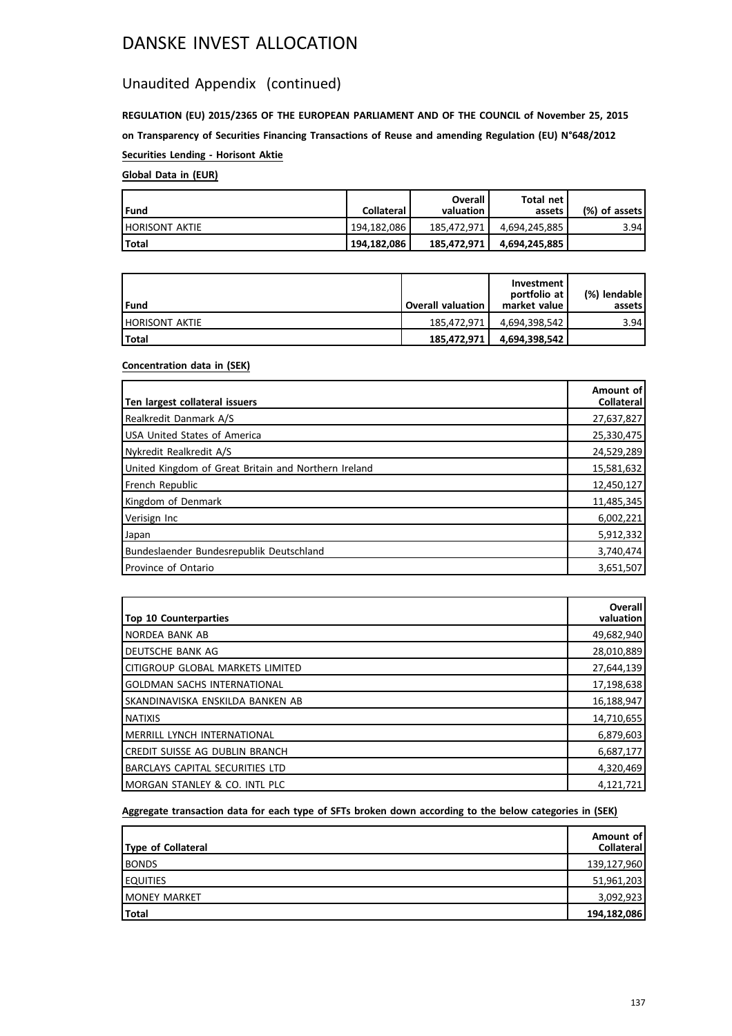# DANSKE INVEST ALLOCATION

## Unaudited Appendix (continued)

**REGULATION (EU) 2015/2365 OF THE EUROPEAN PARLIAMENT AND OF THE COUNCIL of November 25, 2015**

**on Transparency of Securities Financing Transactions of Reuse and amending Regulation (EU) N°648/2012**

**Securities Lending - Horisont Aktie**

**Global Data in (EUR)**

| Fund | Collateral | Overall valuation | Total net assets | (%) of assets |
|---|---|---|---|---|
| HORISONT AKTIE | 194,182,086 | 185,472,971 | 4,694,245,885 | 3.94 |
| **Total** | **194,182,086** | **185,472,971** | **4,694,245,885** | |

| Fund | Overall valuation | Investment portfolio at market value | (%) lendable assets |
|---|---|---|---|
| HORISONT AKTIE | 185,472,971 | 4,694,398,542 | 3.94 |
| **Total** | **185,472,971** | **4,694,398,542** | |

**Concentration data in (SEK)**

| Ten largest collateral issuers | Amount of Collateral |
|---|---|
| Realkredit Danmark A/S | 27,637,827 |
| USA United States of America | 25,330,475 |
| Nykredit Realkredit A/S | 24,529,289 |
| United Kingdom of Great Britain and Northern Ireland | 15,581,632 |
| French Republic | 12,450,127 |
| Kingdom of Denmark | 11,485,345 |
| Verisign Inc | 6,002,221 |
| Japan | 5,912,332 |
| Bundeslaender Bundesrepublik Deutschland | 3,740,474 |
| Province of Ontario | 3,651,507 |

| Top 10 Counterparties | Overall valuation |
|---|---|
| NORDEA BANK AB | 49,682,940 |
| DEUTSCHE BANK AG | 28,010,889 |
| CITIGROUP GLOBAL MARKETS LIMITED | 27,644,139 |
| GOLDMAN SACHS INTERNATIONAL | 17,198,638 |
| SKANDINAVISKA ENSKILDA BANKEN AB | 16,188,947 |
| NATIXIS | 14,710,655 |
| MERRILL LYNCH INTERNATIONAL | 6,879,603 |
| CREDIT SUISSE AG DUBLIN BRANCH | 6,687,177 |
| BARCLAYS CAPITAL SECURITIES LTD | 4,320,469 |
| MORGAN STANLEY & CO. INTL PLC | 4,121,721 |

**Aggregate transaction data for each type of SFTs broken down according to the below categories in (SEK)**

| Type of Collateral | Amount of Collateral |
|---|---|
| BONDS | 139,127,960 |
| EQUITIES | 51,961,203 |
| MONEY MARKET | 3,092,923 |
| **Total** | **194,182,086** |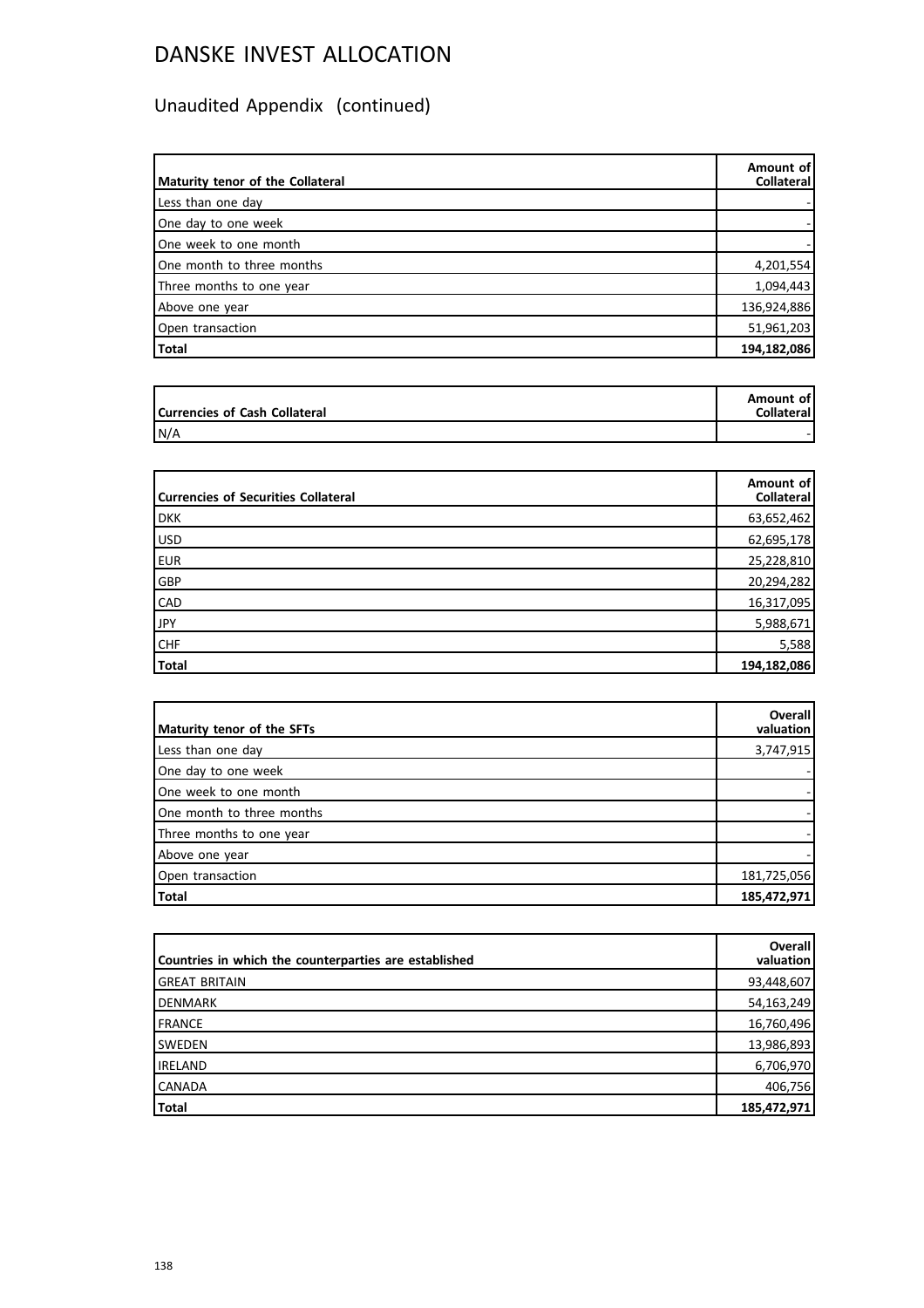# DANSKE INVEST ALLOCATION

## Unaudited Appendix (continued)

| Maturity tenor of the Collateral | Amount of Collateral |
|---|---:|
| Less than one day | - |
| One day to one week | - |
| One week to one month | - |
| One month to three months | 4,201,554 |
| Three months to one year | 1,094,443 |
| Above one year | 136,924,886 |
| Open transaction | 51,961,203 |
| **Total** | **194,182,086** |

| Currencies of Cash Collateral | Amount of Collateral |
|---|---:|
| N/A | - |

| Currencies of Securities Collateral | Amount of Collateral |
|---|---:|
| DKK | 63,652,462 |
| USD | 62,695,178 |
| EUR | 25,228,810 |
| GBP | 20,294,282 |
| CAD | 16,317,095 |
| JPY | 5,988,671 |
| CHF | 5,588 |
| **Total** | **194,182,086** |

| Maturity tenor of the SFTs | Overall valuation |
|---|---:|
| Less than one day | 3,747,915 |
| One day to one week | - |
| One week to one month | - |
| One month to three months | - |
| Three months to one year | - |
| Above one year | - |
| Open transaction | 181,725,056 |
| **Total** | **185,472,971** |

| Countries in which the counterparties are established | Overall valuation |
|---|---:|
| GREAT BRITAIN | 93,448,607 |
| DENMARK | 54,163,249 |
| FRANCE | 16,760,496 |
| SWEDEN | 13,986,893 |
| IRELAND | 6,706,970 |
| CANADA | 406,756 |
| **Total** | **185,472,971** |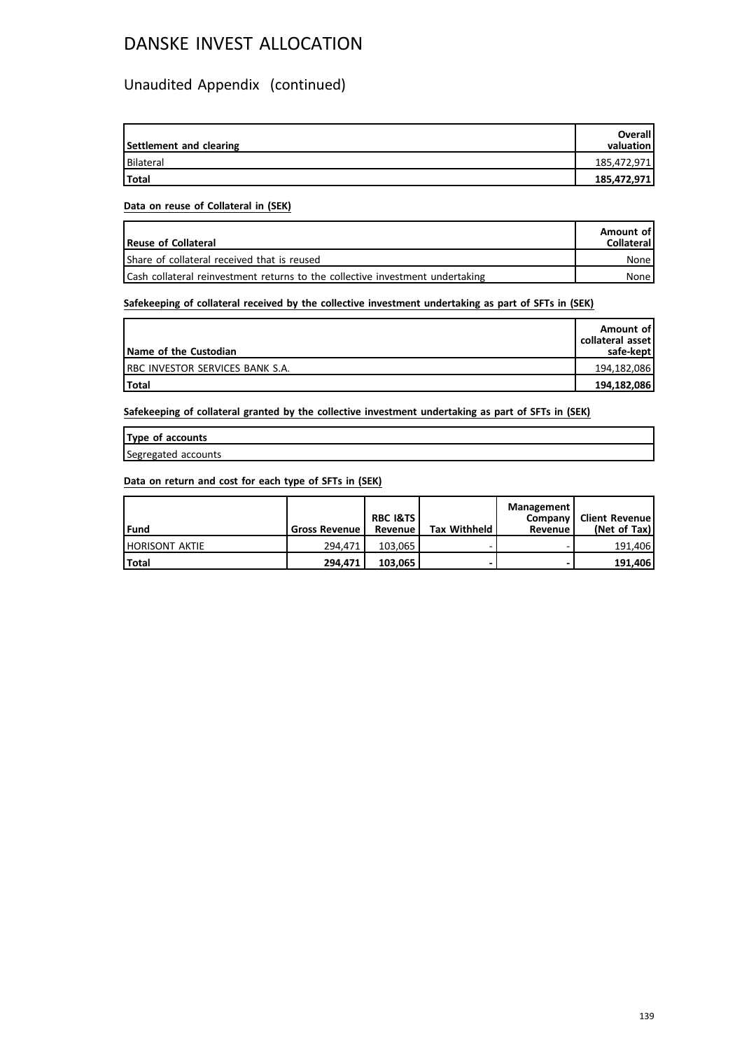# DANSKE INVEST ALLOCATION

## Unaudited Appendix (continued)

| Settlement and clearing | Overall valuation |
|---|---|
| Bilateral | 185,472,971 |
| **Total** | **185,472,971** |

**Data on reuse of Collateral in (SEK)**

| Reuse of Collateral | Amount of Collateral |
|---|---|
| Share of collateral received that is reused | None |
| Cash collateral reinvestment returns to the collective investment undertaking | None |

**Safekeeping of collateral received by the collective investment undertaking as part of SFTs in (SEK)**

| Name of the Custodian | Amount of collateral asset safe-kept |
|---|---|
| RBC INVESTOR SERVICES BANK S.A. | 194,182,086 |
| **Total** | **194,182,086** |

**Safekeeping of collateral granted by the collective investment undertaking as part of SFTs in (SEK)**

| Type of accounts |
|---|
| Segregated accounts |

**Data on return and cost for each type of SFTs in (SEK)**

| Fund | Gross Revenue | RBC I&TS Revenue | Tax Withheld | Management Company Revenue | Client Revenue (Net of Tax) |
|---|---|---|---|---|---|
| HORISONT AKTIE | 294,471 | 103,065 | - | - | 191,406 |
| **Total** | **294,471** | **103,065** | **-** | **-** | **191,406** |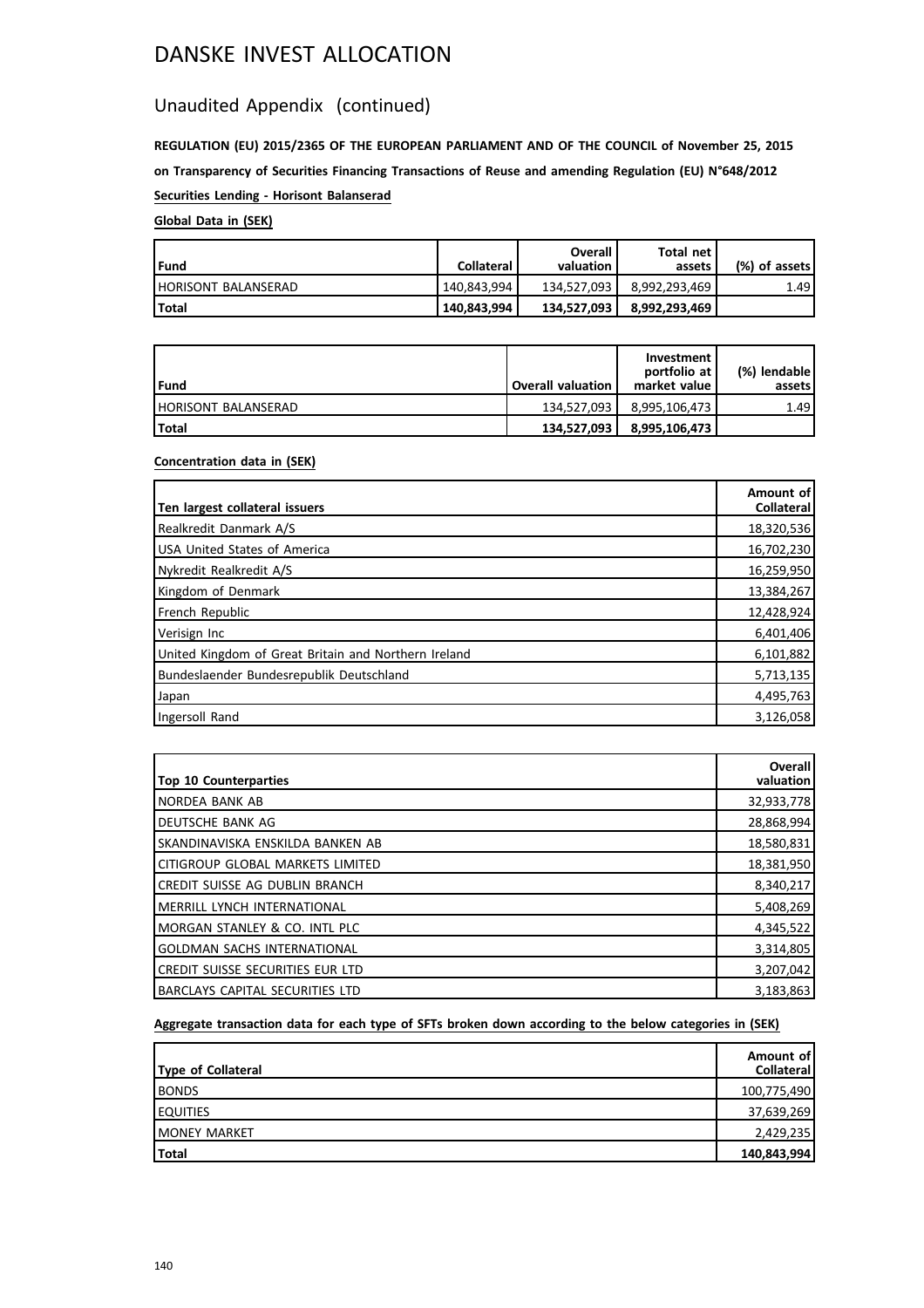# DANSKE INVEST ALLOCATION

## Unaudited Appendix (continued)

**REGULATION (EU) 2015/2365 OF THE EUROPEAN PARLIAMENT AND OF THE COUNCIL of November 25, 2015**

**on Transparency of Securities Financing Transactions of Reuse and amending Regulation (EU) N°648/2012**

**Securities Lending - Horisont Balanserad**

**Global Data in (SEK)**

| Fund | Collateral | Overall valuation | Total net assets | (%) of assets |
|---|---|---|---|---|
| HORISONT BALANSERAD | 140,843,994 | 134,527,093 | 8,992,293,469 | 1.49 |
| **Total** | **140,843,994** | **134,527,093** | **8,992,293,469** | |

| Fund | Overall valuation | Investment portfolio at market value | (%) lendable assets |
|---|---|---|---|
| HORISONT BALANSERAD | 134,527,093 | 8,995,106,473 | 1.49 |
| **Total** | **134,527,093** | **8,995,106,473** | |

**Concentration data in (SEK)**

| Ten largest collateral issuers | Amount of Collateral |
|---|---|
| Realkredit Danmark A/S | 18,320,536 |
| USA United States of America | 16,702,230 |
| Nykredit Realkredit A/S | 16,259,950 |
| Kingdom of Denmark | 13,384,267 |
| French Republic | 12,428,924 |
| Verisign Inc | 6,401,406 |
| United Kingdom of Great Britain and Northern Ireland | 6,101,882 |
| Bundeslaender Bundesrepublik Deutschland | 5,713,135 |
| Japan | 4,495,763 |
| Ingersoll Rand | 3,126,058 |

| Top 10 Counterparties | Overall valuation |
|---|---|
| NORDEA BANK AB | 32,933,778 |
| DEUTSCHE BANK AG | 28,868,994 |
| SKANDINAVISKA ENSKILDA BANKEN AB | 18,580,831 |
| CITIGROUP GLOBAL MARKETS LIMITED | 18,381,950 |
| CREDIT SUISSE AG DUBLIN BRANCH | 8,340,217 |
| MERRILL LYNCH INTERNATIONAL | 5,408,269 |
| MORGAN STANLEY & CO. INTL PLC | 4,345,522 |
| GOLDMAN SACHS INTERNATIONAL | 3,314,805 |
| CREDIT SUISSE SECURITIES EUR LTD | 3,207,042 |
| BARCLAYS CAPITAL SECURITIES LTD | 3,183,863 |

**Aggregate transaction data for each type of SFTs broken down according to the below categories in (SEK)**

| Type of Collateral | Amount of Collateral |
|---|---|
| BONDS | 100,775,490 |
| EQUITIES | 37,639,269 |
| MONEY MARKET | 2,429,235 |
| **Total** | **140,843,994** |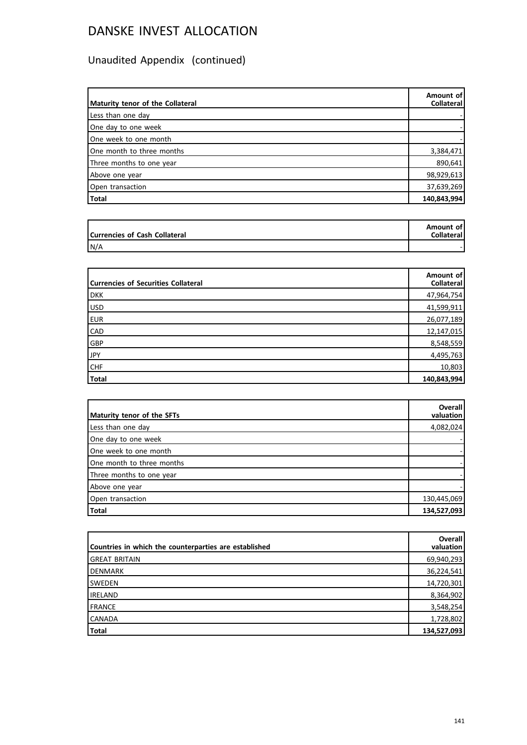# DANSKE INVEST ALLOCATION

## Unaudited Appendix (continued)

| Maturity tenor of the Collateral | Amount of Collateral |
|---|---|
| Less than one day | - |
| One day to one week | - |
| One week to one month | - |
| One month to three months | 3,384,471 |
| Three months to one year | 890,641 |
| Above one year | 98,929,613 |
| Open transaction | 37,639,269 |
| **Total** | **140,843,994** |

| Currencies of Cash Collateral | Amount of Collateral |
|---|---|
| N/A | - |

| Currencies of Securities Collateral | Amount of Collateral |
|---|---|
| DKK | 47,964,754 |
| USD | 41,599,911 |
| EUR | 26,077,189 |
| CAD | 12,147,015 |
| GBP | 8,548,559 |
| JPY | 4,495,763 |
| CHF | 10,803 |
| **Total** | **140,843,994** |

| Maturity tenor of the SFTs | Overall valuation |
|---|---|
| Less than one day | 4,082,024 |
| One day to one week | - |
| One week to one month | - |
| One month to three months | - |
| Three months to one year | - |
| Above one year | - |
| Open transaction | 130,445,069 |
| **Total** | **134,527,093** |

| Countries in which the counterparties are established | Overall valuation |
|---|---|
| GREAT BRITAIN | 69,940,293 |
| DENMARK | 36,224,541 |
| SWEDEN | 14,720,301 |
| IRELAND | 8,364,902 |
| FRANCE | 3,548,254 |
| CANADA | 1,728,802 |
| **Total** | **134,527,093** |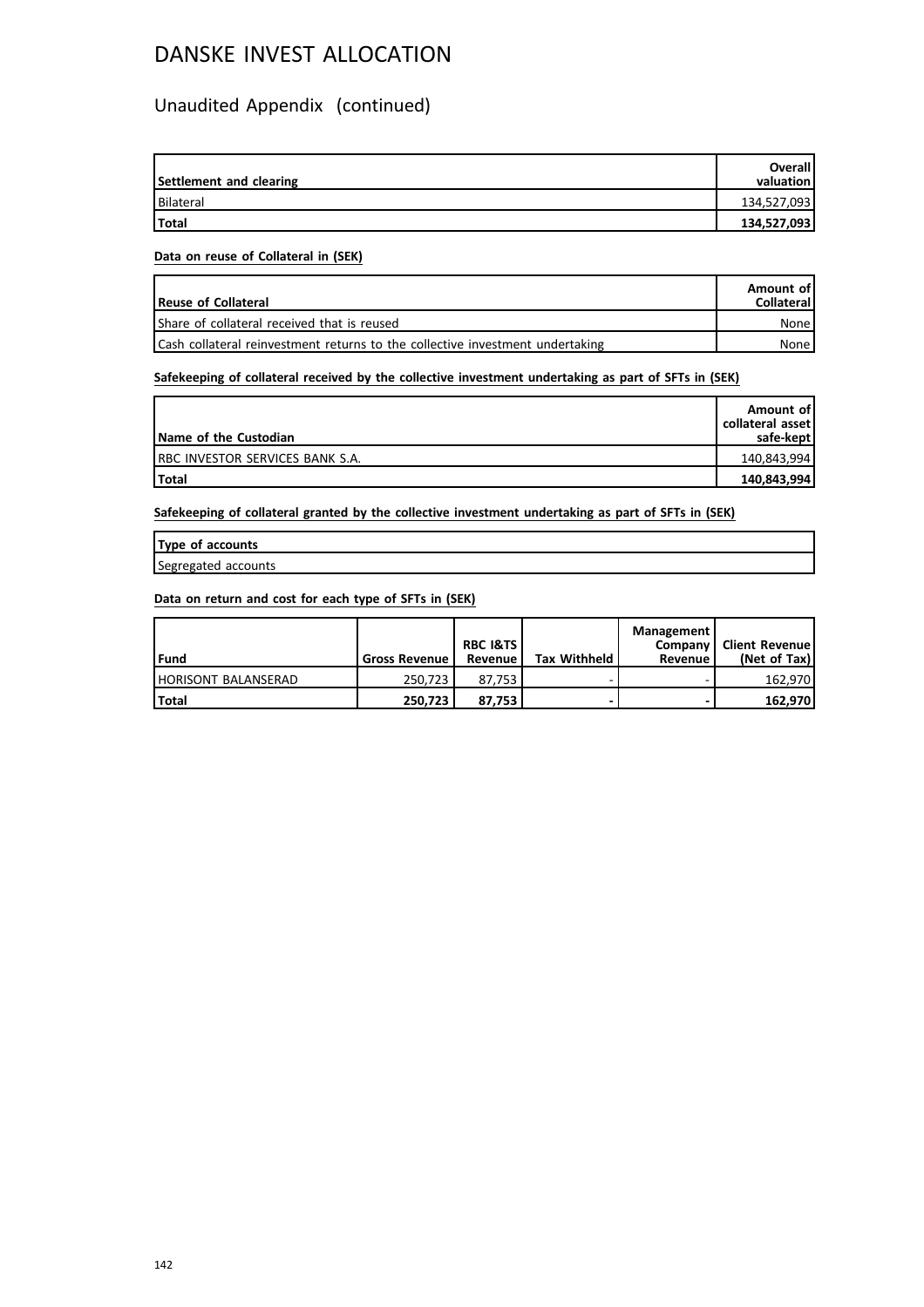# DANSKE INVEST ALLOCATION

## Unaudited Appendix (continued)

| Settlement and clearing | Overall valuation |
|---|---|
| Bilateral | 134,527,093 |
| **Total** | **134,527,093** |

**Data on reuse of Collateral in (SEK)**

| Reuse of Collateral | Amount of Collateral |
|---|---|
| Share of collateral received that is reused | None |
| Cash collateral reinvestment returns to the collective investment undertaking | None |

**Safekeeping of collateral received by the collective investment undertaking as part of SFTs in (SEK)**

| Name of the Custodian | Amount of collateral asset safe-kept |
|---|---|
| RBC INVESTOR SERVICES BANK S.A. | 140,843,994 |
| **Total** | **140,843,994** |

**Safekeeping of collateral granted by the collective investment undertaking as part of SFTs in (SEK)**

| Type of accounts |
|---|
| Segregated accounts |

**Data on return and cost for each type of SFTs in (SEK)**

| Fund | Gross Revenue | RBC I&TS Revenue | Tax Withheld | Management Company Revenue | Client Revenue (Net of Tax) |
|---|---|---|---|---|---|
| HORISONT BALANSERAD | 250,723 | 87,753 | - | - | 162,970 |
| **Total** | **250,723** | **87,753** | **-** | **-** | **162,970** |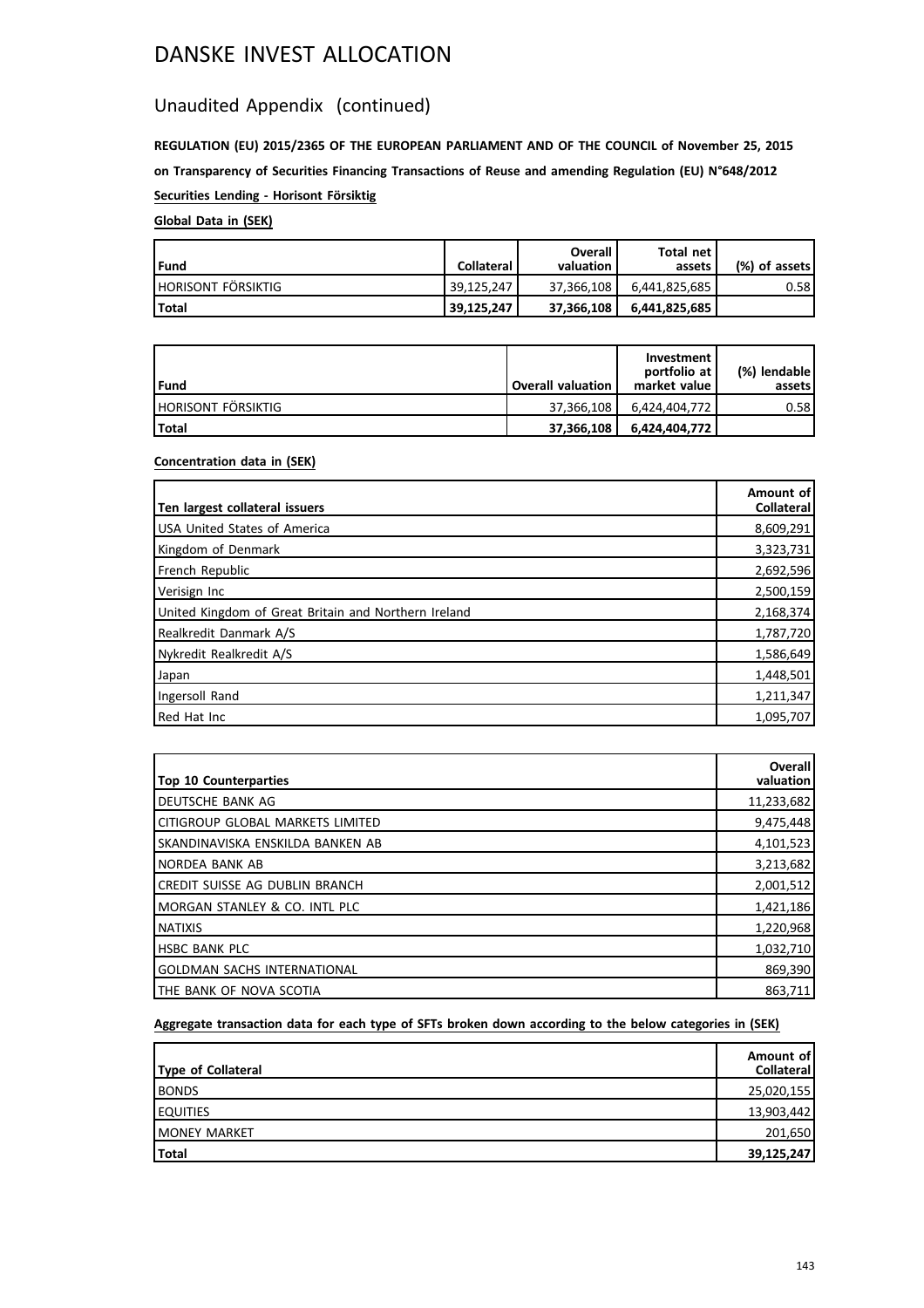# DANSKE INVEST ALLOCATION

## Unaudited Appendix (continued)

**REGULATION (EU) 2015/2365 OF THE EUROPEAN PARLIAMENT AND OF THE COUNCIL of November 25, 2015**

**on Transparency of Securities Financing Transactions of Reuse and amending Regulation (EU) N°648/2012**

**Securities Lending - Horisont Försiktig**

**Global Data in (SEK)**

| Fund | Collateral | Overall valuation | Total net assets | (%) of assets |
|---|---|---|---|---|
| HORISONT FÖRSIKTIG | 39,125,247 | 37,366,108 | 6,441,825,685 | 0.58 |
| **Total** | **39,125,247** | **37,366,108** | **6,441,825,685** | |

| Fund | Overall valuation | Investment portfolio at market value | (%) lendable assets |
|---|---|---|---|
| HORISONT FÖRSIKTIG | 37,366,108 | 6,424,404,772 | 0.58 |
| **Total** | **37,366,108** | **6,424,404,772** | |

**Concentration data in (SEK)**

| Ten largest collateral issuers | Amount of Collateral |
|---|---|
| USA United States of America | 8,609,291 |
| Kingdom of Denmark | 3,323,731 |
| French Republic | 2,692,596 |
| Verisign Inc | 2,500,159 |
| United Kingdom of Great Britain and Northern Ireland | 2,168,374 |
| Realkredit Danmark A/S | 1,787,720 |
| Nykredit Realkredit A/S | 1,586,649 |
| Japan | 1,448,501 |
| Ingersoll Rand | 1,211,347 |
| Red Hat Inc | 1,095,707 |

| Top 10 Counterparties | Overall valuation |
|---|---|
| DEUTSCHE BANK AG | 11,233,682 |
| CITIGROUP GLOBAL MARKETS LIMITED | 9,475,448 |
| SKANDINAVISKA ENSKILDA BANKEN AB | 4,101,523 |
| NORDEA BANK AB | 3,213,682 |
| CREDIT SUISSE AG DUBLIN BRANCH | 2,001,512 |
| MORGAN STANLEY & CO. INTL PLC | 1,421,186 |
| NATIXIS | 1,220,968 |
| HSBC BANK PLC | 1,032,710 |
| GOLDMAN SACHS INTERNATIONAL | 869,390 |
| THE BANK OF NOVA SCOTIA | 863,711 |

**Aggregate transaction data for each type of SFTs broken down according to the below categories in (SEK)**

| Type of Collateral | Amount of Collateral |
|---|---|
| BONDS | 25,020,155 |
| EQUITIES | 13,903,442 |
| MONEY MARKET | 201,650 |
| **Total** | **39,125,247** |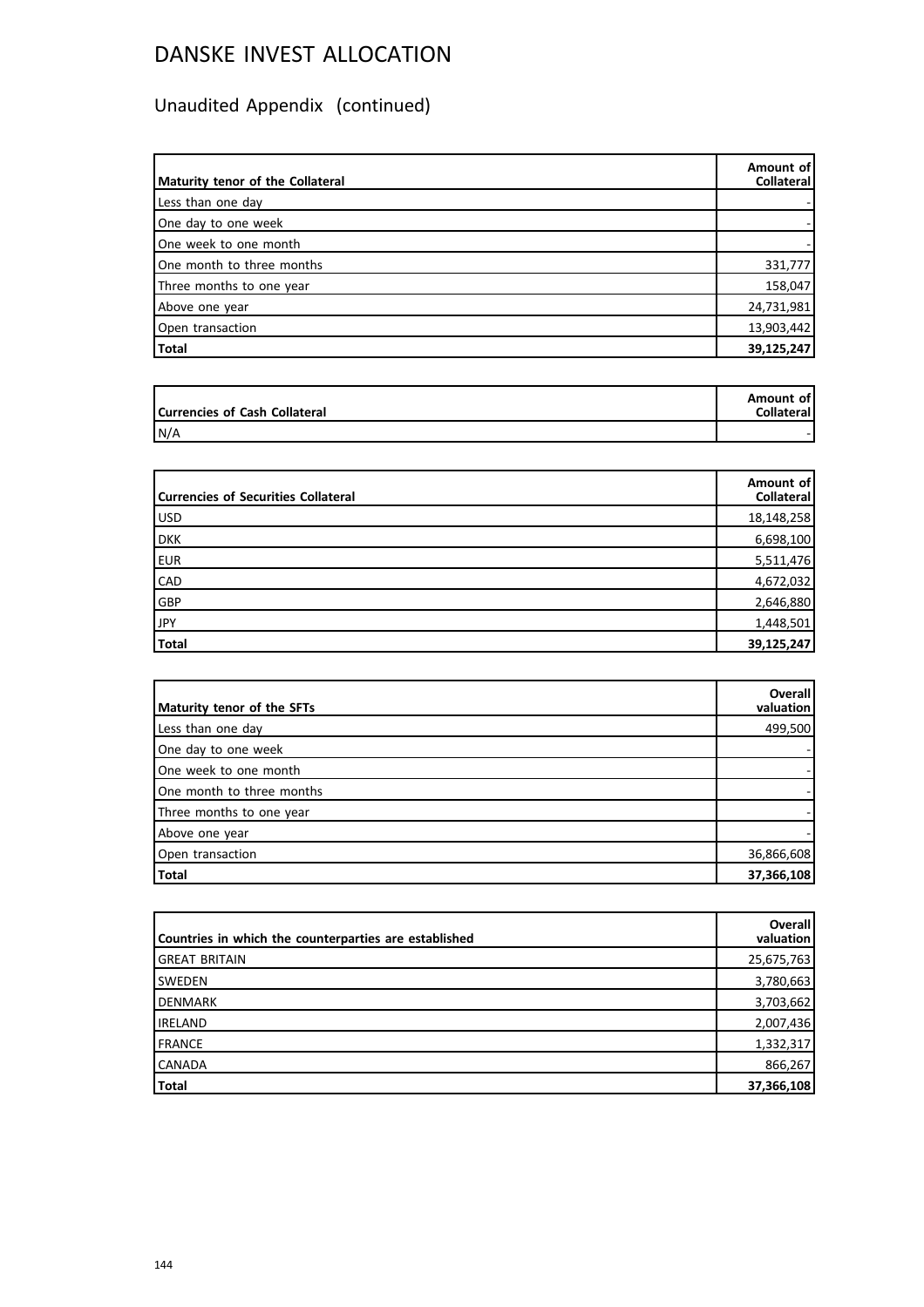# DANSKE INVEST ALLOCATION

## Unaudited Appendix (continued)

| Maturity tenor of the Collateral | Amount of Collateral |
|---|---|
| Less than one day | - |
| One day to one week | - |
| One week to one month | - |
| One month to three months | 331,777 |
| Three months to one year | 158,047 |
| Above one year | 24,731,981 |
| Open transaction | 13,903,442 |
| **Total** | **39,125,247** |

| Currencies of Cash Collateral | Amount of Collateral |
|---|---|
| N/A | - |

| Currencies of Securities Collateral | Amount of Collateral |
|---|---|
| USD | 18,148,258 |
| DKK | 6,698,100 |
| EUR | 5,511,476 |
| CAD | 4,672,032 |
| GBP | 2,646,880 |
| JPY | 1,448,501 |
| **Total** | **39,125,247** |

| Maturity tenor of the SFTs | Overall valuation |
|---|---|
| Less than one day | 499,500 |
| One day to one week | - |
| One week to one month | - |
| One month to three months | - |
| Three months to one year | - |
| Above one year | - |
| Open transaction | 36,866,608 |
| **Total** | **37,366,108** |

| Countries in which the counterparties are established | Overall valuation |
|---|---|
| GREAT BRITAIN | 25,675,763 |
| SWEDEN | 3,780,663 |
| DENMARK | 3,703,662 |
| IRELAND | 2,007,436 |
| FRANCE | 1,332,317 |
| CANADA | 866,267 |
| **Total** | **37,366,108** |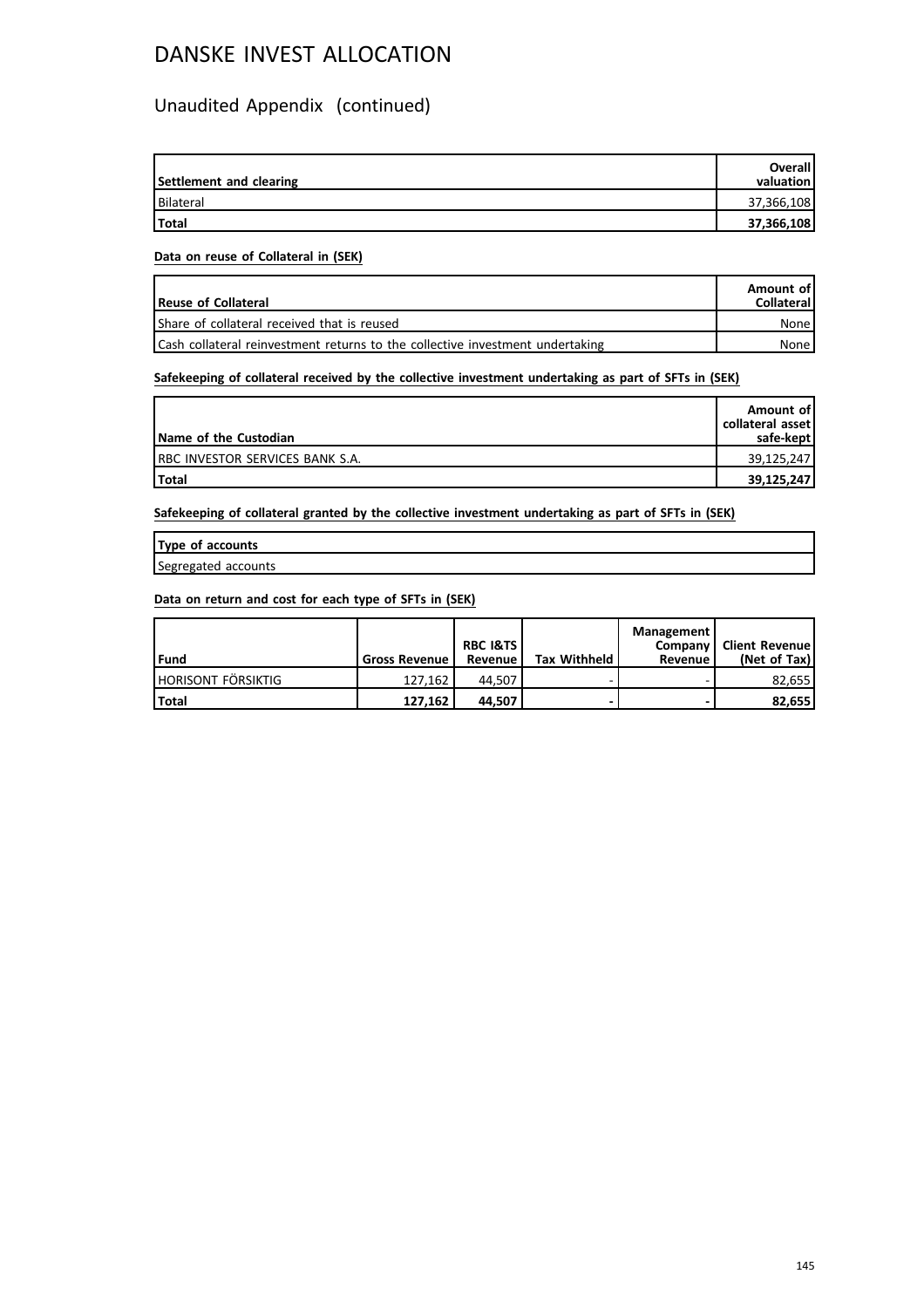# DANSKE INVEST ALLOCATION

## Unaudited Appendix (continued)

| Settlement and clearing | Overall valuation |
|---|---|
| Bilateral | 37,366,108 |
| **Total** | **37,366,108** |

**Data on reuse of Collateral in (SEK)**

| Reuse of Collateral | Amount of Collateral |
|---|---|
| Share of collateral received that is reused | None |
| Cash collateral reinvestment returns to the collective investment undertaking | None |

**Safekeeping of collateral received by the collective investment undertaking as part of SFTs in (SEK)**

| Name of the Custodian | Amount of collateral asset safe-kept |
|---|---|
| RBC INVESTOR SERVICES BANK S.A. | 39,125,247 |
| **Total** | **39,125,247** |

**Safekeeping of collateral granted by the collective investment undertaking as part of SFTs in (SEK)**

| Type of accounts |
|---|
| Segregated accounts |

**Data on return and cost for each type of SFTs in (SEK)**

| Fund | Gross Revenue | RBC I&TS Revenue | Tax Withheld | Management Company Revenue | Client Revenue (Net of Tax) |
|---|---|---|---|---|---|
| HORISONT FÖRSIKTIG | 127,162 | 44,507 | - | - | 82,655 |
| **Total** | **127,162** | **44,507** | **-** | **-** | **82,655** |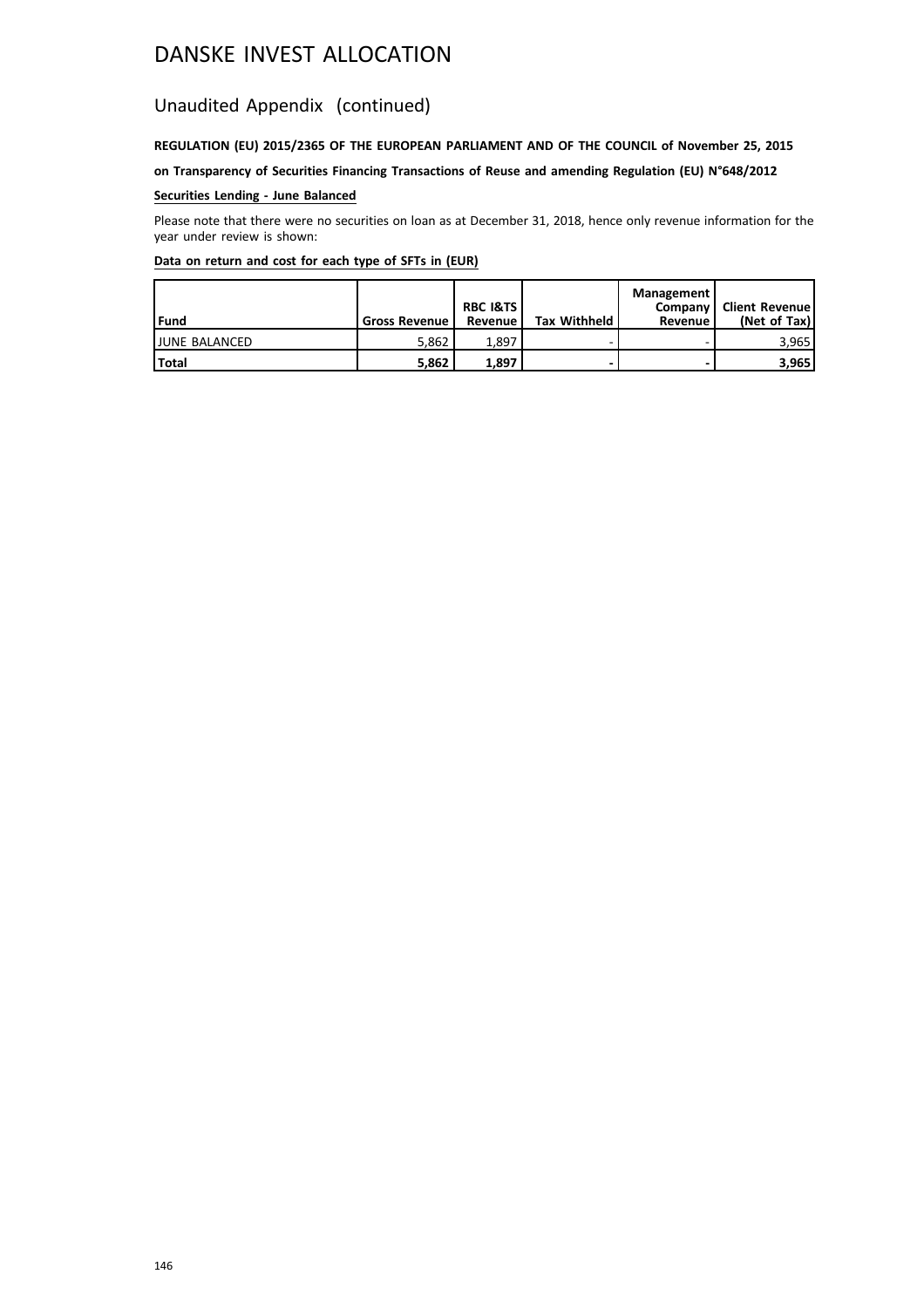# DANSKE INVEST ALLOCATION

## Unaudited Appendix (continued)

**REGULATION (EU) 2015/2365 OF THE EUROPEAN PARLIAMENT AND OF THE COUNCIL of November 25, 2015**

**on Transparency of Securities Financing Transactions of Reuse and amending Regulation (EU) N°648/2012**

**Securities Lending - June Balanced**

Please note that there were no securities on loan as at December 31, 2018, hence only revenue information for the year under review is shown:

**Data on return and cost for each type of SFTs in (EUR)**

| Fund | Gross Revenue | RBC I&TS Revenue | Tax Withheld | Management Company Revenue | Client Revenue (Net of Tax) |
|---|---|---|---|---|---|
| JUNE BALANCED | 5,862 | 1,897 | - | - | 3,965 |
| **Total** | **5,862** | **1,897** | **-** | **-** | **3,965** |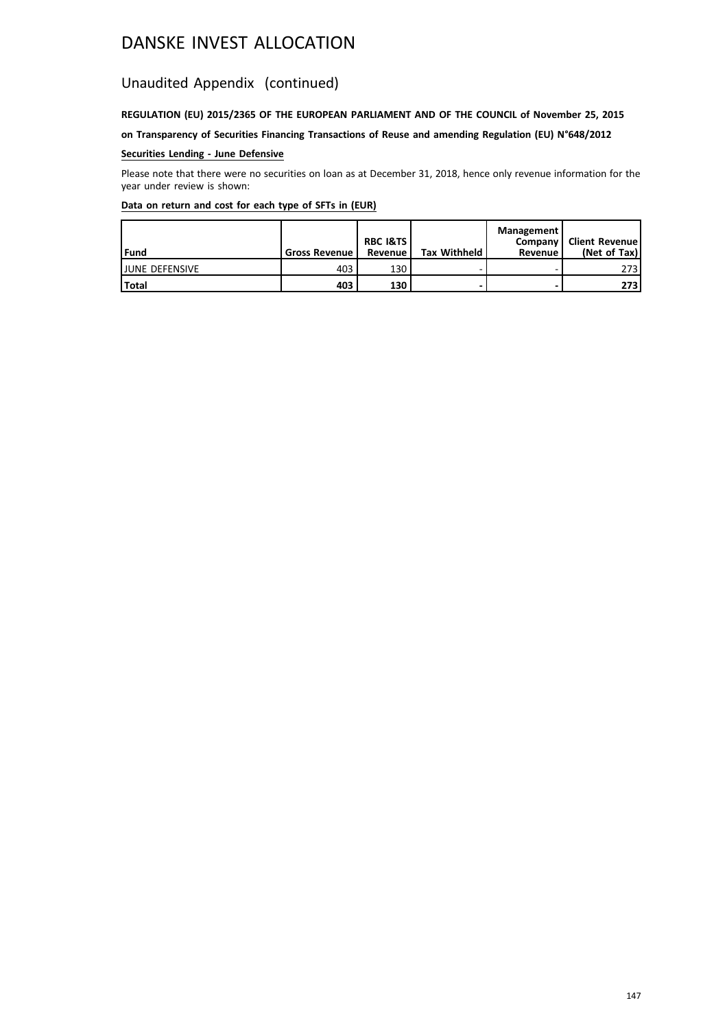# DANSKE INVEST ALLOCATION

## Unaudited Appendix (continued)

**REGULATION (EU) 2015/2365 OF THE EUROPEAN PARLIAMENT AND OF THE COUNCIL of November 25, 2015**

**on Transparency of Securities Financing Transactions of Reuse and amending Regulation (EU) N°648/2012**

**Securities Lending - June Defensive**

Please note that there were no securities on loan as at December 31, 2018, hence only revenue information for the year under review is shown:

**Data on return and cost for each type of SFTs in (EUR)**

| Fund | Gross Revenue | RBC I&TS Revenue | Tax Withheld | Management Company Revenue | Client Revenue (Net of Tax) |
|---|---|---|---|---|---|
| JUNE DEFENSIVE | 403 | 130 | - | - | 273 |
| **Total** | **403** | **130** | **-** | **-** | **273** |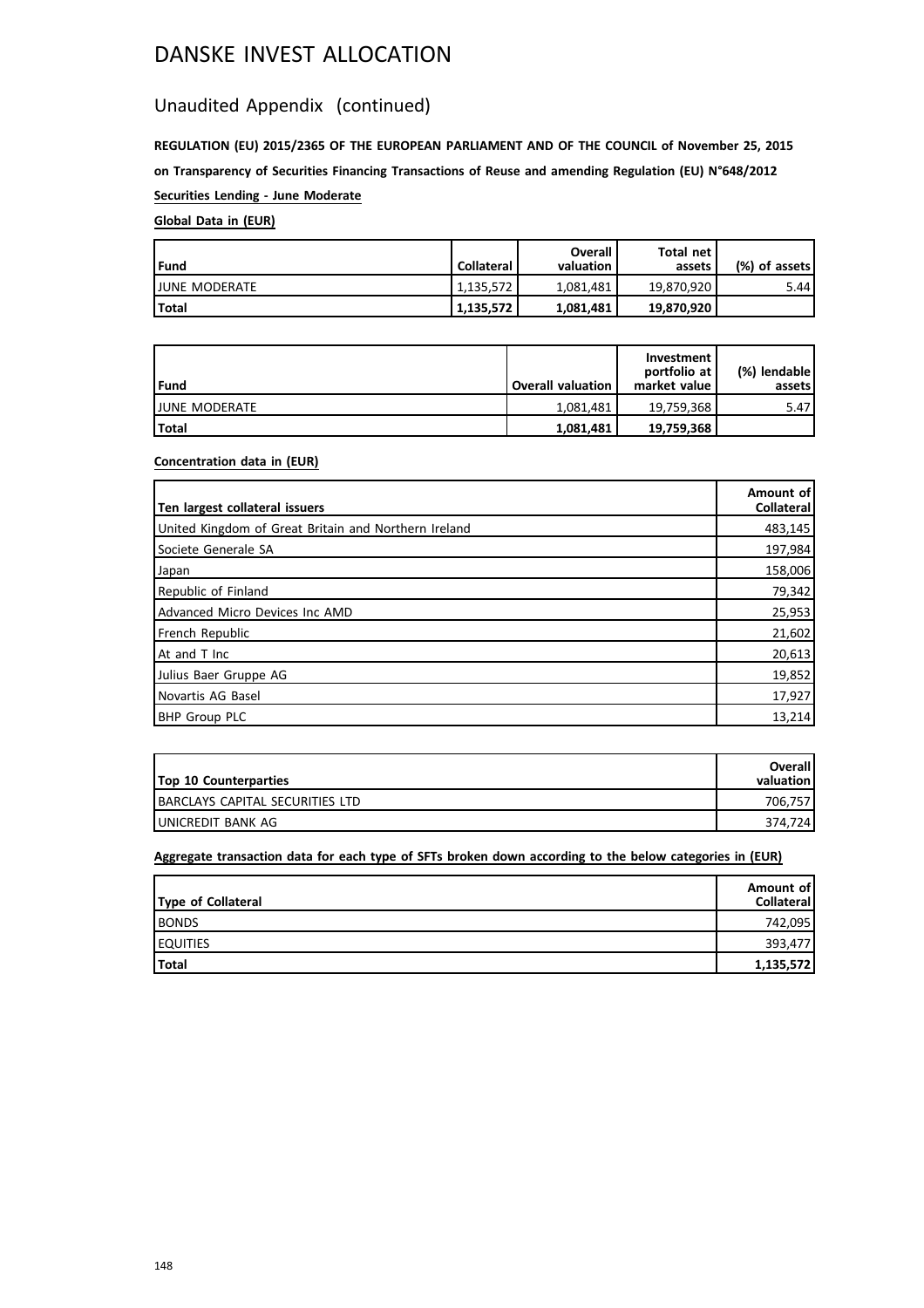# DANSKE INVEST ALLOCATION

## Unaudited Appendix (continued)

**REGULATION (EU) 2015/2365 OF THE EUROPEAN PARLIAMENT AND OF THE COUNCIL of November 25, 2015**

**on Transparency of Securities Financing Transactions of Reuse and amending Regulation (EU) N°648/2012**

**Securities Lending - June Moderate**

**Global Data in (EUR)**

| Fund | Collateral | Overall valuation | Total net assets | (%) of assets |
|---|---|---|---|---|
| JUNE MODERATE | 1,135,572 | 1,081,481 | 19,870,920 | 5.44 |
| **Total** | **1,135,572** | **1,081,481** | **19,870,920** | |

| Fund | Overall valuation | Investment portfolio at market value | (%) lendable assets |
|---|---|---|---|
| JUNE MODERATE | 1,081,481 | 19,759,368 | 5.47 |
| **Total** | **1,081,481** | **19,759,368** | |

**Concentration data in (EUR)**

| Ten largest collateral issuers | Amount of Collateral |
|---|---|
| United Kingdom of Great Britain and Northern Ireland | 483,145 |
| Societe Generale SA | 197,984 |
| Japan | 158,006 |
| Republic of Finland | 79,342 |
| Advanced Micro Devices Inc AMD | 25,953 |
| French Republic | 21,602 |
| At and T Inc | 20,613 |
| Julius Baer Gruppe AG | 19,852 |
| Novartis AG Basel | 17,927 |
| BHP Group PLC | 13,214 |

| Top 10 Counterparties | Overall valuation |
|---|---|
| BARCLAYS CAPITAL SECURITIES LTD | 706,757 |
| UNICREDIT BANK AG | 374,724 |

**Aggregate transaction data for each type of SFTs broken down according to the below categories in (EUR)**

| Type of Collateral | Amount of Collateral |
|---|---|
| BONDS | 742,095 |
| EQUITIES | 393,477 |
| **Total** | **1,135,572** |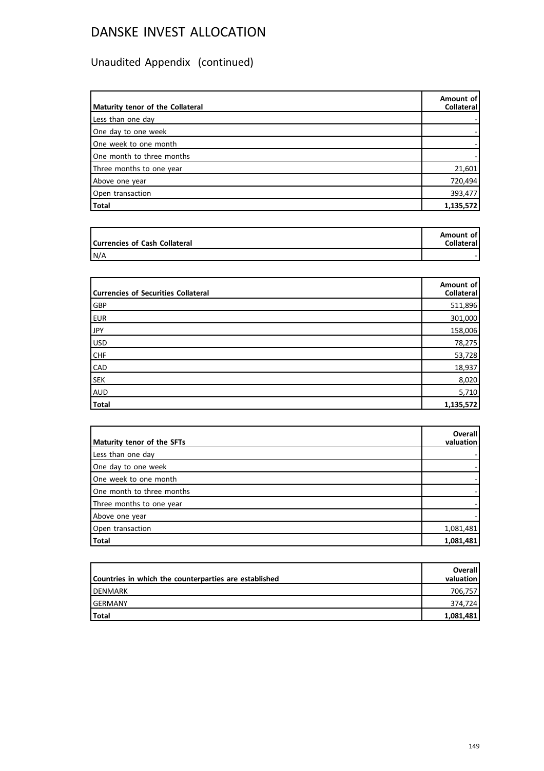# DANSKE INVEST ALLOCATION

## Unaudited Appendix (continued)

| Maturity tenor of the Collateral | Amount of Collateral |
|---|---|
| Less than one day | - |
| One day to one week | - |
| One week to one month | - |
| One month to three months | - |
| Three months to one year | 21,601 |
| Above one year | 720,494 |
| Open transaction | 393,477 |
| **Total** | **1,135,572** |

| Currencies of Cash Collateral | Amount of Collateral |
|---|---|
| N/A | - |

| Currencies of Securities Collateral | Amount of Collateral |
|---|---|
| GBP | 511,896 |
| EUR | 301,000 |
| JPY | 158,006 |
| USD | 78,275 |
| CHF | 53,728 |
| CAD | 18,937 |
| SEK | 8,020 |
| AUD | 5,710 |
| **Total** | **1,135,572** |

| Maturity tenor of the SFTs | Overall valuation |
|---|---|
| Less than one day | - |
| One day to one week | - |
| One week to one month | - |
| One month to three months | - |
| Three months to one year | - |
| Above one year | - |
| Open transaction | 1,081,481 |
| **Total** | **1,081,481** |

| Countries in which the counterparties are established | Overall valuation |
|---|---|
| DENMARK | 706,757 |
| GERMANY | 374,724 |
| **Total** | **1,081,481** |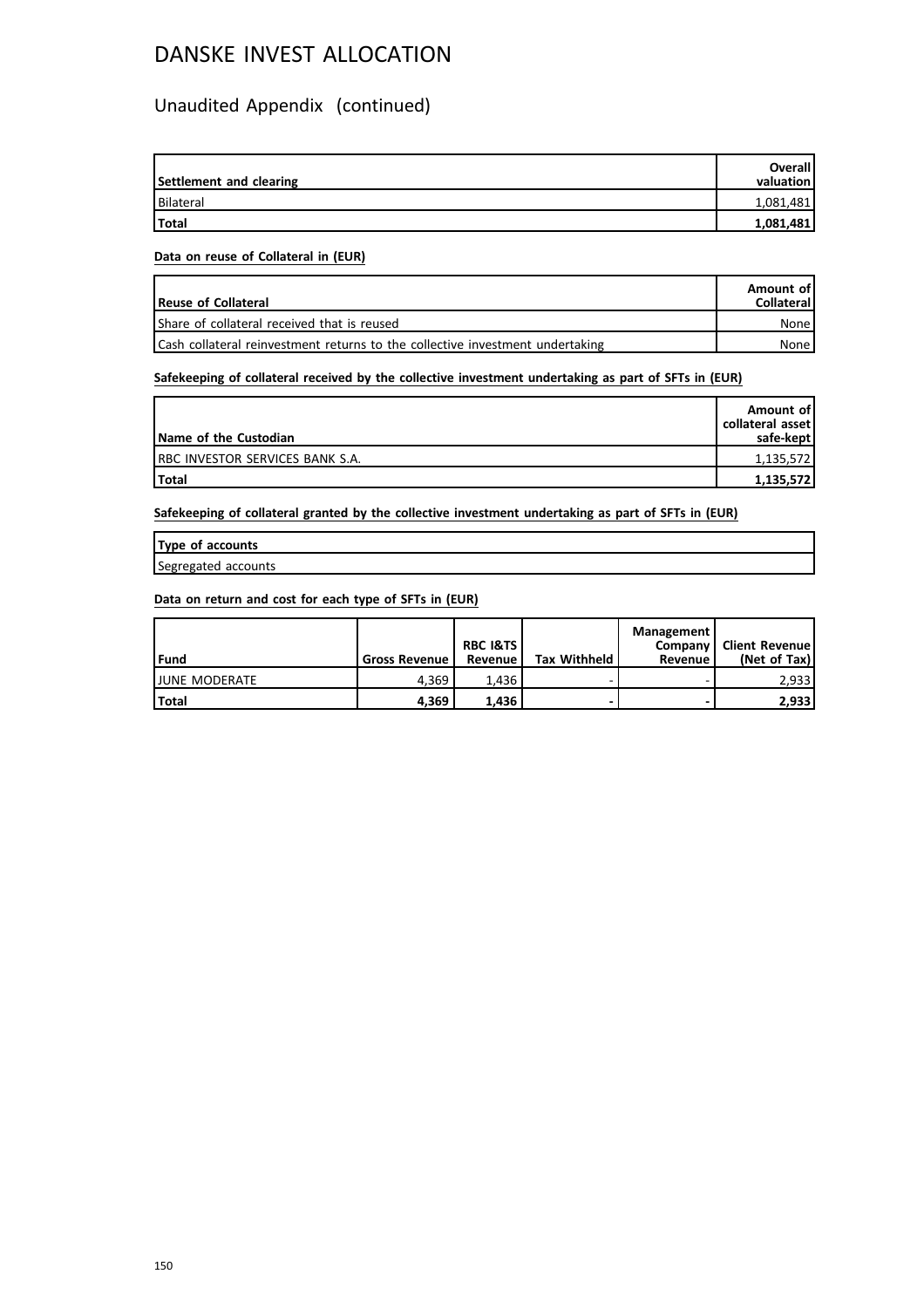# DANSKE INVEST ALLOCATION

## Unaudited Appendix (continued)

| Settlement and clearing | Overall valuation |
|---|---|
| Bilateral | 1,081,481 |
| **Total** | **1,081,481** |

**Data on reuse of Collateral in (EUR)**

| Reuse of Collateral | Amount of Collateral |
|---|---|
| Share of collateral received that is reused | None |
| Cash collateral reinvestment returns to the collective investment undertaking | None |

**Safekeeping of collateral received by the collective investment undertaking as part of SFTs in (EUR)**

| Name of the Custodian | Amount of collateral asset safe-kept |
|---|---|
| RBC INVESTOR SERVICES BANK S.A. | 1,135,572 |
| **Total** | **1,135,572** |

**Safekeeping of collateral granted by the collective investment undertaking as part of SFTs in (EUR)**

| Type of accounts |
|---|
| Segregated accounts |

**Data on return and cost for each type of SFTs in (EUR)**

| Fund | Gross Revenue | RBC I&TS Revenue | Tax Withheld | Management Company Revenue | Client Revenue (Net of Tax) |
|---|---|---|---|---|---|
| JUNE MODERATE | 4,369 | 1,436 | - | - | 2,933 |
| **Total** | **4,369** | **1,436** | **-** | **-** | **2,933** |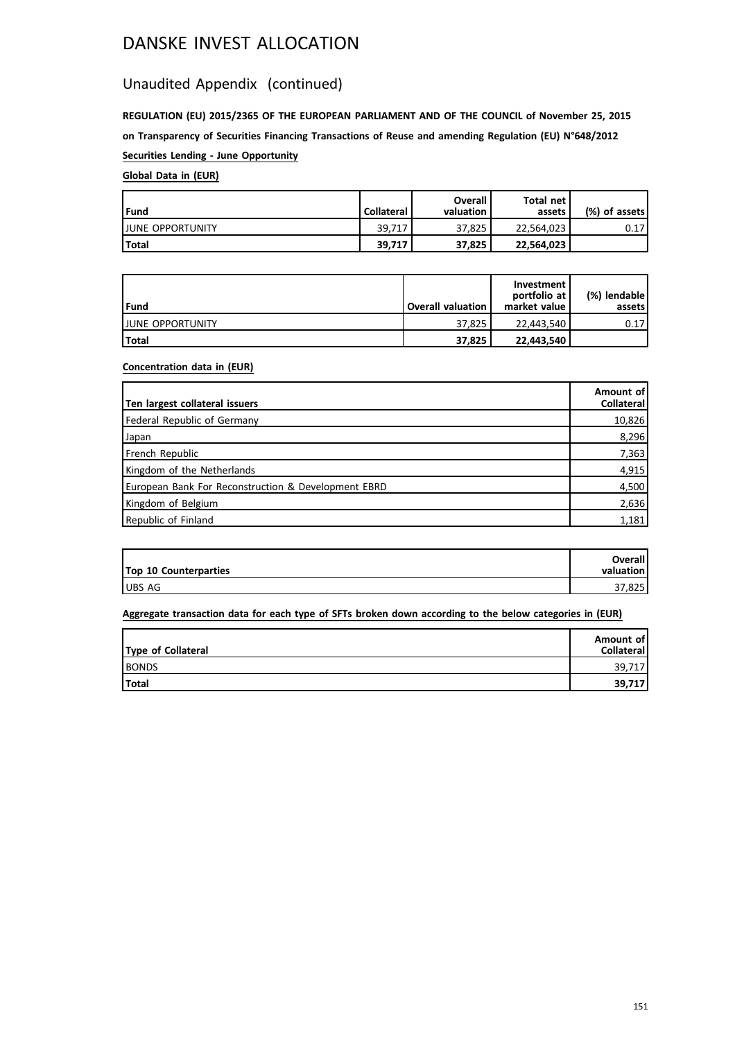# DANSKE INVEST ALLOCATION

## Unaudited Appendix (continued)

**REGULATION (EU) 2015/2365 OF THE EUROPEAN PARLIAMENT AND OF THE COUNCIL of November 25, 2015**

**on Transparency of Securities Financing Transactions of Reuse and amending Regulation (EU) N°648/2012**

**Securities Lending - June Opportunity**

**Global Data in (EUR)**

| Fund | Collateral | Overall valuation | Total net assets | (%) of assets |
|---|---|---|---|---|
| JUNE OPPORTUNITY | 39,717 | 37,825 | 22,564,023 | 0.17 |
| **Total** | **39,717** | **37,825** | **22,564,023** | |

| Fund | Overall valuation | Investment portfolio at market value | (%) lendable assets |
|---|---|---|---|
| JUNE OPPORTUNITY | 37,825 | 22,443,540 | 0.17 |
| **Total** | **37,825** | **22,443,540** | |

**Concentration data in (EUR)**

| Ten largest collateral issuers | Amount of Collateral |
|---|---|
| Federal Republic of Germany | 10,826 |
| Japan | 8,296 |
| French Republic | 7,363 |
| Kingdom of the Netherlands | 4,915 |
| European Bank For Reconstruction & Development EBRD | 4,500 |
| Kingdom of Belgium | 2,636 |
| Republic of Finland | 1,181 |

| Top 10 Counterparties | Overall valuation |
|---|---|
| UBS AG | 37,825 |

**Aggregate transaction data for each type of SFTs broken down according to the below categories in (EUR)**

| Type of Collateral | Amount of Collateral |
|---|---|
| BONDS | 39,717 |
| **Total** | **39,717** |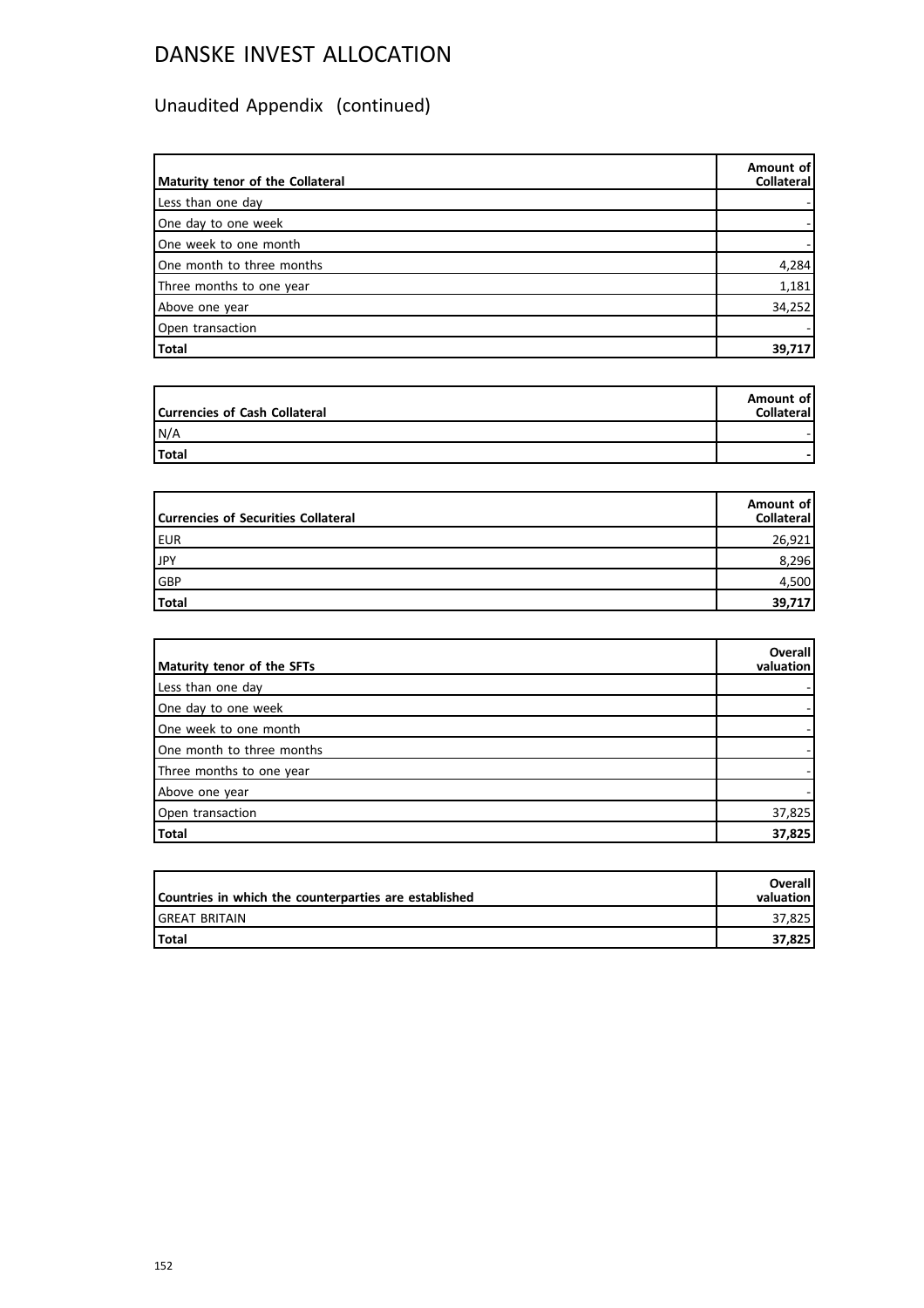# DANSKE INVEST ALLOCATION

## Unaudited Appendix (continued)

| Maturity tenor of the Collateral | Amount of Collateral |
|---|---|
| Less than one day | - |
| One day to one week | - |
| One week to one month | - |
| One month to three months | 4,284 |
| Three months to one year | 1,181 |
| Above one year | 34,252 |
| Open transaction | - |
| **Total** | **39,717** |

| Currencies of Cash Collateral | Amount of Collateral |
|---|---|
| N/A | - |
| **Total** | **-** |

| Currencies of Securities Collateral | Amount of Collateral |
|---|---|
| EUR | 26,921 |
| JPY | 8,296 |
| GBP | 4,500 |
| **Total** | **39,717** |

| Maturity tenor of the SFTs | Overall valuation |
|---|---|
| Less than one day | - |
| One day to one week | - |
| One week to one month | - |
| One month to three months | - |
| Three months to one year | - |
| Above one year | - |
| Open transaction | 37,825 |
| **Total** | **37,825** |

| Countries in which the counterparties are established | Overall valuation |
|---|---|
| GREAT BRITAIN | 37,825 |
| **Total** | **37,825** |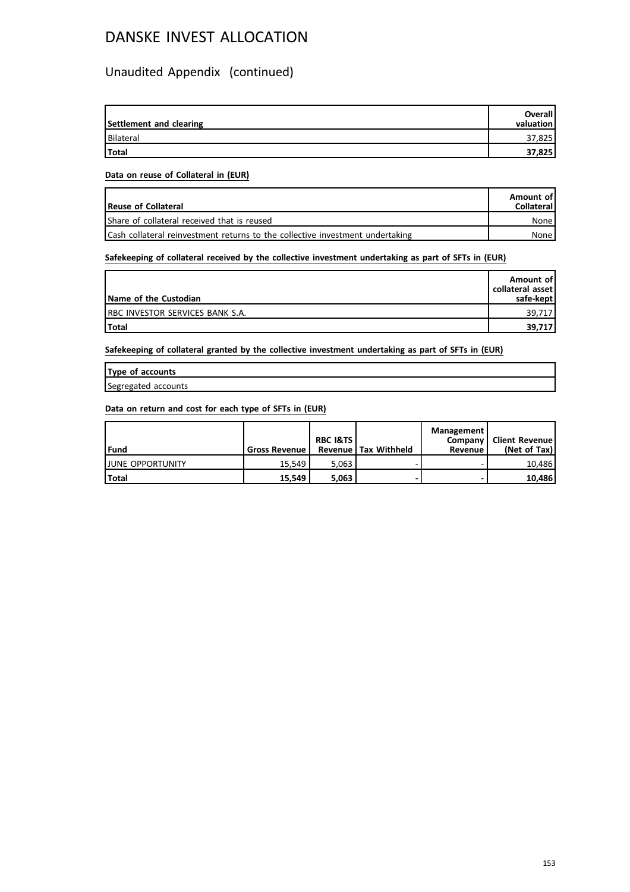# DANSKE INVEST ALLOCATION

## Unaudited Appendix (continued)

| Settlement and clearing | Overall valuation |
|---|---|
| Bilateral | 37,825 |
| **Total** | **37,825** |

**Data on reuse of Collateral in (EUR)**

| Reuse of Collateral | Amount of Collateral |
|---|---|
| Share of collateral received that is reused | None |
| Cash collateral reinvestment returns to the collective investment undertaking | None |

**Safekeeping of collateral received by the collective investment undertaking as part of SFTs in (EUR)**

| Name of the Custodian | Amount of collateral asset safe-kept |
|---|---|
| RBC INVESTOR SERVICES BANK S.A. | 39,717 |
| **Total** | **39,717** |

**Safekeeping of collateral granted by the collective investment undertaking as part of SFTs in (EUR)**

| Type of accounts |
|---|
| Segregated accounts |

**Data on return and cost for each type of SFTs in (EUR)**

| Fund | Gross Revenue | RBC I&TS Revenue | Tax Withheld | Management Company Revenue | Client Revenue (Net of Tax) |
|---|---|---|---|---|---|
| JUNE OPPORTUNITY | 15,549 | 5,063 | - | - | 10,486 |
| **Total** | **15,549** | **5,063** | **-** | **-** | **10,486** |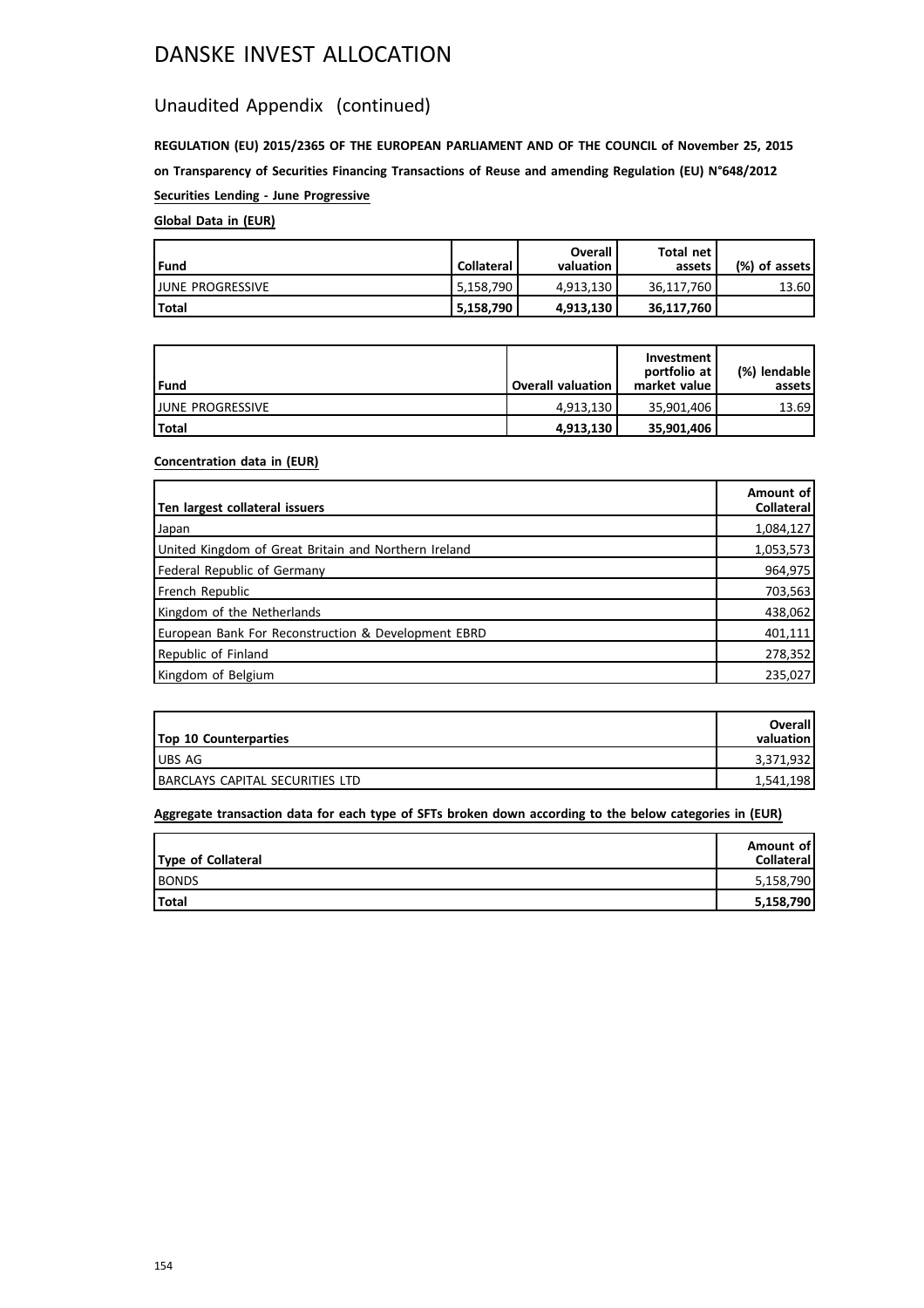# DANSKE INVEST ALLOCATION

## Unaudited Appendix (continued)

**REGULATION (EU) 2015/2365 OF THE EUROPEAN PARLIAMENT AND OF THE COUNCIL of November 25, 2015**

**on Transparency of Securities Financing Transactions of Reuse and amending Regulation (EU) N°648/2012**

**Securities Lending - June Progressive**

**Global Data in (EUR)**

| Fund | Collateral | Overall valuation | Total net assets | (%) of assets |
|---|---|---|---|---|
| JUNE PROGRESSIVE | 5,158,790 | 4,913,130 | 36,117,760 | 13.60 |
| **Total** | **5,158,790** | **4,913,130** | **36,117,760** | |

| Fund | Overall valuation | Investment portfolio at market value | (%) lendable assets |
|---|---|---|---|
| JUNE PROGRESSIVE | 4,913,130 | 35,901,406 | 13.69 |
| **Total** | **4,913,130** | **35,901,406** | |

**Concentration data in (EUR)**

| Ten largest collateral issuers | Amount of Collateral |
|---|---|
| Japan | 1,084,127 |
| United Kingdom of Great Britain and Northern Ireland | 1,053,573 |
| Federal Republic of Germany | 964,975 |
| French Republic | 703,563 |
| Kingdom of the Netherlands | 438,062 |
| European Bank For Reconstruction & Development EBRD | 401,111 |
| Republic of Finland | 278,352 |
| Kingdom of Belgium | 235,027 |

| Top 10 Counterparties | Overall valuation |
|---|---|
| UBS AG | 3,371,932 |
| BARCLAYS CAPITAL SECURITIES LTD | 1,541,198 |

**Aggregate transaction data for each type of SFTs broken down according to the below categories in (EUR)**

| Type of Collateral | Amount of Collateral |
|---|---|
| BONDS | 5,158,790 |
| **Total** | **5,158,790** |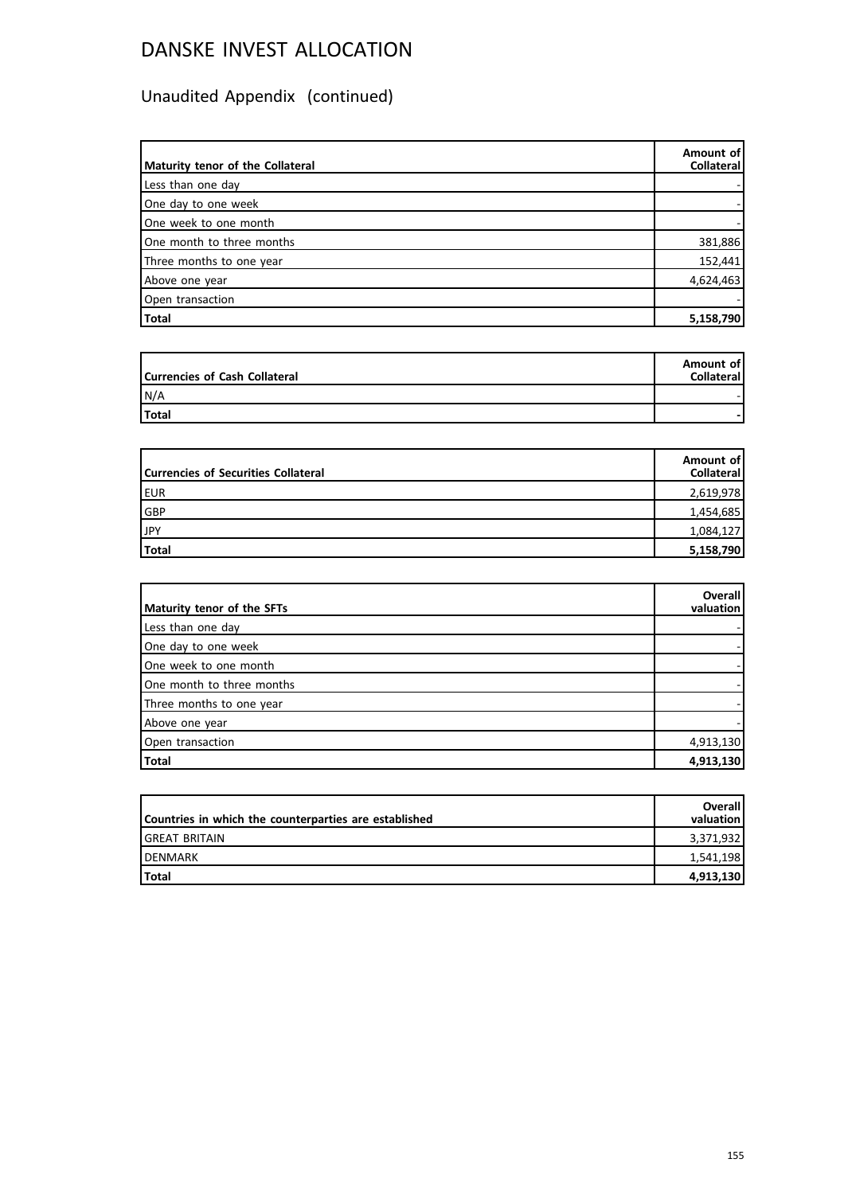# DANSKE INVEST ALLOCATION

## Unaudited Appendix (continued)

| Maturity tenor of the Collateral | Amount of Collateral |
|---|---|
| Less than one day | - |
| One day to one week | - |
| One week to one month | - |
| One month to three months | 381,886 |
| Three months to one year | 152,441 |
| Above one year | 4,624,463 |
| Open transaction | - |
| **Total** | **5,158,790** |

| Currencies of Cash Collateral | Amount of Collateral |
|---|---|
| N/A | - |
| **Total** | **-** |

| Currencies of Securities Collateral | Amount of Collateral |
|---|---|
| EUR | 2,619,978 |
| GBP | 1,454,685 |
| JPY | 1,084,127 |
| **Total** | **5,158,790** |

| Maturity tenor of the SFTs | Overall valuation |
|---|---|
| Less than one day | - |
| One day to one week | - |
| One week to one month | - |
| One month to three months | - |
| Three months to one year | - |
| Above one year | - |
| Open transaction | 4,913,130 |
| **Total** | **4,913,130** |

| Countries in which the counterparties are established | Overall valuation |
|---|---|
| GREAT BRITAIN | 3,371,932 |
| DENMARK | 1,541,198 |
| **Total** | **4,913,130** |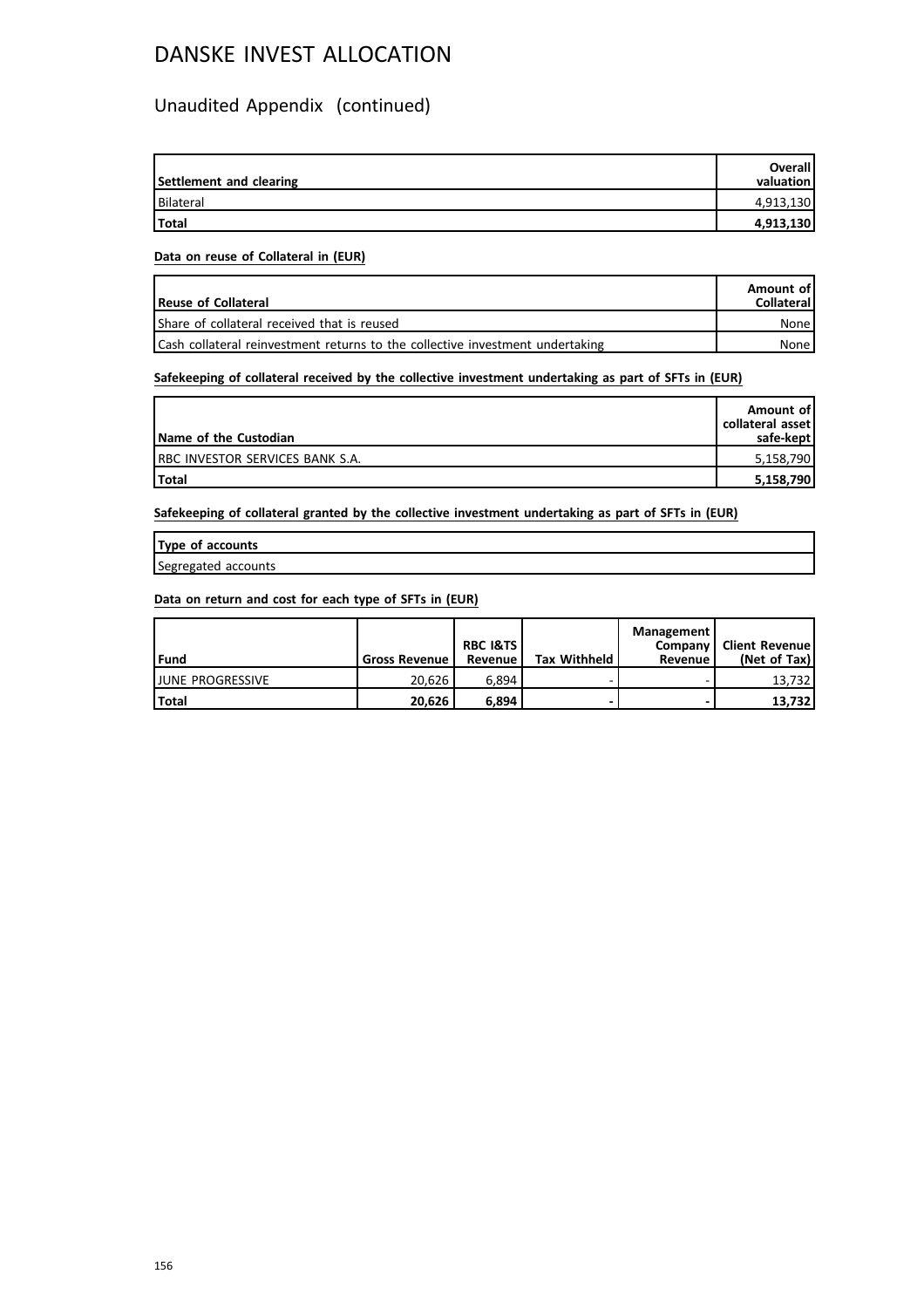# DANSKE INVEST ALLOCATION

## Unaudited Appendix (continued)

| Settlement and clearing | Overall valuation |
|---|---|
| Bilateral | 4,913,130 |
| **Total** | **4,913,130** |

**Data on reuse of Collateral in (EUR)**

| Reuse of Collateral | Amount of Collateral |
|---|---|
| Share of collateral received that is reused | None |
| Cash collateral reinvestment returns to the collective investment undertaking | None |

**Safekeeping of collateral received by the collective investment undertaking as part of SFTs in (EUR)**

| Name of the Custodian | Amount of collateral asset safe-kept |
|---|---|
| RBC INVESTOR SERVICES BANK S.A. | 5,158,790 |
| **Total** | **5,158,790** |

**Safekeeping of collateral granted by the collective investment undertaking as part of SFTs in (EUR)**

| Type of accounts |
|---|
| Segregated accounts |

**Data on return and cost for each type of SFTs in (EUR)**

| Fund | Gross Revenue | RBC I&TS Revenue | Tax Withheld | Management Company Revenue | Client Revenue (Net of Tax) |
|---|---|---|---|---|---|
| JUNE PROGRESSIVE | 20,626 | 6,894 | - | - | 13,732 |
| **Total** | **20,626** | **6,894** | **-** | **-** | **13,732** |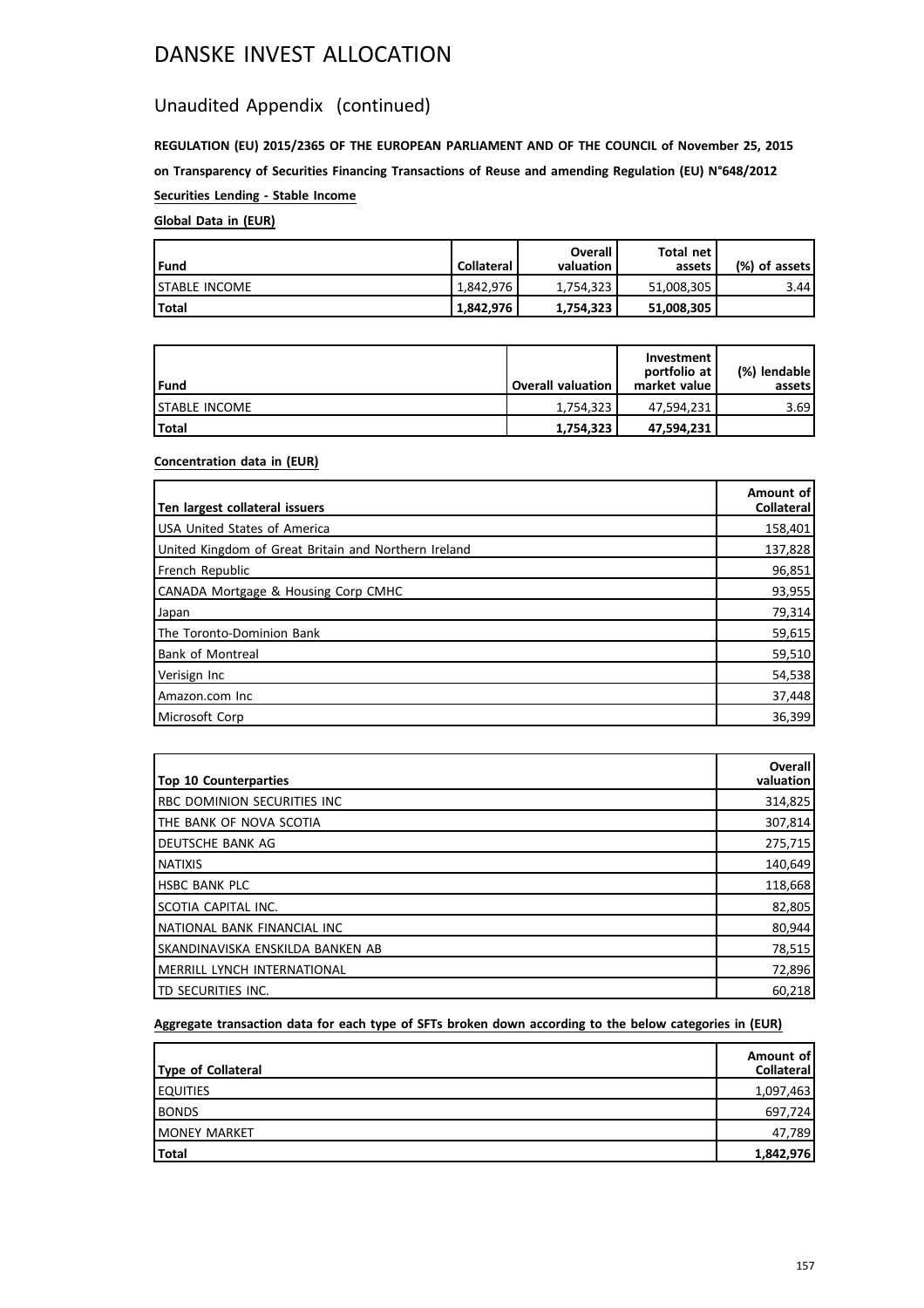# DANSKE INVEST ALLOCATION

## Unaudited Appendix (continued)

**REGULATION (EU) 2015/2365 OF THE EUROPEAN PARLIAMENT AND OF THE COUNCIL of November 25, 2015**

**on Transparency of Securities Financing Transactions of Reuse and amending Regulation (EU) N°648/2012**

**Securities Lending - Stable Income**

**Global Data in (EUR)**

| Fund | Collateral | Overall valuation | Total net assets | (%) of assets |
|---|---|---|---|---|
| STABLE INCOME | 1,842,976 | 1,754,323 | 51,008,305 | 3.44 |
| **Total** | **1,842,976** | **1,754,323** | **51,008,305** | |

| Fund | Overall valuation | Investment portfolio at market value | (%) lendable assets |
|---|---|---|---|
| STABLE INCOME | 1,754,323 | 47,594,231 | 3.69 |
| **Total** | **1,754,323** | **47,594,231** | |

**Concentration data in (EUR)**

| Ten largest collateral issuers | Amount of Collateral |
|---|---|
| USA United States of America | 158,401 |
| United Kingdom of Great Britain and Northern Ireland | 137,828 |
| French Republic | 96,851 |
| CANADA Mortgage & Housing Corp CMHC | 93,955 |
| Japan | 79,314 |
| The Toronto-Dominion Bank | 59,615 |
| Bank of Montreal | 59,510 |
| Verisign Inc | 54,538 |
| Amazon.com Inc | 37,448 |
| Microsoft Corp | 36,399 |

| Top 10 Counterparties | Overall valuation |
|---|---|
| RBC DOMINION SECURITIES INC | 314,825 |
| THE BANK OF NOVA SCOTIA | 307,814 |
| DEUTSCHE BANK AG | 275,715 |
| NATIXIS | 140,649 |
| HSBC BANK PLC | 118,668 |
| SCOTIA CAPITAL INC. | 82,805 |
| NATIONAL BANK FINANCIAL INC | 80,944 |
| SKANDINAVISKA ENSKILDA BANKEN AB | 78,515 |
| MERRILL LYNCH INTERNATIONAL | 72,896 |
| TD SECURITIES INC. | 60,218 |

**Aggregate transaction data for each type of SFTs broken down according to the below categories in (EUR)**

| Type of Collateral | Amount of Collateral |
|---|---|
| EQUITIES | 1,097,463 |
| BONDS | 697,724 |
| MONEY MARKET | 47,789 |
| **Total** | **1,842,976** |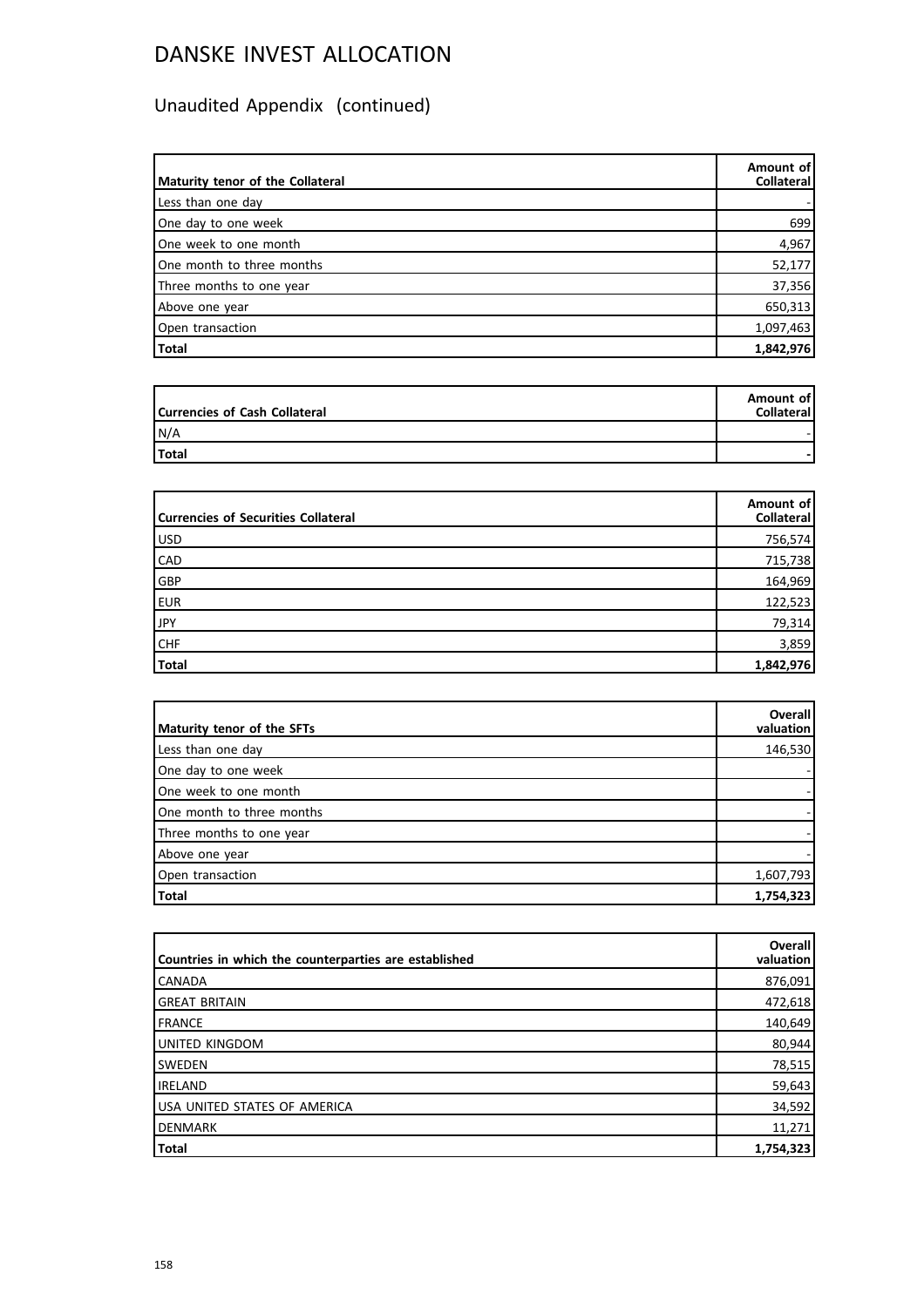# DANSKE INVEST ALLOCATION

## Unaudited Appendix (continued)

| Maturity tenor of the Collateral | Amount of Collateral |
|---|---|
| Less than one day | - |
| One day to one week | 699 |
| One week to one month | 4,967 |
| One month to three months | 52,177 |
| Three months to one year | 37,356 |
| Above one year | 650,313 |
| Open transaction | 1,097,463 |
| **Total** | **1,842,976** |

| Currencies of Cash Collateral | Amount of Collateral |
|---|---|
| N/A | - |
| **Total** | **-** |

| Currencies of Securities Collateral | Amount of Collateral |
|---|---|
| USD | 756,574 |
| CAD | 715,738 |
| GBP | 164,969 |
| EUR | 122,523 |
| JPY | 79,314 |
| CHF | 3,859 |
| **Total** | **1,842,976** |

| Maturity tenor of the SFTs | Overall valuation |
|---|---|
| Less than one day | 146,530 |
| One day to one week | - |
| One week to one month | - |
| One month to three months | - |
| Three months to one year | - |
| Above one year | - |
| Open transaction | 1,607,793 |
| **Total** | **1,754,323** |

| Countries in which the counterparties are established | Overall valuation |
|---|---|
| CANADA | 876,091 |
| GREAT BRITAIN | 472,618 |
| FRANCE | 140,649 |
| UNITED KINGDOM | 80,944 |
| SWEDEN | 78,515 |
| IRELAND | 59,643 |
| USA UNITED STATES OF AMERICA | 34,592 |
| DENMARK | 11,271 |
| **Total** | **1,754,323** |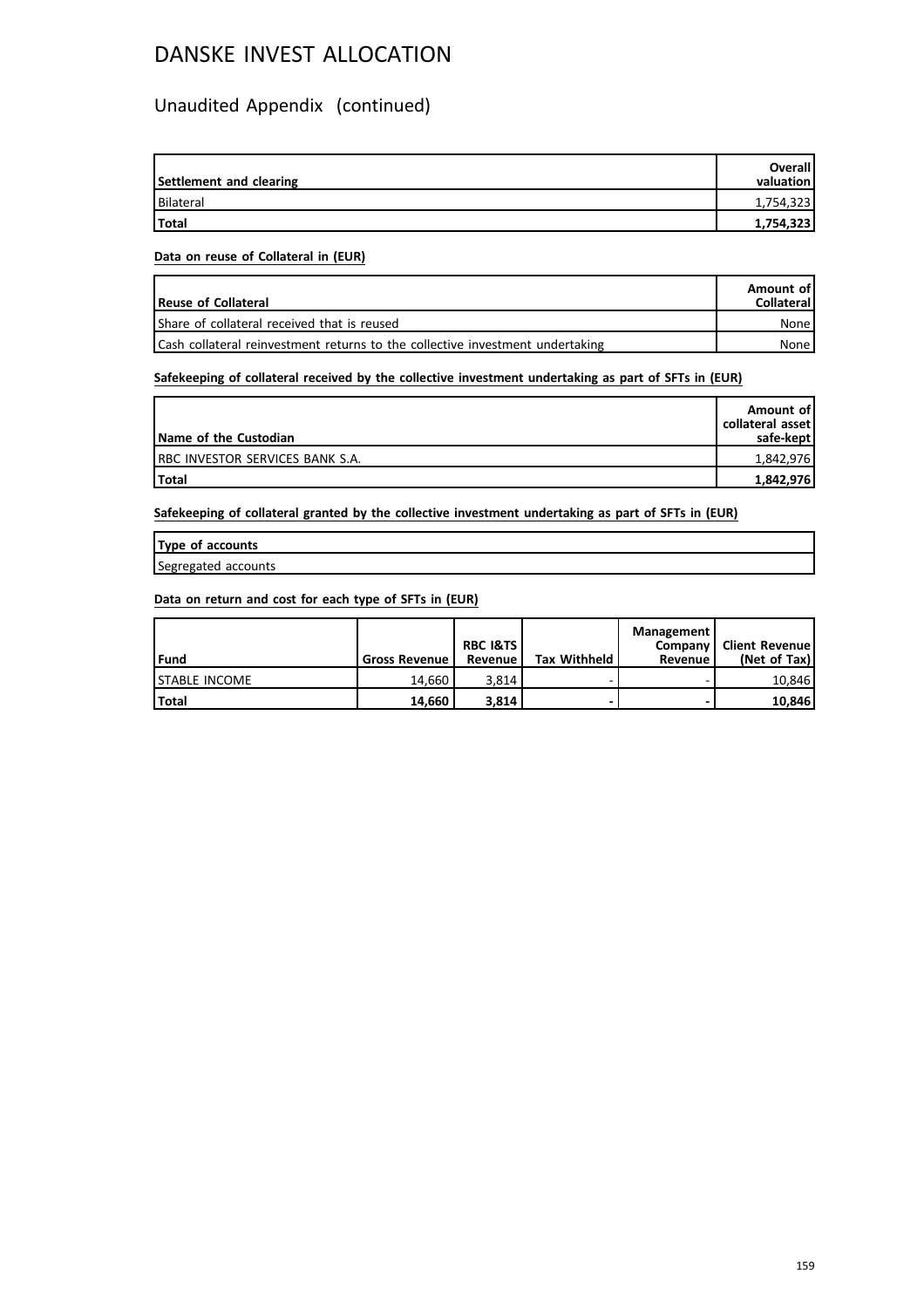# DANSKE INVEST ALLOCATION

## Unaudited Appendix (continued)

| Settlement and clearing | Overall valuation |
|---|---|
| Bilateral | 1,754,323 |
| **Total** | **1,754,323** |

**Data on reuse of Collateral in (EUR)**

| Reuse of Collateral | Amount of Collateral |
|---|---|
| Share of collateral received that is reused | None |
| Cash collateral reinvestment returns to the collective investment undertaking | None |

**Safekeeping of collateral received by the collective investment undertaking as part of SFTs in (EUR)**

| Name of the Custodian | Amount of collateral asset safe-kept |
|---|---|
| RBC INVESTOR SERVICES BANK S.A. | 1,842,976 |
| **Total** | **1,842,976** |

**Safekeeping of collateral granted by the collective investment undertaking as part of SFTs in (EUR)**

| Type of accounts |
|---|
| Segregated accounts |

**Data on return and cost for each type of SFTs in (EUR)**

| Fund | Gross Revenue | RBC I&TS Revenue | Tax Withheld | Management Company Revenue | Client Revenue (Net of Tax) |
|---|---|---|---|---|---|
| STABLE INCOME | 14,660 | 3,814 | - | - | 10,846 |
| **Total** | **14,660** | **3,814** | **-** | **-** | **10,846** |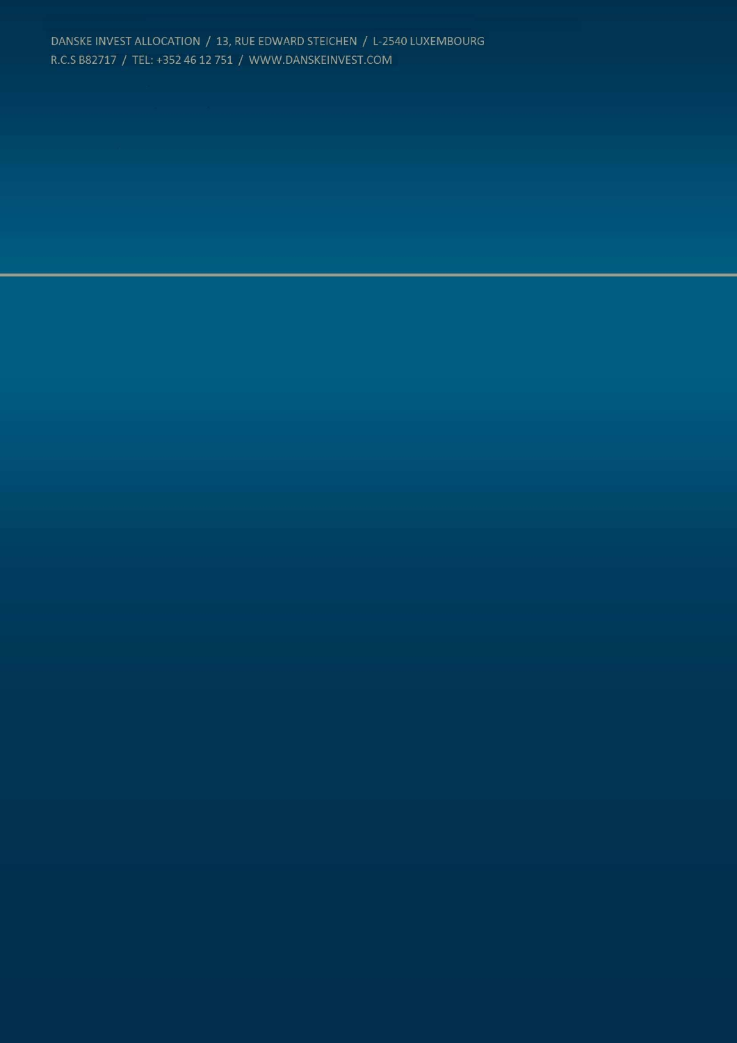DANSKE INVEST ALLOCATION / 13, RUE EDWARD STEICHEN / L-2540 LUXEMBOURG
R.C.S B82717 / TEL: +352 46 12 751 / WWW.DANSKEINVEST.COM